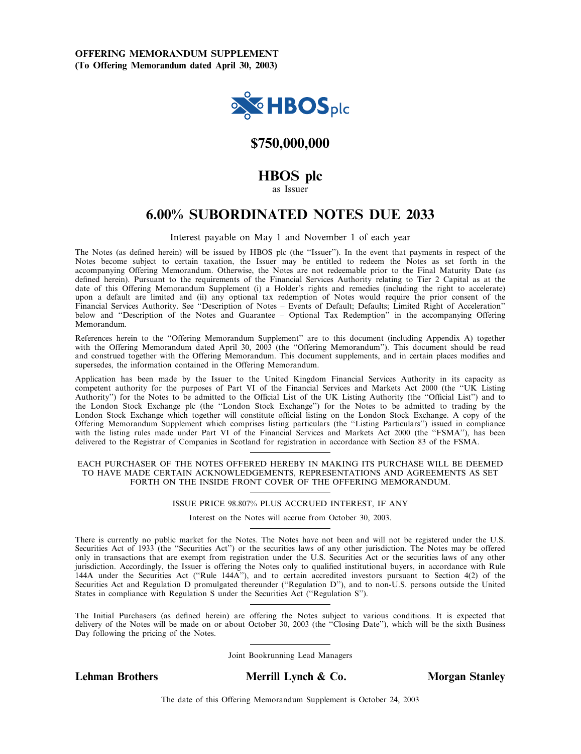**OFFERING MEMORANDUM SUPPLEMENT**
**(To Offering Memorandum dated April 30, 2003)**

HBOS plc

# $750,000,000

# HBOS plc

as Issuer

# 6.00% SUBORDINATED NOTES DUE 2033

Interest payable on May 1 and November 1 of each year

The Notes (as defined herein) will be issued by HBOS plc (the "Issuer"). In the event that payments in respect of the Notes become subject to certain taxation, the Issuer may be entitled to redeem the Notes as set forth in the accompanying Offering Memorandum. Otherwise, the Notes are not redeemable prior to the Final Maturity Date (as defined herein). Pursuant to the requirements of the Financial Services Authority relating to Tier 2 Capital as at the date of this Offering Memorandum Supplement (i) a Holder's rights and remedies (including the right to accelerate) upon a default are limited and (ii) any optional tax redemption of Notes would require the prior consent of the Financial Services Authority. See "Description of Notes – Events of Default; Defaults; Limited Right of Acceleration" below and "Description of the Notes and Guarantee – Optional Tax Redemption" in the accompanying Offering Memorandum.

References herein to the "Offering Memorandum Supplement" are to this document (including Appendix A) together with the Offering Memorandum dated April 30, 2003 (the "Offering Memorandum"). This document should be read and construed together with the Offering Memorandum. This document supplements, and in certain places modifies and supersedes, the information contained in the Offering Memorandum.

Application has been made by the Issuer to the United Kingdom Financial Services Authority in its capacity as competent authority for the purposes of Part VI of the Financial Services and Markets Act 2000 (the "UK Listing Authority") for the Notes to be admitted to the Official List of the UK Listing Authority (the "Official List") and to the London Stock Exchange plc (the "London Stock Exchange") for the Notes to be admitted to trading by the London Stock Exchange which together will constitute official listing on the London Stock Exchange. A copy of the Offering Memorandum Supplement which comprises listing particulars (the "Listing Particulars") issued in compliance with the listing rules made under Part VI of the Financial Services and Markets Act 2000 (the "FSMA"), has been delivered to the Registrar of Companies in Scotland for registration in accordance with Section 83 of the FSMA.

---

EACH PURCHASER OF THE NOTES OFFERED HEREBY IN MAKING ITS PURCHASE WILL BE DEEMED TO HAVE MADE CERTAIN ACKNOWLEDGEMENTS, REPRESENTATIONS AND AGREEMENTS AS SET FORTH ON THE INSIDE FRONT COVER OF THE OFFERING MEMORANDUM.

---

ISSUE PRICE 98.807% PLUS ACCRUED INTEREST, IF ANY

Interest on the Notes will accrue from October 30, 2003.

---

There is currently no public market for the Notes. The Notes have not been and will not be registered under the U.S. Securities Act of 1933 (the "Securities Act") or the securities laws of any other jurisdiction. The Notes may be offered only in transactions that are exempt from registration under the U.S. Securities Act or the securities laws of any other jurisdiction. Accordingly, the Issuer is offering the Notes only to qualified institutional buyers, in accordance with Rule 144A under the Securities Act ("Rule 144A"), and to certain accredited investors pursuant to Section 4(2) of the Securities Act and Regulation D promulgated thereunder ("Regulation D"), and to non-U.S. persons outside the United States in compliance with Regulation S under the Securities Act ("Regulation S").

---

The Initial Purchasers (as defined herein) are offering the Notes subject to various conditions. It is expected that delivery of the Notes will be made on or about October 30, 2003 (the "Closing Date"), which will be the sixth Business Day following the pricing of the Notes.

---

Joint Bookrunning Lead Managers

**Lehman Brothers** **Merrill Lynch & Co.** **Morgan Stanley**

The date of this Offering Memorandum Supplement is October 24, 2003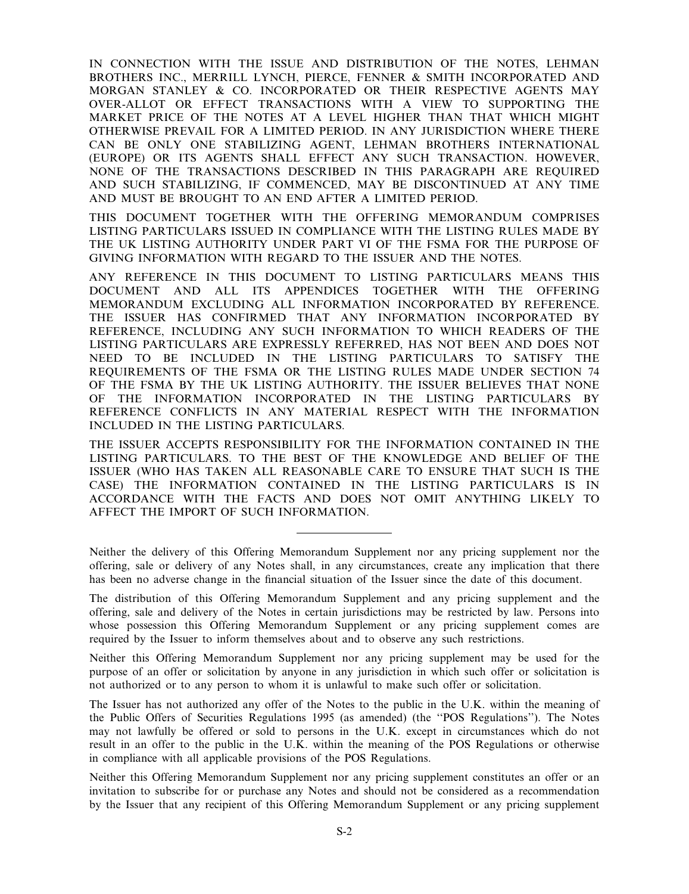IN CONNECTION WITH THE ISSUE AND DISTRIBUTION OF THE NOTES, LEHMAN BROTHERS INC., MERRILL LYNCH, PIERCE, FENNER & SMITH INCORPORATED AND MORGAN STANLEY & CO. INCORPORATED OR THEIR RESPECTIVE AGENTS MAY OVER-ALLOT OR EFFECT TRANSACTIONS WITH A VIEW TO SUPPORTING THE MARKET PRICE OF THE NOTES AT A LEVEL HIGHER THAN THAT WHICH MIGHT OTHERWISE PREVAIL FOR A LIMITED PERIOD. IN ANY JURISDICTION WHERE THERE CAN BE ONLY ONE STABILIZING AGENT, LEHMAN BROTHERS INTERNATIONAL (EUROPE) OR ITS AGENTS SHALL EFFECT ANY SUCH TRANSACTION. HOWEVER, NONE OF THE TRANSACTIONS DESCRIBED IN THIS PARAGRAPH ARE REQUIRED AND SUCH STABILIZING, IF COMMENCED, MAY BE DISCONTINUED AT ANY TIME AND MUST BE BROUGHT TO AN END AFTER A LIMITED PERIOD.

THIS DOCUMENT TOGETHER WITH THE OFFERING MEMORANDUM COMPRISES LISTING PARTICULARS ISSUED IN COMPLIANCE WITH THE LISTING RULES MADE BY THE UK LISTING AUTHORITY UNDER PART VI OF THE FSMA FOR THE PURPOSE OF GIVING INFORMATION WITH REGARD TO THE ISSUER AND THE NOTES.

ANY REFERENCE IN THIS DOCUMENT TO LISTING PARTICULARS MEANS THIS DOCUMENT AND ALL ITS APPENDICES TOGETHER WITH THE OFFERING MEMORANDUM EXCLUDING ALL INFORMATION INCORPORATED BY REFERENCE. THE ISSUER HAS CONFIRMED THAT ANY INFORMATION INCORPORATED BY REFERENCE, INCLUDING ANY SUCH INFORMATION TO WHICH READERS OF THE LISTING PARTICULARS ARE EXPRESSLY REFERRED, HAS NOT BEEN AND DOES NOT NEED TO BE INCLUDED IN THE LISTING PARTICULARS TO SATISFY THE REQUIREMENTS OF THE FSMA OR THE LISTING RULES MADE UNDER SECTION 74 OF THE FSMA BY THE UK LISTING AUTHORITY. THE ISSUER BELIEVES THAT NONE OF THE INFORMATION INCORPORATED IN THE LISTING PARTICULARS BY REFERENCE CONFLICTS IN ANY MATERIAL RESPECT WITH THE INFORMATION INCLUDED IN THE LISTING PARTICULARS.

THE ISSUER ACCEPTS RESPONSIBILITY FOR THE INFORMATION CONTAINED IN THE LISTING PARTICULARS. TO THE BEST OF THE KNOWLEDGE AND BELIEF OF THE ISSUER (WHO HAS TAKEN ALL REASONABLE CARE TO ENSURE THAT SUCH IS THE CASE) THE INFORMATION CONTAINED IN THE LISTING PARTICULARS IS IN ACCORDANCE WITH THE FACTS AND DOES NOT OMIT ANYTHING LIKELY TO AFFECT THE IMPORT OF SUCH INFORMATION.

---

Neither the delivery of this Offering Memorandum Supplement nor any pricing supplement nor the offering, sale or delivery of any Notes shall, in any circumstances, create any implication that there has been no adverse change in the financial situation of the Issuer since the date of this document.

The distribution of this Offering Memorandum Supplement and any pricing supplement and the offering, sale and delivery of the Notes in certain jurisdictions may be restricted by law. Persons into whose possession this Offering Memorandum Supplement or any pricing supplement comes are required by the Issuer to inform themselves about and to observe any such restrictions.

Neither this Offering Memorandum Supplement nor any pricing supplement may be used for the purpose of an offer or solicitation by anyone in any jurisdiction in which such offer or solicitation is not authorized or to any person to whom it is unlawful to make such offer or solicitation.

The Issuer has not authorized any offer of the Notes to the public in the U.K. within the meaning of the Public Offers of Securities Regulations 1995 (as amended) (the "POS Regulations"). The Notes may not lawfully be offered or sold to persons in the U.K. except in circumstances which do not result in an offer to the public in the U.K. within the meaning of the POS Regulations or otherwise in compliance with all applicable provisions of the POS Regulations.

Neither this Offering Memorandum Supplement nor any pricing supplement constitutes an offer or an invitation to subscribe for or purchase any Notes and should not be considered as a recommendation by the Issuer that any recipient of this Offering Memorandum Supplement or any pricing supplement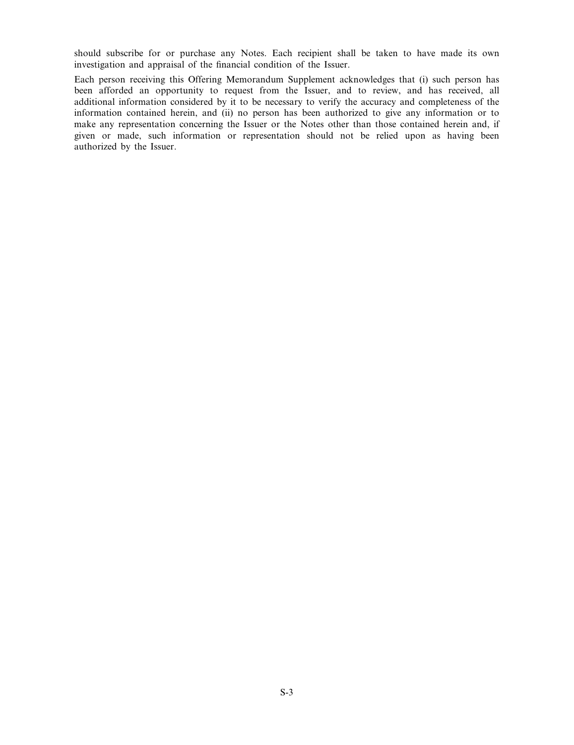should subscribe for or purchase any Notes. Each recipient shall be taken to have made its own investigation and appraisal of the financial condition of the Issuer.

Each person receiving this Offering Memorandum Supplement acknowledges that (i) such person has been afforded an opportunity to request from the Issuer, and to review, and has received, all additional information considered by it to be necessary to verify the accuracy and completeness of the information contained herein, and (ii) no person has been authorized to give any information or to make any representation concerning the Issuer or the Notes other than those contained herein and, if given or made, such information or representation should not be relied upon as having been authorized by the Issuer.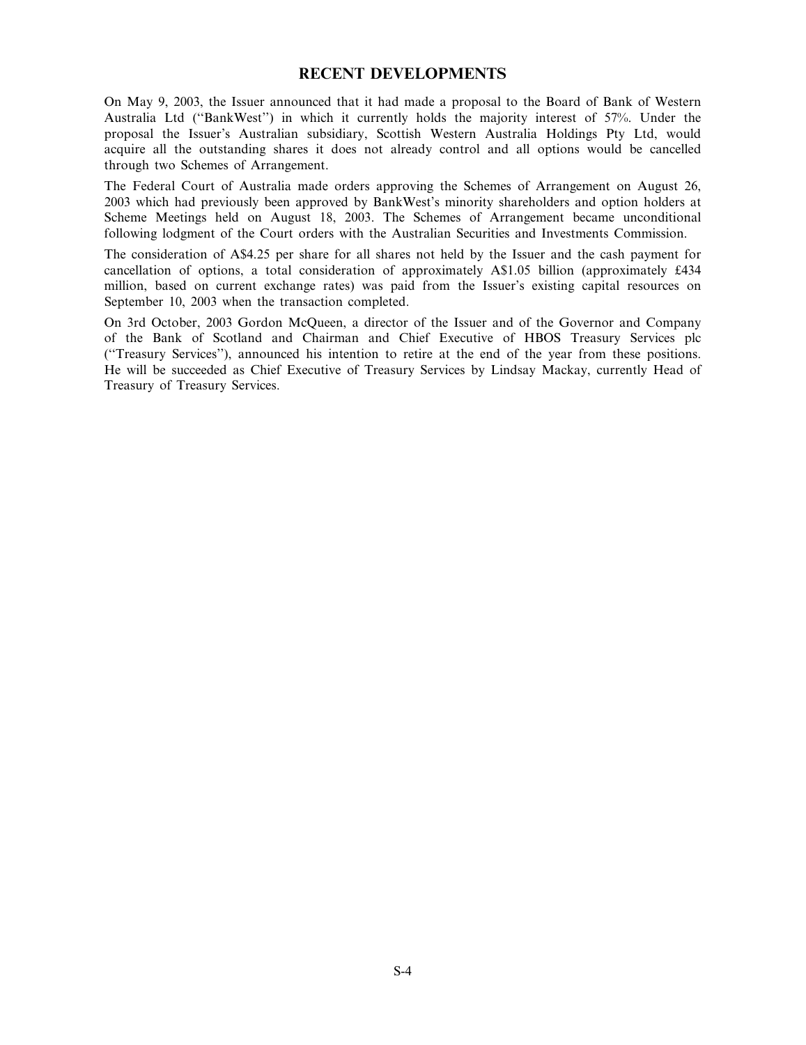## RECENT DEVELOPMENTS

On May 9, 2003, the Issuer announced that it had made a proposal to the Board of Bank of Western Australia Ltd (''BankWest'') in which it currently holds the majority interest of 57%. Under the proposal the Issuer's Australian subsidiary, Scottish Western Australia Holdings Pty Ltd, would acquire all the outstanding shares it does not already control and all options would be cancelled through two Schemes of Arrangement.

The Federal Court of Australia made orders approving the Schemes of Arrangement on August 26, 2003 which had previously been approved by BankWest's minority shareholders and option holders at Scheme Meetings held on August 18, 2003. The Schemes of Arrangement became unconditional following lodgment of the Court orders with the Australian Securities and Investments Commission.

The consideration of A$4.25 per share for all shares not held by the Issuer and the cash payment for cancellation of options, a total consideration of approximately A$1.05 billion (approximately £434 million, based on current exchange rates) was paid from the Issuer's existing capital resources on September 10, 2003 when the transaction completed.

On 3rd October, 2003 Gordon McQueen, a director of the Issuer and of the Governor and Company of the Bank of Scotland and Chairman and Chief Executive of HBOS Treasury Services plc (''Treasury Services''), announced his intention to retire at the end of the year from these positions. He will be succeeded as Chief Executive of Treasury Services by Lindsay Mackay, currently Head of Treasury of Treasury Services.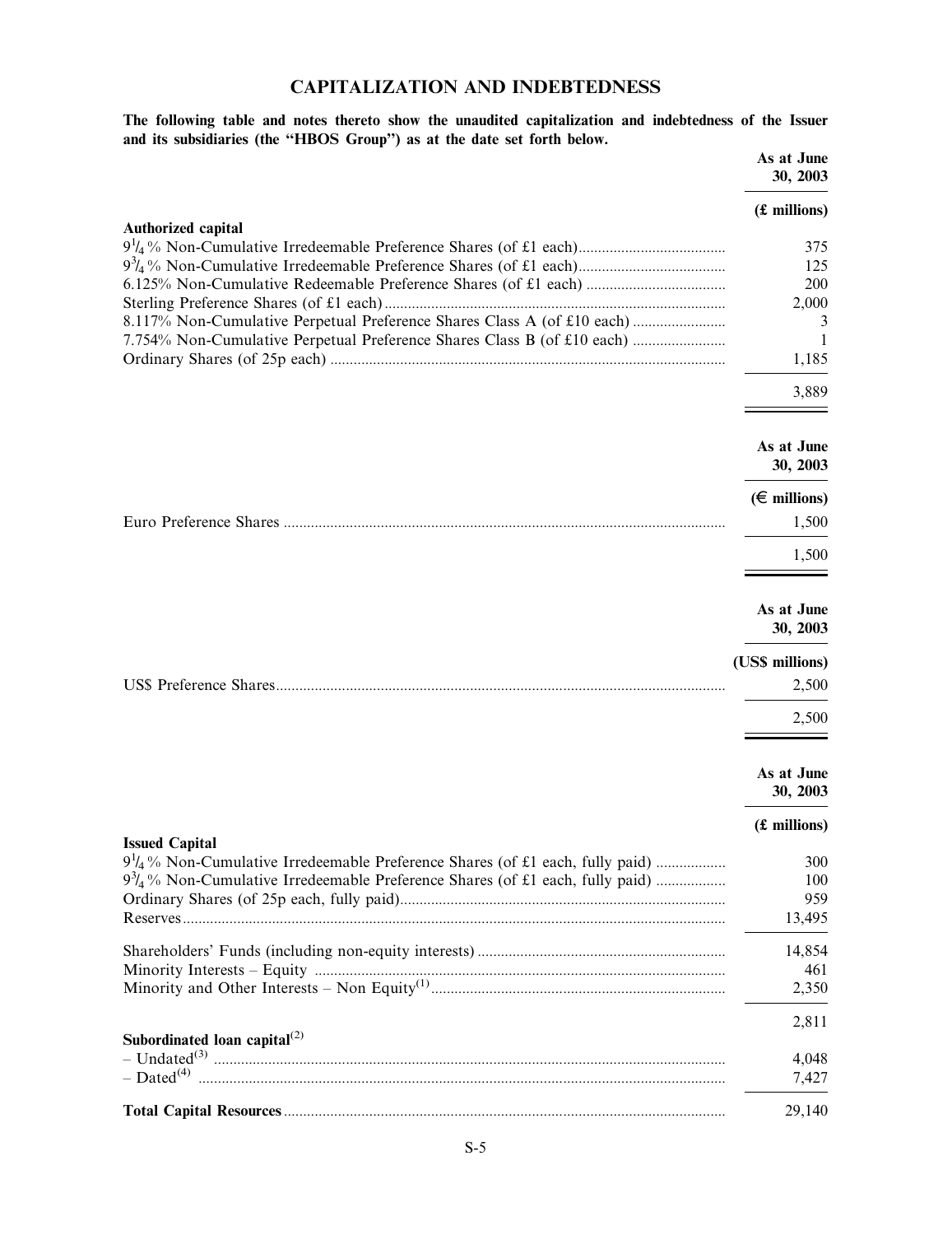# CAPITALIZATION AND INDEBTEDNESS

**The following table and notes thereto show the unaudited capitalization and indebtedness of the Issuer and its subsidiaries (the "HBOS Group") as at the date set forth below.**

| | As at June 30, 2003 |
|---|---|
| | (£ millions) |
| **Authorized capital** | |
| 9¼% Non-Cumulative Irredeemable Preference Shares (of £1 each) | 375 |
| 9¾% Non-Cumulative Irredeemable Preference Shares (of £1 each) | 125 |
| 6.125% Non-Cumulative Redeemable Preference Shares (of £1 each) | 200 |
| Sterling Preference Shares (of £1 each) | 2,000 |
| 8.117% Non-Cumulative Perpetual Preference Shares Class A (of £10 each) | 3 |
| 7.754% Non-Cumulative Perpetual Preference Shares Class B (of £10 each) | 1 |
| Ordinary Shares (of 25p each) | 1,185 |
| | 3,889 |

| | As at June 30, 2003 |
|---|---|
| | (€ millions) |
| Euro Preference Shares | 1,500 |
| | 1,500 |

| | As at June 30, 2003 |
|---|---|
| | (US$ millions) |
| US$ Preference Shares | 2,500 |
| | 2,500 |

| | As at June 30, 2003 |
|---|---|
| | (£ millions) |
| **Issued Capital** | |
| 9¼% Non-Cumulative Irredeemable Preference Shares (of £1 each, fully paid) | 300 |
| 9¾% Non-Cumulative Irredeemable Preference Shares (of £1 each, fully paid) | 100 |
| Ordinary Shares (of 25p each, fully paid) | 959 |
| Reserves | 13,495 |
| Shareholders' Funds (including non-equity interests) | 14,854 |
| Minority Interests – Equity | 461 |
| Minority and Other Interests – Non Equity[1] | 2,350 |
| | 2,811 |
| **Subordinated loan capital**[2] | |
| – Undated[3] | 4,048 |
| – Dated[4] | 7,427 |
| **Total Capital Resources** | 29,140 |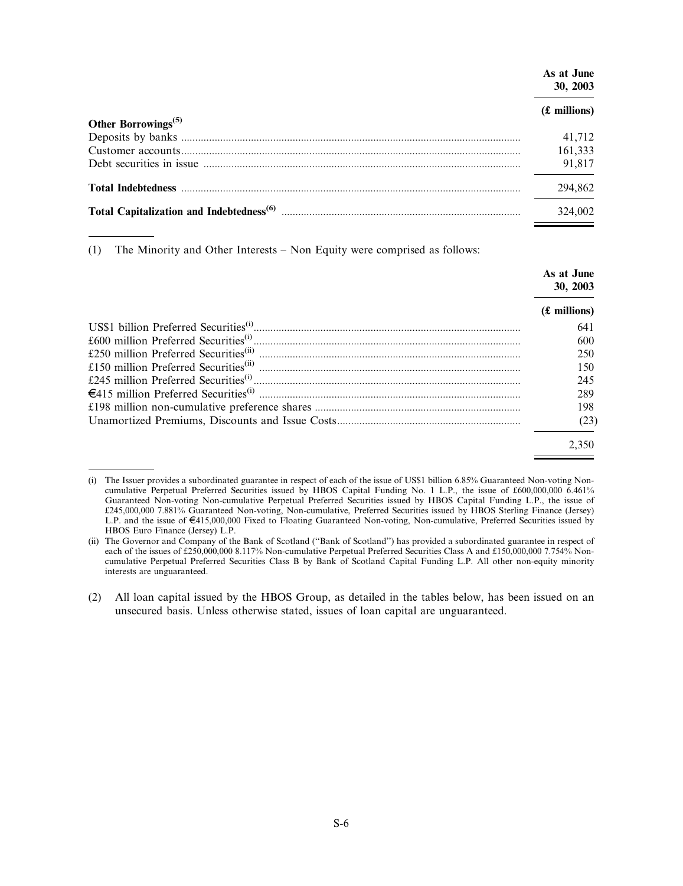| | As at June 30, 2003 |
|---|---|
| | (£ millions) |
| **Other Borrowings[(5)]** | |
| Deposits by banks | 41,712 |
| Customer accounts | 161,333 |
| Debt securities in issue | 91,817 |
| **Total Indebtedness** | 294,862 |
| **Total Capitalization and Indebtedness[(6)]** | 324,002 |

(1) The Minority and Other Interests – Non Equity were comprised as follows:

| | As at June 30, 2003 |
|---|---|
| | (£ millions) |
| US$1 billion Preferred Securities[(i)] | 641 |
| £600 million Preferred Securities[(i)] | 600 |
| £250 million Preferred Securities[(ii)] | 250 |
| £150 million Preferred Securities[(ii)] | 150 |
| £245 million Preferred Securities[(i)] | 245 |
| €415 million Preferred Securities[(i)] | 289 |
| £198 million non-cumulative preference shares | 198 |
| Unamortized Premiums, Discounts and Issue Costs | (23) |
| | 2,350 |

(i) The Issuer provides a subordinated guarantee in respect of each of the issue of US$1 billion 6.85% Guaranteed Non-voting Non-cumulative Perpetual Preferred Securities issued by HBOS Capital Funding No. 1 L.P., the issue of £600,000,000 6.461% Guaranteed Non-voting Non-cumulative Perpetual Preferred Securities issued by HBOS Capital Funding L.P., the issue of £245,000,000 7.881% Guaranteed Non-voting, Non-cumulative, Preferred Securities issued by HBOS Sterling Finance (Jersey) L.P. and the issue of €415,000,000 Fixed to Floating Guaranteed Non-voting, Non-cumulative, Preferred Securities issued by HBOS Euro Finance (Jersey) L.P.

(ii) The Governor and Company of the Bank of Scotland ("Bank of Scotland") has provided a subordinated guarantee in respect of each of the issues of £250,000,000 8.117% Non-cumulative Perpetual Preferred Securities Class A and £150,000,000 7.754% Non-cumulative Perpetual Preferred Securities Class B by Bank of Scotland Capital Funding L.P. All other non-equity minority interests are unguaranteed.

(2) All loan capital issued by the HBOS Group, as detailed in the tables below, has been issued on an unsecured basis. Unless otherwise stated, issues of loan capital are unguaranteed.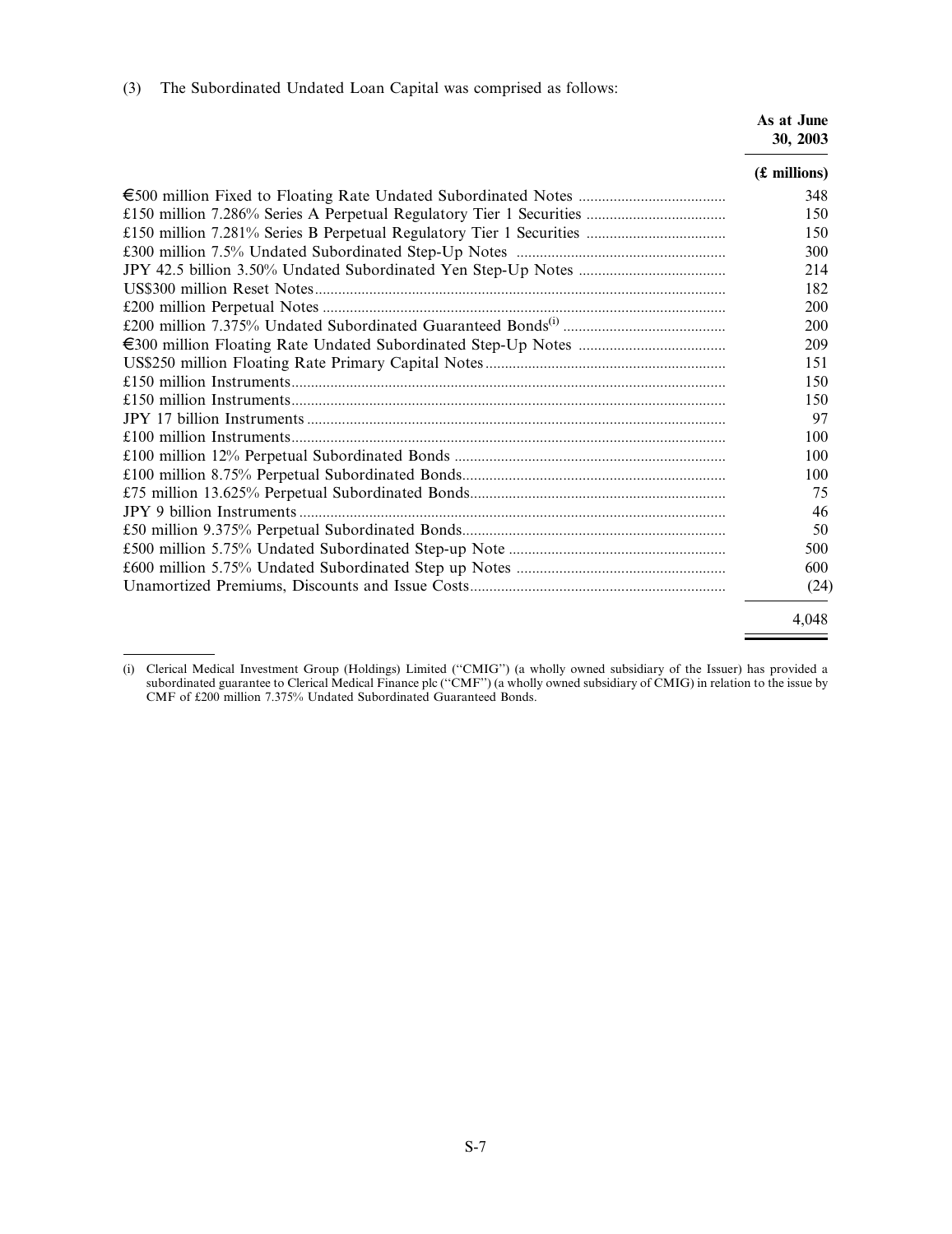(3) The Subordinated Undated Loan Capital was comprised as follows:

| | As at June 30, 2003 |
|---|---|
| | (£ millions) |
| €500 million Fixed to Floating Rate Undated Subordinated Notes | 348 |
| £150 million 7.286% Series A Perpetual Regulatory Tier 1 Securities | 150 |
| £150 million 7.281% Series B Perpetual Regulatory Tier 1 Securities | 150 |
| £300 million 7.5% Undated Subordinated Step-Up Notes | 300 |
| JPY 42.5 billion 3.50% Undated Subordinated Yen Step-Up Notes | 214 |
| US$300 million Reset Notes | 182 |
| £200 million Perpetual Notes | 200 |
| £200 million 7.375% Undated Subordinated Guaranteed Bonds(i) | 200 |
| €300 million Floating Rate Undated Subordinated Step-Up Notes | 209 |
| US$250 million Floating Rate Primary Capital Notes | 151 |
| £150 million Instruments | 150 |
| £150 million Instruments | 150 |
| JPY 17 billion Instruments | 97 |
| £100 million Instruments | 100 |
| £100 million 12% Perpetual Subordinated Bonds | 100 |
| £100 million 8.75% Perpetual Subordinated Bonds | 100 |
| £75 million 13.625% Perpetual Subordinated Bonds | 75 |
| JPY 9 billion Instruments | 46 |
| £50 million 9.375% Perpetual Subordinated Bonds | 50 |
| £500 million 5.75% Undated Subordinated Step-up Note | 500 |
| £600 million 5.75% Undated Subordinated Step up Notes | 600 |
| Unamortized Premiums, Discounts and Issue Costs | (24) |
| | 4,048 |

(i) Clerical Medical Investment Group (Holdings) Limited ("CMIG") (a wholly owned subsidiary of the Issuer) has provided a subordinated guarantee to Clerical Medical Finance plc ("CMF") (a wholly owned subsidiary of CMIG) in relation to the issue by CMF of £200 million 7.375% Undated Subordinated Guaranteed Bonds.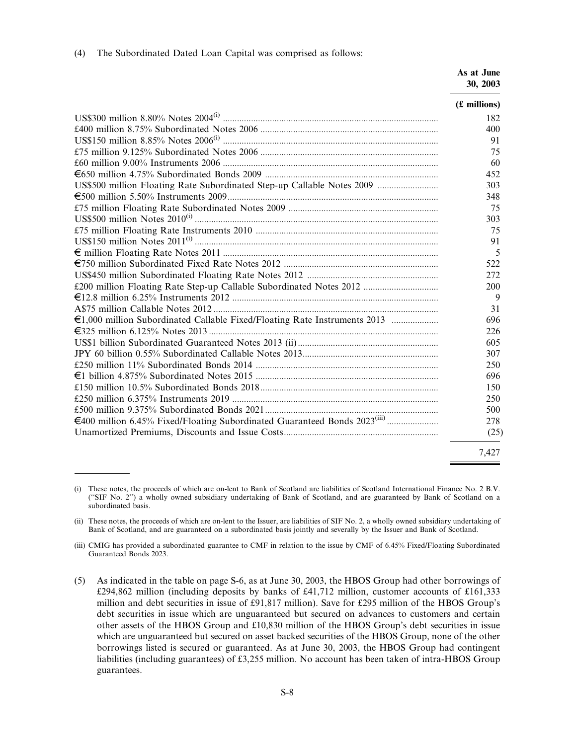(4) The Subordinated Dated Loan Capital was comprised as follows:

| | As at June 30, 2003 |
|---|---|
| | (£ millions) |
| US$300 million 8.80% Notes 2004[(i)] | 182 |
| £400 million 8.75% Subordinated Notes 2006 | 400 |
| US$150 million 8.85% Notes 2006[(i)] | 91 |
| £75 million 9.125% Subordinated Notes 2006 | 75 |
| £60 million 9.00% Instruments 2006 | 60 |
| €650 million 4.75% Subordinated Bonds 2009 | 452 |
| US$500 million Floating Rate Subordinated Step-up Callable Notes 2009 | 303 |
| €500 million 5.50% Instruments 2009 | 348 |
| £75 million Floating Rate Subordinated Notes 2009 | 75 |
| US$500 million Notes 2010[(i)] | 303 |
| £75 million Floating Rate Instruments 2010 | 75 |
| US$150 million Notes 2011[(i)] | 91 |
| € million Floating Rate Notes 2011 | 5 |
| €750 million Subordinated Fixed Rate Notes 2012 | 522 |
| US$450 million Subordinated Floating Rate Notes 2012 | 272 |
| £200 million Floating Rate Step-up Callable Subordinated Notes 2012 | 200 |
| €12.8 million 6.25% Instruments 2012 | 9 |
| A$75 million Callable Notes 2012 | 31 |
| €1,000 million Subordinated Callable Fixed/Floating Rate Instruments 2013 | 696 |
| €325 million 6.125% Notes 2013 | 226 |
| US$1 billion Subordinated Guaranteed Notes 2013 (ii) | 605 |
| JPY 60 billion 0.55% Subordinated Callable Notes 2013 | 307 |
| £250 million 11% Subordinated Bonds 2014 | 250 |
| €1 billion 4.875% Subordinated Notes 2015 | 696 |
| £150 million 10.5% Subordinated Bonds 2018 | 150 |
| £250 million 6.375% Instruments 2019 | 250 |
| £500 million 9.375% Subordinated Bonds 2021 | 500 |
| €400 million 6.45% Fixed/Floating Subordinated Guaranteed Bonds 2023[(iii)] | 278 |
| Unamortized Premiums, Discounts and Issue Costs | (25) |
| | 7,427 |

(i) These notes, the proceeds of which are on-lent to Bank of Scotland are liabilities of Scotland International Finance No. 2 B.V. ("SIF No. 2") a wholly owned subsidiary undertaking of Bank of Scotland, and are guaranteed by Bank of Scotland on a subordinated basis.

(ii) These notes, the proceeds of which are on-lent to the Issuer, are liabilities of SIF No. 2, a wholly owned subsidiary undertaking of Bank of Scotland, and are guaranteed on a subordinated basis jointly and severally by the Issuer and Bank of Scotland.

(iii) CMIG has provided a subordinated guarantee to CMF in relation to the issue by CMF of 6.45% Fixed/Floating Subordinated Guaranteed Bonds 2023.

(5) As indicated in the table on page S-6, as at June 30, 2003, the HBOS Group had other borrowings of £294,862 million (including deposits by banks of £41,712 million, customer accounts of £161,333 million and debt securities in issue of £91,817 million). Save for £295 million of the HBOS Group's debt securities in issue which are unguaranteed but secured on advances to customers and certain other assets of the HBOS Group and £10,830 million of the HBOS Group's debt securities in issue which are unguaranteed but secured on asset backed securities of the HBOS Group, none of the other borrowings listed is secured or guaranteed. As at June 30, 2003, the HBOS Group had contingent liabilities (including guarantees) of £3,255 million. No account has been taken of intra-HBOS Group guarantees.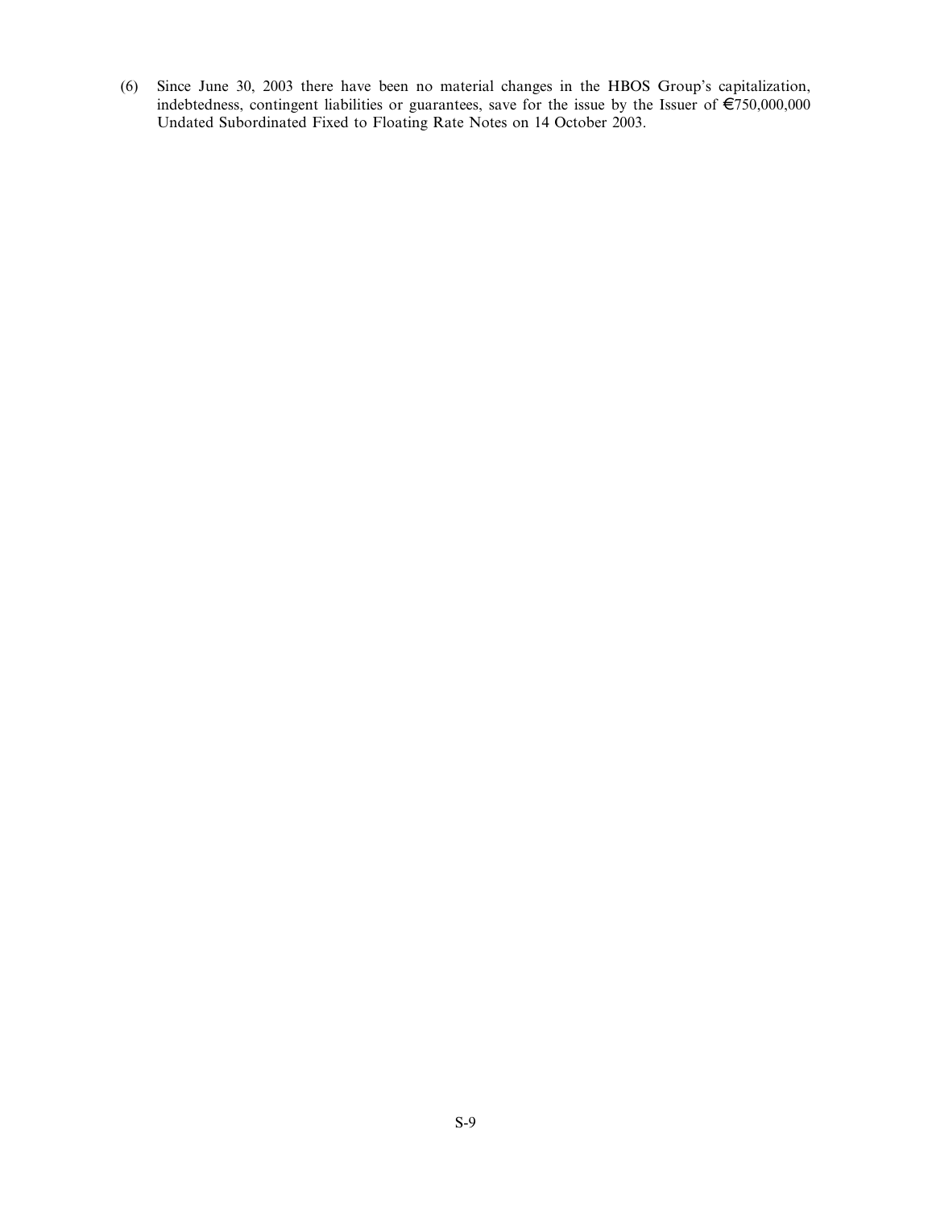(6) Since June 30, 2003 there have been no material changes in the HBOS Group's capitalization, indebtedness, contingent liabilities or guarantees, save for the issue by the Issuer of €750,000,000 Undated Subordinated Fixed to Floating Rate Notes on 14 October 2003.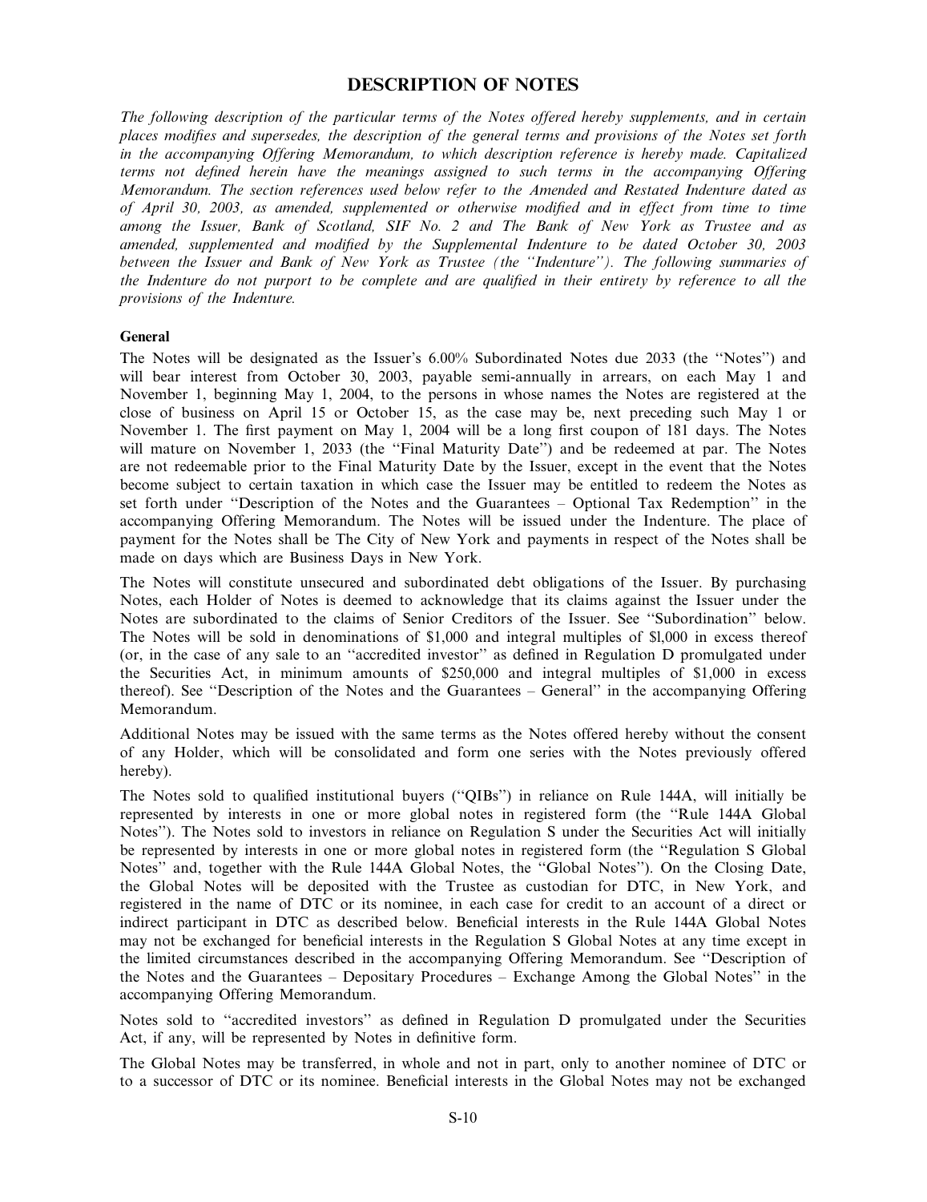# DESCRIPTION OF NOTES

*The following description of the particular terms of the Notes offered hereby supplements, and in certain places modifies and supersedes, the description of the general terms and provisions of the Notes set forth in the accompanying Offering Memorandum, to which description reference is hereby made. Capitalized terms not defined herein have the meanings assigned to such terms in the accompanying Offering Memorandum. The section references used below refer to the Amended and Restated Indenture dated as of April 30, 2003, as amended, supplemented or otherwise modified and in effect from time to time among the Issuer, Bank of Scotland, SIF No. 2 and The Bank of New York as Trustee and as amended, supplemented and modified by the Supplemental Indenture to be dated October 30, 2003 between the Issuer and Bank of New York as Trustee (the "Indenture"). The following summaries of the Indenture do not purport to be complete and are qualified in their entirety by reference to all the provisions of the Indenture.*

**General**

The Notes will be designated as the Issuer's 6.00% Subordinated Notes due 2033 (the "Notes") and will bear interest from October 30, 2003, payable semi-annually in arrears, on each May 1 and November 1, beginning May 1, 2004, to the persons in whose names the Notes are registered at the close of business on April 15 or October 15, as the case may be, next preceding such May 1 or November 1. The first payment on May 1, 2004 will be a long first coupon of 181 days. The Notes will mature on November 1, 2033 (the "Final Maturity Date") and be redeemed at par. The Notes are not redeemable prior to the Final Maturity Date by the Issuer, except in the event that the Notes become subject to certain taxation in which case the Issuer may be entitled to redeem the Notes as set forth under "Description of the Notes and the Guarantees – Optional Tax Redemption" in the accompanying Offering Memorandum. The Notes will be issued under the Indenture. The place of payment for the Notes shall be The City of New York and payments in respect of the Notes shall be made on days which are Business Days in New York.

The Notes will constitute unsecured and subordinated debt obligations of the Issuer. By purchasing Notes, each Holder of Notes is deemed to acknowledge that its claims against the Issuer under the Notes are subordinated to the claims of Senior Creditors of the Issuer. See "Subordination" below. The Notes will be sold in denominations of $1,000 and integral multiples of $l,000 in excess thereof (or, in the case of any sale to an "accredited investor" as defined in Regulation D promulgated under the Securities Act, in minimum amounts of $250,000 and integral multiples of $1,000 in excess thereof). See "Description of the Notes and the Guarantees – General" in the accompanying Offering Memorandum.

Additional Notes may be issued with the same terms as the Notes offered hereby without the consent of any Holder, which will be consolidated and form one series with the Notes previously offered hereby).

The Notes sold to qualified institutional buyers ("QIBs") in reliance on Rule 144A, will initially be represented by interests in one or more global notes in registered form (the "Rule 144A Global Notes"). The Notes sold to investors in reliance on Regulation S under the Securities Act will initially be represented by interests in one or more global notes in registered form (the "Regulation S Global Notes" and, together with the Rule 144A Global Notes, the "Global Notes"). On the Closing Date, the Global Notes will be deposited with the Trustee as custodian for DTC, in New York, and registered in the name of DTC or its nominee, in each case for credit to an account of a direct or indirect participant in DTC as described below. Beneficial interests in the Rule 144A Global Notes may not be exchanged for beneficial interests in the Regulation S Global Notes at any time except in the limited circumstances described in the accompanying Offering Memorandum. See "Description of the Notes and the Guarantees – Depositary Procedures – Exchange Among the Global Notes" in the accompanying Offering Memorandum.

Notes sold to "accredited investors" as defined in Regulation D promulgated under the Securities Act, if any, will be represented by Notes in definitive form.

The Global Notes may be transferred, in whole and not in part, only to another nominee of DTC or to a successor of DTC or its nominee. Beneficial interests in the Global Notes may not be exchanged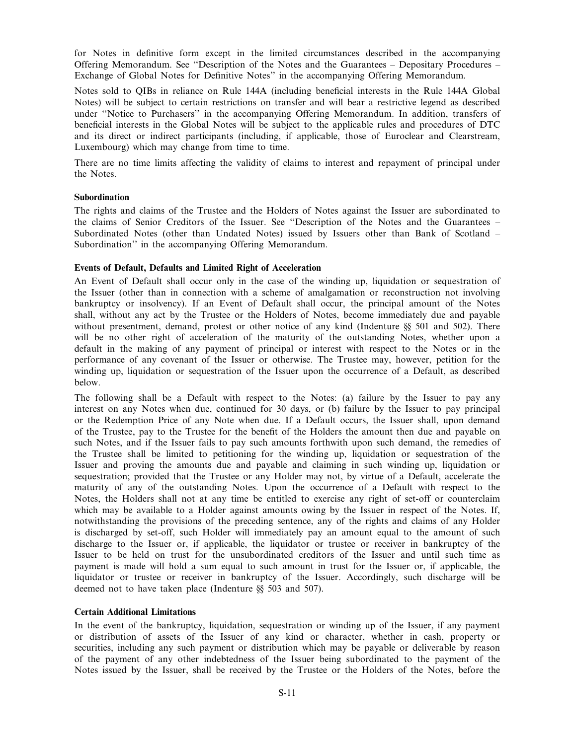for Notes in definitive form except in the limited circumstances described in the accompanying Offering Memorandum. See ''Description of the Notes and the Guarantees – Depositary Procedures – Exchange of Global Notes for Definitive Notes'' in the accompanying Offering Memorandum.

Notes sold to QIBs in reliance on Rule 144A (including beneficial interests in the Rule 144A Global Notes) will be subject to certain restrictions on transfer and will bear a restrictive legend as described under ''Notice to Purchasers'' in the accompanying Offering Memorandum. In addition, transfers of beneficial interests in the Global Notes will be subject to the applicable rules and procedures of DTC and its direct or indirect participants (including, if applicable, those of Euroclear and Clearstream, Luxembourg) which may change from time to time.

There are no time limits affecting the validity of claims to interest and repayment of principal under the Notes.

**Subordination**

The rights and claims of the Trustee and the Holders of Notes against the Issuer are subordinated to the claims of Senior Creditors of the Issuer. See ''Description of the Notes and the Guarantees – Subordinated Notes (other than Undated Notes) issued by Issuers other than Bank of Scotland – Subordination'' in the accompanying Offering Memorandum.

**Events of Default, Defaults and Limited Right of Acceleration**

An Event of Default shall occur only in the case of the winding up, liquidation or sequestration of the Issuer (other than in connection with a scheme of amalgamation or reconstruction not involving bankruptcy or insolvency). If an Event of Default shall occur, the principal amount of the Notes shall, without any act by the Trustee or the Holders of Notes, become immediately due and payable without presentment, demand, protest or other notice of any kind (Indenture §§ 501 and 502). There will be no other right of acceleration of the maturity of the outstanding Notes, whether upon a default in the making of any payment of principal or interest with respect to the Notes or in the performance of any covenant of the Issuer or otherwise. The Trustee may, however, petition for the winding up, liquidation or sequestration of the Issuer upon the occurrence of a Default, as described below.

The following shall be a Default with respect to the Notes: (a) failure by the Issuer to pay any interest on any Notes when due, continued for 30 days, or (b) failure by the Issuer to pay principal or the Redemption Price of any Note when due. If a Default occurs, the Issuer shall, upon demand of the Trustee, pay to the Trustee for the benefit of the Holders the amount then due and payable on such Notes, and if the Issuer fails to pay such amounts forthwith upon such demand, the remedies of the Trustee shall be limited to petitioning for the winding up, liquidation or sequestration of the Issuer and proving the amounts due and payable and claiming in such winding up, liquidation or sequestration; provided that the Trustee or any Holder may not, by virtue of a Default, accelerate the maturity of any of the outstanding Notes. Upon the occurrence of a Default with respect to the Notes, the Holders shall not at any time be entitled to exercise any right of set-off or counterclaim which may be available to a Holder against amounts owing by the Issuer in respect of the Notes. If, notwithstanding the provisions of the preceding sentence, any of the rights and claims of any Holder is discharged by set-off, such Holder will immediately pay an amount equal to the amount of such discharge to the Issuer or, if applicable, the liquidator or trustee or receiver in bankruptcy of the Issuer to be held on trust for the unsubordinated creditors of the Issuer and until such time as payment is made will hold a sum equal to such amount in trust for the Issuer or, if applicable, the liquidator or trustee or receiver in bankruptcy of the Issuer. Accordingly, such discharge will be deemed not to have taken place (Indenture §§ 503 and 507).

**Certain Additional Limitations**

In the event of the bankruptcy, liquidation, sequestration or winding up of the Issuer, if any payment or distribution of assets of the Issuer of any kind or character, whether in cash, property or securities, including any such payment or distribution which may be payable or deliverable by reason of the payment of any other indebtedness of the Issuer being subordinated to the payment of the Notes issued by the Issuer, shall be received by the Trustee or the Holders of the Notes, before the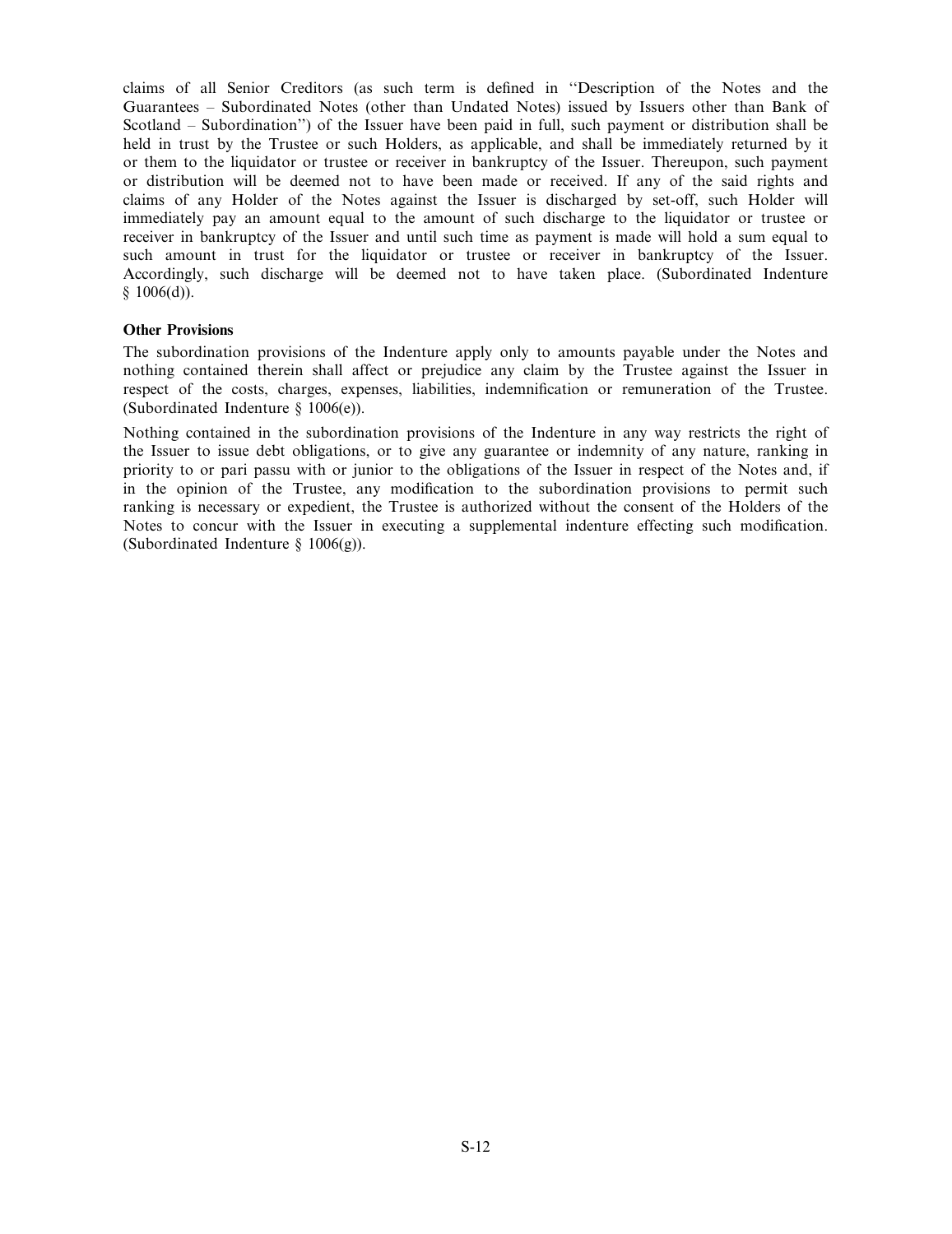claims of all Senior Creditors (as such term is defined in ''Description of the Notes and the Guarantees – Subordinated Notes (other than Undated Notes) issued by Issuers other than Bank of Scotland – Subordination'') of the Issuer have been paid in full, such payment or distribution shall be held in trust by the Trustee or such Holders, as applicable, and shall be immediately returned by it or them to the liquidator or trustee or receiver in bankruptcy of the Issuer. Thereupon, such payment or distribution will be deemed not to have been made or received. If any of the said rights and claims of any Holder of the Notes against the Issuer is discharged by set-off, such Holder will immediately pay an amount equal to the amount of such discharge to the liquidator or trustee or receiver in bankruptcy of the Issuer and until such time as payment is made will hold a sum equal to such amount in trust for the liquidator or trustee or receiver in bankruptcy of the Issuer. Accordingly, such discharge will be deemed not to have taken place. (Subordinated Indenture § 1006(d)).

**Other Provisions**

The subordination provisions of the Indenture apply only to amounts payable under the Notes and nothing contained therein shall affect or prejudice any claim by the Trustee against the Issuer in respect of the costs, charges, expenses, liabilities, indemnification or remuneration of the Trustee. (Subordinated Indenture § 1006(e)).

Nothing contained in the subordination provisions of the Indenture in any way restricts the right of the Issuer to issue debt obligations, or to give any guarantee or indemnity of any nature, ranking in priority to or pari passu with or junior to the obligations of the Issuer in respect of the Notes and, if in the opinion of the Trustee, any modification to the subordination provisions to permit such ranking is necessary or expedient, the Trustee is authorized without the consent of the Holders of the Notes to concur with the Issuer in executing a supplemental indenture effecting such modification. (Subordinated Indenture § 1006(g)).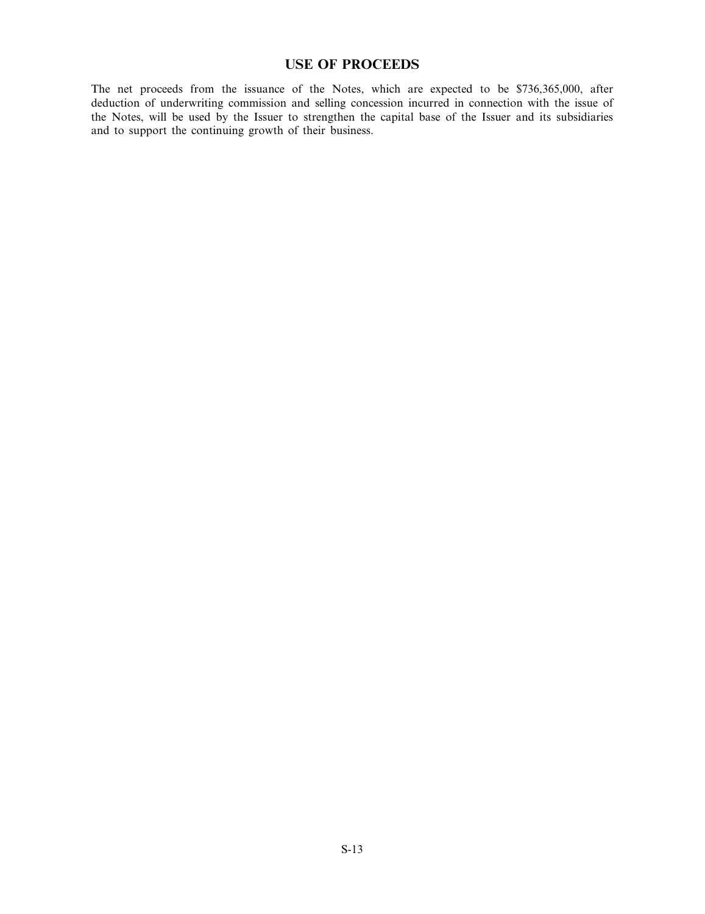# USE OF PROCEEDS

The net proceeds from the issuance of the Notes, which are expected to be $736,365,000, after deduction of underwriting commission and selling concession incurred in connection with the issue of the Notes, will be used by the Issuer to strengthen the capital base of the Issuer and its subsidiaries and to support the continuing growth of their business.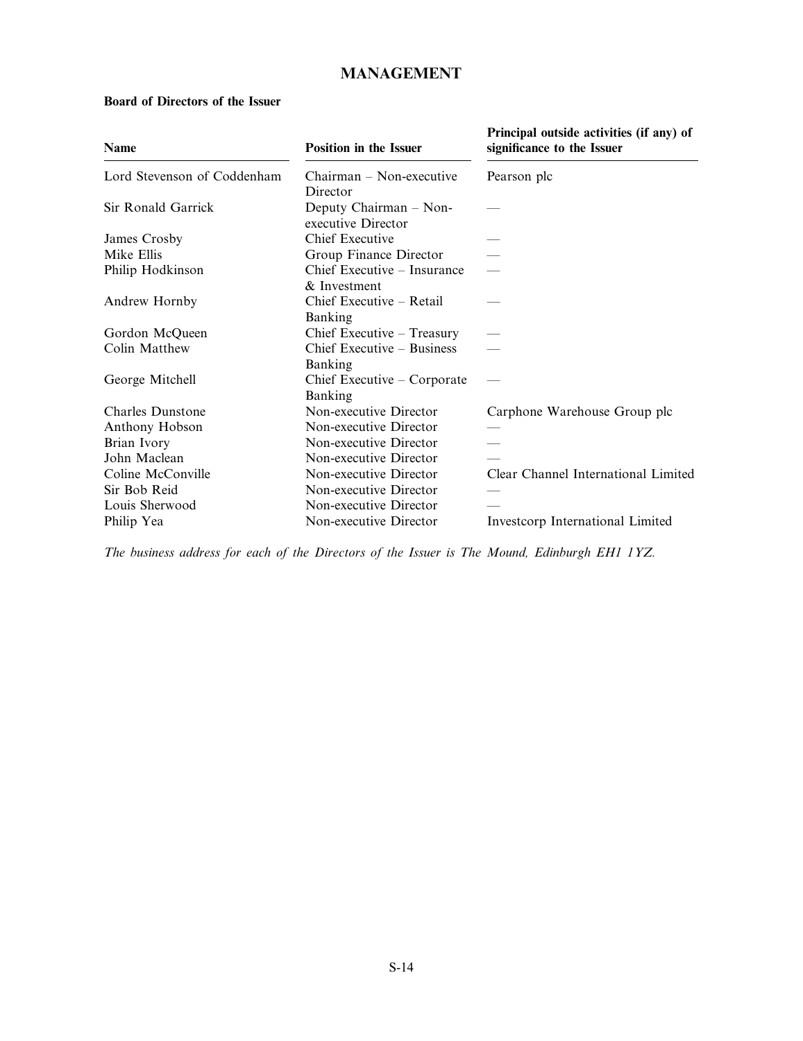# MANAGEMENT

**Board of Directors of the Issuer**

| Name | Position in the Issuer | Principal outside activities (if any) of significance to the Issuer |
|---|---|---|
| Lord Stevenson of Coddenham | Chairman – Non-executive Director | Pearson plc |
| Sir Ronald Garrick | Deputy Chairman – Non-executive Director | — |
| James Crosby | Chief Executive | — |
| Mike Ellis | Group Finance Director | — |
| Philip Hodkinson | Chief Executive – Insurance & Investment | — |
| Andrew Hornby | Chief Executive – Retail Banking | — |
| Gordon McQueen | Chief Executive – Treasury | — |
| Colin Matthew | Chief Executive – Business Banking | — |
| George Mitchell | Chief Executive – Corporate Banking | — |
| Charles Dunstone | Non-executive Director | Carphone Warehouse Group plc |
| Anthony Hobson | Non-executive Director | — |
| Brian Ivory | Non-executive Director | — |
| John Maclean | Non-executive Director | — |
| Coline McConville | Non-executive Director | Clear Channel International Limited |
| Sir Bob Reid | Non-executive Director | — |
| Louis Sherwood | Non-executive Director | — |
| Philip Yea | Non-executive Director | Investcorp International Limited |

*The business address for each of the Directors of the Issuer is The Mound, Edinburgh EH1 1YZ.*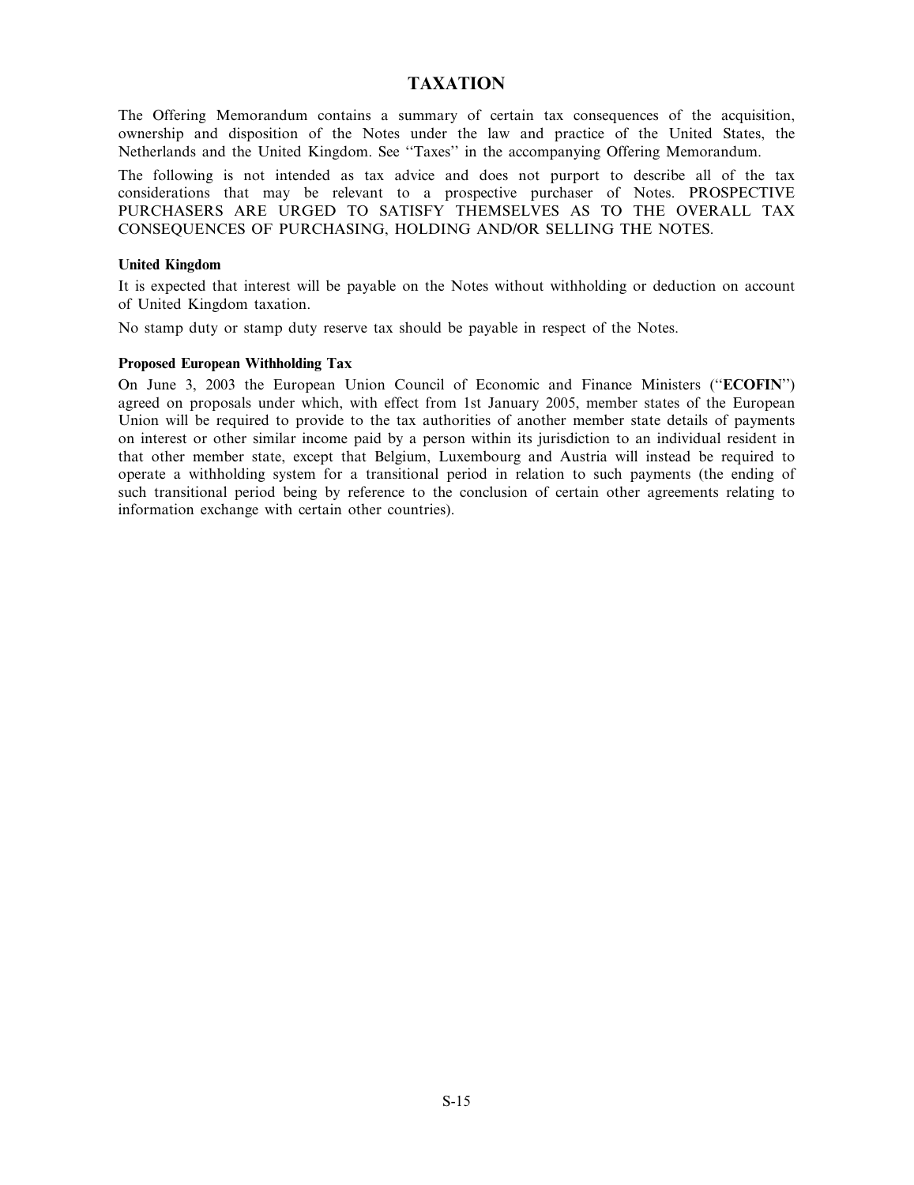# TAXATION

The Offering Memorandum contains a summary of certain tax consequences of the acquisition, ownership and disposition of the Notes under the law and practice of the United States, the Netherlands and the United Kingdom. See ''Taxes'' in the accompanying Offering Memorandum.

The following is not intended as tax advice and does not purport to describe all of the tax considerations that may be relevant to a prospective purchaser of Notes. PROSPECTIVE PURCHASERS ARE URGED TO SATISFY THEMSELVES AS TO THE OVERALL TAX CONSEQUENCES OF PURCHASING, HOLDING AND/OR SELLING THE NOTES.

### United Kingdom

It is expected that interest will be payable on the Notes without withholding or deduction on account of United Kingdom taxation.

No stamp duty or stamp duty reserve tax should be payable in respect of the Notes.

### Proposed European Withholding Tax

On June 3, 2003 the European Union Council of Economic and Finance Ministers (''**ECOFIN**'') agreed on proposals under which, with effect from 1st January 2005, member states of the European Union will be required to provide to the tax authorities of another member state details of payments on interest or other similar income paid by a person within its jurisdiction to an individual resident in that other member state, except that Belgium, Luxembourg and Austria will instead be required to operate a withholding system for a transitional period in relation to such payments (the ending of such transitional period being by reference to the conclusion of certain other agreements relating to information exchange with certain other countries).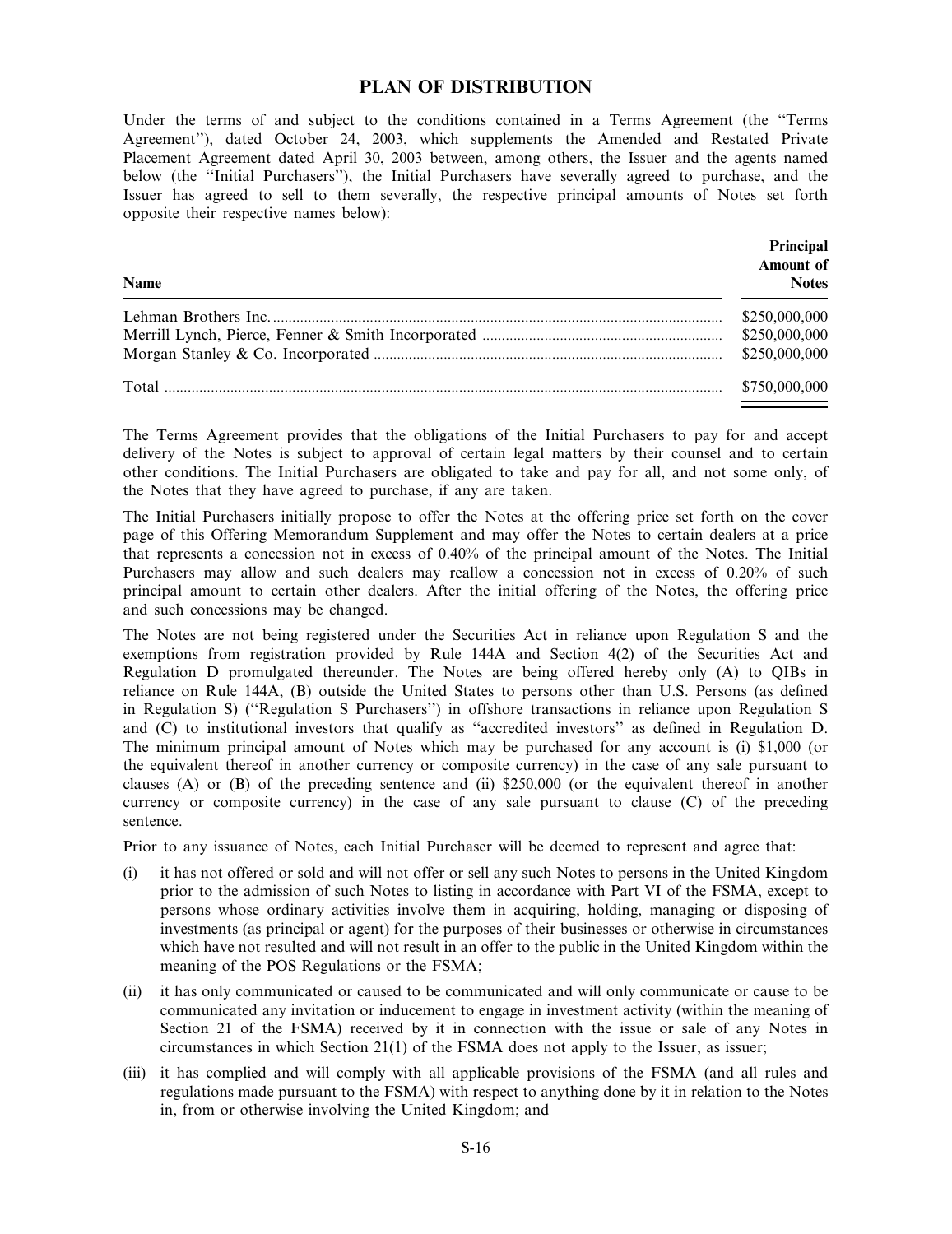## PLAN OF DISTRIBUTION

Under the terms of and subject to the conditions contained in a Terms Agreement (the "Terms Agreement"), dated October 24, 2003, which supplements the Amended and Restated Private Placement Agreement dated April 30, 2003 between, among others, the Issuer and the agents named below (the "Initial Purchasers"), the Initial Purchasers have severally agreed to purchase, and the Issuer has agreed to sell to them severally, the respective principal amounts of Notes set forth opposite their respective names below):

| Name | Principal Amount of Notes |
|---|---|
| Lehman Brothers Inc. | $250,000,000 |
| Merrill Lynch, Pierce, Fenner & Smith Incorporated | $250,000,000 |
| Morgan Stanley & Co. Incorporated | $250,000,000 |
| Total | $750,000,000 |

The Terms Agreement provides that the obligations of the Initial Purchasers to pay for and accept delivery of the Notes is subject to approval of certain legal matters by their counsel and to certain other conditions. The Initial Purchasers are obligated to take and pay for all, and not some only, of the Notes that they have agreed to purchase, if any are taken.

The Initial Purchasers initially propose to offer the Notes at the offering price set forth on the cover page of this Offering Memorandum Supplement and may offer the Notes to certain dealers at a price that represents a concession not in excess of 0.40% of the principal amount of the Notes. The Initial Purchasers may allow and such dealers may reallow a concession not in excess of 0.20% of such principal amount to certain other dealers. After the initial offering of the Notes, the offering price and such concessions may be changed.

The Notes are not being registered under the Securities Act in reliance upon Regulation S and the exemptions from registration provided by Rule 144A and Section 4(2) of the Securities Act and Regulation D promulgated thereunder. The Notes are being offered hereby only (A) to QIBs in reliance on Rule 144A, (B) outside the United States to persons other than U.S. Persons (as defined in Regulation S) ("Regulation S Purchasers") in offshore transactions in reliance upon Regulation S and (C) to institutional investors that qualify as "accredited investors" as defined in Regulation D. The minimum principal amount of Notes which may be purchased for any account is (i) $1,000 (or the equivalent thereof in another currency or composite currency) in the case of any sale pursuant to clauses (A) or (B) of the preceding sentence and (ii) $250,000 (or the equivalent thereof in another currency or composite currency) in the case of any sale pursuant to clause (C) of the preceding sentence.

Prior to any issuance of Notes, each Initial Purchaser will be deemed to represent and agree that:

(i) it has not offered or sold and will not offer or sell any such Notes to persons in the United Kingdom prior to the admission of such Notes to listing in accordance with Part VI of the FSMA, except to persons whose ordinary activities involve them in acquiring, holding, managing or disposing of investments (as principal or agent) for the purposes of their businesses or otherwise in circumstances which have not resulted and will not result in an offer to the public in the United Kingdom within the meaning of the POS Regulations or the FSMA;

(ii) it has only communicated or caused to be communicated and will only communicate or cause to be communicated any invitation or inducement to engage in investment activity (within the meaning of Section 21 of the FSMA) received by it in connection with the issue or sale of any Notes in circumstances in which Section 21(1) of the FSMA does not apply to the Issuer, as issuer;

(iii) it has complied and will comply with all applicable provisions of the FSMA (and all rules and regulations made pursuant to the FSMA) with respect to anything done by it in relation to the Notes in, from or otherwise involving the United Kingdom; and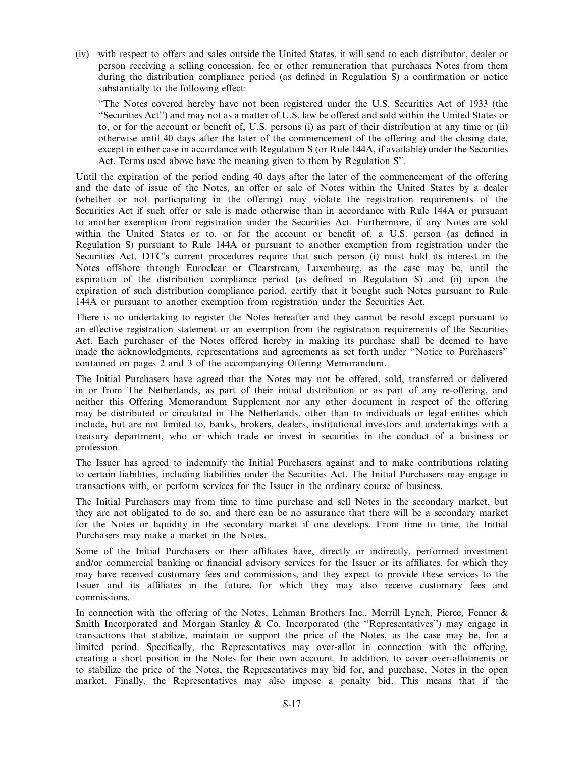(iv) with respect to offers and sales outside the United States, it will send to each distributor, dealer or person receiving a selling concession, fee or other remuneration that purchases Notes from them during the distribution compliance period (as defined in Regulation S) a confirmation or notice substantially to the following effect:

> "The Notes covered hereby have not been registered under the U.S. Securities Act of 1933 (the "Securities Act") and may not as a matter of U.S. law be offered and sold within the United States or to, or for the account or benefit of, U.S. persons (i) as part of their distribution at any time or (ii) otherwise until 40 days after the later of the commencement of the offering and the closing date, except in either case in accordance with Regulation S (or Rule 144A, if available) under the Securities Act. Terms used above have the meaning given to them by Regulation S".

Until the expiration of the period ending 40 days after the later of the commencement of the offering and the date of issue of the Notes, an offer or sale of Notes within the United States by a dealer (whether or not participating in the offering) may violate the registration requirements of the Securities Act if such offer or sale is made otherwise than in accordance with Rule 144A or pursuant to another exemption from registration under the Securities Act. Furthermore, if any Notes are sold within the United States or to, or for the account or benefit of, a U.S. person (as defined in Regulation S) pursuant to Rule 144A or pursuant to another exemption from registration under the Securities Act, DTC's current procedures require that such person (i) must hold its interest in the Notes offshore through Euroclear or Clearstream, Luxembourg, as the case may be, until the expiration of the distribution compliance period (as defined in Regulation S) and (ii) upon the expiration of such distribution compliance period, certify that it bought such Notes pursuant to Rule 144A or pursuant to another exemption from registration under the Securities Act.

There is no undertaking to register the Notes hereafter and they cannot be resold except pursuant to an effective registration statement or an exemption from the registration requirements of the Securities Act. Each purchaser of the Notes offered hereby in making its purchase shall be deemed to have made the acknowledgments, representations and agreements as set forth under "Notice to Purchasers" contained on pages 2 and 3 of the accompanying Offering Memorandum.

The Initial Purchasers have agreed that the Notes may not be offered, sold, transferred or delivered in or from The Netherlands, as part of their initial distribution or as part of any re-offering, and neither this Offering Memorandum Supplement nor any other document in respect of the offering may be distributed or circulated in The Netherlands, other than to individuals or legal entities which include, but are not limited to, banks, brokers, dealers, institutional investors and undertakings with a treasury department, who or which trade or invest in securities in the conduct of a business or profession.

The Issuer has agreed to indemnify the Initial Purchasers against and to make contributions relating to certain liabilities, including liabilities under the Securities Act. The Initial Purchasers may engage in transactions with, or perform services for the Issuer in the ordinary course of business.

The Initial Purchasers may from time to time purchase and sell Notes in the secondary market, but they are not obligated to do so, and there can be no assurance that there will be a secondary market for the Notes or liquidity in the secondary market if one develops. From time to time, the Initial Purchasers may make a market in the Notes.

Some of the Initial Purchasers or their affiliates have, directly or indirectly, performed investment and/or commercial banking or financial advisory services for the Issuer or its affiliates, for which they may have received customary fees and commissions, and they expect to provide these services to the Issuer and its affiliates in the future, for which they may also receive customary fees and commissions.

In connection with the offering of the Notes, Lehman Brothers Inc., Merrill Lynch, Pierce, Fenner & Smith Incorporated and Morgan Stanley & Co. Incorporated (the "Representatives") may engage in transactions that stabilize, maintain or support the price of the Notes, as the case may be, for a limited period. Specifically, the Representatives may over-allot in connection with the offering, creating a short position in the Notes for their own account. In addition, to cover over-allotments or to stabilize the price of the Notes, the Representatives may bid for, and purchase, Notes in the open market. Finally, the Representatives may also impose a penalty bid. This means that if the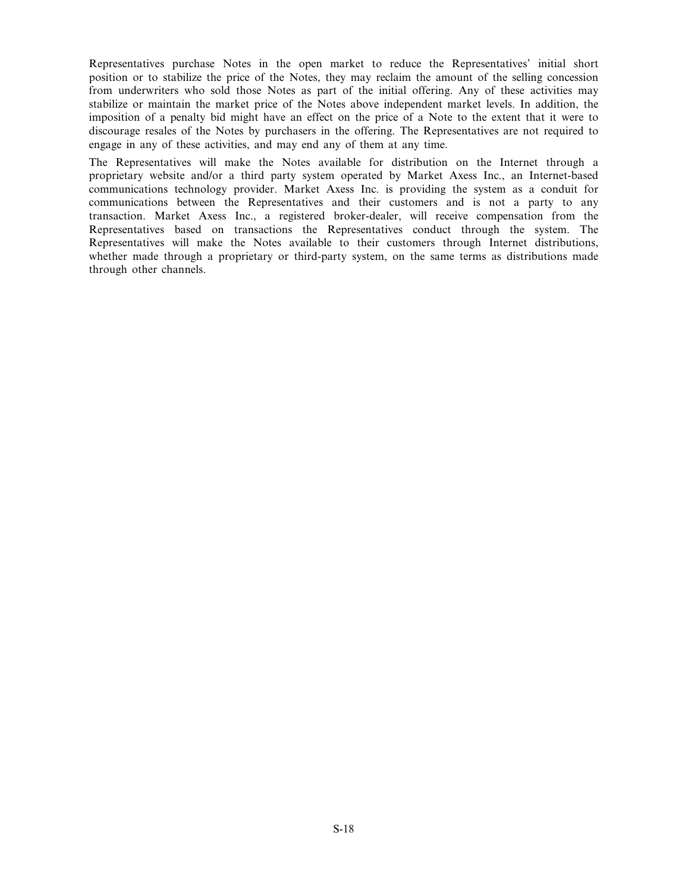Representatives purchase Notes in the open market to reduce the Representatives' initial short position or to stabilize the price of the Notes, they may reclaim the amount of the selling concession from underwriters who sold those Notes as part of the initial offering. Any of these activities may stabilize or maintain the market price of the Notes above independent market levels. In addition, the imposition of a penalty bid might have an effect on the price of a Note to the extent that it were to discourage resales of the Notes by purchasers in the offering. The Representatives are not required to engage in any of these activities, and may end any of them at any time.

The Representatives will make the Notes available for distribution on the Internet through a proprietary website and/or a third party system operated by Market Axess Inc., an Internet-based communications technology provider. Market Axess Inc. is providing the system as a conduit for communications between the Representatives and their customers and is not a party to any transaction. Market Axess Inc., a registered broker-dealer, will receive compensation from the Representatives based on transactions the Representatives conduct through the system. The Representatives will make the Notes available to their customers through Internet distributions, whether made through a proprietary or third-party system, on the same terms as distributions made through other channels.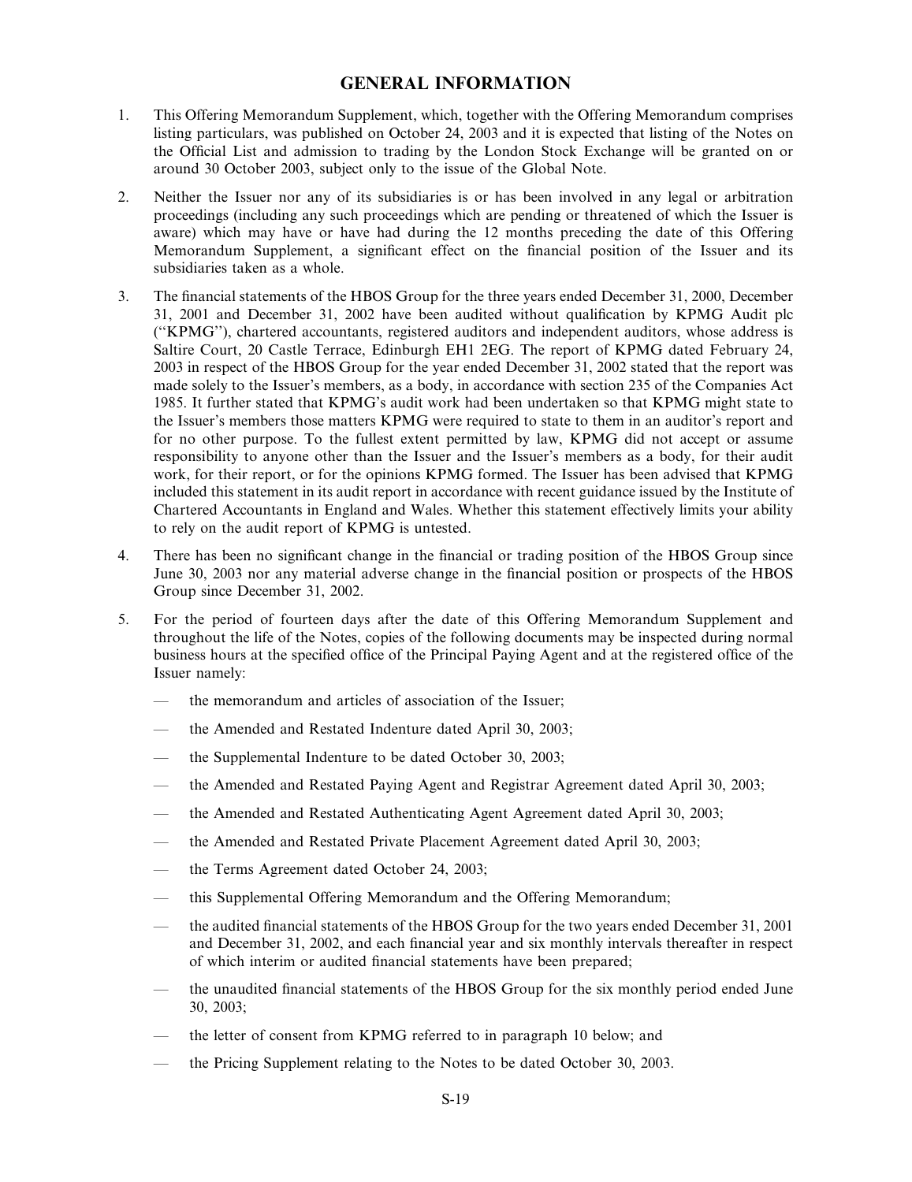# GENERAL INFORMATION

1. This Offering Memorandum Supplement, which, together with the Offering Memorandum comprises listing particulars, was published on October 24, 2003 and it is expected that listing of the Notes on the Official List and admission to trading by the London Stock Exchange will be granted on or around 30 October 2003, subject only to the issue of the Global Note.

2. Neither the Issuer nor any of its subsidiaries is or has been involved in any legal or arbitration proceedings (including any such proceedings which are pending or threatened of which the Issuer is aware) which may have or have had during the 12 months preceding the date of this Offering Memorandum Supplement, a significant effect on the financial position of the Issuer and its subsidiaries taken as a whole.

3. The financial statements of the HBOS Group for the three years ended December 31, 2000, December 31, 2001 and December 31, 2002 have been audited without qualification by KPMG Audit plc ("KPMG"), chartered accountants, registered auditors and independent auditors, whose address is Saltire Court, 20 Castle Terrace, Edinburgh EH1 2EG. The report of KPMG dated February 24, 2003 in respect of the HBOS Group for the year ended December 31, 2002 stated that the report was made solely to the Issuer's members, as a body, in accordance with section 235 of the Companies Act 1985. It further stated that KPMG's audit work had been undertaken so that KPMG might state to the Issuer's members those matters KPMG were required to state to them in an auditor's report and for no other purpose. To the fullest extent permitted by law, KPMG did not accept or assume responsibility to anyone other than the Issuer and the Issuer's members as a body, for their audit work, for their report, or for the opinions KPMG formed. The Issuer has been advised that KPMG included this statement in its audit report in accordance with recent guidance issued by the Institute of Chartered Accountants in England and Wales. Whether this statement effectively limits your ability to rely on the audit report of KPMG is untested.

4. There has been no significant change in the financial or trading position of the HBOS Group since June 30, 2003 nor any material adverse change in the financial position or prospects of the HBOS Group since December 31, 2002.

5. For the period of fourteen days after the date of this Offering Memorandum Supplement and throughout the life of the Notes, copies of the following documents may be inspected during normal business hours at the specified office of the Principal Paying Agent and at the registered office of the Issuer namely:

   — the memorandum and articles of association of the Issuer;

   — the Amended and Restated Indenture dated April 30, 2003;

   — the Supplemental Indenture to be dated October 30, 2003;

   — the Amended and Restated Paying Agent and Registrar Agreement dated April 30, 2003;

   — the Amended and Restated Authenticating Agent Agreement dated April 30, 2003;

   — the Amended and Restated Private Placement Agreement dated April 30, 2003;

   — the Terms Agreement dated October 24, 2003;

   — this Supplemental Offering Memorandum and the Offering Memorandum;

   — the audited financial statements of the HBOS Group for the two years ended December 31, 2001 and December 31, 2002, and each financial year and six monthly intervals thereafter in respect of which interim or audited financial statements have been prepared;

   — the unaudited financial statements of the HBOS Group for the six monthly period ended June 30, 2003;

   — the letter of consent from KPMG referred to in paragraph 10 below; and

   — the Pricing Supplement relating to the Notes to be dated October 30, 2003.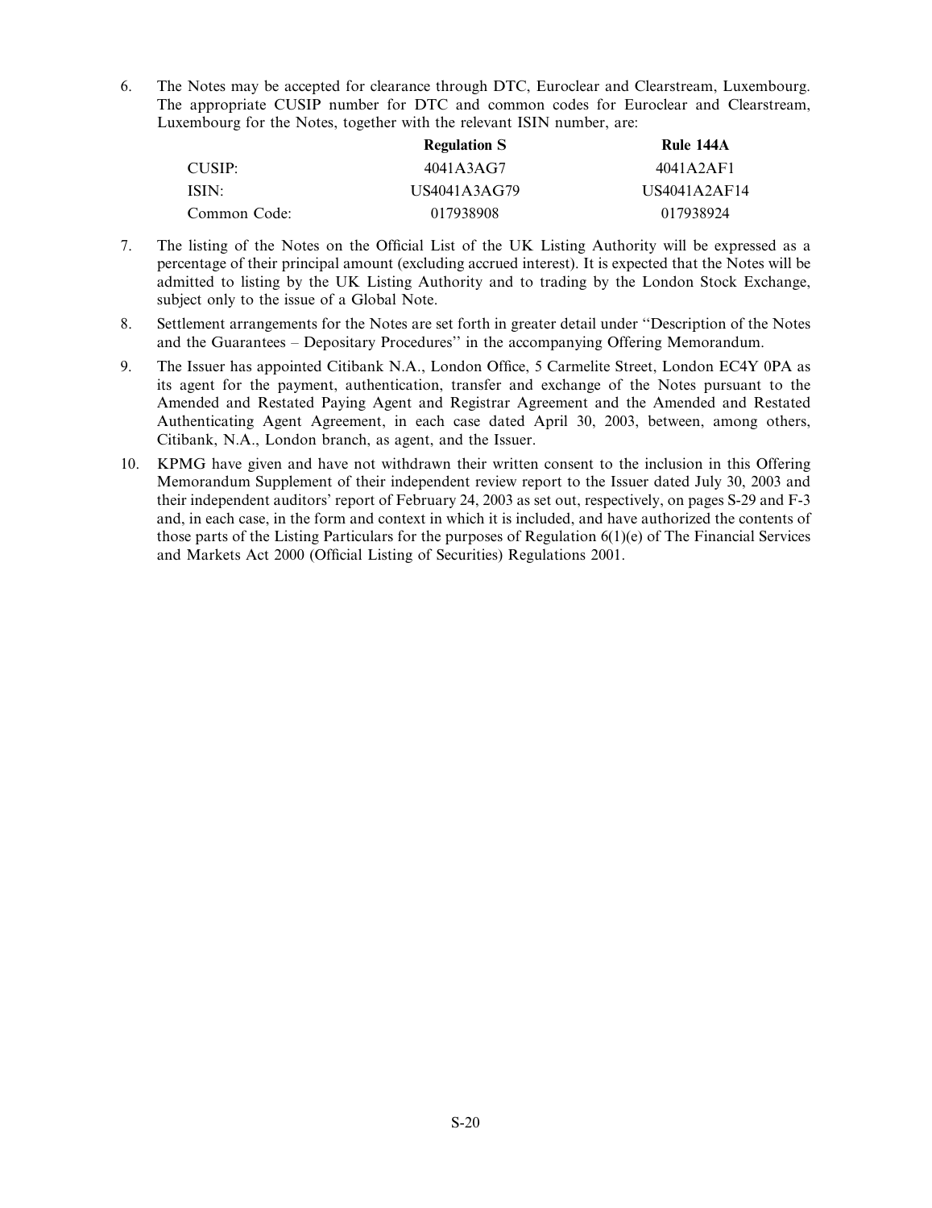6. The Notes may be accepted for clearance through DTC, Euroclear and Clearstream, Luxembourg. The appropriate CUSIP number for DTC and common codes for Euroclear and Clearstream, Luxembourg for the Notes, together with the relevant ISIN number, are:

| | **Regulation S** | **Rule 144A** |
|---|---|---|
| CUSIP: | 4041A3AG7 | 4041A2AF1 |
| ISIN: | US4041A3AG79 | US4041A2AF14 |
| Common Code: | 017938908 | 017938924 |

7. The listing of the Notes on the Official List of the UK Listing Authority will be expressed as a percentage of their principal amount (excluding accrued interest). It is expected that the Notes will be admitted to listing by the UK Listing Authority and to trading by the London Stock Exchange, subject only to the issue of a Global Note.

8. Settlement arrangements for the Notes are set forth in greater detail under ''Description of the Notes and the Guarantees – Depositary Procedures'' in the accompanying Offering Memorandum.

9. The Issuer has appointed Citibank N.A., London Office, 5 Carmelite Street, London EC4Y 0PA as its agent for the payment, authentication, transfer and exchange of the Notes pursuant to the Amended and Restated Paying Agent and Registrar Agreement and the Amended and Restated Authenticating Agent Agreement, in each case dated April 30, 2003, between, among others, Citibank, N.A., London branch, as agent, and the Issuer.

10. KPMG have given and have not withdrawn their written consent to the inclusion in this Offering Memorandum Supplement of their independent review report to the Issuer dated July 30, 2003 and their independent auditors' report of February 24, 2003 as set out, respectively, on pages S-29 and F-3 and, in each case, in the form and context in which it is included, and have authorized the contents of those parts of the Listing Particulars for the purposes of Regulation 6(1)(e) of The Financial Services and Markets Act 2000 (Official Listing of Securities) Regulations 2001.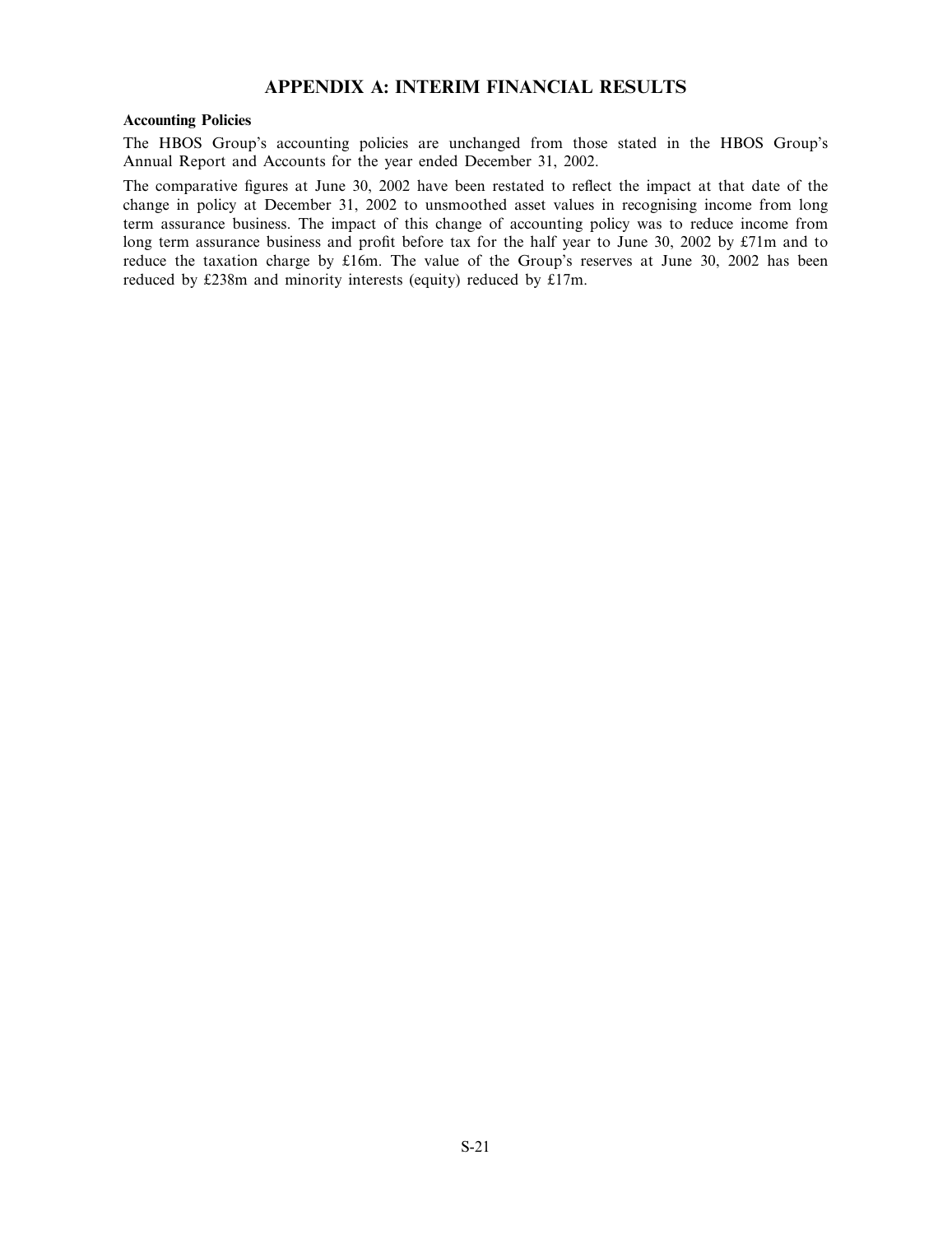# APPENDIX A: INTERIM FINANCIAL RESULTS

**Accounting Policies**

The HBOS Group's accounting policies are unchanged from those stated in the HBOS Group's Annual Report and Accounts for the year ended December 31, 2002.

The comparative figures at June 30, 2002 have been restated to reflect the impact at that date of the change in policy at December 31, 2002 to unsmoothed asset values in recognising income from long term assurance business. The impact of this change of accounting policy was to reduce income from long term assurance business and profit before tax for the half year to June 30, 2002 by £71m and to reduce the taxation charge by £16m. The value of the Group's reserves at June 30, 2002 has been reduced by £238m and minority interests (equity) reduced by £17m.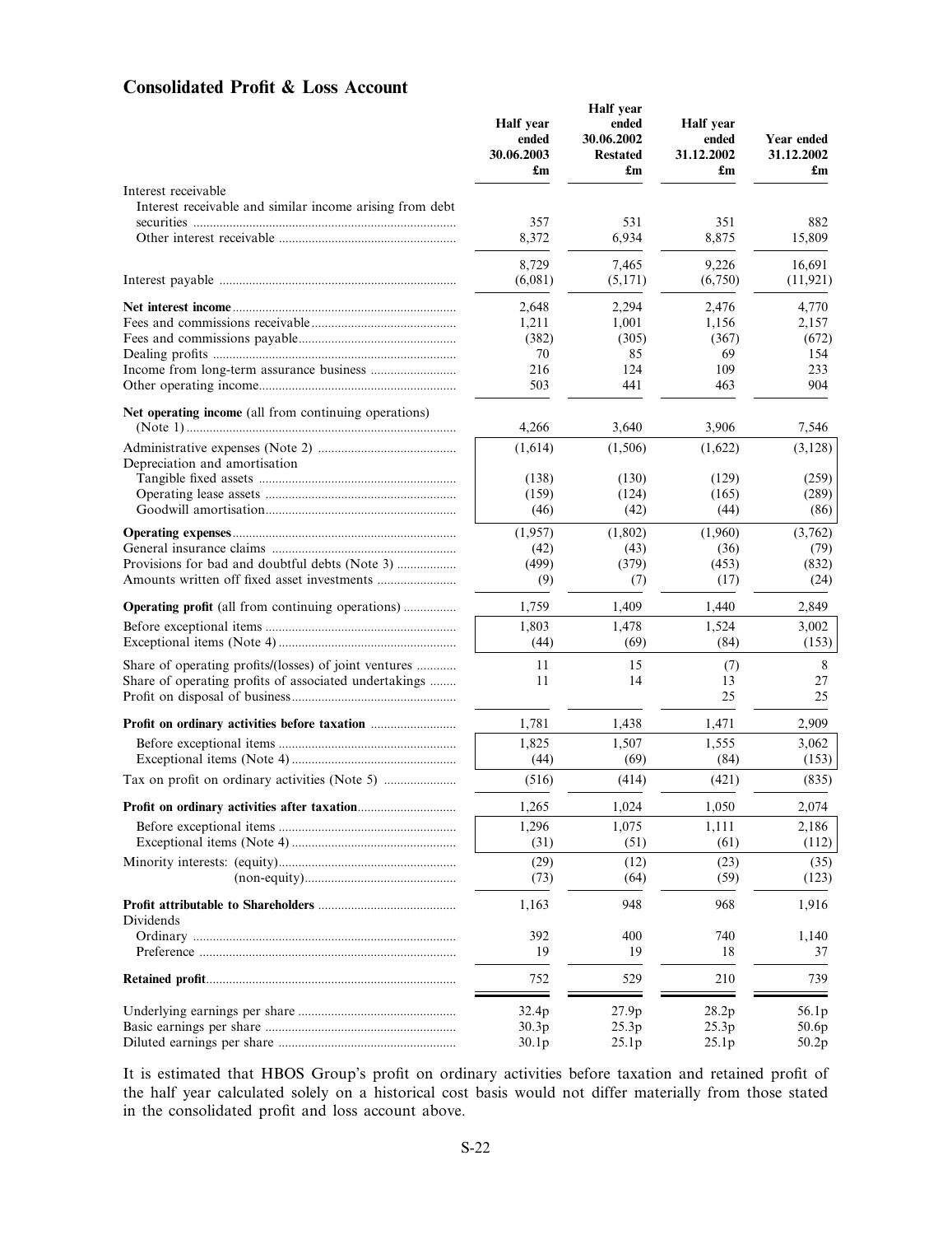## Consolidated Profit & Loss Account

| | Half year ended 30.06.2003 £m | Half year ended 30.06.2002 Restated £m | Half year ended 31.12.2002 £m | Year ended 31.12.2002 £m |
|---|---|---|---|---|
| Interest receivable | | | | |
| Interest receivable and similar income arising from debt securities | 357 | 531 | 351 | 882 |
| Other interest receivable | 8,372 | 6,934 | 8,875 | 15,809 |
| | 8,729 | 7,465 | 9,226 | 16,691 |
| Interest payable | (6,081) | (5,171) | (6,750) | (11,921) |
| **Net interest income** | 2,648 | 2,294 | 2,476 | 4,770 |
| Fees and commissions receivable | 1,211 | 1,001 | 1,156 | 2,157 |
| Fees and commissions payable | (382) | (305) | (367) | (672) |
| Dealing profits | 70 | 85 | 69 | 154 |
| Income from long-term assurance business | 216 | 124 | 109 | 233 |
| Other operating income | 503 | 441 | 463 | 904 |
| **Net operating income** (all from continuing operations) (Note 1) | 4,266 | 3,640 | 3,906 | 7,546 |
| Administrative expenses (Note 2) | (1,614) | (1,506) | (1,622) | (3,128) |
| Depreciation and amortisation | | | | |
| Tangible fixed assets | (138) | (130) | (129) | (259) |
| Operating lease assets | (159) | (124) | (165) | (289) |
| Goodwill amortisation | (46) | (42) | (44) | (86) |
| **Operating expenses** | (1,957) | (1,802) | (1,960) | (3,762) |
| General insurance claims | (42) | (43) | (36) | (79) |
| Provisions for bad and doubtful debts (Note 3) | (499) | (379) | (453) | (832) |
| Amounts written off fixed asset investments | (9) | (7) | (17) | (24) |
| **Operating profit** (all from continuing operations) | 1,759 | 1,409 | 1,440 | 2,849 |
| Before exceptional items | 1,803 | 1,478 | 1,524 | 3,002 |
| Exceptional items (Note 4) | (44) | (69) | (84) | (153) |
| Share of operating profits/(losses) of joint ventures | 11 | 15 | (7) | 8 |
| Share of operating profits of associated undertakings | 11 | 14 | 13 | 27 |
| Profit on disposal of business | | | 25 | 25 |
| **Profit on ordinary activities before taxation** | 1,781 | 1,438 | 1,471 | 2,909 |
| Before exceptional items | 1,825 | 1,507 | 1,555 | 3,062 |
| Exceptional items (Note 4) | (44) | (69) | (84) | (153) |
| Tax on profit on ordinary activities (Note 5) | (516) | (414) | (421) | (835) |
| **Profit on ordinary activities after taxation** | 1,265 | 1,024 | 1,050 | 2,074 |
| Before exceptional items | 1,296 | 1,075 | 1,111 | 2,186 |
| Exceptional items (Note 4) | (31) | (51) | (61) | (112) |
| Minority interests: (equity) | (29) | (12) | (23) | (35) |
| (non-equity) | (73) | (64) | (59) | (123) |
| **Profit attributable to Shareholders** | 1,163 | 948 | 968 | 1,916 |
| Dividends | | | | |
| Ordinary | 392 | 400 | 740 | 1,140 |
| Preference | 19 | 19 | 18 | 37 |
| **Retained profit** | 752 | 529 | 210 | 739 |
| Underlying earnings per share | 32.4p | 27.9p | 28.2p | 56.1p |
| Basic earnings per share | 30.3p | 25.3p | 25.3p | 50.6p |
| Diluted earnings per share | 30.1p | 25.1p | 25.1p | 50.2p |

It is estimated that HBOS Group's profit on ordinary activities before taxation and retained profit of the half year calculated solely on a historical cost basis would not differ materially from those stated in the consolidated profit and loss account above.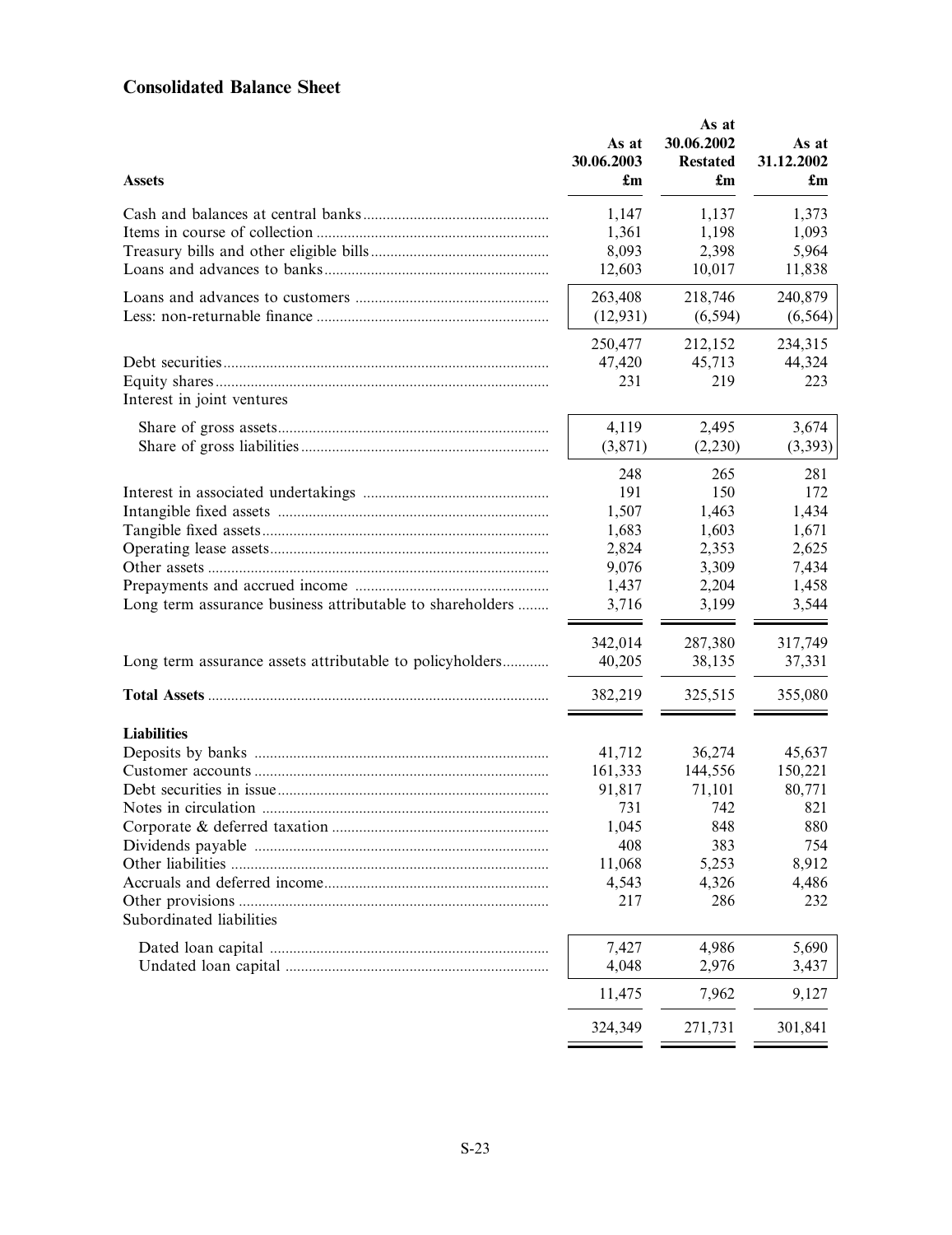## Consolidated Balance Sheet

| Assets | As at 30.06.2003 £m | As at 30.06.2002 Restated £m | As at 31.12.2002 £m |
|---|---|---|---|
| Cash and balances at central banks | 1,147 | 1,137 | 1,373 |
| Items in course of collection | 1,361 | 1,198 | 1,093 |
| Treasury bills and other eligible bills | 8,093 | 2,398 | 5,964 |
| Loans and advances to banks | 12,603 | 10,017 | 11,838 |
| Loans and advances to customers | 263,408 | 218,746 | 240,879 |
| Less: non-returnable finance | (12,931) | (6,594) | (6,564) |
| | 250,477 | 212,152 | 234,315 |
| Debt securities | 47,420 | 45,713 | 44,324 |
| Equity shares | 231 | 219 | 223 |
| Interest in joint ventures | | | |
| Share of gross assets | 4,119 | 2,495 | 3,674 |
| Share of gross liabilities | (3,871) | (2,230) | (3,393) |
| | 248 | 265 | 281 |
| Interest in associated undertakings | 191 | 150 | 172 |
| Intangible fixed assets | 1,507 | 1,463 | 1,434 |
| Tangible fixed assets | 1,683 | 1,603 | 1,671 |
| Operating lease assets | 2,824 | 2,353 | 2,625 |
| Other assets | 9,076 | 3,309 | 7,434 |
| Prepayments and accrued income | 1,437 | 2,204 | 1,458 |
| Long term assurance business attributable to shareholders | 3,716 | 3,199 | 3,544 |
| | 342,014 | 287,380 | 317,749 |
| Long term assurance assets attributable to policyholders | 40,205 | 38,135 | 37,331 |
| **Total Assets** | 382,219 | 325,515 | 355,080 |
| **Liabilities** | | | |
| Deposits by banks | 41,712 | 36,274 | 45,637 |
| Customer accounts | 161,333 | 144,556 | 150,221 |
| Debt securities in issue | 91,817 | 71,101 | 80,771 |
| Notes in circulation | 731 | 742 | 821 |
| Corporate & deferred taxation | 1,045 | 848 | 880 |
| Dividends payable | 408 | 383 | 754 |
| Other liabilities | 11,068 | 5,253 | 8,912 |
| Accruals and deferred income | 4,543 | 4,326 | 4,486 |
| Other provisions | 217 | 286 | 232 |
| Subordinated liabilities | | | |
| Dated loan capital | 7,427 | 4,986 | 5,690 |
| Undated loan capital | 4,048 | 2,976 | 3,437 |
| | 11,475 | 7,962 | 9,127 |
| | 324,349 | 271,731 | 301,841 |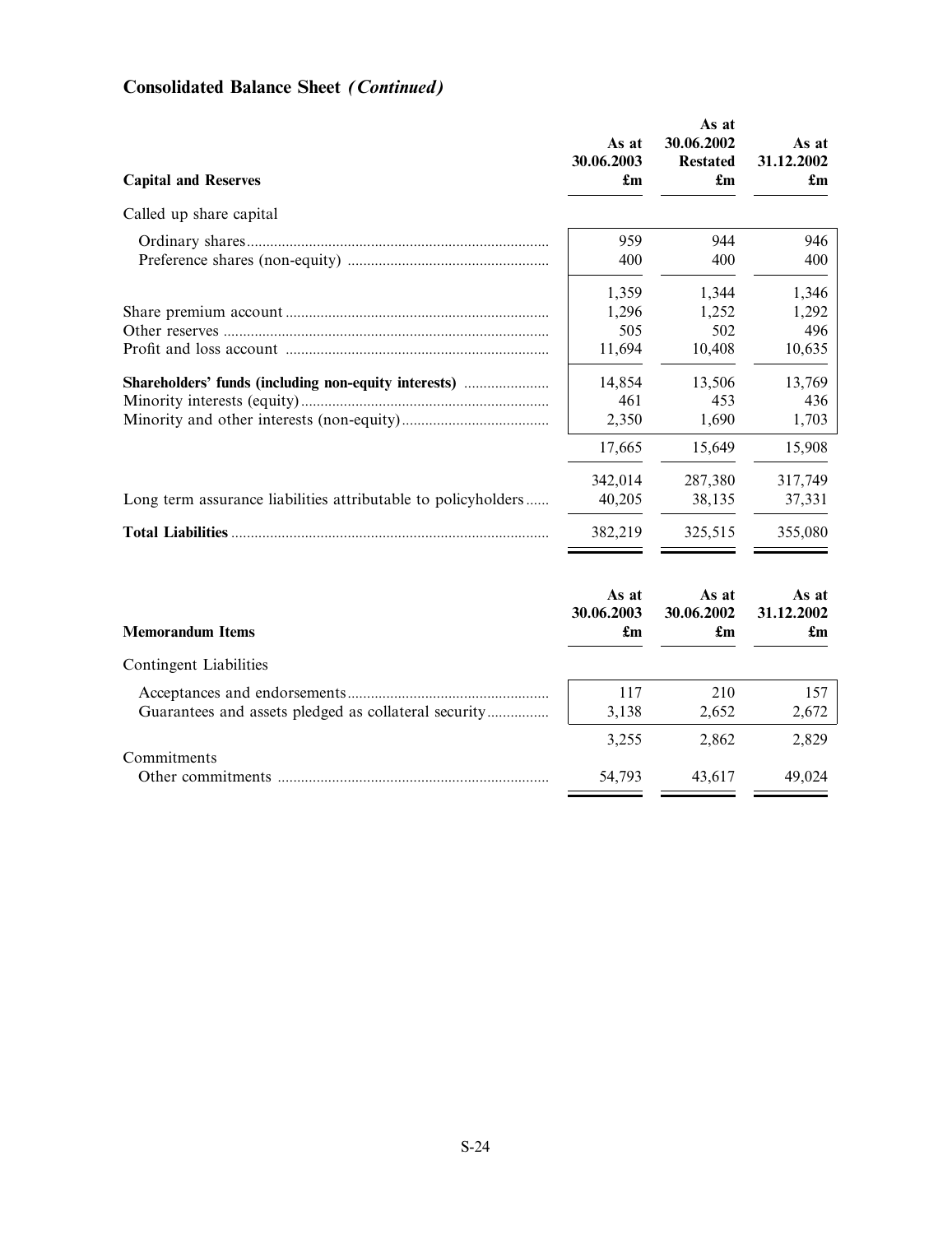## Consolidated Balance Sheet *(Continued)*

| Capital and Reserves | As at 30.06.2003 £m | As at 30.06.2002 Restated £m | As at 31.12.2002 £m |
|---|---|---|---|
| Called up share capital | | | |
| Ordinary shares | 959 | 944 | 946 |
| Preference shares (non-equity) | 400 | 400 | 400 |
| | 1,359 | 1,344 | 1,346 |
| Share premium account | 1,296 | 1,252 | 1,292 |
| Other reserves | 505 | 502 | 496 |
| Profit and loss account | 11,694 | 10,408 | 10,635 |
| **Shareholders' funds (including non-equity interests)** | 14,854 | 13,506 | 13,769 |
| Minority interests (equity) | 461 | 453 | 436 |
| Minority and other interests (non-equity) | 2,350 | 1,690 | 1,703 |
| | 17,665 | 15,649 | 15,908 |
| | 342,014 | 287,380 | 317,749 |
| Long term assurance liabilities attributable to policyholders | 40,205 | 38,135 | 37,331 |
| **Total Liabilities** | 382,219 | 325,515 | 355,080 |

| Memorandum Items | As at 30.06.2003 £m | As at 30.06.2002 £m | As at 31.12.2002 £m |
|---|---|---|---|
| Contingent Liabilities | | | |
| Acceptances and endorsements | 117 | 210 | 157 |
| Guarantees and assets pledged as collateral security | 3,138 | 2,652 | 2,672 |
| | 3,255 | 2,862 | 2,829 |
| Commitments | | | |
| Other commitments | 54,793 | 43,617 | 49,024 |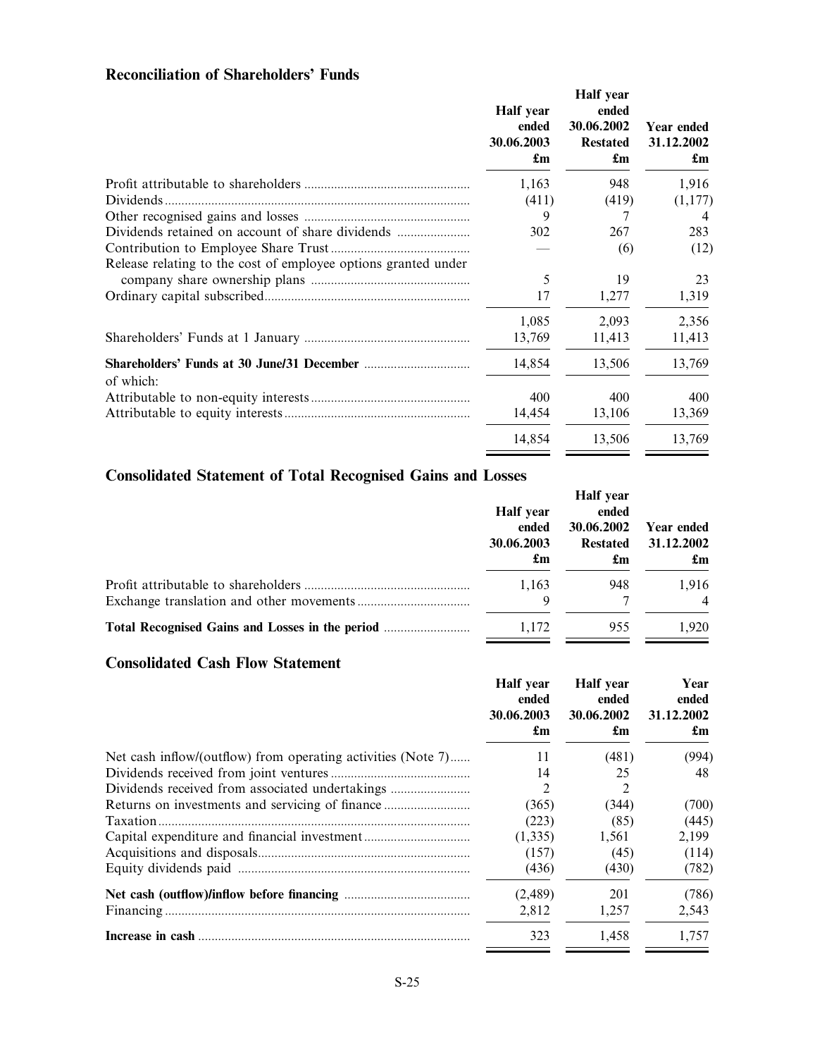## Reconciliation of Shareholders' Funds

| | Half year ended 30.06.2003 £m | Half year ended 30.06.2002 Restated £m | Year ended 31.12.2002 £m |
|---|---|---|---|
| Profit attributable to shareholders | 1,163 | 948 | 1,916 |
| Dividends | (411) | (419) | (1,177) |
| Other recognised gains and losses | 9 | 7 | 4 |
| Dividends retained on account of share dividends | 302 | 267 | 283 |
| Contribution to Employee Share Trust | — | (6) | (12) |
| Release relating to the cost of employee options granted under company share ownership plans | 5 | 19 | 23 |
| Ordinary capital subscribed | 17 | 1,277 | 1,319 |
| | 1,085 | 2,093 | 2,356 |
| Shareholders' Funds at 1 January | 13,769 | 11,413 | 11,413 |
| **Shareholders' Funds at 30 June/31 December** | 14,854 | 13,506 | 13,769 |
| of which: | | | |
| Attributable to non-equity interests | 400 | 400 | 400 |
| Attributable to equity interests | 14,454 | 13,106 | 13,369 |
| | 14,854 | 13,506 | 13,769 |

## Consolidated Statement of Total Recognised Gains and Losses

| | Half year ended 30.06.2003 £m | Half year ended 30.06.2002 Restated £m | Year ended 31.12.2002 £m |
|---|---|---|---|
| Profit attributable to shareholders | 1,163 | 948 | 1,916 |
| Exchange translation and other movements | 9 | 7 | 4 |
| **Total Recognised Gains and Losses in the period** | 1,172 | 955 | 1,920 |

## Consolidated Cash Flow Statement

| | Half year ended 30.06.2003 £m | Half year ended 30.06.2002 £m | Year ended 31.12.2002 £m |
|---|---|---|---|
| Net cash inflow/(outflow) from operating activities (Note 7) | 11 | (481) | (994) |
| Dividends received from joint ventures | 14 | 25 | 48 |
| Dividends received from associated undertakings | 2 | 2 | |
| Returns on investments and servicing of finance | (365) | (344) | (700) |
| Taxation | (223) | (85) | (445) |
| Capital expenditure and financial investment | (1,335) | 1,561 | 2,199 |
| Acquisitions and disposals | (157) | (45) | (114) |
| Equity dividends paid | (436) | (430) | (782) |
| **Net cash (outflow)/inflow before financing** | (2,489) | 201 | (786) |
| Financing | 2,812 | 1,257 | 2,543 |
| **Increase in cash** | 323 | 1,458 | 1,757 |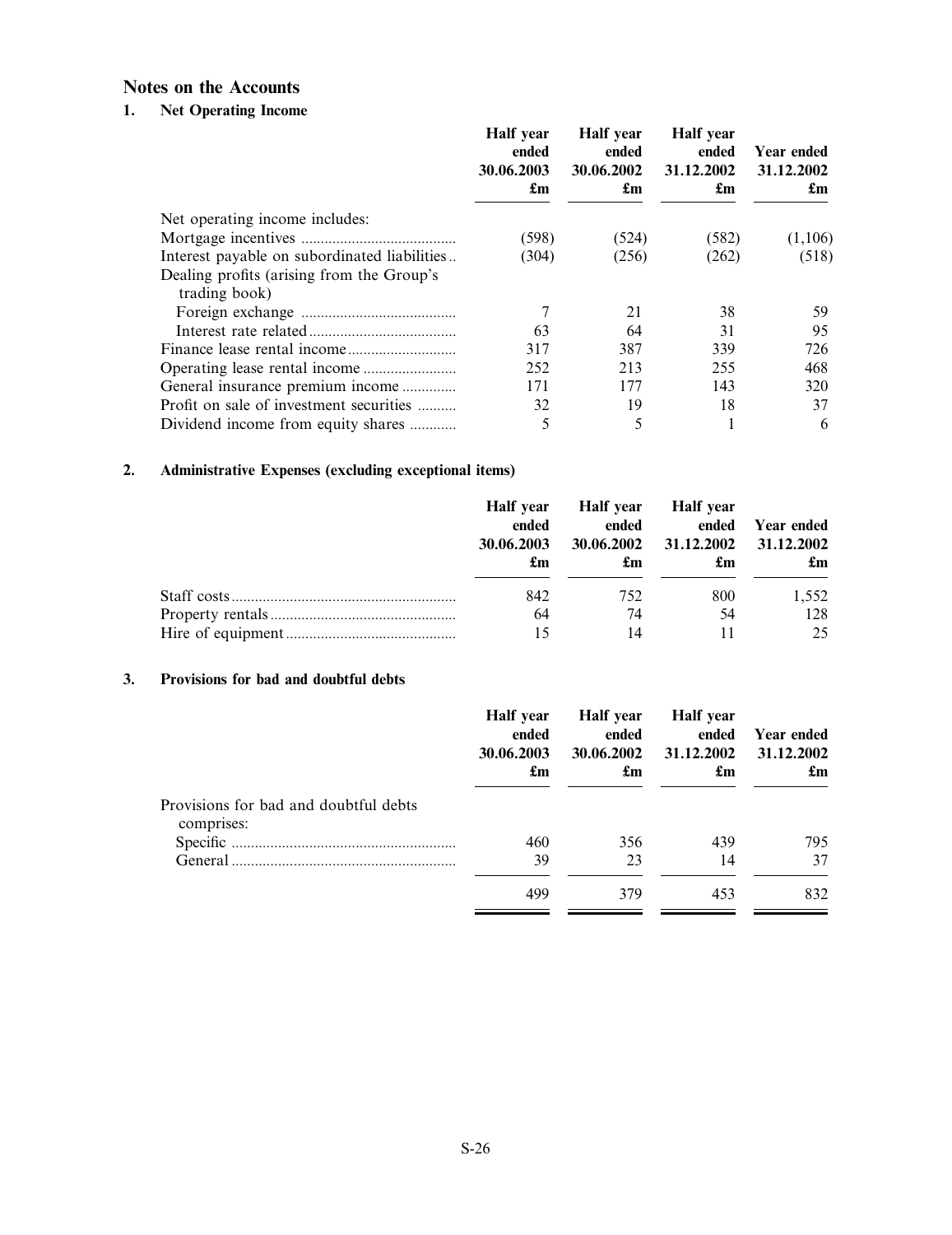## Notes on the Accounts

### 1. Net Operating Income

| | Half year ended 30.06.2003 £m | Half year ended 30.06.2002 £m | Half year ended 31.12.2002 £m | Year ended 31.12.2002 £m |
|---|---|---|---|---|
| Net operating income includes: | | | | |
| Mortgage incentives | (598) | (524) | (582) | (1,106) |
| Interest payable on subordinated liabilities | (304) | (256) | (262) | (518) |
| Dealing profits (arising from the Group's trading book) | | | | |
| Foreign exchange | 7 | 21 | 38 | 59 |
| Interest rate related | 63 | 64 | 31 | 95 |
| Finance lease rental income | 317 | 387 | 339 | 726 |
| Operating lease rental income | 252 | 213 | 255 | 468 |
| General insurance premium income | 171 | 177 | 143 | 320 |
| Profit on sale of investment securities | 32 | 19 | 18 | 37 |
| Dividend income from equity shares | 5 | 5 | 1 | 6 |

### 2. Administrative Expenses (excluding exceptional items)

| | Half year ended 30.06.2003 £m | Half year ended 30.06.2002 £m | Half year ended 31.12.2002 £m | Year ended 31.12.2002 £m |
|---|---|---|---|---|
| Staff costs | 842 | 752 | 800 | 1,552 |
| Property rentals | 64 | 74 | 54 | 128 |
| Hire of equipment | 15 | 14 | 11 | 25 |

### 3. Provisions for bad and doubtful debts

| | Half year ended 30.06.2003 £m | Half year ended 30.06.2002 £m | Half year ended 31.12.2002 £m | Year ended 31.12.2002 £m |
|---|---|---|---|---|
| Provisions for bad and doubtful debts comprises: | | | | |
| Specific | 460 | 356 | 439 | 795 |
| General | 39 | 23 | 14 | 37 |
| | 499 | 379 | 453 | 832 |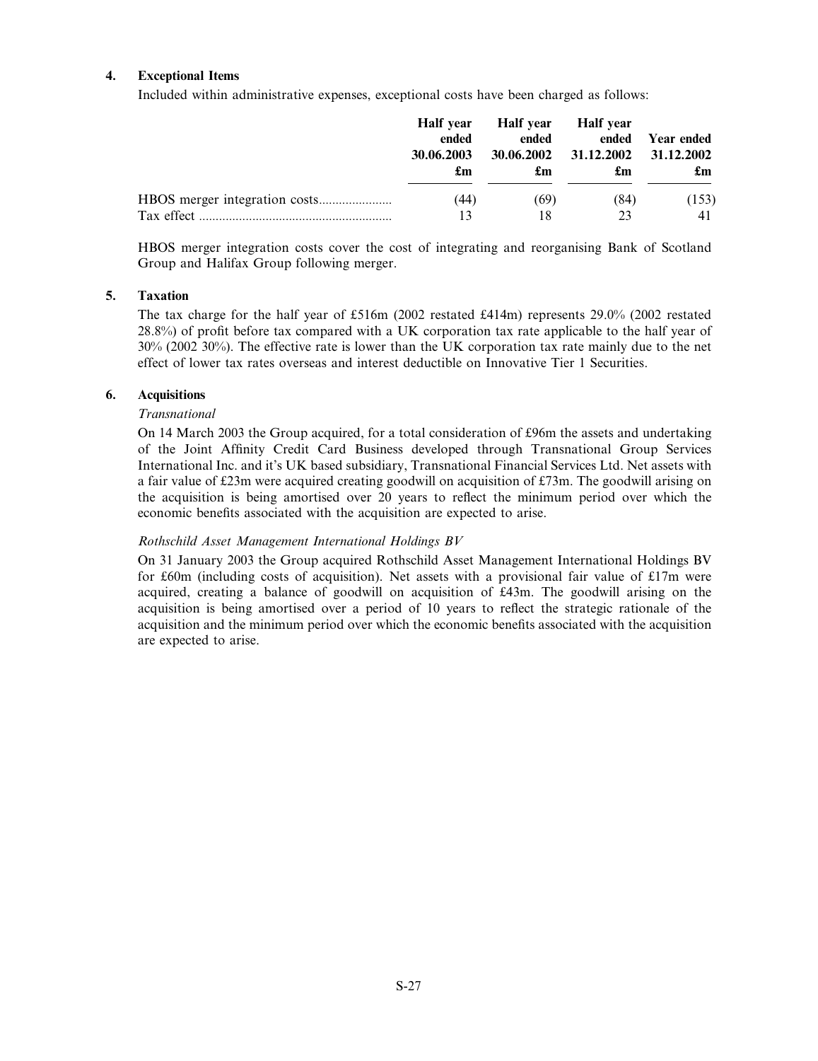### 4. Exceptional Items

Included within administrative expenses, exceptional costs have been charged as follows:

| | Half year ended 30.06.2003 £m | Half year ended 30.06.2002 £m | Half year ended 31.12.2002 £m | Year ended 31.12.2002 £m |
|---|---|---|---|---|
| HBOS merger integration costs | (44) | (69) | (84) | (153) |
| Tax effect | 13 | 18 | 23 | 41 |

HBOS merger integration costs cover the cost of integrating and reorganising Bank of Scotland Group and Halifax Group following merger.

### 5. Taxation

The tax charge for the half year of £516m (2002 restated £414m) represents 29.0% (2002 restated 28.8%) of profit before tax compared with a UK corporation tax rate applicable to the half year of 30% (2002 30%). The effective rate is lower than the UK corporation tax rate mainly due to the net effect of lower tax rates overseas and interest deductible on Innovative Tier 1 Securities.

### 6. Acquisitions

*Transnational*

On 14 March 2003 the Group acquired, for a total consideration of £96m the assets and undertaking of the Joint Affinity Credit Card Business developed through Transnational Group Services International Inc. and it's UK based subsidiary, Transnational Financial Services Ltd. Net assets with a fair value of £23m were acquired creating goodwill on acquisition of £73m. The goodwill arising on the acquisition is being amortised over 20 years to reflect the minimum period over which the economic benefits associated with the acquisition are expected to arise.

*Rothschild Asset Management International Holdings BV*

On 31 January 2003 the Group acquired Rothschild Asset Management International Holdings BV for £60m (including costs of acquisition). Net assets with a provisional fair value of £17m were acquired, creating a balance of goodwill on acquisition of £43m. The goodwill arising on the acquisition is being amortised over a period of 10 years to reflect the strategic rationale of the acquisition and the minimum period over which the economic benefits associated with the acquisition are expected to arise.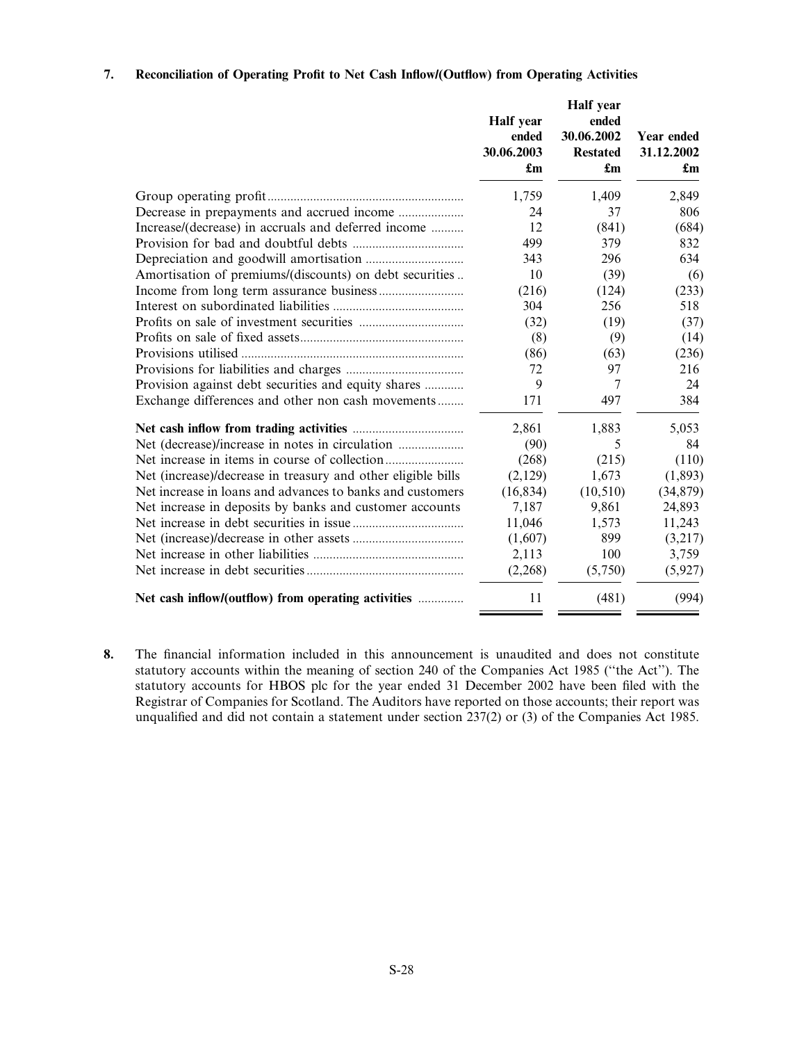## 7. Reconciliation of Operating Profit to Net Cash Inflow/(Outflow) from Operating Activities

| | Half year ended 30.06.2003 £m | Half year ended 30.06.2002 Restated £m | Year ended 31.12.2002 £m |
|---|---|---|---|
| Group operating profit | 1,759 | 1,409 | 2,849 |
| Decrease in prepayments and accrued income | 24 | 37 | 806 |
| Increase/(decrease) in accruals and deferred income | 12 | (841) | (684) |
| Provision for bad and doubtful debts | 499 | 379 | 832 |
| Depreciation and goodwill amortisation | 343 | 296 | 634 |
| Amortisation of premiums/(discounts) on debt securities | 10 | (39) | (6) |
| Income from long term assurance business | (216) | (124) | (233) |
| Interest on subordinated liabilities | 304 | 256 | 518 |
| Profits on sale of investment securities | (32) | (19) | (37) |
| Profits on sale of fixed assets | (8) | (9) | (14) |
| Provisions utilised | (86) | (63) | (236) |
| Provisions for liabilities and charges | 72 | 97 | 216 |
| Provision against debt securities and equity shares | 9 | 7 | 24 |
| Exchange differences and other non cash movements | 171 | 497 | 384 |
| **Net cash inflow from trading activities** | 2,861 | 1,883 | 5,053 |
| Net (decrease)/increase in notes in circulation | (90) | 5 | 84 |
| Net increase in items in course of collection | (268) | (215) | (110) |
| Net (increase)/decrease in treasury and other eligible bills | (2,129) | 1,673 | (1,893) |
| Net increase in loans and advances to banks and customers | (16,834) | (10,510) | (34,879) |
| Net increase in deposits by banks and customer accounts | 7,187 | 9,861 | 24,893 |
| Net increase in debt securities in issue | 11,046 | 1,573 | 11,243 |
| Net (increase)/decrease in other assets | (1,607) | 899 | (3,217) |
| Net increase in other liabilities | 2,113 | 100 | 3,759 |
| Net increase in debt securities | (2,268) | (5,750) | (5,927) |
| **Net cash inflow/(outflow) from operating activities** | 11 | (481) | (994) |

**8.** The financial information included in this announcement is unaudited and does not constitute statutory accounts within the meaning of section 240 of the Companies Act 1985 ("the Act"). The statutory accounts for HBOS plc for the year ended 31 December 2002 have been filed with the Registrar of Companies for Scotland. The Auditors have reported on those accounts; their report was unqualified and did not contain a statement under section 237(2) or (3) of the Companies Act 1985.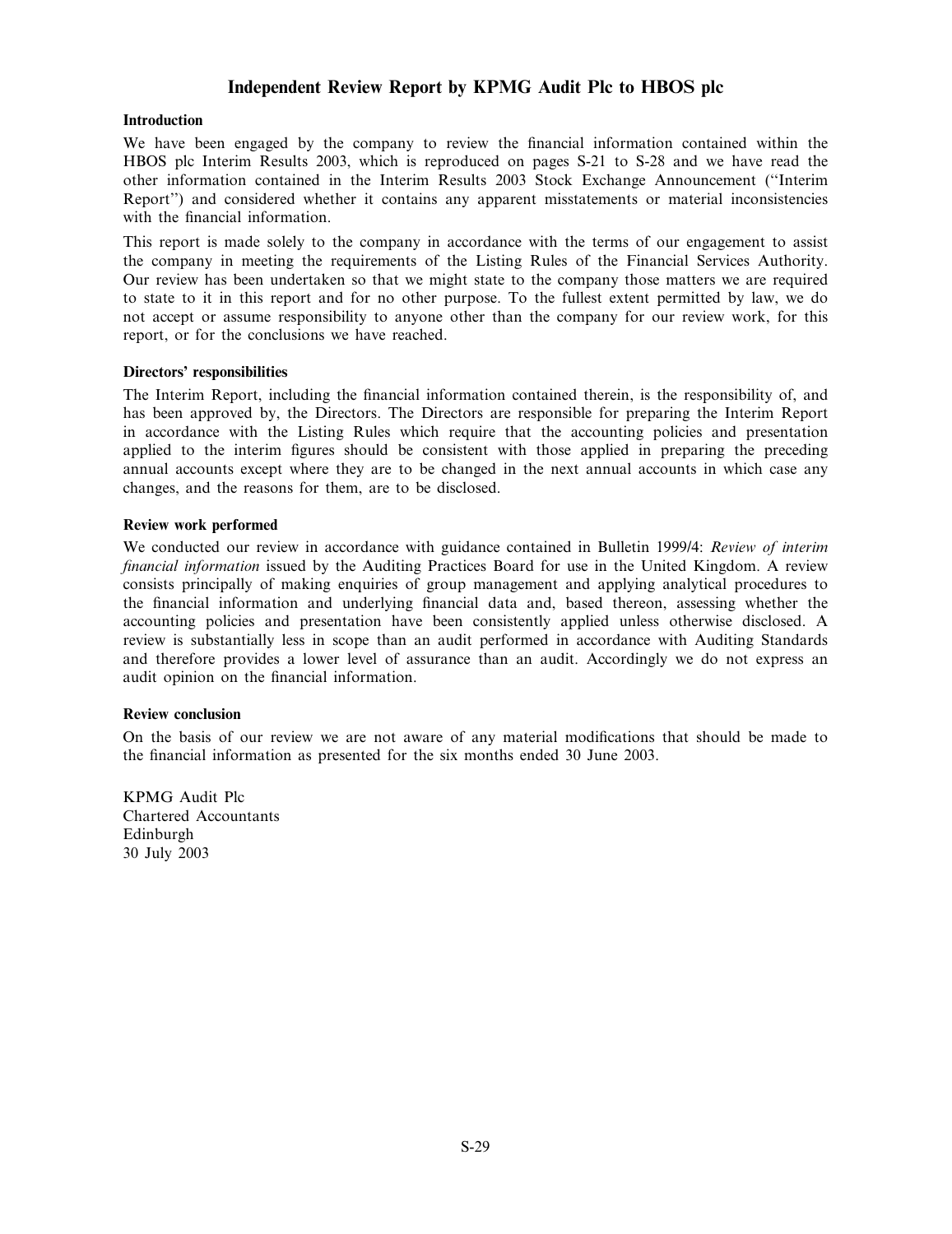# Independent Review Report by KPMG Audit Plc to HBOS plc

### Introduction

We have been engaged by the company to review the financial information contained within the HBOS plc Interim Results 2003, which is reproduced on pages S-21 to S-28 and we have read the other information contained in the Interim Results 2003 Stock Exchange Announcement (''Interim Report'') and considered whether it contains any apparent misstatements or material inconsistencies with the financial information.

This report is made solely to the company in accordance with the terms of our engagement to assist the company in meeting the requirements of the Listing Rules of the Financial Services Authority. Our review has been undertaken so that we might state to the company those matters we are required to state to it in this report and for no other purpose. To the fullest extent permitted by law, we do not accept or assume responsibility to anyone other than the company for our review work, for this report, or for the conclusions we have reached.

### Directors' responsibilities

The Interim Report, including the financial information contained therein, is the responsibility of, and has been approved by, the Directors. The Directors are responsible for preparing the Interim Report in accordance with the Listing Rules which require that the accounting policies and presentation applied to the interim figures should be consistent with those applied in preparing the preceding annual accounts except where they are to be changed in the next annual accounts in which case any changes, and the reasons for them, are to be disclosed.

### Review work performed

We conducted our review in accordance with guidance contained in Bulletin 1999/4: *Review of interim financial information* issued by the Auditing Practices Board for use in the United Kingdom. A review consists principally of making enquiries of group management and applying analytical procedures to the financial information and underlying financial data and, based thereon, assessing whether the accounting policies and presentation have been consistently applied unless otherwise disclosed. A review is substantially less in scope than an audit performed in accordance with Auditing Standards and therefore provides a lower level of assurance than an audit. Accordingly we do not express an audit opinion on the financial information.

### Review conclusion

On the basis of our review we are not aware of any material modifications that should be made to the financial information as presented for the six months ended 30 June 2003.

KPMG Audit Plc
Chartered Accountants
Edinburgh
30 July 2003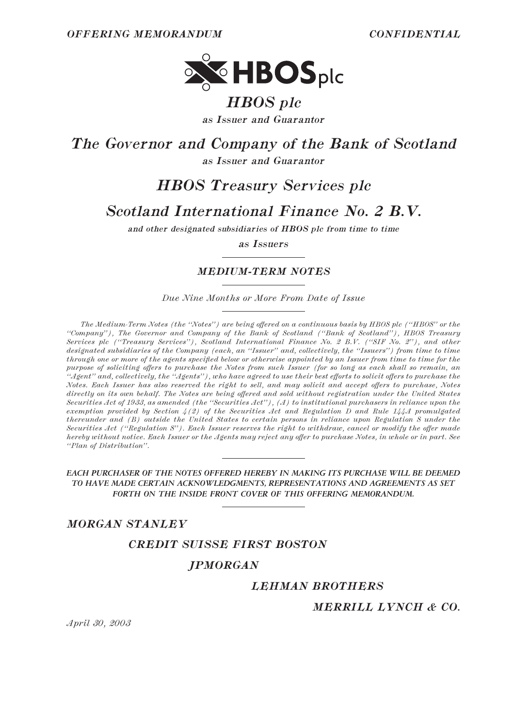*OFFERING MEMORANDUM* *CONFIDENTIAL*

# HBOS plc

*as Issuer and Guarantor*

# The Governor and Company of the Bank of Scotland

*as Issuer and Guarantor*

# HBOS Treasury Services plc

# Scotland International Finance No. 2 B.V.

*and other designated subsidiaries of HBOS plc from time to time*

*as Issuers*

---

## MEDIUM-TERM NOTES

---

*Due Nine Months or More From Date of Issue*

---

*The Medium-Term Notes (the "Notes") are being offered on a continuous basis by HBOS plc ("HBOS" or the "Company"), The Governor and Company of the Bank of Scotland ("Bank of Scotland"), HBOS Treasury Services plc ("Treasury Services"), Scotland International Finance No. 2 B.V. ("SIF No. 2"), and other designated subsidiaries of the Company (each, an "Issuer" and, collectively, the "Issuers") from time to time through one or more of the agents specified below or otherwise appointed by an Issuer from time to time for the purpose of soliciting offers to purchase the Notes from such Issuer (for so long as each shall so remain, an "Agent" and, collectively, the "Agents"), who have agreed to use their best efforts to solicit offers to purchase the Notes. Each Issuer has also reserved the right to sell, and may solicit and accept offers to purchase, Notes directly on its own behalf. The Notes are being offered and sold without registration under the United States Securities Act of 1933, as amended (the "Securities Act"), (A) to institutional purchasers in reliance upon the exemption provided by Section 4(2) of the Securities Act and Regulation D and Rule 144A promulgated thereunder and (B) outside the United States to certain persons in reliance upon Regulation S under the Securities Act ("Regulation S"). Each Issuer reserves the right to withdraw, cancel or modify the offer made hereby without notice. Each Issuer or the Agents may reject any offer to purchase Notes, in whole or in part. See "Plan of Distribution".*

---

***EACH PURCHASER OF THE NOTES OFFERED HEREBY IN MAKING ITS PURCHASE WILL BE DEEMED TO HAVE MADE CERTAIN ACKNOWLEDGMENTS, REPRESENTATIONS AND AGREEMENTS AS SET FORTH ON THE INSIDE FRONT COVER OF THIS OFFERING MEMORANDUM.***

---

***MORGAN STANLEY***

***CREDIT SUISSE FIRST BOSTON***

***JPMORGAN***

***LEHMAN BROTHERS***

***MERRILL LYNCH & CO.***

*April 30, 2003*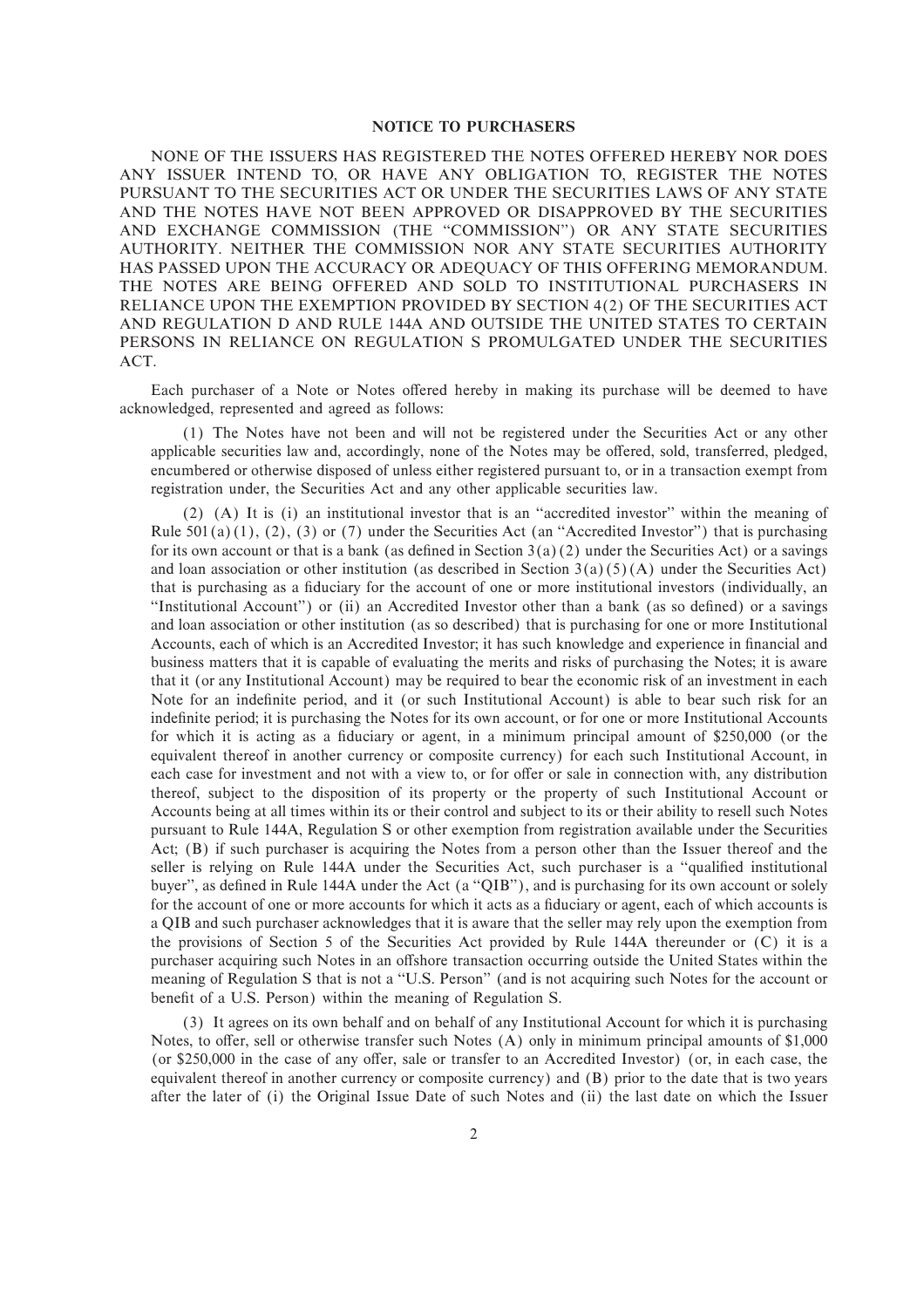## NOTICE TO PURCHASERS

NONE OF THE ISSUERS HAS REGISTERED THE NOTES OFFERED HEREBY NOR DOES ANY ISSUER INTEND TO, OR HAVE ANY OBLIGATION TO, REGISTER THE NOTES PURSUANT TO THE SECURITIES ACT OR UNDER THE SECURITIES LAWS OF ANY STATE AND THE NOTES HAVE NOT BEEN APPROVED OR DISAPPROVED BY THE SECURITIES AND EXCHANGE COMMISSION (THE "COMMISSION") OR ANY STATE SECURITIES AUTHORITY. NEITHER THE COMMISSION NOR ANY STATE SECURITIES AUTHORITY HAS PASSED UPON THE ACCURACY OR ADEQUACY OF THIS OFFERING MEMORANDUM. THE NOTES ARE BEING OFFERED AND SOLD TO INSTITUTIONAL PURCHASERS IN RELIANCE UPON THE EXEMPTION PROVIDED BY SECTION 4(2) OF THE SECURITIES ACT AND REGULATION D AND RULE 144A AND OUTSIDE THE UNITED STATES TO CERTAIN PERSONS IN RELIANCE ON REGULATION S PROMULGATED UNDER THE SECURITIES ACT.

Each purchaser of a Note or Notes offered hereby in making its purchase will be deemed to have acknowledged, represented and agreed as follows:

(1) The Notes have not been and will not be registered under the Securities Act or any other applicable securities law and, accordingly, none of the Notes may be offered, sold, transferred, pledged, encumbered or otherwise disposed of unless either registered pursuant to, or in a transaction exempt from registration under, the Securities Act and any other applicable securities law.

(2) (A) It is (i) an institutional investor that is an "accredited investor" within the meaning of Rule 501(a)(1), (2), (3) or (7) under the Securities Act (an "Accredited Investor") that is purchasing for its own account or that is a bank (as defined in Section 3(a)(2) under the Securities Act) or a savings and loan association or other institution (as described in Section 3(a)(5)(A) under the Securities Act) that is purchasing as a fiduciary for the account of one or more institutional investors (individually, an "Institutional Account") or (ii) an Accredited Investor other than a bank (as so defined) or a savings and loan association or other institution (as so described) that is purchasing for one or more Institutional Accounts, each of which is an Accredited Investor; it has such knowledge and experience in financial and business matters that it is capable of evaluating the merits and risks of purchasing the Notes; it is aware that it (or any Institutional Account) may be required to bear the economic risk of an investment in each Note for an indefinite period, and it (or such Institutional Account) is able to bear such risk for an indefinite period; it is purchasing the Notes for its own account, or for one or more Institutional Accounts for which it is acting as a fiduciary or agent, in a minimum principal amount of $250,000 (or the equivalent thereof in another currency or composite currency) for each such Institutional Account, in each case for investment and not with a view to, or for offer or sale in connection with, any distribution thereof, subject to the disposition of its property or the property of such Institutional Account or Accounts being at all times within its or their control and subject to its or their ability to resell such Notes pursuant to Rule 144A, Regulation S or other exemption from registration available under the Securities Act; (B) if such purchaser is acquiring the Notes from a person other than the Issuer thereof and the seller is relying on Rule 144A under the Securities Act, such purchaser is a "qualified institutional buyer", as defined in Rule 144A under the Act (a "QIB"), and is purchasing for its own account or solely for the account of one or more accounts for which it acts as a fiduciary or agent, each of which accounts is a QIB and such purchaser acknowledges that it is aware that the seller may rely upon the exemption from the provisions of Section 5 of the Securities Act provided by Rule 144A thereunder or (C) it is a purchaser acquiring such Notes in an offshore transaction occurring outside the United States within the meaning of Regulation S that is not a "U.S. Person" (and is not acquiring such Notes for the account or benefit of a U.S. Person) within the meaning of Regulation S.

(3) It agrees on its own behalf and on behalf of any Institutional Account for which it is purchasing Notes, to offer, sell or otherwise transfer such Notes (A) only in minimum principal amounts of $1,000 (or $250,000 in the case of any offer, sale or transfer to an Accredited Investor) (or, in each case, the equivalent thereof in another currency or composite currency) and (B) prior to the date that is two years after the later of (i) the Original Issue Date of such Notes and (ii) the last date on which the Issuer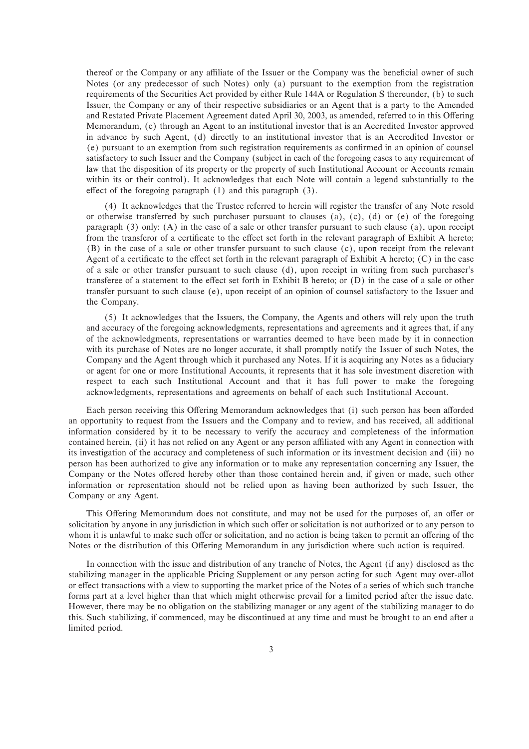thereof or the Company or any affiliate of the Issuer or the Company was the beneficial owner of such Notes (or any predecessor of such Notes) only (a) pursuant to the exemption from the registration requirements of the Securities Act provided by either Rule 144A or Regulation S thereunder, (b) to such Issuer, the Company or any of their respective subsidiaries or an Agent that is a party to the Amended and Restated Private Placement Agreement dated April 30, 2003, as amended, referred to in this Offering Memorandum, (c) through an Agent to an institutional investor that is an Accredited Investor approved in advance by such Agent, (d) directly to an institutional investor that is an Accredited Investor or (e) pursuant to an exemption from such registration requirements as confirmed in an opinion of counsel satisfactory to such Issuer and the Company (subject in each of the foregoing cases to any requirement of law that the disposition of its property or the property of such Institutional Account or Accounts remain within its or their control). It acknowledges that each Note will contain a legend substantially to the effect of the foregoing paragraph (1) and this paragraph (3).

(4) It acknowledges that the Trustee referred to herein will register the transfer of any Note resold or otherwise transferred by such purchaser pursuant to clauses (a), (c), (d) or (e) of the foregoing paragraph (3) only: (A) in the case of a sale or other transfer pursuant to such clause (a), upon receipt from the transferor of a certificate to the effect set forth in the relevant paragraph of Exhibit A hereto; (B) in the case of a sale or other transfer pursuant to such clause (c), upon receipt from the relevant Agent of a certificate to the effect set forth in the relevant paragraph of Exhibit A hereto; (C) in the case of a sale or other transfer pursuant to such clause (d), upon receipt in writing from such purchaser's transferee of a statement to the effect set forth in Exhibit B hereto; or (D) in the case of a sale or other transfer pursuant to such clause (e), upon receipt of an opinion of counsel satisfactory to the Issuer and the Company.

(5) It acknowledges that the Issuers, the Company, the Agents and others will rely upon the truth and accuracy of the foregoing acknowledgments, representations and agreements and it agrees that, if any of the acknowledgments, representations or warranties deemed to have been made by it in connection with its purchase of Notes are no longer accurate, it shall promptly notify the Issuer of such Notes, the Company and the Agent through which it purchased any Notes. If it is acquiring any Notes as a fiduciary or agent for one or more Institutional Accounts, it represents that it has sole investment discretion with respect to each such Institutional Account and that it has full power to make the foregoing acknowledgments, representations and agreements on behalf of each such Institutional Account.

Each person receiving this Offering Memorandum acknowledges that (i) such person has been afforded an opportunity to request from the Issuers and the Company and to review, and has received, all additional information considered by it to be necessary to verify the accuracy and completeness of the information contained herein, (ii) it has not relied on any Agent or any person affiliated with any Agent in connection with its investigation of the accuracy and completeness of such information or its investment decision and (iii) no person has been authorized to give any information or to make any representation concerning any Issuer, the Company or the Notes offered hereby other than those contained herein and, if given or made, such other information or representation should not be relied upon as having been authorized by such Issuer, the Company or any Agent.

This Offering Memorandum does not constitute, and may not be used for the purposes of, an offer or solicitation by anyone in any jurisdiction in which such offer or solicitation is not authorized or to any person to whom it is unlawful to make such offer or solicitation, and no action is being taken to permit an offering of the Notes or the distribution of this Offering Memorandum in any jurisdiction where such action is required.

In connection with the issue and distribution of any tranche of Notes, the Agent (if any) disclosed as the stabilizing manager in the applicable Pricing Supplement or any person acting for such Agent may over-allot or effect transactions with a view to supporting the market price of the Notes of a series of which such tranche forms part at a level higher than that which might otherwise prevail for a limited period after the issue date. However, there may be no obligation on the stabilizing manager or any agent of the stabilizing manager to do this. Such stabilizing, if commenced, may be discontinued at any time and must be brought to an end after a limited period.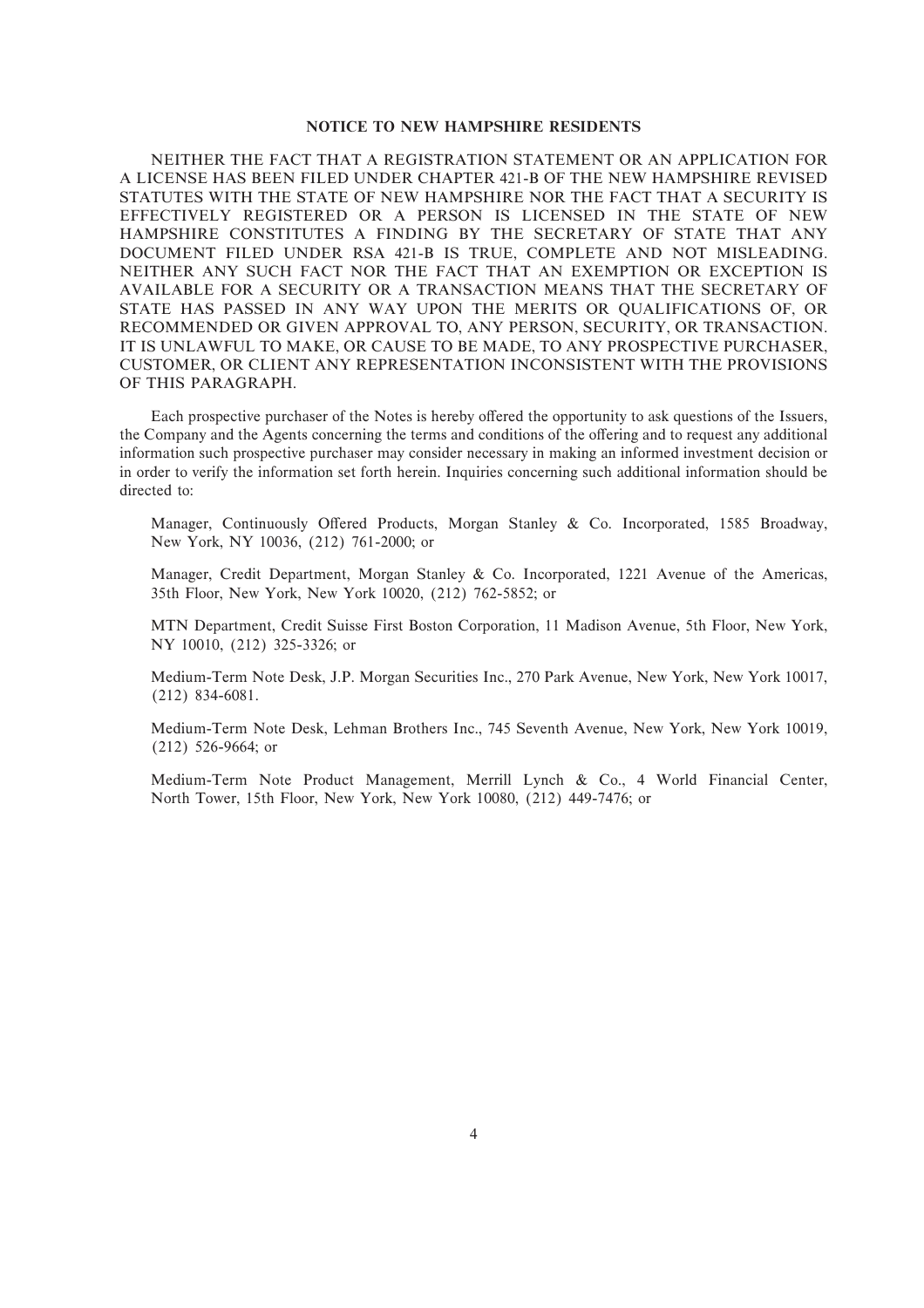**NOTICE TO NEW HAMPSHIRE RESIDENTS**

NEITHER THE FACT THAT A REGISTRATION STATEMENT OR AN APPLICATION FOR A LICENSE HAS BEEN FILED UNDER CHAPTER 421-B OF THE NEW HAMPSHIRE REVISED STATUTES WITH THE STATE OF NEW HAMPSHIRE NOR THE FACT THAT A SECURITY IS EFFECTIVELY REGISTERED OR A PERSON IS LICENSED IN THE STATE OF NEW HAMPSHIRE CONSTITUTES A FINDING BY THE SECRETARY OF STATE THAT ANY DOCUMENT FILED UNDER RSA 421-B IS TRUE, COMPLETE AND NOT MISLEADING. NEITHER ANY SUCH FACT NOR THE FACT THAT AN EXEMPTION OR EXCEPTION IS AVAILABLE FOR A SECURITY OR A TRANSACTION MEANS THAT THE SECRETARY OF STATE HAS PASSED IN ANY WAY UPON THE MERITS OR QUALIFICATIONS OF, OR RECOMMENDED OR GIVEN APPROVAL TO, ANY PERSON, SECURITY, OR TRANSACTION. IT IS UNLAWFUL TO MAKE, OR CAUSE TO BE MADE, TO ANY PROSPECTIVE PURCHASER, CUSTOMER, OR CLIENT ANY REPRESENTATION INCONSISTENT WITH THE PROVISIONS OF THIS PARAGRAPH.

Each prospective purchaser of the Notes is hereby offered the opportunity to ask questions of the Issuers, the Company and the Agents concerning the terms and conditions of the offering and to request any additional information such prospective purchaser may consider necessary in making an informed investment decision or in order to verify the information set forth herein. Inquiries concerning such additional information should be directed to:

Manager, Continuously Offered Products, Morgan Stanley & Co. Incorporated, 1585 Broadway, New York, NY 10036, (212) 761-2000; or

Manager, Credit Department, Morgan Stanley & Co. Incorporated, 1221 Avenue of the Americas, 35th Floor, New York, New York 10020, (212) 762-5852; or

MTN Department, Credit Suisse First Boston Corporation, 11 Madison Avenue, 5th Floor, New York, NY 10010, (212) 325-3326; or

Medium-Term Note Desk, J.P. Morgan Securities Inc., 270 Park Avenue, New York, New York 10017, (212) 834-6081.

Medium-Term Note Desk, Lehman Brothers Inc., 745 Seventh Avenue, New York, New York 10019, (212) 526-9664; or

Medium-Term Note Product Management, Merrill Lynch & Co., 4 World Financial Center, North Tower, 15th Floor, New York, New York 10080, (212) 449-7476; or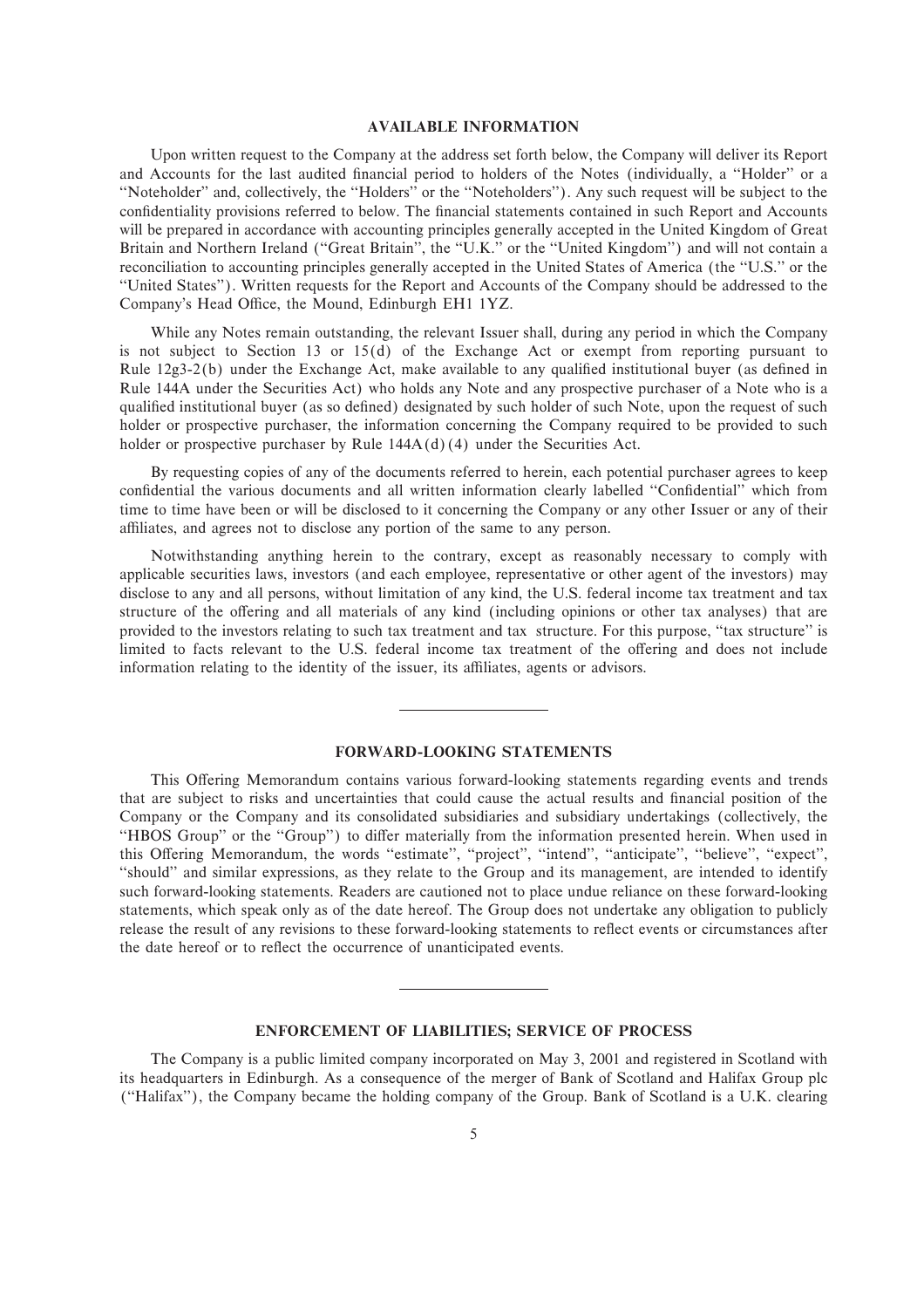## AVAILABLE INFORMATION

Upon written request to the Company at the address set forth below, the Company will deliver its Report and Accounts for the last audited financial period to holders of the Notes (individually, a ''Holder'' or a ''Noteholder'' and, collectively, the ''Holders'' or the ''Noteholders''). Any such request will be subject to the confidentiality provisions referred to below. The financial statements contained in such Report and Accounts will be prepared in accordance with accounting principles generally accepted in the United Kingdom of Great Britain and Northern Ireland (''Great Britain'', the ''U.K.'' or the ''United Kingdom'') and will not contain a reconciliation to accounting principles generally accepted in the United States of America (the ''U.S.'' or the ''United States''). Written requests for the Report and Accounts of the Company should be addressed to the Company's Head Office, the Mound, Edinburgh EH1 1YZ.

While any Notes remain outstanding, the relevant Issuer shall, during any period in which the Company is not subject to Section 13 or 15(d) of the Exchange Act or exempt from reporting pursuant to Rule 12g3-2(b) under the Exchange Act, make available to any qualified institutional buyer (as defined in Rule 144A under the Securities Act) who holds any Note and any prospective purchaser of a Note who is a qualified institutional buyer (as so defined) designated by such holder of such Note, upon the request of such holder or prospective purchaser, the information concerning the Company required to be provided to such holder or prospective purchaser by Rule 144A(d)(4) under the Securities Act.

By requesting copies of any of the documents referred to herein, each potential purchaser agrees to keep confidential the various documents and all written information clearly labelled ''Confidential'' which from time to time have been or will be disclosed to it concerning the Company or any other Issuer or any of their affiliates, and agrees not to disclose any portion of the same to any person.

Notwithstanding anything herein to the contrary, except as reasonably necessary to comply with applicable securities laws, investors (and each employee, representative or other agent of the investors) may disclose to any and all persons, without limitation of any kind, the U.S. federal income tax treatment and tax structure of the offering and all materials of any kind (including opinions or other tax analyses) that are provided to the investors relating to such tax treatment and tax structure. For this purpose, ''tax structure'' is limited to facts relevant to the U.S. federal income tax treatment of the offering and does not include information relating to the identity of the issuer, its affiliates, agents or advisors.

---

## FORWARD-LOOKING STATEMENTS

This Offering Memorandum contains various forward-looking statements regarding events and trends that are subject to risks and uncertainties that could cause the actual results and financial position of the Company or the Company and its consolidated subsidiaries and subsidiary undertakings (collectively, the ''HBOS Group'' or the ''Group'') to differ materially from the information presented herein. When used in this Offering Memorandum, the words ''estimate'', ''project'', ''intend'', ''anticipate'', ''believe'', ''expect'', ''should'' and similar expressions, as they relate to the Group and its management, are intended to identify such forward-looking statements. Readers are cautioned not to place undue reliance on these forward-looking statements, which speak only as of the date hereof. The Group does not undertake any obligation to publicly release the result of any revisions to these forward-looking statements to reflect events or circumstances after the date hereof or to reflect the occurrence of unanticipated events.

---

## ENFORCEMENT OF LIABILITIES; SERVICE OF PROCESS

The Company is a public limited company incorporated on May 3, 2001 and registered in Scotland with its headquarters in Edinburgh. As a consequence of the merger of Bank of Scotland and Halifax Group plc (''Halifax''), the Company became the holding company of the Group. Bank of Scotland is a U.K. clearing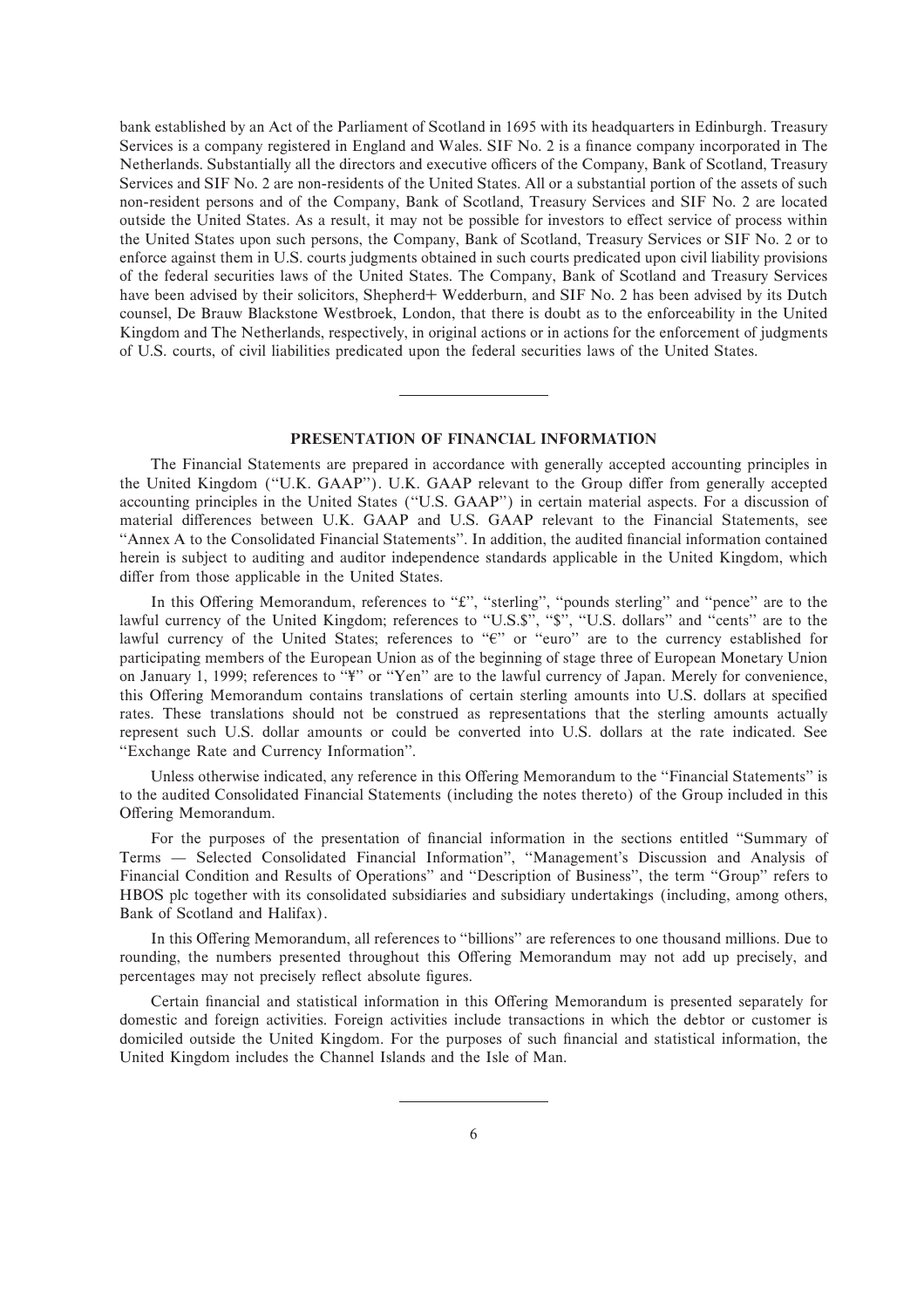bank established by an Act of the Parliament of Scotland in 1695 with its headquarters in Edinburgh. Treasury Services is a company registered in England and Wales. SIF No. 2 is a finance company incorporated in The Netherlands. Substantially all the directors and executive officers of the Company, Bank of Scotland, Treasury Services and SIF No. 2 are non-residents of the United States. All or a substantial portion of the assets of such non-resident persons and of the Company, Bank of Scotland, Treasury Services and SIF No. 2 are located outside the United States. As a result, it may not be possible for investors to effect service of process within the United States upon such persons, the Company, Bank of Scotland, Treasury Services or SIF No. 2 or to enforce against them in U.S. courts judgments obtained in such courts predicated upon civil liability provisions of the federal securities laws of the United States. The Company, Bank of Scotland and Treasury Services have been advised by their solicitors, Shepherd+ Wedderburn, and SIF No. 2 has been advised by its Dutch counsel, De Brauw Blackstone Westbroek, London, that there is doubt as to the enforceability in the United Kingdom and The Netherlands, respectively, in original actions or in actions for the enforcement of judgments of U.S. courts, of civil liabilities predicated upon the federal securities laws of the United States.

---

## PRESENTATION OF FINANCIAL INFORMATION

The Financial Statements are prepared in accordance with generally accepted accounting principles in the United Kingdom (''U.K. GAAP''). U.K. GAAP relevant to the Group differ from generally accepted accounting principles in the United States (''U.S. GAAP'') in certain material aspects. For a discussion of material differences between U.K. GAAP and U.S. GAAP relevant to the Financial Statements, see ''Annex A to the Consolidated Financial Statements''. In addition, the audited financial information contained herein is subject to auditing and auditor independence standards applicable in the United Kingdom, which differ from those applicable in the United States.

In this Offering Memorandum, references to ''£'', ''sterling'', ''pounds sterling'' and ''pence'' are to the lawful currency of the United Kingdom; references to ''U.S.$'', ''$'', ''U.S. dollars'' and ''cents'' are to the lawful currency of the United States; references to ''€'' or ''euro'' are to the currency established for participating members of the European Union as of the beginning of stage three of European Monetary Union on January 1, 1999; references to ''¥'' or ''Yen'' are to the lawful currency of Japan. Merely for convenience, this Offering Memorandum contains translations of certain sterling amounts into U.S. dollars at specified rates. These translations should not be construed as representations that the sterling amounts actually represent such U.S. dollar amounts or could be converted into U.S. dollars at the rate indicated. See ''Exchange Rate and Currency Information''.

Unless otherwise indicated, any reference in this Offering Memorandum to the ''Financial Statements'' is to the audited Consolidated Financial Statements (including the notes thereto) of the Group included in this Offering Memorandum.

For the purposes of the presentation of financial information in the sections entitled ''Summary of Terms — Selected Consolidated Financial Information'', ''Management's Discussion and Analysis of Financial Condition and Results of Operations'' and ''Description of Business'', the term ''Group'' refers to HBOS plc together with its consolidated subsidiaries and subsidiary undertakings (including, among others, Bank of Scotland and Halifax).

In this Offering Memorandum, all references to ''billions'' are references to one thousand millions. Due to rounding, the numbers presented throughout this Offering Memorandum may not add up precisely, and percentages may not precisely reflect absolute figures.

Certain financial and statistical information in this Offering Memorandum is presented separately for domestic and foreign activities. Foreign activities include transactions in which the debtor or customer is domiciled outside the United Kingdom. For the purposes of such financial and statistical information, the United Kingdom includes the Channel Islands and the Isle of Man.

---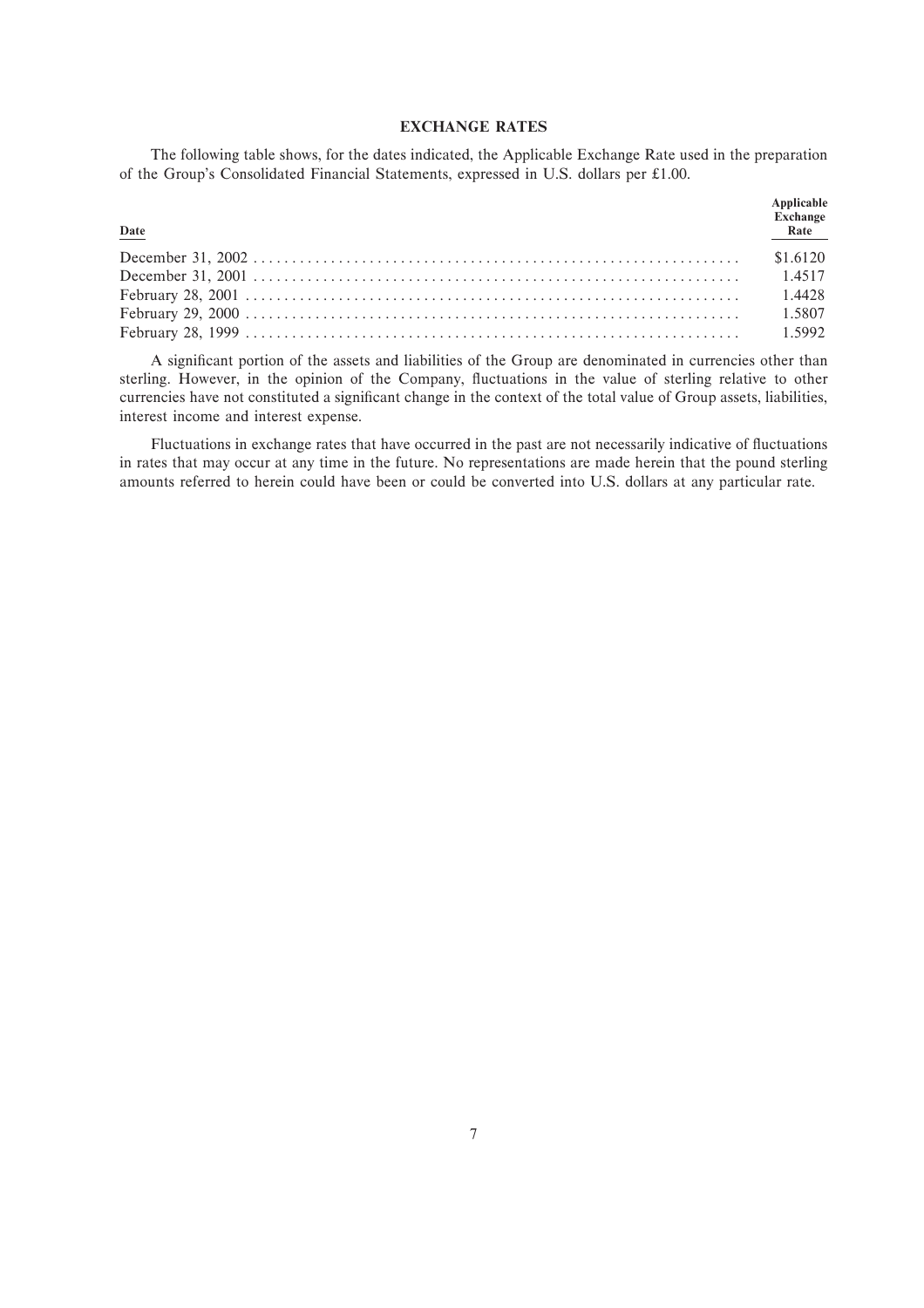# EXCHANGE RATES

The following table shows, for the dates indicated, the Applicable Exchange Rate used in the preparation of the Group's Consolidated Financial Statements, expressed in U.S. dollars per £1.00.

| Date | Applicable Exchange Rate |
|---|---|
| December 31, 2002 | $1.6120 |
| December 31, 2001 | 1.4517 |
| February 28, 2001 | 1.4428 |
| February 29, 2000 | 1.5807 |
| February 28, 1999 | 1.5992 |

A significant portion of the assets and liabilities of the Group are denominated in currencies other than sterling. However, in the opinion of the Company, fluctuations in the value of sterling relative to other currencies have not constituted a significant change in the context of the total value of Group assets, liabilities, interest income and interest expense.

Fluctuations in exchange rates that have occurred in the past are not necessarily indicative of fluctuations in rates that may occur at any time in the future. No representations are made herein that the pound sterling amounts referred to herein could have been or could be converted into U.S. dollars at any particular rate.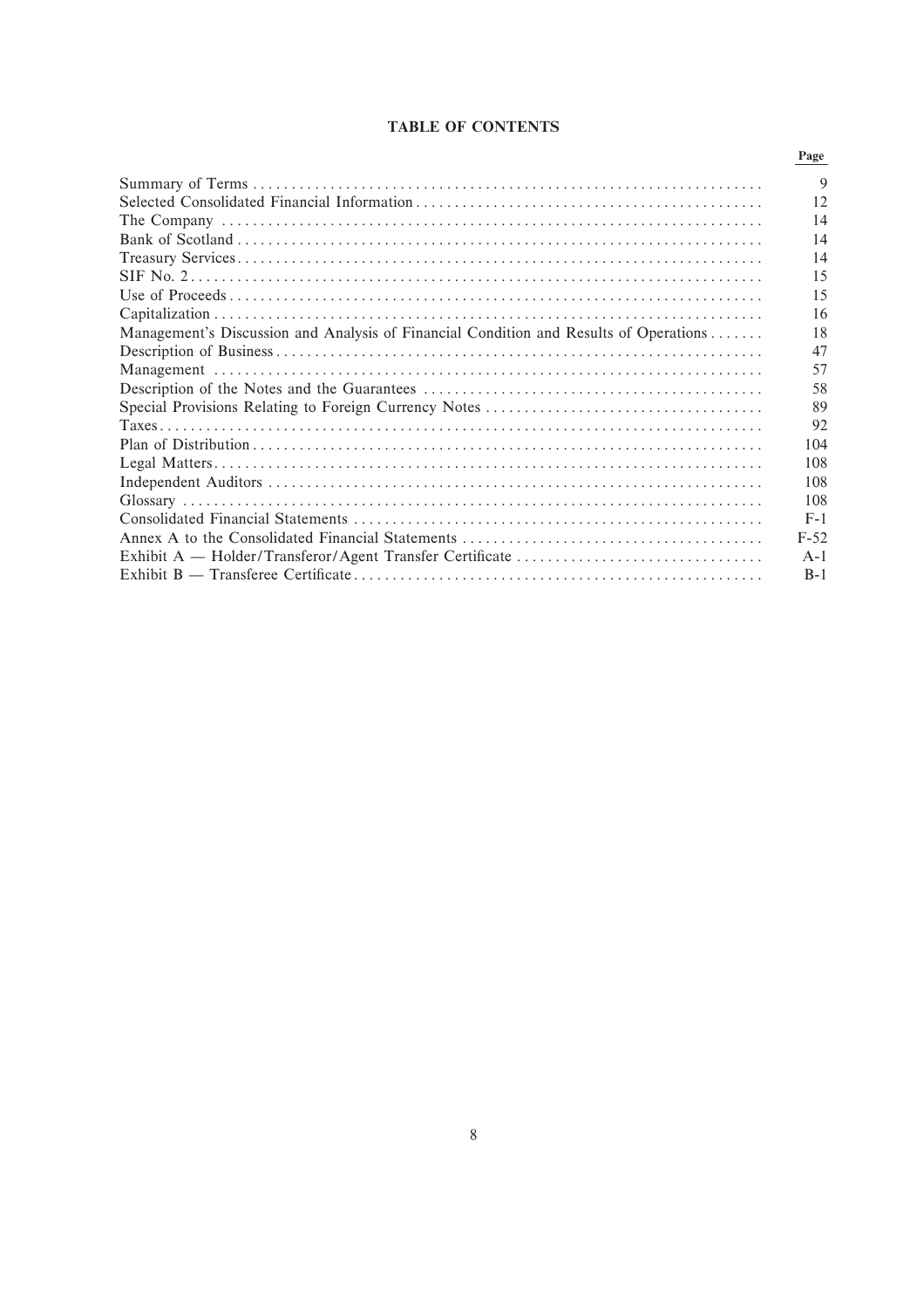# TABLE OF CONTENTS

| | Page |
|---|---|
| Summary of Terms | 9 |
| Selected Consolidated Financial Information | 12 |
| The Company | 14 |
| Bank of Scotland | 14 |
| Treasury Services | 14 |
| SIF No. 2 | 15 |
| Use of Proceeds | 15 |
| Capitalization | 16 |
| Management's Discussion and Analysis of Financial Condition and Results of Operations | 18 |
| Description of Business | 47 |
| Management | 57 |
| Description of the Notes and the Guarantees | 58 |
| Special Provisions Relating to Foreign Currency Notes | 89 |
| Taxes | 92 |
| Plan of Distribution | 104 |
| Legal Matters | 108 |
| Independent Auditors | 108 |
| Glossary | 108 |
| Consolidated Financial Statements | F-1 |
| Annex A to the Consolidated Financial Statements | F-52 |
| Exhibit A — Holder/Transferor/Agent Transfer Certificate | A-1 |
| Exhibit B — Transferee Certificate | B-1 |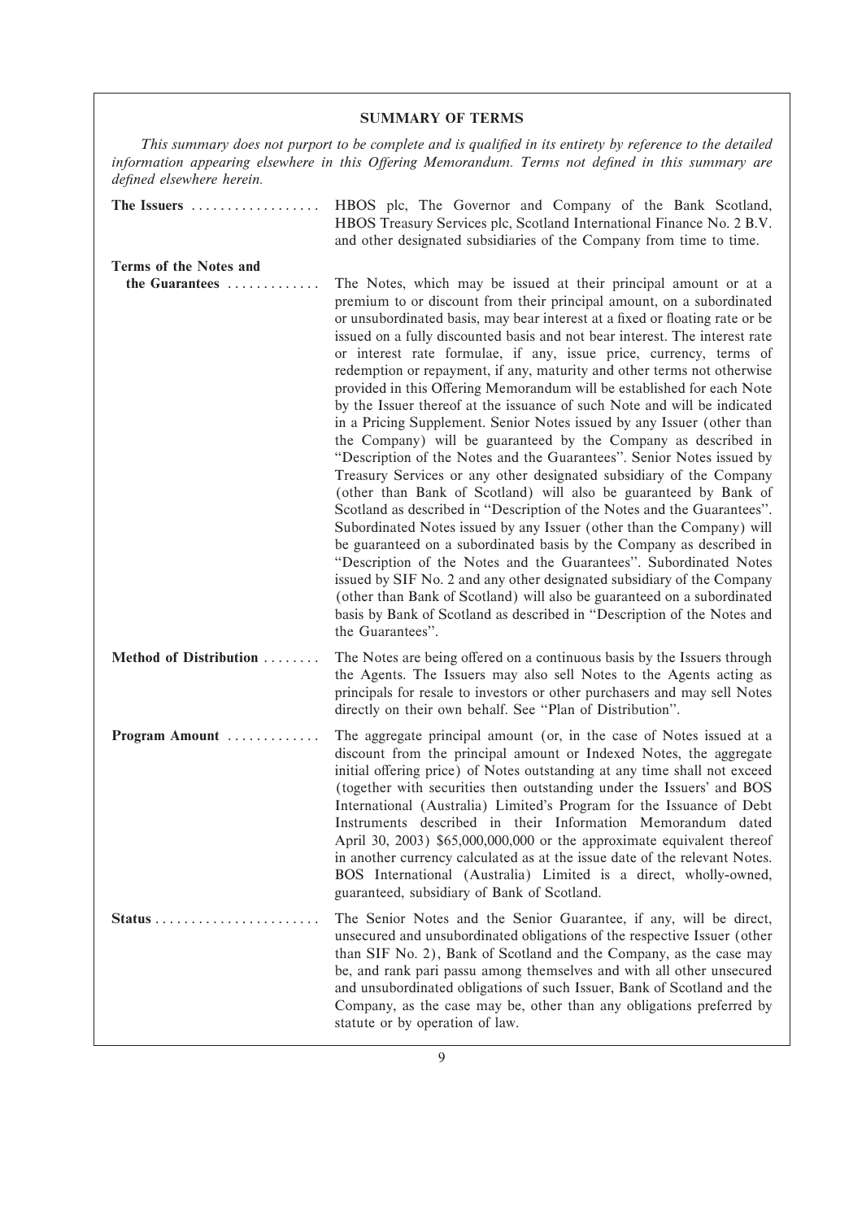## SUMMARY OF TERMS

*This summary does not purport to be complete and is qualified in its entirety by reference to the detailed information appearing elsewhere in this Offering Memorandum. Terms not defined in this summary are defined elsewhere herein.*

**The Issuers** .................. HBOS plc, The Governor and Company of the Bank Scotland, HBOS Treasury Services plc, Scotland International Finance No. 2 B.V. and other designated subsidiaries of the Company from time to time.

**Terms of the Notes and the Guarantees** ............. The Notes, which may be issued at their principal amount or at a premium to or discount from their principal amount, on a subordinated or unsubordinated basis, may bear interest at a fixed or floating rate or be issued on a fully discounted basis and not bear interest. The interest rate or interest rate formulae, if any, issue price, currency, terms of redemption or repayment, if any, maturity and other terms not otherwise provided in this Offering Memorandum will be established for each Note by the Issuer thereof at the issuance of such Note and will be indicated in a Pricing Supplement. Senior Notes issued by any Issuer (other than the Company) will be guaranteed by the Company as described in "Description of the Notes and the Guarantees". Senior Notes issued by Treasury Services or any other designated subsidiary of the Company (other than Bank of Scotland) will also be guaranteed by Bank of Scotland as described in "Description of the Notes and the Guarantees". Subordinated Notes issued by any Issuer (other than the Company) will be guaranteed on a subordinated basis by the Company as described in "Description of the Notes and the Guarantees". Subordinated Notes issued by SIF No. 2 and any other designated subsidiary of the Company (other than Bank of Scotland) will also be guaranteed on a subordinated basis by Bank of Scotland as described in "Description of the Notes and the Guarantees".

**Method of Distribution** ........ The Notes are being offered on a continuous basis by the Issuers through the Agents. The Issuers may also sell Notes to the Agents acting as principals for resale to investors or other purchasers and may sell Notes directly on their own behalf. See "Plan of Distribution".

**Program Amount** ............. The aggregate principal amount (or, in the case of Notes issued at a discount from the principal amount or Indexed Notes, the aggregate initial offering price) of Notes outstanding at any time shall not exceed (together with securities then outstanding under the Issuers' and BOS International (Australia) Limited's Program for the Issuance of Debt Instruments described in their Information Memorandum dated April 30, 2003) $65,000,000,000 or the approximate equivalent thereof in another currency calculated as at the issue date of the relevant Notes. BOS International (Australia) Limited is a direct, wholly-owned, guaranteed, subsidiary of Bank of Scotland.

**Status** ....................... The Senior Notes and the Senior Guarantee, if any, will be direct, unsecured and unsubordinated obligations of the respective Issuer (other than SIF No. 2), Bank of Scotland and the Company, as the case may be, and rank pari passu among themselves and with all other unsecured and unsubordinated obligations of such Issuer, Bank of Scotland and the Company, as the case may be, other than any obligations preferred by statute or by operation of law.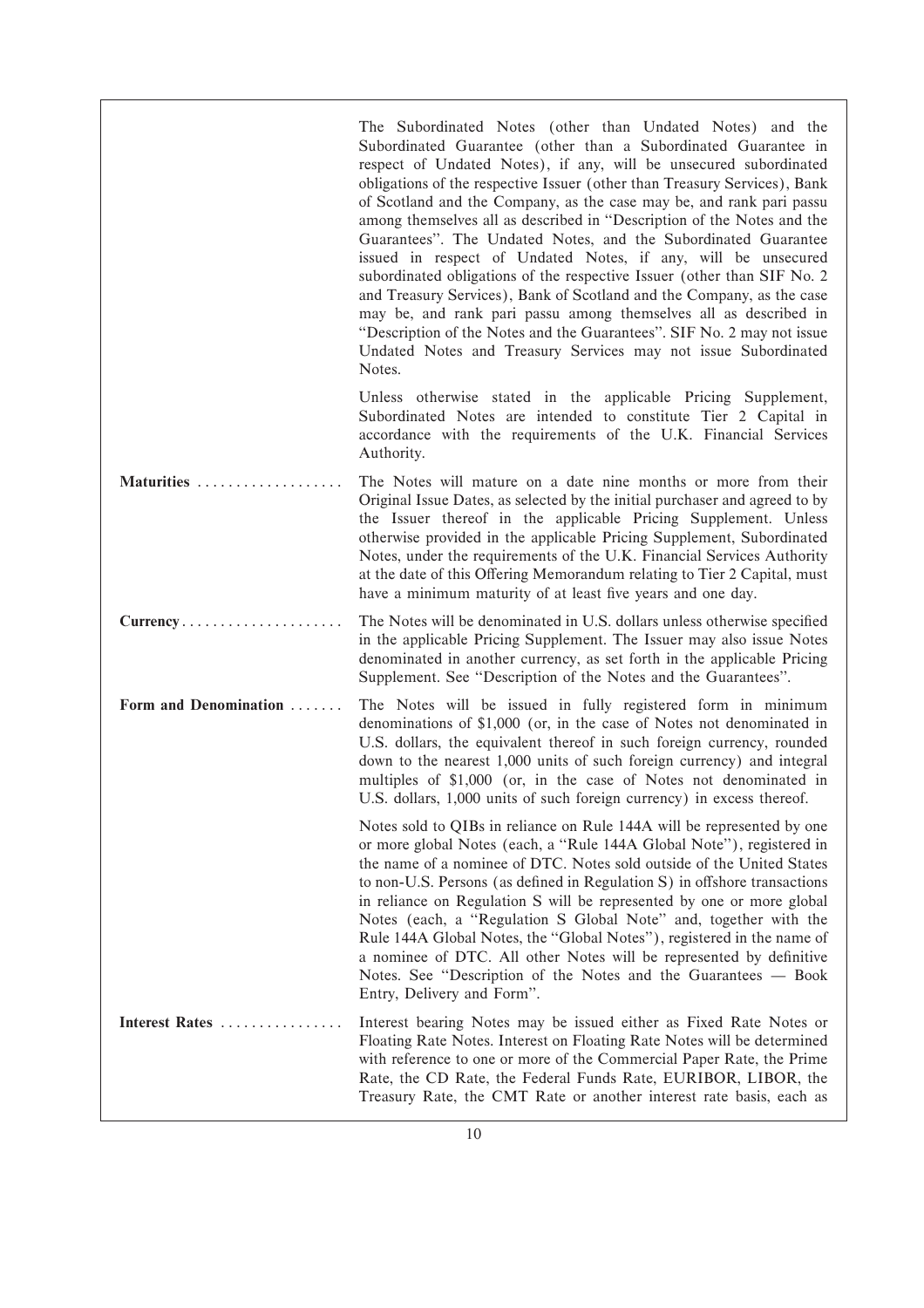The Subordinated Notes (other than Undated Notes) and the Subordinated Guarantee (other than a Subordinated Guarantee in respect of Undated Notes), if any, will be unsecured subordinated obligations of the respective Issuer (other than Treasury Services), Bank of Scotland and the Company, as the case may be, and rank pari passu among themselves all as described in "Description of the Notes and the Guarantees". The Undated Notes, and the Subordinated Guarantee issued in respect of Undated Notes, if any, will be unsecured subordinated obligations of the respective Issuer (other than SIF No. 2 and Treasury Services), Bank of Scotland and the Company, as the case may be, and rank pari passu among themselves all as described in "Description of the Notes and the Guarantees". SIF No. 2 may not issue Undated Notes and Treasury Services may not issue Subordinated Notes.

Unless otherwise stated in the applicable Pricing Supplement, Subordinated Notes are intended to constitute Tier 2 Capital in accordance with the requirements of the U.K. Financial Services Authority.

**Maturities** — The Notes will mature on a date nine months or more from their Original Issue Dates, as selected by the initial purchaser and agreed to by the Issuer thereof in the applicable Pricing Supplement. Unless otherwise provided in the applicable Pricing Supplement, Subordinated Notes, under the requirements of the U.K. Financial Services Authority at the date of this Offering Memorandum relating to Tier 2 Capital, must have a minimum maturity of at least five years and one day.

**Currency** — The Notes will be denominated in U.S. dollars unless otherwise specified in the applicable Pricing Supplement. The Issuer may also issue Notes denominated in another currency, as set forth in the applicable Pricing Supplement. See "Description of the Notes and the Guarantees".

**Form and Denomination** — The Notes will be issued in fully registered form in minimum denominations of $1,000 (or, in the case of Notes not denominated in U.S. dollars, the equivalent thereof in such foreign currency, rounded down to the nearest 1,000 units of such foreign currency) and integral multiples of $1,000 (or, in the case of Notes not denominated in U.S. dollars, 1,000 units of such foreign currency) in excess thereof.

Notes sold to QIBs in reliance on Rule 144A will be represented by one or more global Notes (each, a "Rule 144A Global Note"), registered in the name of a nominee of DTC. Notes sold outside of the United States to non-U.S. Persons (as defined in Regulation S) in offshore transactions in reliance on Regulation S will be represented by one or more global Notes (each, a "Regulation S Global Note" and, together with the Rule 144A Global Notes, the "Global Notes"), registered in the name of a nominee of DTC. All other Notes will be represented by definitive Notes. See "Description of the Notes and the Guarantees — Book Entry, Delivery and Form".

**Interest Rates** — Interest bearing Notes may be issued either as Fixed Rate Notes or Floating Rate Notes. Interest on Floating Rate Notes will be determined with reference to one or more of the Commercial Paper Rate, the Prime Rate, the CD Rate, the Federal Funds Rate, EURIBOR, LIBOR, the Treasury Rate, the CMT Rate or another interest rate basis, each as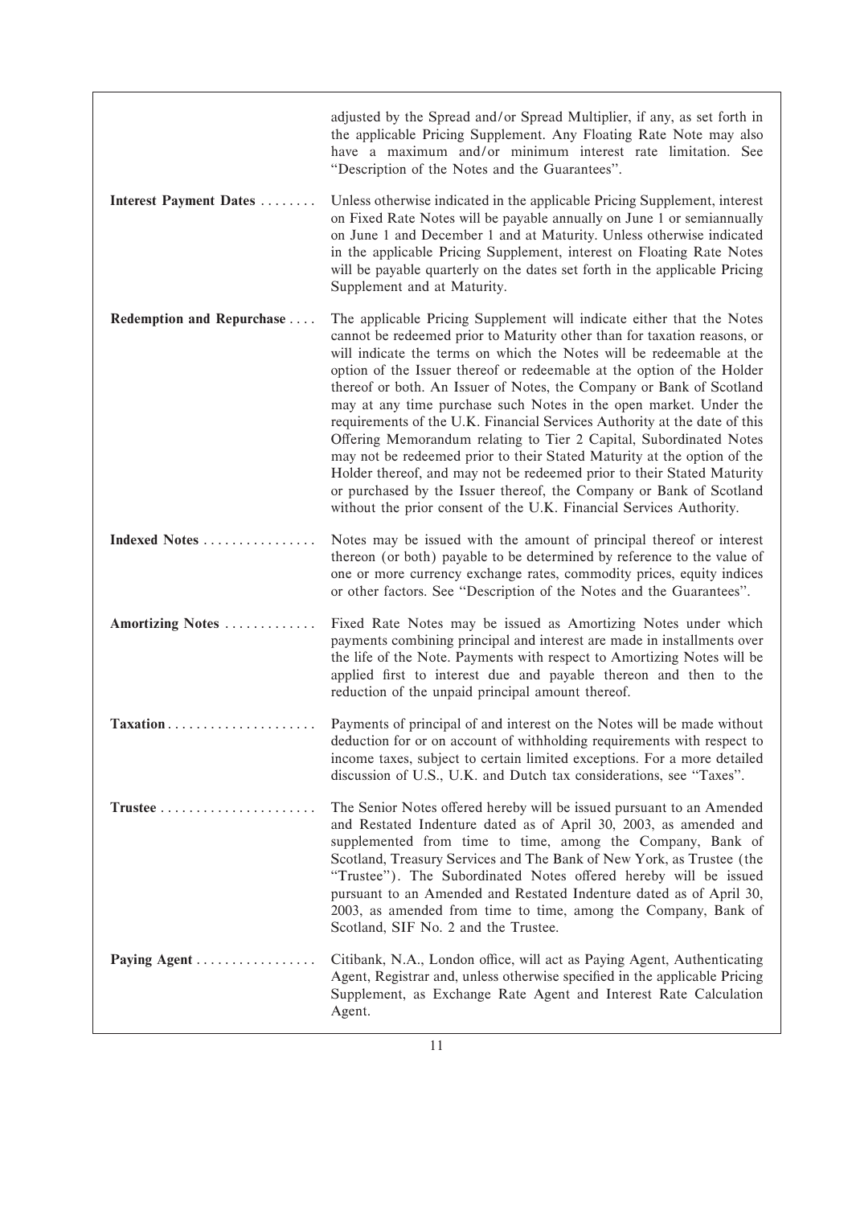| | |
|---|---|
| | adjusted by the Spread and/or Spread Multiplier, if any, as set forth in the applicable Pricing Supplement. Any Floating Rate Note may also have a maximum and/or minimum interest rate limitation. See "Description of the Notes and the Guarantees". |
| **Interest Payment Dates** | Unless otherwise indicated in the applicable Pricing Supplement, interest on Fixed Rate Notes will be payable annually on June 1 or semiannually on June 1 and December 1 and at Maturity. Unless otherwise indicated in the applicable Pricing Supplement, interest on Floating Rate Notes will be payable quarterly on the dates set forth in the applicable Pricing Supplement and at Maturity. |
| **Redemption and Repurchase** | The applicable Pricing Supplement will indicate either that the Notes cannot be redeemed prior to Maturity other than for taxation reasons, or will indicate the terms on which the Notes will be redeemable at the option of the Issuer thereof or redeemable at the option of the Holder thereof or both. An Issuer of Notes, the Company or Bank of Scotland may at any time purchase such Notes in the open market. Under the requirements of the U.K. Financial Services Authority at the date of this Offering Memorandum relating to Tier 2 Capital, Subordinated Notes may not be redeemed prior to their Stated Maturity at the option of the Holder thereof, and may not be redeemed prior to their Stated Maturity or purchased by the Issuer thereof, the Company or Bank of Scotland without the prior consent of the U.K. Financial Services Authority. |
| **Indexed Notes** | Notes may be issued with the amount of principal thereof or interest thereon (or both) payable to be determined by reference to the value of one or more currency exchange rates, commodity prices, equity indices or other factors. See "Description of the Notes and the Guarantees". |
| **Amortizing Notes** | Fixed Rate Notes may be issued as Amortizing Notes under which payments combining principal and interest are made in installments over the life of the Note. Payments with respect to Amortizing Notes will be applied first to interest due and payable thereon and then to the reduction of the unpaid principal amount thereof. |
| **Taxation** | Payments of principal of and interest on the Notes will be made without deduction for or on account of withholding requirements with respect to income taxes, subject to certain limited exceptions. For a more detailed discussion of U.S., U.K. and Dutch tax considerations, see "Taxes". |
| **Trustee** | The Senior Notes offered hereby will be issued pursuant to an Amended and Restated Indenture dated as of April 30, 2003, as amended and supplemented from time to time, among the Company, Bank of Scotland, Treasury Services and The Bank of New York, as Trustee (the "Trustee"). The Subordinated Notes offered hereby will be issued pursuant to an Amended and Restated Indenture dated as of April 30, 2003, as amended from time to time, among the Company, Bank of Scotland, SIF No. 2 and the Trustee. |
| **Paying Agent** | Citibank, N.A., London office, will act as Paying Agent, Authenticating Agent, Registrar and, unless otherwise specified in the applicable Pricing Supplement, as Exchange Rate Agent and Interest Rate Calculation Agent. |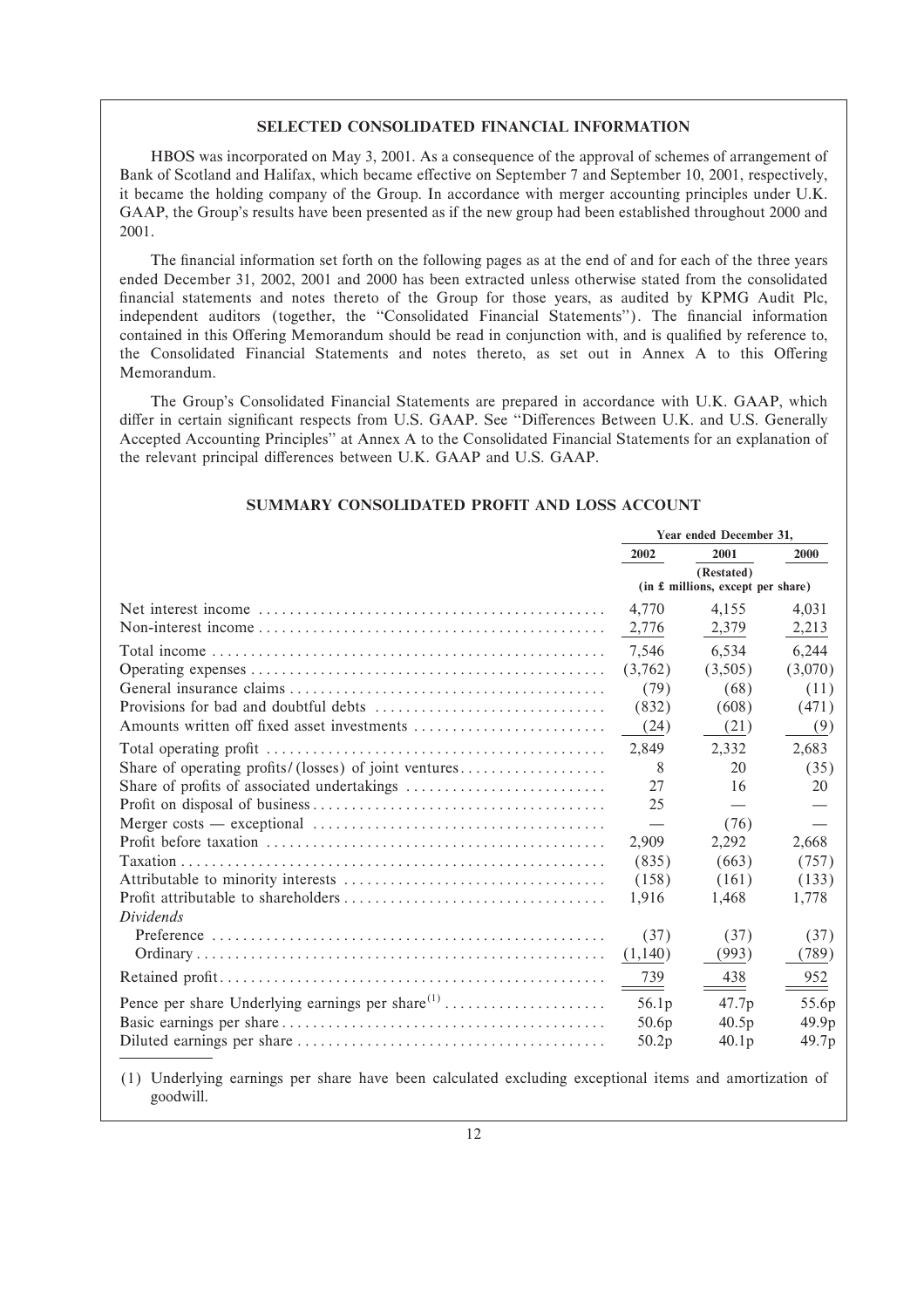## SELECTED CONSOLIDATED FINANCIAL INFORMATION

HBOS was incorporated on May 3, 2001. As a consequence of the approval of schemes of arrangement of Bank of Scotland and Halifax, which became effective on September 7 and September 10, 2001, respectively, it became the holding company of the Group. In accordance with merger accounting principles under U.K. GAAP, the Group's results have been presented as if the new group had been established throughout 2000 and 2001.

The financial information set forth on the following pages as at the end of and for each of the three years ended December 31, 2002, 2001 and 2000 has been extracted unless otherwise stated from the consolidated financial statements and notes thereto of the Group for those years, as audited by KPMG Audit Plc, independent auditors (together, the "Consolidated Financial Statements"). The financial information contained in this Offering Memorandum should be read in conjunction with, and is qualified by reference to, the Consolidated Financial Statements and notes thereto, as set out in Annex A to this Offering Memorandum.

The Group's Consolidated Financial Statements are prepared in accordance with U.K. GAAP, which differ in certain significant respects from U.S. GAAP. See "Differences Between U.K. and U.S. Generally Accepted Accounting Principles" at Annex A to the Consolidated Financial Statements for an explanation of the relevant principal differences between U.K. GAAP and U.S. GAAP.

### SUMMARY CONSOLIDATED PROFIT AND LOSS ACCOUNT

| | Year ended December 31, | | |
|---|---|---|---|
| | 2002 | 2001 (Restated) | 2000 |
| | (in £ millions, except per share) | | |
| Net interest income | 4,770 | 4,155 | 4,031 |
| Non-interest income | 2,776 | 2,379 | 2,213 |
| Total income | 7,546 | 6,534 | 6,244 |
| Operating expenses | (3,762) | (3,505) | (3,070) |
| General insurance claims | (79) | (68) | (11) |
| Provisions for bad and doubtful debts | (832) | (608) | (471) |
| Amounts written off fixed asset investments | (24) | (21) | (9) |
| Total operating profit | 2,849 | 2,332 | 2,683 |
| Share of operating profits/(losses) of joint ventures | 8 | 20 | (35) |
| Share of profits of associated undertakings | 27 | 16 | 20 |
| Profit on disposal of business | 25 | — | — |
| Merger costs — exceptional | — | (76) | — |
| Profit before taxation | 2,909 | 2,292 | 2,668 |
| Taxation | (835) | (663) | (757) |
| Attributable to minority interests | (158) | (161) | (133) |
| Profit attributable to shareholders | 1,916 | 1,468 | 1,778 |
| *Dividends* | | | |
| Preference | (37) | (37) | (37) |
| Ordinary | (1,140) | (993) | (789) |
| Retained profit | 739 | 438 | 952 |
| Pence per share Underlying earnings per share[(1)] | 56.1p | 47.7p | 55.6p |
| Basic earnings per share | 50.6p | 40.5p | 49.9p |
| Diluted earnings per share | 50.2p | 40.1p | 49.7p |

(1) Underlying earnings per share have been calculated excluding exceptional items and amortization of goodwill.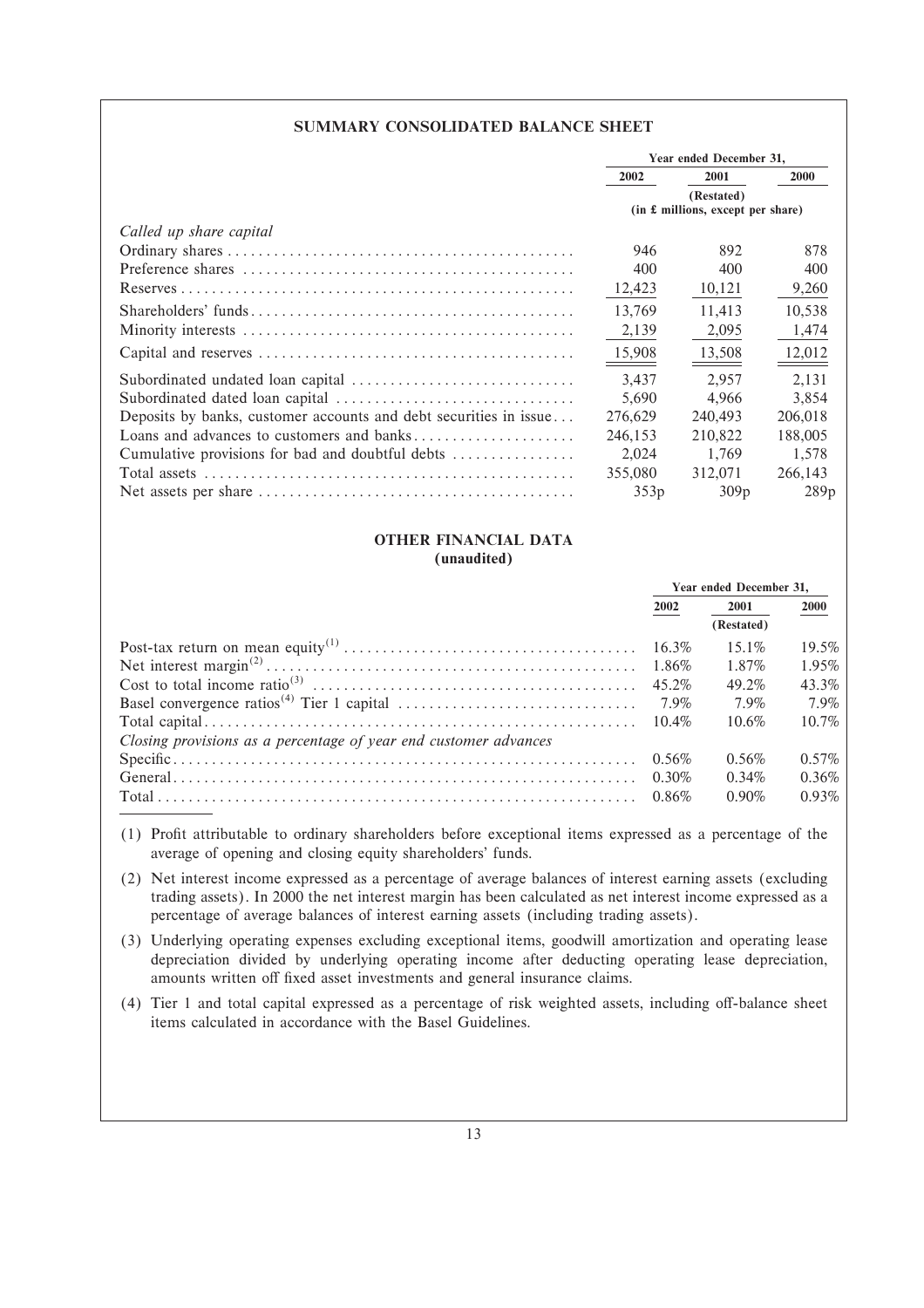## SUMMARY CONSOLIDATED BALANCE SHEET

| | Year ended December 31, | | |
|---|---|---|---|
| | 2002 | 2001 (Restated) | 2000 |
| | (in £ millions, except per share) | | |
| *Called up share capital* | | | |
| Ordinary shares | 946 | 892 | 878 |
| Preference shares | 400 | 400 | 400 |
| Reserves | 12,423 | 10,121 | 9,260 |
| Shareholders' funds | 13,769 | 11,413 | 10,538 |
| Minority interests | 2,139 | 2,095 | 1,474 |
| Capital and reserves | 15,908 | 13,508 | 12,012 |
| Subordinated undated loan capital | 3,437 | 2,957 | 2,131 |
| Subordinated dated loan capital | 5,690 | 4,966 | 3,854 |
| Deposits by banks, customer accounts and debt securities in issue | 276,629 | 240,493 | 206,018 |
| Loans and advances to customers and banks | 246,153 | 210,822 | 188,005 |
| Cumulative provisions for bad and doubtful debts | 2,024 | 1,769 | 1,578 |
| Total assets | 355,080 | 312,071 | 266,143 |
| Net assets per share | 353p | 309p | 289p |

## OTHER FINANCIAL DATA (unaudited)

| | Year ended December 31, | | |
|---|---|---|---|
| | 2002 | 2001 (Restated) | 2000 |
| Post-tax return on mean equity[(1)] | 16.3% | 15.1% | 19.5% |
| Net interest margin[(2)] | 1.86% | 1.87% | 1.95% |
| Cost to total income ratio[(3)] | 45.2% | 49.2% | 43.3% |
| Basel convergence ratios[(4)] Tier 1 capital | 7.9% | 7.9% | 7.9% |
| Total capital | 10.4% | 10.6% | 10.7% |
| *Closing provisions as a percentage of year end customer advances* | | | |
| Specific | 0.56% | 0.56% | 0.57% |
| General | 0.30% | 0.34% | 0.36% |
| Total | 0.86% | 0.90% | 0.93% |

(1) Profit attributable to ordinary shareholders before exceptional items expressed as a percentage of the average of opening and closing equity shareholders' funds.

(2) Net interest income expressed as a percentage of average balances of interest earning assets (excluding trading assets). In 2000 the net interest margin has been calculated as net interest income expressed as a percentage of average balances of interest earning assets (including trading assets).

(3) Underlying operating expenses excluding exceptional items, goodwill amortization and operating lease depreciation divided by underlying operating income after deducting operating lease depreciation, amounts written off fixed asset investments and general insurance claims.

(4) Tier 1 and total capital expressed as a percentage of risk weighted assets, including off-balance sheet items calculated in accordance with the Basel Guidelines.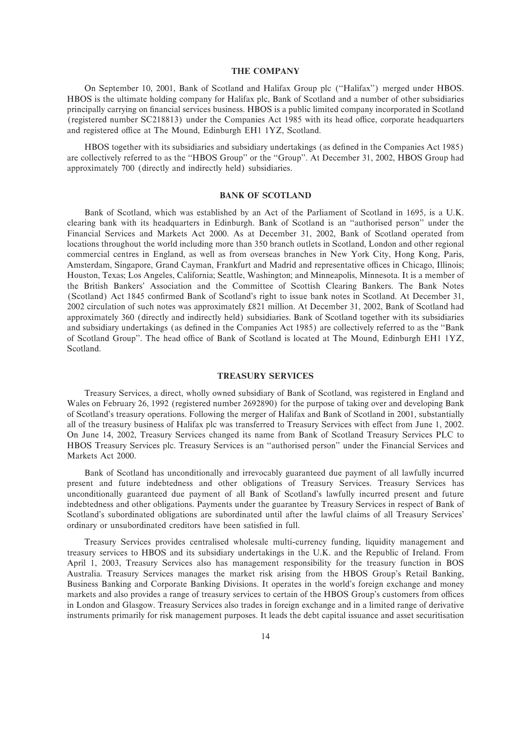## THE COMPANY

On September 10, 2001, Bank of Scotland and Halifax Group plc (''Halifax'') merged under HBOS. HBOS is the ultimate holding company for Halifax plc, Bank of Scotland and a number of other subsidiaries principally carrying on financial services business. HBOS is a public limited company incorporated in Scotland (registered number SC218813) under the Companies Act 1985 with its head office, corporate headquarters and registered office at The Mound, Edinburgh EH1 1YZ, Scotland.

HBOS together with its subsidiaries and subsidiary undertakings (as defined in the Companies Act 1985) are collectively referred to as the ''HBOS Group'' or the ''Group''. At December 31, 2002, HBOS Group had approximately 700 (directly and indirectly held) subsidiaries.

## BANK OF SCOTLAND

Bank of Scotland, which was established by an Act of the Parliament of Scotland in 1695, is a U.K. clearing bank with its headquarters in Edinburgh. Bank of Scotland is an ''authorised person'' under the Financial Services and Markets Act 2000. As at December 31, 2002, Bank of Scotland operated from locations throughout the world including more than 350 branch outlets in Scotland, London and other regional commercial centres in England, as well as from overseas branches in New York City, Hong Kong, Paris, Amsterdam, Singapore, Grand Cayman, Frankfurt and Madrid and representative offices in Chicago, Illinois; Houston, Texas; Los Angeles, California; Seattle, Washington; and Minneapolis, Minnesota. It is a member of the British Bankers' Association and the Committee of Scottish Clearing Bankers. The Bank Notes (Scotland) Act 1845 confirmed Bank of Scotland's right to issue bank notes in Scotland. At December 31, 2002 circulation of such notes was approximately £821 million. At December 31, 2002, Bank of Scotland had approximately 360 (directly and indirectly held) subsidiaries. Bank of Scotland together with its subsidiaries and subsidiary undertakings (as defined in the Companies Act 1985) are collectively referred to as the ''Bank of Scotland Group''. The head office of Bank of Scotland is located at The Mound, Edinburgh EH1 1YZ, Scotland.

## TREASURY SERVICES

Treasury Services, a direct, wholly owned subsidiary of Bank of Scotland, was registered in England and Wales on February 26, 1992 (registered number 2692890) for the purpose of taking over and developing Bank of Scotland's treasury operations. Following the merger of Halifax and Bank of Scotland in 2001, substantially all of the treasury business of Halifax plc was transferred to Treasury Services with effect from June 1, 2002. On June 14, 2002, Treasury Services changed its name from Bank of Scotland Treasury Services PLC to HBOS Treasury Services plc. Treasury Services is an ''authorised person'' under the Financial Services and Markets Act 2000.

Bank of Scotland has unconditionally and irrevocably guaranteed due payment of all lawfully incurred present and future indebtedness and other obligations of Treasury Services. Treasury Services has unconditionally guaranteed due payment of all Bank of Scotland's lawfully incurred present and future indebtedness and other obligations. Payments under the guarantee by Treasury Services in respect of Bank of Scotland's subordinated obligations are subordinated until after the lawful claims of all Treasury Services' ordinary or unsubordinated creditors have been satisfied in full.

Treasury Services provides centralised wholesale multi-currency funding, liquidity management and treasury services to HBOS and its subsidiary undertakings in the U.K. and the Republic of Ireland. From April 1, 2003, Treasury Services also has management responsibility for the treasury function in BOS Australia. Treasury Services manages the market risk arising from the HBOS Group's Retail Banking, Business Banking and Corporate Banking Divisions. It operates in the world's foreign exchange and money markets and also provides a range of treasury services to certain of the HBOS Group's customers from offices in London and Glasgow. Treasury Services also trades in foreign exchange and in a limited range of derivative instruments primarily for risk management purposes. It leads the debt capital issuance and asset securitisation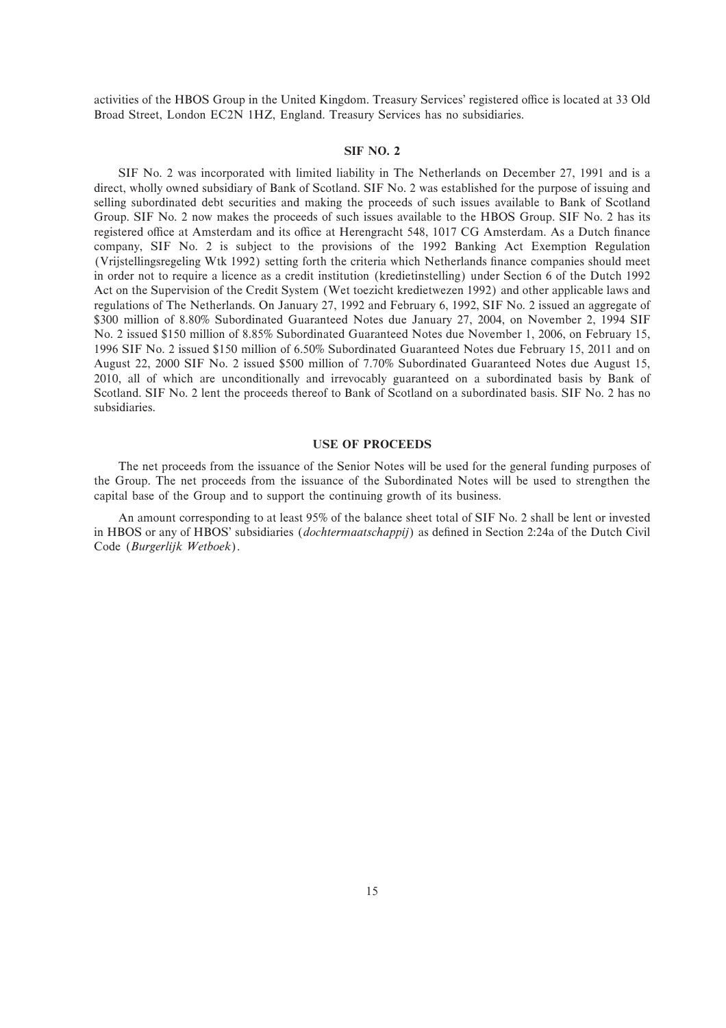activities of the HBOS Group in the United Kingdom. Treasury Services' registered office is located at 33 Old Broad Street, London EC2N 1HZ, England. Treasury Services has no subsidiaries.

## SIF NO. 2

SIF No. 2 was incorporated with limited liability in The Netherlands on December 27, 1991 and is a direct, wholly owned subsidiary of Bank of Scotland. SIF No. 2 was established for the purpose of issuing and selling subordinated debt securities and making the proceeds of such issues available to Bank of Scotland Group. SIF No. 2 now makes the proceeds of such issues available to the HBOS Group. SIF No. 2 has its registered office at Amsterdam and its office at Herengracht 548, 1017 CG Amsterdam. As a Dutch finance company, SIF No. 2 is subject to the provisions of the 1992 Banking Act Exemption Regulation (Vrijstellingsregeling Wtk 1992) setting forth the criteria which Netherlands finance companies should meet in order not to require a licence as a credit institution (kredietinstelling) under Section 6 of the Dutch 1992 Act on the Supervision of the Credit System (Wet toezicht kredietwezen 1992) and other applicable laws and regulations of The Netherlands. On January 27, 1992 and February 6, 1992, SIF No. 2 issued an aggregate of $300 million of 8.80% Subordinated Guaranteed Notes due January 27, 2004, on November 2, 1994 SIF No. 2 issued $150 million of 8.85% Subordinated Guaranteed Notes due November 1, 2006, on February 15, 1996 SIF No. 2 issued $150 million of 6.50% Subordinated Guaranteed Notes due February 15, 2011 and on August 22, 2000 SIF No. 2 issued $500 million of 7.70% Subordinated Guaranteed Notes due August 15, 2010, all of which are unconditionally and irrevocably guaranteed on a subordinated basis by Bank of Scotland. SIF No. 2 lent the proceeds thereof to Bank of Scotland on a subordinated basis. SIF No. 2 has no subsidiaries.

## USE OF PROCEEDS

The net proceeds from the issuance of the Senior Notes will be used for the general funding purposes of the Group. The net proceeds from the issuance of the Subordinated Notes will be used to strengthen the capital base of the Group and to support the continuing growth of its business.

An amount corresponding to at least 95% of the balance sheet total of SIF No. 2 shall be lent or invested in HBOS or any of HBOS' subsidiaries (*dochtermaatschappij*) as defined in Section 2:24a of the Dutch Civil Code (*Burgerlijk Wetboek*).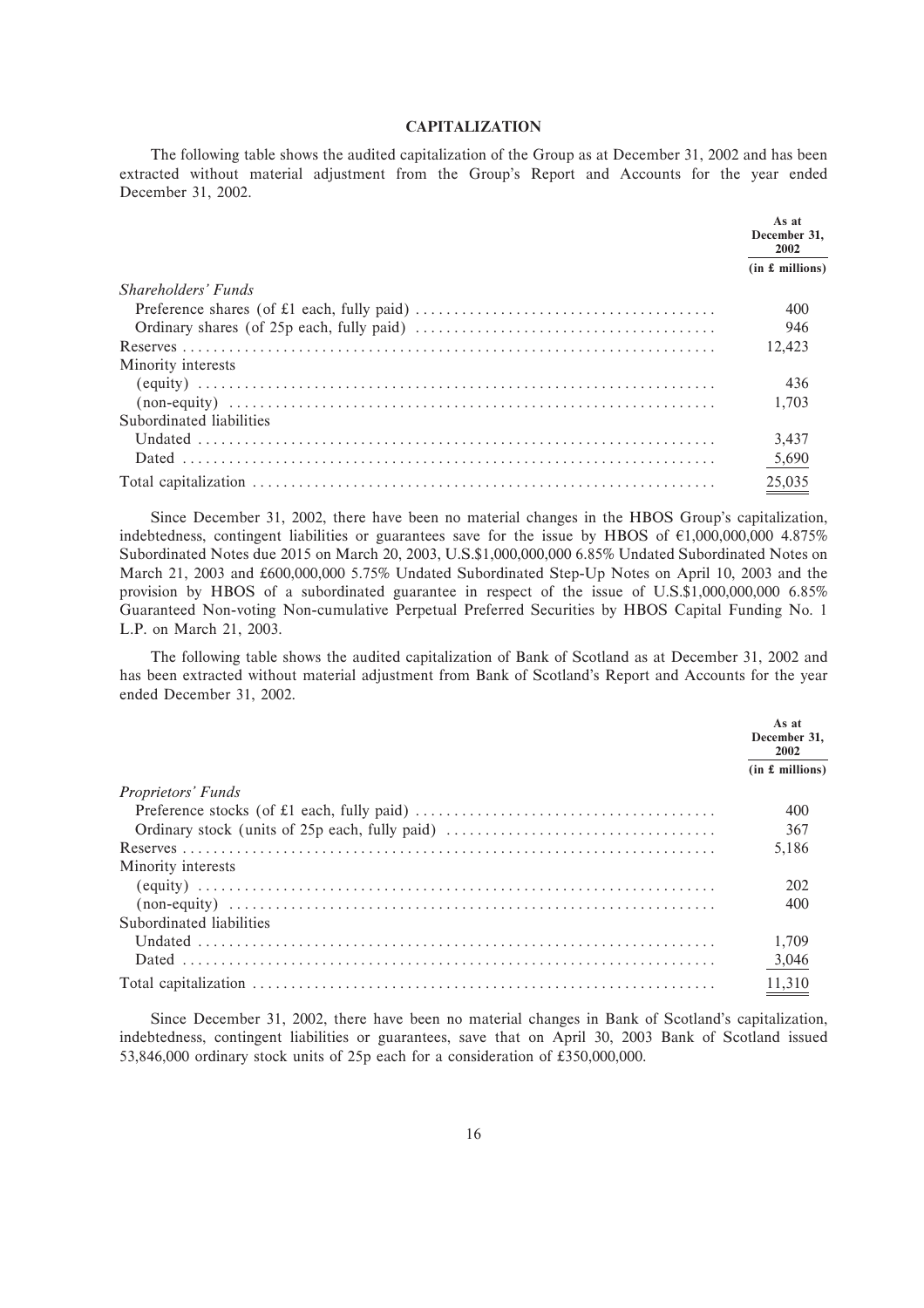## CAPITALIZATION

The following table shows the audited capitalization of the Group as at December 31, 2002 and has been extracted without material adjustment from the Group's Report and Accounts for the year ended December 31, 2002.

| | As at December 31, 2002 |
|---|---|
| | (in £ millions) |
| *Shareholders' Funds* | |
| Preference shares (of £1 each, fully paid) | 400 |
| Ordinary shares (of 25p each, fully paid) | 946 |
| Reserves | 12,423 |
| Minority interests | |
| (equity) | 436 |
| (non-equity) | 1,703 |
| Subordinated liabilities | |
| Undated | 3,437 |
| Dated | 5,690 |
| Total capitalization | 25,035 |

Since December 31, 2002, there have been no material changes in the HBOS Group's capitalization, indebtedness, contingent liabilities or guarantees save for the issue by HBOS of €1,000,000,000 4.875% Subordinated Notes due 2015 on March 20, 2003, U.S.$1,000,000,000 6.85% Undated Subordinated Notes on March 21, 2003 and £600,000,000 5.75% Undated Subordinated Step-Up Notes on April 10, 2003 and the provision by HBOS of a subordinated guarantee in respect of the issue of U.S.$1,000,000,000 6.85% Guaranteed Non-voting Non-cumulative Perpetual Preferred Securities by HBOS Capital Funding No. 1 L.P. on March 21, 2003.

The following table shows the audited capitalization of Bank of Scotland as at December 31, 2002 and has been extracted without material adjustment from Bank of Scotland's Report and Accounts for the year ended December 31, 2002.

| | As at December 31, 2002 |
|---|---|
| | (in £ millions) |
| *Proprietors' Funds* | |
| Preference stocks (of £1 each, fully paid) | 400 |
| Ordinary stock (units of 25p each, fully paid) | 367 |
| Reserves | 5,186 |
| Minority interests | |
| (equity) | 202 |
| (non-equity) | 400 |
| Subordinated liabilities | |
| Undated | 1,709 |
| Dated | 3,046 |
| Total capitalization | 11,310 |

Since December 31, 2002, there have been no material changes in Bank of Scotland's capitalization, indebtedness, contingent liabilities or guarantees, save that on April 30, 2003 Bank of Scotland issued 53,846,000 ordinary stock units of 25p each for a consideration of £350,000,000.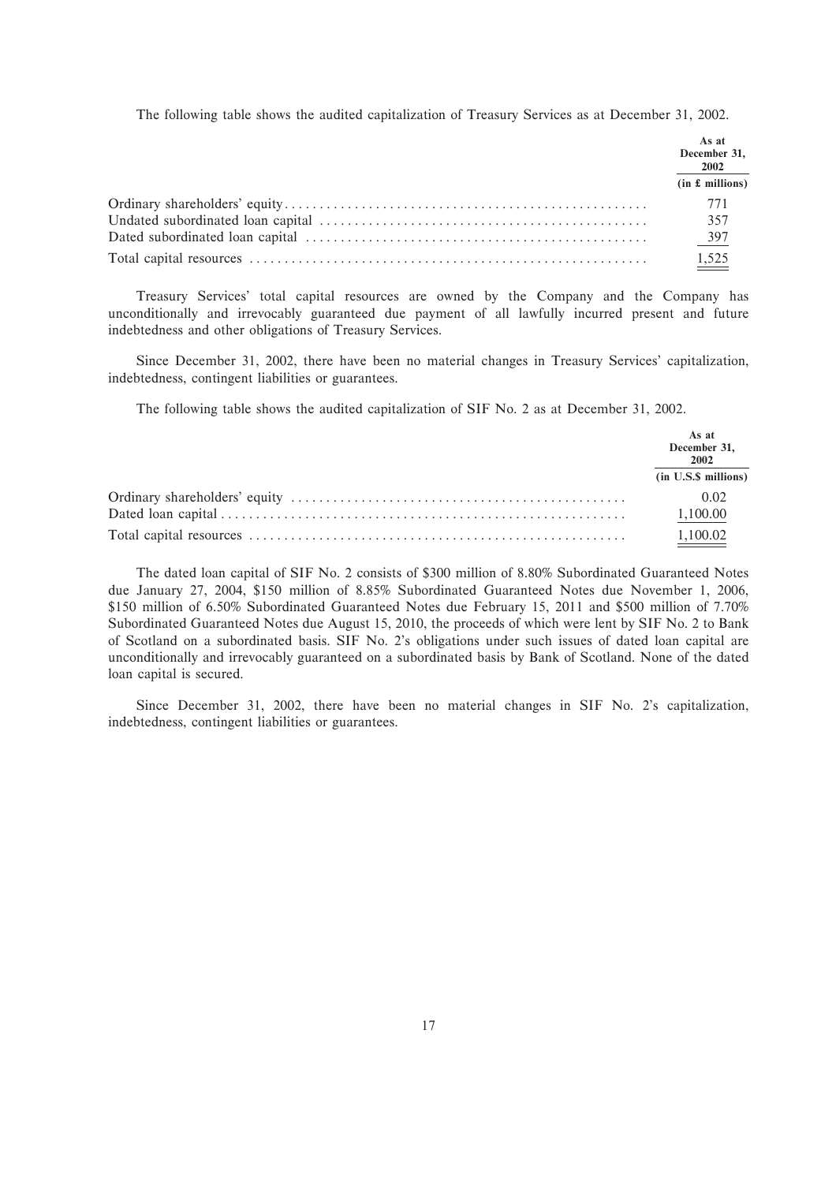The following table shows the audited capitalization of Treasury Services as at December 31, 2002.

| | As at December 31, 2002 |
|---|---|
| | (in £ millions) |
| Ordinary shareholders' equity | 771 |
| Undated subordinated loan capital | 357 |
| Dated subordinated loan capital | 397 |
| Total capital resources | 1,525 |

Treasury Services' total capital resources are owned by the Company and the Company has unconditionally and irrevocably guaranteed due payment of all lawfully incurred present and future indebtedness and other obligations of Treasury Services.

Since December 31, 2002, there have been no material changes in Treasury Services' capitalization, indebtedness, contingent liabilities or guarantees.

The following table shows the audited capitalization of SIF No. 2 as at December 31, 2002.

| | As at December 31, 2002 |
|---|---|
| | (in U.S.$ millions) |
| Ordinary shareholders' equity | 0.02 |
| Dated loan capital | 1,100.00 |
| Total capital resources | 1,100.02 |

The dated loan capital of SIF No. 2 consists of $300 million of 8.80% Subordinated Guaranteed Notes due January 27, 2004, $150 million of 8.85% Subordinated Guaranteed Notes due November 1, 2006, $150 million of 6.50% Subordinated Guaranteed Notes due February 15, 2011 and $500 million of 7.70% Subordinated Guaranteed Notes due August 15, 2010, the proceeds of which were lent by SIF No. 2 to Bank of Scotland on a subordinated basis. SIF No. 2's obligations under such issues of dated loan capital are unconditionally and irrevocably guaranteed on a subordinated basis by Bank of Scotland. None of the dated loan capital is secured.

Since December 31, 2002, there have been no material changes in SIF No. 2's capitalization, indebtedness, contingent liabilities or guarantees.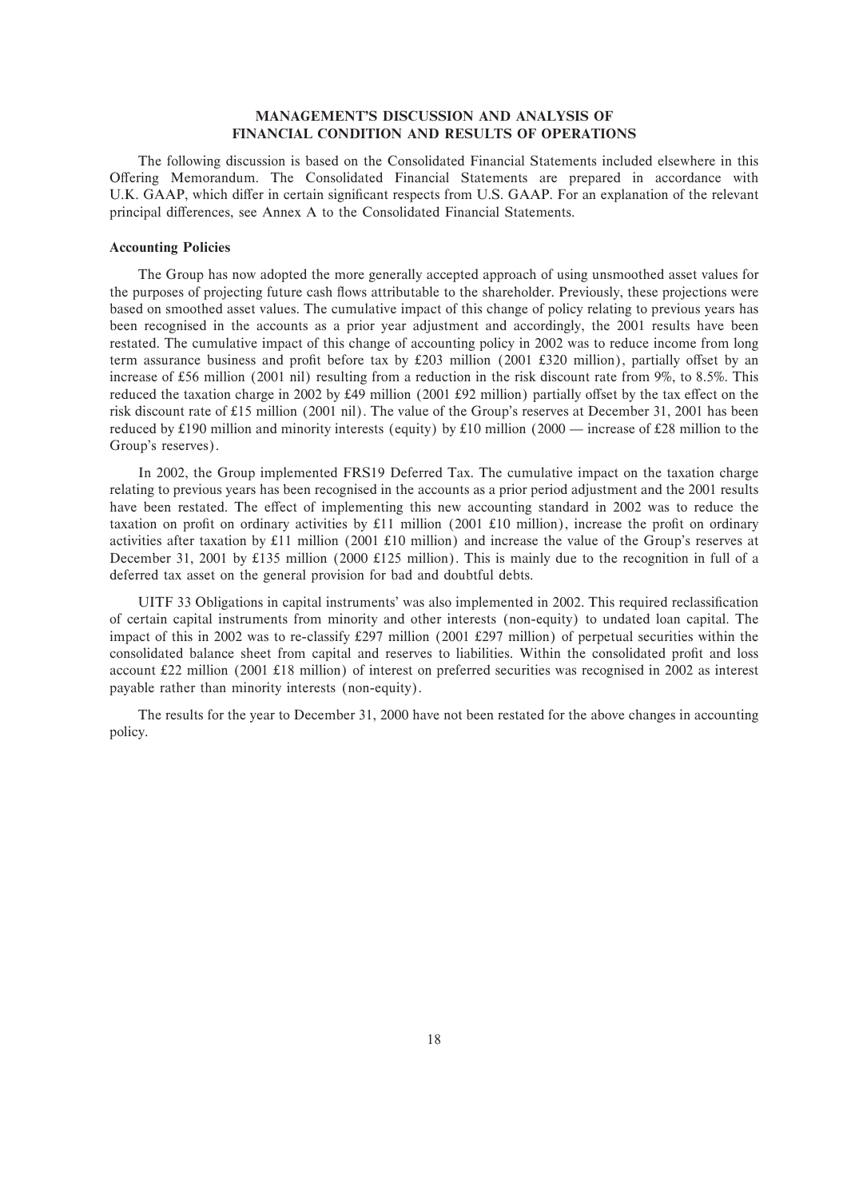## MANAGEMENT'S DISCUSSION AND ANALYSIS OF FINANCIAL CONDITION AND RESULTS OF OPERATIONS

The following discussion is based on the Consolidated Financial Statements included elsewhere in this Offering Memorandum. The Consolidated Financial Statements are prepared in accordance with U.K. GAAP, which differ in certain significant respects from U.S. GAAP. For an explanation of the relevant principal differences, see Annex A to the Consolidated Financial Statements.

### Accounting Policies

The Group has now adopted the more generally accepted approach of using unsmoothed asset values for the purposes of projecting future cash flows attributable to the shareholder. Previously, these projections were based on smoothed asset values. The cumulative impact of this change of policy relating to previous years has been recognised in the accounts as a prior year adjustment and accordingly, the 2001 results have been restated. The cumulative impact of this change of accounting policy in 2002 was to reduce income from long term assurance business and profit before tax by £203 million (2001 £320 million), partially offset by an increase of £56 million (2001 nil) resulting from a reduction in the risk discount rate from 9%, to 8.5%. This reduced the taxation charge in 2002 by £49 million (2001 £92 million) partially offset by the tax effect on the risk discount rate of £15 million (2001 nil). The value of the Group's reserves at December 31, 2001 has been reduced by £190 million and minority interests (equity) by £10 million (2000 — increase of £28 million to the Group's reserves).

In 2002, the Group implemented FRS19 Deferred Tax. The cumulative impact on the taxation charge relating to previous years has been recognised in the accounts as a prior period adjustment and the 2001 results have been restated. The effect of implementing this new accounting standard in 2002 was to reduce the taxation on profit on ordinary activities by £11 million (2001 £10 million), increase the profit on ordinary activities after taxation by £11 million (2001 £10 million) and increase the value of the Group's reserves at December 31, 2001 by £135 million (2000 £125 million). This is mainly due to the recognition in full of a deferred tax asset on the general provision for bad and doubtful debts.

UITF 33 Obligations in capital instruments' was also implemented in 2002. This required reclassification of certain capital instruments from minority and other interests (non-equity) to undated loan capital. The impact of this in 2002 was to re-classify £297 million (2001 £297 million) of perpetual securities within the consolidated balance sheet from capital and reserves to liabilities. Within the consolidated profit and loss account £22 million (2001 £18 million) of interest on preferred securities was recognised in 2002 as interest payable rather than minority interests (non-equity).

The results for the year to December 31, 2000 have not been restated for the above changes in accounting policy.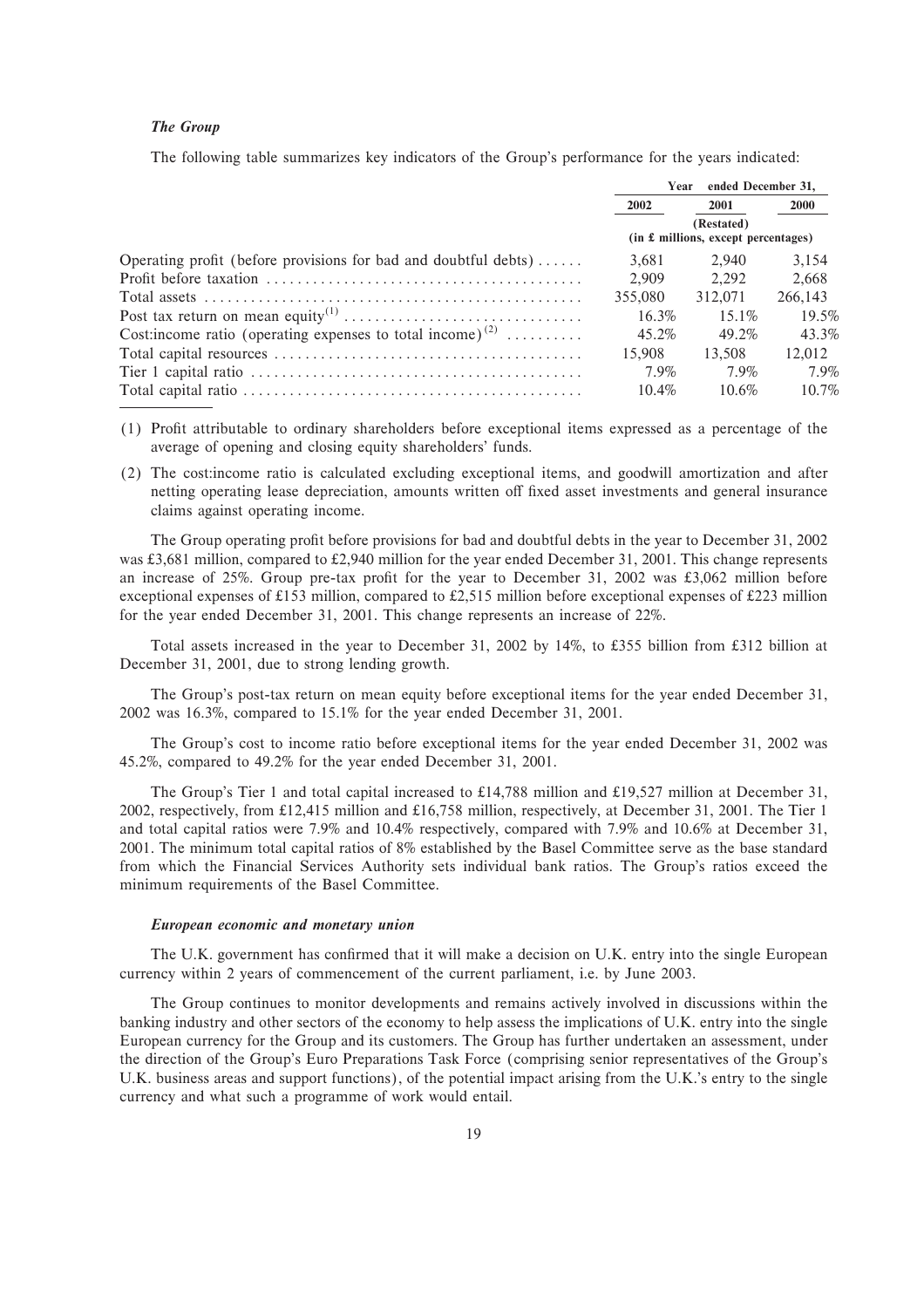### *The Group*

The following table summarizes key indicators of the Group's performance for the years indicated:

| | Year ended December 31, | | |
|---|---|---|---|
| | 2002 | 2001 | 2000 |
| | | (Restated) | |
| | (in £ millions, except percentages) | | |
| Operating profit (before provisions for bad and doubtful debts) | 3,681 | 2,940 | 3,154 |
| Profit before taxation | 2,909 | 2,292 | 2,668 |
| Total assets | 355,080 | 312,071 | 266,143 |
| Post tax return on mean equity[1] | 16.3% | 15.1% | 19.5% |
| Cost:income ratio (operating expenses to total income)[2] | 45.2% | 49.2% | 43.3% |
| Total capital resources | 15,908 | 13,508 | 12,012 |
| Tier 1 capital ratio | 7.9% | 7.9% | 7.9% |
| Total capital ratio | 10.4% | 10.6% | 10.7% |

(1) Profit attributable to ordinary shareholders before exceptional items expressed as a percentage of the average of opening and closing equity shareholders' funds.

(2) The cost:income ratio is calculated excluding exceptional items, and goodwill amortization and after netting operating lease depreciation, amounts written off fixed asset investments and general insurance claims against operating income.

The Group operating profit before provisions for bad and doubtful debts in the year to December 31, 2002 was £3,681 million, compared to £2,940 million for the year ended December 31, 2001. This change represents an increase of 25%. Group pre-tax profit for the year to December 31, 2002 was £3,062 million before exceptional expenses of £153 million, compared to £2,515 million before exceptional expenses of £223 million for the year ended December 31, 2001. This change represents an increase of 22%.

Total assets increased in the year to December 31, 2002 by 14%, to £355 billion from £312 billion at December 31, 2001, due to strong lending growth.

The Group's post-tax return on mean equity before exceptional items for the year ended December 31, 2002 was 16.3%, compared to 15.1% for the year ended December 31, 2001.

The Group's cost to income ratio before exceptional items for the year ended December 31, 2002 was 45.2%, compared to 49.2% for the year ended December 31, 2001.

The Group's Tier 1 and total capital increased to £14,788 million and £19,527 million at December 31, 2002, respectively, from £12,415 million and £16,758 million, respectively, at December 31, 2001. The Tier 1 and total capital ratios were 7.9% and 10.4% respectively, compared with 7.9% and 10.6% at December 31, 2001. The minimum total capital ratios of 8% established by the Basel Committee serve as the base standard from which the Financial Services Authority sets individual bank ratios. The Group's ratios exceed the minimum requirements of the Basel Committee.

#### *European economic and monetary union*

The U.K. government has confirmed that it will make a decision on U.K. entry into the single European currency within 2 years of commencement of the current parliament, i.e. by June 2003.

The Group continues to monitor developments and remains actively involved in discussions within the banking industry and other sectors of the economy to help assess the implications of U.K. entry into the single European currency for the Group and its customers. The Group has further undertaken an assessment, under the direction of the Group's Euro Preparations Task Force (comprising senior representatives of the Group's U.K. business areas and support functions), of the potential impact arising from the U.K.'s entry to the single currency and what such a programme of work would entail.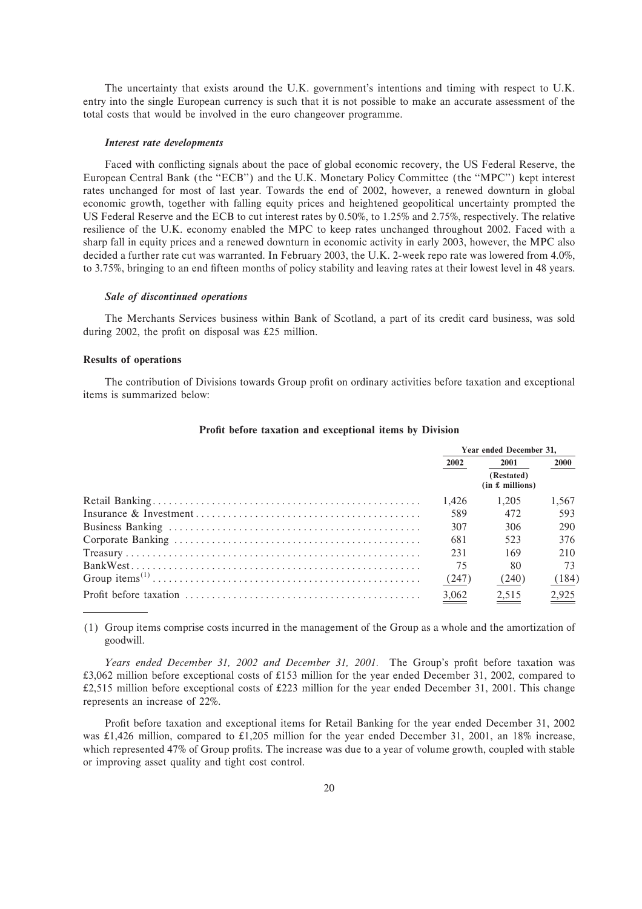The uncertainty that exists around the U.K. government's intentions and timing with respect to U.K. entry into the single European currency is such that it is not possible to make an accurate assessment of the total costs that would be involved in the euro changeover programme.

#### *Interest rate developments*

Faced with conflicting signals about the pace of global economic recovery, the US Federal Reserve, the European Central Bank (the "ECB") and the U.K. Monetary Policy Committee (the "MPC") kept interest rates unchanged for most of last year. Towards the end of 2002, however, a renewed downturn in global economic growth, together with falling equity prices and heightened geopolitical uncertainty prompted the US Federal Reserve and the ECB to cut interest rates by 0.50%, to 1.25% and 2.75%, respectively. The relative resilience of the U.K. economy enabled the MPC to keep rates unchanged throughout 2002. Faced with a sharp fall in equity prices and a renewed downturn in economic activity in early 2003, however, the MPC also decided a further rate cut was warranted. In February 2003, the U.K. 2-week repo rate was lowered from 4.0%, to 3.75%, bringing to an end fifteen months of policy stability and leaving rates at their lowest level in 48 years.

#### *Sale of discontinued operations*

The Merchants Services business within Bank of Scotland, a part of its credit card business, was sold during 2002, the profit on disposal was £25 million.

### Results of operations

The contribution of Divisions towards Group profit on ordinary activities before taxation and exceptional items is summarized below:

**Profit before taxation and exceptional items by Division**

| | Year ended December 31, | | |
|---|---|---|---|
| | 2002 | 2001 | 2000 |
| | | (Restated) (in £ millions) | |
| Retail Banking | 1,426 | 1,205 | 1,567 |
| Insurance & Investment | 589 | 472 | 593 |
| Business Banking | 307 | 306 | 290 |
| Corporate Banking | 681 | 523 | 376 |
| Treasury | 231 | 169 | 210 |
| BankWest | 75 | 80 | 73 |
| Group items[1] | (247) | (240) | (184) |
| Profit before taxation | 3,062 | 2,515 | 2,925 |

(1) Group items comprise costs incurred in the management of the Group as a whole and the amortization of goodwill.

*Years ended December 31, 2002 and December 31, 2001.* The Group's profit before taxation was £3,062 million before exceptional costs of £153 million for the year ended December 31, 2002, compared to £2,515 million before exceptional costs of £223 million for the year ended December 31, 2001. This change represents an increase of 22%.

Profit before taxation and exceptional items for Retail Banking for the year ended December 31, 2002 was £1,426 million, compared to £1,205 million for the year ended December 31, 2001, an 18% increase, which represented 47% of Group profits. The increase was due to a year of volume growth, coupled with stable or improving asset quality and tight cost control.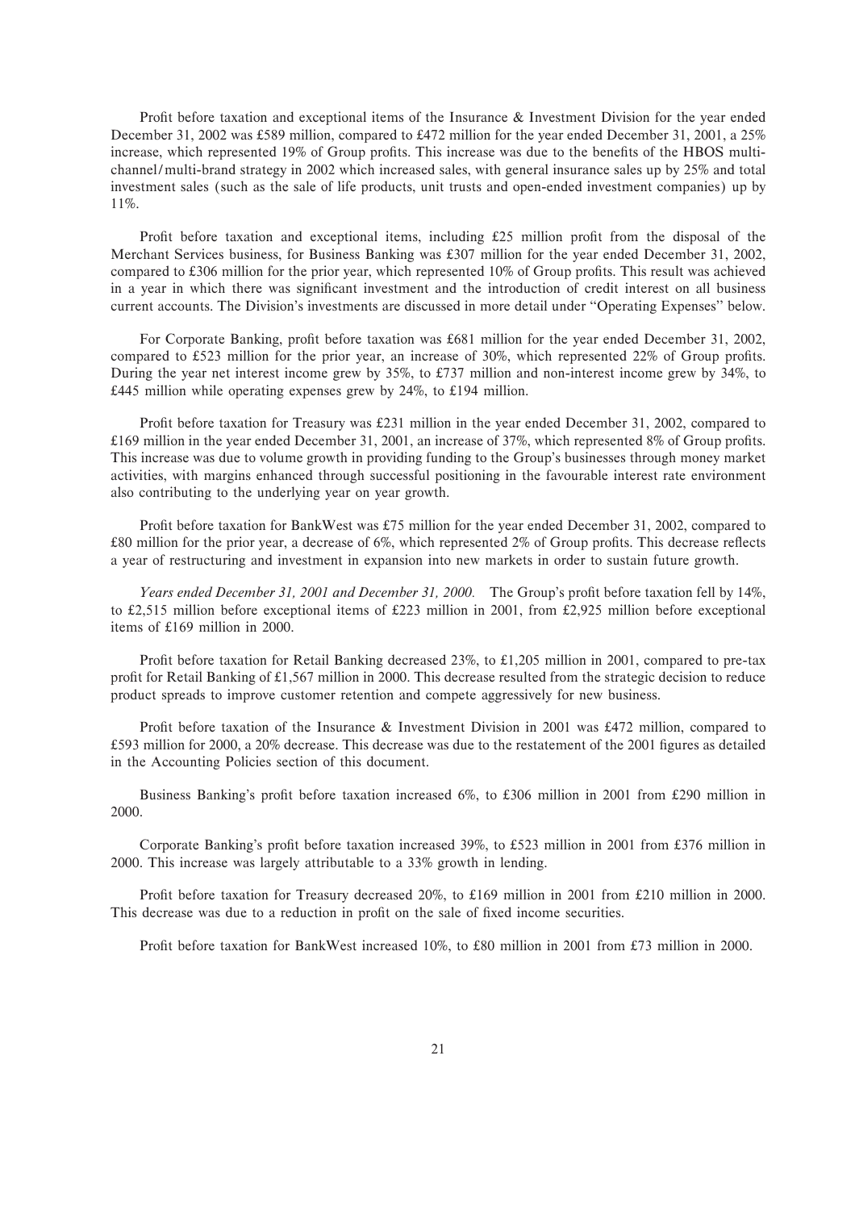Profit before taxation and exceptional items of the Insurance & Investment Division for the year ended December 31, 2002 was £589 million, compared to £472 million for the year ended December 31, 2001, a 25% increase, which represented 19% of Group profits. This increase was due to the benefits of the HBOS multi-channel/multi-brand strategy in 2002 which increased sales, with general insurance sales up by 25% and total investment sales (such as the sale of life products, unit trusts and open-ended investment companies) up by 11%.

Profit before taxation and exceptional items, including £25 million profit from the disposal of the Merchant Services business, for Business Banking was £307 million for the year ended December 31, 2002, compared to £306 million for the prior year, which represented 10% of Group profits. This result was achieved in a year in which there was significant investment and the introduction of credit interest on all business current accounts. The Division's investments are discussed in more detail under "Operating Expenses" below.

For Corporate Banking, profit before taxation was £681 million for the year ended December 31, 2002, compared to £523 million for the prior year, an increase of 30%, which represented 22% of Group profits. During the year net interest income grew by 35%, to £737 million and non-interest income grew by 34%, to £445 million while operating expenses grew by 24%, to £194 million.

Profit before taxation for Treasury was £231 million in the year ended December 31, 2002, compared to £169 million in the year ended December 31, 2001, an increase of 37%, which represented 8% of Group profits. This increase was due to volume growth in providing funding to the Group's businesses through money market activities, with margins enhanced through successful positioning in the favourable interest rate environment also contributing to the underlying year on year growth.

Profit before taxation for BankWest was £75 million for the year ended December 31, 2002, compared to £80 million for the prior year, a decrease of 6%, which represented 2% of Group profits. This decrease reflects a year of restructuring and investment in expansion into new markets in order to sustain future growth.

*Years ended December 31, 2001 and December 31, 2000.* The Group's profit before taxation fell by 14%, to £2,515 million before exceptional items of £223 million in 2001, from £2,925 million before exceptional items of £169 million in 2000.

Profit before taxation for Retail Banking decreased 23%, to £1,205 million in 2001, compared to pre-tax profit for Retail Banking of £1,567 million in 2000. This decrease resulted from the strategic decision to reduce product spreads to improve customer retention and compete aggressively for new business.

Profit before taxation of the Insurance & Investment Division in 2001 was £472 million, compared to £593 million for 2000, a 20% decrease. This decrease was due to the restatement of the 2001 figures as detailed in the Accounting Policies section of this document.

Business Banking's profit before taxation increased 6%, to £306 million in 2001 from £290 million in 2000.

Corporate Banking's profit before taxation increased 39%, to £523 million in 2001 from £376 million in 2000. This increase was largely attributable to a 33% growth in lending.

Profit before taxation for Treasury decreased 20%, to £169 million in 2001 from £210 million in 2000. This decrease was due to a reduction in profit on the sale of fixed income securities.

Profit before taxation for BankWest increased 10%, to £80 million in 2001 from £73 million in 2000.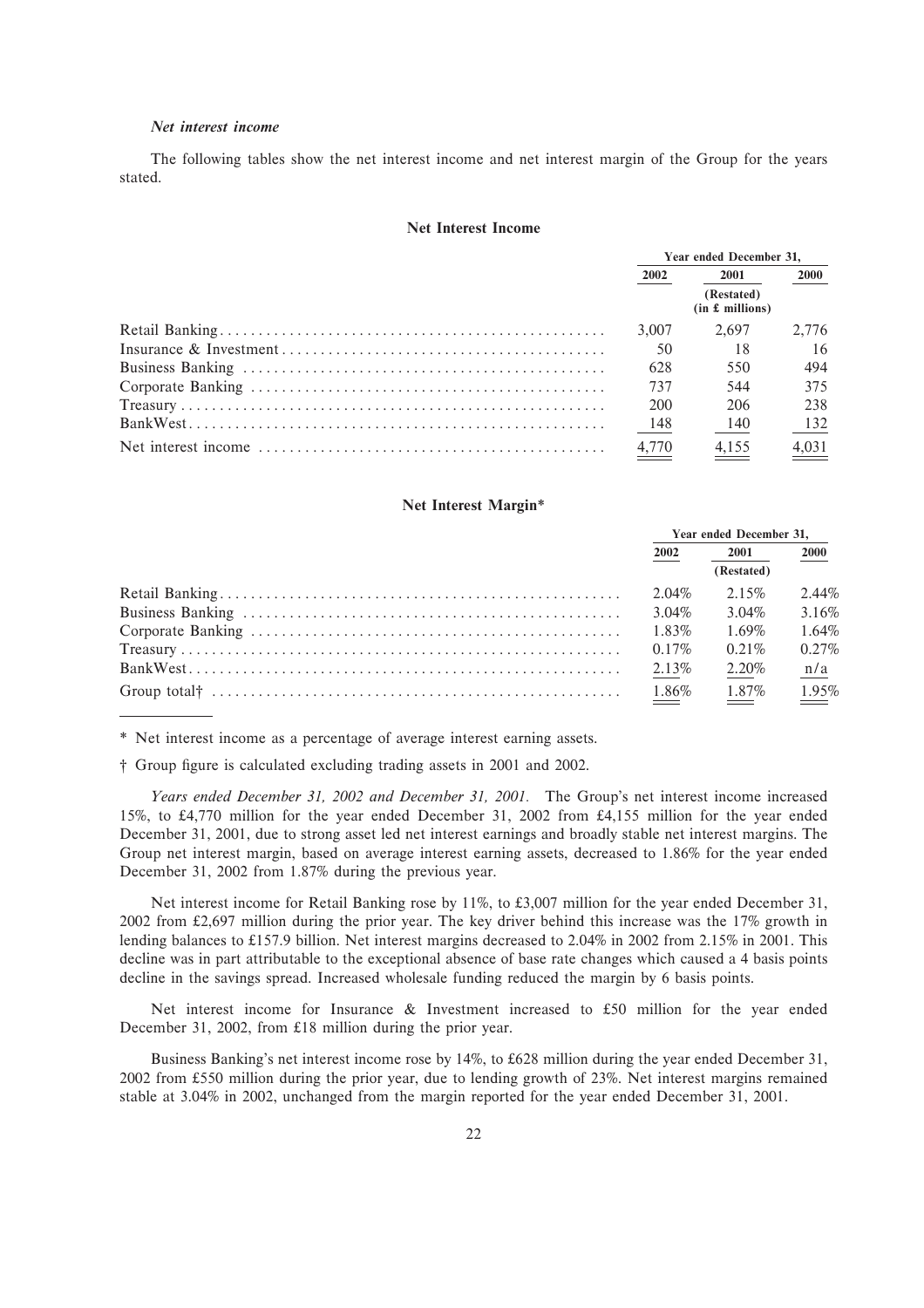*Net interest income*

The following tables show the net interest income and net interest margin of the Group for the years stated.

**Net Interest Income**

| | Year ended December 31, | | |
|---|---|---|---|
| | 2002 | 2001 (Restated) | 2000 |
| | | (in £ millions) | |
| Retail Banking | 3,007 | 2,697 | 2,776 |
| Insurance & Investment | 50 | 18 | 16 |
| Business Banking | 628 | 550 | 494 |
| Corporate Banking | 737 | 544 | 375 |
| Treasury | 200 | 206 | 238 |
| BankWest | 148 | 140 | 132 |
| Net interest income | 4,770 | 4,155 | 4,031 |

**Net Interest Margin***

| | Year ended December 31, | | |
|---|---|---|---|
| | 2002 | 2001 (Restated) | 2000 |
| Retail Banking | 2.04% | 2.15% | 2.44% |
| Business Banking | 3.04% | 3.04% | 3.16% |
| Corporate Banking | 1.83% | 1.69% | 1.64% |
| Treasury | 0.17% | 0.21% | 0.27% |
| BankWest | 2.13% | 2.20% | n/a |
| Group total† | 1.86% | 1.87% | 1.95% |

\* Net interest income as a percentage of average interest earning assets.

† Group figure is calculated excluding trading assets in 2001 and 2002.

*Years ended December 31, 2002 and December 31, 2001.* The Group's net interest income increased 15%, to £4,770 million for the year ended December 31, 2002 from £4,155 million for the year ended December 31, 2001, due to strong asset led net interest earnings and broadly stable net interest margins. The Group net interest margin, based on average interest earning assets, decreased to 1.86% for the year ended December 31, 2002 from 1.87% during the previous year.

Net interest income for Retail Banking rose by 11%, to £3,007 million for the year ended December 31, 2002 from £2,697 million during the prior year. The key driver behind this increase was the 17% growth in lending balances to £157.9 billion. Net interest margins decreased to 2.04% in 2002 from 2.15% in 2001. This decline was in part attributable to the exceptional absence of base rate changes which caused a 4 basis points decline in the savings spread. Increased wholesale funding reduced the margin by 6 basis points.

Net interest income for Insurance & Investment increased to £50 million for the year ended December 31, 2002, from £18 million during the prior year.

Business Banking's net interest income rose by 14%, to £628 million during the year ended December 31, 2002 from £550 million during the prior year, due to lending growth of 23%. Net interest margins remained stable at 3.04% in 2002, unchanged from the margin reported for the year ended December 31, 2001.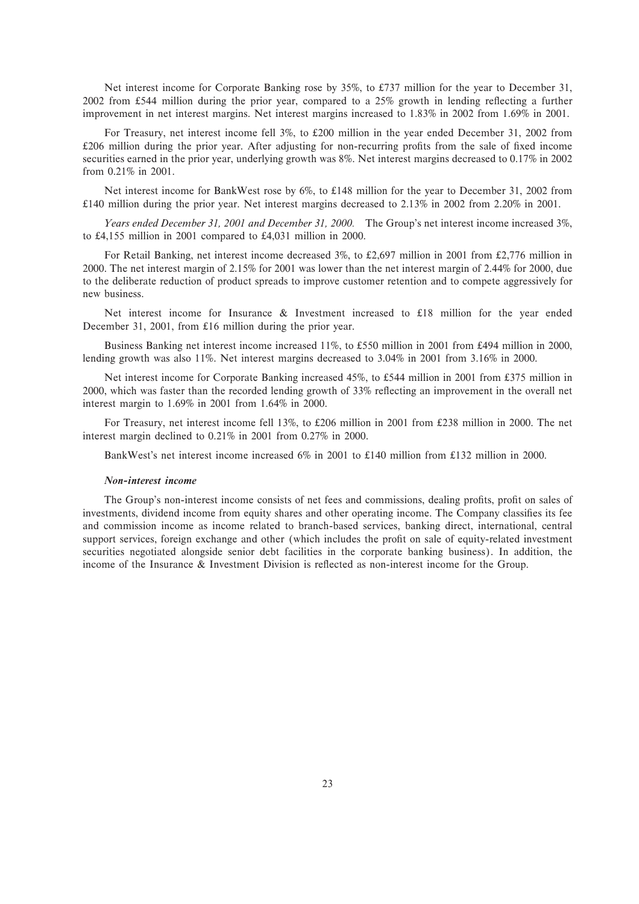Net interest income for Corporate Banking rose by 35%, to £737 million for the year to December 31, 2002 from £544 million during the prior year, compared to a 25% growth in lending reflecting a further improvement in net interest margins. Net interest margins increased to 1.83% in 2002 from 1.69% in 2001.

For Treasury, net interest income fell 3%, to £200 million in the year ended December 31, 2002 from £206 million during the prior year. After adjusting for non-recurring profits from the sale of fixed income securities earned in the prior year, underlying growth was 8%. Net interest margins decreased to 0.17% in 2002 from 0.21% in 2001.

Net interest income for BankWest rose by 6%, to £148 million for the year to December 31, 2002 from £140 million during the prior year. Net interest margins decreased to 2.13% in 2002 from 2.20% in 2001.

*Years ended December 31, 2001 and December 31, 2000.* The Group's net interest income increased 3%, to £4,155 million in 2001 compared to £4,031 million in 2000.

For Retail Banking, net interest income decreased 3%, to £2,697 million in 2001 from £2,776 million in 2000. The net interest margin of 2.15% for 2001 was lower than the net interest margin of 2.44% for 2000, due to the deliberate reduction of product spreads to improve customer retention and to compete aggressively for new business.

Net interest income for Insurance & Investment increased to £18 million for the year ended December 31, 2001, from £16 million during the prior year.

Business Banking net interest income increased 11%, to £550 million in 2001 from £494 million in 2000, lending growth was also 11%. Net interest margins decreased to 3.04% in 2001 from 3.16% in 2000.

Net interest income for Corporate Banking increased 45%, to £544 million in 2001 from £375 million in 2000, which was faster than the recorded lending growth of 33% reflecting an improvement in the overall net interest margin to 1.69% in 2001 from 1.64% in 2000.

For Treasury, net interest income fell 13%, to £206 million in 2001 from £238 million in 2000. The net interest margin declined to 0.21% in 2001 from 0.27% in 2000.

BankWest's net interest income increased 6% in 2001 to £140 million from £132 million in 2000.

***Non-interest income***

The Group's non-interest income consists of net fees and commissions, dealing profits, profit on sales of investments, dividend income from equity shares and other operating income. The Company classifies its fee and commission income as income related to branch-based services, banking direct, international, central support services, foreign exchange and other (which includes the profit on sale of equity-related investment securities negotiated alongside senior debt facilities in the corporate banking business). In addition, the income of the Insurance & Investment Division is reflected as non-interest income for the Group.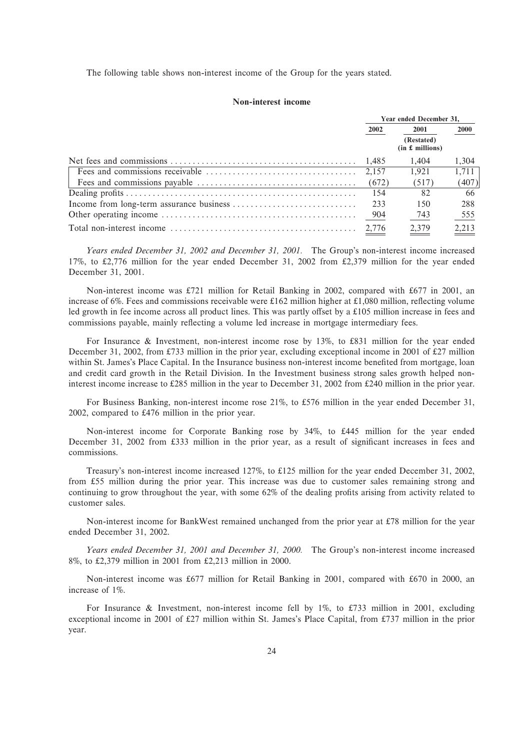The following table shows non-interest income of the Group for the years stated.

**Non-interest income**

| | Year ended December 31, | | |
|---|---|---|---|
| | 2002 | 2001 | 2000 |
| | | (Restated) (in £ millions) | |
| Net fees and commissions | 1,485 | 1,404 | 1,304 |
| Fees and commissions receivable | 2,157 | 1,921 | 1,711 |
| Fees and commissions payable | (672) | (517) | (407) |
| Dealing profits | 154 | 82 | 66 |
| Income from long-term assurance business | 233 | 150 | 288 |
| Other operating income | 904 | 743 | 555 |
| Total non-interest income | 2,776 | 2,379 | 2,213 |

*Years ended December 31, 2002 and December 31, 2001.* The Group's non-interest income increased 17%, to £2,776 million for the year ended December 31, 2002 from £2,379 million for the year ended December 31, 2001.

Non-interest income was £721 million for Retail Banking in 2002, compared with £677 in 2001, an increase of 6%. Fees and commissions receivable were £162 million higher at £1,080 million, reflecting volume led growth in fee income across all product lines. This was partly offset by a £105 million increase in fees and commissions payable, mainly reflecting a volume led increase in mortgage intermediary fees.

For Insurance & Investment, non-interest income rose by 13%, to £831 million for the year ended December 31, 2002, from £733 million in the prior year, excluding exceptional income in 2001 of £27 million within St. James's Place Capital. In the Insurance business non-interest income benefited from mortgage, loan and credit card growth in the Retail Division. In the Investment business strong sales growth helped non-interest income increase to £285 million in the year to December 31, 2002 from £240 million in the prior year.

For Business Banking, non-interest income rose 21%, to £576 million in the year ended December 31, 2002, compared to £476 million in the prior year.

Non-interest income for Corporate Banking rose by 34%, to £445 million for the year ended December 31, 2002 from £333 million in the prior year, as a result of significant increases in fees and commissions.

Treasury's non-interest income increased 127%, to £125 million for the year ended December 31, 2002, from £55 million during the prior year. This increase was due to customer sales remaining strong and continuing to grow throughout the year, with some 62% of the dealing profits arising from activity related to customer sales.

Non-interest income for BankWest remained unchanged from the prior year at £78 million for the year ended December 31, 2002.

*Years ended December 31, 2001 and December 31, 2000.* The Group's non-interest income increased 8%, to £2,379 million in 2001 from £2,213 million in 2000.

Non-interest income was £677 million for Retail Banking in 2001, compared with £670 in 2000, an increase of 1%.

For Insurance & Investment, non-interest income fell by 1%, to £733 million in 2001, excluding exceptional income in 2001 of £27 million within St. James's Place Capital, from £737 million in the prior year.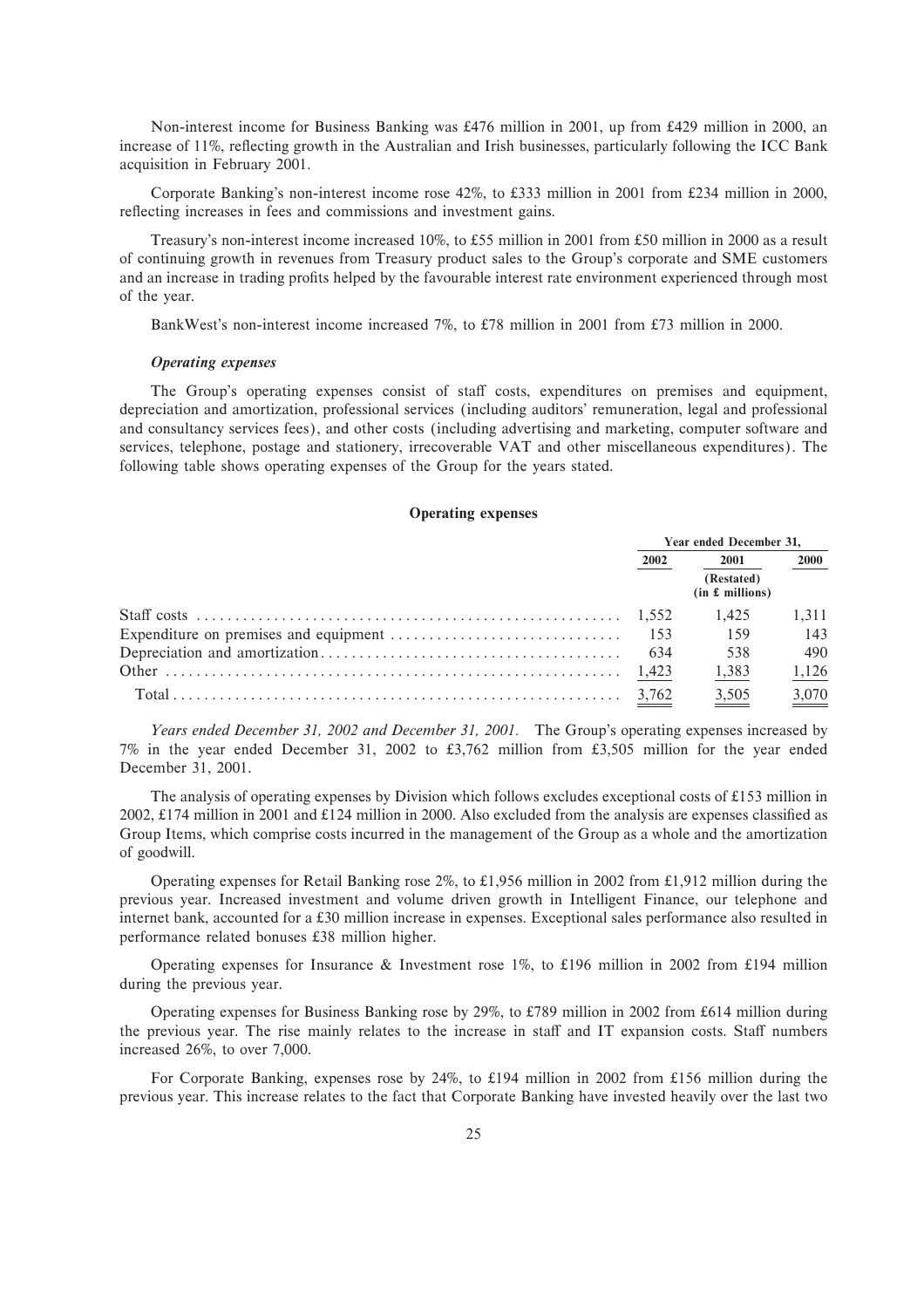Non-interest income for Business Banking was £476 million in 2001, up from £429 million in 2000, an increase of 11%, reflecting growth in the Australian and Irish businesses, particularly following the ICC Bank acquisition in February 2001.

Corporate Banking's non-interest income rose 42%, to £333 million in 2001 from £234 million in 2000, reflecting increases in fees and commissions and investment gains.

Treasury's non-interest income increased 10%, to £55 million in 2001 from £50 million in 2000 as a result of continuing growth in revenues from Treasury product sales to the Group's corporate and SME customers and an increase in trading profits helped by the favourable interest rate environment experienced through most of the year.

BankWest's non-interest income increased 7%, to £78 million in 2001 from £73 million in 2000.

### *Operating expenses*

The Group's operating expenses consist of staff costs, expenditures on premises and equipment, depreciation and amortization, professional services (including auditors' remuneration, legal and professional and consultancy services fees), and other costs (including advertising and marketing, computer software and services, telephone, postage and stationery, irrecoverable VAT and other miscellaneous expenditures). The following table shows operating expenses of the Group for the years stated.

**Operating expenses**

| | Year ended December 31, | | |
|---|---|---|---|
| | 2002 | 2001 (Restated) | 2000 |
| | | (in £ millions) | |
| Staff costs | 1,552 | 1,425 | 1,311 |
| Expenditure on premises and equipment | 153 | 159 | 143 |
| Depreciation and amortization | 634 | 538 | 490 |
| Other | 1,423 | 1,383 | 1,126 |
| Total | 3,762 | 3,505 | 3,070 |

*Years ended December 31, 2002 and December 31, 2001.* The Group's operating expenses increased by 7% in the year ended December 31, 2002 to £3,762 million from £3,505 million for the year ended December 31, 2001.

The analysis of operating expenses by Division which follows excludes exceptional costs of £153 million in 2002, £174 million in 2001 and £124 million in 2000. Also excluded from the analysis are expenses classified as Group Items, which comprise costs incurred in the management of the Group as a whole and the amortization of goodwill.

Operating expenses for Retail Banking rose 2%, to £1,956 million in 2002 from £1,912 million during the previous year. Increased investment and volume driven growth in Intelligent Finance, our telephone and internet bank, accounted for a £30 million increase in expenses. Exceptional sales performance also resulted in performance related bonuses £38 million higher.

Operating expenses for Insurance & Investment rose 1%, to £196 million in 2002 from £194 million during the previous year.

Operating expenses for Business Banking rose by 29%, to £789 million in 2002 from £614 million during the previous year. The rise mainly relates to the increase in staff and IT expansion costs. Staff numbers increased 26%, to over 7,000.

For Corporate Banking, expenses rose by 24%, to £194 million in 2002 from £156 million during the previous year. This increase relates to the fact that Corporate Banking have invested heavily over the last two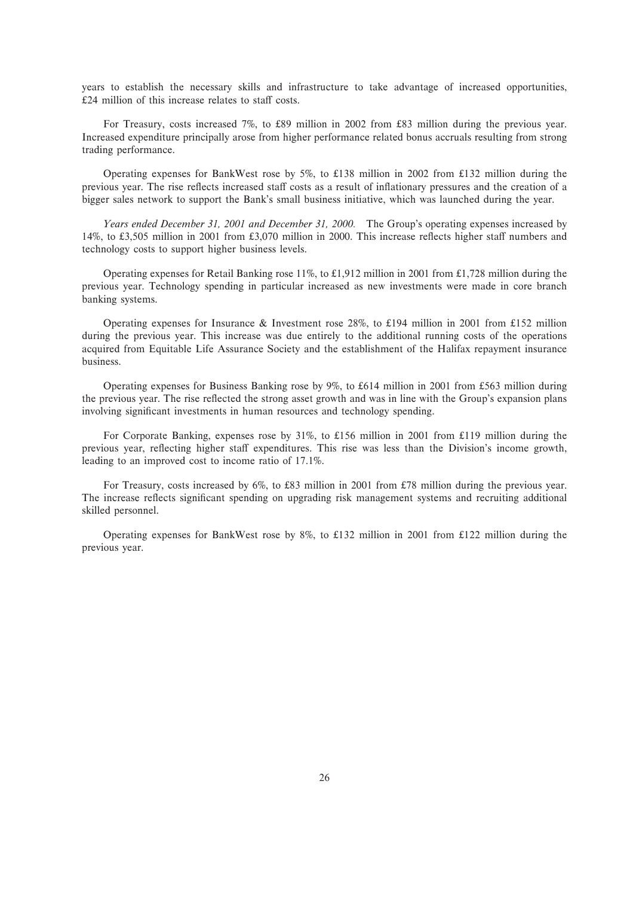years to establish the necessary skills and infrastructure to take advantage of increased opportunities, £24 million of this increase relates to staff costs.

For Treasury, costs increased 7%, to £89 million in 2002 from £83 million during the previous year. Increased expenditure principally arose from higher performance related bonus accruals resulting from strong trading performance.

Operating expenses for BankWest rose by 5%, to £138 million in 2002 from £132 million during the previous year. The rise reflects increased staff costs as a result of inflationary pressures and the creation of a bigger sales network to support the Bank's small business initiative, which was launched during the year.

*Years ended December 31, 2001 and December 31, 2000.* The Group's operating expenses increased by 14%, to £3,505 million in 2001 from £3,070 million in 2000. This increase reflects higher staff numbers and technology costs to support higher business levels.

Operating expenses for Retail Banking rose 11%, to £1,912 million in 2001 from £1,728 million during the previous year. Technology spending in particular increased as new investments were made in core branch banking systems.

Operating expenses for Insurance & Investment rose 28%, to £194 million in 2001 from £152 million during the previous year. This increase was due entirely to the additional running costs of the operations acquired from Equitable Life Assurance Society and the establishment of the Halifax repayment insurance business.

Operating expenses for Business Banking rose by 9%, to £614 million in 2001 from £563 million during the previous year. The rise reflected the strong asset growth and was in line with the Group's expansion plans involving significant investments in human resources and technology spending.

For Corporate Banking, expenses rose by 31%, to £156 million in 2001 from £119 million during the previous year, reflecting higher staff expenditures. This rise was less than the Division's income growth, leading to an improved cost to income ratio of 17.1%.

For Treasury, costs increased by 6%, to £83 million in 2001 from £78 million during the previous year. The increase reflects significant spending on upgrading risk management systems and recruiting additional skilled personnel.

Operating expenses for BankWest rose by 8%, to £132 million in 2001 from £122 million during the previous year.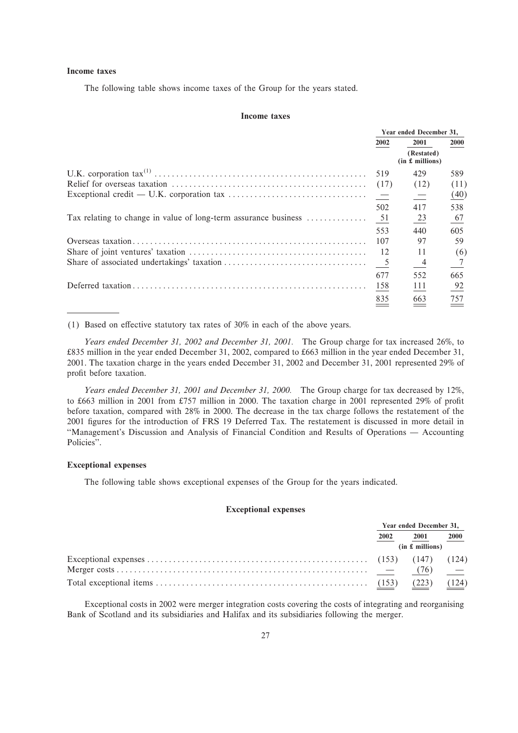### Income taxes

The following table shows income taxes of the Group for the years stated.

**Income taxes**

| | Year ended December 31, | | |
|---|---|---|---|
| | 2002 | 2001 | 2000 |
| | | (Restated) (in £ millions) | |
| U.K. corporation tax[1] | 519 | 429 | 589 |
| Relief for overseas taxation | (17) | (12) | (11) |
| Exceptional credit — U.K. corporation tax | — | — | (40) |
| | 502 | 417 | 538 |
| Tax relating to change in value of long-term assurance business | 51 | 23 | 67 |
| | 553 | 440 | 605 |
| Overseas taxation | 107 | 97 | 59 |
| Share of joint ventures' taxation | 12 | 11 | (6) |
| Share of associated undertakings' taxation | 5 | 4 | 7 |
| | 677 | 552 | 665 |
| Deferred taxation | 158 | 111 | 92 |
| | 835 | 663 | 757 |

(1) Based on effective statutory tax rates of 30% in each of the above years.

*Years ended December 31, 2002 and December 31, 2001.* The Group charge for tax increased 26%, to £835 million in the year ended December 31, 2002, compared to £663 million in the year ended December 31, 2001. The taxation charge in the years ended December 31, 2002 and December 31, 2001 represented 29% of profit before taxation.

*Years ended December 31, 2001 and December 31, 2000.* The Group charge for tax decreased by 12%, to £663 million in 2001 from £757 million in 2000. The taxation charge in 2001 represented 29% of profit before taxation, compared with 28% in 2000. The decrease in the tax charge follows the restatement of the 2001 figures for the introduction of FRS 19 Deferred Tax. The restatement is discussed in more detail in "Management's Discussion and Analysis of Financial Condition and Results of Operations — Accounting Policies".

### Exceptional expenses

The following table shows exceptional expenses of the Group for the years indicated.

**Exceptional expenses**

| | Year ended December 31, | | |
|---|---|---|---|
| | 2002 | 2001 | 2000 |
| | | (in £ millions) | |
| Exceptional expenses | (153) | (147) | (124) |
| Merger costs | — | (76) | — |
| Total exceptional items | (153) | (223) | (124) |

Exceptional costs in 2002 were merger integration costs covering the costs of integrating and reorganising Bank of Scotland and its subsidiaries and Halifax and its subsidiaries following the merger.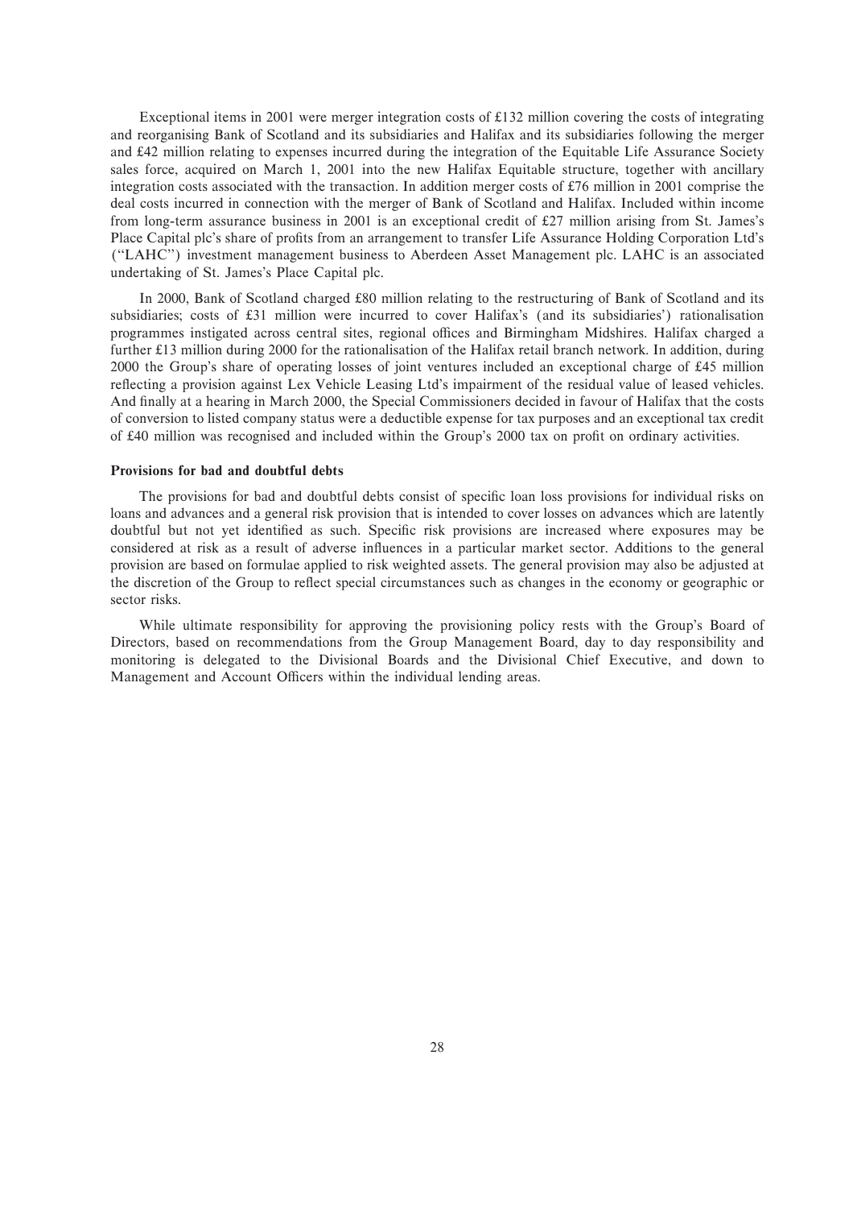Exceptional items in 2001 were merger integration costs of £132 million covering the costs of integrating and reorganising Bank of Scotland and its subsidiaries and Halifax and its subsidiaries following the merger and £42 million relating to expenses incurred during the integration of the Equitable Life Assurance Society sales force, acquired on March 1, 2001 into the new Halifax Equitable structure, together with ancillary integration costs associated with the transaction. In addition merger costs of £76 million in 2001 comprise the deal costs incurred in connection with the merger of Bank of Scotland and Halifax. Included within income from long-term assurance business in 2001 is an exceptional credit of £27 million arising from St. James's Place Capital plc's share of profits from an arrangement to transfer Life Assurance Holding Corporation Ltd's (''LAHC'') investment management business to Aberdeen Asset Management plc. LAHC is an associated undertaking of St. James's Place Capital plc.

In 2000, Bank of Scotland charged £80 million relating to the restructuring of Bank of Scotland and its subsidiaries; costs of £31 million were incurred to cover Halifax's (and its subsidiaries') rationalisation programmes instigated across central sites, regional offices and Birmingham Midshires. Halifax charged a further £13 million during 2000 for the rationalisation of the Halifax retail branch network. In addition, during 2000 the Group's share of operating losses of joint ventures included an exceptional charge of £45 million reflecting a provision against Lex Vehicle Leasing Ltd's impairment of the residual value of leased vehicles. And finally at a hearing in March 2000, the Special Commissioners decided in favour of Halifax that the costs of conversion to listed company status were a deductible expense for tax purposes and an exceptional tax credit of £40 million was recognised and included within the Group's 2000 tax on profit on ordinary activities.

**Provisions for bad and doubtful debts**

The provisions for bad and doubtful debts consist of specific loan loss provisions for individual risks on loans and advances and a general risk provision that is intended to cover losses on advances which are latently doubtful but not yet identified as such. Specific risk provisions are increased where exposures may be considered at risk as a result of adverse influences in a particular market sector. Additions to the general provision are based on formulae applied to risk weighted assets. The general provision may also be adjusted at the discretion of the Group to reflect special circumstances such as changes in the economy or geographic or sector risks.

While ultimate responsibility for approving the provisioning policy rests with the Group's Board of Directors, based on recommendations from the Group Management Board, day to day responsibility and monitoring is delegated to the Divisional Boards and the Divisional Chief Executive, and down to Management and Account Officers within the individual lending areas.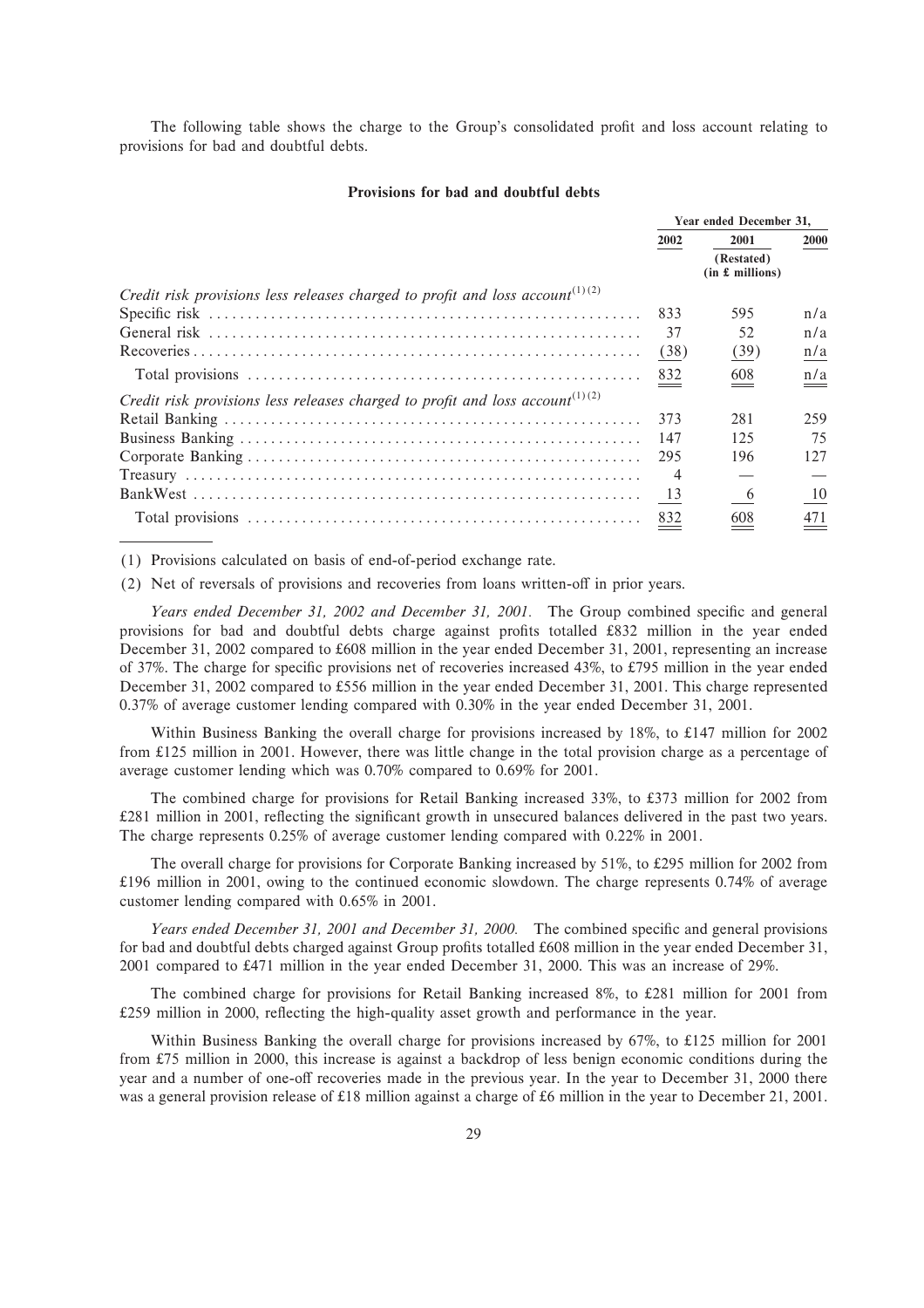The following table shows the charge to the Group's consolidated profit and loss account relating to provisions for bad and doubtful debts.

**Provisions for bad and doubtful debts**

| | Year ended December 31, | | |
|---|---|---|---|
| | 2002 | 2001 (Restated) (in £ millions) | 2000 |
| *Credit risk provisions less releases charged to profit and loss account*(1)(2) | | | |
| Specific risk | 833 | 595 | n/a |
| General risk | 37 | 52 | n/a |
| Recoveries | (38) | (39) | n/a |
| Total provisions | 832 | 608 | n/a |
| *Credit risk provisions less releases charged to profit and loss account*(1)(2) | | | |
| Retail Banking | 373 | 281 | 259 |
| Business Banking | 147 | 125 | 75 |
| Corporate Banking | 295 | 196 | 127 |
| Treasury | 4 | — | — |
| BankWest | 13 | 6 | 10 |
| Total provisions | 832 | 608 | 471 |

(1) Provisions calculated on basis of end-of-period exchange rate.

(2) Net of reversals of provisions and recoveries from loans written-off in prior years.

*Years ended December 31, 2002 and December 31, 2001.* The Group combined specific and general provisions for bad and doubtful debts charge against profits totalled £832 million in the year ended December 31, 2002 compared to £608 million in the year ended December 31, 2001, representing an increase of 37%. The charge for specific provisions net of recoveries increased 43%, to £795 million in the year ended December 31, 2002 compared to £556 million in the year ended December 31, 2001. This charge represented 0.37% of average customer lending compared with 0.30% in the year ended December 31, 2001.

Within Business Banking the overall charge for provisions increased by 18%, to £147 million for 2002 from £125 million in 2001. However, there was little change in the total provision charge as a percentage of average customer lending which was 0.70% compared to 0.69% for 2001.

The combined charge for provisions for Retail Banking increased 33%, to £373 million for 2002 from £281 million in 2001, reflecting the significant growth in unsecured balances delivered in the past two years. The charge represents 0.25% of average customer lending compared with 0.22% in 2001.

The overall charge for provisions for Corporate Banking increased by 51%, to £295 million for 2002 from £196 million in 2001, owing to the continued economic slowdown. The charge represents 0.74% of average customer lending compared with 0.65% in 2001.

*Years ended December 31, 2001 and December 31, 2000.* The combined specific and general provisions for bad and doubtful debts charged against Group profits totalled £608 million in the year ended December 31, 2001 compared to £471 million in the year ended December 31, 2000. This was an increase of 29%.

The combined charge for provisions for Retail Banking increased 8%, to £281 million for 2001 from £259 million in 2000, reflecting the high-quality asset growth and performance in the year.

Within Business Banking the overall charge for provisions increased by 67%, to £125 million for 2001 from £75 million in 2000, this increase is against a backdrop of less benign economic conditions during the year and a number of one-off recoveries made in the previous year. In the year to December 31, 2000 there was a general provision release of £18 million against a charge of £6 million in the year to December 21, 2001.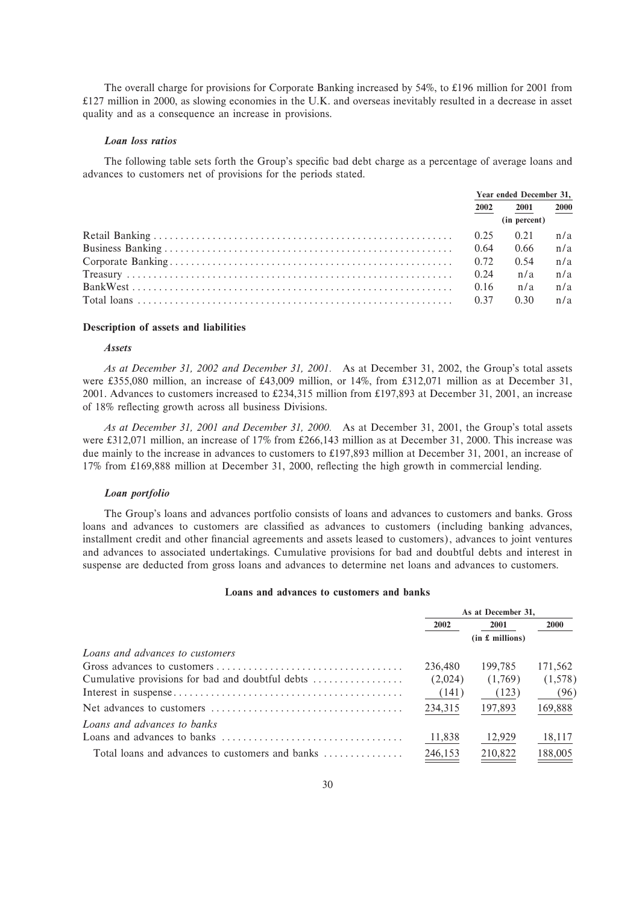The overall charge for provisions for Corporate Banking increased by 54%, to £196 million for 2001 from £127 million in 2000, as slowing economies in the U.K. and overseas inevitably resulted in a decrease in asset quality and as a consequence an increase in provisions.

### *Loan loss ratios*

The following table sets forth the Group's specific bad debt charge as a percentage of average loans and advances to customers net of provisions for the periods stated.

| | Year ended December 31, | | |
|---|---|---|---|
| | 2002 | 2001 | 2000 |
| | | (in percent) | |
| Retail Banking | 0.25 | 0.21 | n/a |
| Business Banking | 0.64 | 0.66 | n/a |
| Corporate Banking | 0.72 | 0.54 | n/a |
| Treasury | 0.24 | n/a | n/a |
| BankWest | 0.16 | n/a | n/a |
| Total loans | 0.37 | 0.30 | n/a |

## Description of assets and liabilities

### *Assets*

*As at December 31, 2002 and December 31, 2001.* As at December 31, 2002, the Group's total assets were £355,080 million, an increase of £43,009 million, or 14%, from £312,071 million as at December 31, 2001. Advances to customers increased to £234,315 million from £197,893 at December 31, 2001, an increase of 18% reflecting growth across all business Divisions.

*As at December 31, 2001 and December 31, 2000.* As at December 31, 2001, the Group's total assets were £312,071 million, an increase of 17% from £266,143 million as at December 31, 2000. This increase was due mainly to the increase in advances to customers to £197,893 million at December 31, 2001, an increase of 17% from £169,888 million at December 31, 2000, reflecting the high growth in commercial lending.

### *Loan portfolio*

The Group's loans and advances portfolio consists of loans and advances to customers and banks. Gross loans and advances to customers are classified as advances to customers (including banking advances, installment credit and other financial agreements and assets leased to customers), advances to joint ventures and advances to associated undertakings. Cumulative provisions for bad and doubtful debts and interest in suspense are deducted from gross loans and advances to determine net loans and advances to customers.

**Loans and advances to customers and banks**

| | As at December 31, | | |
|---|---|---|---|
| | 2002 | 2001 | 2000 |
| | | (in £ millions) | |
| *Loans and advances to customers* | | | |
| Gross advances to customers | 236,480 | 199,785 | 171,562 |
| Cumulative provisions for bad and doubtful debts | (2,024) | (1,769) | (1,578) |
| Interest in suspense | (141) | (123) | (96) |
| Net advances to customers | 234,315 | 197,893 | 169,888 |
| *Loans and advances to banks* | | | |
| Loans and advances to banks | 11,838 | 12,929 | 18,117 |
| Total loans and advances to customers and banks | 246,153 | 210,822 | 188,005 |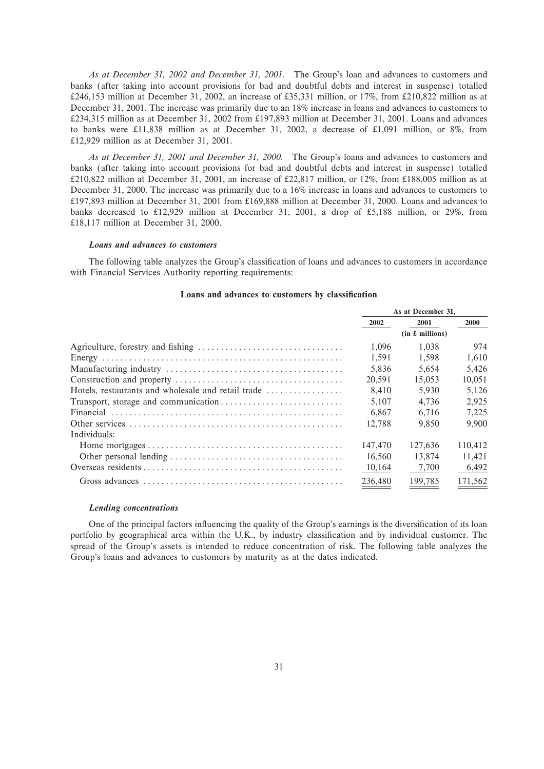*As at December 31, 2002 and December 31, 2001.* The Group's loan and advances to customers and banks (after taking into account provisions for bad and doubtful debts and interest in suspense) totalled £246,153 million at December 31, 2002, an increase of £35,331 million, or 17%, from £210,822 million as at December 31, 2001. The increase was primarily due to an 18% increase in loans and advances to customers to £234,315 million as at December 31, 2002 from £197,893 million at December 31, 2001. Loans and advances to banks were £11,838 million as at December 31, 2002, a decrease of £1,091 million, or 8%, from £12,929 million as at December 31, 2001.

*As at December 31, 2001 and December 31, 2000.* The Group's loans and advances to customers and banks (after taking into account provisions for bad and doubtful debts and interest in suspense) totalled £210,822 million at December 31, 2001, an increase of £22,817 million, or 12%, from £188,005 million as at December 31, 2000. The increase was primarily due to a 16% increase in loans and advances to customers to £197,893 million at December 31, 2001 from £169,888 million at December 31, 2000. Loans and advances to banks decreased to £12,929 million at December 31, 2001, a drop of £5,188 million, or 29%, from £18,117 million at December 31, 2000.

***Loans and advances to customers***

The following table analyzes the Group's classification of loans and advances to customers in accordance with Financial Services Authority reporting requirements:

**Loans and advances to customers by classification**

| | As at December 31, | | |
|---|---|---|---|
| | 2002 | 2001 | 2000 |
| | | (in £ millions) | |
| Agriculture, forestry and fishing | 1,096 | 1,038 | 974 |
| Energy | 1,591 | 1,598 | 1,610 |
| Manufacturing industry | 5,836 | 5,654 | 5,426 |
| Construction and property | 20,591 | 15,053 | 10,051 |
| Hotels, restaurants and wholesale and retail trade | 8,410 | 5,930 | 5,126 |
| Transport, storage and communication | 5,107 | 4,736 | 2,925 |
| Financial | 6,867 | 6,716 | 7,225 |
| Other services | 12,788 | 9,850 | 9,900 |
| Individuals: | | | |
| Home mortgages | 147,470 | 127,636 | 110,412 |
| Other personal lending | 16,560 | 13,874 | 11,421 |
| Overseas residents | 10,164 | 7,700 | 6,492 |
| Gross advances | 236,480 | 199,785 | 171,562 |

***Lending concentrations***

One of the principal factors influencing the quality of the Group's earnings is the diversification of its loan portfolio by geographical area within the U.K., by industry classification and by individual customer. The spread of the Group's assets is intended to reduce concentration of risk. The following table analyzes the Group's loans and advances to customers by maturity as at the dates indicated.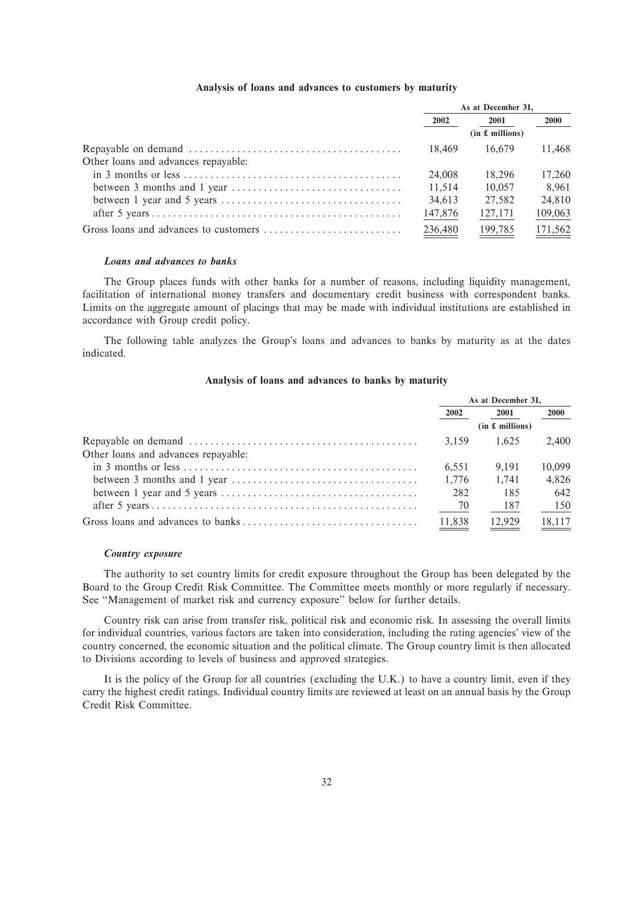**Analysis of loans and advances to customers by maturity**

| | As at December 31, | | |
|---|---|---|---|
| | 2002 | 2001 | 2000 |
| | | (in £ millions) | |
| Repayable on demand | 18,469 | 16,679 | 11,468 |
| Other loans and advances repayable: | | | |
| in 3 months or less | 24,008 | 18,296 | 17,260 |
| between 3 months and 1 year | 11,514 | 10,057 | 8,961 |
| between 1 year and 5 years | 34,613 | 27,582 | 24,810 |
| after 5 years | 147,876 | 127,171 | 109,063 |
| Gross loans and advances to customers | 236,480 | 199,785 | 171,562 |

***Loans and advances to banks***

The Group places funds with other banks for a number of reasons, including liquidity management, facilitation of international money transfers and documentary credit business with correspondent banks. Limits on the aggregate amount of placings that may be made with individual institutions are established in accordance with Group credit policy.

The following table analyzes the Group's loans and advances to banks by maturity as at the dates indicated.

**Analysis of loans and advances to banks by maturity**

| | As at December 31, | | |
|---|---|---|---|
| | 2002 | 2001 | 2000 |
| | | (in £ millions) | |
| Repayable on demand | 3,159 | 1,625 | 2,400 |
| Other loans and advances repayable: | | | |
| in 3 months or less | 6,551 | 9,191 | 10,099 |
| between 3 months and 1 year | 1,776 | 1,741 | 4,826 |
| between 1 year and 5 years | 282 | 185 | 642 |
| after 5 years | 70 | 187 | 150 |
| Gross loans and advances to banks | 11,838 | 12,929 | 18,117 |

***Country exposure***

The authority to set country limits for credit exposure throughout the Group has been delegated by the Board to the Group Credit Risk Committee. The Committee meets monthly or more regularly if necessary. See "Management of market risk and currency exposure" below for further details.

Country risk can arise from transfer risk, political risk and economic risk. In assessing the overall limits for individual countries, various factors are taken into consideration, including the rating agencies' view of the country concerned, the economic situation and the political climate. The Group country limit is then allocated to Divisions according to levels of business and approved strategies.

It is the policy of the Group for all countries (excluding the U.K.) to have a country limit, even if they carry the highest credit ratings. Individual country limits are reviewed at least on an annual basis by the Group Credit Risk Committee.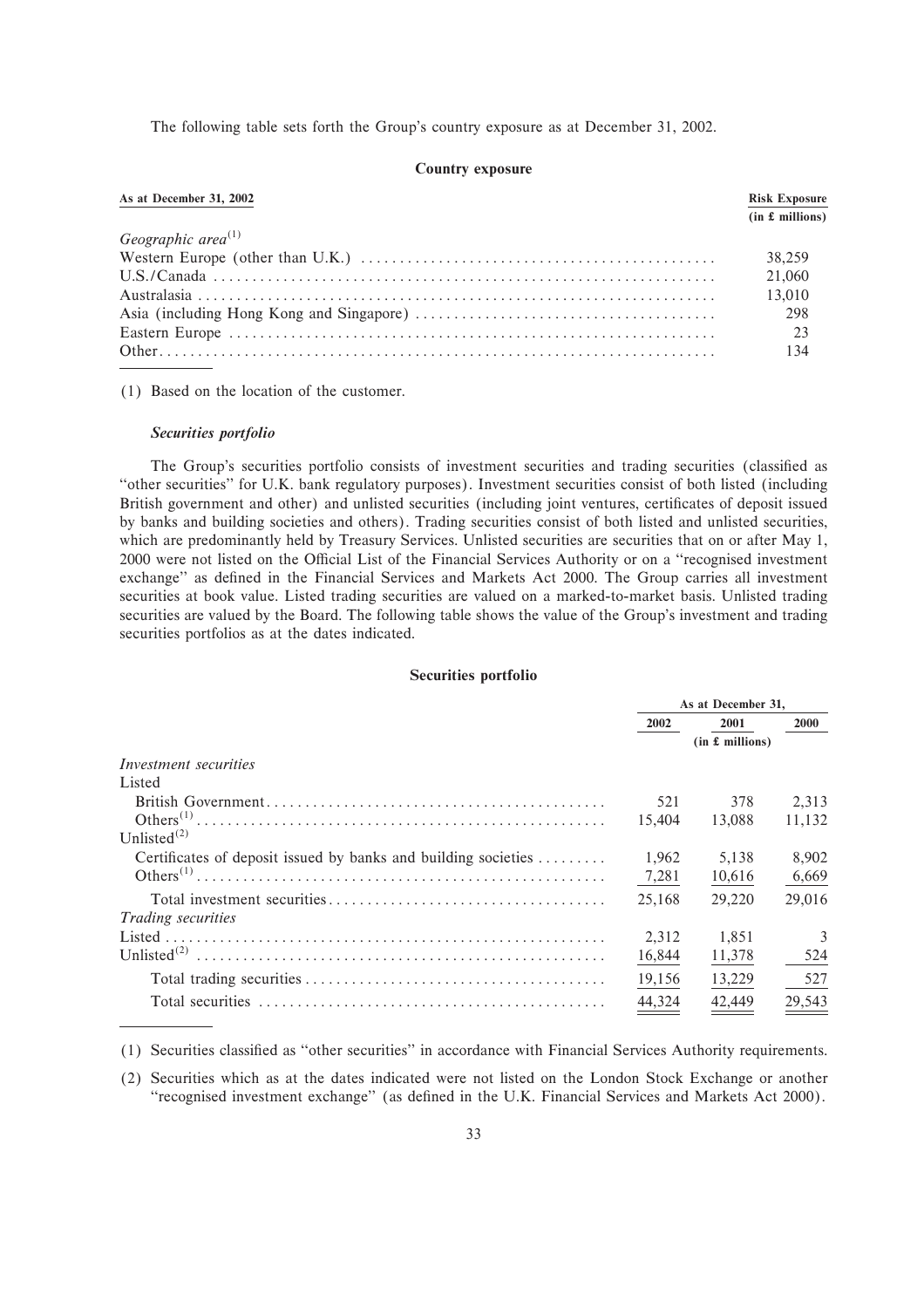The following table sets forth the Group's country exposure as at December 31, 2002.

**Country exposure**

| As at December 31, 2002 | Risk Exposure (in £ millions) |
|---|---|
| *Geographic area*[(1)] | |
| Western Europe (other than U.K.) | 38,259 |
| U.S./Canada | 21,060 |
| Australasia | 13,010 |
| Asia (including Hong Kong and Singapore) | 298 |
| Eastern Europe | 23 |
| Other | 134 |

(1) Based on the location of the customer.

***Securities portfolio***

The Group's securities portfolio consists of investment securities and trading securities (classified as "other securities" for U.K. bank regulatory purposes). Investment securities consist of both listed (including British government and other) and unlisted securities (including joint ventures, certificates of deposit issued by banks and building societies and others). Trading securities consist of both listed and unlisted securities, which are predominantly held by Treasury Services. Unlisted securities are securities that on or after May 1, 2000 were not listed on the Official List of the Financial Services Authority or on a "recognised investment exchange" as defined in the Financial Services and Markets Act 2000. The Group carries all investment securities at book value. Listed trading securities are valued on a marked-to-market basis. Unlisted trading securities are valued by the Board. The following table shows the value of the Group's investment and trading securities portfolios as at the dates indicated.

**Securities portfolio**

| | As at December 31, | | |
|---|---|---|---|
| | 2002 | 2001 | 2000 |
| | (in £ millions) | | |
| *Investment securities* | | | |
| Listed | | | |
| British Government | 521 | 378 | 2,313 |
| Others[(1)] | 15,404 | 13,088 | 11,132 |
| Unlisted[(2)] | | | |
| Certificates of deposit issued by banks and building societies | 1,962 | 5,138 | 8,902 |
| Others[(1)] | 7,281 | 10,616 | 6,669 |
| Total investment securities | 25,168 | 29,220 | 29,016 |
| *Trading securities* | | | |
| Listed | 2,312 | 1,851 | 3 |
| Unlisted[(2)] | 16,844 | 11,378 | 524 |
| Total trading securities | 19,156 | 13,229 | 527 |
| Total securities | 44,324 | 42,449 | 29,543 |

(1) Securities classified as "other securities" in accordance with Financial Services Authority requirements.

(2) Securities which as at the dates indicated were not listed on the London Stock Exchange or another "recognised investment exchange" (as defined in the U.K. Financial Services and Markets Act 2000).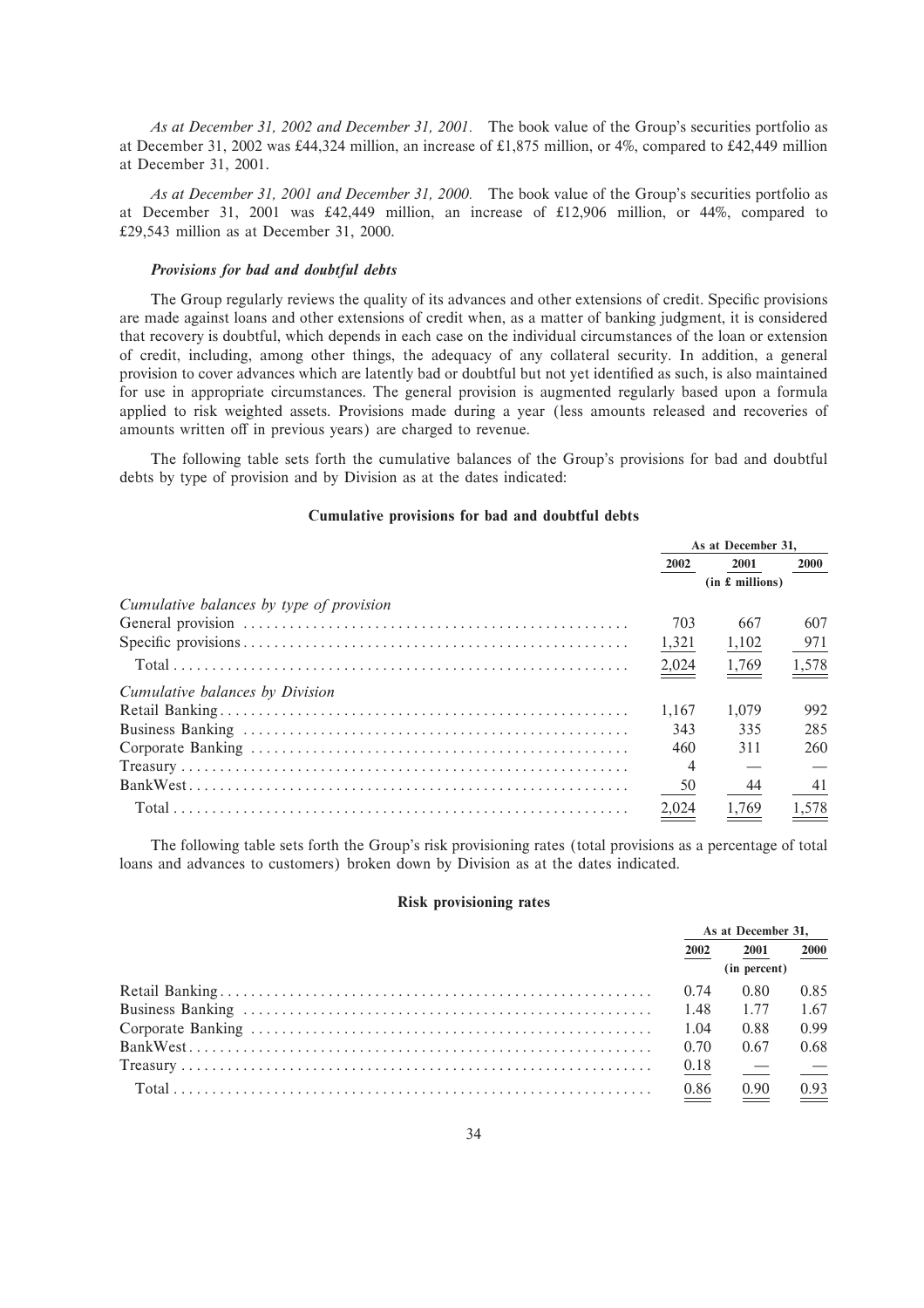*As at December 31, 2002 and December 31, 2001.* The book value of the Group's securities portfolio as at December 31, 2002 was £44,324 million, an increase of £1,875 million, or 4%, compared to £42,449 million at December 31, 2001.

*As at December 31, 2001 and December 31, 2000.* The book value of the Group's securities portfolio as at December 31, 2001 was £42,449 million, an increase of £12,906 million, or 44%, compared to £29,543 million as at December 31, 2000.

### *Provisions for bad and doubtful debts*

The Group regularly reviews the quality of its advances and other extensions of credit. Specific provisions are made against loans and other extensions of credit when, as a matter of banking judgment, it is considered that recovery is doubtful, which depends in each case on the individual circumstances of the loan or extension of credit, including, among other things, the adequacy of any collateral security. In addition, a general provision to cover advances which are latently bad or doubtful but not yet identified as such, is also maintained for use in appropriate circumstances. The general provision is augmented regularly based upon a formula applied to risk weighted assets. Provisions made during a year (less amounts released and recoveries of amounts written off in previous years) are charged to revenue.

The following table sets forth the cumulative balances of the Group's provisions for bad and doubtful debts by type of provision and by Division as at the dates indicated:

**Cumulative provisions for bad and doubtful debts**

| | As at December 31, | | |
|---|---|---|---|
| | 2002 | 2001 | 2000 |
| | (in £ millions) | | |
| *Cumulative balances by type of provision* | | | |
| General provision | 703 | 667 | 607 |
| Specific provisions | 1,321 | 1,102 | 971 |
| Total | 2,024 | 1,769 | 1,578 |
| *Cumulative balances by Division* | | | |
| Retail Banking | 1,167 | 1,079 | 992 |
| Business Banking | 343 | 335 | 285 |
| Corporate Banking | 460 | 311 | 260 |
| Treasury | 4 | — | — |
| BankWest | 50 | 44 | 41 |
| Total | 2,024 | 1,769 | 1,578 |

The following table sets forth the Group's risk provisioning rates (total provisions as a percentage of total loans and advances to customers) broken down by Division as at the dates indicated.

**Risk provisioning rates**

| | As at December 31, | | |
|---|---|---|---|
| | 2002 | 2001 | 2000 |
| | (in percent) | | |
| Retail Banking | 0.74 | 0.80 | 0.85 |
| Business Banking | 1.48 | 1.77 | 1.67 |
| Corporate Banking | 1.04 | 0.88 | 0.99 |
| BankWest | 0.70 | 0.67 | 0.68 |
| Treasury | 0.18 | — | — |
| Total | 0.86 | 0.90 | 0.93 |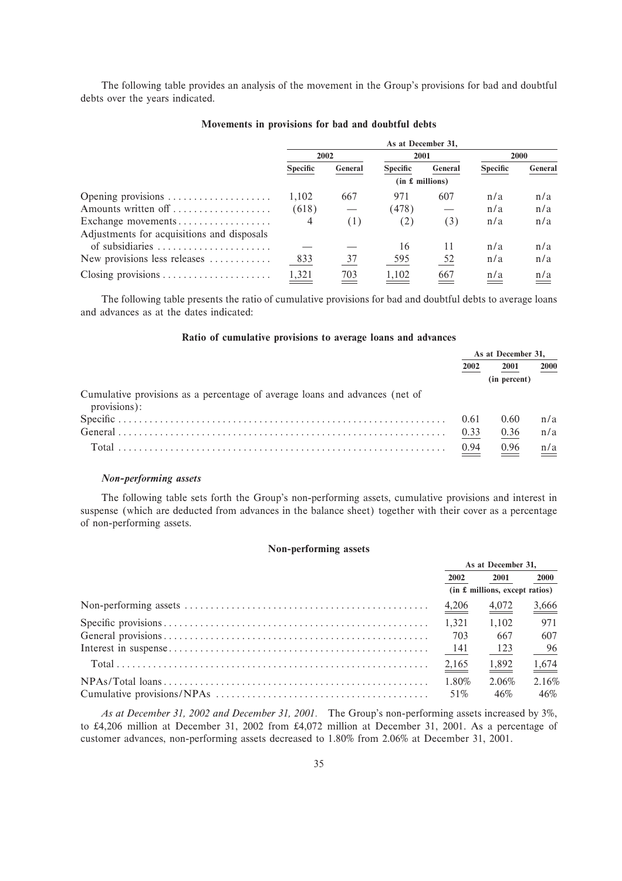The following table provides an analysis of the movement in the Group's provisions for bad and doubtful debts over the years indicated.

**Movements in provisions for bad and doubtful debts**

| | As at December 31, | | | | | |
|---|---|---|---|---|---|---|
| | 2002 | | 2001 | | 2000 | |
| | Specific | General | Specific | General | Specific | General |
| | (in £ millions) | | | | | |
| Opening provisions | 1,102 | 667 | 971 | 607 | n/a | n/a |
| Amounts written off | (618) | — | (478) | — | n/a | n/a |
| Exchange movements | 4 | (1) | (2) | (3) | n/a | n/a |
| Adjustments for acquisitions and disposals of subsidiaries | — | — | 16 | 11 | n/a | n/a |
| New provisions less releases | 833 | 37 | 595 | 52 | n/a | n/a |
| Closing provisions | 1,321 | 703 | 1,102 | 667 | n/a | n/a |

The following table presents the ratio of cumulative provisions for bad and doubtful debts to average loans and advances as at the dates indicated:

**Ratio of cumulative provisions to average loans and advances**

| | As at December 31, | | |
|---|---|---|---|
| | 2002 | 2001 | 2000 |
| | (in percent) | | |
| Cumulative provisions as a percentage of average loans and advances (net of provisions): | | | |
| Specific | 0.61 | 0.60 | n/a |
| General | 0.33 | 0.36 | n/a |
| Total | 0.94 | 0.96 | n/a |

### *Non-performing assets*

The following table sets forth the Group's non-performing assets, cumulative provisions and interest in suspense (which are deducted from advances in the balance sheet) together with their cover as a percentage of non-performing assets.

**Non-performing assets**

| | As at December 31, | | |
|---|---|---|---|
| | 2002 | 2001 | 2000 |
| | (in £ millions, except ratios) | | |
| Non-performing assets | 4,206 | 4,072 | 3,666 |
| Specific provisions | 1,321 | 1,102 | 971 |
| General provisions | 703 | 667 | 607 |
| Interest in suspense | 141 | 123 | 96 |
| Total | 2,165 | 1,892 | 1,674 |
| NPAs/Total loans | 1.80% | 2.06% | 2.16% |
| Cumulative provisions/NPAs | 51% | 46% | 46% |

*As at December 31, 2002 and December 31, 2001.* The Group's non-performing assets increased by 3%, to £4,206 million at December 31, 2002 from £4,072 million at December 31, 2001. As a percentage of customer advances, non-performing assets decreased to 1.80% from 2.06% at December 31, 2001.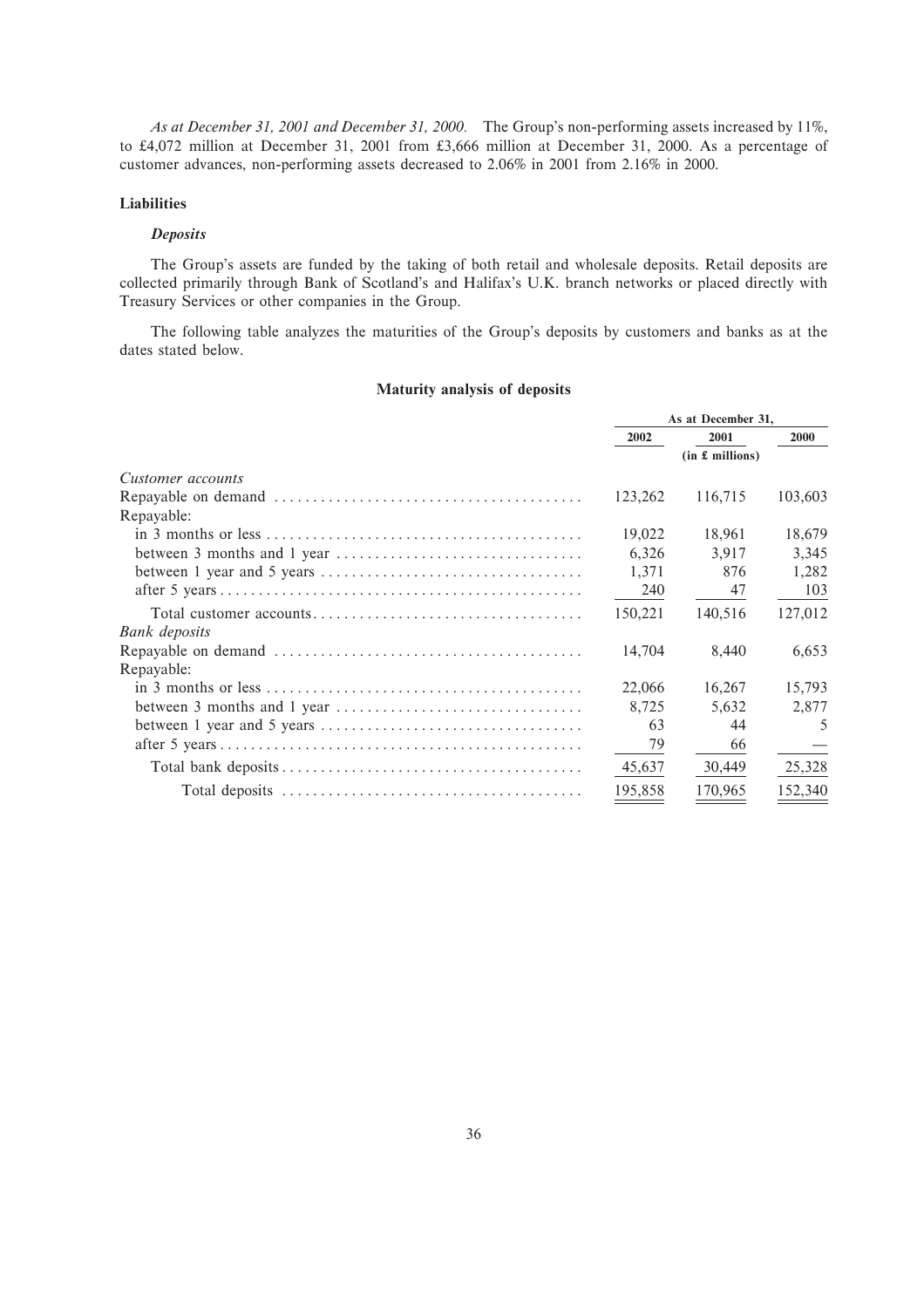*As at December 31, 2001 and December 31, 2000.* The Group's non-performing assets increased by 11%, to £4,072 million at December 31, 2001 from £3,666 million at December 31, 2000. As a percentage of customer advances, non-performing assets decreased to 2.06% in 2001 from 2.16% in 2000.

### Liabilities

#### *Deposits*

The Group's assets are funded by the taking of both retail and wholesale deposits. Retail deposits are collected primarily through Bank of Scotland's and Halifax's U.K. branch networks or placed directly with Treasury Services or other companies in the Group.

The following table analyzes the maturities of the Group's deposits by customers and banks as at the dates stated below.

**Maturity analysis of deposits**

| | As at December 31, | | |
|---|---|---|---|
| | 2002 | 2001 | 2000 |
| | | (in £ millions) | |
| *Customer accounts* | | | |
| Repayable on demand | 123,262 | 116,715 | 103,603 |
| Repayable: | | | |
| in 3 months or less | 19,022 | 18,961 | 18,679 |
| between 3 months and 1 year | 6,326 | 3,917 | 3,345 |
| between 1 year and 5 years | 1,371 | 876 | 1,282 |
| after 5 years | 240 | 47 | 103 |
| Total customer accounts | 150,221 | 140,516 | 127,012 |
| *Bank deposits* | | | |
| Repayable on demand | 14,704 | 8,440 | 6,653 |
| Repayable: | | | |
| in 3 months or less | 22,066 | 16,267 | 15,793 |
| between 3 months and 1 year | 8,725 | 5,632 | 2,877 |
| between 1 year and 5 years | 63 | 44 | 5 |
| after 5 years | 79 | 66 | — |
| Total bank deposits | 45,637 | 30,449 | 25,328 |
| Total deposits | 195,858 | 170,965 | 152,340 |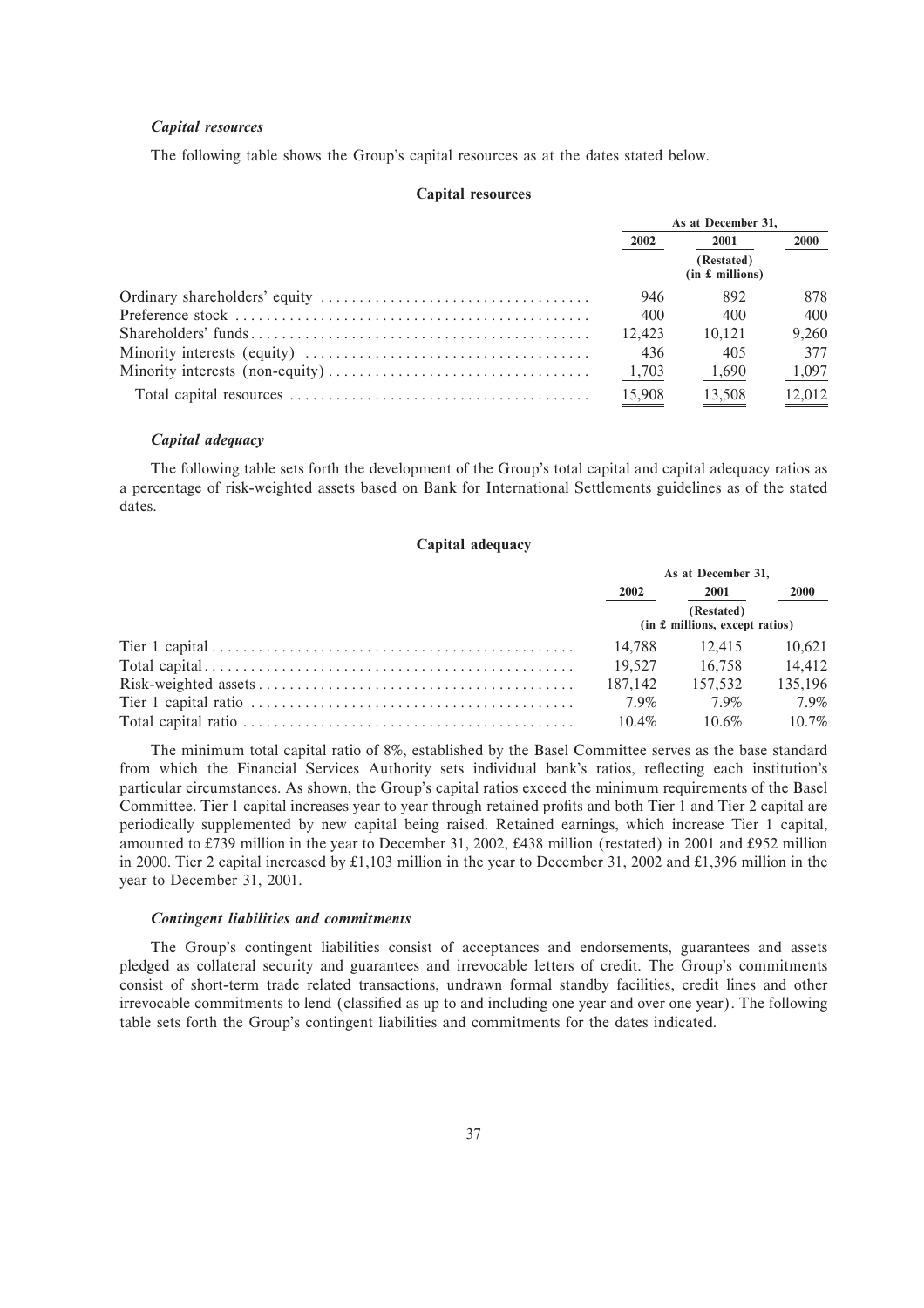### *Capital resources*

The following table shows the Group's capital resources as at the dates stated below.

**Capital resources**

| | As at December 31, | | |
|---|---|---|---|
| | 2002 | 2001 | 2000 |
| | | (Restated) (in £ millions) | |
| Ordinary shareholders' equity | 946 | 892 | 878 |
| Preference stock | 400 | 400 | 400 |
| Shareholders' funds | 12,423 | 10,121 | 9,260 |
| Minority interests (equity) | 436 | 405 | 377 |
| Minority interests (non-equity) | 1,703 | 1,690 | 1,097 |
| Total capital resources | 15,908 | 13,508 | 12,012 |

### *Capital adequacy*

The following table sets forth the development of the Group's total capital and capital adequacy ratios as a percentage of risk-weighted assets based on Bank for International Settlements guidelines as of the stated dates.

**Capital adequacy**

| | As at December 31, | | |
|---|---|---|---|
| | 2002 | 2001 | 2000 |
| | | (Restated) (in £ millions, except ratios) | |
| Tier 1 capital | 14,788 | 12,415 | 10,621 |
| Total capital | 19,527 | 16,758 | 14,412 |
| Risk-weighted assets | 187,142 | 157,532 | 135,196 |
| Tier 1 capital ratio | 7.9% | 7.9% | 7.9% |
| Total capital ratio | 10.4% | 10.6% | 10.7% |

The minimum total capital ratio of 8%, established by the Basel Committee serves as the base standard from which the Financial Services Authority sets individual bank's ratios, reflecting each institution's particular circumstances. As shown, the Group's capital ratios exceed the minimum requirements of the Basel Committee. Tier 1 capital increases year to year through retained profits and both Tier 1 and Tier 2 capital are periodically supplemented by new capital being raised. Retained earnings, which increase Tier 1 capital, amounted to £739 million in the year to December 31, 2002, £438 million (restated) in 2001 and £952 million in 2000. Tier 2 capital increased by £1,103 million in the year to December 31, 2002 and £1,396 million in the year to December 31, 2001.

### *Contingent liabilities and commitments*

The Group's contingent liabilities consist of acceptances and endorsements, guarantees and assets pledged as collateral security and guarantees and irrevocable letters of credit. The Group's commitments consist of short-term trade related transactions, undrawn formal standby facilities, credit lines and other irrevocable commitments to lend (classified as up to and including one year and over one year). The following table sets forth the Group's contingent liabilities and commitments for the dates indicated.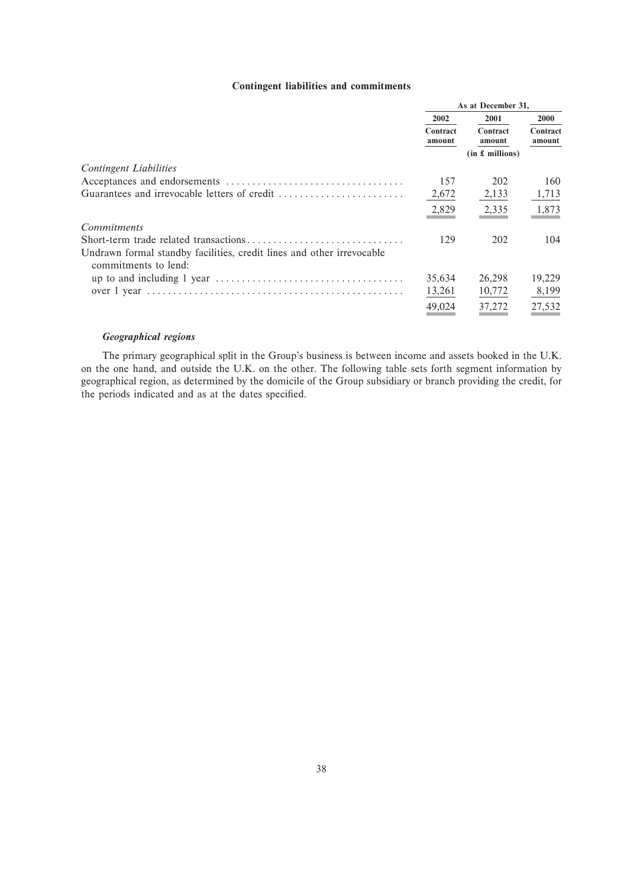**Contingent liabilities and commitments**

| | As at December 31, | | |
|---|---|---|---|
| | 2002 | 2001 | 2000 |
| | Contract amount | Contract amount | Contract amount |
| | | (in £ millions) | |
| *Contingent Liabilities* | | | |
| Acceptances and endorsements | 157 | 202 | 160 |
| Guarantees and irrevocable letters of credit | 2,672 | 2,133 | 1,713 |
| | 2,829 | 2,335 | 1,873 |
| *Commitments* | | | |
| Short-term trade related transactions | 129 | 202 | 104 |
| Undrawn formal standby facilities, credit lines and other irrevocable commitments to lend: | | | |
| up to and including 1 year | 35,634 | 26,298 | 19,229 |
| over 1 year | 13,261 | 10,772 | 8,199 |
| | 49,024 | 37,272 | 27,532 |

***Geographical regions***

The primary geographical split in the Group's business is between income and assets booked in the U.K. on the one hand, and outside the U.K. on the other. The following table sets forth segment information by geographical region, as determined by the domicile of the Group subsidiary or branch providing the credit, for the periods indicated and as at the dates specified.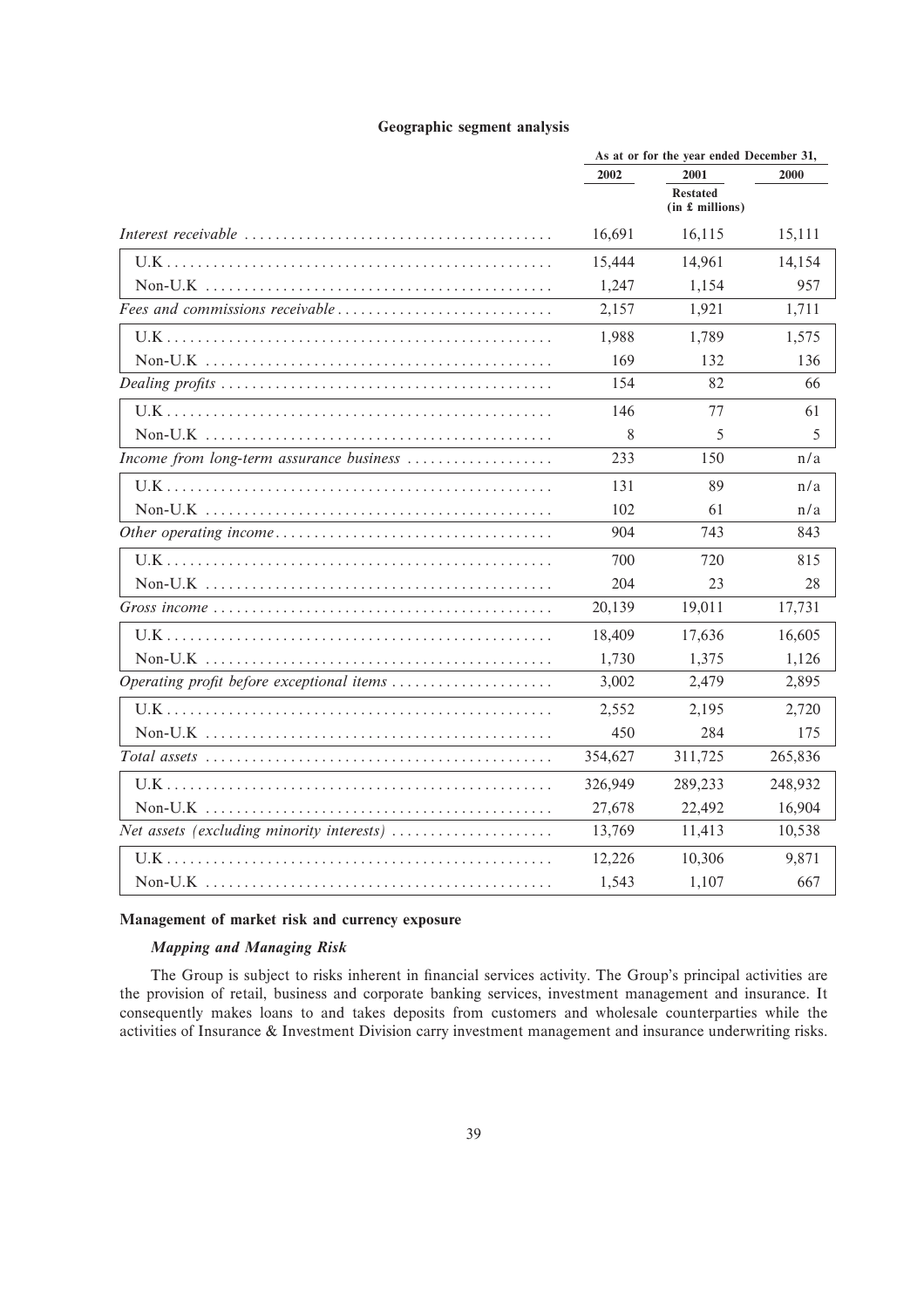**Geographic segment analysis**

| | As at or for the year ended December 31, | | |
|---|---|---|---|
| | 2002 | 2001 Restated (in £ millions) | 2000 |
| *Interest receivable* | 16,691 | 16,115 | 15,111 |
| U.K | 15,444 | 14,961 | 14,154 |
| Non-U.K | 1,247 | 1,154 | 957 |
| *Fees and commissions receivable* | 2,157 | 1,921 | 1,711 |
| U.K | 1,988 | 1,789 | 1,575 |
| Non-U.K | 169 | 132 | 136 |
| *Dealing profits* | 154 | 82 | 66 |
| U.K | 146 | 77 | 61 |
| Non-U.K | 8 | 5 | 5 |
| *Income from long-term assurance business* | 233 | 150 | n/a |
| U.K | 131 | 89 | n/a |
| Non-U.K | 102 | 61 | n/a |
| *Other operating income* | 904 | 743 | 843 |
| U.K | 700 | 720 | 815 |
| Non-U.K | 204 | 23 | 28 |
| *Gross income* | 20,139 | 19,011 | 17,731 |
| U.K | 18,409 | 17,636 | 16,605 |
| Non-U.K | 1,730 | 1,375 | 1,126 |
| *Operating profit before exceptional items* | 3,002 | 2,479 | 2,895 |
| U.K | 2,552 | 2,195 | 2,720 |
| Non-U.K | 450 | 284 | 175 |
| *Total assets* | 354,627 | 311,725 | 265,836 |
| U.K | 326,949 | 289,233 | 248,932 |
| Non-U.K | 27,678 | 22,492 | 16,904 |
| *Net assets (excluding minority interests)* | 13,769 | 11,413 | 10,538 |
| U.K | 12,226 | 10,306 | 9,871 |
| Non-U.K | 1,543 | 1,107 | 667 |

**Management of market risk and currency exposure**

***Mapping and Managing Risk***

The Group is subject to risks inherent in financial services activity. The Group's principal activities are the provision of retail, business and corporate banking services, investment management and insurance. It consequently makes loans to and takes deposits from customers and wholesale counterparties while the activities of Insurance & Investment Division carry investment management and insurance underwriting risks.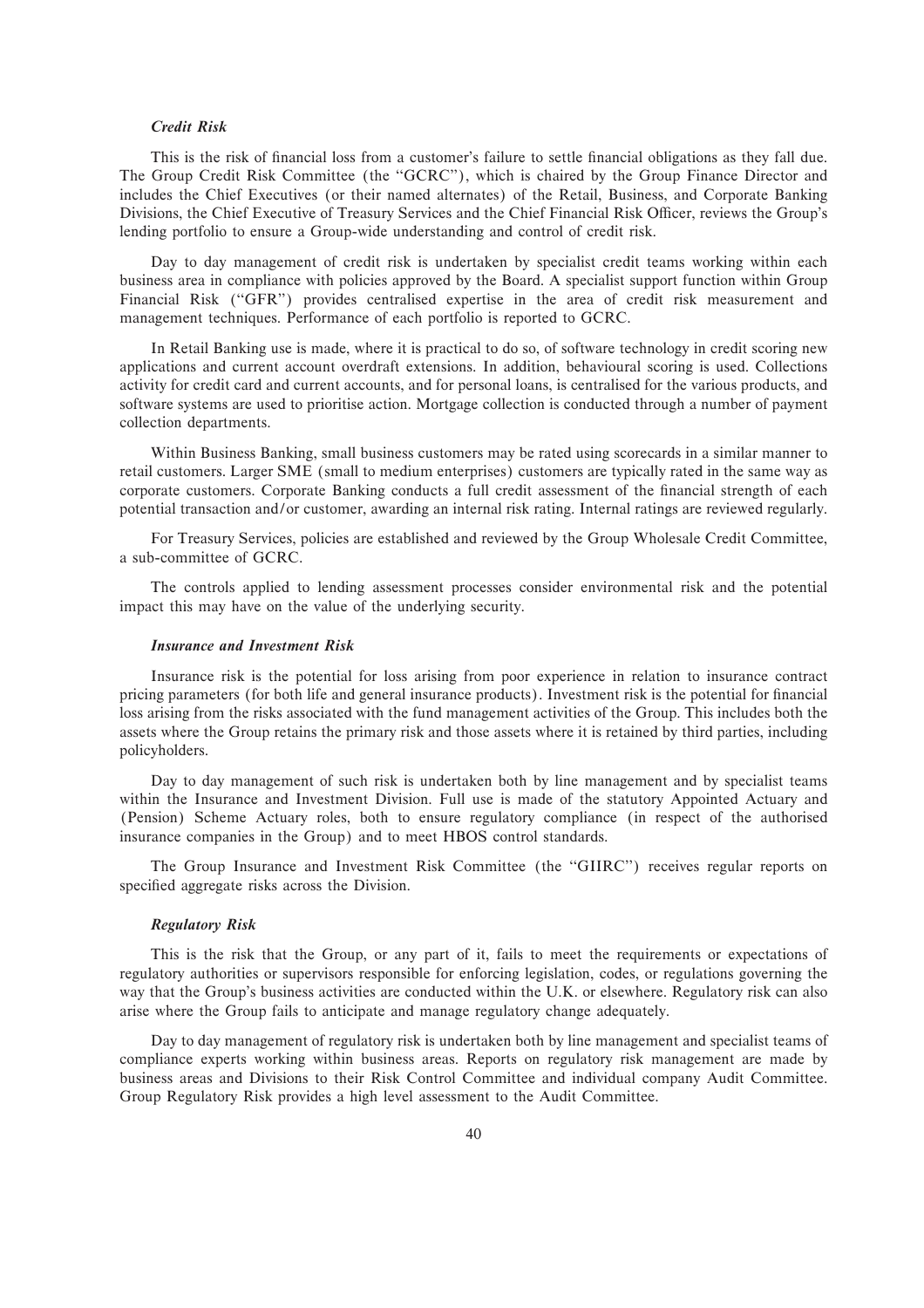### *Credit Risk*

This is the risk of financial loss from a customer's failure to settle financial obligations as they fall due. The Group Credit Risk Committee (the "GCRC"), which is chaired by the Group Finance Director and includes the Chief Executives (or their named alternates) of the Retail, Business, and Corporate Banking Divisions, the Chief Executive of Treasury Services and the Chief Financial Risk Officer, reviews the Group's lending portfolio to ensure a Group-wide understanding and control of credit risk.

Day to day management of credit risk is undertaken by specialist credit teams working within each business area in compliance with policies approved by the Board. A specialist support function within Group Financial Risk ("GFR") provides centralised expertise in the area of credit risk measurement and management techniques. Performance of each portfolio is reported to GCRC.

In Retail Banking use is made, where it is practical to do so, of software technology in credit scoring new applications and current account overdraft extensions. In addition, behavioural scoring is used. Collections activity for credit card and current accounts, and for personal loans, is centralised for the various products, and software systems are used to prioritise action. Mortgage collection is conducted through a number of payment collection departments.

Within Business Banking, small business customers may be rated using scorecards in a similar manner to retail customers. Larger SME (small to medium enterprises) customers are typically rated in the same way as corporate customers. Corporate Banking conducts a full credit assessment of the financial strength of each potential transaction and/or customer, awarding an internal risk rating. Internal ratings are reviewed regularly.

For Treasury Services, policies are established and reviewed by the Group Wholesale Credit Committee, a sub-committee of GCRC.

The controls applied to lending assessment processes consider environmental risk and the potential impact this may have on the value of the underlying security.

### *Insurance and Investment Risk*

Insurance risk is the potential for loss arising from poor experience in relation to insurance contract pricing parameters (for both life and general insurance products). Investment risk is the potential for financial loss arising from the risks associated with the fund management activities of the Group. This includes both the assets where the Group retains the primary risk and those assets where it is retained by third parties, including policyholders.

Day to day management of such risk is undertaken both by line management and by specialist teams within the Insurance and Investment Division. Full use is made of the statutory Appointed Actuary and (Pension) Scheme Actuary roles, both to ensure regulatory compliance (in respect of the authorised insurance companies in the Group) and to meet HBOS control standards.

The Group Insurance and Investment Risk Committee (the "GIIRC") receives regular reports on specified aggregate risks across the Division.

### *Regulatory Risk*

This is the risk that the Group, or any part of it, fails to meet the requirements or expectations of regulatory authorities or supervisors responsible for enforcing legislation, codes, or regulations governing the way that the Group's business activities are conducted within the U.K. or elsewhere. Regulatory risk can also arise where the Group fails to anticipate and manage regulatory change adequately.

Day to day management of regulatory risk is undertaken both by line management and specialist teams of compliance experts working within business areas. Reports on regulatory risk management are made by business areas and Divisions to their Risk Control Committee and individual company Audit Committee. Group Regulatory Risk provides a high level assessment to the Audit Committee.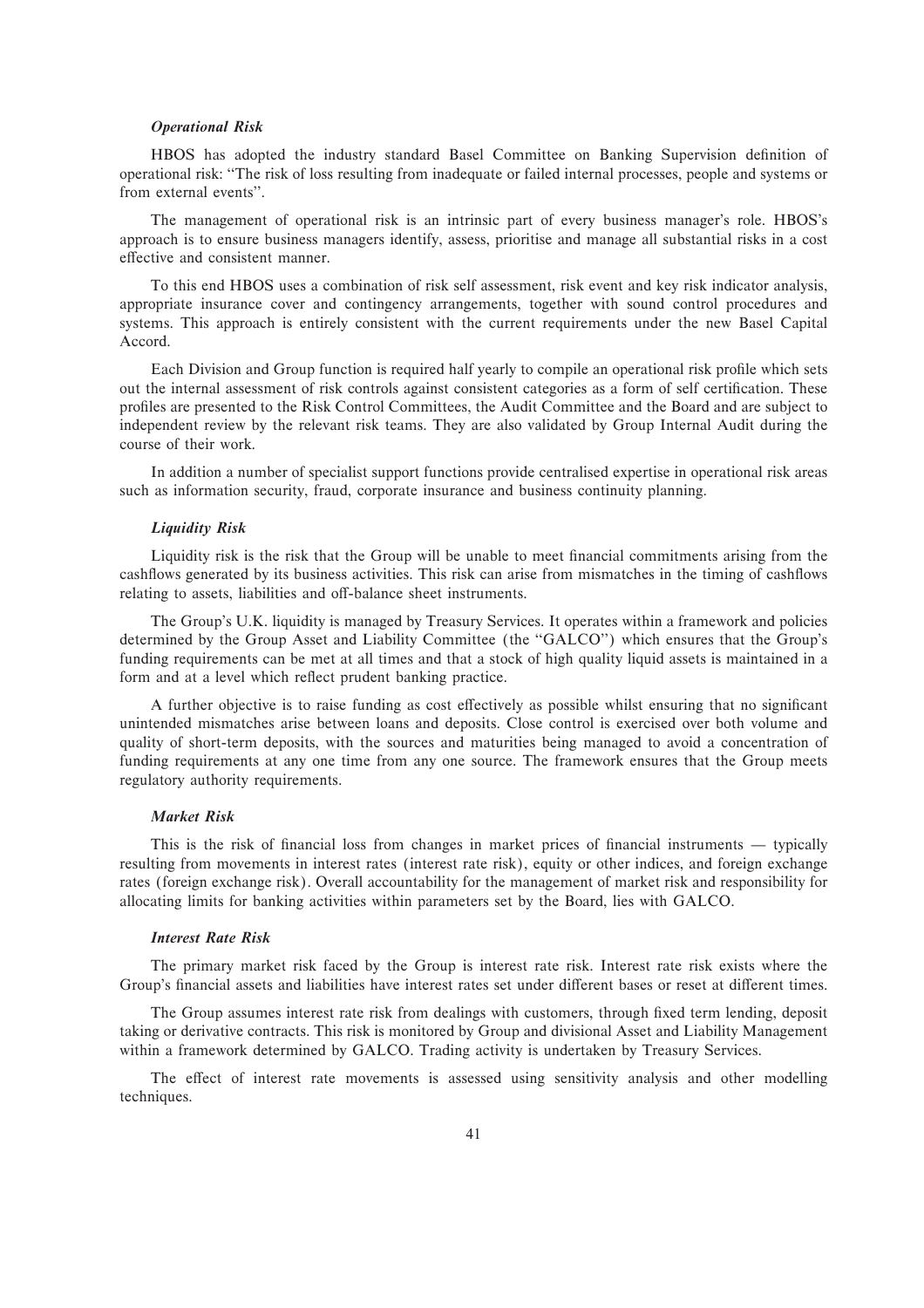### *Operational Risk*

HBOS has adopted the industry standard Basel Committee on Banking Supervision definition of operational risk: "The risk of loss resulting from inadequate or failed internal processes, people and systems or from external events".

The management of operational risk is an intrinsic part of every business manager's role. HBOS's approach is to ensure business managers identify, assess, prioritise and manage all substantial risks in a cost effective and consistent manner.

To this end HBOS uses a combination of risk self assessment, risk event and key risk indicator analysis, appropriate insurance cover and contingency arrangements, together with sound control procedures and systems. This approach is entirely consistent with the current requirements under the new Basel Capital Accord.

Each Division and Group function is required half yearly to compile an operational risk profile which sets out the internal assessment of risk controls against consistent categories as a form of self certification. These profiles are presented to the Risk Control Committees, the Audit Committee and the Board and are subject to independent review by the relevant risk teams. They are also validated by Group Internal Audit during the course of their work.

In addition a number of specialist support functions provide centralised expertise in operational risk areas such as information security, fraud, corporate insurance and business continuity planning.

### *Liquidity Risk*

Liquidity risk is the risk that the Group will be unable to meet financial commitments arising from the cashflows generated by its business activities. This risk can arise from mismatches in the timing of cashflows relating to assets, liabilities and off-balance sheet instruments.

The Group's U.K. liquidity is managed by Treasury Services. It operates within a framework and policies determined by the Group Asset and Liability Committee (the "GALCO") which ensures that the Group's funding requirements can be met at all times and that a stock of high quality liquid assets is maintained in a form and at a level which reflect prudent banking practice.

A further objective is to raise funding as cost effectively as possible whilst ensuring that no significant unintended mismatches arise between loans and deposits. Close control is exercised over both volume and quality of short-term deposits, with the sources and maturities being managed to avoid a concentration of funding requirements at any one time from any one source. The framework ensures that the Group meets regulatory authority requirements.

### *Market Risk*

This is the risk of financial loss from changes in market prices of financial instruments — typically resulting from movements in interest rates (interest rate risk), equity or other indices, and foreign exchange rates (foreign exchange risk). Overall accountability for the management of market risk and responsibility for allocating limits for banking activities within parameters set by the Board, lies with GALCO.

### *Interest Rate Risk*

The primary market risk faced by the Group is interest rate risk. Interest rate risk exists where the Group's financial assets and liabilities have interest rates set under different bases or reset at different times.

The Group assumes interest rate risk from dealings with customers, through fixed term lending, deposit taking or derivative contracts. This risk is monitored by Group and divisional Asset and Liability Management within a framework determined by GALCO. Trading activity is undertaken by Treasury Services.

The effect of interest rate movements is assessed using sensitivity analysis and other modelling techniques.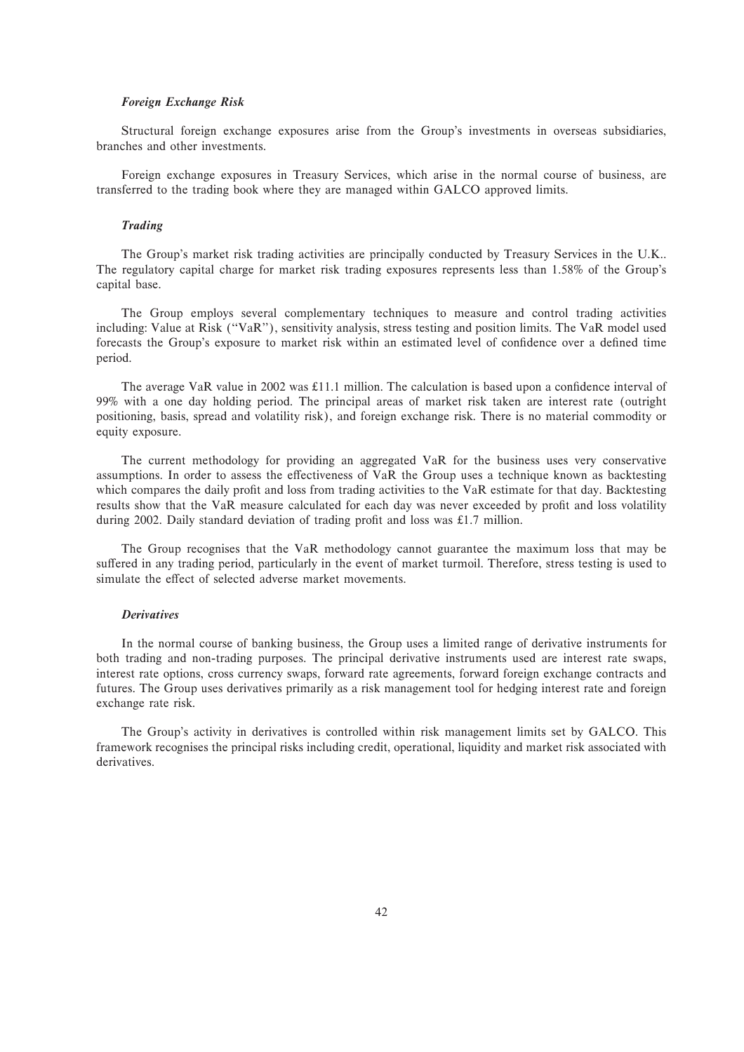### *Foreign Exchange Risk*

Structural foreign exchange exposures arise from the Group's investments in overseas subsidiaries, branches and other investments.

Foreign exchange exposures in Treasury Services, which arise in the normal course of business, are transferred to the trading book where they are managed within GALCO approved limits.

### *Trading*

The Group's market risk trading activities are principally conducted by Treasury Services in the U.K.. The regulatory capital charge for market risk trading exposures represents less than 1.58% of the Group's capital base.

The Group employs several complementary techniques to measure and control trading activities including: Value at Risk (''VaR''), sensitivity analysis, stress testing and position limits. The VaR model used forecasts the Group's exposure to market risk within an estimated level of confidence over a defined time period.

The average VaR value in 2002 was £11.1 million. The calculation is based upon a confidence interval of 99% with a one day holding period. The principal areas of market risk taken are interest rate (outright positioning, basis, spread and volatility risk), and foreign exchange risk. There is no material commodity or equity exposure.

The current methodology for providing an aggregated VaR for the business uses very conservative assumptions. In order to assess the effectiveness of VaR the Group uses a technique known as backtesting which compares the daily profit and loss from trading activities to the VaR estimate for that day. Backtesting results show that the VaR measure calculated for each day was never exceeded by profit and loss volatility during 2002. Daily standard deviation of trading profit and loss was £1.7 million.

The Group recognises that the VaR methodology cannot guarantee the maximum loss that may be suffered in any trading period, particularly in the event of market turmoil. Therefore, stress testing is used to simulate the effect of selected adverse market movements.

### *Derivatives*

In the normal course of banking business, the Group uses a limited range of derivative instruments for both trading and non-trading purposes. The principal derivative instruments used are interest rate swaps, interest rate options, cross currency swaps, forward rate agreements, forward foreign exchange contracts and futures. The Group uses derivatives primarily as a risk management tool for hedging interest rate and foreign exchange rate risk.

The Group's activity in derivatives is controlled within risk management limits set by GALCO. This framework recognises the principal risks including credit, operational, liquidity and market risk associated with derivatives.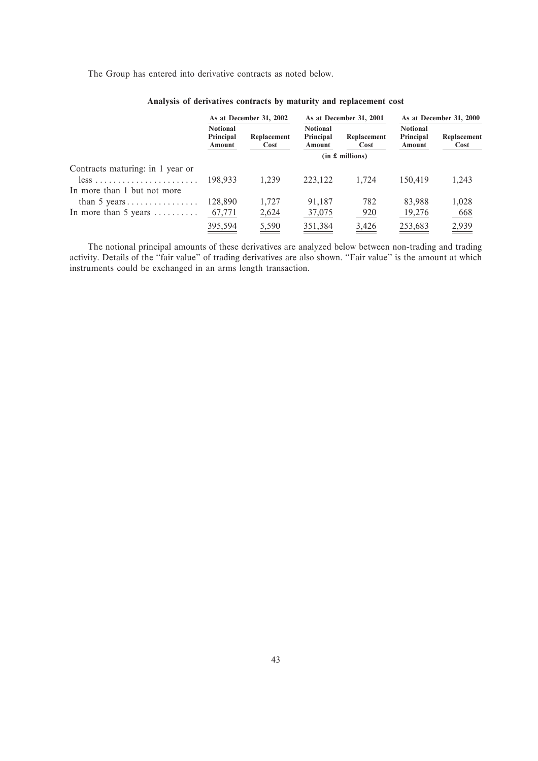The Group has entered into derivative contracts as noted below.

**Analysis of derivatives contracts by maturity and replacement cost**

| | As at December 31, 2002 | | As at December 31, 2001 | | As at December 31, 2000 | |
|---|---|---|---|---|---|---|
| | Notional Principal Amount | Replacement Cost | Notional Principal Amount | Replacement Cost | Notional Principal Amount | Replacement Cost |
| | (in £ millions) | | | | | |
| Contracts maturing: in 1 year or less | 198,933 | 1,239 | 223,122 | 1,724 | 150,419 | 1,243 |
| In more than 1 but not more than 5 years | 128,890 | 1,727 | 91,187 | 782 | 83,988 | 1,028 |
| In more than 5 years | 67,771 | 2,624 | 37,075 | 920 | 19,276 | 668 |
| | 395,594 | 5,590 | 351,384 | 3,426 | 253,683 | 2,939 |

The notional principal amounts of these derivatives are analyzed below between non-trading and trading activity. Details of the "fair value" of trading derivatives are also shown. "Fair value" is the amount at which instruments could be exchanged in an arms length transaction.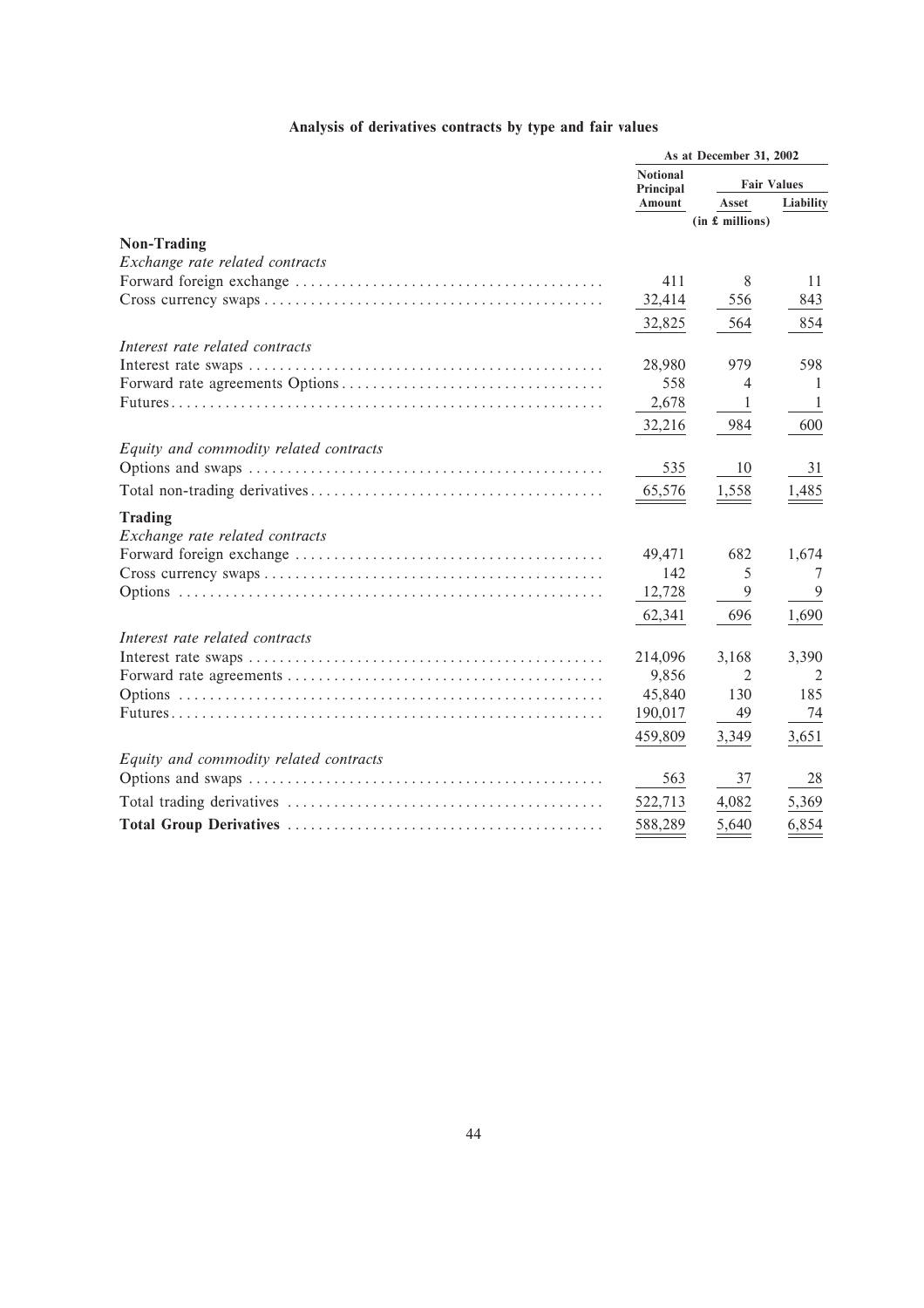## Analysis of derivatives contracts by type and fair values

| | As at December 31, 2002 | | |
|---|---|---|---|
| | Notional Principal Amount | Fair Values | |
| | | Asset | Liability |
| | (in £ millions) | | |
| **Non-Trading** | | | |
| *Exchange rate related contracts* | | | |
| Forward foreign exchange | 411 | 8 | 11 |
| Cross currency swaps | 32,414 | 556 | 843 |
| | 32,825 | 564 | 854 |
| *Interest rate related contracts* | | | |
| Interest rate swaps | 28,980 | 979 | 598 |
| Forward rate agreements Options | 558 | 4 | 1 |
| Futures | 2,678 | 1 | 1 |
| | 32,216 | 984 | 600 |
| *Equity and commodity related contracts* | | | |
| Options and swaps | 535 | 10 | 31 |
| Total non-trading derivatives | 65,576 | 1,558 | 1,485 |
| **Trading** | | | |
| *Exchange rate related contracts* | | | |
| Forward foreign exchange | 49,471 | 682 | 1,674 |
| Cross currency swaps | 142 | 5 | 7 |
| Options | 12,728 | 9 | 9 |
| | 62,341 | 696 | 1,690 |
| *Interest rate related contracts* | | | |
| Interest rate swaps | 214,096 | 3,168 | 3,390 |
| Forward rate agreements | 9,856 | 2 | 2 |
| Options | 45,840 | 130 | 185 |
| Futures | 190,017 | 49 | 74 |
| | 459,809 | 3,349 | 3,651 |
| *Equity and commodity related contracts* | | | |
| Options and swaps | 563 | 37 | 28 |
| Total trading derivatives | 522,713 | 4,082 | 5,369 |
| **Total Group Derivatives** | 588,289 | 5,640 | 6,854 |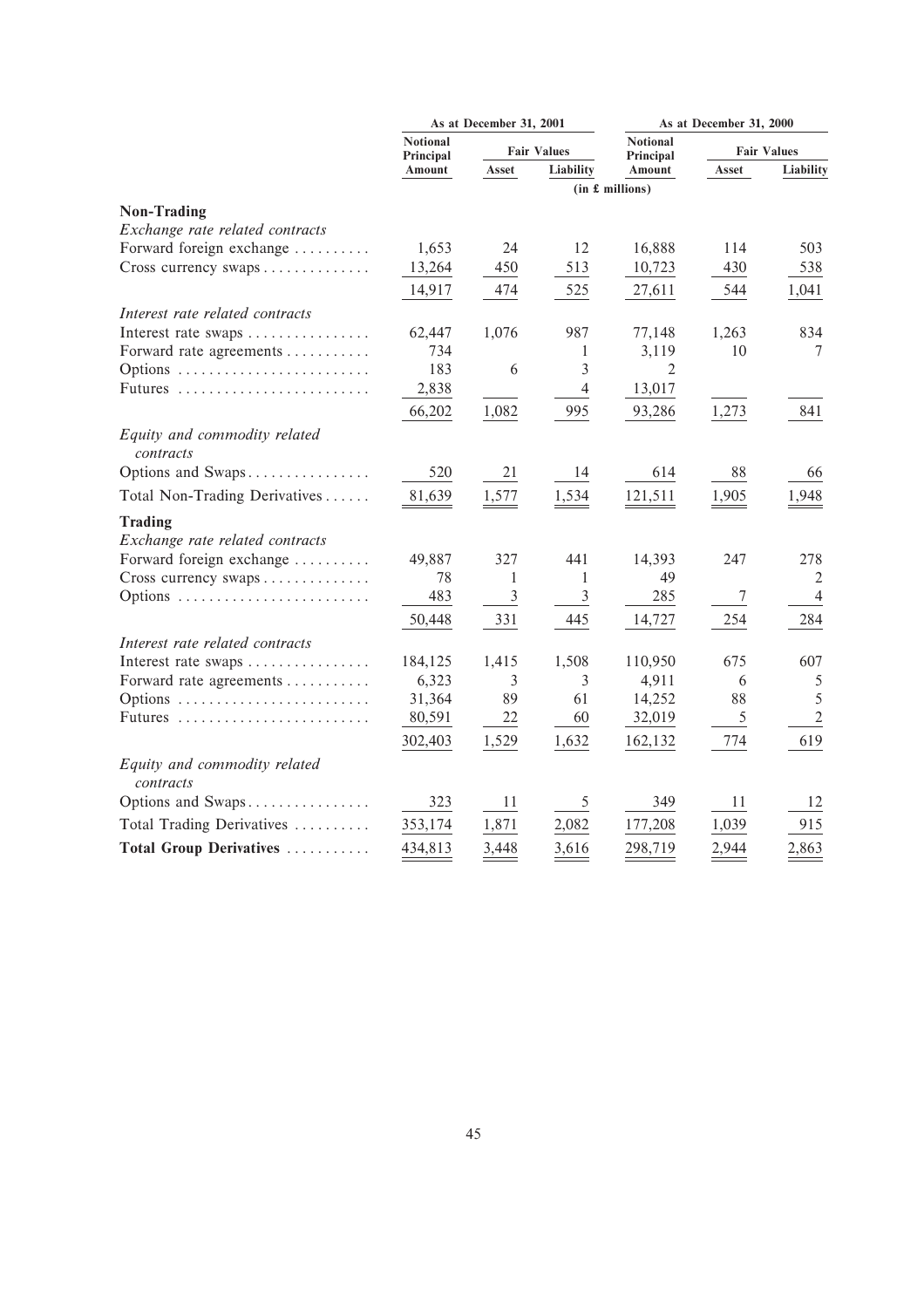| | As at December 31, 2001 | | | As at December 31, 2000 | | |
|---|---|---|---|---|---|---|
| | Notional Principal Amount | Fair Values | | Notional Principal Amount | Fair Values | |
| | | Asset | Liability | | Asset | Liability |
| | (in £ millions) | | | | | |
| **Non-Trading** | | | | | | |
| *Exchange rate related contracts* | | | | | | |
| Forward foreign exchange | 1,653 | 24 | 12 | 16,888 | 114 | 503 |
| Cross currency swaps | 13,264 | 450 | 513 | 10,723 | 430 | 538 |
| | 14,917 | 474 | 525 | 27,611 | 544 | 1,041 |
| *Interest rate related contracts* | | | | | | |
| Interest rate swaps | 62,447 | 1,076 | 987 | 77,148 | 1,263 | 834 |
| Forward rate agreements | 734 | | 1 | 3,119 | 10 | 7 |
| Options | 183 | 6 | 3 | 2 | | |
| Futures | 2,838 | | 4 | 13,017 | | |
| | 66,202 | 1,082 | 995 | 93,286 | 1,273 | 841 |
| *Equity and commodity related contracts* | | | | | | |
| Options and Swaps | 520 | 21 | 14 | 614 | 88 | 66 |
| Total Non-Trading Derivatives | 81,639 | 1,577 | 1,534 | 121,511 | 1,905 | 1,948 |
| **Trading** | | | | | | |
| *Exchange rate related contracts* | | | | | | |
| Forward foreign exchange | 49,887 | 327 | 441 | 14,393 | 247 | 278 |
| Cross currency swaps | 78 | 1 | 1 | 49 | | 2 |
| Options | 483 | 3 | 3 | 285 | 7 | 4 |
| | 50,448 | 331 | 445 | 14,727 | 254 | 284 |
| *Interest rate related contracts* | | | | | | |
| Interest rate swaps | 184,125 | 1,415 | 1,508 | 110,950 | 675 | 607 |
| Forward rate agreements | 6,323 | 3 | 3 | 4,911 | 6 | 5 |
| Options | 31,364 | 89 | 61 | 14,252 | 88 | 5 |
| Futures | 80,591 | 22 | 60 | 32,019 | 5 | 2 |
| | 302,403 | 1,529 | 1,632 | 162,132 | 774 | 619 |
| *Equity and commodity related contracts* | | | | | | |
| Options and Swaps | 323 | 11 | 5 | 349 | 11 | 12 |
| Total Trading Derivatives | 353,174 | 1,871 | 2,082 | 177,208 | 1,039 | 915 |
| **Total Group Derivatives** | 434,813 | 3,448 | 3,616 | 298,719 | 2,944 | 2,863 |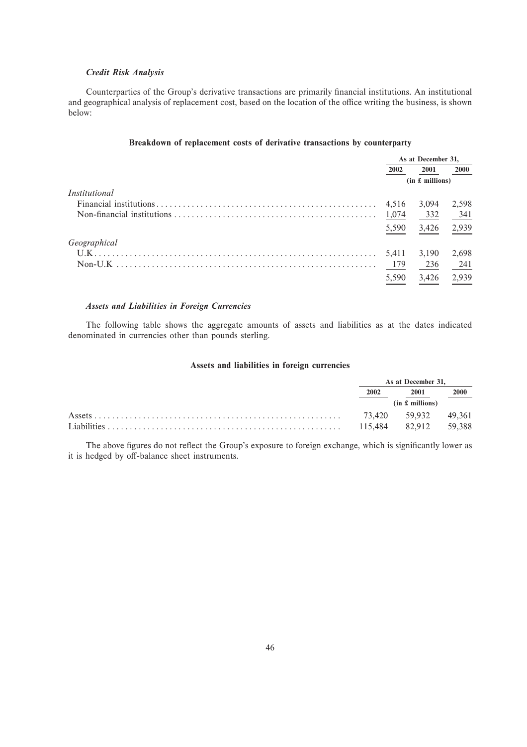### *Credit Risk Analysis*

Counterparties of the Group's derivative transactions are primarily financial institutions. An institutional and geographical analysis of replacement cost, based on the location of the office writing the business, is shown below:

#### Breakdown of replacement costs of derivative transactions by counterparty

| | As at December 31, | | |
|---|---|---|---|
| | 2002 | 2001 | 2000 |
| | (in £ millions) | | |
| *Institutional* | | | |
| Financial institutions | 4,516 | 3,094 | 2,598 |
| Non-financial institutions | 1,074 | 332 | 341 |
| | 5,590 | 3,426 | 2,939 |
| *Geographical* | | | |
| U.K | 5,411 | 3,190 | 2,698 |
| Non-U.K | 179 | 236 | 241 |
| | 5,590 | 3,426 | 2,939 |

### *Assets and Liabilities in Foreign Currencies*

The following table shows the aggregate amounts of assets and liabilities as at the dates indicated denominated in currencies other than pounds sterling.

#### Assets and liabilities in foreign currencies

| | As at December 31, | | |
|---|---|---|---|
| | 2002 | 2001 | 2000 |
| | (in £ millions) | | |
| Assets | 73,420 | 59,932 | 49,361 |
| Liabilities | 115,484 | 82,912 | 59,388 |

The above figures do not reflect the Group's exposure to foreign exchange, which is significantly lower as it is hedged by off-balance sheet instruments.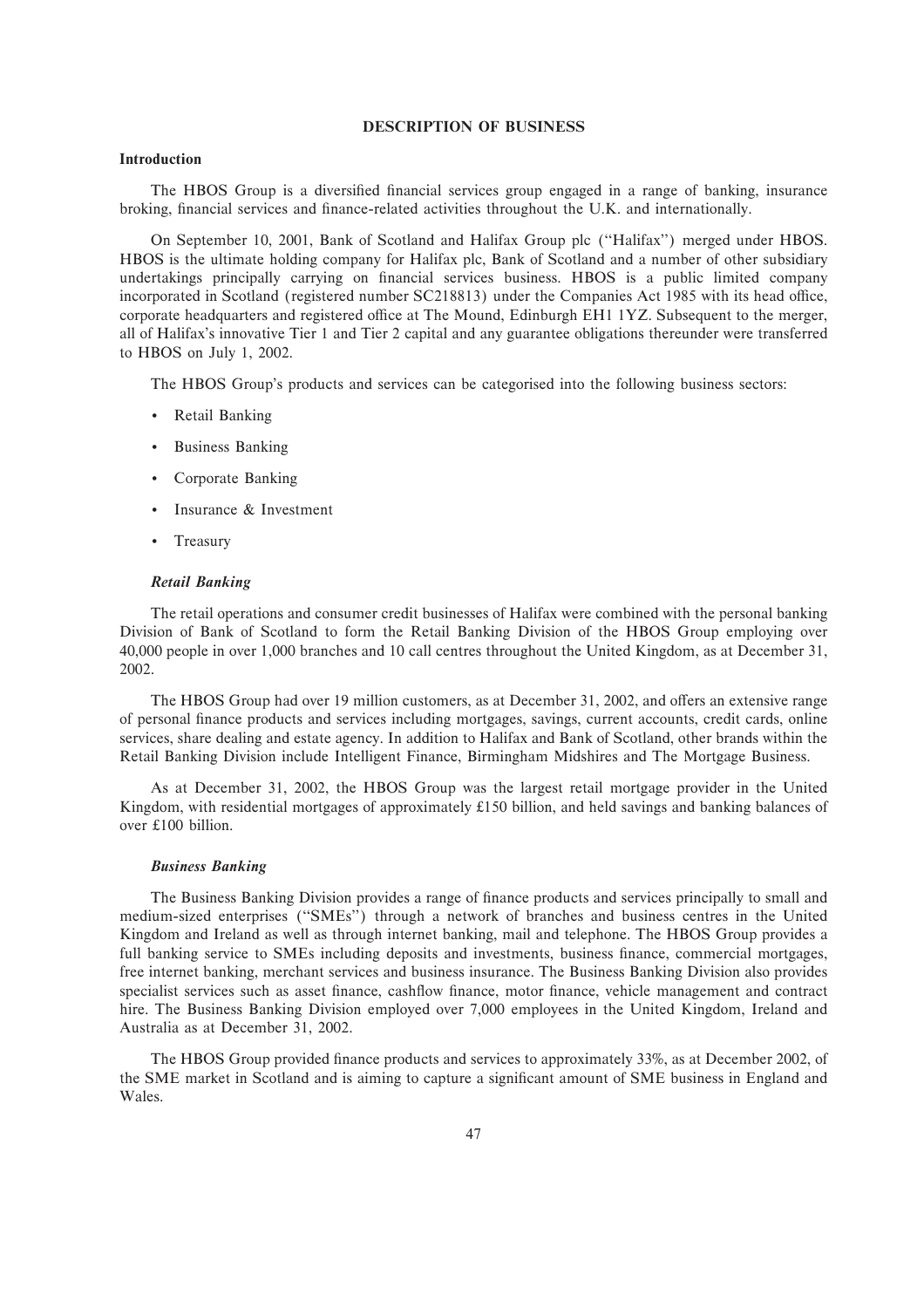# DESCRIPTION OF BUSINESS

## Introduction

The HBOS Group is a diversified financial services group engaged in a range of banking, insurance broking, financial services and finance-related activities throughout the U.K. and internationally.

On September 10, 2001, Bank of Scotland and Halifax Group plc (''Halifax'') merged under HBOS. HBOS is the ultimate holding company for Halifax plc, Bank of Scotland and a number of other subsidiary undertakings principally carrying on financial services business. HBOS is a public limited company incorporated in Scotland (registered number SC218813) under the Companies Act 1985 with its head office, corporate headquarters and registered office at The Mound, Edinburgh EH1 1YZ. Subsequent to the merger, all of Halifax's innovative Tier 1 and Tier 2 capital and any guarantee obligations thereunder were transferred to HBOS on July 1, 2002.

The HBOS Group's products and services can be categorised into the following business sectors:

- Retail Banking
- Business Banking
- Corporate Banking
- Insurance & Investment
- Treasury

### *Retail Banking*

The retail operations and consumer credit businesses of Halifax were combined with the personal banking Division of Bank of Scotland to form the Retail Banking Division of the HBOS Group employing over 40,000 people in over 1,000 branches and 10 call centres throughout the United Kingdom, as at December 31, 2002.

The HBOS Group had over 19 million customers, as at December 31, 2002, and offers an extensive range of personal finance products and services including mortgages, savings, current accounts, credit cards, online services, share dealing and estate agency. In addition to Halifax and Bank of Scotland, other brands within the Retail Banking Division include Intelligent Finance, Birmingham Midshires and The Mortgage Business.

As at December 31, 2002, the HBOS Group was the largest retail mortgage provider in the United Kingdom, with residential mortgages of approximately £150 billion, and held savings and banking balances of over £100 billion.

### *Business Banking*

The Business Banking Division provides a range of finance products and services principally to small and medium-sized enterprises (''SMEs'') through a network of branches and business centres in the United Kingdom and Ireland as well as through internet banking, mail and telephone. The HBOS Group provides a full banking service to SMEs including deposits and investments, business finance, commercial mortgages, free internet banking, merchant services and business insurance. The Business Banking Division also provides specialist services such as asset finance, cashflow finance, motor finance, vehicle management and contract hire. The Business Banking Division employed over 7,000 employees in the United Kingdom, Ireland and Australia as at December 31, 2002.

The HBOS Group provided finance products and services to approximately 33%, as at December 2002, of the SME market in Scotland and is aiming to capture a significant amount of SME business in England and Wales.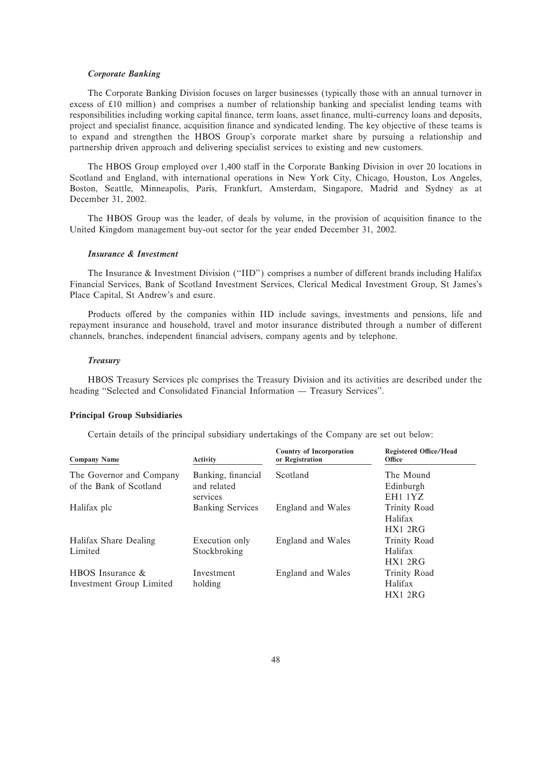### *Corporate Banking*

The Corporate Banking Division focuses on larger businesses (typically those with an annual turnover in excess of £10 million) and comprises a number of relationship banking and specialist lending teams with responsibilities including working capital finance, term loans, asset finance, multi-currency loans and deposits, project and specialist finance, acquisition finance and syndicated lending. The key objective of these teams is to expand and strengthen the HBOS Group's corporate market share by pursuing a relationship and partnership driven approach and delivering specialist services to existing and new customers.

The HBOS Group employed over 1,400 staff in the Corporate Banking Division in over 20 locations in Scotland and England, with international operations in New York City, Chicago, Houston, Los Angeles, Boston, Seattle, Minneapolis, Paris, Frankfurt, Amsterdam, Singapore, Madrid and Sydney as at December 31, 2002.

The HBOS Group was the leader, of deals by volume, in the provision of acquisition finance to the United Kingdom management buy-out sector for the year ended December 31, 2002.

### *Insurance & Investment*

The Insurance & Investment Division ("IID") comprises a number of different brands including Halifax Financial Services, Bank of Scotland Investment Services, Clerical Medical Investment Group, St James's Place Capital, St Andrew's and esure.

Products offered by the companies within IID include savings, investments and pensions, life and repayment insurance and household, travel and motor insurance distributed through a number of different channels, branches, independent financial advisers, company agents and by telephone.

### *Treasury*

HBOS Treasury Services plc comprises the Treasury Division and its activities are described under the heading "Selected and Consolidated Financial Information — Treasury Services".

## Principal Group Subsidiaries

Certain details of the principal subsidiary undertakings of the Company are set out below:

| Company Name | Activity | Country of Incorporation or Registration | Registered Office/Head Office |
|---|---|---|---|
| The Governor and Company of the Bank of Scotland | Banking, financial and related services | Scotland | The Mound Edinburgh EH1 1YZ |
| Halifax plc | Banking Services | England and Wales | Trinity Road Halifax HX1 2RG |
| Halifax Share Dealing Limited | Execution only Stockbroking | England and Wales | Trinity Road Halifax HX1 2RG |
| HBOS Insurance & Investment Group Limited | Investment holding | England and Wales | Trinity Road Halifax HX1 2RG |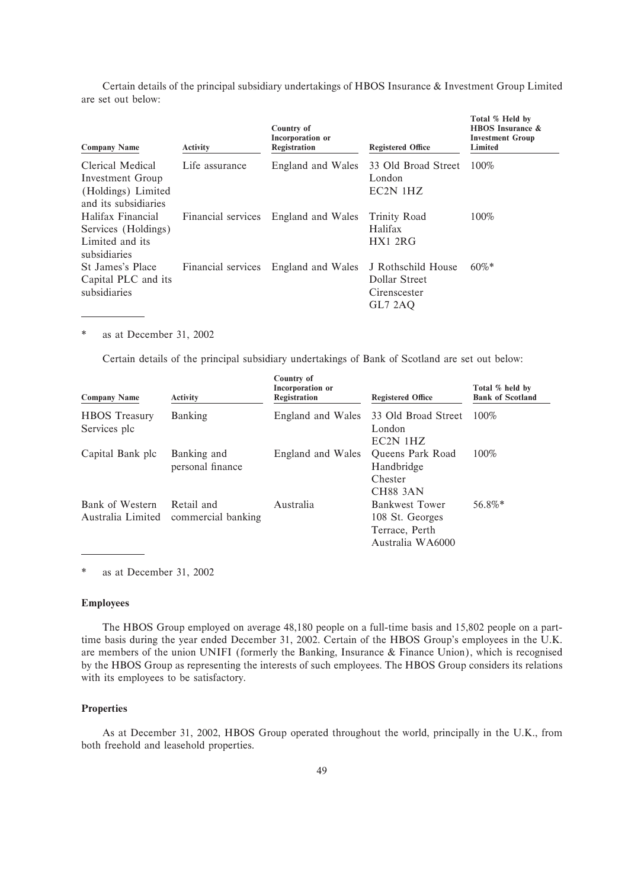Certain details of the principal subsidiary undertakings of HBOS Insurance & Investment Group Limited are set out below:

| Company Name | Activity | Country of Incorporation or Registration | Registered Office | Total % Held by HBOS Insurance & Investment Group Limited |
|---|---|---|---|---|
| Clerical Medical Investment Group (Holdings) Limited and its subsidiaries | Life assurance | England and Wales | 33 Old Broad Street London EC2N 1HZ | 100% |
| Halifax Financial Services (Holdings) Limited and its subsidiaries | Financial services | England and Wales | Trinity Road Halifax HX1 2RG | 100% |
| St James's Place Capital PLC and its subsidiaries | Financial services | England and Wales | J Rothschild House Dollar Street Cirenscester GL7 2AQ | 60%* |

\* as at December 31, 2002

Certain details of the principal subsidiary undertakings of Bank of Scotland are set out below:

| Company Name | Activity | Country of Incorporation or Registration | Registered Office | Total % held by Bank of Scotland |
|---|---|---|---|---|
| HBOS Treasury Services plc | Banking | England and Wales | 33 Old Broad Street London EC2N 1HZ | 100% |
| Capital Bank plc | Banking and personal finance | England and Wales | Queens Park Road Handbridge Chester CH88 3AN | 100% |
| Bank of Western Australia Limited | Retail and commercial banking | Australia | Bankwest Tower 108 St. Georges Terrace, Perth Australia WA6000 | 56.8%* |

\* as at December 31, 2002

### Employees

The HBOS Group employed on average 48,180 people on a full-time basis and 15,802 people on a part-time basis during the year ended December 31, 2002. Certain of the HBOS Group's employees in the U.K. are members of the union UNIFI (formerly the Banking, Insurance & Finance Union), which is recognised by the HBOS Group as representing the interests of such employees. The HBOS Group considers its relations with its employees to be satisfactory.

### Properties

As at December 31, 2002, HBOS Group operated throughout the world, principally in the U.K., from both freehold and leasehold properties.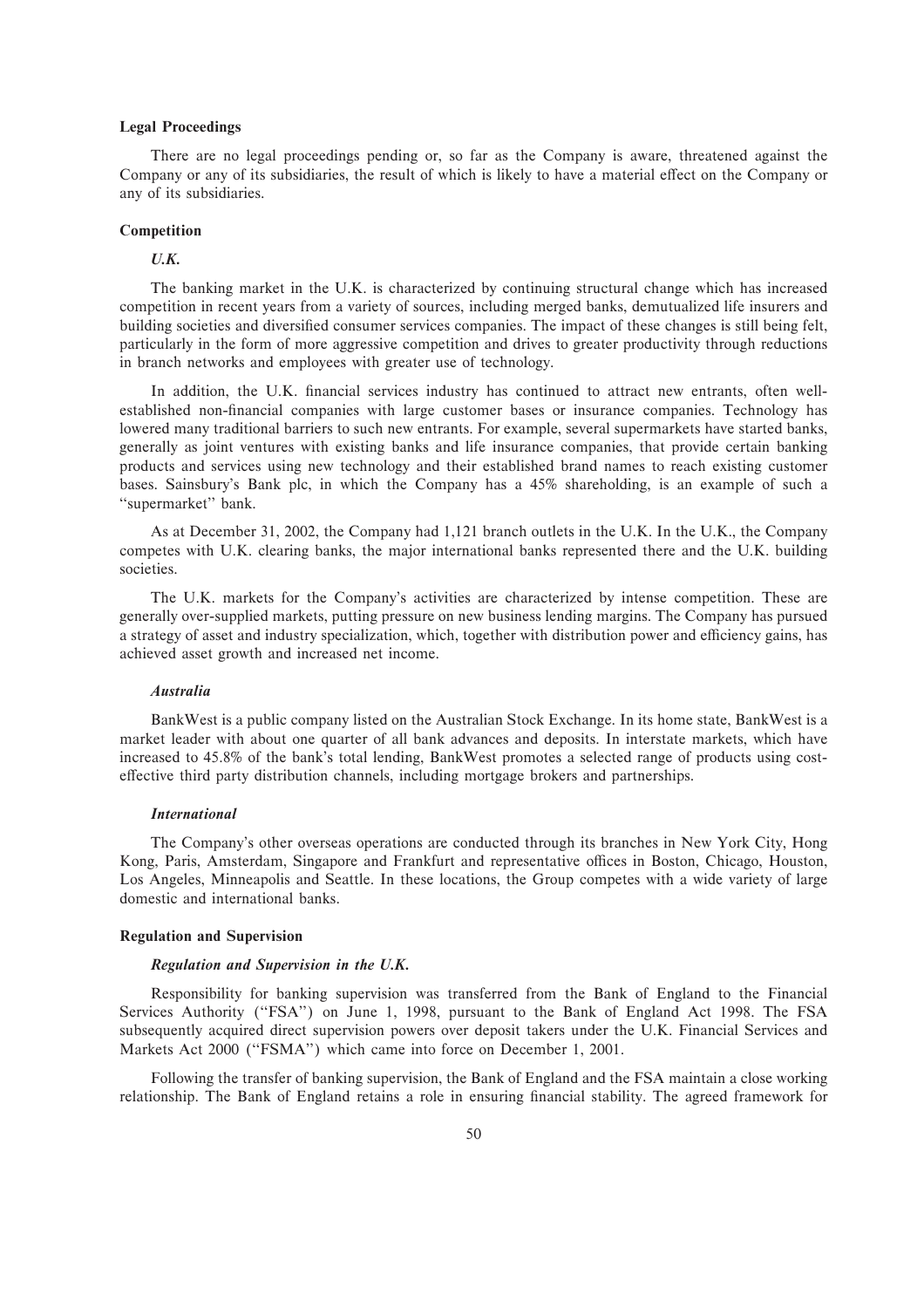### Legal Proceedings

There are no legal proceedings pending or, so far as the Company is aware, threatened against the Company or any of its subsidiaries, the result of which is likely to have a material effect on the Company or any of its subsidiaries.

### Competition

#### *U.K.*

The banking market in the U.K. is characterized by continuing structural change which has increased competition in recent years from a variety of sources, including merged banks, demutualized life insurers and building societies and diversified consumer services companies. The impact of these changes is still being felt, particularly in the form of more aggressive competition and drives to greater productivity through reductions in branch networks and employees with greater use of technology.

In addition, the U.K. financial services industry has continued to attract new entrants, often well-established non-financial companies with large customer bases or insurance companies. Technology has lowered many traditional barriers to such new entrants. For example, several supermarkets have started banks, generally as joint ventures with existing banks and life insurance companies, that provide certain banking products and services using new technology and their established brand names to reach existing customer bases. Sainsbury's Bank plc, in which the Company has a 45% shareholding, is an example of such a "supermarket" bank.

As at December 31, 2002, the Company had 1,121 branch outlets in the U.K. In the U.K., the Company competes with U.K. clearing banks, the major international banks represented there and the U.K. building societies.

The U.K. markets for the Company's activities are characterized by intense competition. These are generally over-supplied markets, putting pressure on new business lending margins. The Company has pursued a strategy of asset and industry specialization, which, together with distribution power and efficiency gains, has achieved asset growth and increased net income.

#### *Australia*

BankWest is a public company listed on the Australian Stock Exchange. In its home state, BankWest is a market leader with about one quarter of all bank advances and deposits. In interstate markets, which have increased to 45.8% of the bank's total lending, BankWest promotes a selected range of products using cost-effective third party distribution channels, including mortgage brokers and partnerships.

#### *International*

The Company's other overseas operations are conducted through its branches in New York City, Hong Kong, Paris, Amsterdam, Singapore and Frankfurt and representative offices in Boston, Chicago, Houston, Los Angeles, Minneapolis and Seattle. In these locations, the Group competes with a wide variety of large domestic and international banks.

### Regulation and Supervision

#### *Regulation and Supervision in the U.K.*

Responsibility for banking supervision was transferred from the Bank of England to the Financial Services Authority ("FSA") on June 1, 1998, pursuant to the Bank of England Act 1998. The FSA subsequently acquired direct supervision powers over deposit takers under the U.K. Financial Services and Markets Act 2000 ("FSMA") which came into force on December 1, 2001.

Following the transfer of banking supervision, the Bank of England and the FSA maintain a close working relationship. The Bank of England retains a role in ensuring financial stability. The agreed framework for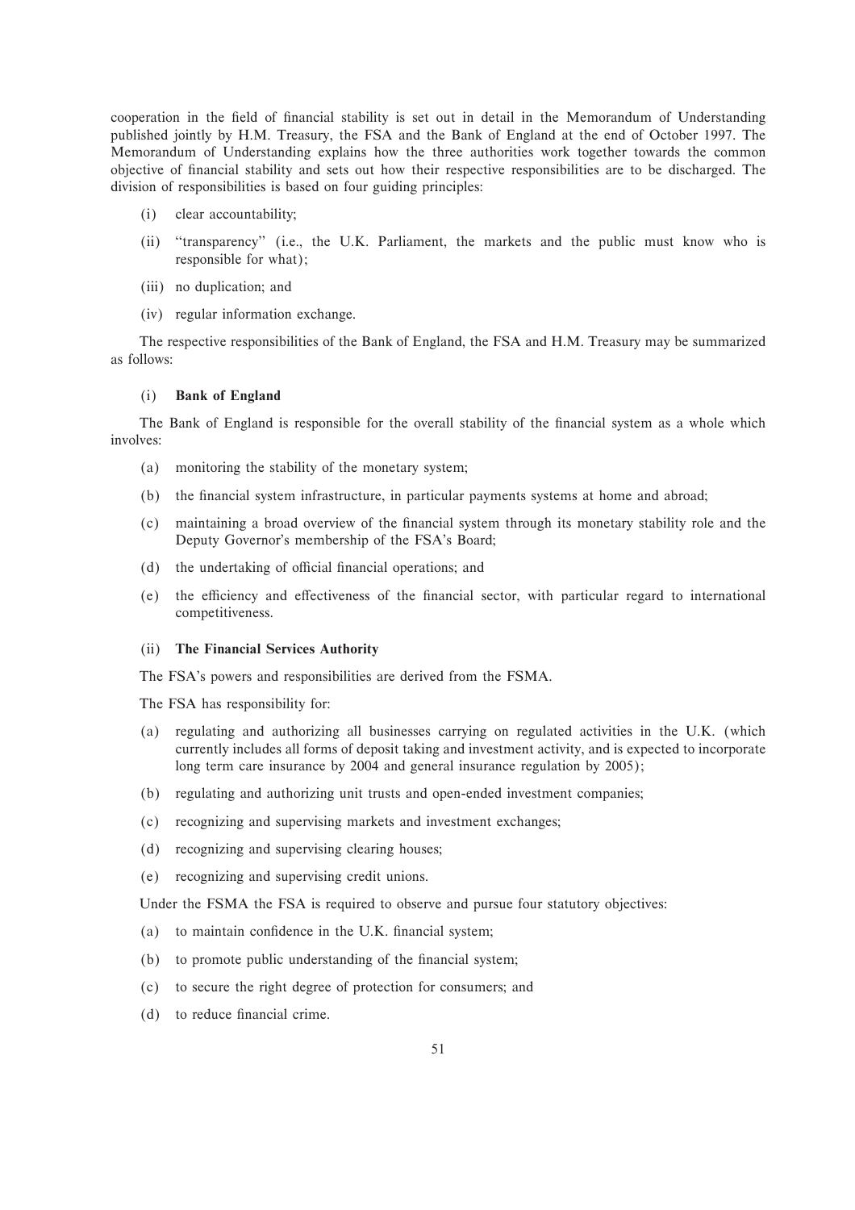cooperation in the field of financial stability is set out in detail in the Memorandum of Understanding published jointly by H.M. Treasury, the FSA and the Bank of England at the end of October 1997. The Memorandum of Understanding explains how the three authorities work together towards the common objective of financial stability and sets out how their respective responsibilities are to be discharged. The division of responsibilities is based on four guiding principles:

(i) clear accountability;

(ii) "transparency" (i.e., the U.K. Parliament, the markets and the public must know who is responsible for what);

(iii) no duplication; and

(iv) regular information exchange.

The respective responsibilities of the Bank of England, the FSA and H.M. Treasury may be summarized as follows:

(i) **Bank of England**

The Bank of England is responsible for the overall stability of the financial system as a whole which involves:

(a) monitoring the stability of the monetary system;

(b) the financial system infrastructure, in particular payments systems at home and abroad;

(c) maintaining a broad overview of the financial system through its monetary stability role and the Deputy Governor's membership of the FSA's Board;

(d) the undertaking of official financial operations; and

(e) the efficiency and effectiveness of the financial sector, with particular regard to international competitiveness.

(ii) **The Financial Services Authority**

The FSA's powers and responsibilities are derived from the FSMA.

The FSA has responsibility for:

(a) regulating and authorizing all businesses carrying on regulated activities in the U.K. (which currently includes all forms of deposit taking and investment activity, and is expected to incorporate long term care insurance by 2004 and general insurance regulation by 2005);

(b) regulating and authorizing unit trusts and open-ended investment companies;

(c) recognizing and supervising markets and investment exchanges;

(d) recognizing and supervising clearing houses;

(e) recognizing and supervising credit unions.

Under the FSMA the FSA is required to observe and pursue four statutory objectives:

(a) to maintain confidence in the U.K. financial system;

(b) to promote public understanding of the financial system;

(c) to secure the right degree of protection for consumers; and

(d) to reduce financial crime.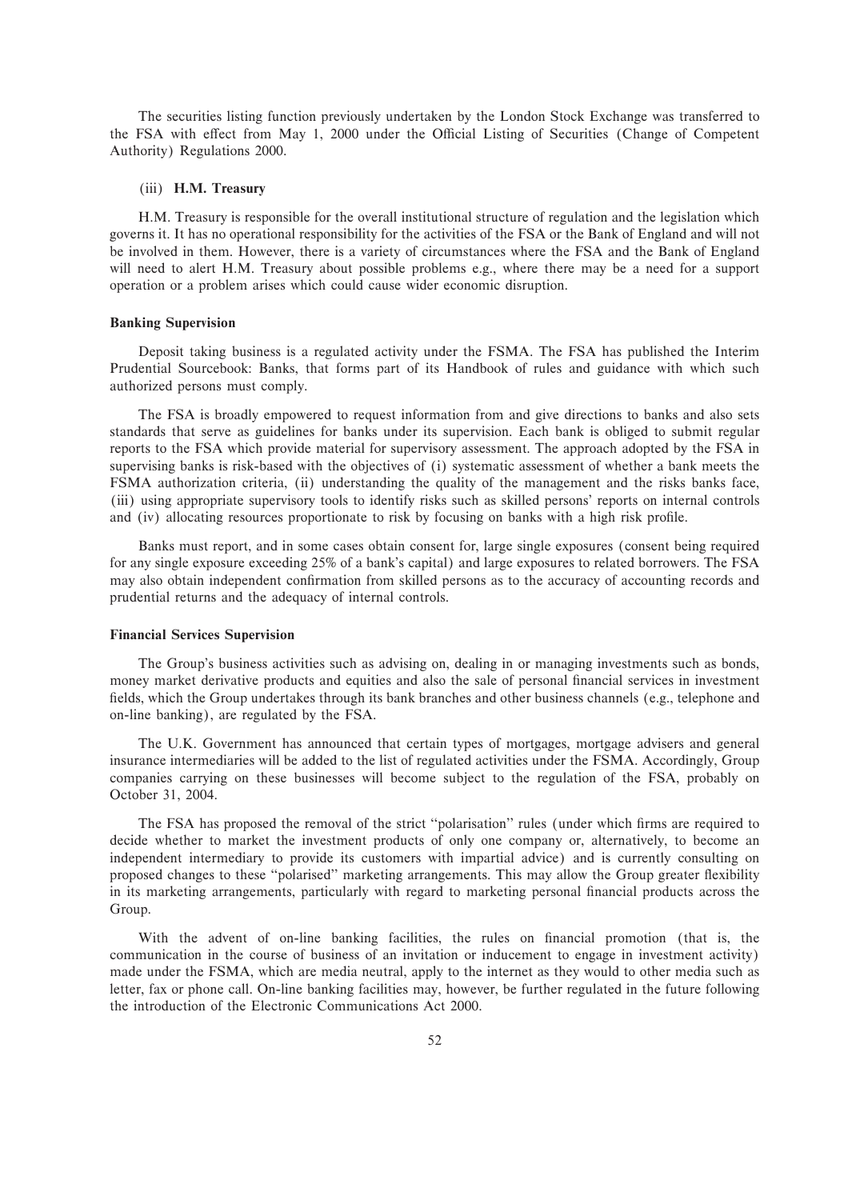The securities listing function previously undertaken by the London Stock Exchange was transferred to the FSA with effect from May 1, 2000 under the Official Listing of Securities (Change of Competent Authority) Regulations 2000.

(iii) **H.M. Treasury**

H.M. Treasury is responsible for the overall institutional structure of regulation and the legislation which governs it. It has no operational responsibility for the activities of the FSA or the Bank of England and will not be involved in them. However, there is a variety of circumstances where the FSA and the Bank of England will need to alert H.M. Treasury about possible problems e.g., where there may be a need for a support operation or a problem arises which could cause wider economic disruption.

### Banking Supervision

Deposit taking business is a regulated activity under the FSMA. The FSA has published the Interim Prudential Sourcebook: Banks, that forms part of its Handbook of rules and guidance with which such authorized persons must comply.

The FSA is broadly empowered to request information from and give directions to banks and also sets standards that serve as guidelines for banks under its supervision. Each bank is obliged to submit regular reports to the FSA which provide material for supervisory assessment. The approach adopted by the FSA in supervising banks is risk-based with the objectives of (i) systematic assessment of whether a bank meets the FSMA authorization criteria, (ii) understanding the quality of the management and the risks banks face, (iii) using appropriate supervisory tools to identify risks such as skilled persons' reports on internal controls and (iv) allocating resources proportionate to risk by focusing on banks with a high risk profile.

Banks must report, and in some cases obtain consent for, large single exposures (consent being required for any single exposure exceeding 25% of a bank's capital) and large exposures to related borrowers. The FSA may also obtain independent confirmation from skilled persons as to the accuracy of accounting records and prudential returns and the adequacy of internal controls.

### Financial Services Supervision

The Group's business activities such as advising on, dealing in or managing investments such as bonds, money market derivative products and equities and also the sale of personal financial services in investment fields, which the Group undertakes through its bank branches and other business channels (e.g., telephone and on-line banking), are regulated by the FSA.

The U.K. Government has announced that certain types of mortgages, mortgage advisers and general insurance intermediaries will be added to the list of regulated activities under the FSMA. Accordingly, Group companies carrying on these businesses will become subject to the regulation of the FSA, probably on October 31, 2004.

The FSA has proposed the removal of the strict "polarisation" rules (under which firms are required to decide whether to market the investment products of only one company or, alternatively, to become an independent intermediary to provide its customers with impartial advice) and is currently consulting on proposed changes to these "polarised" marketing arrangements. This may allow the Group greater flexibility in its marketing arrangements, particularly with regard to marketing personal financial products across the Group.

With the advent of on-line banking facilities, the rules on financial promotion (that is, the communication in the course of business of an invitation or inducement to engage in investment activity) made under the FSMA, which are media neutral, apply to the internet as they would to other media such as letter, fax or phone call. On-line banking facilities may, however, be further regulated in the future following the introduction of the Electronic Communications Act 2000.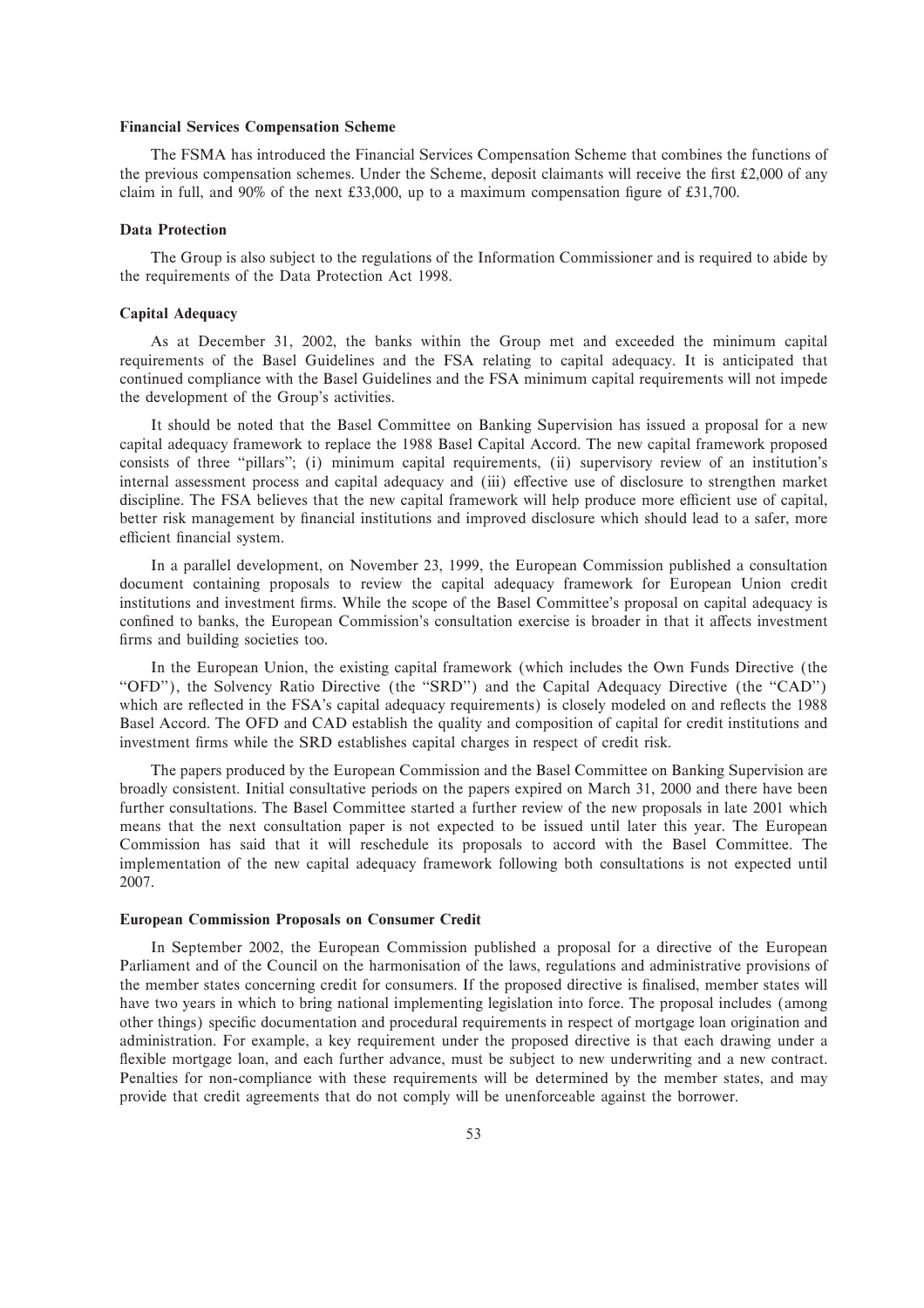### Financial Services Compensation Scheme

The FSMA has introduced the Financial Services Compensation Scheme that combines the functions of the previous compensation schemes. Under the Scheme, deposit claimants will receive the first £2,000 of any claim in full, and 90% of the next £33,000, up to a maximum compensation figure of £31,700.

### Data Protection

The Group is also subject to the regulations of the Information Commissioner and is required to abide by the requirements of the Data Protection Act 1998.

### Capital Adequacy

As at December 31, 2002, the banks within the Group met and exceeded the minimum capital requirements of the Basel Guidelines and the FSA relating to capital adequacy. It is anticipated that continued compliance with the Basel Guidelines and the FSA minimum capital requirements will not impede the development of the Group's activities.

It should be noted that the Basel Committee on Banking Supervision has issued a proposal for a new capital adequacy framework to replace the 1988 Basel Capital Accord. The new capital framework proposed consists of three "pillars"; (i) minimum capital requirements, (ii) supervisory review of an institution's internal assessment process and capital adequacy and (iii) effective use of disclosure to strengthen market discipline. The FSA believes that the new capital framework will help produce more efficient use of capital, better risk management by financial institutions and improved disclosure which should lead to a safer, more efficient financial system.

In a parallel development, on November 23, 1999, the European Commission published a consultation document containing proposals to review the capital adequacy framework for European Union credit institutions and investment firms. While the scope of the Basel Committee's proposal on capital adequacy is confined to banks, the European Commission's consultation exercise is broader in that it affects investment firms and building societies too.

In the European Union, the existing capital framework (which includes the Own Funds Directive (the "OFD"), the Solvency Ratio Directive (the "SRD") and the Capital Adequacy Directive (the "CAD") which are reflected in the FSA's capital adequacy requirements) is closely modeled on and reflects the 1988 Basel Accord. The OFD and CAD establish the quality and composition of capital for credit institutions and investment firms while the SRD establishes capital charges in respect of credit risk.

The papers produced by the European Commission and the Basel Committee on Banking Supervision are broadly consistent. Initial consultative periods on the papers expired on March 31, 2000 and there have been further consultations. The Basel Committee started a further review of the new proposals in late 2001 which means that the next consultation paper is not expected to be issued until later this year. The European Commission has said that it will reschedule its proposals to accord with the Basel Committee. The implementation of the new capital adequacy framework following both consultations is not expected until 2007.

### European Commission Proposals on Consumer Credit

In September 2002, the European Commission published a proposal for a directive of the European Parliament and of the Council on the harmonisation of the laws, regulations and administrative provisions of the member states concerning credit for consumers. If the proposed directive is finalised, member states will have two years in which to bring national implementing legislation into force. The proposal includes (among other things) specific documentation and procedural requirements in respect of mortgage loan origination and administration. For example, a key requirement under the proposed directive is that each drawing under a flexible mortgage loan, and each further advance, must be subject to new underwriting and a new contract. Penalties for non-compliance with these requirements will be determined by the member states, and may provide that credit agreements that do not comply will be unenforceable against the borrower.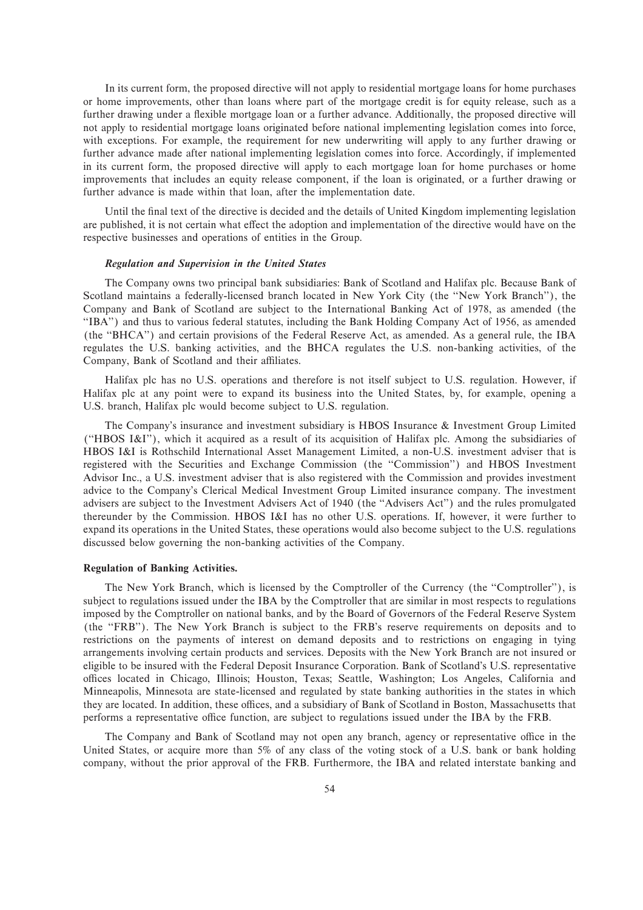In its current form, the proposed directive will not apply to residential mortgage loans for home purchases or home improvements, other than loans where part of the mortgage credit is for equity release, such as a further drawing under a flexible mortgage loan or a further advance. Additionally, the proposed directive will not apply to residential mortgage loans originated before national implementing legislation comes into force, with exceptions. For example, the requirement for new underwriting will apply to any further drawing or further advance made after national implementing legislation comes into force. Accordingly, if implemented in its current form, the proposed directive will apply to each mortgage loan for home purchases or home improvements that includes an equity release component, if the loan is originated, or a further drawing or further advance is made within that loan, after the implementation date.

Until the final text of the directive is decided and the details of United Kingdom implementing legislation are published, it is not certain what effect the adoption and implementation of the directive would have on the respective businesses and operations of entities in the Group.

***Regulation and Supervision in the United States***

The Company owns two principal bank subsidiaries: Bank of Scotland and Halifax plc. Because Bank of Scotland maintains a federally-licensed branch located in New York City (the "New York Branch"), the Company and Bank of Scotland are subject to the International Banking Act of 1978, as amended (the "IBA") and thus to various federal statutes, including the Bank Holding Company Act of 1956, as amended (the "BHCA") and certain provisions of the Federal Reserve Act, as amended. As a general rule, the IBA regulates the U.S. banking activities, and the BHCA regulates the U.S. non-banking activities, of the Company, Bank of Scotland and their affiliates.

Halifax plc has no U.S. operations and therefore is not itself subject to U.S. regulation. However, if Halifax plc at any point were to expand its business into the United States, by, for example, opening a U.S. branch, Halifax plc would become subject to U.S. regulation.

The Company's insurance and investment subsidiary is HBOS Insurance & Investment Group Limited ("HBOS I&I"), which it acquired as a result of its acquisition of Halifax plc. Among the subsidiaries of HBOS I&I is Rothschild International Asset Management Limited, a non-U.S. investment adviser that is registered with the Securities and Exchange Commission (the "Commission") and HBOS Investment Advisor Inc., a U.S. investment adviser that is also registered with the Commission and provides investment advice to the Company's Clerical Medical Investment Group Limited insurance company. The investment advisers are subject to the Investment Advisers Act of 1940 (the "Advisers Act") and the rules promulgated thereunder by the Commission. HBOS I&I has no other U.S. operations. If, however, it were further to expand its operations in the United States, these operations would also become subject to the U.S. regulations discussed below governing the non-banking activities of the Company.

**Regulation of Banking Activities.**

The New York Branch, which is licensed by the Comptroller of the Currency (the "Comptroller"), is subject to regulations issued under the IBA by the Comptroller that are similar in most respects to regulations imposed by the Comptroller on national banks, and by the Board of Governors of the Federal Reserve System (the "FRB"). The New York Branch is subject to the FRB's reserve requirements on deposits and to restrictions on the payments of interest on demand deposits and to restrictions on engaging in tying arrangements involving certain products and services. Deposits with the New York Branch are not insured or eligible to be insured with the Federal Deposit Insurance Corporation. Bank of Scotland's U.S. representative offices located in Chicago, Illinois; Houston, Texas; Seattle, Washington; Los Angeles, California and Minneapolis, Minnesota are state-licensed and regulated by state banking authorities in the states in which they are located. In addition, these offices, and a subsidiary of Bank of Scotland in Boston, Massachusetts that performs a representative office function, are subject to regulations issued under the IBA by the FRB.

The Company and Bank of Scotland may not open any branch, agency or representative office in the United States, or acquire more than 5% of any class of the voting stock of a U.S. bank or bank holding company, without the prior approval of the FRB. Furthermore, the IBA and related interstate banking and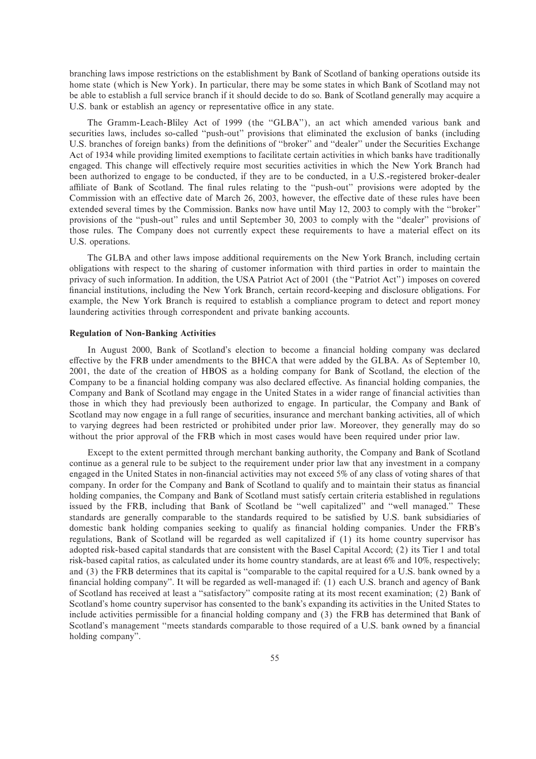branching laws impose restrictions on the establishment by Bank of Scotland of banking operations outside its home state (which is New York). In particular, there may be some states in which Bank of Scotland may not be able to establish a full service branch if it should decide to do so. Bank of Scotland generally may acquire a U.S. bank or establish an agency or representative office in any state.

The Gramm-Leach-Bliley Act of 1999 (the "GLBA"), an act which amended various bank and securities laws, includes so-called "push-out" provisions that eliminated the exclusion of banks (including U.S. branches of foreign banks) from the definitions of "broker" and "dealer" under the Securities Exchange Act of 1934 while providing limited exemptions to facilitate certain activities in which banks have traditionally engaged. This change will effectively require most securities activities in which the New York Branch had been authorized to engage to be conducted, if they are to be conducted, in a U.S.-registered broker-dealer affiliate of Bank of Scotland. The final rules relating to the "push-out" provisions were adopted by the Commission with an effective date of March 26, 2003, however, the effective date of these rules have been extended several times by the Commission. Banks now have until May 12, 2003 to comply with the "broker" provisions of the "push-out" rules and until September 30, 2003 to comply with the "dealer" provisions of those rules. The Company does not currently expect these requirements to have a material effect on its U.S. operations.

The GLBA and other laws impose additional requirements on the New York Branch, including certain obligations with respect to the sharing of customer information with third parties in order to maintain the privacy of such information. In addition, the USA Patriot Act of 2001 (the "Patriot Act") imposes on covered financial institutions, including the New York Branch, certain record-keeping and disclosure obligations. For example, the New York Branch is required to establish a compliance program to detect and report money laundering activities through correspondent and private banking accounts.

**Regulation of Non-Banking Activities**

In August 2000, Bank of Scotland's election to become a financial holding company was declared effective by the FRB under amendments to the BHCA that were added by the GLBA. As of September 10, 2001, the date of the creation of HBOS as a holding company for Bank of Scotland, the election of the Company to be a financial holding company was also declared effective. As financial holding companies, the Company and Bank of Scotland may engage in the United States in a wider range of financial activities than those in which they had previously been authorized to engage. In particular, the Company and Bank of Scotland may now engage in a full range of securities, insurance and merchant banking activities, all of which to varying degrees had been restricted or prohibited under prior law. Moreover, they generally may do so without the prior approval of the FRB which in most cases would have been required under prior law.

Except to the extent permitted through merchant banking authority, the Company and Bank of Scotland continue as a general rule to be subject to the requirement under prior law that any investment in a company engaged in the United States in non-financial activities may not exceed 5% of any class of voting shares of that company. In order for the Company and Bank of Scotland to qualify and to maintain their status as financial holding companies, the Company and Bank of Scotland must satisfy certain criteria established in regulations issued by the FRB, including that Bank of Scotland be "well capitalized" and "well managed." These standards are generally comparable to the standards required to be satisfied by U.S. bank subsidiaries of domestic bank holding companies seeking to qualify as financial holding companies. Under the FRB's regulations, Bank of Scotland will be regarded as well capitalized if (1) its home country supervisor has adopted risk-based capital standards that are consistent with the Basel Capital Accord; (2) its Tier 1 and total risk-based capital ratios, as calculated under its home country standards, are at least 6% and 10%, respectively; and (3) the FRB determines that its capital is "comparable to the capital required for a U.S. bank owned by a financial holding company". It will be regarded as well-managed if: (1) each U.S. branch and agency of Bank of Scotland has received at least a "satisfactory" composite rating at its most recent examination; (2) Bank of Scotland's home country supervisor has consented to the bank's expanding its activities in the United States to include activities permissible for a financial holding company and (3) the FRB has determined that Bank of Scotland's management "meets standards comparable to those required of a U.S. bank owned by a financial holding company".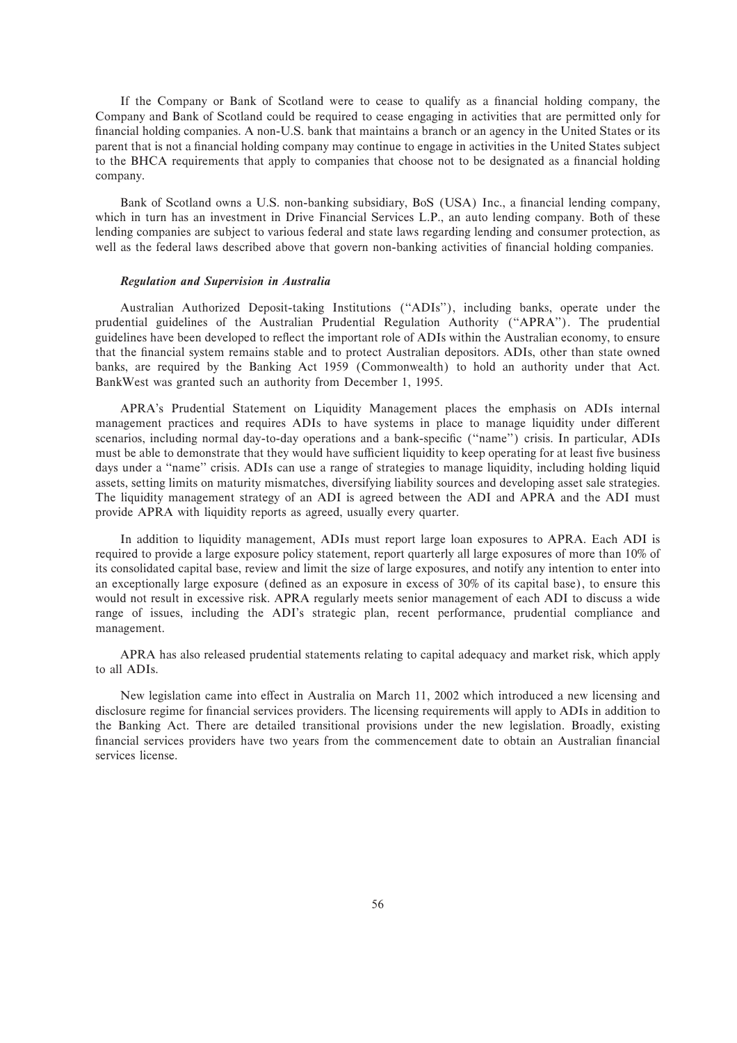If the Company or Bank of Scotland were to cease to qualify as a financial holding company, the Company and Bank of Scotland could be required to cease engaging in activities that are permitted only for financial holding companies. A non-U.S. bank that maintains a branch or an agency in the United States or its parent that is not a financial holding company may continue to engage in activities in the United States subject to the BHCA requirements that apply to companies that choose not to be designated as a financial holding company.

Bank of Scotland owns a U.S. non-banking subsidiary, BoS (USA) Inc., a financial lending company, which in turn has an investment in Drive Financial Services L.P., an auto lending company. Both of these lending companies are subject to various federal and state laws regarding lending and consumer protection, as well as the federal laws described above that govern non-banking activities of financial holding companies.

***Regulation and Supervision in Australia***

Australian Authorized Deposit-taking Institutions (''ADIs''), including banks, operate under the prudential guidelines of the Australian Prudential Regulation Authority (''APRA''). The prudential guidelines have been developed to reflect the important role of ADIs within the Australian economy, to ensure that the financial system remains stable and to protect Australian depositors. ADIs, other than state owned banks, are required by the Banking Act 1959 (Commonwealth) to hold an authority under that Act. BankWest was granted such an authority from December 1, 1995.

APRA's Prudential Statement on Liquidity Management places the emphasis on ADIs internal management practices and requires ADIs to have systems in place to manage liquidity under different scenarios, including normal day-to-day operations and a bank-specific (''name'') crisis. In particular, ADIs must be able to demonstrate that they would have sufficient liquidity to keep operating for at least five business days under a ''name'' crisis. ADIs can use a range of strategies to manage liquidity, including holding liquid assets, setting limits on maturity mismatches, diversifying liability sources and developing asset sale strategies. The liquidity management strategy of an ADI is agreed between the ADI and APRA and the ADI must provide APRA with liquidity reports as agreed, usually every quarter.

In addition to liquidity management, ADIs must report large loan exposures to APRA. Each ADI is required to provide a large exposure policy statement, report quarterly all large exposures of more than 10% of its consolidated capital base, review and limit the size of large exposures, and notify any intention to enter into an exceptionally large exposure (defined as an exposure in excess of 30% of its capital base), to ensure this would not result in excessive risk. APRA regularly meets senior management of each ADI to discuss a wide range of issues, including the ADI's strategic plan, recent performance, prudential compliance and management.

APRA has also released prudential statements relating to capital adequacy and market risk, which apply to all ADIs.

New legislation came into effect in Australia on March 11, 2002 which introduced a new licensing and disclosure regime for financial services providers. The licensing requirements will apply to ADIs in addition to the Banking Act. There are detailed transitional provisions under the new legislation. Broadly, existing financial services providers have two years from the commencement date to obtain an Australian financial services license.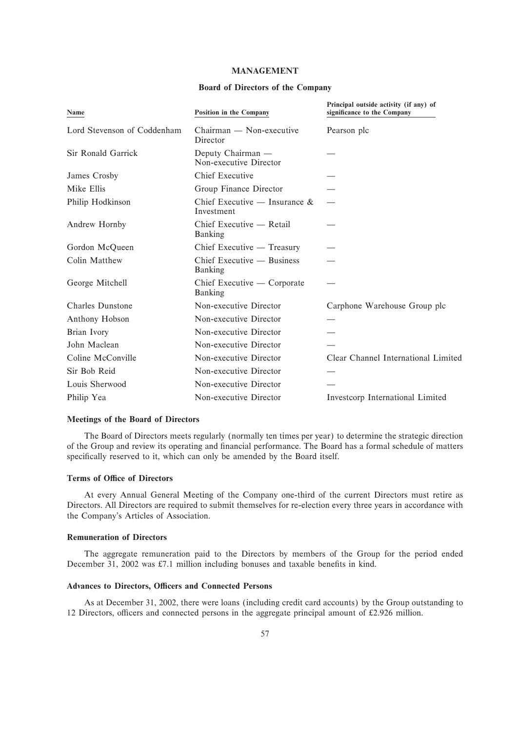# MANAGEMENT

## Board of Directors of the Company

| Name | Position in the Company | Principal outside activity (if any) of significance to the Company |
|---|---|---|
| Lord Stevenson of Coddenham | Chairman — Non-executive Director | Pearson plc |
| Sir Ronald Garrick | Deputy Chairman — Non-executive Director | — |
| James Crosby | Chief Executive | — |
| Mike Ellis | Group Finance Director | — |
| Philip Hodkinson | Chief Executive — Insurance & Investment | — |
| Andrew Hornby | Chief Executive — Retail Banking | — |
| Gordon McQueen | Chief Executive — Treasury | — |
| Colin Matthew | Chief Executive — Business Banking | — |
| George Mitchell | Chief Executive — Corporate Banking | — |
| Charles Dunstone | Non-executive Director | Carphone Warehouse Group plc |
| Anthony Hobson | Non-executive Director | — |
| Brian Ivory | Non-executive Director | — |
| John Maclean | Non-executive Director | — |
| Coline McConville | Non-executive Director | Clear Channel International Limited |
| Sir Bob Reid | Non-executive Director | — |
| Louis Sherwood | Non-executive Director | — |
| Philip Yea | Non-executive Director | Investcorp International Limited |

### Meetings of the Board of Directors

The Board of Directors meets regularly (normally ten times per year) to determine the strategic direction of the Group and review its operating and financial performance. The Board has a formal schedule of matters specifically reserved to it, which can only be amended by the Board itself.

### Terms of Office of Directors

At every Annual General Meeting of the Company one-third of the current Directors must retire as Directors. All Directors are required to submit themselves for re-election every three years in accordance with the Company's Articles of Association.

### Remuneration of Directors

The aggregate remuneration paid to the Directors by members of the Group for the period ended December 31, 2002 was £7.1 million including bonuses and taxable benefits in kind.

### Advances to Directors, Officers and Connected Persons

As at December 31, 2002, there were loans (including credit card accounts) by the Group outstanding to 12 Directors, officers and connected persons in the aggregate principal amount of £2.926 million.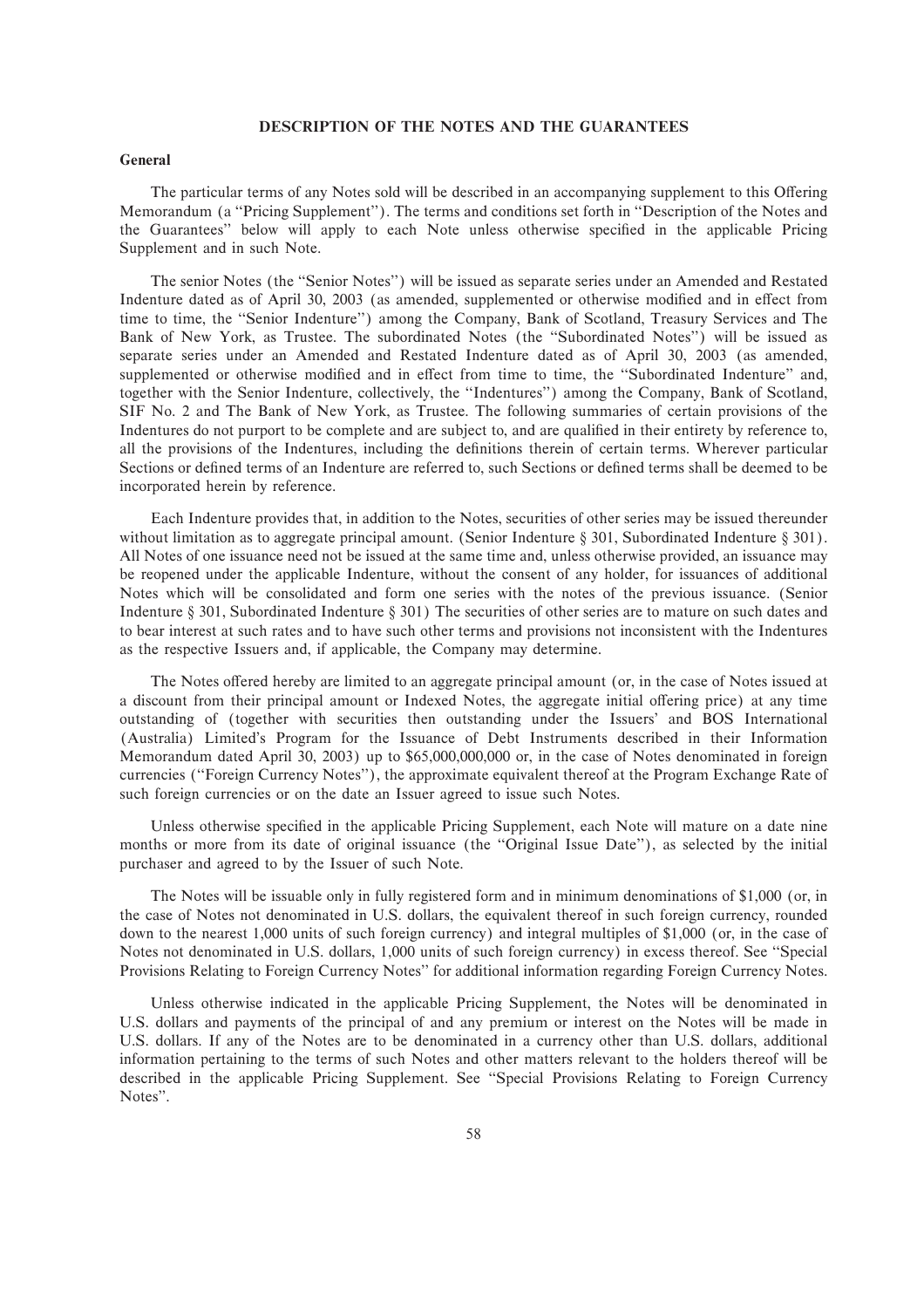## DESCRIPTION OF THE NOTES AND THE GUARANTEES

### General

The particular terms of any Notes sold will be described in an accompanying supplement to this Offering Memorandum (a ''Pricing Supplement''). The terms and conditions set forth in ''Description of the Notes and the Guarantees'' below will apply to each Note unless otherwise specified in the applicable Pricing Supplement and in such Note.

The senior Notes (the ''Senior Notes'') will be issued as separate series under an Amended and Restated Indenture dated as of April 30, 2003 (as amended, supplemented or otherwise modified and in effect from time to time, the ''Senior Indenture'') among the Company, Bank of Scotland, Treasury Services and The Bank of New York, as Trustee. The subordinated Notes (the ''Subordinated Notes'') will be issued as separate series under an Amended and Restated Indenture dated as of April 30, 2003 (as amended, supplemented or otherwise modified and in effect from time to time, the ''Subordinated Indenture'' and, together with the Senior Indenture, collectively, the ''Indentures'') among the Company, Bank of Scotland, SIF No. 2 and The Bank of New York, as Trustee. The following summaries of certain provisions of the Indentures do not purport to be complete and are subject to, and are qualified in their entirety by reference to, all the provisions of the Indentures, including the definitions therein of certain terms. Wherever particular Sections or defined terms of an Indenture are referred to, such Sections or defined terms shall be deemed to be incorporated herein by reference.

Each Indenture provides that, in addition to the Notes, securities of other series may be issued thereunder without limitation as to aggregate principal amount. (Senior Indenture § 301, Subordinated Indenture § 301). All Notes of one issuance need not be issued at the same time and, unless otherwise provided, an issuance may be reopened under the applicable Indenture, without the consent of any holder, for issuances of additional Notes which will be consolidated and form one series with the notes of the previous issuance. (Senior Indenture § 301, Subordinated Indenture § 301) The securities of other series are to mature on such dates and to bear interest at such rates and to have such other terms and provisions not inconsistent with the Indentures as the respective Issuers and, if applicable, the Company may determine.

The Notes offered hereby are limited to an aggregate principal amount (or, in the case of Notes issued at a discount from their principal amount or Indexed Notes, the aggregate initial offering price) at any time outstanding of (together with securities then outstanding under the Issuers' and BOS International (Australia) Limited's Program for the Issuance of Debt Instruments described in their Information Memorandum dated April 30, 2003) up to $65,000,000,000 or, in the case of Notes denominated in foreign currencies (''Foreign Currency Notes''), the approximate equivalent thereof at the Program Exchange Rate of such foreign currencies or on the date an Issuer agreed to issue such Notes.

Unless otherwise specified in the applicable Pricing Supplement, each Note will mature on a date nine months or more from its date of original issuance (the ''Original Issue Date''), as selected by the initial purchaser and agreed to by the Issuer of such Note.

The Notes will be issuable only in fully registered form and in minimum denominations of $1,000 (or, in the case of Notes not denominated in U.S. dollars, the equivalent thereof in such foreign currency, rounded down to the nearest 1,000 units of such foreign currency) and integral multiples of $1,000 (or, in the case of Notes not denominated in U.S. dollars, 1,000 units of such foreign currency) in excess thereof. See ''Special Provisions Relating to Foreign Currency Notes'' for additional information regarding Foreign Currency Notes.

Unless otherwise indicated in the applicable Pricing Supplement, the Notes will be denominated in U.S. dollars and payments of the principal of and any premium or interest on the Notes will be made in U.S. dollars. If any of the Notes are to be denominated in a currency other than U.S. dollars, additional information pertaining to the terms of such Notes and other matters relevant to the holders thereof will be described in the applicable Pricing Supplement. See ''Special Provisions Relating to Foreign Currency Notes''.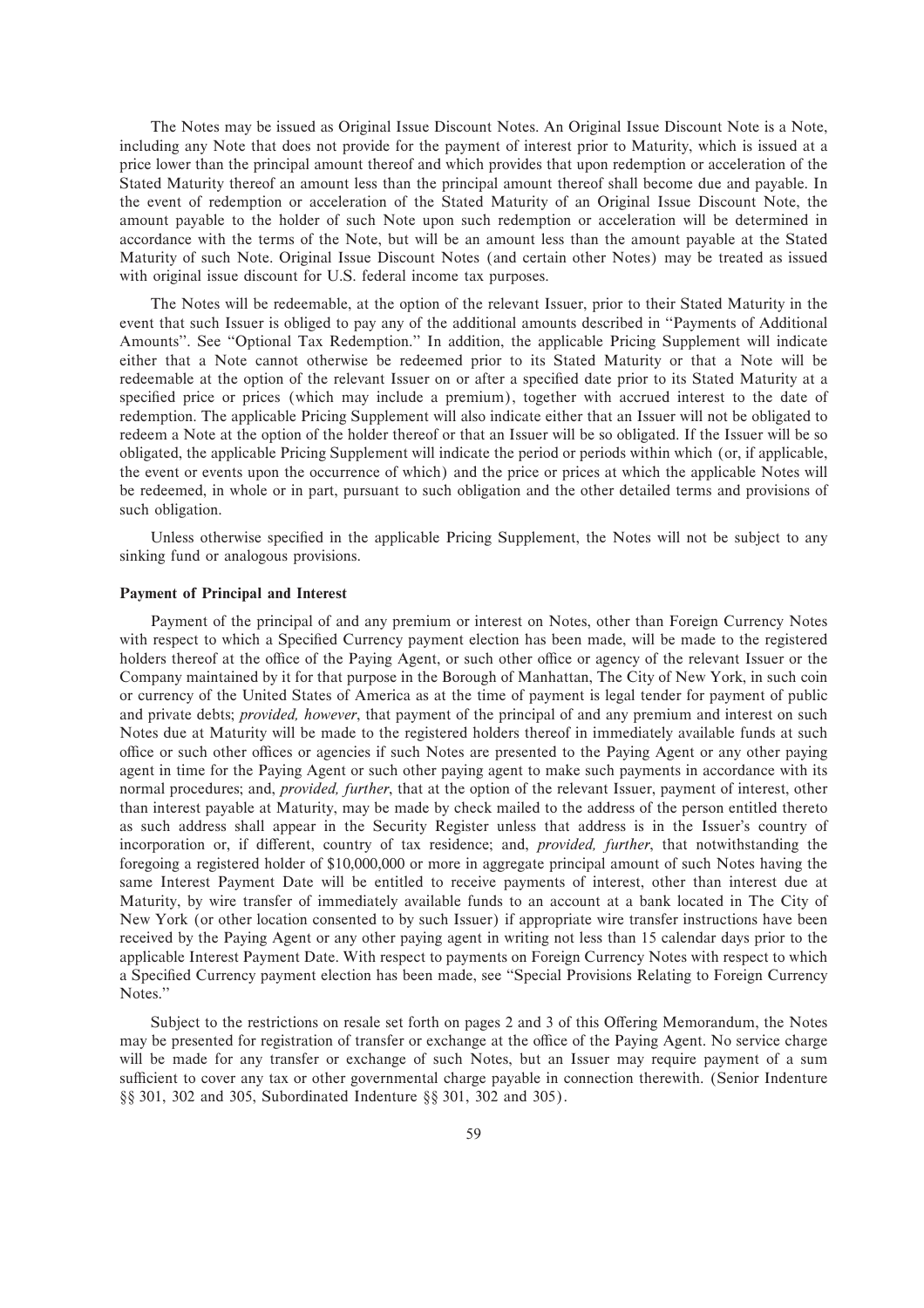The Notes may be issued as Original Issue Discount Notes. An Original Issue Discount Note is a Note, including any Note that does not provide for the payment of interest prior to Maturity, which is issued at a price lower than the principal amount thereof and which provides that upon redemption or acceleration of the Stated Maturity thereof an amount less than the principal amount thereof shall become due and payable. In the event of redemption or acceleration of the Stated Maturity of an Original Issue Discount Note, the amount payable to the holder of such Note upon such redemption or acceleration will be determined in accordance with the terms of the Note, but will be an amount less than the amount payable at the Stated Maturity of such Note. Original Issue Discount Notes (and certain other Notes) may be treated as issued with original issue discount for U.S. federal income tax purposes.

The Notes will be redeemable, at the option of the relevant Issuer, prior to their Stated Maturity in the event that such Issuer is obliged to pay any of the additional amounts described in ''Payments of Additional Amounts''. See ''Optional Tax Redemption.'' In addition, the applicable Pricing Supplement will indicate either that a Note cannot otherwise be redeemed prior to its Stated Maturity or that a Note will be redeemable at the option of the relevant Issuer on or after a specified date prior to its Stated Maturity at a specified price or prices (which may include a premium), together with accrued interest to the date of redemption. The applicable Pricing Supplement will also indicate either that an Issuer will not be obligated to redeem a Note at the option of the holder thereof or that an Issuer will be so obligated. If the Issuer will be so obligated, the applicable Pricing Supplement will indicate the period or periods within which (or, if applicable, the event or events upon the occurrence of which) and the price or prices at which the applicable Notes will be redeemed, in whole or in part, pursuant to such obligation and the other detailed terms and provisions of such obligation.

Unless otherwise specified in the applicable Pricing Supplement, the Notes will not be subject to any sinking fund or analogous provisions.

**Payment of Principal and Interest**

Payment of the principal of and any premium or interest on Notes, other than Foreign Currency Notes with respect to which a Specified Currency payment election has been made, will be made to the registered holders thereof at the office of the Paying Agent, or such other office or agency of the relevant Issuer or the Company maintained by it for that purpose in the Borough of Manhattan, The City of New York, in such coin or currency of the United States of America as at the time of payment is legal tender for payment of public and private debts; *provided, however*, that payment of the principal of and any premium and interest on such Notes due at Maturity will be made to the registered holders thereof in immediately available funds at such office or such other offices or agencies if such Notes are presented to the Paying Agent or any other paying agent in time for the Paying Agent or such other paying agent to make such payments in accordance with its normal procedures; and, *provided, further*, that at the option of the relevant Issuer, payment of interest, other than interest payable at Maturity, may be made by check mailed to the address of the person entitled thereto as such address shall appear in the Security Register unless that address is in the Issuer's country of incorporation or, if different, country of tax residence; and, *provided, further*, that notwithstanding the foregoing a registered holder of $10,000,000 or more in aggregate principal amount of such Notes having the same Interest Payment Date will be entitled to receive payments of interest, other than interest due at Maturity, by wire transfer of immediately available funds to an account at a bank located in The City of New York (or other location consented to by such Issuer) if appropriate wire transfer instructions have been received by the Paying Agent or any other paying agent in writing not less than 15 calendar days prior to the applicable Interest Payment Date. With respect to payments on Foreign Currency Notes with respect to which a Specified Currency payment election has been made, see ''Special Provisions Relating to Foreign Currency Notes.''

Subject to the restrictions on resale set forth on pages 2 and 3 of this Offering Memorandum, the Notes may be presented for registration of transfer or exchange at the office of the Paying Agent. No service charge will be made for any transfer or exchange of such Notes, but an Issuer may require payment of a sum sufficient to cover any tax or other governmental charge payable in connection therewith. (Senior Indenture §§ 301, 302 and 305, Subordinated Indenture §§ 301, 302 and 305).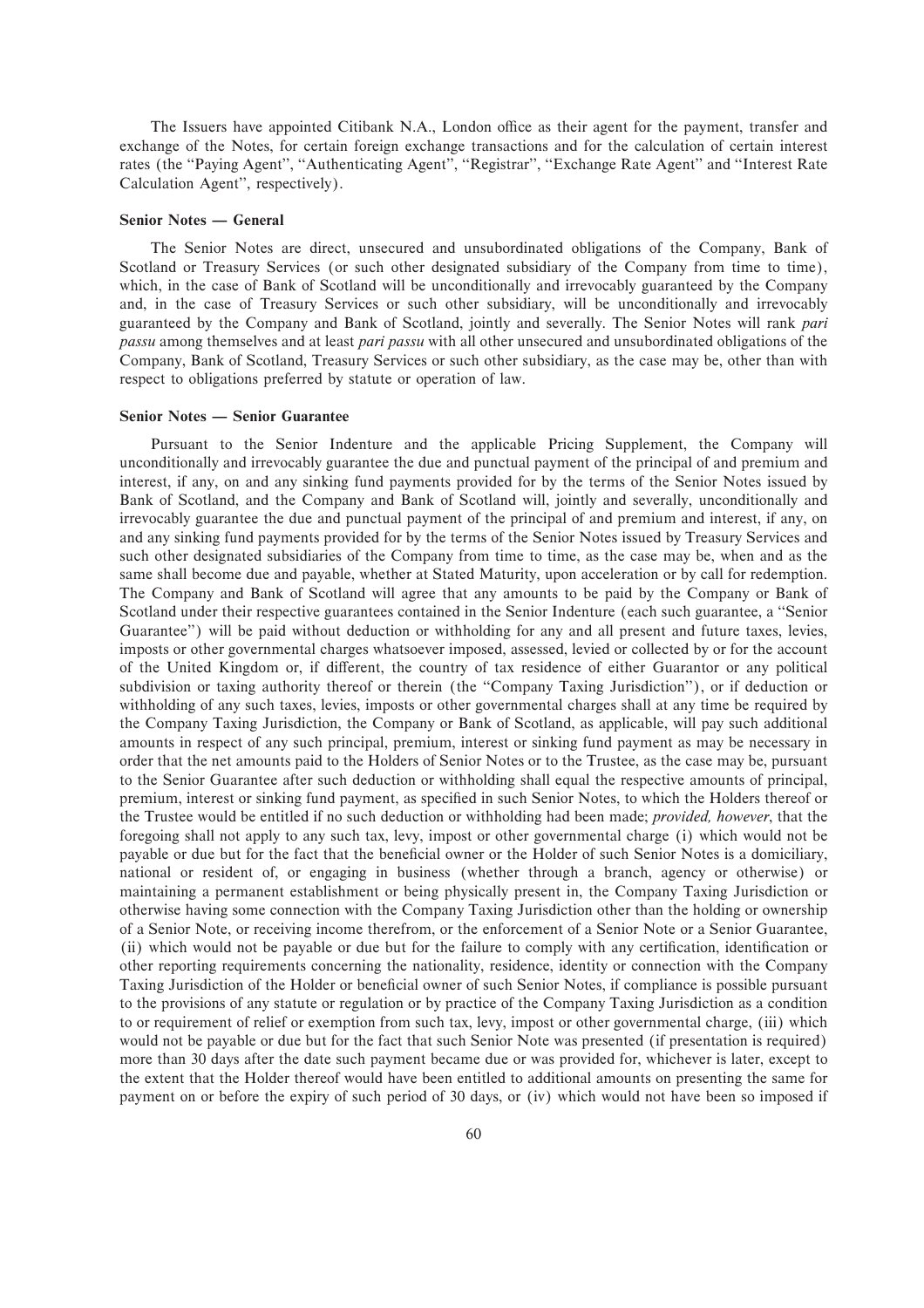The Issuers have appointed Citibank N.A., London office as their agent for the payment, transfer and exchange of the Notes, for certain foreign exchange transactions and for the calculation of certain interest rates (the "Paying Agent", "Authenticating Agent", "Registrar", "Exchange Rate Agent" and "Interest Rate Calculation Agent", respectively).

**Senior Notes — General**

The Senior Notes are direct, unsecured and unsubordinated obligations of the Company, Bank of Scotland or Treasury Services (or such other designated subsidiary of the Company from time to time), which, in the case of Bank of Scotland will be unconditionally and irrevocably guaranteed by the Company and, in the case of Treasury Services or such other subsidiary, will be unconditionally and irrevocably guaranteed by the Company and Bank of Scotland, jointly and severally. The Senior Notes will rank *pari passu* among themselves and at least *pari passu* with all other unsecured and unsubordinated obligations of the Company, Bank of Scotland, Treasury Services or such other subsidiary, as the case may be, other than with respect to obligations preferred by statute or operation of law.

**Senior Notes — Senior Guarantee**

Pursuant to the Senior Indenture and the applicable Pricing Supplement, the Company will unconditionally and irrevocably guarantee the due and punctual payment of the principal of and premium and interest, if any, on and any sinking fund payments provided for by the terms of the Senior Notes issued by Bank of Scotland, and the Company and Bank of Scotland will, jointly and severally, unconditionally and irrevocably guarantee the due and punctual payment of the principal of and premium and interest, if any, on and any sinking fund payments provided for by the terms of the Senior Notes issued by Treasury Services and such other designated subsidiaries of the Company from time to time, as the case may be, when and as the same shall become due and payable, whether at Stated Maturity, upon acceleration or by call for redemption. The Company and Bank of Scotland will agree that any amounts to be paid by the Company or Bank of Scotland under their respective guarantees contained in the Senior Indenture (each such guarantee, a "Senior Guarantee") will be paid without deduction or withholding for any and all present and future taxes, levies, imposts or other governmental charges whatsoever imposed, assessed, levied or collected by or for the account of the United Kingdom or, if different, the country of tax residence of either Guarantor or any political subdivision or taxing authority thereof or therein (the "Company Taxing Jurisdiction"), or if deduction or withholding of any such taxes, levies, imposts or other governmental charges shall at any time be required by the Company Taxing Jurisdiction, the Company or Bank of Scotland, as applicable, will pay such additional amounts in respect of any such principal, premium, interest or sinking fund payment as may be necessary in order that the net amounts paid to the Holders of Senior Notes or to the Trustee, as the case may be, pursuant to the Senior Guarantee after such deduction or withholding shall equal the respective amounts of principal, premium, interest or sinking fund payment, as specified in such Senior Notes, to which the Holders thereof or the Trustee would be entitled if no such deduction or withholding had been made; *provided, however*, that the foregoing shall not apply to any such tax, levy, impost or other governmental charge (i) which would not be payable or due but for the fact that the beneficial owner or the Holder of such Senior Notes is a domiciliary, national or resident of, or engaging in business (whether through a branch, agency or otherwise) or maintaining a permanent establishment or being physically present in, the Company Taxing Jurisdiction or otherwise having some connection with the Company Taxing Jurisdiction other than the holding or ownership of a Senior Note, or receiving income therefrom, or the enforcement of a Senior Note or a Senior Guarantee, (ii) which would not be payable or due but for the failure to comply with any certification, identification or other reporting requirements concerning the nationality, residence, identity or connection with the Company Taxing Jurisdiction of the Holder or beneficial owner of such Senior Notes, if compliance is possible pursuant to the provisions of any statute or regulation or by practice of the Company Taxing Jurisdiction as a condition to or requirement of relief or exemption from such tax, levy, impost or other governmental charge, (iii) which would not be payable or due but for the fact that such Senior Note was presented (if presentation is required) more than 30 days after the date such payment became due or was provided for, whichever is later, except to the extent that the Holder thereof would have been entitled to additional amounts on presenting the same for payment on or before the expiry of such period of 30 days, or (iv) which would not have been so imposed if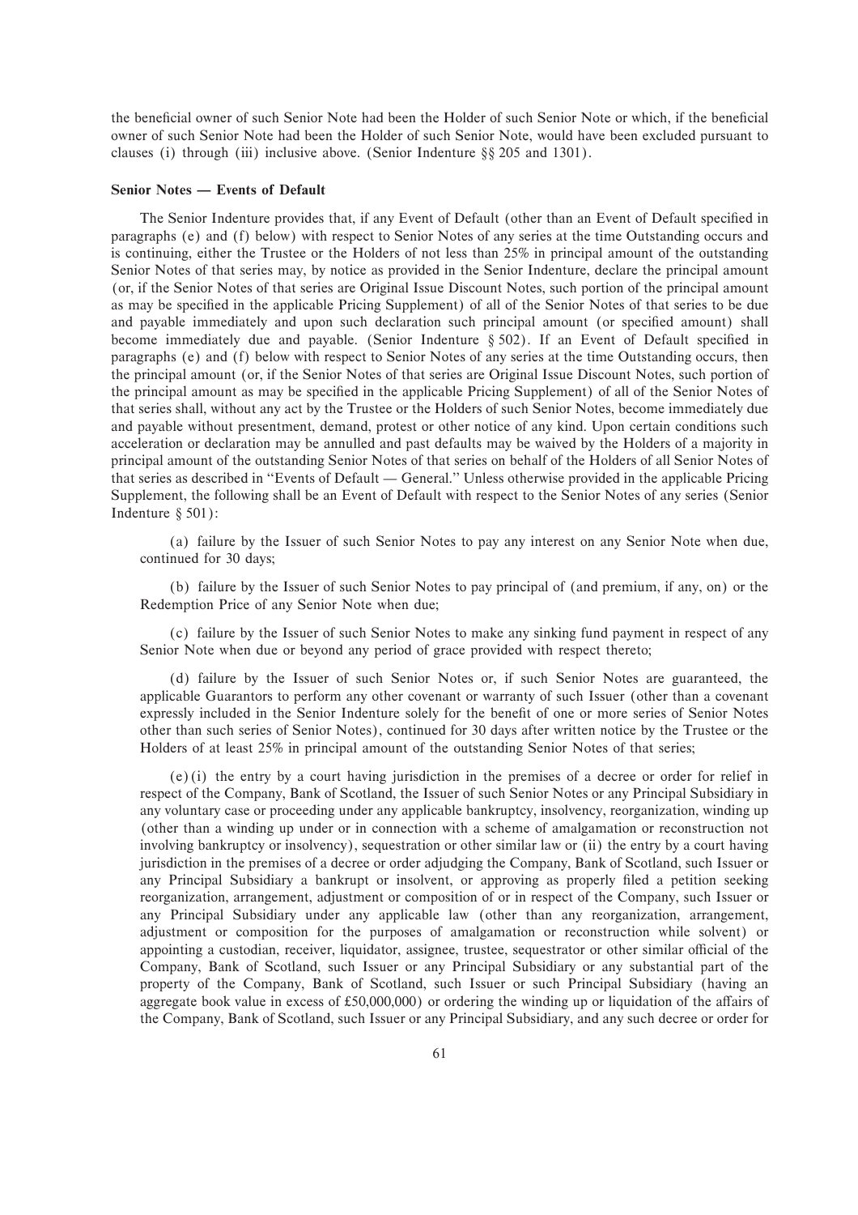the beneficial owner of such Senior Note had been the Holder of such Senior Note or which, if the beneficial owner of such Senior Note had been the Holder of such Senior Note, would have been excluded pursuant to clauses (i) through (iii) inclusive above. (Senior Indenture §§ 205 and 1301).

**Senior Notes — Events of Default**

The Senior Indenture provides that, if any Event of Default (other than an Event of Default specified in paragraphs (e) and (f) below) with respect to Senior Notes of any series at the time Outstanding occurs and is continuing, either the Trustee or the Holders of not less than 25% in principal amount of the outstanding Senior Notes of that series may, by notice as provided in the Senior Indenture, declare the principal amount (or, if the Senior Notes of that series are Original Issue Discount Notes, such portion of the principal amount as may be specified in the applicable Pricing Supplement) of all of the Senior Notes of that series to be due and payable immediately and upon such declaration such principal amount (or specified amount) shall become immediately due and payable. (Senior Indenture § 502). If an Event of Default specified in paragraphs (e) and (f) below with respect to Senior Notes of any series at the time Outstanding occurs, then the principal amount (or, if the Senior Notes of that series are Original Issue Discount Notes, such portion of the principal amount as may be specified in the applicable Pricing Supplement) of all of the Senior Notes of that series shall, without any act by the Trustee or the Holders of such Senior Notes, become immediately due and payable without presentment, demand, protest or other notice of any kind. Upon certain conditions such acceleration or declaration may be annulled and past defaults may be waived by the Holders of a majority in principal amount of the outstanding Senior Notes of that series on behalf of the Holders of all Senior Notes of that series as described in "Events of Default — General." Unless otherwise provided in the applicable Pricing Supplement, the following shall be an Event of Default with respect to the Senior Notes of any series (Senior Indenture § 501):

(a) failure by the Issuer of such Senior Notes to pay any interest on any Senior Note when due, continued for 30 days;

(b) failure by the Issuer of such Senior Notes to pay principal of (and premium, if any, on) or the Redemption Price of any Senior Note when due;

(c) failure by the Issuer of such Senior Notes to make any sinking fund payment in respect of any Senior Note when due or beyond any period of grace provided with respect thereto;

(d) failure by the Issuer of such Senior Notes or, if such Senior Notes are guaranteed, the applicable Guarantors to perform any other covenant or warranty of such Issuer (other than a covenant expressly included in the Senior Indenture solely for the benefit of one or more series of Senior Notes other than such series of Senior Notes), continued for 30 days after written notice by the Trustee or the Holders of at least 25% in principal amount of the outstanding Senior Notes of that series;

(e) (i) the entry by a court having jurisdiction in the premises of a decree or order for relief in respect of the Company, Bank of Scotland, the Issuer of such Senior Notes or any Principal Subsidiary in any voluntary case or proceeding under any applicable bankruptcy, insolvency, reorganization, winding up (other than a winding up under or in connection with a scheme of amalgamation or reconstruction not involving bankruptcy or insolvency), sequestration or other similar law or (ii) the entry by a court having jurisdiction in the premises of a decree or order adjudging the Company, Bank of Scotland, such Issuer or any Principal Subsidiary a bankrupt or insolvent, or approving as properly filed a petition seeking reorganization, arrangement, adjustment or composition of or in respect of the Company, such Issuer or any Principal Subsidiary under any applicable law (other than any reorganization, arrangement, adjustment or composition for the purposes of amalgamation or reconstruction while solvent) or appointing a custodian, receiver, liquidator, assignee, trustee, sequestrator or other similar official of the Company, Bank of Scotland, such Issuer or any Principal Subsidiary or any substantial part of the property of the Company, Bank of Scotland, such Issuer or such Principal Subsidiary (having an aggregate book value in excess of £50,000,000) or ordering the winding up or liquidation of the affairs of the Company, Bank of Scotland, such Issuer or any Principal Subsidiary, and any such decree or order for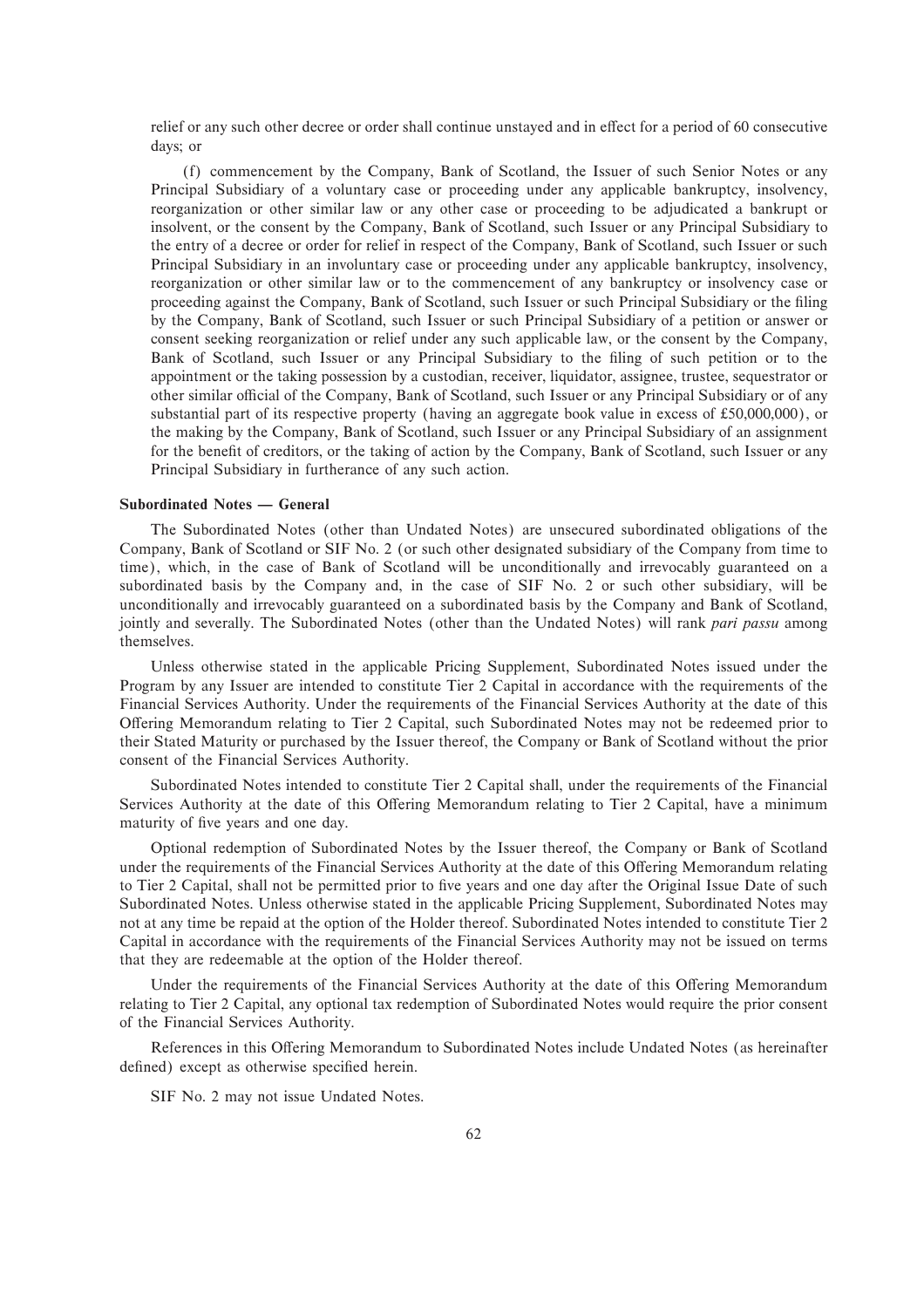relief or any such other decree or order shall continue unstayed and in effect for a period of 60 consecutive days; or

(f) commencement by the Company, Bank of Scotland, the Issuer of such Senior Notes or any Principal Subsidiary of a voluntary case or proceeding under any applicable bankruptcy, insolvency, reorganization or other similar law or any other case or proceeding to be adjudicated a bankrupt or insolvent, or the consent by the Company, Bank of Scotland, such Issuer or any Principal Subsidiary to the entry of a decree or order for relief in respect of the Company, Bank of Scotland, such Issuer or such Principal Subsidiary in an involuntary case or proceeding under any applicable bankruptcy, insolvency, reorganization or other similar law or to the commencement of any bankruptcy or insolvency case or proceeding against the Company, Bank of Scotland, such Issuer or such Principal Subsidiary or the filing by the Company, Bank of Scotland, such Issuer or such Principal Subsidiary of a petition or answer or consent seeking reorganization or relief under any such applicable law, or the consent by the Company, Bank of Scotland, such Issuer or any Principal Subsidiary to the filing of such petition or to the appointment or the taking possession by a custodian, receiver, liquidator, assignee, trustee, sequestrator or other similar official of the Company, Bank of Scotland, such Issuer or any Principal Subsidiary or of any substantial part of its respective property (having an aggregate book value in excess of £50,000,000), or the making by the Company, Bank of Scotland, such Issuer or any Principal Subsidiary of an assignment for the benefit of creditors, or the taking of action by the Company, Bank of Scotland, such Issuer or any Principal Subsidiary in furtherance of any such action.

**Subordinated Notes — General**

The Subordinated Notes (other than Undated Notes) are unsecured subordinated obligations of the Company, Bank of Scotland or SIF No. 2 (or such other designated subsidiary of the Company from time to time), which, in the case of Bank of Scotland will be unconditionally and irrevocably guaranteed on a subordinated basis by the Company and, in the case of SIF No. 2 or such other subsidiary, will be unconditionally and irrevocably guaranteed on a subordinated basis by the Company and Bank of Scotland, jointly and severally. The Subordinated Notes (other than the Undated Notes) will rank *pari passu* among themselves.

Unless otherwise stated in the applicable Pricing Supplement, Subordinated Notes issued under the Program by any Issuer are intended to constitute Tier 2 Capital in accordance with the requirements of the Financial Services Authority. Under the requirements of the Financial Services Authority at the date of this Offering Memorandum relating to Tier 2 Capital, such Subordinated Notes may not be redeemed prior to their Stated Maturity or purchased by the Issuer thereof, the Company or Bank of Scotland without the prior consent of the Financial Services Authority.

Subordinated Notes intended to constitute Tier 2 Capital shall, under the requirements of the Financial Services Authority at the date of this Offering Memorandum relating to Tier 2 Capital, have a minimum maturity of five years and one day.

Optional redemption of Subordinated Notes by the Issuer thereof, the Company or Bank of Scotland under the requirements of the Financial Services Authority at the date of this Offering Memorandum relating to Tier 2 Capital, shall not be permitted prior to five years and one day after the Original Issue Date of such Subordinated Notes. Unless otherwise stated in the applicable Pricing Supplement, Subordinated Notes may not at any time be repaid at the option of the Holder thereof. Subordinated Notes intended to constitute Tier 2 Capital in accordance with the requirements of the Financial Services Authority may not be issued on terms that they are redeemable at the option of the Holder thereof.

Under the requirements of the Financial Services Authority at the date of this Offering Memorandum relating to Tier 2 Capital, any optional tax redemption of Subordinated Notes would require the prior consent of the Financial Services Authority.

References in this Offering Memorandum to Subordinated Notes include Undated Notes (as hereinafter defined) except as otherwise specified herein.

SIF No. 2 may not issue Undated Notes.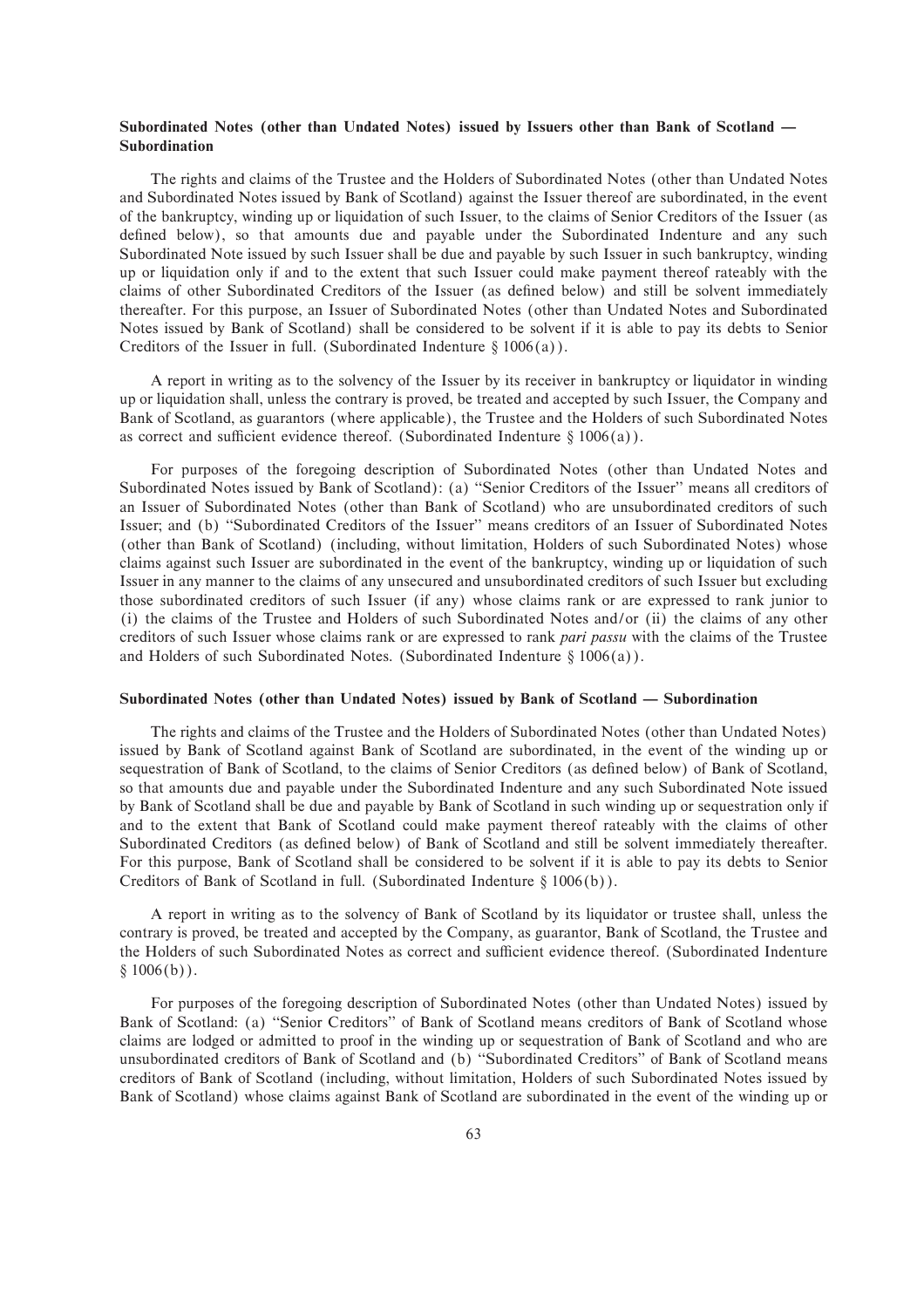### Subordinated Notes (other than Undated Notes) issued by Issuers other than Bank of Scotland — Subordination

The rights and claims of the Trustee and the Holders of Subordinated Notes (other than Undated Notes and Subordinated Notes issued by Bank of Scotland) against the Issuer thereof are subordinated, in the event of the bankruptcy, winding up or liquidation of such Issuer, to the claims of Senior Creditors of the Issuer (as defined below), so that amounts due and payable under the Subordinated Indenture and any such Subordinated Note issued by such Issuer shall be due and payable by such Issuer in such bankruptcy, winding up or liquidation only if and to the extent that such Issuer could make payment thereof rateably with the claims of other Subordinated Creditors of the Issuer (as defined below) and still be solvent immediately thereafter. For this purpose, an Issuer of Subordinated Notes (other than Undated Notes and Subordinated Notes issued by Bank of Scotland) shall be considered to be solvent if it is able to pay its debts to Senior Creditors of the Issuer in full. (Subordinated Indenture § 1006(a)).

A report in writing as to the solvency of the Issuer by its receiver in bankruptcy or liquidator in winding up or liquidation shall, unless the contrary is proved, be treated and accepted by such Issuer, the Company and Bank of Scotland, as guarantors (where applicable), the Trustee and the Holders of such Subordinated Notes as correct and sufficient evidence thereof. (Subordinated Indenture § 1006(a)).

For purposes of the foregoing description of Subordinated Notes (other than Undated Notes and Subordinated Notes issued by Bank of Scotland): (a) "Senior Creditors of the Issuer" means all creditors of an Issuer of Subordinated Notes (other than Bank of Scotland) who are unsubordinated creditors of such Issuer; and (b) "Subordinated Creditors of the Issuer" means creditors of an Issuer of Subordinated Notes (other than Bank of Scotland) (including, without limitation, Holders of such Subordinated Notes) whose claims against such Issuer are subordinated in the event of the bankruptcy, winding up or liquidation of such Issuer in any manner to the claims of any unsecured and unsubordinated creditors of such Issuer but excluding those subordinated creditors of such Issuer (if any) whose claims rank or are expressed to rank junior to (i) the claims of the Trustee and Holders of such Subordinated Notes and/or (ii) the claims of any other creditors of such Issuer whose claims rank or are expressed to rank *pari passu* with the claims of the Trustee and Holders of such Subordinated Notes. (Subordinated Indenture § 1006(a)).

### Subordinated Notes (other than Undated Notes) issued by Bank of Scotland — Subordination

The rights and claims of the Trustee and the Holders of Subordinated Notes (other than Undated Notes) issued by Bank of Scotland against Bank of Scotland are subordinated, in the event of the winding up or sequestration of Bank of Scotland, to the claims of Senior Creditors (as defined below) of Bank of Scotland, so that amounts due and payable under the Subordinated Indenture and any such Subordinated Note issued by Bank of Scotland shall be due and payable by Bank of Scotland in such winding up or sequestration only if and to the extent that Bank of Scotland could make payment thereof rateably with the claims of other Subordinated Creditors (as defined below) of Bank of Scotland and still be solvent immediately thereafter. For this purpose, Bank of Scotland shall be considered to be solvent if it is able to pay its debts to Senior Creditors of Bank of Scotland in full. (Subordinated Indenture § 1006(b)).

A report in writing as to the solvency of Bank of Scotland by its liquidator or trustee shall, unless the contrary is proved, be treated and accepted by the Company, as guarantor, Bank of Scotland, the Trustee and the Holders of such Subordinated Notes as correct and sufficient evidence thereof. (Subordinated Indenture § 1006(b)).

For purposes of the foregoing description of Subordinated Notes (other than Undated Notes) issued by Bank of Scotland: (a) "Senior Creditors" of Bank of Scotland means creditors of Bank of Scotland whose claims are lodged or admitted to proof in the winding up or sequestration of Bank of Scotland and who are unsubordinated creditors of Bank of Scotland and (b) "Subordinated Creditors" of Bank of Scotland means creditors of Bank of Scotland (including, without limitation, Holders of such Subordinated Notes issued by Bank of Scotland) whose claims against Bank of Scotland are subordinated in the event of the winding up or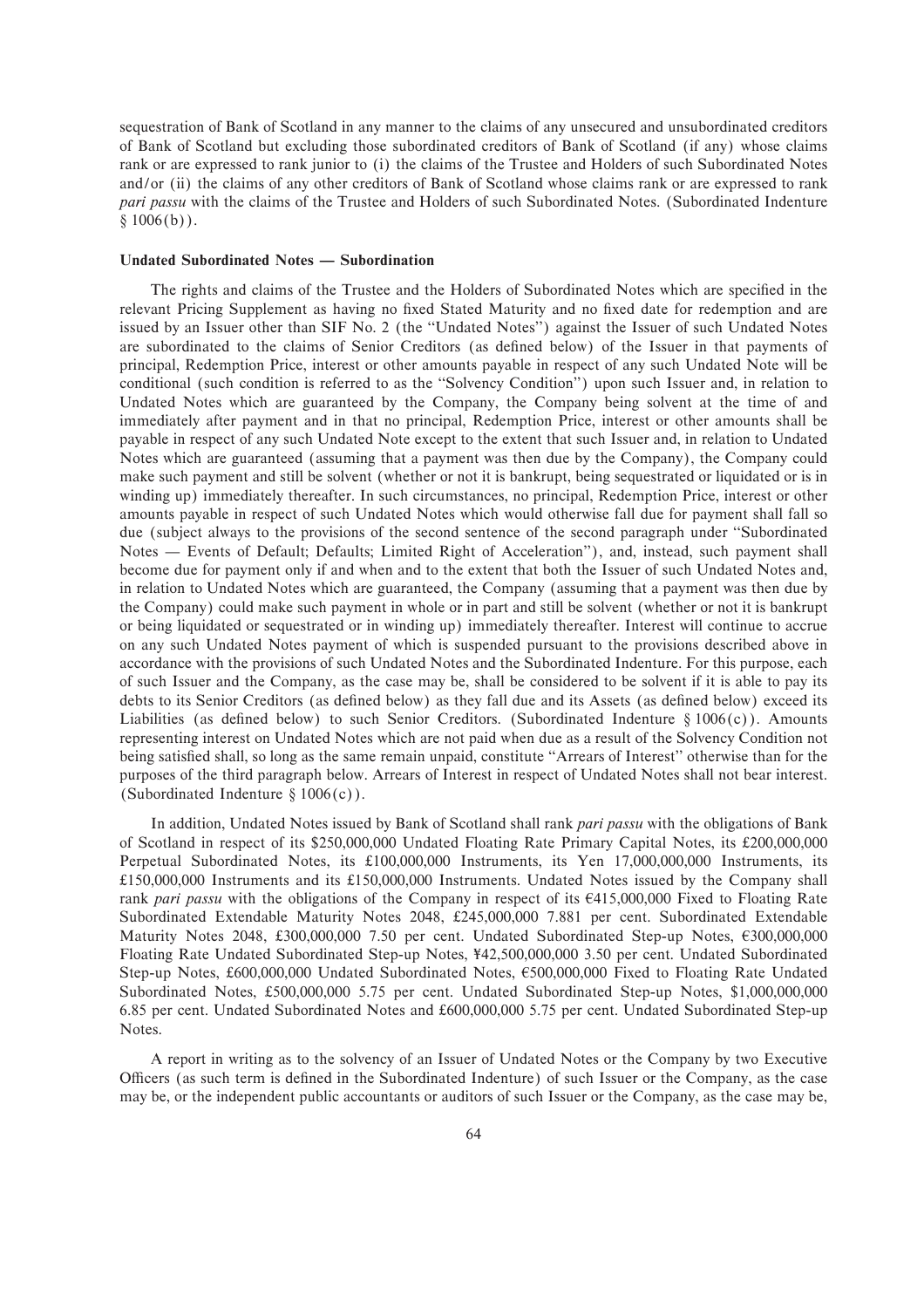sequestration of Bank of Scotland in any manner to the claims of any unsecured and unsubordinated creditors of Bank of Scotland but excluding those subordinated creditors of Bank of Scotland (if any) whose claims rank or are expressed to rank junior to (i) the claims of the Trustee and Holders of such Subordinated Notes and/or (ii) the claims of any other creditors of Bank of Scotland whose claims rank or are expressed to rank *pari passu* with the claims of the Trustee and Holders of such Subordinated Notes. (Subordinated Indenture § 1006(b)).

**Undated Subordinated Notes — Subordination**

The rights and claims of the Trustee and the Holders of Subordinated Notes which are specified in the relevant Pricing Supplement as having no fixed Stated Maturity and no fixed date for redemption and are issued by an Issuer other than SIF No. 2 (the "Undated Notes") against the Issuer of such Undated Notes are subordinated to the claims of Senior Creditors (as defined below) of the Issuer in that payments of principal, Redemption Price, interest or other amounts payable in respect of any such Undated Note will be conditional (such condition is referred to as the "Solvency Condition") upon such Issuer and, in relation to Undated Notes which are guaranteed by the Company, the Company being solvent at the time of and immediately after payment and in that no principal, Redemption Price, interest or other amounts shall be payable in respect of any such Undated Note except to the extent that such Issuer and, in relation to Undated Notes which are guaranteed (assuming that a payment was then due by the Company), the Company could make such payment and still be solvent (whether or not it is bankrupt, being sequestrated or liquidated or is in winding up) immediately thereafter. In such circumstances, no principal, Redemption Price, interest or other amounts payable in respect of such Undated Notes which would otherwise fall due for payment shall fall so due (subject always to the provisions of the second sentence of the second paragraph under "Subordinated Notes — Events of Default; Defaults; Limited Right of Acceleration"), and, instead, such payment shall become due for payment only if and when and to the extent that both the Issuer of such Undated Notes and, in relation to Undated Notes which are guaranteed, the Company (assuming that a payment was then due by the Company) could make such payment in whole or in part and still be solvent (whether or not it is bankrupt or being liquidated or sequestrated or in winding up) immediately thereafter. Interest will continue to accrue on any such Undated Notes payment of which is suspended pursuant to the provisions described above in accordance with the provisions of such Undated Notes and the Subordinated Indenture. For this purpose, each of such Issuer and the Company, as the case may be, shall be considered to be solvent if it is able to pay its debts to its Senior Creditors (as defined below) as they fall due and its Assets (as defined below) exceed its Liabilities (as defined below) to such Senior Creditors. (Subordinated Indenture § 1006(c)). Amounts representing interest on Undated Notes which are not paid when due as a result of the Solvency Condition not being satisfied shall, so long as the same remain unpaid, constitute "Arrears of Interest" otherwise than for the purposes of the third paragraph below. Arrears of Interest in respect of Undated Notes shall not bear interest. (Subordinated Indenture § 1006(c)).

In addition, Undated Notes issued by Bank of Scotland shall rank *pari passu* with the obligations of Bank of Scotland in respect of its $250,000,000 Undated Floating Rate Primary Capital Notes, its £200,000,000 Perpetual Subordinated Notes, its £100,000,000 Instruments, its Yen 17,000,000,000 Instruments, its £150,000,000 Instruments and its £150,000,000 Instruments. Undated Notes issued by the Company shall rank *pari passu* with the obligations of the Company in respect of its €415,000,000 Fixed to Floating Rate Subordinated Extendable Maturity Notes 2048, £245,000,000 7.881 per cent. Subordinated Extendable Maturity Notes 2048, £300,000,000 7.50 per cent. Undated Subordinated Step-up Notes, €300,000,000 Floating Rate Undated Subordinated Step-up Notes, ¥42,500,000,000 3.50 per cent. Undated Subordinated Step-up Notes, £600,000,000 Undated Subordinated Notes, €500,000,000 Fixed to Floating Rate Undated Subordinated Notes, £500,000,000 5.75 per cent. Undated Subordinated Step-up Notes, $1,000,000,000 6.85 per cent. Undated Subordinated Notes and £600,000,000 5.75 per cent. Undated Subordinated Step-up Notes.

A report in writing as to the solvency of an Issuer of Undated Notes or the Company by two Executive Officers (as such term is defined in the Subordinated Indenture) of such Issuer or the Company, as the case may be, or the independent public accountants or auditors of such Issuer or the Company, as the case may be,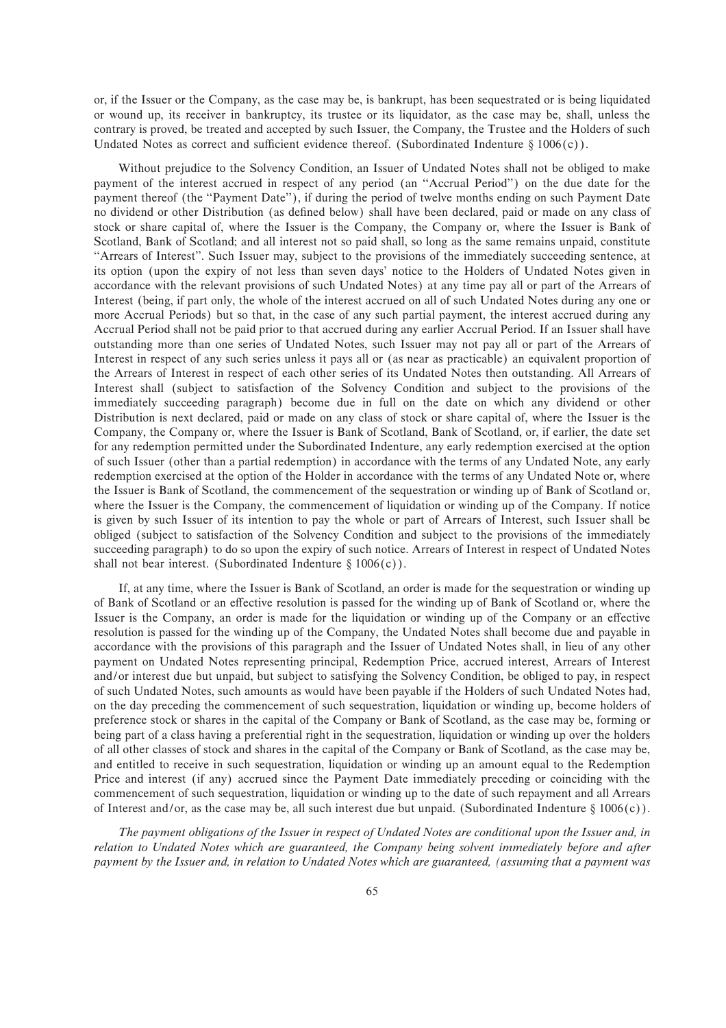or, if the Issuer or the Company, as the case may be, is bankrupt, has been sequestrated or is being liquidated or wound up, its receiver in bankruptcy, its trustee or its liquidator, as the case may be, shall, unless the contrary is proved, be treated and accepted by such Issuer, the Company, the Trustee and the Holders of such Undated Notes as correct and sufficient evidence thereof. (Subordinated Indenture § 1006(c)).

Without prejudice to the Solvency Condition, an Issuer of Undated Notes shall not be obliged to make payment of the interest accrued in respect of any period (an "Accrual Period") on the due date for the payment thereof (the "Payment Date"), if during the period of twelve months ending on such Payment Date no dividend or other Distribution (as defined below) shall have been declared, paid or made on any class of stock or share capital of, where the Issuer is the Company, the Company or, where the Issuer is Bank of Scotland, Bank of Scotland; and all interest not so paid shall, so long as the same remains unpaid, constitute "Arrears of Interest". Such Issuer may, subject to the provisions of the immediately succeeding sentence, at its option (upon the expiry of not less than seven days' notice to the Holders of Undated Notes given in accordance with the relevant provisions of such Undated Notes) at any time pay all or part of the Arrears of Interest (being, if part only, the whole of the interest accrued on all of such Undated Notes during any one or more Accrual Periods) but so that, in the case of any such partial payment, the interest accrued during any Accrual Period shall not be paid prior to that accrued during any earlier Accrual Period. If an Issuer shall have outstanding more than one series of Undated Notes, such Issuer may not pay all or part of the Arrears of Interest in respect of any such series unless it pays all or (as near as practicable) an equivalent proportion of the Arrears of Interest in respect of each other series of its Undated Notes then outstanding. All Arrears of Interest shall (subject to satisfaction of the Solvency Condition and subject to the provisions of the immediately succeeding paragraph) become due in full on the date on which any dividend or other Distribution is next declared, paid or made on any class of stock or share capital of, where the Issuer is the Company, the Company or, where the Issuer is Bank of Scotland, Bank of Scotland, or, if earlier, the date set for any redemption permitted under the Subordinated Indenture, any early redemption exercised at the option of such Issuer (other than a partial redemption) in accordance with the terms of any Undated Note, any early redemption exercised at the option of the Holder in accordance with the terms of any Undated Note or, where the Issuer is Bank of Scotland, the commencement of the sequestration or winding up of Bank of Scotland or, where the Issuer is the Company, the commencement of liquidation or winding up of the Company. If notice is given by such Issuer of its intention to pay the whole or part of Arrears of Interest, such Issuer shall be obliged (subject to satisfaction of the Solvency Condition and subject to the provisions of the immediately succeeding paragraph) to do so upon the expiry of such notice. Arrears of Interest in respect of Undated Notes shall not bear interest. (Subordinated Indenture § 1006(c)).

If, at any time, where the Issuer is Bank of Scotland, an order is made for the sequestration or winding up of Bank of Scotland or an effective resolution is passed for the winding up of Bank of Scotland or, where the Issuer is the Company, an order is made for the liquidation or winding up of the Company or an effective resolution is passed for the winding up of the Company, the Undated Notes shall become due and payable in accordance with the provisions of this paragraph and the Issuer of Undated Notes shall, in lieu of any other payment on Undated Notes representing principal, Redemption Price, accrued interest, Arrears of Interest and/or interest due but unpaid, but subject to satisfying the Solvency Condition, be obliged to pay, in respect of such Undated Notes, such amounts as would have been payable if the Holders of such Undated Notes had, on the day preceding the commencement of such sequestration, liquidation or winding up, become holders of preference stock or shares in the capital of the Company or Bank of Scotland, as the case may be, forming or being part of a class having a preferential right in the sequestration, liquidation or winding up over the holders of all other classes of stock and shares in the capital of the Company or Bank of Scotland, as the case may be, and entitled to receive in such sequestration, liquidation or winding up an amount equal to the Redemption Price and interest (if any) accrued since the Payment Date immediately preceding or coinciding with the commencement of such sequestration, liquidation or winding up to the date of such repayment and all Arrears of Interest and/or, as the case may be, all such interest due but unpaid. (Subordinated Indenture § 1006(c)).

*The payment obligations of the Issuer in respect of Undated Notes are conditional upon the Issuer and, in relation to Undated Notes which are guaranteed, the Company being solvent immediately before and after payment by the Issuer and, in relation to Undated Notes which are guaranteed, (assuming that a payment was*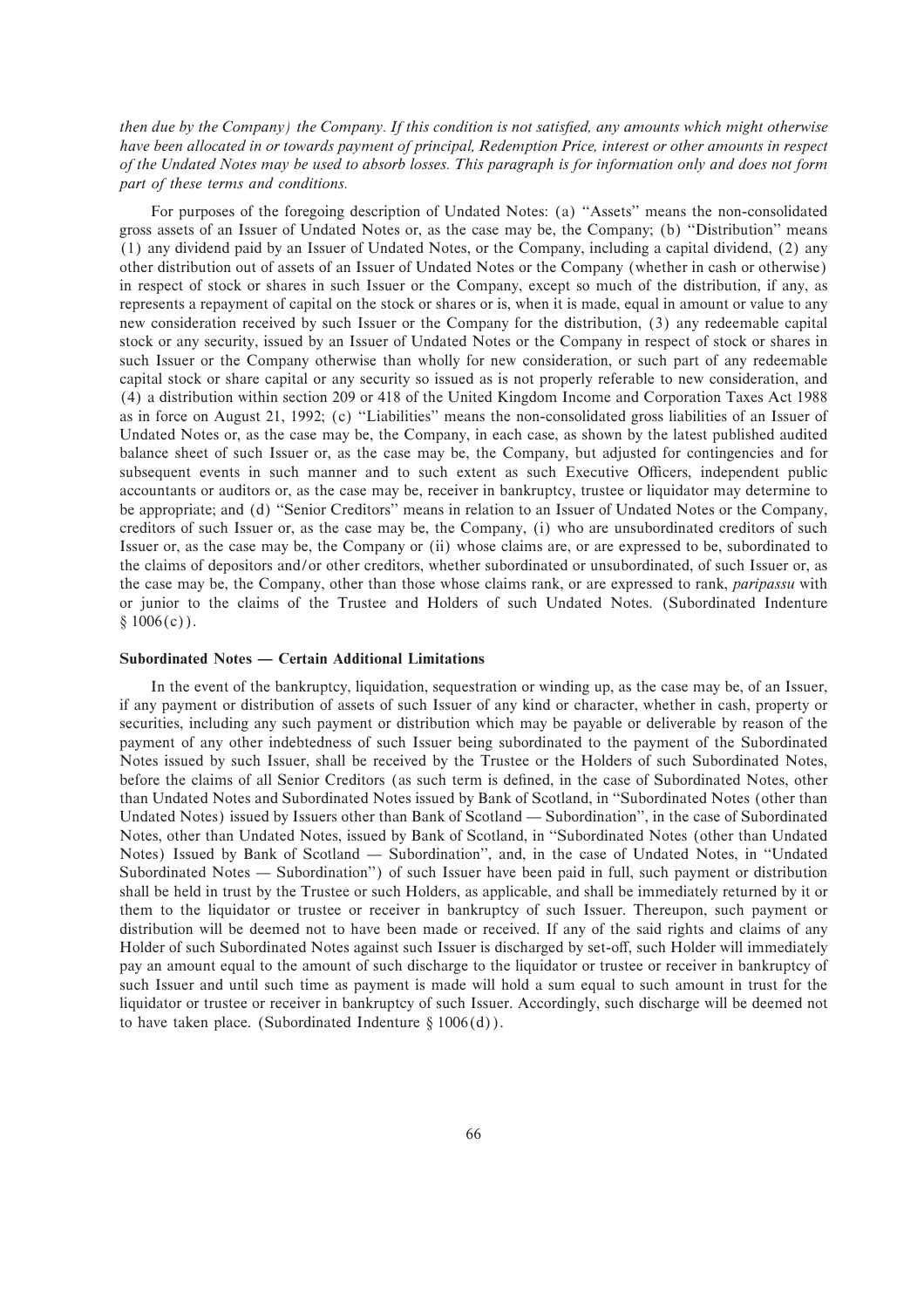*then due by the Company) the Company. If this condition is not satisfied, any amounts which might otherwise have been allocated in or towards payment of principal, Redemption Price, interest or other amounts in respect of the Undated Notes may be used to absorb losses. This paragraph is for information only and does not form part of these terms and conditions.*

For purposes of the foregoing description of Undated Notes: (a) ''Assets'' means the non-consolidated gross assets of an Issuer of Undated Notes or, as the case may be, the Company; (b) ''Distribution'' means (1) any dividend paid by an Issuer of Undated Notes, or the Company, including a capital dividend, (2) any other distribution out of assets of an Issuer of Undated Notes or the Company (whether in cash or otherwise) in respect of stock or shares in such Issuer or the Company, except so much of the distribution, if any, as represents a repayment of capital on the stock or shares or is, when it is made, equal in amount or value to any new consideration received by such Issuer or the Company for the distribution, (3) any redeemable capital stock or any security, issued by an Issuer of Undated Notes or the Company in respect of stock or shares in such Issuer or the Company otherwise than wholly for new consideration, or such part of any redeemable capital stock or share capital or any security so issued as is not properly referable to new consideration, and (4) a distribution within section 209 or 418 of the United Kingdom Income and Corporation Taxes Act 1988 as in force on August 21, 1992; (c) ''Liabilities'' means the non-consolidated gross liabilities of an Issuer of Undated Notes or, as the case may be, the Company, in each case, as shown by the latest published audited balance sheet of such Issuer or, as the case may be, the Company, but adjusted for contingencies and for subsequent events in such manner and to such extent as such Executive Officers, independent public accountants or auditors or, as the case may be, receiver in bankruptcy, trustee or liquidator may determine to be appropriate; and (d) ''Senior Creditors'' means in relation to an Issuer of Undated Notes or the Company, creditors of such Issuer or, as the case may be, the Company, (i) who are unsubordinated creditors of such Issuer or, as the case may be, the Company or (ii) whose claims are, or are expressed to be, subordinated to the claims of depositors and/or other creditors, whether subordinated or unsubordinated, of such Issuer or, as the case may be, the Company, other than those whose claims rank, or are expressed to rank, *paripassu* with or junior to the claims of the Trustee and Holders of such Undated Notes. (Subordinated Indenture § 1006(c)).

**Subordinated Notes — Certain Additional Limitations**

In the event of the bankruptcy, liquidation, sequestration or winding up, as the case may be, of an Issuer, if any payment or distribution of assets of such Issuer of any kind or character, whether in cash, property or securities, including any such payment or distribution which may be payable or deliverable by reason of the payment of any other indebtedness of such Issuer being subordinated to the payment of the Subordinated Notes issued by such Issuer, shall be received by the Trustee or the Holders of such Subordinated Notes, before the claims of all Senior Creditors (as such term is defined, in the case of Subordinated Notes, other than Undated Notes and Subordinated Notes issued by Bank of Scotland, in ''Subordinated Notes (other than Undated Notes) issued by Issuers other than Bank of Scotland — Subordination'', in the case of Subordinated Notes, other than Undated Notes, issued by Bank of Scotland, in ''Subordinated Notes (other than Undated Notes) Issued by Bank of Scotland — Subordination'', and, in the case of Undated Notes, in ''Undated Subordinated Notes — Subordination'') of such Issuer have been paid in full, such payment or distribution shall be held in trust by the Trustee or such Holders, as applicable, and shall be immediately returned by it or them to the liquidator or trustee or receiver in bankruptcy of such Issuer. Thereupon, such payment or distribution will be deemed not to have been made or received. If any of the said rights and claims of any Holder of such Subordinated Notes against such Issuer is discharged by set-off, such Holder will immediately pay an amount equal to the amount of such discharge to the liquidator or trustee or receiver in bankruptcy of such Issuer and until such time as payment is made will hold a sum equal to such amount in trust for the liquidator or trustee or receiver in bankruptcy of such Issuer. Accordingly, such discharge will be deemed not to have taken place. (Subordinated Indenture § 1006(d)).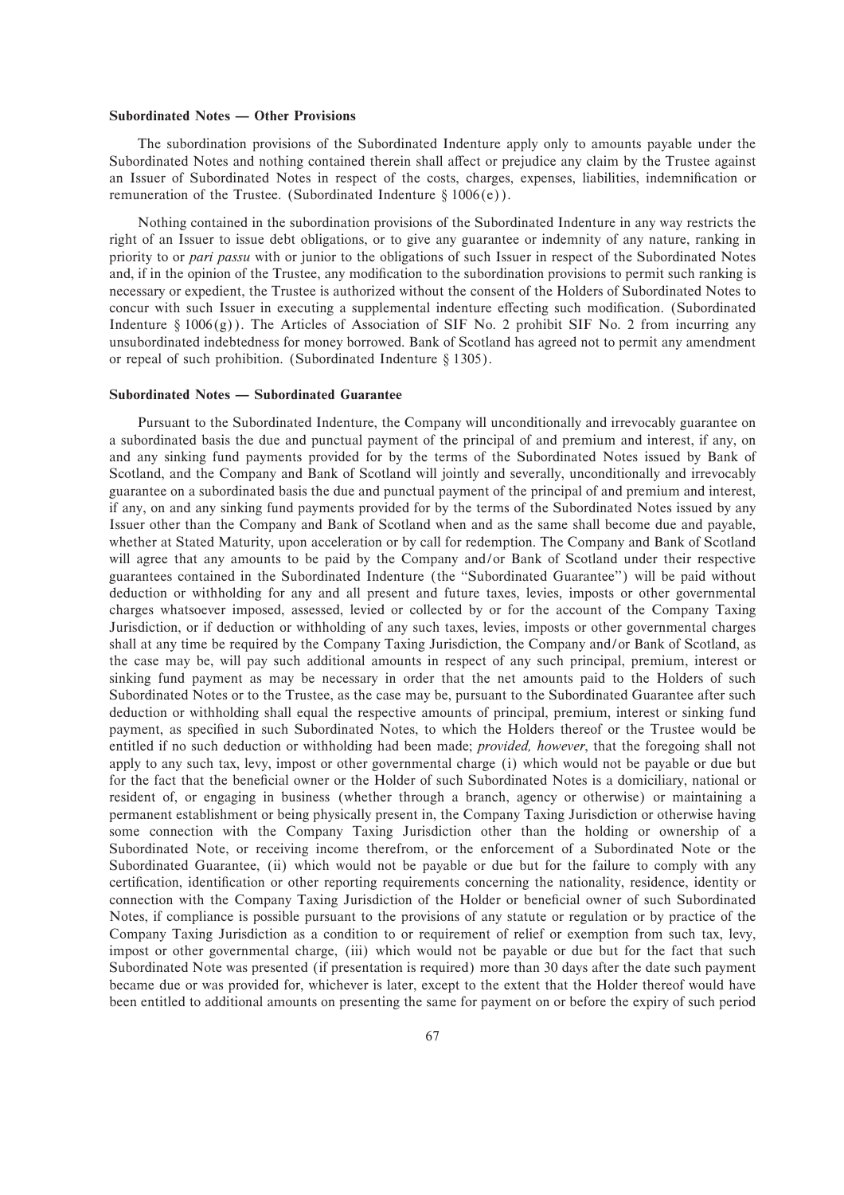**Subordinated Notes — Other Provisions**

The subordination provisions of the Subordinated Indenture apply only to amounts payable under the Subordinated Notes and nothing contained therein shall affect or prejudice any claim by the Trustee against an Issuer of Subordinated Notes in respect of the costs, charges, expenses, liabilities, indemnification or remuneration of the Trustee. (Subordinated Indenture § 1006(e)).

Nothing contained in the subordination provisions of the Subordinated Indenture in any way restricts the right of an Issuer to issue debt obligations, or to give any guarantee or indemnity of any nature, ranking in priority to or *pari passu* with or junior to the obligations of such Issuer in respect of the Subordinated Notes and, if in the opinion of the Trustee, any modification to the subordination provisions to permit such ranking is necessary or expedient, the Trustee is authorized without the consent of the Holders of Subordinated Notes to concur with such Issuer in executing a supplemental indenture effecting such modification. (Subordinated Indenture § 1006(g)). The Articles of Association of SIF No. 2 prohibit SIF No. 2 from incurring any unsubordinated indebtedness for money borrowed. Bank of Scotland has agreed not to permit any amendment or repeal of such prohibition. (Subordinated Indenture § 1305).

**Subordinated Notes — Subordinated Guarantee**

Pursuant to the Subordinated Indenture, the Company will unconditionally and irrevocably guarantee on a subordinated basis the due and punctual payment of the principal of and premium and interest, if any, on and any sinking fund payments provided for by the terms of the Subordinated Notes issued by Bank of Scotland, and the Company and Bank of Scotland will jointly and severally, unconditionally and irrevocably guarantee on a subordinated basis the due and punctual payment of the principal of and premium and interest, if any, on and any sinking fund payments provided for by the terms of the Subordinated Notes issued by any Issuer other than the Company and Bank of Scotland when and as the same shall become due and payable, whether at Stated Maturity, upon acceleration or by call for redemption. The Company and Bank of Scotland will agree that any amounts to be paid by the Company and/or Bank of Scotland under their respective guarantees contained in the Subordinated Indenture (the "Subordinated Guarantee") will be paid without deduction or withholding for any and all present and future taxes, levies, imposts or other governmental charges whatsoever imposed, assessed, levied or collected by or for the account of the Company Taxing Jurisdiction, or if deduction or withholding of any such taxes, levies, imposts or other governmental charges shall at any time be required by the Company Taxing Jurisdiction, the Company and/or Bank of Scotland, as the case may be, will pay such additional amounts in respect of any such principal, premium, interest or sinking fund payment as may be necessary in order that the net amounts paid to the Holders of such Subordinated Notes or to the Trustee, as the case may be, pursuant to the Subordinated Guarantee after such deduction or withholding shall equal the respective amounts of principal, premium, interest or sinking fund payment, as specified in such Subordinated Notes, to which the Holders thereof or the Trustee would be entitled if no such deduction or withholding had been made; *provided, however*, that the foregoing shall not apply to any such tax, levy, impost or other governmental charge (i) which would not be payable or due but for the fact that the beneficial owner or the Holder of such Subordinated Notes is a domiciliary, national or resident of, or engaging in business (whether through a branch, agency or otherwise) or maintaining a permanent establishment or being physically present in, the Company Taxing Jurisdiction or otherwise having some connection with the Company Taxing Jurisdiction other than the holding or ownership of a Subordinated Note, or receiving income therefrom, or the enforcement of a Subordinated Note or the Subordinated Guarantee, (ii) which would not be payable or due but for the failure to comply with any certification, identification or other reporting requirements concerning the nationality, residence, identity or connection with the Company Taxing Jurisdiction of the Holder or beneficial owner of such Subordinated Notes, if compliance is possible pursuant to the provisions of any statute or regulation or by practice of the Company Taxing Jurisdiction as a condition to or requirement of relief or exemption from such tax, levy, impost or other governmental charge, (iii) which would not be payable or due but for the fact that such Subordinated Note was presented (if presentation is required) more than 30 days after the date such payment became due or was provided for, whichever is later, except to the extent that the Holder thereof would have been entitled to additional amounts on presenting the same for payment on or before the expiry of such period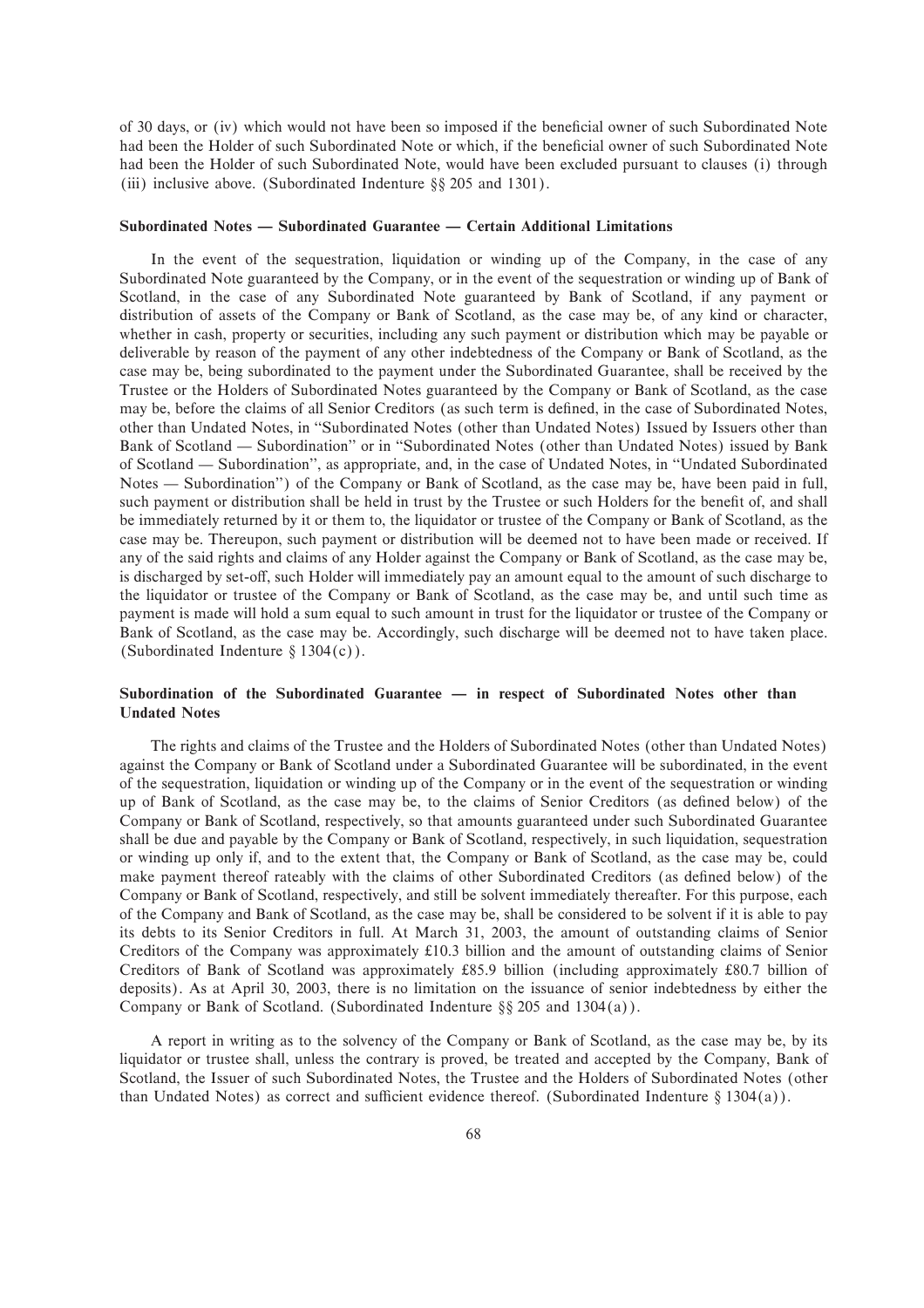of 30 days, or (iv) which would not have been so imposed if the beneficial owner of such Subordinated Note had been the Holder of such Subordinated Note or which, if the beneficial owner of such Subordinated Note had been the Holder of such Subordinated Note, would have been excluded pursuant to clauses (i) through (iii) inclusive above. (Subordinated Indenture §§ 205 and 1301).

### Subordinated Notes — Subordinated Guarantee — Certain Additional Limitations

In the event of the sequestration, liquidation or winding up of the Company, in the case of any Subordinated Note guaranteed by the Company, or in the event of the sequestration or winding up of Bank of Scotland, in the case of any Subordinated Note guaranteed by Bank of Scotland, if any payment or distribution of assets of the Company or Bank of Scotland, as the case may be, of any kind or character, whether in cash, property or securities, including any such payment or distribution which may be payable or deliverable by reason of the payment of any other indebtedness of the Company or Bank of Scotland, as the case may be, being subordinated to the payment under the Subordinated Guarantee, shall be received by the Trustee or the Holders of Subordinated Notes guaranteed by the Company or Bank of Scotland, as the case may be, before the claims of all Senior Creditors (as such term is defined, in the case of Subordinated Notes, other than Undated Notes, in "Subordinated Notes (other than Undated Notes) Issued by Issuers other than Bank of Scotland — Subordination" or in "Subordinated Notes (other than Undated Notes) issued by Bank of Scotland — Subordination", as appropriate, and, in the case of Undated Notes, in "Undated Subordinated Notes — Subordination") of the Company or Bank of Scotland, as the case may be, have been paid in full, such payment or distribution shall be held in trust by the Trustee or such Holders for the benefit of, and shall be immediately returned by it or them to, the liquidator or trustee of the Company or Bank of Scotland, as the case may be. Thereupon, such payment or distribution will be deemed not to have been made or received. If any of the said rights and claims of any Holder against the Company or Bank of Scotland, as the case may be, is discharged by set-off, such Holder will immediately pay an amount equal to the amount of such discharge to the liquidator or trustee of the Company or Bank of Scotland, as the case may be, and until such time as payment is made will hold a sum equal to such amount in trust for the liquidator or trustee of the Company or Bank of Scotland, as the case may be. Accordingly, such discharge will be deemed not to have taken place. (Subordinated Indenture § 1304(c)).

### Subordination of the Subordinated Guarantee — in respect of Subordinated Notes other than Undated Notes

The rights and claims of the Trustee and the Holders of Subordinated Notes (other than Undated Notes) against the Company or Bank of Scotland under a Subordinated Guarantee will be subordinated, in the event of the sequestration, liquidation or winding up of the Company or in the event of the sequestration or winding up of Bank of Scotland, as the case may be, to the claims of Senior Creditors (as defined below) of the Company or Bank of Scotland, respectively, so that amounts guaranteed under such Subordinated Guarantee shall be due and payable by the Company or Bank of Scotland, respectively, in such liquidation, sequestration or winding up only if, and to the extent that, the Company or Bank of Scotland, as the case may be, could make payment thereof rateably with the claims of other Subordinated Creditors (as defined below) of the Company or Bank of Scotland, respectively, and still be solvent immediately thereafter. For this purpose, each of the Company and Bank of Scotland, as the case may be, shall be considered to be solvent if it is able to pay its debts to its Senior Creditors in full. At March 31, 2003, the amount of outstanding claims of Senior Creditors of the Company was approximately £10.3 billion and the amount of outstanding claims of Senior Creditors of Bank of Scotland was approximately £85.9 billion (including approximately £80.7 billion of deposits). As at April 30, 2003, there is no limitation on the issuance of senior indebtedness by either the Company or Bank of Scotland. (Subordinated Indenture §§ 205 and 1304(a)).

A report in writing as to the solvency of the Company or Bank of Scotland, as the case may be, by its liquidator or trustee shall, unless the contrary is proved, be treated and accepted by the Company, Bank of Scotland, the Issuer of such Subordinated Notes, the Trustee and the Holders of Subordinated Notes (other than Undated Notes) as correct and sufficient evidence thereof. (Subordinated Indenture § 1304(a)).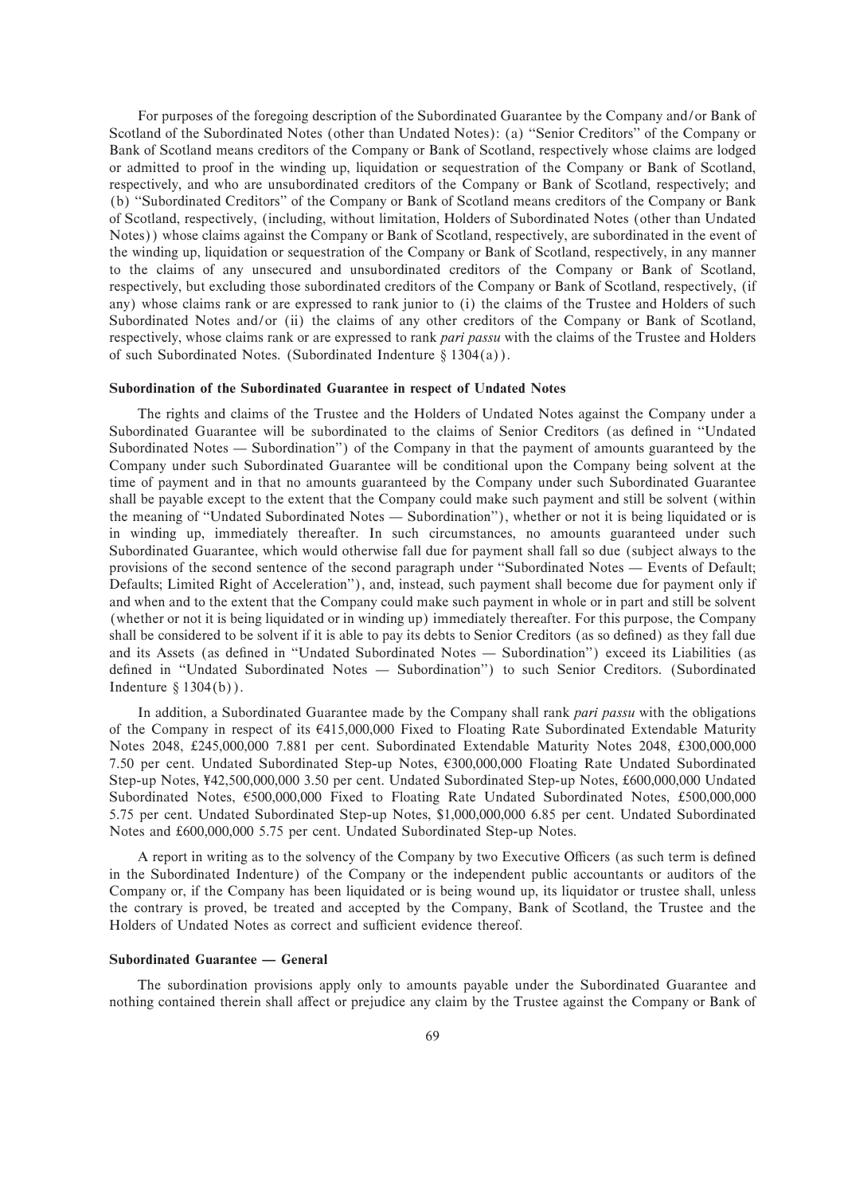For purposes of the foregoing description of the Subordinated Guarantee by the Company and/or Bank of Scotland of the Subordinated Notes (other than Undated Notes): (a) ''Senior Creditors'' of the Company or Bank of Scotland means creditors of the Company or Bank of Scotland, respectively whose claims are lodged or admitted to proof in the winding up, liquidation or sequestration of the Company or Bank of Scotland, respectively, and who are unsubordinated creditors of the Company or Bank of Scotland, respectively; and (b) ''Subordinated Creditors'' of the Company or Bank of Scotland means creditors of the Company or Bank of Scotland, respectively, (including, without limitation, Holders of Subordinated Notes (other than Undated Notes)) whose claims against the Company or Bank of Scotland, respectively, are subordinated in the event of the winding up, liquidation or sequestration of the Company or Bank of Scotland, respectively, in any manner to the claims of any unsecured and unsubordinated creditors of the Company or Bank of Scotland, respectively, but excluding those subordinated creditors of the Company or Bank of Scotland, respectively, (if any) whose claims rank or are expressed to rank junior to (i) the claims of the Trustee and Holders of such Subordinated Notes and/or (ii) the claims of any other creditors of the Company or Bank of Scotland, respectively, whose claims rank or are expressed to rank *pari passu* with the claims of the Trustee and Holders of such Subordinated Notes. (Subordinated Indenture § 1304(a)).

**Subordination of the Subordinated Guarantee in respect of Undated Notes**

The rights and claims of the Trustee and the Holders of Undated Notes against the Company under a Subordinated Guarantee will be subordinated to the claims of Senior Creditors (as defined in ''Undated Subordinated Notes — Subordination'') of the Company in that the payment of amounts guaranteed by the Company under such Subordinated Guarantee will be conditional upon the Company being solvent at the time of payment and in that no amounts guaranteed by the Company under such Subordinated Guarantee shall be payable except to the extent that the Company could make such payment and still be solvent (within the meaning of ''Undated Subordinated Notes — Subordination''), whether or not it is being liquidated or is in winding up, immediately thereafter. In such circumstances, no amounts guaranteed under such Subordinated Guarantee, which would otherwise fall due for payment shall fall so due (subject always to the provisions of the second sentence of the second paragraph under ''Subordinated Notes — Events of Default; Defaults; Limited Right of Acceleration''), and, instead, such payment shall become due for payment only if and when and to the extent that the Company could make such payment in whole or in part and still be solvent (whether or not it is being liquidated or in winding up) immediately thereafter. For this purpose, the Company shall be considered to be solvent if it is able to pay its debts to Senior Creditors (as so defined) as they fall due and its Assets (as defined in ''Undated Subordinated Notes — Subordination'') exceed its Liabilities (as defined in ''Undated Subordinated Notes — Subordination'') to such Senior Creditors. (Subordinated Indenture § 1304(b)).

In addition, a Subordinated Guarantee made by the Company shall rank *pari passu* with the obligations of the Company in respect of its €415,000,000 Fixed to Floating Rate Subordinated Extendable Maturity Notes 2048, £245,000,000 7.881 per cent. Subordinated Extendable Maturity Notes 2048, £300,000,000 7.50 per cent. Undated Subordinated Step-up Notes, €300,000,000 Floating Rate Undated Subordinated Step-up Notes, ¥42,500,000,000 3.50 per cent. Undated Subordinated Step-up Notes, £600,000,000 Undated Subordinated Notes, €500,000,000 Fixed to Floating Rate Undated Subordinated Notes, £500,000,000 5.75 per cent. Undated Subordinated Step-up Notes, $1,000,000,000 6.85 per cent. Undated Subordinated Notes and £600,000,000 5.75 per cent. Undated Subordinated Step-up Notes.

A report in writing as to the solvency of the Company by two Executive Officers (as such term is defined in the Subordinated Indenture) of the Company or the independent public accountants or auditors of the Company or, if the Company has been liquidated or is being wound up, its liquidator or trustee shall, unless the contrary is proved, be treated and accepted by the Company, Bank of Scotland, the Trustee and the Holders of Undated Notes as correct and sufficient evidence thereof.

**Subordinated Guarantee — General**

The subordination provisions apply only to amounts payable under the Subordinated Guarantee and nothing contained therein shall affect or prejudice any claim by the Trustee against the Company or Bank of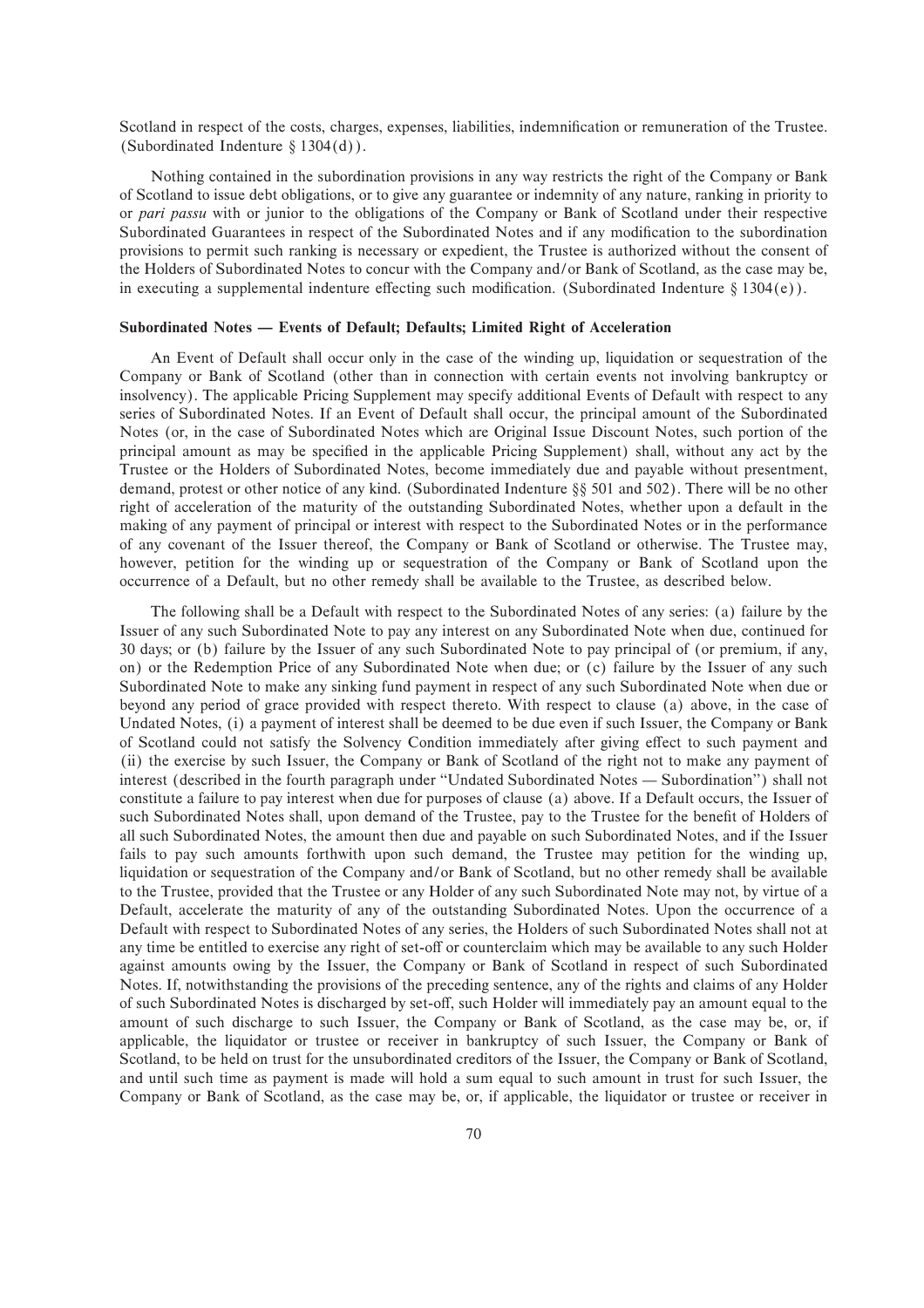Scotland in respect of the costs, charges, expenses, liabilities, indemnification or remuneration of the Trustee. (Subordinated Indenture § 1304(d)).

Nothing contained in the subordination provisions in any way restricts the right of the Company or Bank of Scotland to issue debt obligations, or to give any guarantee or indemnity of any nature, ranking in priority to or *pari passu* with or junior to the obligations of the Company or Bank of Scotland under their respective Subordinated Guarantees in respect of the Subordinated Notes and if any modification to the subordination provisions to permit such ranking is necessary or expedient, the Trustee is authorized without the consent of the Holders of Subordinated Notes to concur with the Company and/or Bank of Scotland, as the case may be, in executing a supplemental indenture effecting such modification. (Subordinated Indenture § 1304(e)).

**Subordinated Notes — Events of Default; Defaults; Limited Right of Acceleration**

An Event of Default shall occur only in the case of the winding up, liquidation or sequestration of the Company or Bank of Scotland (other than in connection with certain events not involving bankruptcy or insolvency). The applicable Pricing Supplement may specify additional Events of Default with respect to any series of Subordinated Notes. If an Event of Default shall occur, the principal amount of the Subordinated Notes (or, in the case of Subordinated Notes which are Original Issue Discount Notes, such portion of the principal amount as may be specified in the applicable Pricing Supplement) shall, without any act by the Trustee or the Holders of Subordinated Notes, become immediately due and payable without presentment, demand, protest or other notice of any kind. (Subordinated Indenture §§ 501 and 502). There will be no other right of acceleration of the maturity of the outstanding Subordinated Notes, whether upon a default in the making of any payment of principal or interest with respect to the Subordinated Notes or in the performance of any covenant of the Issuer thereof, the Company or Bank of Scotland or otherwise. The Trustee may, however, petition for the winding up or sequestration of the Company or Bank of Scotland upon the occurrence of a Default, but no other remedy shall be available to the Trustee, as described below.

The following shall be a Default with respect to the Subordinated Notes of any series: (a) failure by the Issuer of any such Subordinated Note to pay any interest on any Subordinated Note when due, continued for 30 days; or (b) failure by the Issuer of any such Subordinated Note to pay principal of (or premium, if any, on) or the Redemption Price of any Subordinated Note when due; or (c) failure by the Issuer of any such Subordinated Note to make any sinking fund payment in respect of any such Subordinated Note when due or beyond any period of grace provided with respect thereto. With respect to clause (a) above, in the case of Undated Notes, (i) a payment of interest shall be deemed to be due even if such Issuer, the Company or Bank of Scotland could not satisfy the Solvency Condition immediately after giving effect to such payment and (ii) the exercise by such Issuer, the Company or Bank of Scotland of the right not to make any payment of interest (described in the fourth paragraph under "Undated Subordinated Notes — Subordination") shall not constitute a failure to pay interest when due for purposes of clause (a) above. If a Default occurs, the Issuer of such Subordinated Notes shall, upon demand of the Trustee, pay to the Trustee for the benefit of Holders of all such Subordinated Notes, the amount then due and payable on such Subordinated Notes, and if the Issuer fails to pay such amounts forthwith upon such demand, the Trustee may petition for the winding up, liquidation or sequestration of the Company and/or Bank of Scotland, but no other remedy shall be available to the Trustee, provided that the Trustee or any Holder of any such Subordinated Note may not, by virtue of a Default, accelerate the maturity of any of the outstanding Subordinated Notes. Upon the occurrence of a Default with respect to Subordinated Notes of any series, the Holders of such Subordinated Notes shall not at any time be entitled to exercise any right of set-off or counterclaim which may be available to any such Holder against amounts owing by the Issuer, the Company or Bank of Scotland in respect of such Subordinated Notes. If, notwithstanding the provisions of the preceding sentence, any of the rights and claims of any Holder of such Subordinated Notes is discharged by set-off, such Holder will immediately pay an amount equal to the amount of such discharge to such Issuer, the Company or Bank of Scotland, as the case may be, or, if applicable, the liquidator or trustee or receiver in bankruptcy of such Issuer, the Company or Bank of Scotland, to be held on trust for the unsubordinated creditors of the Issuer, the Company or Bank of Scotland, and until such time as payment is made will hold a sum equal to such amount in trust for such Issuer, the Company or Bank of Scotland, as the case may be, or, if applicable, the liquidator or trustee or receiver in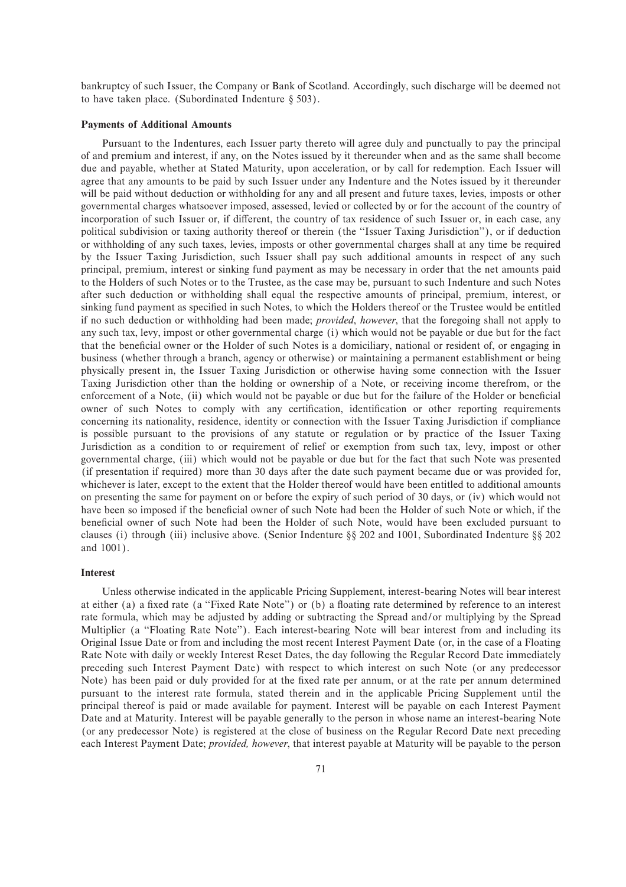bankruptcy of such Issuer, the Company or Bank of Scotland. Accordingly, such discharge will be deemed not to have taken place. (Subordinated Indenture § 503).

### Payments of Additional Amounts

Pursuant to the Indentures, each Issuer party thereto will agree duly and punctually to pay the principal of and premium and interest, if any, on the Notes issued by it thereunder when and as the same shall become due and payable, whether at Stated Maturity, upon acceleration, or by call for redemption. Each Issuer will agree that any amounts to be paid by such Issuer under any Indenture and the Notes issued by it thereunder will be paid without deduction or withholding for any and all present and future taxes, levies, imposts or other governmental charges whatsoever imposed, assessed, levied or collected by or for the account of the country of incorporation of such Issuer or, if different, the country of tax residence of such Issuer or, in each case, any political subdivision or taxing authority thereof or therein (the "Issuer Taxing Jurisdiction"), or if deduction or withholding of any such taxes, levies, imposts or other governmental charges shall at any time be required by the Issuer Taxing Jurisdiction, such Issuer shall pay such additional amounts in respect of any such principal, premium, interest or sinking fund payment as may be necessary in order that the net amounts paid to the Holders of such Notes or to the Trustee, as the case may be, pursuant to such Indenture and such Notes after such deduction or withholding shall equal the respective amounts of principal, premium, interest, or sinking fund payment as specified in such Notes, to which the Holders thereof or the Trustee would be entitled if no such deduction or withholding had been made; *provided*, *however*, that the foregoing shall not apply to any such tax, levy, impost or other governmental charge (i) which would not be payable or due but for the fact that the beneficial owner or the Holder of such Notes is a domiciliary, national or resident of, or engaging in business (whether through a branch, agency or otherwise) or maintaining a permanent establishment or being physically present in, the Issuer Taxing Jurisdiction or otherwise having some connection with the Issuer Taxing Jurisdiction other than the holding or ownership of a Note, or receiving income therefrom, or the enforcement of a Note, (ii) which would not be payable or due but for the failure of the Holder or beneficial owner of such Notes to comply with any certification, identification or other reporting requirements concerning its nationality, residence, identity or connection with the Issuer Taxing Jurisdiction if compliance is possible pursuant to the provisions of any statute or regulation or by practice of the Issuer Taxing Jurisdiction as a condition to or requirement of relief or exemption from such tax, levy, impost or other governmental charge, (iii) which would not be payable or due but for the fact that such Note was presented (if presentation if required) more than 30 days after the date such payment became due or was provided for, whichever is later, except to the extent that the Holder thereof would have been entitled to additional amounts on presenting the same for payment on or before the expiry of such period of 30 days, or (iv) which would not have been so imposed if the beneficial owner of such Note had been the Holder of such Note or which, if the beneficial owner of such Note had been the Holder of such Note, would have been excluded pursuant to clauses (i) through (iii) inclusive above. (Senior Indenture §§ 202 and 1001, Subordinated Indenture §§ 202 and 1001).

### Interest

Unless otherwise indicated in the applicable Pricing Supplement, interest-bearing Notes will bear interest at either (a) a fixed rate (a "Fixed Rate Note") or (b) a floating rate determined by reference to an interest rate formula, which may be adjusted by adding or subtracting the Spread and/or multiplying by the Spread Multiplier (a "Floating Rate Note"). Each interest-bearing Note will bear interest from and including its Original Issue Date or from and including the most recent Interest Payment Date (or, in the case of a Floating Rate Note with daily or weekly Interest Reset Dates, the day following the Regular Record Date immediately preceding such Interest Payment Date) with respect to which interest on such Note (or any predecessor Note) has been paid or duly provided for at the fixed rate per annum, or at the rate per annum determined pursuant to the interest rate formula, stated therein and in the applicable Pricing Supplement until the principal thereof is paid or made available for payment. Interest will be payable on each Interest Payment Date and at Maturity. Interest will be payable generally to the person in whose name an interest-bearing Note (or any predecessor Note) is registered at the close of business on the Regular Record Date next preceding each Interest Payment Date; *provided, however*, that interest payable at Maturity will be payable to the person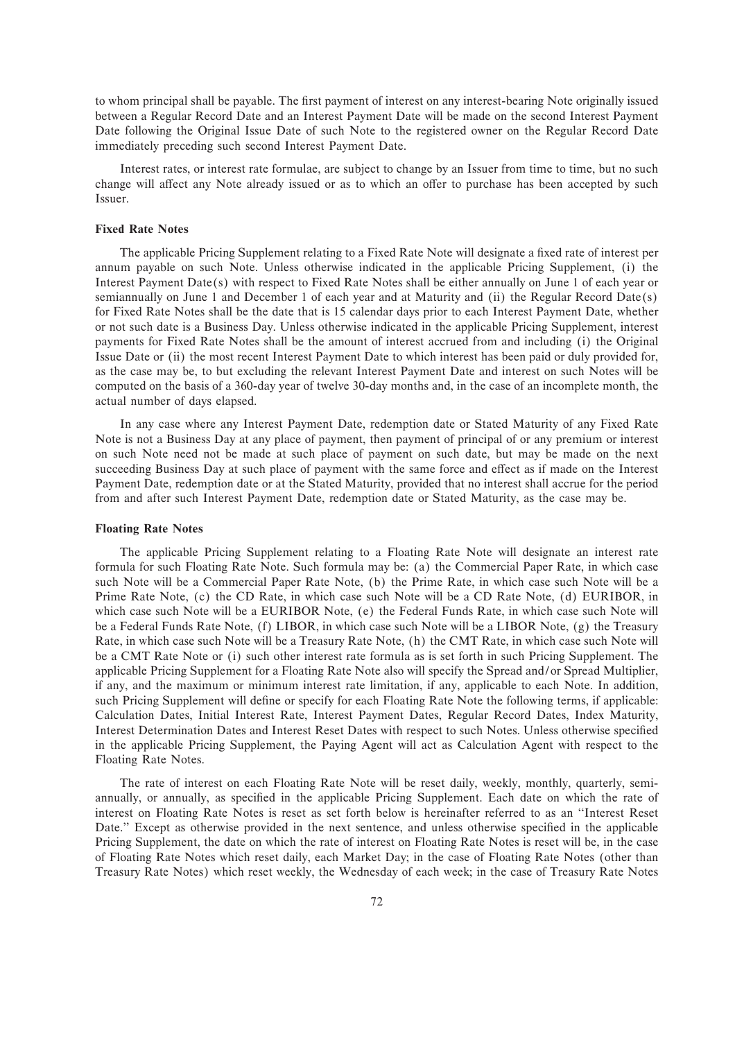to whom principal shall be payable. The first payment of interest on any interest-bearing Note originally issued between a Regular Record Date and an Interest Payment Date will be made on the second Interest Payment Date following the Original Issue Date of such Note to the registered owner on the Regular Record Date immediately preceding such second Interest Payment Date.

Interest rates, or interest rate formulae, are subject to change by an Issuer from time to time, but no such change will affect any Note already issued or as to which an offer to purchase has been accepted by such Issuer.

**Fixed Rate Notes**

The applicable Pricing Supplement relating to a Fixed Rate Note will designate a fixed rate of interest per annum payable on such Note. Unless otherwise indicated in the applicable Pricing Supplement, (i) the Interest Payment Date(s) with respect to Fixed Rate Notes shall be either annually on June 1 of each year or semiannually on June 1 and December 1 of each year and at Maturity and (ii) the Regular Record Date(s) for Fixed Rate Notes shall be the date that is 15 calendar days prior to each Interest Payment Date, whether or not such date is a Business Day. Unless otherwise indicated in the applicable Pricing Supplement, interest payments for Fixed Rate Notes shall be the amount of interest accrued from and including (i) the Original Issue Date or (ii) the most recent Interest Payment Date to which interest has been paid or duly provided for, as the case may be, to but excluding the relevant Interest Payment Date and interest on such Notes will be computed on the basis of a 360-day year of twelve 30-day months and, in the case of an incomplete month, the actual number of days elapsed.

In any case where any Interest Payment Date, redemption date or Stated Maturity of any Fixed Rate Note is not a Business Day at any place of payment, then payment of principal of or any premium or interest on such Note need not be made at such place of payment on such date, but may be made on the next succeeding Business Day at such place of payment with the same force and effect as if made on the Interest Payment Date, redemption date or at the Stated Maturity, provided that no interest shall accrue for the period from and after such Interest Payment Date, redemption date or Stated Maturity, as the case may be.

**Floating Rate Notes**

The applicable Pricing Supplement relating to a Floating Rate Note will designate an interest rate formula for such Floating Rate Note. Such formula may be: (a) the Commercial Paper Rate, in which case such Note will be a Commercial Paper Rate Note, (b) the Prime Rate, in which case such Note will be a Prime Rate Note, (c) the CD Rate, in which case such Note will be a CD Rate Note, (d) EURIBOR, in which case such Note will be a EURIBOR Note, (e) the Federal Funds Rate, in which case such Note will be a Federal Funds Rate Note, (f) LIBOR, in which case such Note will be a LIBOR Note, (g) the Treasury Rate, in which case such Note will be a Treasury Rate Note, (h) the CMT Rate, in which case such Note will be a CMT Rate Note or (i) such other interest rate formula as is set forth in such Pricing Supplement. The applicable Pricing Supplement for a Floating Rate Note also will specify the Spread and/or Spread Multiplier, if any, and the maximum or minimum interest rate limitation, if any, applicable to each Note. In addition, such Pricing Supplement will define or specify for each Floating Rate Note the following terms, if applicable: Calculation Dates, Initial Interest Rate, Interest Payment Dates, Regular Record Dates, Index Maturity, Interest Determination Dates and Interest Reset Dates with respect to such Notes. Unless otherwise specified in the applicable Pricing Supplement, the Paying Agent will act as Calculation Agent with respect to the Floating Rate Notes.

The rate of interest on each Floating Rate Note will be reset daily, weekly, monthly, quarterly, semi-annually, or annually, as specified in the applicable Pricing Supplement. Each date on which the rate of interest on Floating Rate Notes is reset as set forth below is hereinafter referred to as an "Interest Reset Date." Except as otherwise provided in the next sentence, and unless otherwise specified in the applicable Pricing Supplement, the date on which the rate of interest on Floating Rate Notes is reset will be, in the case of Floating Rate Notes which reset daily, each Market Day; in the case of Floating Rate Notes (other than Treasury Rate Notes) which reset weekly, the Wednesday of each week; in the case of Treasury Rate Notes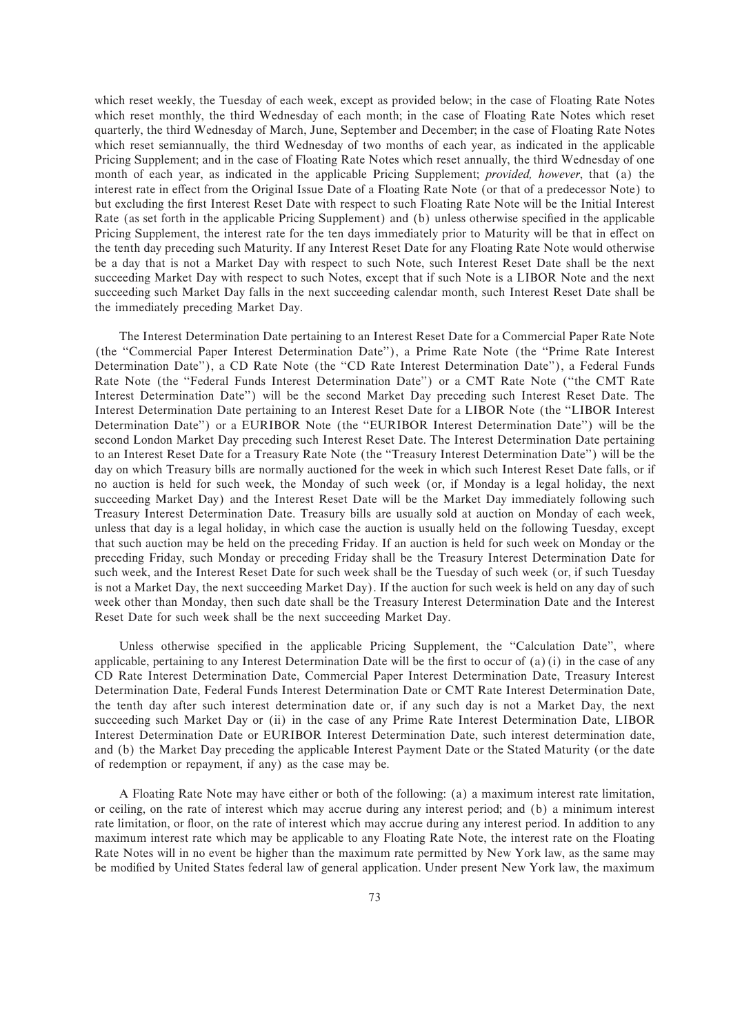which reset weekly, the Tuesday of each week, except as provided below; in the case of Floating Rate Notes which reset monthly, the third Wednesday of each month; in the case of Floating Rate Notes which reset quarterly, the third Wednesday of March, June, September and December; in the case of Floating Rate Notes which reset semiannually, the third Wednesday of two months of each year, as indicated in the applicable Pricing Supplement; and in the case of Floating Rate Notes which reset annually, the third Wednesday of one month of each year, as indicated in the applicable Pricing Supplement; *provided, however*, that (a) the interest rate in effect from the Original Issue Date of a Floating Rate Note (or that of a predecessor Note) to but excluding the first Interest Reset Date with respect to such Floating Rate Note will be the Initial Interest Rate (as set forth in the applicable Pricing Supplement) and (b) unless otherwise specified in the applicable Pricing Supplement, the interest rate for the ten days immediately prior to Maturity will be that in effect on the tenth day preceding such Maturity. If any Interest Reset Date for any Floating Rate Note would otherwise be a day that is not a Market Day with respect to such Note, such Interest Reset Date shall be the next succeeding Market Day with respect to such Notes, except that if such Note is a LIBOR Note and the next succeeding such Market Day falls in the next succeeding calendar month, such Interest Reset Date shall be the immediately preceding Market Day.

The Interest Determination Date pertaining to an Interest Reset Date for a Commercial Paper Rate Note (the ''Commercial Paper Interest Determination Date''), a Prime Rate Note (the ''Prime Rate Interest Determination Date''), a CD Rate Note (the ''CD Rate Interest Determination Date''), a Federal Funds Rate Note (the ''Federal Funds Interest Determination Date'') or a CMT Rate Note (''the CMT Rate Interest Determination Date'') will be the second Market Day preceding such Interest Reset Date. The Interest Determination Date pertaining to an Interest Reset Date for a LIBOR Note (the ''LIBOR Interest Determination Date'') or a EURIBOR Note (the ''EURIBOR Interest Determination Date'') will be the second London Market Day preceding such Interest Reset Date. The Interest Determination Date pertaining to an Interest Reset Date for a Treasury Rate Note (the ''Treasury Interest Determination Date'') will be the day on which Treasury bills are normally auctioned for the week in which such Interest Reset Date falls, or if no auction is held for such week, the Monday of such week (or, if Monday is a legal holiday, the next succeeding Market Day) and the Interest Reset Date will be the Market Day immediately following such Treasury Interest Determination Date. Treasury bills are usually sold at auction on Monday of each week, unless that day is a legal holiday, in which case the auction is usually held on the following Tuesday, except that such auction may be held on the preceding Friday. If an auction is held for such week on Monday or the preceding Friday, such Monday or preceding Friday shall be the Treasury Interest Determination Date for such week, and the Interest Reset Date for such week shall be the Tuesday of such week (or, if such Tuesday is not a Market Day, the next succeeding Market Day). If the auction for such week is held on any day of such week other than Monday, then such date shall be the Treasury Interest Determination Date and the Interest Reset Date for such week shall be the next succeeding Market Day.

Unless otherwise specified in the applicable Pricing Supplement, the ''Calculation Date'', where applicable, pertaining to any Interest Determination Date will be the first to occur of (a) (i) in the case of any CD Rate Interest Determination Date, Commercial Paper Interest Determination Date, Treasury Interest Determination Date, Federal Funds Interest Determination Date or CMT Rate Interest Determination Date, the tenth day after such interest determination date or, if any such day is not a Market Day, the next succeeding such Market Day or (ii) in the case of any Prime Rate Interest Determination Date, LIBOR Interest Determination Date or EURIBOR Interest Determination Date, such interest determination date, and (b) the Market Day preceding the applicable Interest Payment Date or the Stated Maturity (or the date of redemption or repayment, if any) as the case may be.

A Floating Rate Note may have either or both of the following: (a) a maximum interest rate limitation, or ceiling, on the rate of interest which may accrue during any interest period; and (b) a minimum interest rate limitation, or floor, on the rate of interest which may accrue during any interest period. In addition to any maximum interest rate which may be applicable to any Floating Rate Note, the interest rate on the Floating Rate Notes will in no event be higher than the maximum rate permitted by New York law, as the same may be modified by United States federal law of general application. Under present New York law, the maximum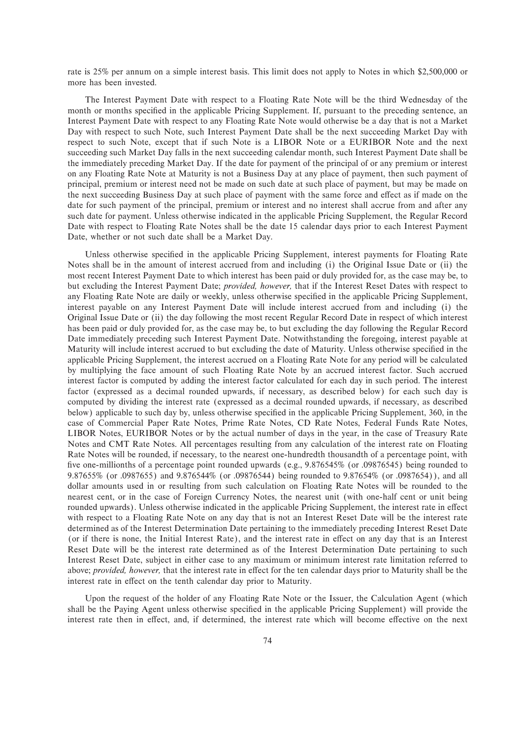rate is 25% per annum on a simple interest basis. This limit does not apply to Notes in which $2,500,000 or more has been invested.

The Interest Payment Date with respect to a Floating Rate Note will be the third Wednesday of the month or months specified in the applicable Pricing Supplement. If, pursuant to the preceding sentence, an Interest Payment Date with respect to any Floating Rate Note would otherwise be a day that is not a Market Day with respect to such Note, such Interest Payment Date shall be the next succeeding Market Day with respect to such Note, except that if such Note is a LIBOR Note or a EURIBOR Note and the next succeeding such Market Day falls in the next succeeding calendar month, such Interest Payment Date shall be the immediately preceding Market Day. If the date for payment of the principal of or any premium or interest on any Floating Rate Note at Maturity is not a Business Day at any place of payment, then such payment of principal, premium or interest need not be made on such date at such place of payment, but may be made on the next succeeding Business Day at such place of payment with the same force and effect as if made on the date for such payment of the principal, premium or interest and no interest shall accrue from and after any such date for payment. Unless otherwise indicated in the applicable Pricing Supplement, the Regular Record Date with respect to Floating Rate Notes shall be the date 15 calendar days prior to each Interest Payment Date, whether or not such date shall be a Market Day.

Unless otherwise specified in the applicable Pricing Supplement, interest payments for Floating Rate Notes shall be in the amount of interest accrued from and including (i) the Original Issue Date or (ii) the most recent Interest Payment Date to which interest has been paid or duly provided for, as the case may be, to but excluding the Interest Payment Date; *provided, however,* that if the Interest Reset Dates with respect to any Floating Rate Note are daily or weekly, unless otherwise specified in the applicable Pricing Supplement, interest payable on any Interest Payment Date will include interest accrued from and including (i) the Original Issue Date or (ii) the day following the most recent Regular Record Date in respect of which interest has been paid or duly provided for, as the case may be, to but excluding the day following the Regular Record Date immediately preceding such Interest Payment Date. Notwithstanding the foregoing, interest payable at Maturity will include interest accrued to but excluding the date of Maturity. Unless otherwise specified in the applicable Pricing Supplement, the interest accrued on a Floating Rate Note for any period will be calculated by multiplying the face amount of such Floating Rate Note by an accrued interest factor. Such accrued interest factor is computed by adding the interest factor calculated for each day in such period. The interest factor (expressed as a decimal rounded upwards, if necessary, as described below) for each such day is computed by dividing the interest rate (expressed as a decimal rounded upwards, if necessary, as described below) applicable to such day by, unless otherwise specified in the applicable Pricing Supplement, 360, in the case of Commercial Paper Rate Notes, Prime Rate Notes, CD Rate Notes, Federal Funds Rate Notes, LIBOR Notes, EURIBOR Notes or by the actual number of days in the year, in the case of Treasury Rate Notes and CMT Rate Notes. All percentages resulting from any calculation of the interest rate on Floating Rate Notes will be rounded, if necessary, to the nearest one-hundredth thousandth of a percentage point, with five one-millionths of a percentage point rounded upwards (e.g., 9.876545% (or .09876545) being rounded to 9.87655% (or .0987655) and 9.876544% (or .09876544) being rounded to 9.87654% (or .0987654)), and all dollar amounts used in or resulting from such calculation on Floating Rate Notes will be rounded to the nearest cent, or in the case of Foreign Currency Notes, the nearest unit (with one-half cent or unit being rounded upwards). Unless otherwise indicated in the applicable Pricing Supplement, the interest rate in effect with respect to a Floating Rate Note on any day that is not an Interest Reset Date will be the interest rate determined as of the Interest Determination Date pertaining to the immediately preceding Interest Reset Date (or if there is none, the Initial Interest Rate), and the interest rate in effect on any day that is an Interest Reset Date will be the interest rate determined as of the Interest Determination Date pertaining to such Interest Reset Date, subject in either case to any maximum or minimum interest rate limitation referred to above; *provided, however,* that the interest rate in effect for the ten calendar days prior to Maturity shall be the interest rate in effect on the tenth calendar day prior to Maturity.

Upon the request of the holder of any Floating Rate Note or the Issuer, the Calculation Agent (which shall be the Paying Agent unless otherwise specified in the applicable Pricing Supplement) will provide the interest rate then in effect, and, if determined, the interest rate which will become effective on the next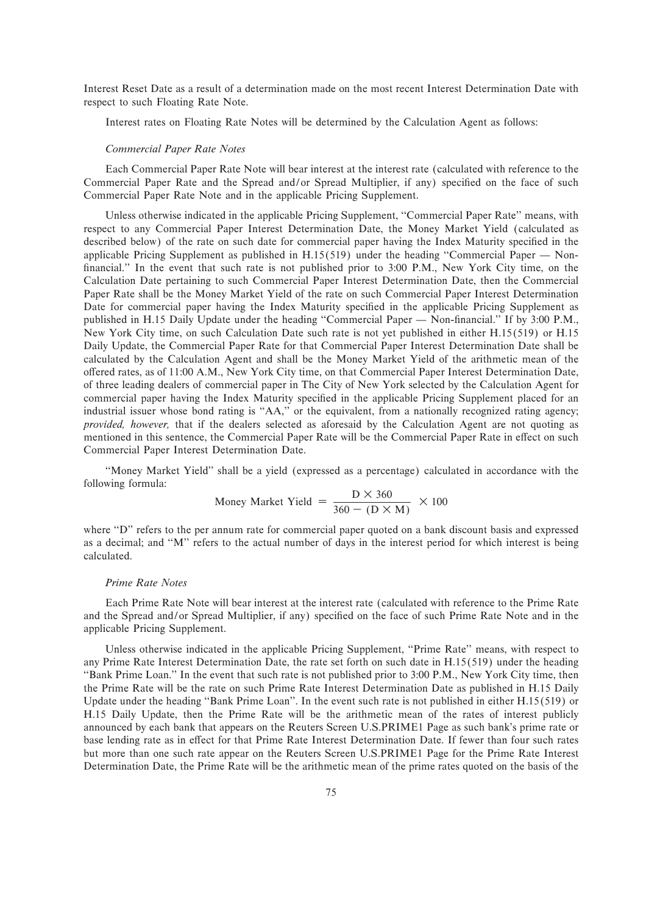Interest Reset Date as a result of a determination made on the most recent Interest Determination Date with respect to such Floating Rate Note.

Interest rates on Floating Rate Notes will be determined by the Calculation Agent as follows:

### *Commercial Paper Rate Notes*

Each Commercial Paper Rate Note will bear interest at the interest rate (calculated with reference to the Commercial Paper Rate and the Spread and/or Spread Multiplier, if any) specified on the face of such Commercial Paper Rate Note and in the applicable Pricing Supplement.

Unless otherwise indicated in the applicable Pricing Supplement, "Commercial Paper Rate" means, with respect to any Commercial Paper Interest Determination Date, the Money Market Yield (calculated as described below) of the rate on such date for commercial paper having the Index Maturity specified in the applicable Pricing Supplement as published in H.15(519) under the heading "Commercial Paper — Non-financial." In the event that such rate is not published prior to 3:00 P.M., New York City time, on the Calculation Date pertaining to such Commercial Paper Interest Determination Date, then the Commercial Paper Rate shall be the Money Market Yield of the rate on such Commercial Paper Interest Determination Date for commercial paper having the Index Maturity specified in the applicable Pricing Supplement as published in H.15 Daily Update under the heading "Commercial Paper — Non-financial." If by 3:00 P.M., New York City time, on such Calculation Date such rate is not yet published in either H.15(519) or H.15 Daily Update, the Commercial Paper Rate for that Commercial Paper Interest Determination Date shall be calculated by the Calculation Agent and shall be the Money Market Yield of the arithmetic mean of the offered rates, as of 11:00 A.M., New York City time, on that Commercial Paper Interest Determination Date, of three leading dealers of commercial paper in The City of New York selected by the Calculation Agent for commercial paper having the Index Maturity specified in the applicable Pricing Supplement placed for an industrial issuer whose bond rating is "AA," or the equivalent, from a nationally recognized rating agency; *provided, however,* that if the dealers selected as aforesaid by the Calculation Agent are not quoting as mentioned in this sentence, the Commercial Paper Rate will be the Commercial Paper Rate in effect on such Commercial Paper Interest Determination Date.

"Money Market Yield" shall be a yield (expressed as a percentage) calculated in accordance with the following formula:

$$\text{Money Market Yield} = \frac{D \times 360}{360 - (D \times M)} \times 100$$

where "D" refers to the per annum rate for commercial paper quoted on a bank discount basis and expressed as a decimal; and "M" refers to the actual number of days in the interest period for which interest is being calculated.

### *Prime Rate Notes*

Each Prime Rate Note will bear interest at the interest rate (calculated with reference to the Prime Rate and the Spread and/or Spread Multiplier, if any) specified on the face of such Prime Rate Note and in the applicable Pricing Supplement.

Unless otherwise indicated in the applicable Pricing Supplement, "Prime Rate" means, with respect to any Prime Rate Interest Determination Date, the rate set forth on such date in H.15(519) under the heading "Bank Prime Loan." In the event that such rate is not published prior to 3:00 P.M., New York City time, then the Prime Rate will be the rate on such Prime Rate Interest Determination Date as published in H.15 Daily Update under the heading "Bank Prime Loan". In the event such rate is not published in either H.15(519) or H.15 Daily Update, then the Prime Rate will be the arithmetic mean of the rates of interest publicly announced by each bank that appears on the Reuters Screen U.S.PRIME1 Page as such bank's prime rate or base lending rate as in effect for that Prime Rate Interest Determination Date. If fewer than four such rates but more than one such rate appear on the Reuters Screen U.S.PRIME1 Page for the Prime Rate Interest Determination Date, the Prime Rate will be the arithmetic mean of the prime rates quoted on the basis of the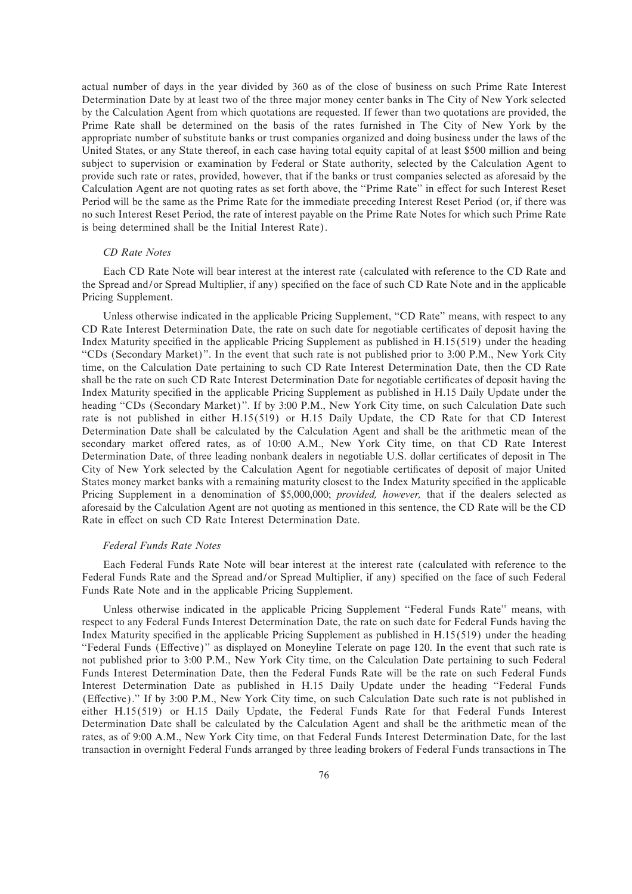actual number of days in the year divided by 360 as of the close of business on such Prime Rate Interest Determination Date by at least two of the three major money center banks in The City of New York selected by the Calculation Agent from which quotations are requested. If fewer than two quotations are provided, the Prime Rate shall be determined on the basis of the rates furnished in The City of New York by the appropriate number of substitute banks or trust companies organized and doing business under the laws of the United States, or any State thereof, in each case having total equity capital of at least $500 million and being subject to supervision or examination by Federal or State authority, selected by the Calculation Agent to provide such rate or rates, provided, however, that if the banks or trust companies selected as aforesaid by the Calculation Agent are not quoting rates as set forth above, the "Prime Rate" in effect for such Interest Reset Period will be the same as the Prime Rate for the immediate preceding Interest Reset Period (or, if there was no such Interest Reset Period, the rate of interest payable on the Prime Rate Notes for which such Prime Rate is being determined shall be the Initial Interest Rate).

*CD Rate Notes*

Each CD Rate Note will bear interest at the interest rate (calculated with reference to the CD Rate and the Spread and/or Spread Multiplier, if any) specified on the face of such CD Rate Note and in the applicable Pricing Supplement.

Unless otherwise indicated in the applicable Pricing Supplement, "CD Rate" means, with respect to any CD Rate Interest Determination Date, the rate on such date for negotiable certificates of deposit having the Index Maturity specified in the applicable Pricing Supplement as published in H.15(519) under the heading "CDs (Secondary Market)". In the event that such rate is not published prior to 3:00 P.M., New York City time, on the Calculation Date pertaining to such CD Rate Interest Determination Date, then the CD Rate shall be the rate on such CD Rate Interest Determination Date for negotiable certificates of deposit having the Index Maturity specified in the applicable Pricing Supplement as published in H.15 Daily Update under the heading "CDs (Secondary Market)". If by 3:00 P.M., New York City time, on such Calculation Date such rate is not published in either H.15(519) or H.15 Daily Update, the CD Rate for that CD Interest Determination Date shall be calculated by the Calculation Agent and shall be the arithmetic mean of the secondary market offered rates, as of 10:00 A.M., New York City time, on that CD Rate Interest Determination Date, of three leading nonbank dealers in negotiable U.S. dollar certificates of deposit in The City of New York selected by the Calculation Agent for negotiable certificates of deposit of major United States money market banks with a remaining maturity closest to the Index Maturity specified in the applicable Pricing Supplement in a denomination of $5,000,000; *provided, however,* that if the dealers selected as aforesaid by the Calculation Agent are not quoting as mentioned in this sentence, the CD Rate will be the CD Rate in effect on such CD Rate Interest Determination Date.

*Federal Funds Rate Notes*

Each Federal Funds Rate Note will bear interest at the interest rate (calculated with reference to the Federal Funds Rate and the Spread and/or Spread Multiplier, if any) specified on the face of such Federal Funds Rate Note and in the applicable Pricing Supplement.

Unless otherwise indicated in the applicable Pricing Supplement "Federal Funds Rate" means, with respect to any Federal Funds Interest Determination Date, the rate on such date for Federal Funds having the Index Maturity specified in the applicable Pricing Supplement as published in H.15(519) under the heading "Federal Funds (Effective)" as displayed on Moneyline Telerate on page 120. In the event that such rate is not published prior to 3:00 P.M., New York City time, on the Calculation Date pertaining to such Federal Funds Interest Determination Date, then the Federal Funds Rate will be the rate on such Federal Funds Interest Determination Date as published in H.15 Daily Update under the heading "Federal Funds (Effective)." If by 3:00 P.M., New York City time, on such Calculation Date such rate is not published in either H.15(519) or H.15 Daily Update, the Federal Funds Rate for that Federal Funds Interest Determination Date shall be calculated by the Calculation Agent and shall be the arithmetic mean of the rates, as of 9:00 A.M., New York City time, on that Federal Funds Interest Determination Date, for the last transaction in overnight Federal Funds arranged by three leading brokers of Federal Funds transactions in The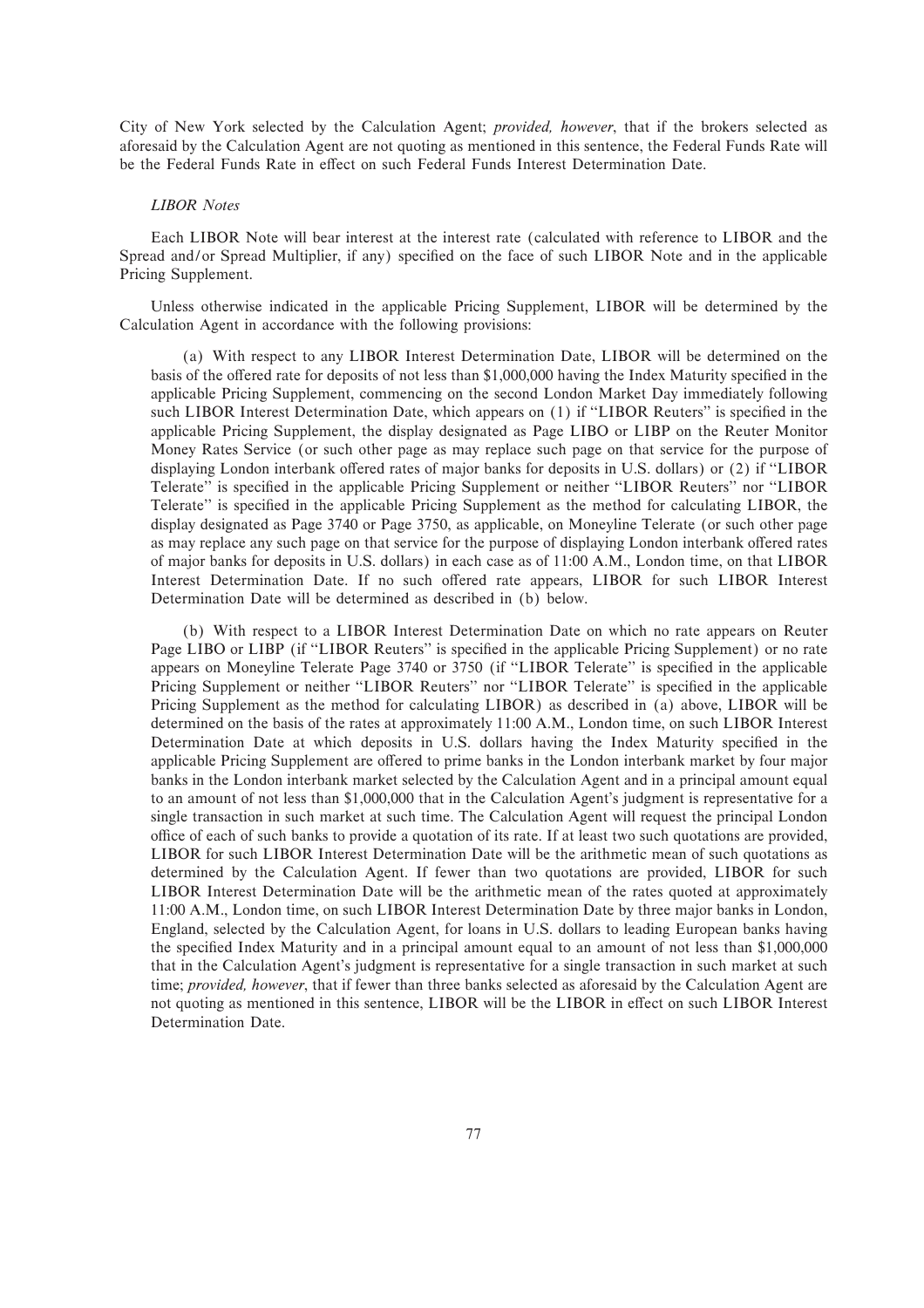City of New York selected by the Calculation Agent; *provided, however*, that if the brokers selected as aforesaid by the Calculation Agent are not quoting as mentioned in this sentence, the Federal Funds Rate will be the Federal Funds Rate in effect on such Federal Funds Interest Determination Date.

*LIBOR Notes*

Each LIBOR Note will bear interest at the interest rate (calculated with reference to LIBOR and the Spread and/or Spread Multiplier, if any) specified on the face of such LIBOR Note and in the applicable Pricing Supplement.

Unless otherwise indicated in the applicable Pricing Supplement, LIBOR will be determined by the Calculation Agent in accordance with the following provisions:

(a) With respect to any LIBOR Interest Determination Date, LIBOR will be determined on the basis of the offered rate for deposits of not less than $1,000,000 having the Index Maturity specified in the applicable Pricing Supplement, commencing on the second London Market Day immediately following such LIBOR Interest Determination Date, which appears on (1) if "LIBOR Reuters" is specified in the applicable Pricing Supplement, the display designated as Page LIBO or LIBP on the Reuter Monitor Money Rates Service (or such other page as may replace such page on that service for the purpose of displaying London interbank offered rates of major banks for deposits in U.S. dollars) or (2) if "LIBOR Telerate" is specified in the applicable Pricing Supplement or neither "LIBOR Reuters" nor "LIBOR Telerate" is specified in the applicable Pricing Supplement as the method for calculating LIBOR, the display designated as Page 3740 or Page 3750, as applicable, on Moneyline Telerate (or such other page as may replace any such page on that service for the purpose of displaying London interbank offered rates of major banks for deposits in U.S. dollars) in each case as of 11:00 A.M., London time, on that LIBOR Interest Determination Date. If no such offered rate appears, LIBOR for such LIBOR Interest Determination Date will be determined as described in (b) below.

(b) With respect to a LIBOR Interest Determination Date on which no rate appears on Reuter Page LIBO or LIBP (if "LIBOR Reuters" is specified in the applicable Pricing Supplement) or no rate appears on Moneyline Telerate Page 3740 or 3750 (if "LIBOR Telerate" is specified in the applicable Pricing Supplement or neither "LIBOR Reuters" nor "LIBOR Telerate" is specified in the applicable Pricing Supplement as the method for calculating LIBOR) as described in (a) above, LIBOR will be determined on the basis of the rates at approximately 11:00 A.M., London time, on such LIBOR Interest Determination Date at which deposits in U.S. dollars having the Index Maturity specified in the applicable Pricing Supplement are offered to prime banks in the London interbank market by four major banks in the London interbank market selected by the Calculation Agent and in a principal amount equal to an amount of not less than $1,000,000 that in the Calculation Agent's judgment is representative for a single transaction in such market at such time. The Calculation Agent will request the principal London office of each of such banks to provide a quotation of its rate. If at least two such quotations are provided, LIBOR for such LIBOR Interest Determination Date will be the arithmetic mean of such quotations as determined by the Calculation Agent. If fewer than two quotations are provided, LIBOR for such LIBOR Interest Determination Date will be the arithmetic mean of the rates quoted at approximately 11:00 A.M., London time, on such LIBOR Interest Determination Date by three major banks in London, England, selected by the Calculation Agent, for loans in U.S. dollars to leading European banks having the specified Index Maturity and in a principal amount equal to an amount of not less than $1,000,000 that in the Calculation Agent's judgment is representative for a single transaction in such market at such time; *provided, however*, that if fewer than three banks selected as aforesaid by the Calculation Agent are not quoting as mentioned in this sentence, LIBOR will be the LIBOR in effect on such LIBOR Interest Determination Date.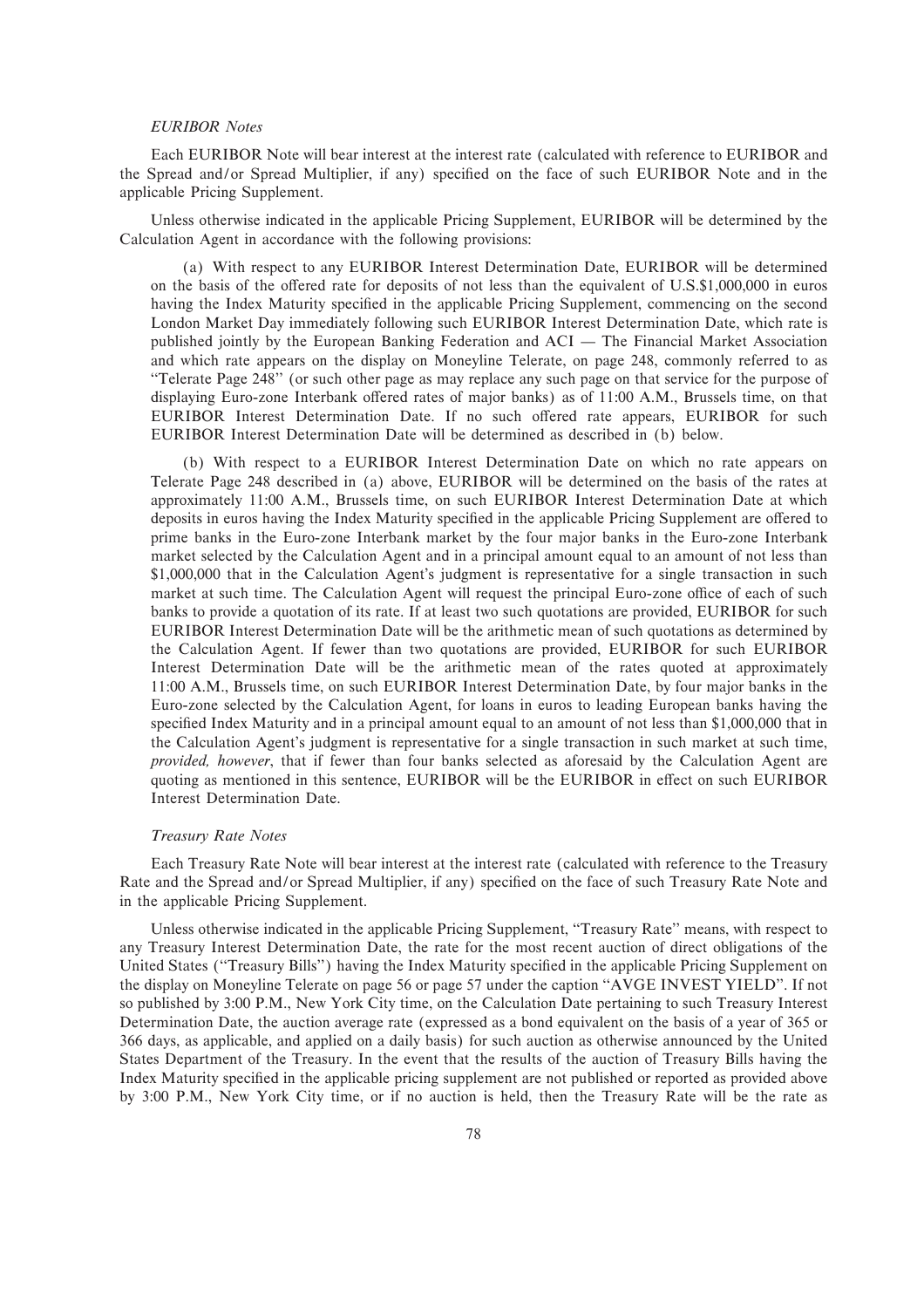*EURIBOR Notes*

Each EURIBOR Note will bear interest at the interest rate (calculated with reference to EURIBOR and the Spread and/or Spread Multiplier, if any) specified on the face of such EURIBOR Note and in the applicable Pricing Supplement.

Unless otherwise indicated in the applicable Pricing Supplement, EURIBOR will be determined by the Calculation Agent in accordance with the following provisions:

(a) With respect to any EURIBOR Interest Determination Date, EURIBOR will be determined on the basis of the offered rate for deposits of not less than the equivalent of U.S.$1,000,000 in euros having the Index Maturity specified in the applicable Pricing Supplement, commencing on the second London Market Day immediately following such EURIBOR Interest Determination Date, which rate is published jointly by the European Banking Federation and ACI — The Financial Market Association and which rate appears on the display on Moneyline Telerate, on page 248, commonly referred to as "Telerate Page 248" (or such other page as may replace any such page on that service for the purpose of displaying Euro-zone Interbank offered rates of major banks) as of 11:00 A.M., Brussels time, on that EURIBOR Interest Determination Date. If no such offered rate appears, EURIBOR for such EURIBOR Interest Determination Date will be determined as described in (b) below.

(b) With respect to a EURIBOR Interest Determination Date on which no rate appears on Telerate Page 248 described in (a) above, EURIBOR will be determined on the basis of the rates at approximately 11:00 A.M., Brussels time, on such EURIBOR Interest Determination Date at which deposits in euros having the Index Maturity specified in the applicable Pricing Supplement are offered to prime banks in the Euro-zone Interbank market by the four major banks in the Euro-zone Interbank market selected by the Calculation Agent and in a principal amount equal to an amount of not less than $1,000,000 that in the Calculation Agent's judgment is representative for a single transaction in such market at such time. The Calculation Agent will request the principal Euro-zone office of each of such banks to provide a quotation of its rate. If at least two such quotations are provided, EURIBOR for such EURIBOR Interest Determination Date will be the arithmetic mean of such quotations as determined by the Calculation Agent. If fewer than two quotations are provided, EURIBOR for such EURIBOR Interest Determination Date will be the arithmetic mean of the rates quoted at approximately 11:00 A.M., Brussels time, on such EURIBOR Interest Determination Date, by four major banks in the Euro-zone selected by the Calculation Agent, for loans in euros to leading European banks having the specified Index Maturity and in a principal amount equal to an amount of not less than $1,000,000 that in the Calculation Agent's judgment is representative for a single transaction in such market at such time, *provided, however*, that if fewer than four banks selected as aforesaid by the Calculation Agent are quoting as mentioned in this sentence, EURIBOR will be the EURIBOR in effect on such EURIBOR Interest Determination Date.

*Treasury Rate Notes*

Each Treasury Rate Note will bear interest at the interest rate (calculated with reference to the Treasury Rate and the Spread and/or Spread Multiplier, if any) specified on the face of such Treasury Rate Note and in the applicable Pricing Supplement.

Unless otherwise indicated in the applicable Pricing Supplement, "Treasury Rate" means, with respect to any Treasury Interest Determination Date, the rate for the most recent auction of direct obligations of the United States ("Treasury Bills") having the Index Maturity specified in the applicable Pricing Supplement on the display on Moneyline Telerate on page 56 or page 57 under the caption "AVGE INVEST YIELD". If not so published by 3:00 P.M., New York City time, on the Calculation Date pertaining to such Treasury Interest Determination Date, the auction average rate (expressed as a bond equivalent on the basis of a year of 365 or 366 days, as applicable, and applied on a daily basis) for such auction as otherwise announced by the United States Department of the Treasury. In the event that the results of the auction of Treasury Bills having the Index Maturity specified in the applicable pricing supplement are not published or reported as provided above by 3:00 P.M., New York City time, or if no auction is held, then the Treasury Rate will be the rate as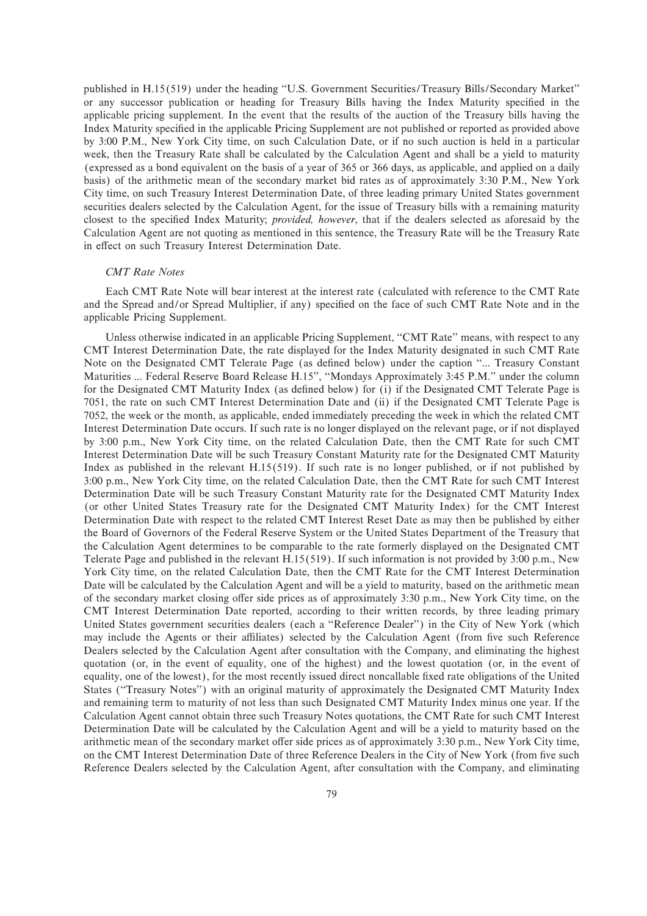published in H.15(519) under the heading "U.S. Government Securities/Treasury Bills/Secondary Market" or any successor publication or heading for Treasury Bills having the Index Maturity specified in the applicable pricing supplement. In the event that the results of the auction of the Treasury bills having the Index Maturity specified in the applicable Pricing Supplement are not published or reported as provided above by 3:00 P.M., New York City time, on such Calculation Date, or if no such auction is held in a particular week, then the Treasury Rate shall be calculated by the Calculation Agent and shall be a yield to maturity (expressed as a bond equivalent on the basis of a year of 365 or 366 days, as applicable, and applied on a daily basis) of the arithmetic mean of the secondary market bid rates as of approximately 3:30 P.M., New York City time, on such Treasury Interest Determination Date, of three leading primary United States government securities dealers selected by the Calculation Agent, for the issue of Treasury bills with a remaining maturity closest to the specified Index Maturity; *provided, however*, that if the dealers selected as aforesaid by the Calculation Agent are not quoting as mentioned in this sentence, the Treasury Rate will be the Treasury Rate in effect on such Treasury Interest Determination Date.

*CMT Rate Notes*

Each CMT Rate Note will bear interest at the interest rate (calculated with reference to the CMT Rate and the Spread and/or Spread Multiplier, if any) specified on the face of such CMT Rate Note and in the applicable Pricing Supplement.

Unless otherwise indicated in an applicable Pricing Supplement, "CMT Rate" means, with respect to any CMT Interest Determination Date, the rate displayed for the Index Maturity designated in such CMT Rate Note on the Designated CMT Telerate Page (as defined below) under the caption "... Treasury Constant Maturities ... Federal Reserve Board Release H.15", "Mondays Approximately 3:45 P.M." under the column for the Designated CMT Maturity Index (as defined below) for (i) if the Designated CMT Telerate Page is 7051, the rate on such CMT Interest Determination Date and (ii) if the Designated CMT Telerate Page is 7052, the week or the month, as applicable, ended immediately preceding the week in which the related CMT Interest Determination Date occurs. If such rate is no longer displayed on the relevant page, or if not displayed by 3:00 p.m., New York City time, on the related Calculation Date, then the CMT Rate for such CMT Interest Determination Date will be such Treasury Constant Maturity rate for the Designated CMT Maturity Index as published in the relevant H.15(519). If such rate is no longer published, or if not published by 3:00 p.m., New York City time, on the related Calculation Date, then the CMT Rate for such CMT Interest Determination Date will be such Treasury Constant Maturity rate for the Designated CMT Maturity Index (or other United States Treasury rate for the Designated CMT Maturity Index) for the CMT Interest Determination Date with respect to the related CMT Interest Reset Date as may then be published by either the Board of Governors of the Federal Reserve System or the United States Department of the Treasury that the Calculation Agent determines to be comparable to the rate formerly displayed on the Designated CMT Telerate Page and published in the relevant H.15(519). If such information is not provided by 3:00 p.m., New York City time, on the related Calculation Date, then the CMT Rate for the CMT Interest Determination Date will be calculated by the Calculation Agent and will be a yield to maturity, based on the arithmetic mean of the secondary market closing offer side prices as of approximately 3:30 p.m., New York City time, on the CMT Interest Determination Date reported, according to their written records, by three leading primary United States government securities dealers (each a "Reference Dealer") in the City of New York (which may include the Agents or their affiliates) selected by the Calculation Agent (from five such Reference Dealers selected by the Calculation Agent after consultation with the Company, and eliminating the highest quotation (or, in the event of equality, one of the highest) and the lowest quotation (or, in the event of equality, one of the lowest), for the most recently issued direct noncallable fixed rate obligations of the United States ("Treasury Notes") with an original maturity of approximately the Designated CMT Maturity Index and remaining term to maturity of not less than such Designated CMT Maturity Index minus one year. If the Calculation Agent cannot obtain three such Treasury Notes quotations, the CMT Rate for such CMT Interest Determination Date will be calculated by the Calculation Agent and will be a yield to maturity based on the arithmetic mean of the secondary market offer side prices as of approximately 3:30 p.m., New York City time, on the CMT Interest Determination Date of three Reference Dealers in the City of New York (from five such Reference Dealers selected by the Calculation Agent, after consultation with the Company, and eliminating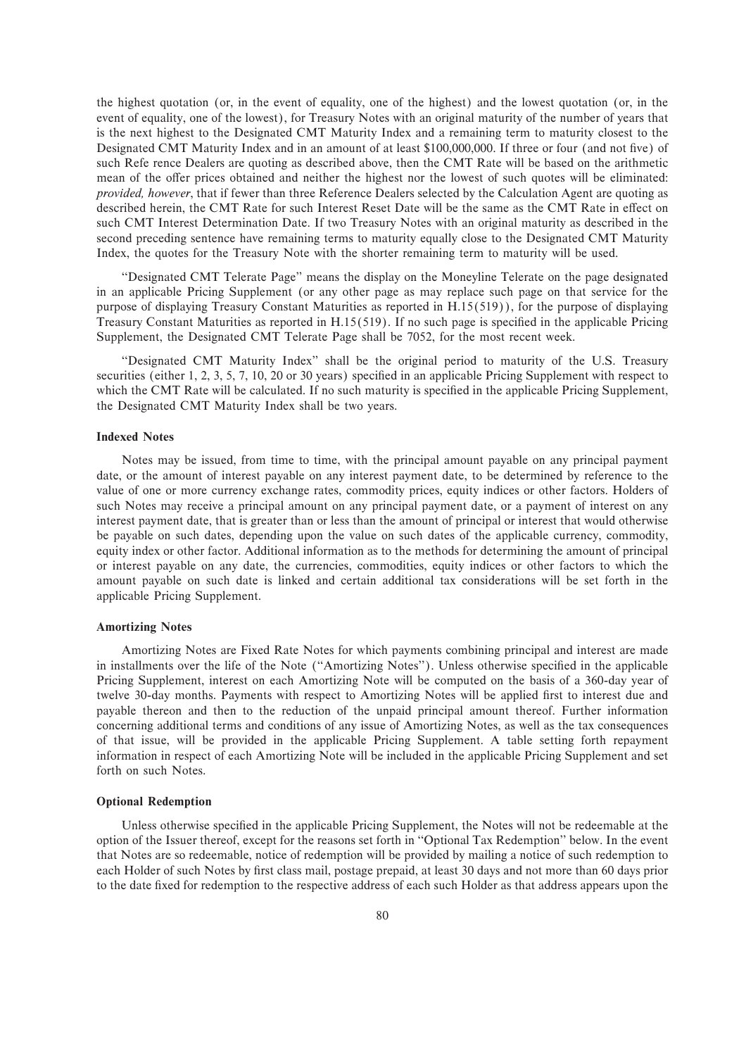the highest quotation (or, in the event of equality, one of the highest) and the lowest quotation (or, in the event of equality, one of the lowest), for Treasury Notes with an original maturity of the number of years that is the next highest to the Designated CMT Maturity Index and a remaining term to maturity closest to the Designated CMT Maturity Index and in an amount of at least $100,000,000. If three or four (and not five) of such Refe rence Dealers are quoting as described above, then the CMT Rate will be based on the arithmetic mean of the offer prices obtained and neither the highest nor the lowest of such quotes will be eliminated: *provided, however*, that if fewer than three Reference Dealers selected by the Calculation Agent are quoting as described herein, the CMT Rate for such Interest Reset Date will be the same as the CMT Rate in effect on such CMT Interest Determination Date. If two Treasury Notes with an original maturity as described in the second preceding sentence have remaining terms to maturity equally close to the Designated CMT Maturity Index, the quotes for the Treasury Note with the shorter remaining term to maturity will be used.

"Designated CMT Telerate Page" means the display on the Moneyline Telerate on the page designated in an applicable Pricing Supplement (or any other page as may replace such page on that service for the purpose of displaying Treasury Constant Maturities as reported in H.15(519)), for the purpose of displaying Treasury Constant Maturities as reported in H.15(519). If no such page is specified in the applicable Pricing Supplement, the Designated CMT Telerate Page shall be 7052, for the most recent week.

"Designated CMT Maturity Index" shall be the original period to maturity of the U.S. Treasury securities (either 1, 2, 3, 5, 7, 10, 20 or 30 years) specified in an applicable Pricing Supplement with respect to which the CMT Rate will be calculated. If no such maturity is specified in the applicable Pricing Supplement, the Designated CMT Maturity Index shall be two years.

**Indexed Notes**

Notes may be issued, from time to time, with the principal amount payable on any principal payment date, or the amount of interest payable on any interest payment date, to be determined by reference to the value of one or more currency exchange rates, commodity prices, equity indices or other factors. Holders of such Notes may receive a principal amount on any principal payment date, or a payment of interest on any interest payment date, that is greater than or less than the amount of principal or interest that would otherwise be payable on such dates, depending upon the value on such dates of the applicable currency, commodity, equity index or other factor. Additional information as to the methods for determining the amount of principal or interest payable on any date, the currencies, commodities, equity indices or other factors to which the amount payable on such date is linked and certain additional tax considerations will be set forth in the applicable Pricing Supplement.

**Amortizing Notes**

Amortizing Notes are Fixed Rate Notes for which payments combining principal and interest are made in installments over the life of the Note ("Amortizing Notes"). Unless otherwise specified in the applicable Pricing Supplement, interest on each Amortizing Note will be computed on the basis of a 360-day year of twelve 30-day months. Payments with respect to Amortizing Notes will be applied first to interest due and payable thereon and then to the reduction of the unpaid principal amount thereof. Further information concerning additional terms and conditions of any issue of Amortizing Notes, as well as the tax consequences of that issue, will be provided in the applicable Pricing Supplement. A table setting forth repayment information in respect of each Amortizing Note will be included in the applicable Pricing Supplement and set forth on such Notes.

**Optional Redemption**

Unless otherwise specified in the applicable Pricing Supplement, the Notes will not be redeemable at the option of the Issuer thereof, except for the reasons set forth in "Optional Tax Redemption" below. In the event that Notes are so redeemable, notice of redemption will be provided by mailing a notice of such redemption to each Holder of such Notes by first class mail, postage prepaid, at least 30 days and not more than 60 days prior to the date fixed for redemption to the respective address of each such Holder as that address appears upon the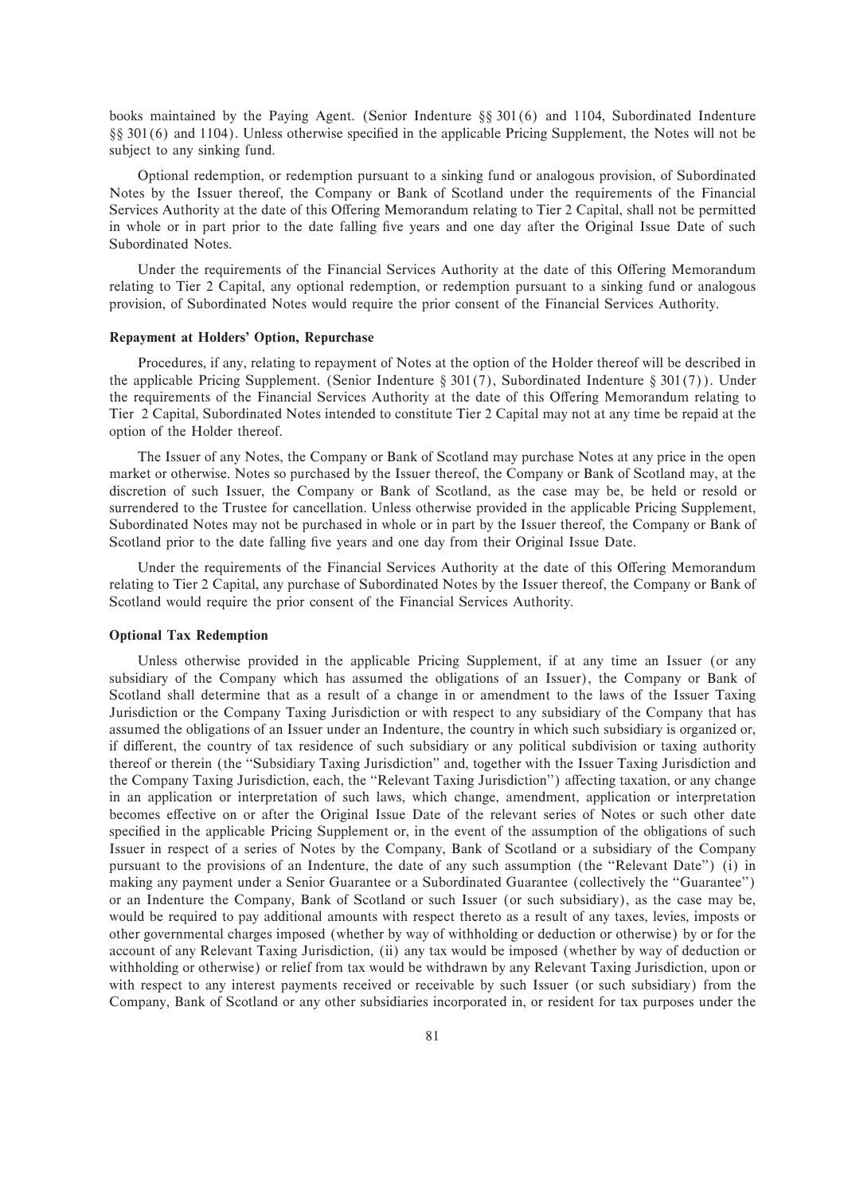books maintained by the Paying Agent. (Senior Indenture §§ 301(6) and 1104, Subordinated Indenture §§ 301(6) and 1104). Unless otherwise specified in the applicable Pricing Supplement, the Notes will not be subject to any sinking fund.

Optional redemption, or redemption pursuant to a sinking fund or analogous provision, of Subordinated Notes by the Issuer thereof, the Company or Bank of Scotland under the requirements of the Financial Services Authority at the date of this Offering Memorandum relating to Tier 2 Capital, shall not be permitted in whole or in part prior to the date falling five years and one day after the Original Issue Date of such Subordinated Notes.

Under the requirements of the Financial Services Authority at the date of this Offering Memorandum relating to Tier 2 Capital, any optional redemption, or redemption pursuant to a sinking fund or analogous provision, of Subordinated Notes would require the prior consent of the Financial Services Authority.

### Repayment at Holders' Option, Repurchase

Procedures, if any, relating to repayment of Notes at the option of the Holder thereof will be described in the applicable Pricing Supplement. (Senior Indenture § 301(7), Subordinated Indenture § 301(7)). Under the requirements of the Financial Services Authority at the date of this Offering Memorandum relating to Tier 2 Capital, Subordinated Notes intended to constitute Tier 2 Capital may not at any time be repaid at the option of the Holder thereof.

The Issuer of any Notes, the Company or Bank of Scotland may purchase Notes at any price in the open market or otherwise. Notes so purchased by the Issuer thereof, the Company or Bank of Scotland may, at the discretion of such Issuer, the Company or Bank of Scotland, as the case may be, be held or resold or surrendered to the Trustee for cancellation. Unless otherwise provided in the applicable Pricing Supplement, Subordinated Notes may not be purchased in whole or in part by the Issuer thereof, the Company or Bank of Scotland prior to the date falling five years and one day from their Original Issue Date.

Under the requirements of the Financial Services Authority at the date of this Offering Memorandum relating to Tier 2 Capital, any purchase of Subordinated Notes by the Issuer thereof, the Company or Bank of Scotland would require the prior consent of the Financial Services Authority.

### Optional Tax Redemption

Unless otherwise provided in the applicable Pricing Supplement, if at any time an Issuer (or any subsidiary of the Company which has assumed the obligations of an Issuer), the Company or Bank of Scotland shall determine that as a result of a change in or amendment to the laws of the Issuer Taxing Jurisdiction or the Company Taxing Jurisdiction or with respect to any subsidiary of the Company that has assumed the obligations of an Issuer under an Indenture, the country in which such subsidiary is organized or, if different, the country of tax residence of such subsidiary or any political subdivision or taxing authority thereof or therein (the "Subsidiary Taxing Jurisdiction" and, together with the Issuer Taxing Jurisdiction and the Company Taxing Jurisdiction, each, the "Relevant Taxing Jurisdiction") affecting taxation, or any change in an application or interpretation of such laws, which change, amendment, application or interpretation becomes effective on or after the Original Issue Date of the relevant series of Notes or such other date specified in the applicable Pricing Supplement or, in the event of the assumption of the obligations of such Issuer in respect of a series of Notes by the Company, Bank of Scotland or a subsidiary of the Company pursuant to the provisions of an Indenture, the date of any such assumption (the "Relevant Date") (i) in making any payment under a Senior Guarantee or a Subordinated Guarantee (collectively the "Guarantee") or an Indenture the Company, Bank of Scotland or such Issuer (or such subsidiary), as the case may be, would be required to pay additional amounts with respect thereto as a result of any taxes, levies, imposts or other governmental charges imposed (whether by way of withholding or deduction or otherwise) by or for the account of any Relevant Taxing Jurisdiction, (ii) any tax would be imposed (whether by way of deduction or withholding or otherwise) or relief from tax would be withdrawn by any Relevant Taxing Jurisdiction, upon or with respect to any interest payments received or receivable by such Issuer (or such subsidiary) from the Company, Bank of Scotland or any other subsidiaries incorporated in, or resident for tax purposes under the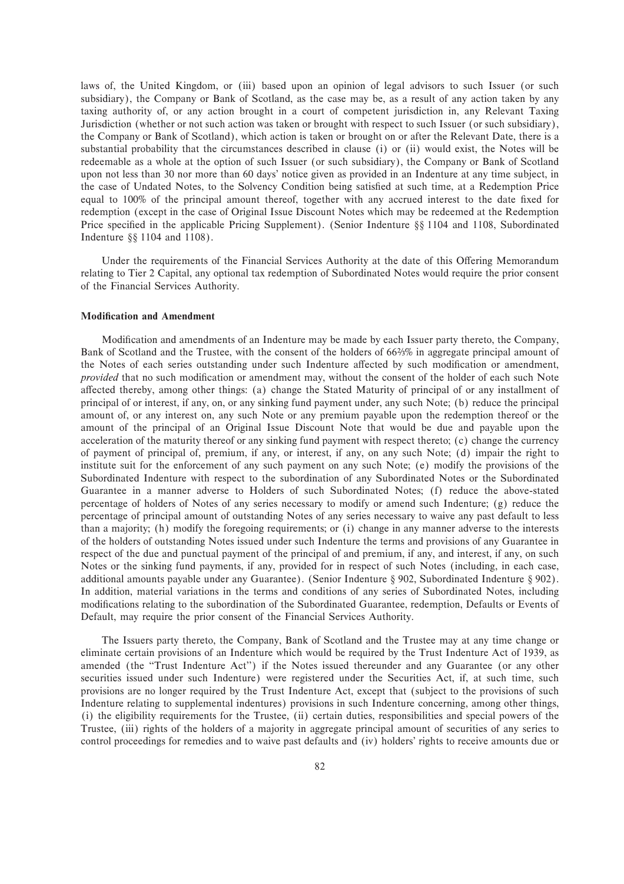laws of, the United Kingdom, or (iii) based upon an opinion of legal advisors to such Issuer (or such subsidiary), the Company or Bank of Scotland, as the case may be, as a result of any action taken by any taxing authority of, or any action brought in a court of competent jurisdiction in, any Relevant Taxing Jurisdiction (whether or not such action was taken or brought with respect to such Issuer (or such subsidiary), the Company or Bank of Scotland), which action is taken or brought on or after the Relevant Date, there is a substantial probability that the circumstances described in clause (i) or (ii) would exist, the Notes will be redeemable as a whole at the option of such Issuer (or such subsidiary), the Company or Bank of Scotland upon not less than 30 nor more than 60 days' notice given as provided in an Indenture at any time subject, in the case of Undated Notes, to the Solvency Condition being satisfied at such time, at a Redemption Price equal to 100% of the principal amount thereof, together with any accrued interest to the date fixed for redemption (except in the case of Original Issue Discount Notes which may be redeemed at the Redemption Price specified in the applicable Pricing Supplement). (Senior Indenture §§ 1104 and 1108, Subordinated Indenture §§ 1104 and 1108).

Under the requirements of the Financial Services Authority at the date of this Offering Memorandum relating to Tier 2 Capital, any optional tax redemption of Subordinated Notes would require the prior consent of the Financial Services Authority.

### Modification and Amendment

Modification and amendments of an Indenture may be made by each Issuer party thereto, the Company, Bank of Scotland and the Trustee, with the consent of the holders of 66⅔% in aggregate principal amount of the Notes of each series outstanding under such Indenture affected by such modification or amendment, *provided* that no such modification or amendment may, without the consent of the holder of each such Note affected thereby, among other things: (a) change the Stated Maturity of principal of or any installment of principal of or interest, if any, on, or any sinking fund payment under, any such Note; (b) reduce the principal amount of, or any interest on, any such Note or any premium payable upon the redemption thereof or the amount of the principal of an Original Issue Discount Note that would be due and payable upon the acceleration of the maturity thereof or any sinking fund payment with respect thereto; (c) change the currency of payment of principal of, premium, if any, or interest, if any, on any such Note; (d) impair the right to institute suit for the enforcement of any such payment on any such Note; (e) modify the provisions of the Subordinated Indenture with respect to the subordination of any Subordinated Notes or the Subordinated Guarantee in a manner adverse to Holders of such Subordinated Notes; (f) reduce the above-stated percentage of holders of Notes of any series necessary to modify or amend such Indenture; (g) reduce the percentage of principal amount of outstanding Notes of any series necessary to waive any past default to less than a majority; (h) modify the foregoing requirements; or (i) change in any manner adverse to the interests of the holders of outstanding Notes issued under such Indenture the terms and provisions of any Guarantee in respect of the due and punctual payment of the principal of and premium, if any, and interest, if any, on such Notes or the sinking fund payments, if any, provided for in respect of such Notes (including, in each case, additional amounts payable under any Guarantee). (Senior Indenture § 902, Subordinated Indenture § 902). In addition, material variations in the terms and conditions of any series of Subordinated Notes, including modifications relating to the subordination of the Subordinated Guarantee, redemption, Defaults or Events of Default, may require the prior consent of the Financial Services Authority.

The Issuers party thereto, the Company, Bank of Scotland and the Trustee may at any time change or eliminate certain provisions of an Indenture which would be required by the Trust Indenture Act of 1939, as amended (the "Trust Indenture Act") if the Notes issued thereunder and any Guarantee (or any other securities issued under such Indenture) were registered under the Securities Act, if, at such time, such provisions are no longer required by the Trust Indenture Act, except that (subject to the provisions of such Indenture relating to supplemental indentures) provisions in such Indenture concerning, among other things, (i) the eligibility requirements for the Trustee, (ii) certain duties, responsibilities and special powers of the Trustee, (iii) rights of the holders of a majority in aggregate principal amount of securities of any series to control proceedings for remedies and to waive past defaults and (iv) holders' rights to receive amounts due or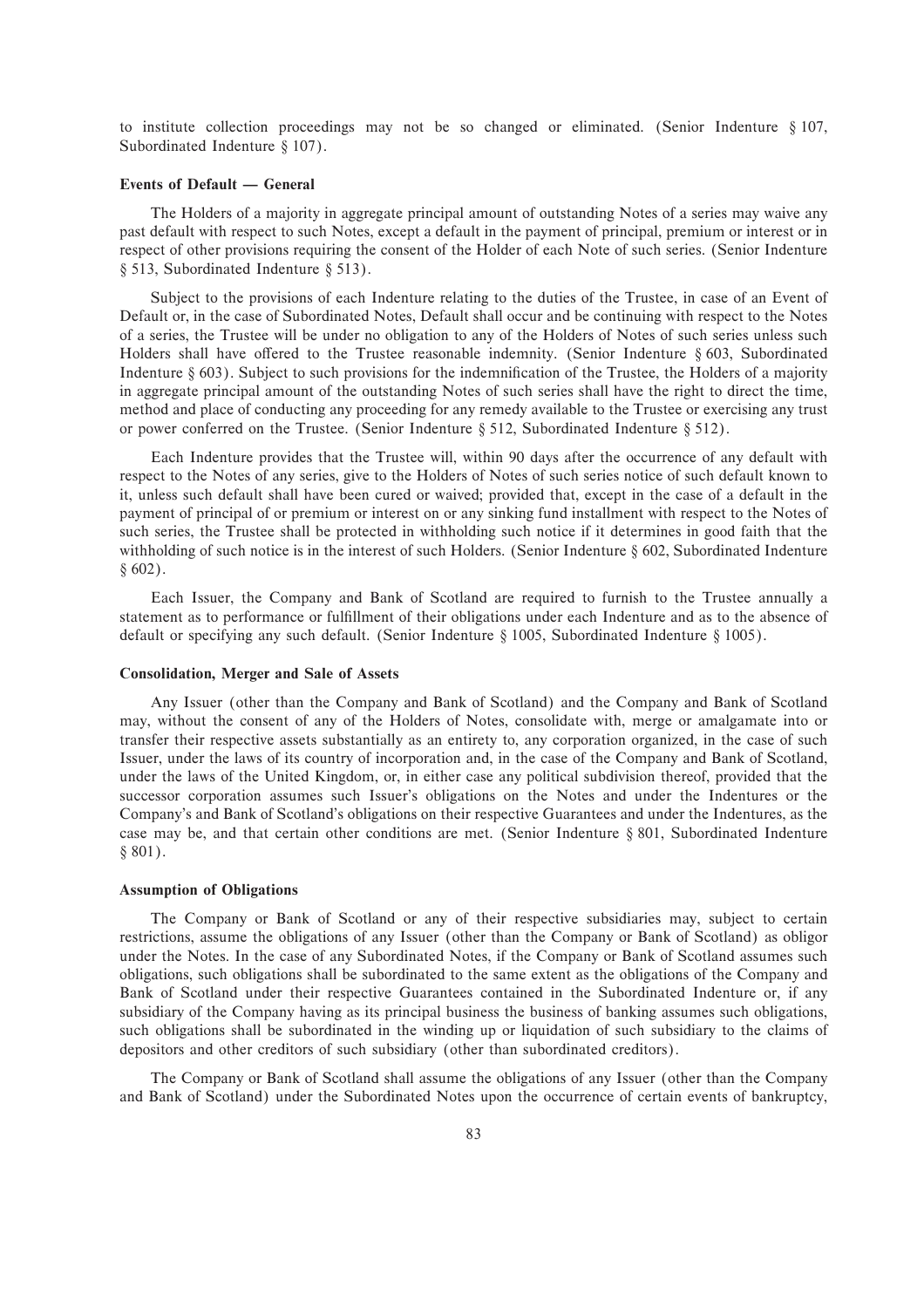to institute collection proceedings may not be so changed or eliminated. (Senior Indenture § 107, Subordinated Indenture § 107).

**Events of Default — General**

The Holders of a majority in aggregate principal amount of outstanding Notes of a series may waive any past default with respect to such Notes, except a default in the payment of principal, premium or interest or in respect of other provisions requiring the consent of the Holder of each Note of such series. (Senior Indenture § 513, Subordinated Indenture § 513).

Subject to the provisions of each Indenture relating to the duties of the Trustee, in case of an Event of Default or, in the case of Subordinated Notes, Default shall occur and be continuing with respect to the Notes of a series, the Trustee will be under no obligation to any of the Holders of Notes of such series unless such Holders shall have offered to the Trustee reasonable indemnity. (Senior Indenture § 603, Subordinated Indenture § 603). Subject to such provisions for the indemnification of the Trustee, the Holders of a majority in aggregate principal amount of the outstanding Notes of such series shall have the right to direct the time, method and place of conducting any proceeding for any remedy available to the Trustee or exercising any trust or power conferred on the Trustee. (Senior Indenture § 512, Subordinated Indenture § 512).

Each Indenture provides that the Trustee will, within 90 days after the occurrence of any default with respect to the Notes of any series, give to the Holders of Notes of such series notice of such default known to it, unless such default shall have been cured or waived; provided that, except in the case of a default in the payment of principal of or premium or interest on or any sinking fund installment with respect to the Notes of such series, the Trustee shall be protected in withholding such notice if it determines in good faith that the withholding of such notice is in the interest of such Holders. (Senior Indenture § 602, Subordinated Indenture § 602).

Each Issuer, the Company and Bank of Scotland are required to furnish to the Trustee annually a statement as to performance or fulfillment of their obligations under each Indenture and as to the absence of default or specifying any such default. (Senior Indenture § 1005, Subordinated Indenture § 1005).

**Consolidation, Merger and Sale of Assets**

Any Issuer (other than the Company and Bank of Scotland) and the Company and Bank of Scotland may, without the consent of any of the Holders of Notes, consolidate with, merge or amalgamate into or transfer their respective assets substantially as an entirety to, any corporation organized, in the case of such Issuer, under the laws of its country of incorporation and, in the case of the Company and Bank of Scotland, under the laws of the United Kingdom, or, in either case any political subdivision thereof, provided that the successor corporation assumes such Issuer's obligations on the Notes and under the Indentures or the Company's and Bank of Scotland's obligations on their respective Guarantees and under the Indentures, as the case may be, and that certain other conditions are met. (Senior Indenture § 801, Subordinated Indenture § 801).

**Assumption of Obligations**

The Company or Bank of Scotland or any of their respective subsidiaries may, subject to certain restrictions, assume the obligations of any Issuer (other than the Company or Bank of Scotland) as obligor under the Notes. In the case of any Subordinated Notes, if the Company or Bank of Scotland assumes such obligations, such obligations shall be subordinated to the same extent as the obligations of the Company and Bank of Scotland under their respective Guarantees contained in the Subordinated Indenture or, if any subsidiary of the Company having as its principal business the business of banking assumes such obligations, such obligations shall be subordinated in the winding up or liquidation of such subsidiary to the claims of depositors and other creditors of such subsidiary (other than subordinated creditors).

The Company or Bank of Scotland shall assume the obligations of any Issuer (other than the Company and Bank of Scotland) under the Subordinated Notes upon the occurrence of certain events of bankruptcy,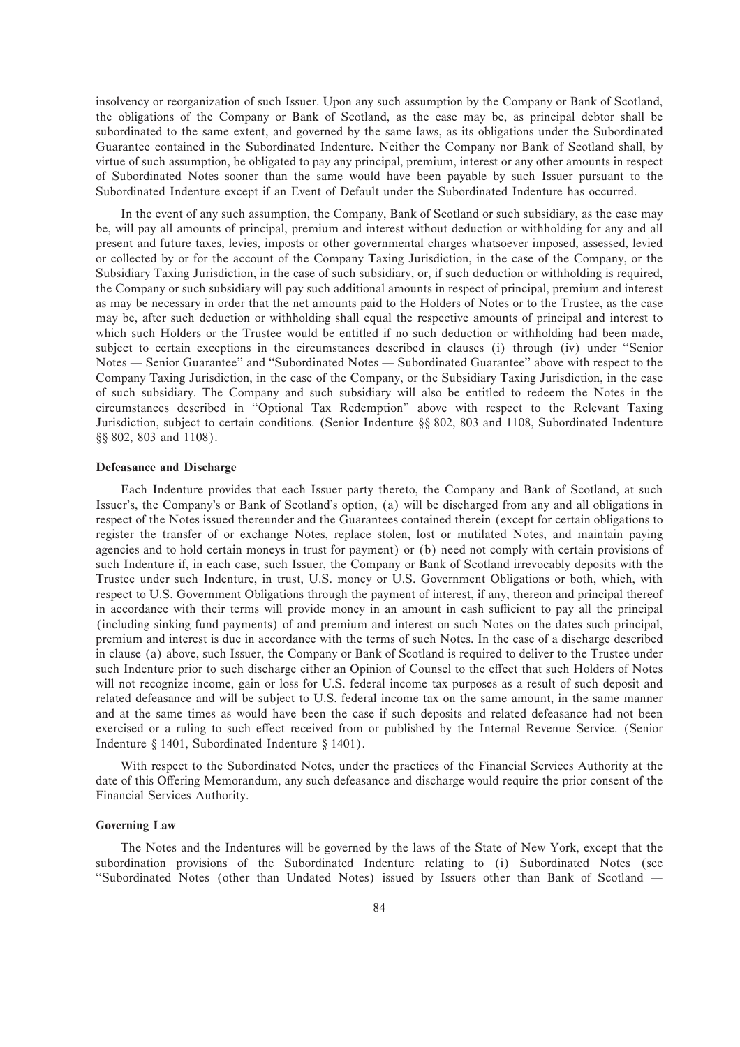insolvency or reorganization of such Issuer. Upon any such assumption by the Company or Bank of Scotland, the obligations of the Company or Bank of Scotland, as the case may be, as principal debtor shall be subordinated to the same extent, and governed by the same laws, as its obligations under the Subordinated Guarantee contained in the Subordinated Indenture. Neither the Company nor Bank of Scotland shall, by virtue of such assumption, be obligated to pay any principal, premium, interest or any other amounts in respect of Subordinated Notes sooner than the same would have been payable by such Issuer pursuant to the Subordinated Indenture except if an Event of Default under the Subordinated Indenture has occurred.

In the event of any such assumption, the Company, Bank of Scotland or such subsidiary, as the case may be, will pay all amounts of principal, premium and interest without deduction or withholding for any and all present and future taxes, levies, imposts or other governmental charges whatsoever imposed, assessed, levied or collected by or for the account of the Company Taxing Jurisdiction, in the case of the Company, or the Subsidiary Taxing Jurisdiction, in the case of such subsidiary, or, if such deduction or withholding is required, the Company or such subsidiary will pay such additional amounts in respect of principal, premium and interest as may be necessary in order that the net amounts paid to the Holders of Notes or to the Trustee, as the case may be, after such deduction or withholding shall equal the respective amounts of principal and interest to which such Holders or the Trustee would be entitled if no such deduction or withholding had been made, subject to certain exceptions in the circumstances described in clauses (i) through (iv) under "Senior Notes — Senior Guarantee" and "Subordinated Notes — Subordinated Guarantee" above with respect to the Company Taxing Jurisdiction, in the case of the Company, or the Subsidiary Taxing Jurisdiction, in the case of such subsidiary. The Company and such subsidiary will also be entitled to redeem the Notes in the circumstances described in "Optional Tax Redemption" above with respect to the Relevant Taxing Jurisdiction, subject to certain conditions. (Senior Indenture §§ 802, 803 and 1108, Subordinated Indenture §§ 802, 803 and 1108).

**Defeasance and Discharge**

Each Indenture provides that each Issuer party thereto, the Company and Bank of Scotland, at such Issuer's, the Company's or Bank of Scotland's option, (a) will be discharged from any and all obligations in respect of the Notes issued thereunder and the Guarantees contained therein (except for certain obligations to register the transfer of or exchange Notes, replace stolen, lost or mutilated Notes, and maintain paying agencies and to hold certain moneys in trust for payment) or (b) need not comply with certain provisions of such Indenture if, in each case, such Issuer, the Company or Bank of Scotland irrevocably deposits with the Trustee under such Indenture, in trust, U.S. money or U.S. Government Obligations or both, which, with respect to U.S. Government Obligations through the payment of interest, if any, thereon and principal thereof in accordance with their terms will provide money in an amount in cash sufficient to pay all the principal (including sinking fund payments) of and premium and interest on such Notes on the dates such principal, premium and interest is due in accordance with the terms of such Notes. In the case of a discharge described in clause (a) above, such Issuer, the Company or Bank of Scotland is required to deliver to the Trustee under such Indenture prior to such discharge either an Opinion of Counsel to the effect that such Holders of Notes will not recognize income, gain or loss for U.S. federal income tax purposes as a result of such deposit and related defeasance and will be subject to U.S. federal income tax on the same amount, in the same manner and at the same times as would have been the case if such deposits and related defeasance had not been exercised or a ruling to such effect received from or published by the Internal Revenue Service. (Senior Indenture § 1401, Subordinated Indenture § 1401).

With respect to the Subordinated Notes, under the practices of the Financial Services Authority at the date of this Offering Memorandum, any such defeasance and discharge would require the prior consent of the Financial Services Authority.

**Governing Law**

The Notes and the Indentures will be governed by the laws of the State of New York, except that the subordination provisions of the Subordinated Indenture relating to (i) Subordinated Notes (see "Subordinated Notes (other than Undated Notes) issued by Issuers other than Bank of Scotland —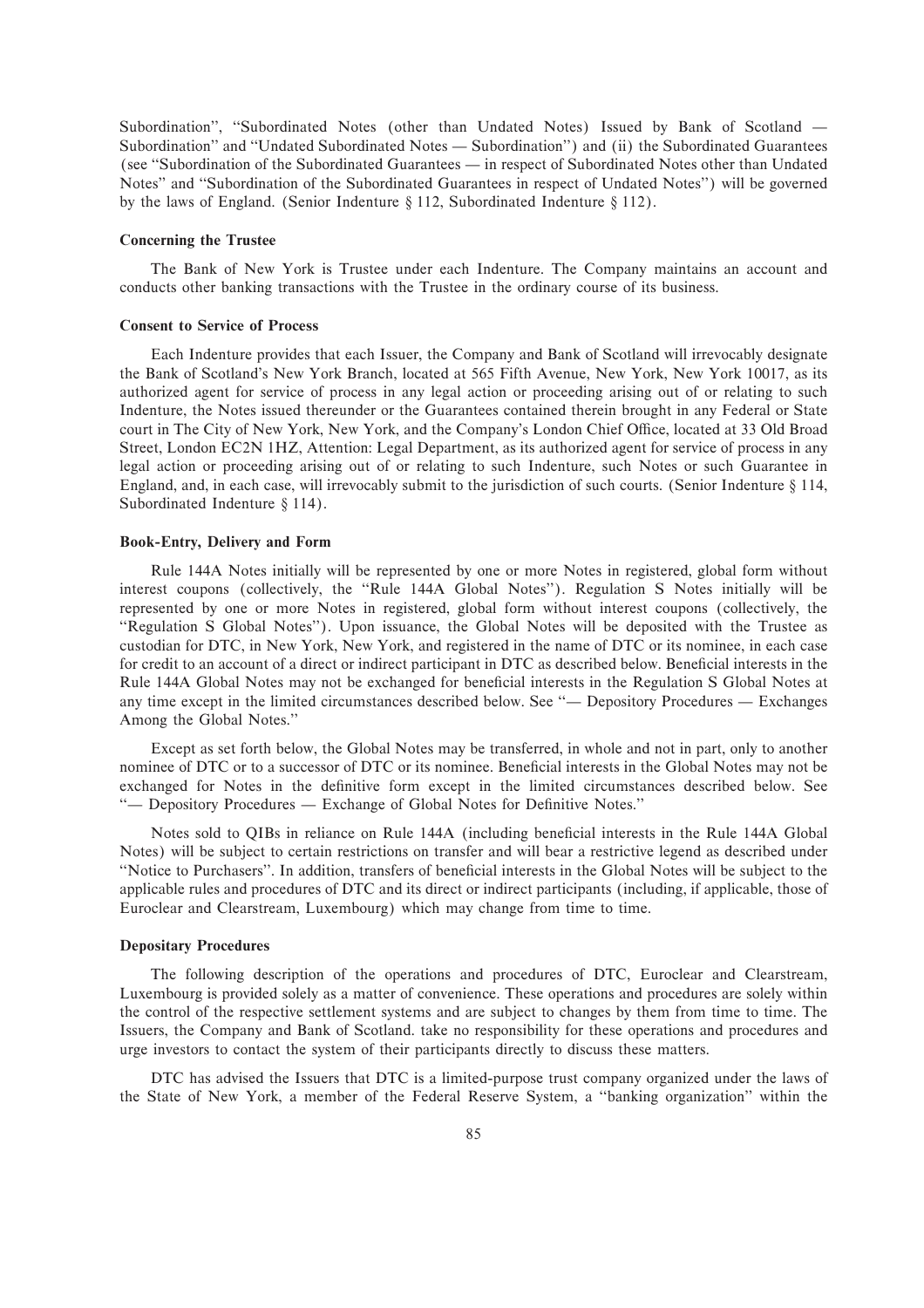Subordination", "Subordinated Notes (other than Undated Notes) Issued by Bank of Scotland — Subordination" and "Undated Subordinated Notes — Subordination") and (ii) the Subordinated Guarantees (see "Subordination of the Subordinated Guarantees — in respect of Subordinated Notes other than Undated Notes" and "Subordination of the Subordinated Guarantees in respect of Undated Notes") will be governed by the laws of England. (Senior Indenture § 112, Subordinated Indenture § 112).

### Concerning the Trustee

The Bank of New York is Trustee under each Indenture. The Company maintains an account and conducts other banking transactions with the Trustee in the ordinary course of its business.

### Consent to Service of Process

Each Indenture provides that each Issuer, the Company and Bank of Scotland will irrevocably designate the Bank of Scotland's New York Branch, located at 565 Fifth Avenue, New York, New York 10017, as its authorized agent for service of process in any legal action or proceeding arising out of or relating to such Indenture, the Notes issued thereunder or the Guarantees contained therein brought in any Federal or State court in The City of New York, New York, and the Company's London Chief Office, located at 33 Old Broad Street, London EC2N 1HZ, Attention: Legal Department, as its authorized agent for service of process in any legal action or proceeding arising out of or relating to such Indenture, such Notes or such Guarantee in England, and, in each case, will irrevocably submit to the jurisdiction of such courts. (Senior Indenture § 114, Subordinated Indenture § 114).

### Book-Entry, Delivery and Form

Rule 144A Notes initially will be represented by one or more Notes in registered, global form without interest coupons (collectively, the "Rule 144A Global Notes"). Regulation S Notes initially will be represented by one or more Notes in registered, global form without interest coupons (collectively, the "Regulation S Global Notes"). Upon issuance, the Global Notes will be deposited with the Trustee as custodian for DTC, in New York, New York, and registered in the name of DTC or its nominee, in each case for credit to an account of a direct or indirect participant in DTC as described below. Beneficial interests in the Rule 144A Global Notes may not be exchanged for beneficial interests in the Regulation S Global Notes at any time except in the limited circumstances described below. See "— Depository Procedures — Exchanges Among the Global Notes."

Except as set forth below, the Global Notes may be transferred, in whole and not in part, only to another nominee of DTC or to a successor of DTC or its nominee. Beneficial interests in the Global Notes may not be exchanged for Notes in the definitive form except in the limited circumstances described below. See "— Depository Procedures — Exchange of Global Notes for Definitive Notes."

Notes sold to QIBs in reliance on Rule 144A (including beneficial interests in the Rule 144A Global Notes) will be subject to certain restrictions on transfer and will bear a restrictive legend as described under "Notice to Purchasers". In addition, transfers of beneficial interests in the Global Notes will be subject to the applicable rules and procedures of DTC and its direct or indirect participants (including, if applicable, those of Euroclear and Clearstream, Luxembourg) which may change from time to time.

### Depositary Procedures

The following description of the operations and procedures of DTC, Euroclear and Clearstream, Luxembourg is provided solely as a matter of convenience. These operations and procedures are solely within the control of the respective settlement systems and are subject to changes by them from time to time. The Issuers, the Company and Bank of Scotland. take no responsibility for these operations and procedures and urge investors to contact the system of their participants directly to discuss these matters.

DTC has advised the Issuers that DTC is a limited-purpose trust company organized under the laws of the State of New York, a member of the Federal Reserve System, a "banking organization" within the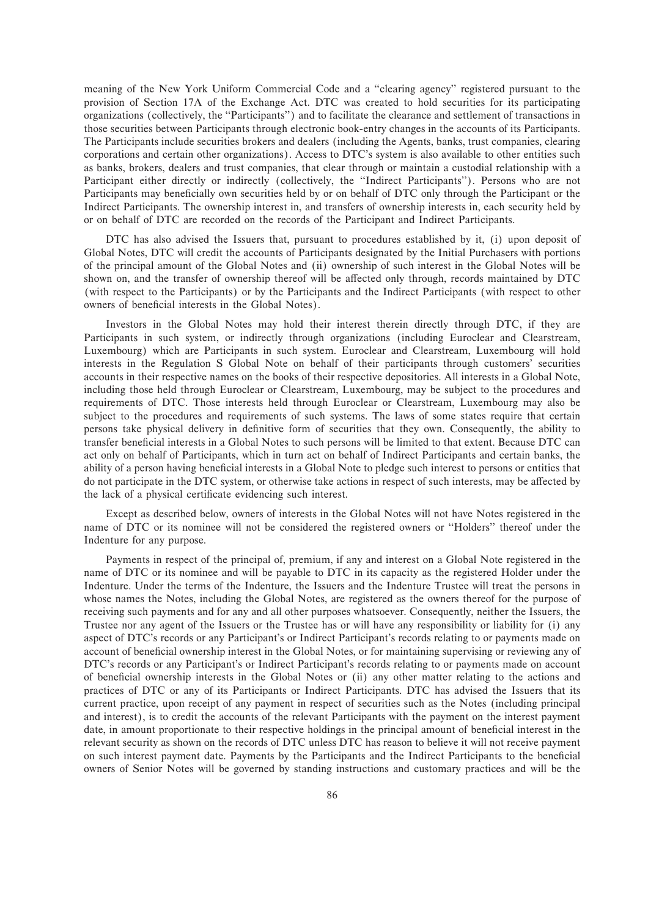meaning of the New York Uniform Commercial Code and a ''clearing agency'' registered pursuant to the provision of Section 17A of the Exchange Act. DTC was created to hold securities for its participating organizations (collectively, the ''Participants'') and to facilitate the clearance and settlement of transactions in those securities between Participants through electronic book-entry changes in the accounts of its Participants. The Participants include securities brokers and dealers (including the Agents, banks, trust companies, clearing corporations and certain other organizations). Access to DTC's system is also available to other entities such as banks, brokers, dealers and trust companies, that clear through or maintain a custodial relationship with a Participant either directly or indirectly (collectively, the ''Indirect Participants''). Persons who are not Participants may beneficially own securities held by or on behalf of DTC only through the Participant or the Indirect Participants. The ownership interest in, and transfers of ownership interests in, each security held by or on behalf of DTC are recorded on the records of the Participant and Indirect Participants.

DTC has also advised the Issuers that, pursuant to procedures established by it, (i) upon deposit of Global Notes, DTC will credit the accounts of Participants designated by the Initial Purchasers with portions of the principal amount of the Global Notes and (ii) ownership of such interest in the Global Notes will be shown on, and the transfer of ownership thereof will be affected only through, records maintained by DTC (with respect to the Participants) or by the Participants and the Indirect Participants (with respect to other owners of beneficial interests in the Global Notes).

Investors in the Global Notes may hold their interest therein directly through DTC, if they are Participants in such system, or indirectly through organizations (including Euroclear and Clearstream, Luxembourg) which are Participants in such system. Euroclear and Clearstream, Luxembourg will hold interests in the Regulation S Global Note on behalf of their participants through customers' securities accounts in their respective names on the books of their respective depositories. All interests in a Global Note, including those held through Euroclear or Clearstream, Luxembourg, may be subject to the procedures and requirements of DTC. Those interests held through Euroclear or Clearstream, Luxembourg may also be subject to the procedures and requirements of such systems. The laws of some states require that certain persons take physical delivery in definitive form of securities that they own. Consequently, the ability to transfer beneficial interests in a Global Notes to such persons will be limited to that extent. Because DTC can act only on behalf of Participants, which in turn act on behalf of Indirect Participants and certain banks, the ability of a person having beneficial interests in a Global Note to pledge such interest to persons or entities that do not participate in the DTC system, or otherwise take actions in respect of such interests, may be affected by the lack of a physical certificate evidencing such interest.

Except as described below, owners of interests in the Global Notes will not have Notes registered in the name of DTC or its nominee will not be considered the registered owners or ''Holders'' thereof under the Indenture for any purpose.

Payments in respect of the principal of, premium, if any and interest on a Global Note registered in the name of DTC or its nominee and will be payable to DTC in its capacity as the registered Holder under the Indenture. Under the terms of the Indenture, the Issuers and the Indenture Trustee will treat the persons in whose names the Notes, including the Global Notes, are registered as the owners thereof for the purpose of receiving such payments and for any and all other purposes whatsoever. Consequently, neither the Issuers, the Trustee nor any agent of the Issuers or the Trustee has or will have any responsibility or liability for (i) any aspect of DTC's records or any Participant's or Indirect Participant's records relating to or payments made on account of beneficial ownership interest in the Global Notes, or for maintaining supervising or reviewing any of DTC's records or any Participant's or Indirect Participant's records relating to or payments made on account of beneficial ownership interests in the Global Notes or (ii) any other matter relating to the actions and practices of DTC or any of its Participants or Indirect Participants. DTC has advised the Issuers that its current practice, upon receipt of any payment in respect of securities such as the Notes (including principal and interest), is to credit the accounts of the relevant Participants with the payment on the interest payment date, in amount proportionate to their respective holdings in the principal amount of beneficial interest in the relevant security as shown on the records of DTC unless DTC has reason to believe it will not receive payment on such interest payment date. Payments by the Participants and the Indirect Participants to the beneficial owners of Senior Notes will be governed by standing instructions and customary practices and will be the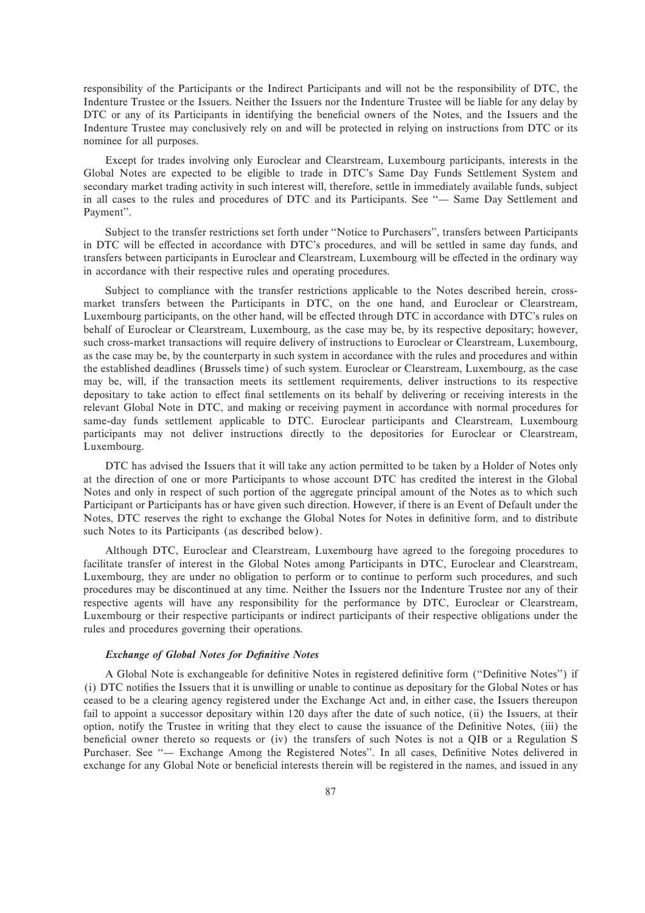responsibility of the Participants or the Indirect Participants and will not be the responsibility of DTC, the Indenture Trustee or the Issuers. Neither the Issuers nor the Indenture Trustee will be liable for any delay by DTC or any of its Participants in identifying the beneficial owners of the Notes, and the Issuers and the Indenture Trustee may conclusively rely on and will be protected in relying on instructions from DTC or its nominee for all purposes.

Except for trades involving only Euroclear and Clearstream, Luxembourg participants, interests in the Global Notes are expected to be eligible to trade in DTC's Same Day Funds Settlement System and secondary market trading activity in such interest will, therefore, settle in immediately available funds, subject in all cases to the rules and procedures of DTC and its Participants. See "— Same Day Settlement and Payment".

Subject to the transfer restrictions set forth under "Notice to Purchasers", transfers between Participants in DTC will be effected in accordance with DTC's procedures, and will be settled in same day funds, and transfers between participants in Euroclear and Clearstream, Luxembourg will be effected in the ordinary way in accordance with their respective rules and operating procedures.

Subject to compliance with the transfer restrictions applicable to the Notes described herein, cross-market transfers between the Participants in DTC, on the one hand, and Euroclear or Clearstream, Luxembourg participants, on the other hand, will be effected through DTC in accordance with DTC's rules on behalf of Euroclear or Clearstream, Luxembourg, as the case may be, by its respective depositary; however, such cross-market transactions will require delivery of instructions to Euroclear or Clearstream, Luxembourg, as the case may be, by the counterparty in such system in accordance with the rules and procedures and within the established deadlines (Brussels time) of such system. Euroclear or Clearstream, Luxembourg, as the case may be, will, if the transaction meets its settlement requirements, deliver instructions to its respective depositary to take action to effect final settlements on its behalf by delivering or receiving interests in the relevant Global Note in DTC, and making or receiving payment in accordance with normal procedures for same-day funds settlement applicable to DTC. Euroclear participants and Clearstream, Luxembourg participants may not deliver instructions directly to the depositories for Euroclear or Clearstream, Luxembourg.

DTC has advised the Issuers that it will take any action permitted to be taken by a Holder of Notes only at the direction of one or more Participants to whose account DTC has credited the interest in the Global Notes and only in respect of such portion of the aggregate principal amount of the Notes as to which such Participant or Participants has or have given such direction. However, if there is an Event of Default under the Notes, DTC reserves the right to exchange the Global Notes for Notes in definitive form, and to distribute such Notes to its Participants (as described below).

Although DTC, Euroclear and Clearstream, Luxembourg have agreed to the foregoing procedures to facilitate transfer of interest in the Global Notes among Participants in DTC, Euroclear and Clearstream, Luxembourg, they are under no obligation to perform or to continue to perform such procedures, and such procedures may be discontinued at any time. Neither the Issuers nor the Indenture Trustee nor any of their respective agents will have any responsibility for the performance by DTC, Euroclear or Clearstream, Luxembourg or their respective participants or indirect participants of their respective obligations under the rules and procedures governing their operations.

***Exchange of Global Notes for Definitive Notes***

A Global Note is exchangeable for definitive Notes in registered definitive form ("Definitive Notes") if (i) DTC notifies the Issuers that it is unwilling or unable to continue as depositary for the Global Notes or has ceased to be a clearing agency registered under the Exchange Act and, in either case, the Issuers thereupon fail to appoint a successor depositary within 120 days after the date of such notice, (ii) the Issuers, at their option, notify the Trustee in writing that they elect to cause the issuance of the Definitive Notes, (iii) the beneficial owner thereto so requests or (iv) the transfers of such Notes is not a QIB or a Regulation S Purchaser. See "— Exchange Among the Registered Notes". In all cases, Definitive Notes delivered in exchange for any Global Note or beneficial interests therein will be registered in the names, and issued in any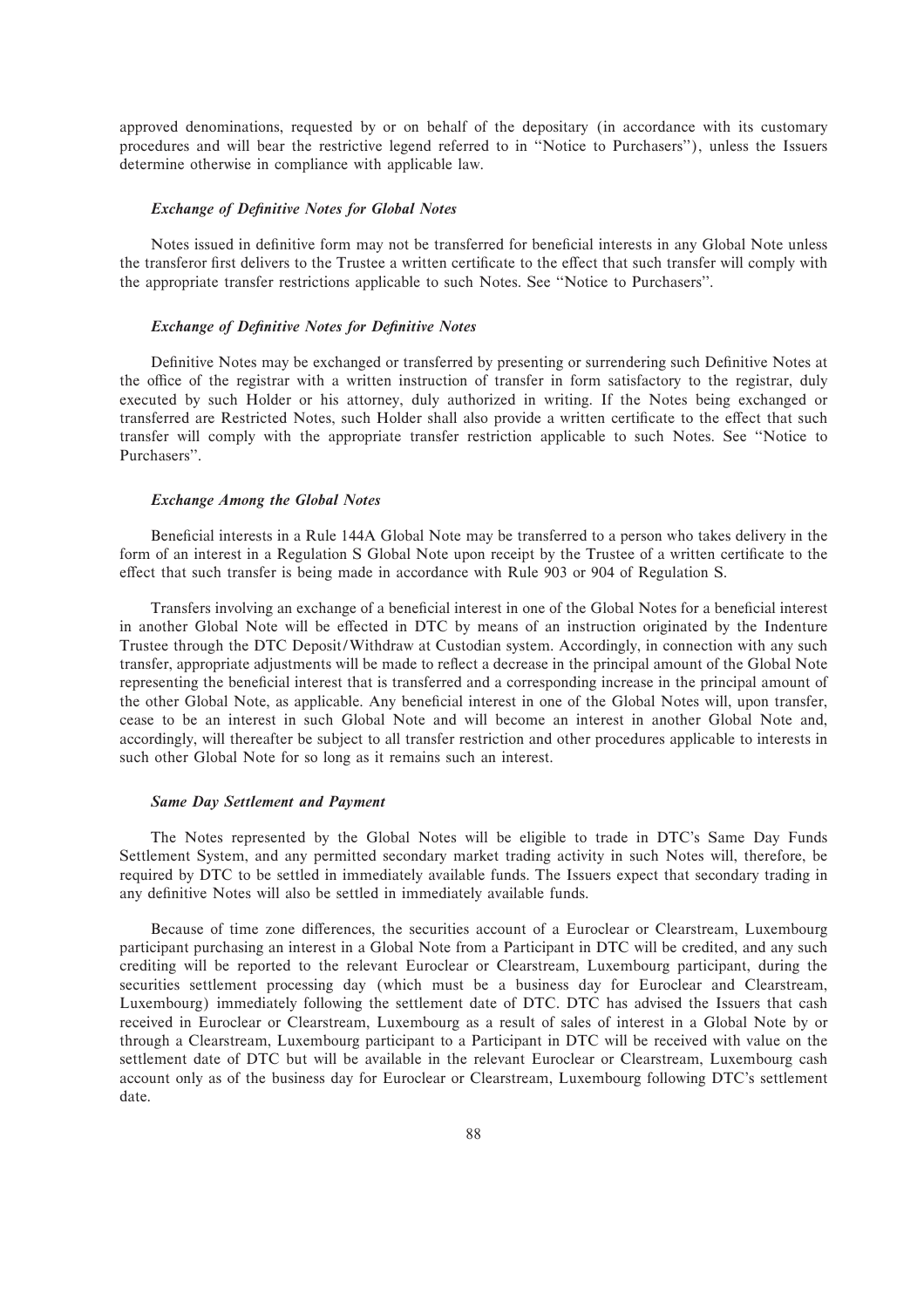approved denominations, requested by or on behalf of the depositary (in accordance with its customary procedures and will bear the restrictive legend referred to in ''Notice to Purchasers''), unless the Issuers determine otherwise in compliance with applicable law.

### *Exchange of Definitive Notes for Global Notes*

Notes issued in definitive form may not be transferred for beneficial interests in any Global Note unless the transferor first delivers to the Trustee a written certificate to the effect that such transfer will comply with the appropriate transfer restrictions applicable to such Notes. See ''Notice to Purchasers''.

### *Exchange of Definitive Notes for Definitive Notes*

Definitive Notes may be exchanged or transferred by presenting or surrendering such Definitive Notes at the office of the registrar with a written instruction of transfer in form satisfactory to the registrar, duly executed by such Holder or his attorney, duly authorized in writing. If the Notes being exchanged or transferred are Restricted Notes, such Holder shall also provide a written certificate to the effect that such transfer will comply with the appropriate transfer restriction applicable to such Notes. See ''Notice to Purchasers''.

### *Exchange Among the Global Notes*

Beneficial interests in a Rule 144A Global Note may be transferred to a person who takes delivery in the form of an interest in a Regulation S Global Note upon receipt by the Trustee of a written certificate to the effect that such transfer is being made in accordance with Rule 903 or 904 of Regulation S.

Transfers involving an exchange of a beneficial interest in one of the Global Notes for a beneficial interest in another Global Note will be effected in DTC by means of an instruction originated by the Indenture Trustee through the DTC Deposit/Withdraw at Custodian system. Accordingly, in connection with any such transfer, appropriate adjustments will be made to reflect a decrease in the principal amount of the Global Note representing the beneficial interest that is transferred and a corresponding increase in the principal amount of the other Global Note, as applicable. Any beneficial interest in one of the Global Notes will, upon transfer, cease to be an interest in such Global Note and will become an interest in another Global Note and, accordingly, will thereafter be subject to all transfer restriction and other procedures applicable to interests in such other Global Note for so long as it remains such an interest.

### *Same Day Settlement and Payment*

The Notes represented by the Global Notes will be eligible to trade in DTC's Same Day Funds Settlement System, and any permitted secondary market trading activity in such Notes will, therefore, be required by DTC to be settled in immediately available funds. The Issuers expect that secondary trading in any definitive Notes will also be settled in immediately available funds.

Because of time zone differences, the securities account of a Euroclear or Clearstream, Luxembourg participant purchasing an interest in a Global Note from a Participant in DTC will be credited, and any such crediting will be reported to the relevant Euroclear or Clearstream, Luxembourg participant, during the securities settlement processing day (which must be a business day for Euroclear and Clearstream, Luxembourg) immediately following the settlement date of DTC. DTC has advised the Issuers that cash received in Euroclear or Clearstream, Luxembourg as a result of sales of interest in a Global Note by or through a Clearstream, Luxembourg participant to a Participant in DTC will be received with value on the settlement date of DTC but will be available in the relevant Euroclear or Clearstream, Luxembourg cash account only as of the business day for Euroclear or Clearstream, Luxembourg following DTC's settlement date.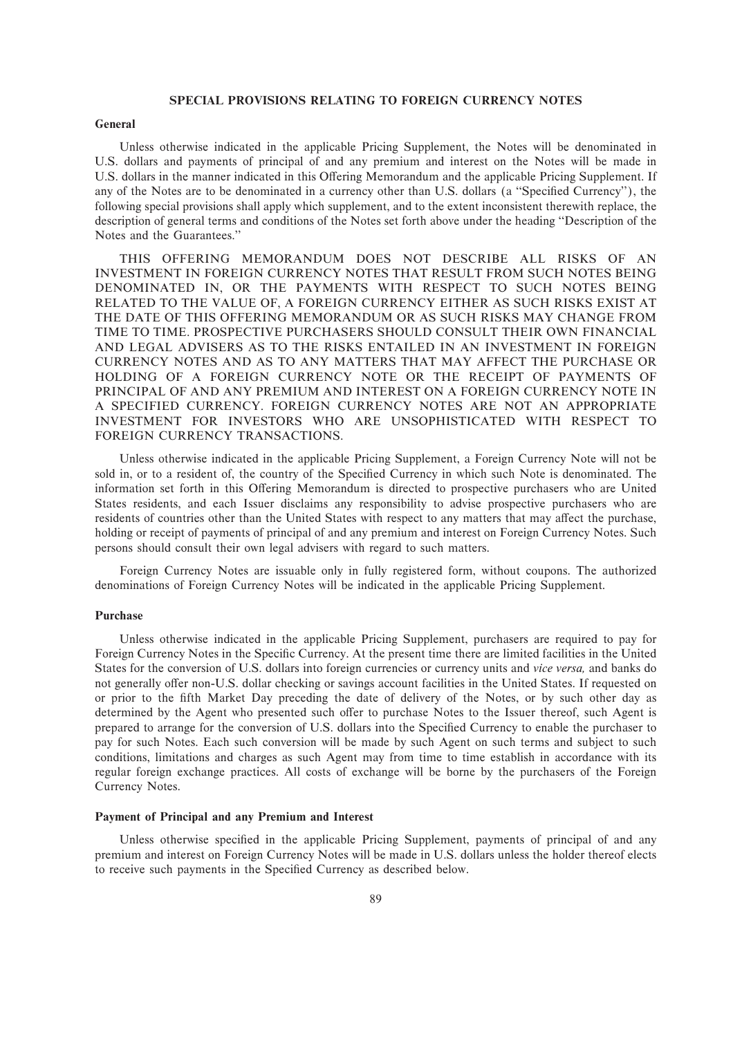## SPECIAL PROVISIONS RELATING TO FOREIGN CURRENCY NOTES

### General

Unless otherwise indicated in the applicable Pricing Supplement, the Notes will be denominated in U.S. dollars and payments of principal of and any premium and interest on the Notes will be made in U.S. dollars in the manner indicated in this Offering Memorandum and the applicable Pricing Supplement. If any of the Notes are to be denominated in a currency other than U.S. dollars (a ''Specified Currency''), the following special provisions shall apply which supplement, and to the extent inconsistent therewith replace, the description of general terms and conditions of the Notes set forth above under the heading ''Description of the Notes and the Guarantees.''

THIS OFFERING MEMORANDUM DOES NOT DESCRIBE ALL RISKS OF AN INVESTMENT IN FOREIGN CURRENCY NOTES THAT RESULT FROM SUCH NOTES BEING DENOMINATED IN, OR THE PAYMENTS WITH RESPECT TO SUCH NOTES BEING RELATED TO THE VALUE OF, A FOREIGN CURRENCY EITHER AS SUCH RISKS EXIST AT THE DATE OF THIS OFFERING MEMORANDUM OR AS SUCH RISKS MAY CHANGE FROM TIME TO TIME. PROSPECTIVE PURCHASERS SHOULD CONSULT THEIR OWN FINANCIAL AND LEGAL ADVISERS AS TO THE RISKS ENTAILED IN AN INVESTMENT IN FOREIGN CURRENCY NOTES AND AS TO ANY MATTERS THAT MAY AFFECT THE PURCHASE OR HOLDING OF A FOREIGN CURRENCY NOTE OR THE RECEIPT OF PAYMENTS OF PRINCIPAL OF AND ANY PREMIUM AND INTEREST ON A FOREIGN CURRENCY NOTE IN A SPECIFIED CURRENCY. FOREIGN CURRENCY NOTES ARE NOT AN APPROPRIATE INVESTMENT FOR INVESTORS WHO ARE UNSOPHISTICATED WITH RESPECT TO FOREIGN CURRENCY TRANSACTIONS.

Unless otherwise indicated in the applicable Pricing Supplement, a Foreign Currency Note will not be sold in, or to a resident of, the country of the Specified Currency in which such Note is denominated. The information set forth in this Offering Memorandum is directed to prospective purchasers who are United States residents, and each Issuer disclaims any responsibility to advise prospective purchasers who are residents of countries other than the United States with respect to any matters that may affect the purchase, holding or receipt of payments of principal of and any premium and interest on Foreign Currency Notes. Such persons should consult their own legal advisers with regard to such matters.

Foreign Currency Notes are issuable only in fully registered form, without coupons. The authorized denominations of Foreign Currency Notes will be indicated in the applicable Pricing Supplement.

### Purchase

Unless otherwise indicated in the applicable Pricing Supplement, purchasers are required to pay for Foreign Currency Notes in the Specific Currency. At the present time there are limited facilities in the United States for the conversion of U.S. dollars into foreign currencies or currency units and *vice versa,* and banks do not generally offer non-U.S. dollar checking or savings account facilities in the United States. If requested on or prior to the fifth Market Day preceding the date of delivery of the Notes, or by such other day as determined by the Agent who presented such offer to purchase Notes to the Issuer thereof, such Agent is prepared to arrange for the conversion of U.S. dollars into the Specified Currency to enable the purchaser to pay for such Notes. Each such conversion will be made by such Agent on such terms and subject to such conditions, limitations and charges as such Agent may from time to time establish in accordance with its regular foreign exchange practices. All costs of exchange will be borne by the purchasers of the Foreign Currency Notes.

### Payment of Principal and any Premium and Interest

Unless otherwise specified in the applicable Pricing Supplement, payments of principal of and any premium and interest on Foreign Currency Notes will be made in U.S. dollars unless the holder thereof elects to receive such payments in the Specified Currency as described below.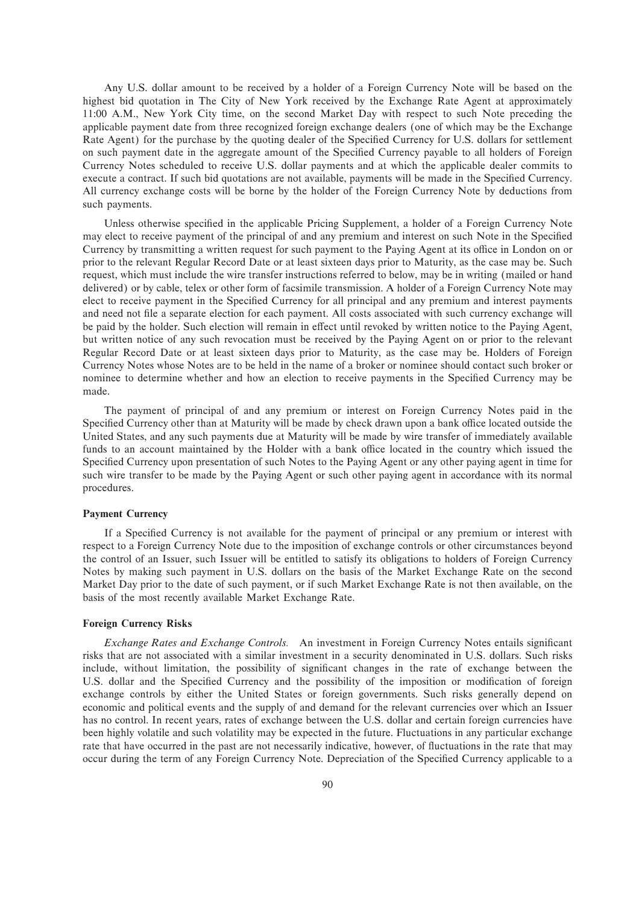Any U.S. dollar amount to be received by a holder of a Foreign Currency Note will be based on the highest bid quotation in The City of New York received by the Exchange Rate Agent at approximately 11:00 A.M., New York City time, on the second Market Day with respect to such Note preceding the applicable payment date from three recognized foreign exchange dealers (one of which may be the Exchange Rate Agent) for the purchase by the quoting dealer of the Specified Currency for U.S. dollars for settlement on such payment date in the aggregate amount of the Specified Currency payable to all holders of Foreign Currency Notes scheduled to receive U.S. dollar payments and at which the applicable dealer commits to execute a contract. If such bid quotations are not available, payments will be made in the Specified Currency. All currency exchange costs will be borne by the holder of the Foreign Currency Note by deductions from such payments.

Unless otherwise specified in the applicable Pricing Supplement, a holder of a Foreign Currency Note may elect to receive payment of the principal of and any premium and interest on such Note in the Specified Currency by transmitting a written request for such payment to the Paying Agent at its office in London on or prior to the relevant Regular Record Date or at least sixteen days prior to Maturity, as the case may be. Such request, which must include the wire transfer instructions referred to below, may be in writing (mailed or hand delivered) or by cable, telex or other form of facsimile transmission. A holder of a Foreign Currency Note may elect to receive payment in the Specified Currency for all principal and any premium and interest payments and need not file a separate election for each payment. All costs associated with such currency exchange will be paid by the holder. Such election will remain in effect until revoked by written notice to the Paying Agent, but written notice of any such revocation must be received by the Paying Agent on or prior to the relevant Regular Record Date or at least sixteen days prior to Maturity, as the case may be. Holders of Foreign Currency Notes whose Notes are to be held in the name of a broker or nominee should contact such broker or nominee to determine whether and how an election to receive payments in the Specified Currency may be made.

The payment of principal of and any premium or interest on Foreign Currency Notes paid in the Specified Currency other than at Maturity will be made by check drawn upon a bank office located outside the United States, and any such payments due at Maturity will be made by wire transfer of immediately available funds to an account maintained by the Holder with a bank office located in the country which issued the Specified Currency upon presentation of such Notes to the Paying Agent or any other paying agent in time for such wire transfer to be made by the Paying Agent or such other paying agent in accordance with its normal procedures.

**Payment Currency**

If a Specified Currency is not available for the payment of principal or any premium or interest with respect to a Foreign Currency Note due to the imposition of exchange controls or other circumstances beyond the control of an Issuer, such Issuer will be entitled to satisfy its obligations to holders of Foreign Currency Notes by making such payment in U.S. dollars on the basis of the Market Exchange Rate on the second Market Day prior to the date of such payment, or if such Market Exchange Rate is not then available, on the basis of the most recently available Market Exchange Rate.

**Foreign Currency Risks**

*Exchange Rates and Exchange Controls.* An investment in Foreign Currency Notes entails significant risks that are not associated with a similar investment in a security denominated in U.S. dollars. Such risks include, without limitation, the possibility of significant changes in the rate of exchange between the U.S. dollar and the Specified Currency and the possibility of the imposition or modification of foreign exchange controls by either the United States or foreign governments. Such risks generally depend on economic and political events and the supply of and demand for the relevant currencies over which an Issuer has no control. In recent years, rates of exchange between the U.S. dollar and certain foreign currencies have been highly volatile and such volatility may be expected in the future. Fluctuations in any particular exchange rate that have occurred in the past are not necessarily indicative, however, of fluctuations in the rate that may occur during the term of any Foreign Currency Note. Depreciation of the Specified Currency applicable to a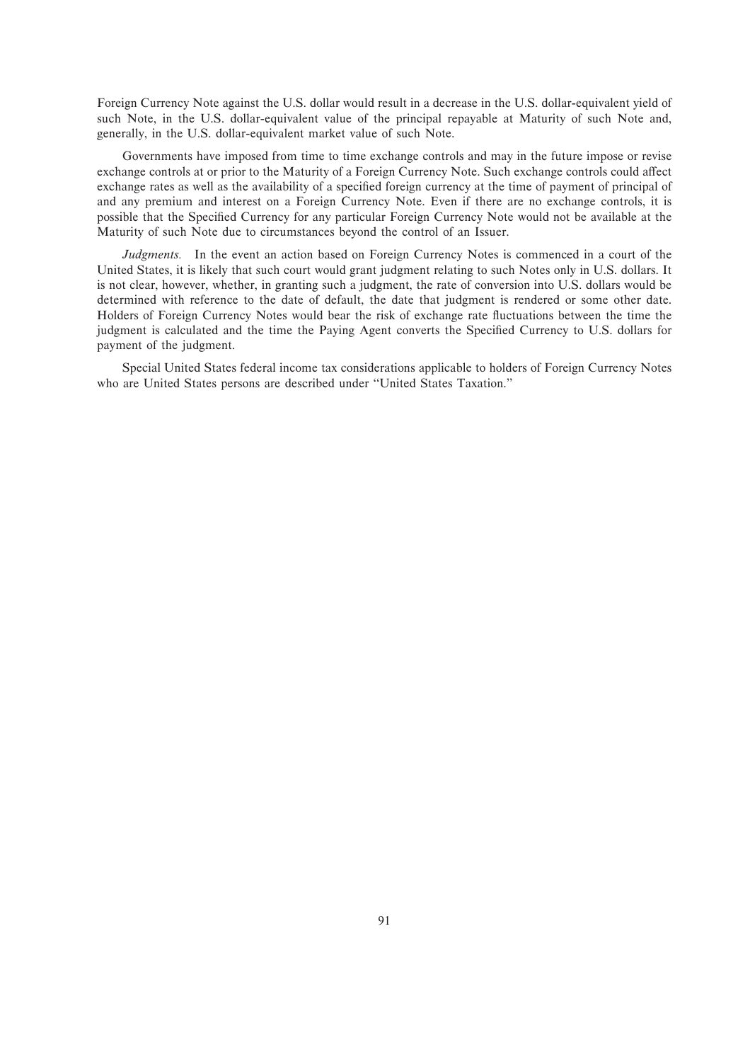Foreign Currency Note against the U.S. dollar would result in a decrease in the U.S. dollar-equivalent yield of such Note, in the U.S. dollar-equivalent value of the principal repayable at Maturity of such Note and, generally, in the U.S. dollar-equivalent market value of such Note.

Governments have imposed from time to time exchange controls and may in the future impose or revise exchange controls at or prior to the Maturity of a Foreign Currency Note. Such exchange controls could affect exchange rates as well as the availability of a specified foreign currency at the time of payment of principal of and any premium and interest on a Foreign Currency Note. Even if there are no exchange controls, it is possible that the Specified Currency for any particular Foreign Currency Note would not be available at the Maturity of such Note due to circumstances beyond the control of an Issuer.

*Judgments.* In the event an action based on Foreign Currency Notes is commenced in a court of the United States, it is likely that such court would grant judgment relating to such Notes only in U.S. dollars. It is not clear, however, whether, in granting such a judgment, the rate of conversion into U.S. dollars would be determined with reference to the date of default, the date that judgment is rendered or some other date. Holders of Foreign Currency Notes would bear the risk of exchange rate fluctuations between the time the judgment is calculated and the time the Paying Agent converts the Specified Currency to U.S. dollars for payment of the judgment.

Special United States federal income tax considerations applicable to holders of Foreign Currency Notes who are United States persons are described under "United States Taxation."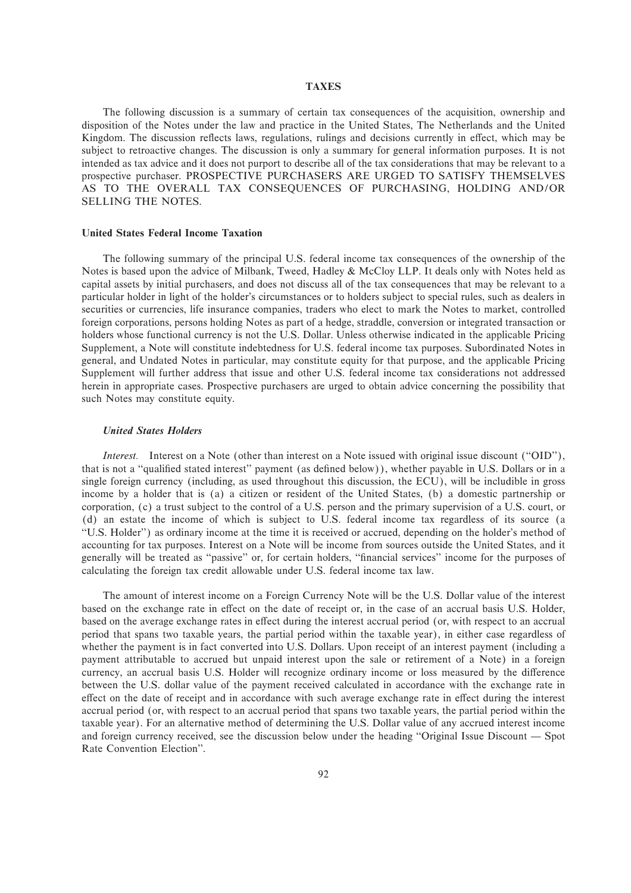# TAXES

The following discussion is a summary of certain tax consequences of the acquisition, ownership and disposition of the Notes under the law and practice in the United States, The Netherlands and the United Kingdom. The discussion reflects laws, regulations, rulings and decisions currently in effect, which may be subject to retroactive changes. The discussion is only a summary for general information purposes. It is not intended as tax advice and it does not purport to describe all of the tax considerations that may be relevant to a prospective purchaser. PROSPECTIVE PURCHASERS ARE URGED TO SATISFY THEMSELVES AS TO THE OVERALL TAX CONSEQUENCES OF PURCHASING, HOLDING AND/OR SELLING THE NOTES.

## United States Federal Income Taxation

The following summary of the principal U.S. federal income tax consequences of the ownership of the Notes is based upon the advice of Milbank, Tweed, Hadley & McCloy LLP. It deals only with Notes held as capital assets by initial purchasers, and does not discuss all of the tax consequences that may be relevant to a particular holder in light of the holder's circumstances or to holders subject to special rules, such as dealers in securities or currencies, life insurance companies, traders who elect to mark the Notes to market, controlled foreign corporations, persons holding Notes as part of a hedge, straddle, conversion or integrated transaction or holders whose functional currency is not the U.S. Dollar. Unless otherwise indicated in the applicable Pricing Supplement, a Note will constitute indebtedness for U.S. federal income tax purposes. Subordinated Notes in general, and Undated Notes in particular, may constitute equity for that purpose, and the applicable Pricing Supplement will further address that issue and other U.S. federal income tax considerations not addressed herein in appropriate cases. Prospective purchasers are urged to obtain advice concerning the possibility that such Notes may constitute equity.

### *United States Holders*

*Interest.* Interest on a Note (other than interest on a Note issued with original issue discount ("OID"), that is not a "qualified stated interest" payment (as defined below)), whether payable in U.S. Dollars or in a single foreign currency (including, as used throughout this discussion, the ECU), will be includible in gross income by a holder that is (a) a citizen or resident of the United States, (b) a domestic partnership or corporation, (c) a trust subject to the control of a U.S. person and the primary supervision of a U.S. court, or (d) an estate the income of which is subject to U.S. federal income tax regardless of its source (a "U.S. Holder") as ordinary income at the time it is received or accrued, depending on the holder's method of accounting for tax purposes. Interest on a Note will be income from sources outside the United States, and it generally will be treated as "passive" or, for certain holders, "financial services" income for the purposes of calculating the foreign tax credit allowable under U.S. federal income tax law.

The amount of interest income on a Foreign Currency Note will be the U.S. Dollar value of the interest based on the exchange rate in effect on the date of receipt or, in the case of an accrual basis U.S. Holder, based on the average exchange rates in effect during the interest accrual period (or, with respect to an accrual period that spans two taxable years, the partial period within the taxable year), in either case regardless of whether the payment is in fact converted into U.S. Dollars. Upon receipt of an interest payment (including a payment attributable to accrued but unpaid interest upon the sale or retirement of a Note) in a foreign currency, an accrual basis U.S. Holder will recognize ordinary income or loss measured by the difference between the U.S. dollar value of the payment received calculated in accordance with the exchange rate in effect on the date of receipt and in accordance with such average exchange rate in effect during the interest accrual period (or, with respect to an accrual period that spans two taxable years, the partial period within the taxable year). For an alternative method of determining the U.S. Dollar value of any accrued interest income and foreign currency received, see the discussion below under the heading "Original Issue Discount — Spot Rate Convention Election".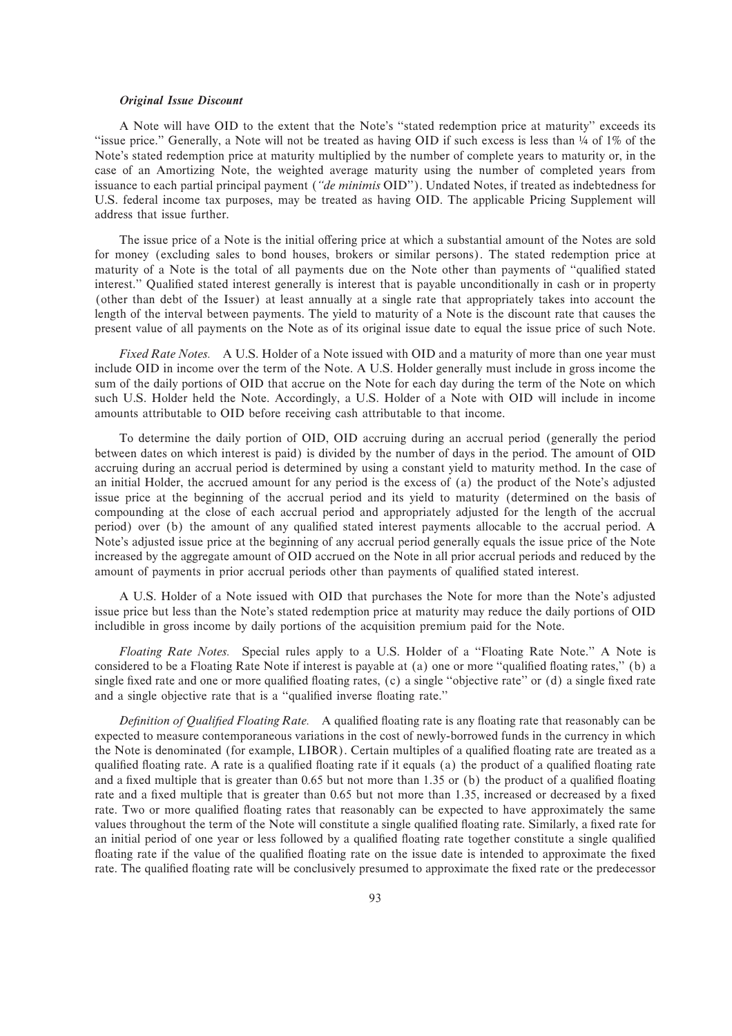### *Original Issue Discount*

A Note will have OID to the extent that the Note's "stated redemption price at maturity" exceeds its "issue price." Generally, a Note will not be treated as having OID if such excess is less than ¼ of 1% of the Note's stated redemption price at maturity multiplied by the number of complete years to maturity or, in the case of an Amortizing Note, the weighted average maturity using the number of completed years from issuance to each partial principal payment (*"de minimis* OID"). Undated Notes, if treated as indebtedness for U.S. federal income tax purposes, may be treated as having OID. The applicable Pricing Supplement will address that issue further.

The issue price of a Note is the initial offering price at which a substantial amount of the Notes are sold for money (excluding sales to bond houses, brokers or similar persons). The stated redemption price at maturity of a Note is the total of all payments due on the Note other than payments of "qualified stated interest." Qualified stated interest generally is interest that is payable unconditionally in cash or in property (other than debt of the Issuer) at least annually at a single rate that appropriately takes into account the length of the interval between payments. The yield to maturity of a Note is the discount rate that causes the present value of all payments on the Note as of its original issue date to equal the issue price of such Note.

*Fixed Rate Notes.* A U.S. Holder of a Note issued with OID and a maturity of more than one year must include OID in income over the term of the Note. A U.S. Holder generally must include in gross income the sum of the daily portions of OID that accrue on the Note for each day during the term of the Note on which such U.S. Holder held the Note. Accordingly, a U.S. Holder of a Note with OID will include in income amounts attributable to OID before receiving cash attributable to that income.

To determine the daily portion of OID, OID accruing during an accrual period (generally the period between dates on which interest is paid) is divided by the number of days in the period. The amount of OID accruing during an accrual period is determined by using a constant yield to maturity method. In the case of an initial Holder, the accrued amount for any period is the excess of (a) the product of the Note's adjusted issue price at the beginning of the accrual period and its yield to maturity (determined on the basis of compounding at the close of each accrual period and appropriately adjusted for the length of the accrual period) over (b) the amount of any qualified stated interest payments allocable to the accrual period. A Note's adjusted issue price at the beginning of any accrual period generally equals the issue price of the Note increased by the aggregate amount of OID accrued on the Note in all prior accrual periods and reduced by the amount of payments in prior accrual periods other than payments of qualified stated interest.

A U.S. Holder of a Note issued with OID that purchases the Note for more than the Note's adjusted issue price but less than the Note's stated redemption price at maturity may reduce the daily portions of OID includible in gross income by daily portions of the acquisition premium paid for the Note.

*Floating Rate Notes.* Special rules apply to a U.S. Holder of a "Floating Rate Note." A Note is considered to be a Floating Rate Note if interest is payable at (a) one or more "qualified floating rates," (b) a single fixed rate and one or more qualified floating rates, (c) a single "objective rate" or (d) a single fixed rate and a single objective rate that is a "qualified inverse floating rate."

*Definition of Qualified Floating Rate.* A qualified floating rate is any floating rate that reasonably can be expected to measure contemporaneous variations in the cost of newly-borrowed funds in the currency in which the Note is denominated (for example, LIBOR). Certain multiples of a qualified floating rate are treated as a qualified floating rate. A rate is a qualified floating rate if it equals (a) the product of a qualified floating rate and a fixed multiple that is greater than 0.65 but not more than 1.35 or (b) the product of a qualified floating rate and a fixed multiple that is greater than 0.65 but not more than 1.35, increased or decreased by a fixed rate. Two or more qualified floating rates that reasonably can be expected to have approximately the same values throughout the term of the Note will constitute a single qualified floating rate. Similarly, a fixed rate for an initial period of one year or less followed by a qualified floating rate together constitute a single qualified floating rate if the value of the qualified floating rate on the issue date is intended to approximate the fixed rate. The qualified floating rate will be conclusively presumed to approximate the fixed rate or the predecessor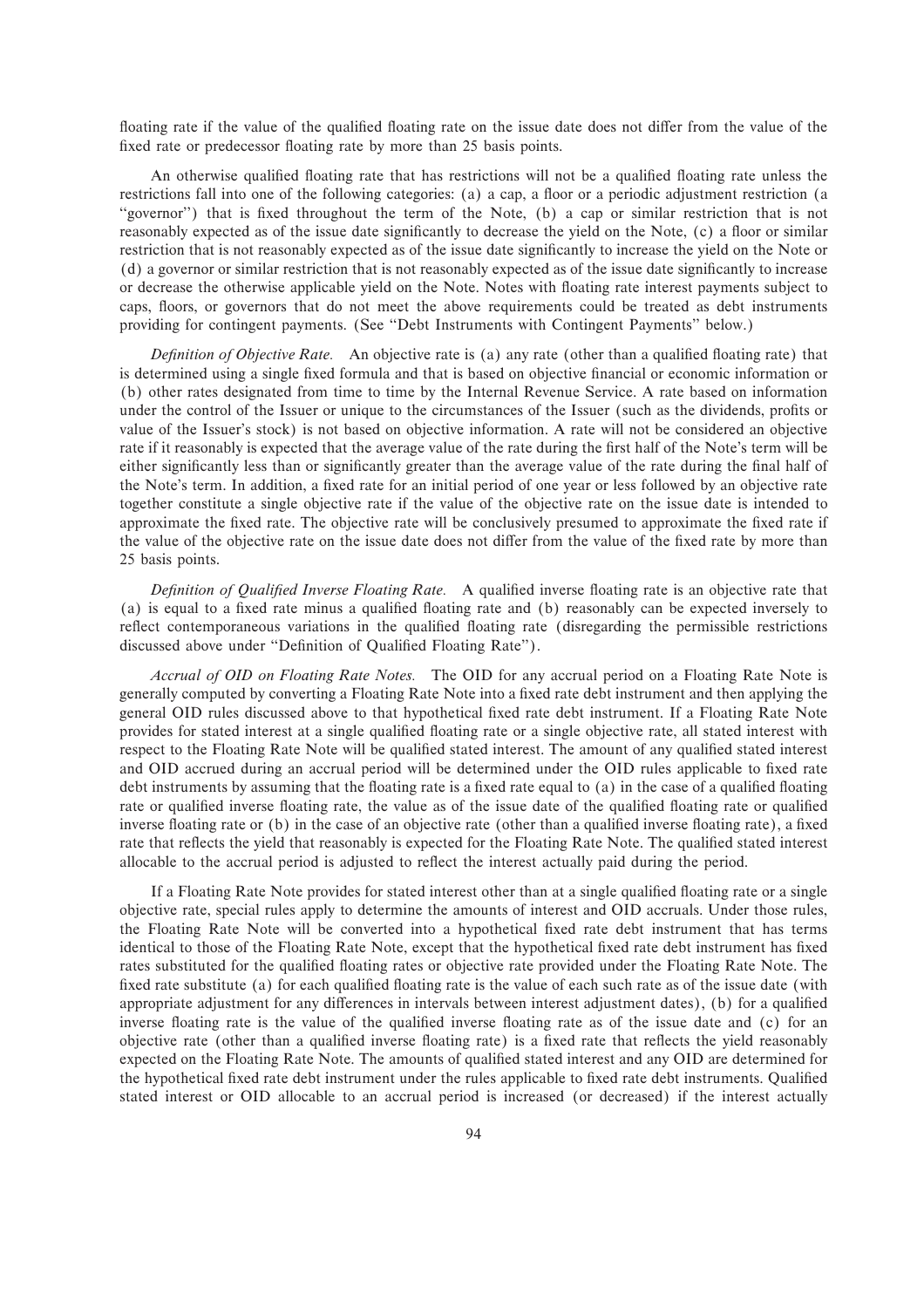floating rate if the value of the qualified floating rate on the issue date does not differ from the value of the fixed rate or predecessor floating rate by more than 25 basis points.

An otherwise qualified floating rate that has restrictions will not be a qualified floating rate unless the restrictions fall into one of the following categories: (a) a cap, a floor or a periodic adjustment restriction (a "governor") that is fixed throughout the term of the Note, (b) a cap or similar restriction that is not reasonably expected as of the issue date significantly to decrease the yield on the Note, (c) a floor or similar restriction that is not reasonably expected as of the issue date significantly to increase the yield on the Note or (d) a governor or similar restriction that is not reasonably expected as of the issue date significantly to increase or decrease the otherwise applicable yield on the Note. Notes with floating rate interest payments subject to caps, floors, or governors that do not meet the above requirements could be treated as debt instruments providing for contingent payments. (See "Debt Instruments with Contingent Payments" below.)

*Definition of Objective Rate.* An objective rate is (a) any rate (other than a qualified floating rate) that is determined using a single fixed formula and that is based on objective financial or economic information or (b) other rates designated from time to time by the Internal Revenue Service. A rate based on information under the control of the Issuer or unique to the circumstances of the Issuer (such as the dividends, profits or value of the Issuer's stock) is not based on objective information. A rate will not be considered an objective rate if it reasonably is expected that the average value of the rate during the first half of the Note's term will be either significantly less than or significantly greater than the average value of the rate during the final half of the Note's term. In addition, a fixed rate for an initial period of one year or less followed by an objective rate together constitute a single objective rate if the value of the objective rate on the issue date is intended to approximate the fixed rate. The objective rate will be conclusively presumed to approximate the fixed rate if the value of the objective rate on the issue date does not differ from the value of the fixed rate by more than 25 basis points.

*Definition of Qualified Inverse Floating Rate.* A qualified inverse floating rate is an objective rate that (a) is equal to a fixed rate minus a qualified floating rate and (b) reasonably can be expected inversely to reflect contemporaneous variations in the qualified floating rate (disregarding the permissible restrictions discussed above under "Definition of Qualified Floating Rate").

*Accrual of OID on Floating Rate Notes.* The OID for any accrual period on a Floating Rate Note is generally computed by converting a Floating Rate Note into a fixed rate debt instrument and then applying the general OID rules discussed above to that hypothetical fixed rate debt instrument. If a Floating Rate Note provides for stated interest at a single qualified floating rate or a single objective rate, all stated interest with respect to the Floating Rate Note will be qualified stated interest. The amount of any qualified stated interest and OID accrued during an accrual period will be determined under the OID rules applicable to fixed rate debt instruments by assuming that the floating rate is a fixed rate equal to (a) in the case of a qualified floating rate or qualified inverse floating rate, the value as of the issue date of the qualified floating rate or qualified inverse floating rate or (b) in the case of an objective rate (other than a qualified inverse floating rate), a fixed rate that reflects the yield that reasonably is expected for the Floating Rate Note. The qualified stated interest allocable to the accrual period is adjusted to reflect the interest actually paid during the period.

If a Floating Rate Note provides for stated interest other than at a single qualified floating rate or a single objective rate, special rules apply to determine the amounts of interest and OID accruals. Under those rules, the Floating Rate Note will be converted into a hypothetical fixed rate debt instrument that has terms identical to those of the Floating Rate Note, except that the hypothetical fixed rate debt instrument has fixed rates substituted for the qualified floating rates or objective rate provided under the Floating Rate Note. The fixed rate substitute (a) for each qualified floating rate is the value of each such rate as of the issue date (with appropriate adjustment for any differences in intervals between interest adjustment dates), (b) for a qualified inverse floating rate is the value of the qualified inverse floating rate as of the issue date and (c) for an objective rate (other than a qualified inverse floating rate) is a fixed rate that reflects the yield reasonably expected on the Floating Rate Note. The amounts of qualified stated interest and any OID are determined for the hypothetical fixed rate debt instrument under the rules applicable to fixed rate debt instruments. Qualified stated interest or OID allocable to an accrual period is increased (or decreased) if the interest actually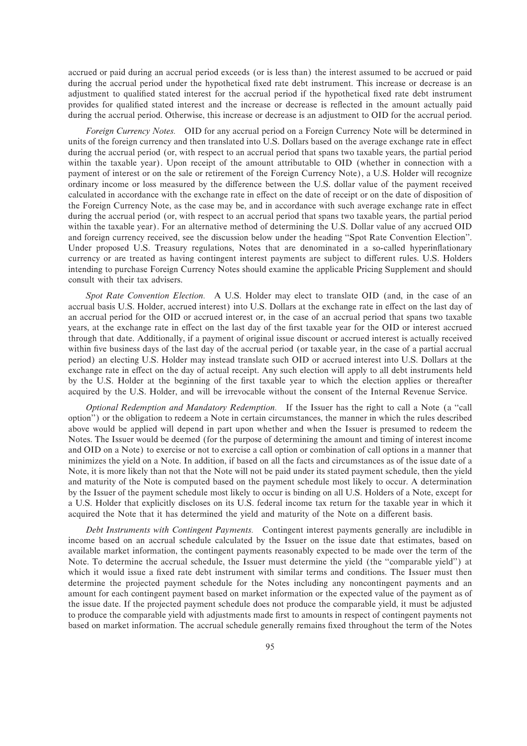accrued or paid during an accrual period exceeds (or is less than) the interest assumed to be accrued or paid during the accrual period under the hypothetical fixed rate debt instrument. This increase or decrease is an adjustment to qualified stated interest for the accrual period if the hypothetical fixed rate debt instrument provides for qualified stated interest and the increase or decrease is reflected in the amount actually paid during the accrual period. Otherwise, this increase or decrease is an adjustment to OID for the accrual period.

*Foreign Currency Notes.* OID for any accrual period on a Foreign Currency Note will be determined in units of the foreign currency and then translated into U.S. Dollars based on the average exchange rate in effect during the accrual period (or, with respect to an accrual period that spans two taxable years, the partial period within the taxable year). Upon receipt of the amount attributable to OID (whether in connection with a payment of interest or on the sale or retirement of the Foreign Currency Note), a U.S. Holder will recognize ordinary income or loss measured by the difference between the U.S. dollar value of the payment received calculated in accordance with the exchange rate in effect on the date of receipt or on the date of disposition of the Foreign Currency Note, as the case may be, and in accordance with such average exchange rate in effect during the accrual period (or, with respect to an accrual period that spans two taxable years, the partial period within the taxable year). For an alternative method of determining the U.S. Dollar value of any accrued OID and foreign currency received, see the discussion below under the heading "Spot Rate Convention Election". Under proposed U.S. Treasury regulations, Notes that are denominated in a so-called hyperinflationary currency or are treated as having contingent interest payments are subject to different rules. U.S. Holders intending to purchase Foreign Currency Notes should examine the applicable Pricing Supplement and should consult with their tax advisers.

*Spot Rate Convention Election.* A U.S. Holder may elect to translate OID (and, in the case of an accrual basis U.S. Holder, accrued interest) into U.S. Dollars at the exchange rate in effect on the last day of an accrual period for the OID or accrued interest or, in the case of an accrual period that spans two taxable years, at the exchange rate in effect on the last day of the first taxable year for the OID or interest accrued through that date. Additionally, if a payment of original issue discount or accrued interest is actually received within five business days of the last day of the accrual period (or taxable year, in the case of a partial accrual period) an electing U.S. Holder may instead translate such OID or accrued interest into U.S. Dollars at the exchange rate in effect on the day of actual receipt. Any such election will apply to all debt instruments held by the U.S. Holder at the beginning of the first taxable year to which the election applies or thereafter acquired by the U.S. Holder, and will be irrevocable without the consent of the Internal Revenue Service.

*Optional Redemption and Mandatory Redemption.* If the Issuer has the right to call a Note (a "call option") or the obligation to redeem a Note in certain circumstances, the manner in which the rules described above would be applied will depend in part upon whether and when the Issuer is presumed to redeem the Notes. The Issuer would be deemed (for the purpose of determining the amount and timing of interest income and OID on a Note) to exercise or not to exercise a call option or combination of call options in a manner that minimizes the yield on a Note. In addition, if based on all the facts and circumstances as of the issue date of a Note, it is more likely than not that the Note will not be paid under its stated payment schedule, then the yield and maturity of the Note is computed based on the payment schedule most likely to occur. A determination by the Issuer of the payment schedule most likely to occur is binding on all U.S. Holders of a Note, except for a U.S. Holder that explicitly discloses on its U.S. federal income tax return for the taxable year in which it acquired the Note that it has determined the yield and maturity of the Note on a different basis.

*Debt Instruments with Contingent Payments.* Contingent interest payments generally are includible in income based on an accrual schedule calculated by the Issuer on the issue date that estimates, based on available market information, the contingent payments reasonably expected to be made over the term of the Note. To determine the accrual schedule, the Issuer must determine the yield (the "comparable yield") at which it would issue a fixed rate debt instrument with similar terms and conditions. The Issuer must then determine the projected payment schedule for the Notes including any noncontingent payments and an amount for each contingent payment based on market information or the expected value of the payment as of the issue date. If the projected payment schedule does not produce the comparable yield, it must be adjusted to produce the comparable yield with adjustments made first to amounts in respect of contingent payments not based on market information. The accrual schedule generally remains fixed throughout the term of the Notes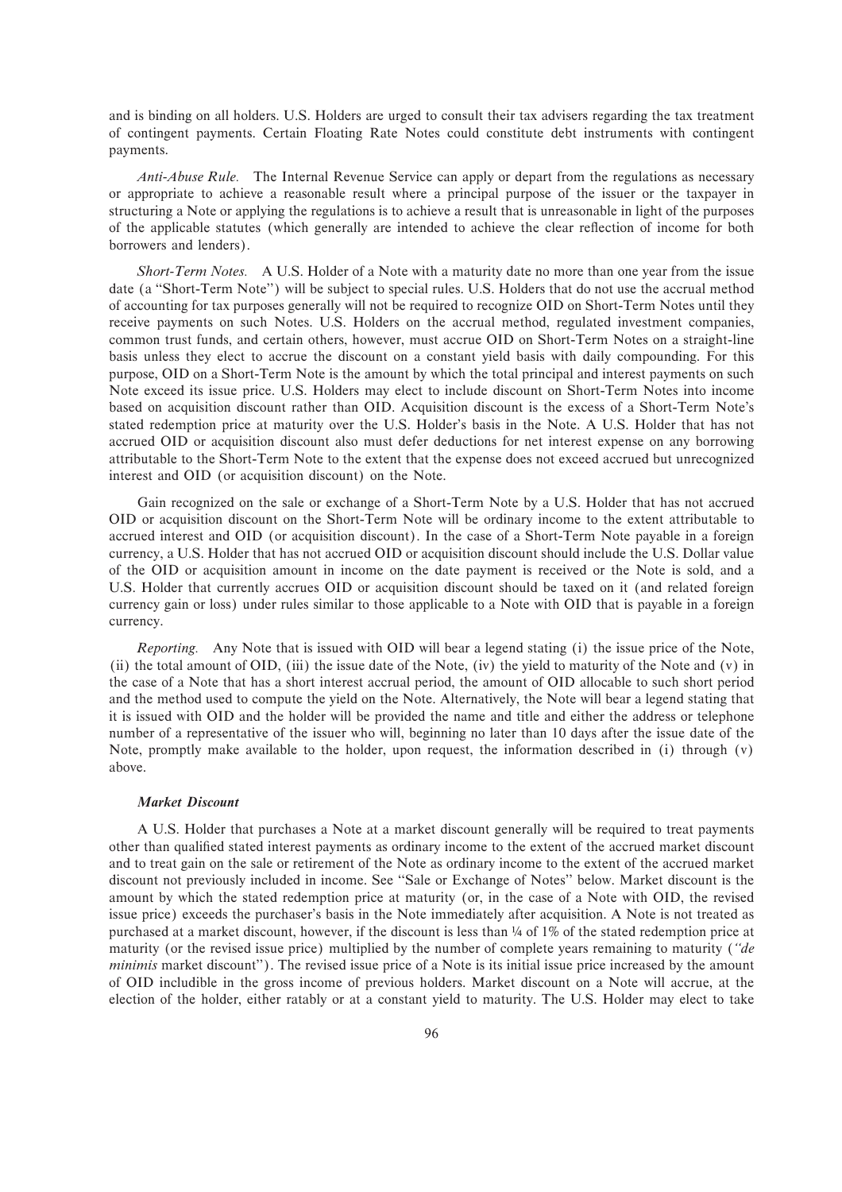and is binding on all holders. U.S. Holders are urged to consult their tax advisers regarding the tax treatment of contingent payments. Certain Floating Rate Notes could constitute debt instruments with contingent payments.

*Anti-Abuse Rule.* The Internal Revenue Service can apply or depart from the regulations as necessary or appropriate to achieve a reasonable result where a principal purpose of the issuer or the taxpayer in structuring a Note or applying the regulations is to achieve a result that is unreasonable in light of the purposes of the applicable statutes (which generally are intended to achieve the clear reflection of income for both borrowers and lenders).

*Short-Term Notes.* A U.S. Holder of a Note with a maturity date no more than one year from the issue date (a "Short-Term Note") will be subject to special rules. U.S. Holders that do not use the accrual method of accounting for tax purposes generally will not be required to recognize OID on Short-Term Notes until they receive payments on such Notes. U.S. Holders on the accrual method, regulated investment companies, common trust funds, and certain others, however, must accrue OID on Short-Term Notes on a straight-line basis unless they elect to accrue the discount on a constant yield basis with daily compounding. For this purpose, OID on a Short-Term Note is the amount by which the total principal and interest payments on such Note exceed its issue price. U.S. Holders may elect to include discount on Short-Term Notes into income based on acquisition discount rather than OID. Acquisition discount is the excess of a Short-Term Note's stated redemption price at maturity over the U.S. Holder's basis in the Note. A U.S. Holder that has not accrued OID or acquisition discount also must defer deductions for net interest expense on any borrowing attributable to the Short-Term Note to the extent that the expense does not exceed accrued but unrecognized interest and OID (or acquisition discount) on the Note.

Gain recognized on the sale or exchange of a Short-Term Note by a U.S. Holder that has not accrued OID or acquisition discount on the Short-Term Note will be ordinary income to the extent attributable to accrued interest and OID (or acquisition discount). In the case of a Short-Term Note payable in a foreign currency, a U.S. Holder that has not accrued OID or acquisition discount should include the U.S. Dollar value of the OID or acquisition amount in income on the date payment is received or the Note is sold, and a U.S. Holder that currently accrues OID or acquisition discount should be taxed on it (and related foreign currency gain or loss) under rules similar to those applicable to a Note with OID that is payable in a foreign currency.

*Reporting.* Any Note that is issued with OID will bear a legend stating (i) the issue price of the Note, (ii) the total amount of OID, (iii) the issue date of the Note, (iv) the yield to maturity of the Note and (v) in the case of a Note that has a short interest accrual period, the amount of OID allocable to such short period and the method used to compute the yield on the Note. Alternatively, the Note will bear a legend stating that it is issued with OID and the holder will be provided the name and title and either the address or telephone number of a representative of the issuer who will, beginning no later than 10 days after the issue date of the Note, promptly make available to the holder, upon request, the information described in (i) through (v) above.

### *Market Discount*

A U.S. Holder that purchases a Note at a market discount generally will be required to treat payments other than qualified stated interest payments as ordinary income to the extent of the accrued market discount and to treat gain on the sale or retirement of the Note as ordinary income to the extent of the accrued market discount not previously included in income. See "Sale or Exchange of Notes" below. Market discount is the amount by which the stated redemption price at maturity (or, in the case of a Note with OID, the revised issue price) exceeds the purchaser's basis in the Note immediately after acquisition. A Note is not treated as purchased at a market discount, however, if the discount is less than ¼ of 1% of the stated redemption price at maturity (or the revised issue price) multiplied by the number of complete years remaining to maturity ("*de minimis* market discount"). The revised issue price of a Note is its initial issue price increased by the amount of OID includible in the gross income of previous holders. Market discount on a Note will accrue, at the election of the holder, either ratably or at a constant yield to maturity. The U.S. Holder may elect to take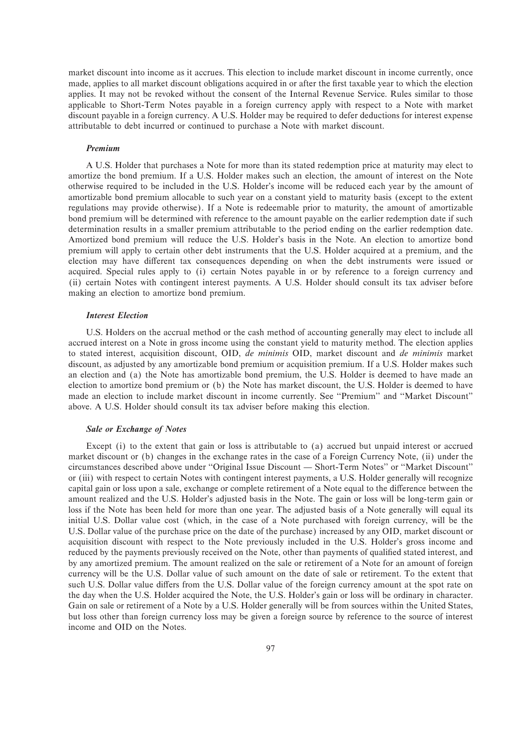market discount into income as it accrues. This election to include market discount in income currently, once made, applies to all market discount obligations acquired in or after the first taxable year to which the election applies. It may not be revoked without the consent of the Internal Revenue Service. Rules similar to those applicable to Short-Term Notes payable in a foreign currency apply with respect to a Note with market discount payable in a foreign currency. A U.S. Holder may be required to defer deductions for interest expense attributable to debt incurred or continued to purchase a Note with market discount.

### *Premium*

A U.S. Holder that purchases a Note for more than its stated redemption price at maturity may elect to amortize the bond premium. If a U.S. Holder makes such an election, the amount of interest on the Note otherwise required to be included in the U.S. Holder's income will be reduced each year by the amount of amortizable bond premium allocable to such year on a constant yield to maturity basis (except to the extent regulations may provide otherwise). If a Note is redeemable prior to maturity, the amount of amortizable bond premium will be determined with reference to the amount payable on the earlier redemption date if such determination results in a smaller premium attributable to the period ending on the earlier redemption date. Amortized bond premium will reduce the U.S. Holder's basis in the Note. An election to amortize bond premium will apply to certain other debt instruments that the U.S. Holder acquired at a premium, and the election may have different tax consequences depending on when the debt instruments were issued or acquired. Special rules apply to (i) certain Notes payable in or by reference to a foreign currency and (ii) certain Notes with contingent interest payments. A U.S. Holder should consult its tax adviser before making an election to amortize bond premium.

### *Interest Election*

U.S. Holders on the accrual method or the cash method of accounting generally may elect to include all accrued interest on a Note in gross income using the constant yield to maturity method. The election applies to stated interest, acquisition discount, OID, *de minimis* OID, market discount and *de minimis* market discount, as adjusted by any amortizable bond premium or acquisition premium. If a U.S. Holder makes such an election and (a) the Note has amortizable bond premium, the U.S. Holder is deemed to have made an election to amortize bond premium or (b) the Note has market discount, the U.S. Holder is deemed to have made an election to include market discount in income currently. See "Premium" and "Market Discount" above. A U.S. Holder should consult its tax adviser before making this election.

### *Sale or Exchange of Notes*

Except (i) to the extent that gain or loss is attributable to (a) accrued but unpaid interest or accrued market discount or (b) changes in the exchange rates in the case of a Foreign Currency Note, (ii) under the circumstances described above under "Original Issue Discount — Short-Term Notes" or "Market Discount" or (iii) with respect to certain Notes with contingent interest payments, a U.S. Holder generally will recognize capital gain or loss upon a sale, exchange or complete retirement of a Note equal to the difference between the amount realized and the U.S. Holder's adjusted basis in the Note. The gain or loss will be long-term gain or loss if the Note has been held for more than one year. The adjusted basis of a Note generally will equal its initial U.S. Dollar value cost (which, in the case of a Note purchased with foreign currency, will be the U.S. Dollar value of the purchase price on the date of the purchase) increased by any OID, market discount or acquisition discount with respect to the Note previously included in the U.S. Holder's gross income and reduced by the payments previously received on the Note, other than payments of qualified stated interest, and by any amortized premium. The amount realized on the sale or retirement of a Note for an amount of foreign currency will be the U.S. Dollar value of such amount on the date of sale or retirement. To the extent that such U.S. Dollar value differs from the U.S. Dollar value of the foreign currency amount at the spot rate on the day when the U.S. Holder acquired the Note, the U.S. Holder's gain or loss will be ordinary in character. Gain on sale or retirement of a Note by a U.S. Holder generally will be from sources within the United States, but loss other than foreign currency loss may be given a foreign source by reference to the source of interest income and OID on the Notes.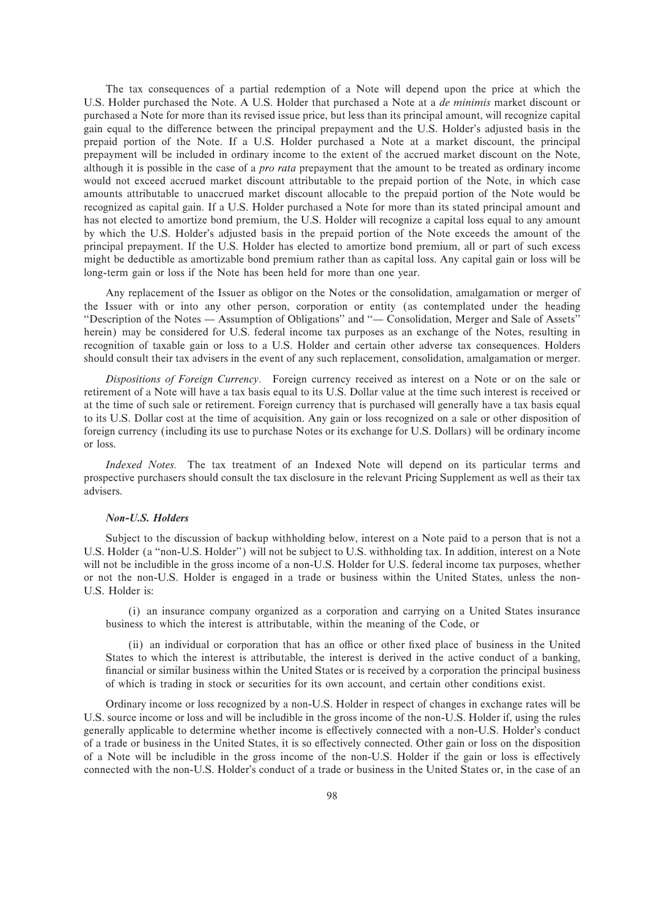The tax consequences of a partial redemption of a Note will depend upon the price at which the U.S. Holder purchased the Note. A U.S. Holder that purchased a Note at a *de minimis* market discount or purchased a Note for more than its revised issue price, but less than its principal amount, will recognize capital gain equal to the difference between the principal prepayment and the U.S. Holder's adjusted basis in the prepaid portion of the Note. If a U.S. Holder purchased a Note at a market discount, the principal prepayment will be included in ordinary income to the extent of the accrued market discount on the Note, although it is possible in the case of a *pro rata* prepayment that the amount to be treated as ordinary income would not exceed accrued market discount attributable to the prepaid portion of the Note, in which case amounts attributable to unaccrued market discount allocable to the prepaid portion of the Note would be recognized as capital gain. If a U.S. Holder purchased a Note for more than its stated principal amount and has not elected to amortize bond premium, the U.S. Holder will recognize a capital loss equal to any amount by which the U.S. Holder's adjusted basis in the prepaid portion of the Note exceeds the amount of the principal prepayment. If the U.S. Holder has elected to amortize bond premium, all or part of such excess might be deductible as amortizable bond premium rather than as capital loss. Any capital gain or loss will be long-term gain or loss if the Note has been held for more than one year.

Any replacement of the Issuer as obligor on the Notes or the consolidation, amalgamation or merger of the Issuer with or into any other person, corporation or entity (as contemplated under the heading "Description of the Notes — Assumption of Obligations" and "— Consolidation, Merger and Sale of Assets" herein) may be considered for U.S. federal income tax purposes as an exchange of the Notes, resulting in recognition of taxable gain or loss to a U.S. Holder and certain other adverse tax consequences. Holders should consult their tax advisers in the event of any such replacement, consolidation, amalgamation or merger.

*Dispositions of Foreign Currency.* Foreign currency received as interest on a Note or on the sale or retirement of a Note will have a tax basis equal to its U.S. Dollar value at the time such interest is received or at the time of such sale or retirement. Foreign currency that is purchased will generally have a tax basis equal to its U.S. Dollar cost at the time of acquisition. Any gain or loss recognized on a sale or other disposition of foreign currency (including its use to purchase Notes or its exchange for U.S. Dollars) will be ordinary income or loss.

*Indexed Notes.* The tax treatment of an Indexed Note will depend on its particular terms and prospective purchasers should consult the tax disclosure in the relevant Pricing Supplement as well as their tax advisers.

***Non-U.S. Holders***

Subject to the discussion of backup withholding below, interest on a Note paid to a person that is not a U.S. Holder (a "non-U.S. Holder") will not be subject to U.S. withholding tax. In addition, interest on a Note will not be includible in the gross income of a non-U.S. Holder for U.S. federal income tax purposes, whether or not the non-U.S. Holder is engaged in a trade or business within the United States, unless the non-U.S. Holder is:

(i) an insurance company organized as a corporation and carrying on a United States insurance business to which the interest is attributable, within the meaning of the Code, or

(ii) an individual or corporation that has an office or other fixed place of business in the United States to which the interest is attributable, the interest is derived in the active conduct of a banking, financial or similar business within the United States or is received by a corporation the principal business of which is trading in stock or securities for its own account, and certain other conditions exist.

Ordinary income or loss recognized by a non-U.S. Holder in respect of changes in exchange rates will be U.S. source income or loss and will be includible in the gross income of the non-U.S. Holder if, using the rules generally applicable to determine whether income is effectively connected with a non-U.S. Holder's conduct of a trade or business in the United States, it is so effectively connected. Other gain or loss on the disposition of a Note will be includible in the gross income of the non-U.S. Holder if the gain or loss is effectively connected with the non-U.S. Holder's conduct of a trade or business in the United States or, in the case of an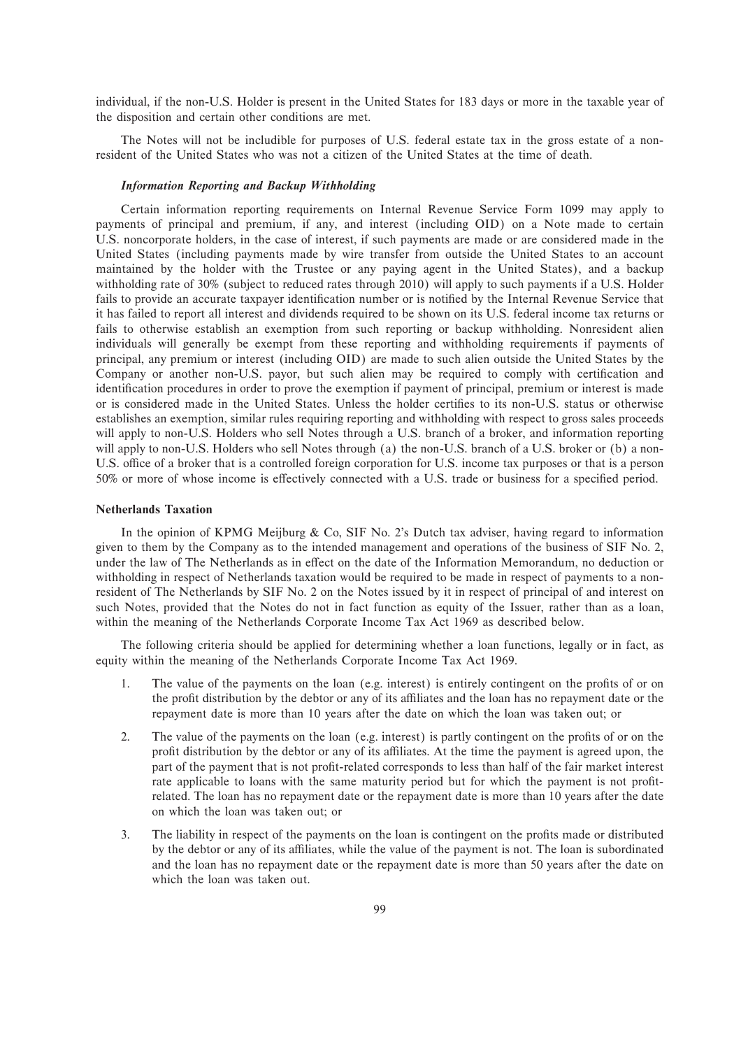individual, if the non-U.S. Holder is present in the United States for 183 days or more in the taxable year of the disposition and certain other conditions are met.

The Notes will not be includible for purposes of U.S. federal estate tax in the gross estate of a non-resident of the United States who was not a citizen of the United States at the time of death.

### *Information Reporting and Backup Withholding*

Certain information reporting requirements on Internal Revenue Service Form 1099 may apply to payments of principal and premium, if any, and interest (including OID) on a Note made to certain U.S. noncorporate holders, in the case of interest, if such payments are made or are considered made in the United States (including payments made by wire transfer from outside the United States to an account maintained by the holder with the Trustee or any paying agent in the United States), and a backup withholding rate of 30% (subject to reduced rates through 2010) will apply to such payments if a U.S. Holder fails to provide an accurate taxpayer identification number or is notified by the Internal Revenue Service that it has failed to report all interest and dividends required to be shown on its U.S. federal income tax returns or fails to otherwise establish an exemption from such reporting or backup withholding. Nonresident alien individuals will generally be exempt from these reporting and withholding requirements if payments of principal, any premium or interest (including OID) are made to such alien outside the United States by the Company or another non-U.S. payor, but such alien may be required to comply with certification and identification procedures in order to prove the exemption if payment of principal, premium or interest is made or is considered made in the United States. Unless the holder certifies to its non-U.S. status or otherwise establishes an exemption, similar rules requiring reporting and withholding with respect to gross sales proceeds will apply to non-U.S. Holders who sell Notes through a U.S. branch of a broker, and information reporting will apply to non-U.S. Holders who sell Notes through (a) the non-U.S. branch of a U.S. broker or (b) a non-U.S. office of a broker that is a controlled foreign corporation for U.S. income tax purposes or that is a person 50% or more of whose income is effectively connected with a U.S. trade or business for a specified period.

## **Netherlands Taxation**

In the opinion of KPMG Meijburg & Co, SIF No. 2's Dutch tax adviser, having regard to information given to them by the Company as to the intended management and operations of the business of SIF No. 2, under the law of The Netherlands as in effect on the date of the Information Memorandum, no deduction or withholding in respect of Netherlands taxation would be required to be made in respect of payments to a non-resident of The Netherlands by SIF No. 2 on the Notes issued by it in respect of principal of and interest on such Notes, provided that the Notes do not in fact function as equity of the Issuer, rather than as a loan, within the meaning of the Netherlands Corporate Income Tax Act 1969 as described below.

The following criteria should be applied for determining whether a loan functions, legally or in fact, as equity within the meaning of the Netherlands Corporate Income Tax Act 1969.

1. The value of the payments on the loan (e.g. interest) is entirely contingent on the profits of or on the profit distribution by the debtor or any of its affiliates and the loan has no repayment date or the repayment date is more than 10 years after the date on which the loan was taken out; or

2. The value of the payments on the loan (e.g. interest) is partly contingent on the profits of or on the profit distribution by the debtor or any of its affiliates. At the time the payment is agreed upon, the part of the payment that is not profit-related corresponds to less than half of the fair market interest rate applicable to loans with the same maturity period but for which the payment is not profit-related. The loan has no repayment date or the repayment date is more than 10 years after the date on which the loan was taken out; or

3. The liability in respect of the payments on the loan is contingent on the profits made or distributed by the debtor or any of its affiliates, while the value of the payment is not. The loan is subordinated and the loan has no repayment date or the repayment date is more than 50 years after the date on which the loan was taken out.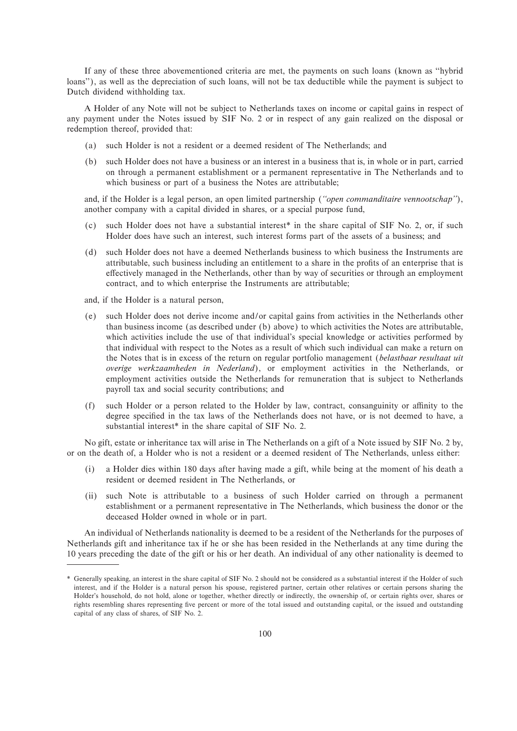If any of these three abovementioned criteria are met, the payments on such loans (known as "hybrid loans"), as well as the depreciation of such loans, will not be tax deductible while the payment is subject to Dutch dividend withholding tax.

A Holder of any Note will not be subject to Netherlands taxes on income or capital gains in respect of any payment under the Notes issued by SIF No. 2 or in respect of any gain realized on the disposal or redemption thereof, provided that:

(a) such Holder is not a resident or a deemed resident of The Netherlands; and

(b) such Holder does not have a business or an interest in a business that is, in whole or in part, carried on through a permanent establishment or a permanent representative in The Netherlands and to which business or part of a business the Notes are attributable;

and, if the Holder is a legal person, an open limited partnership (*"open commanditaire vennootschap"*), another company with a capital divided in shares, or a special purpose fund,

(c) such Holder does not have a substantial interest* in the share capital of SIF No. 2, or, if such Holder does have such an interest, such interest forms part of the assets of a business; and

(d) such Holder does not have a deemed Netherlands business to which business the Instruments are attributable, such business including an entitlement to a share in the profits of an enterprise that is effectively managed in the Netherlands, other than by way of securities or through an employment contract, and to which enterprise the Instruments are attributable;

and, if the Holder is a natural person,

(e) such Holder does not derive income and/or capital gains from activities in the Netherlands other than business income (as described under (b) above) to which activities the Notes are attributable, which activities include the use of that individual's special knowledge or activities performed by that individual with respect to the Notes as a result of which such individual can make a return on the Notes that is in excess of the return on regular portfolio management (*belastbaar resultaat uit overige werkzaamheden in Nederland*), or employment activities in the Netherlands, or employment activities outside the Netherlands for remuneration that is subject to Netherlands payroll tax and social security contributions; and

(f) such Holder or a person related to the Holder by law, contract, consanguinity or affinity to the degree specified in the tax laws of the Netherlands does not have, or is not deemed to have, a substantial interest* in the share capital of SIF No. 2.

No gift, estate or inheritance tax will arise in The Netherlands on a gift of a Note issued by SIF No. 2 by, or on the death of, a Holder who is not a resident or a deemed resident of The Netherlands, unless either:

(i) a Holder dies within 180 days after having made a gift, while being at the moment of his death a resident or deemed resident in The Netherlands, or

(ii) such Note is attributable to a business of such Holder carried on through a permanent establishment or a permanent representative in The Netherlands, which business the donor or the deceased Holder owned in whole or in part.

An individual of Netherlands nationality is deemed to be a resident of the Netherlands for the purposes of Netherlands gift and inheritance tax if he or she has been resided in the Netherlands at any time during the 10 years preceding the date of the gift or his or her death. An individual of any other nationality is deemed to

---

\* Generally speaking, an interest in the share capital of SIF No. 2 should not be considered as a substantial interest if the Holder of such interest, and if the Holder is a natural person his spouse, registered partner, certain other relatives or certain persons sharing the Holder's household, do not hold, alone or together, whether directly or indirectly, the ownership of, or certain rights over, shares or rights resembling shares representing five percent or more of the total issued and outstanding capital, or the issued and outstanding capital of any class of shares, of SIF No. 2.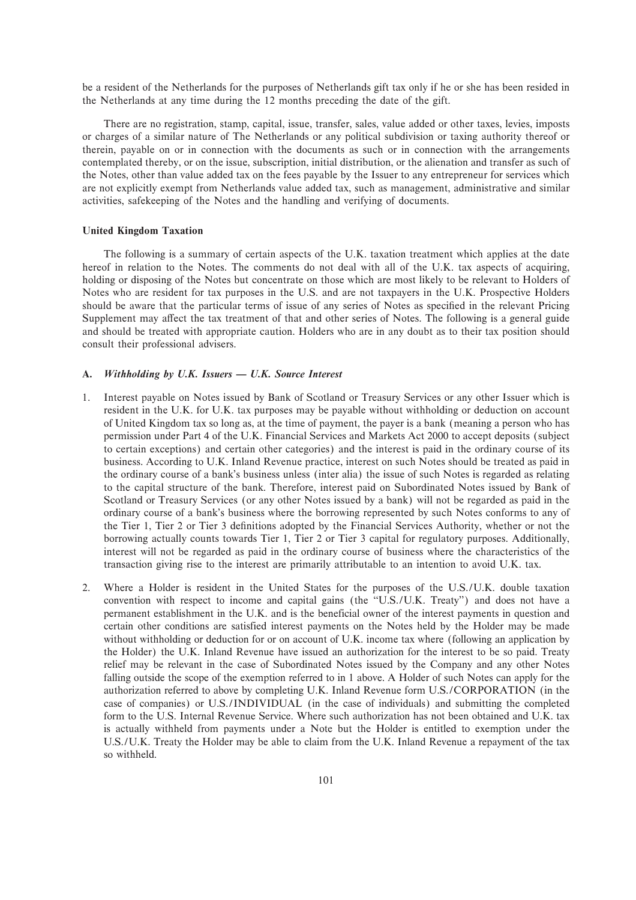be a resident of the Netherlands for the purposes of Netherlands gift tax only if he or she has been resided in the Netherlands at any time during the 12 months preceding the date of the gift.

There are no registration, stamp, capital, issue, transfer, sales, value added or other taxes, levies, imposts or charges of a similar nature of The Netherlands or any political subdivision or taxing authority thereof or therein, payable on or in connection with the documents as such or in connection with the arrangements contemplated thereby, or on the issue, subscription, initial distribution, or the alienation and transfer as such of the Notes, other than value added tax on the fees payable by the Issuer to any entrepreneur for services which are not explicitly exempt from Netherlands value added tax, such as management, administrative and similar activities, safekeeping of the Notes and the handling and verifying of documents.

### United Kingdom Taxation

The following is a summary of certain aspects of the U.K. taxation treatment which applies at the date hereof in relation to the Notes. The comments do not deal with all of the U.K. tax aspects of acquiring, holding or disposing of the Notes but concentrate on those which are most likely to be relevant to Holders of Notes who are resident for tax purposes in the U.S. and are not taxpayers in the U.K. Prospective Holders should be aware that the particular terms of issue of any series of Notes as specified in the relevant Pricing Supplement may affect the tax treatment of that and other series of Notes. The following is a general guide and should be treated with appropriate caution. Holders who are in any doubt as to their tax position should consult their professional advisers.

#### A. *Withholding by U.K. Issuers — U.K. Source Interest*

1. Interest payable on Notes issued by Bank of Scotland or Treasury Services or any other Issuer which is resident in the U.K. for U.K. tax purposes may be payable without withholding or deduction on account of United Kingdom tax so long as, at the time of payment, the payer is a bank (meaning a person who has permission under Part 4 of the U.K. Financial Services and Markets Act 2000 to accept deposits (subject to certain exceptions) and certain other categories) and the interest is paid in the ordinary course of its business. According to U.K. Inland Revenue practice, interest on such Notes should be treated as paid in the ordinary course of a bank's business unless (inter alia) the issue of such Notes is regarded as relating to the capital structure of the bank. Therefore, interest paid on Subordinated Notes issued by Bank of Scotland or Treasury Services (or any other Notes issued by a bank) will not be regarded as paid in the ordinary course of a bank's business where the borrowing represented by such Notes conforms to any of the Tier 1, Tier 2 or Tier 3 definitions adopted by the Financial Services Authority, whether or not the borrowing actually counts towards Tier 1, Tier 2 or Tier 3 capital for regulatory purposes. Additionally, interest will not be regarded as paid in the ordinary course of business where the characteristics of the transaction giving rise to the interest are primarily attributable to an intention to avoid U.K. tax.

2. Where a Holder is resident in the United States for the purposes of the U.S./U.K. double taxation convention with respect to income and capital gains (the "U.S./U.K. Treaty") and does not have a permanent establishment in the U.K. and is the beneficial owner of the interest payments in question and certain other conditions are satisfied interest payments on the Notes held by the Holder may be made without withholding or deduction for or on account of U.K. income tax where (following an application by the Holder) the U.K. Inland Revenue have issued an authorization for the interest to be so paid. Treaty relief may be relevant in the case of Subordinated Notes issued by the Company and any other Notes falling outside the scope of the exemption referred to in 1 above. A Holder of such Notes can apply for the authorization referred to above by completing U.K. Inland Revenue form U.S./CORPORATION (in the case of companies) or U.S./INDIVIDUAL (in the case of individuals) and submitting the completed form to the U.S. Internal Revenue Service. Where such authorization has not been obtained and U.K. tax is actually withheld from payments under a Note but the Holder is entitled to exemption under the U.S./U.K. Treaty the Holder may be able to claim from the U.K. Inland Revenue a repayment of the tax so withheld.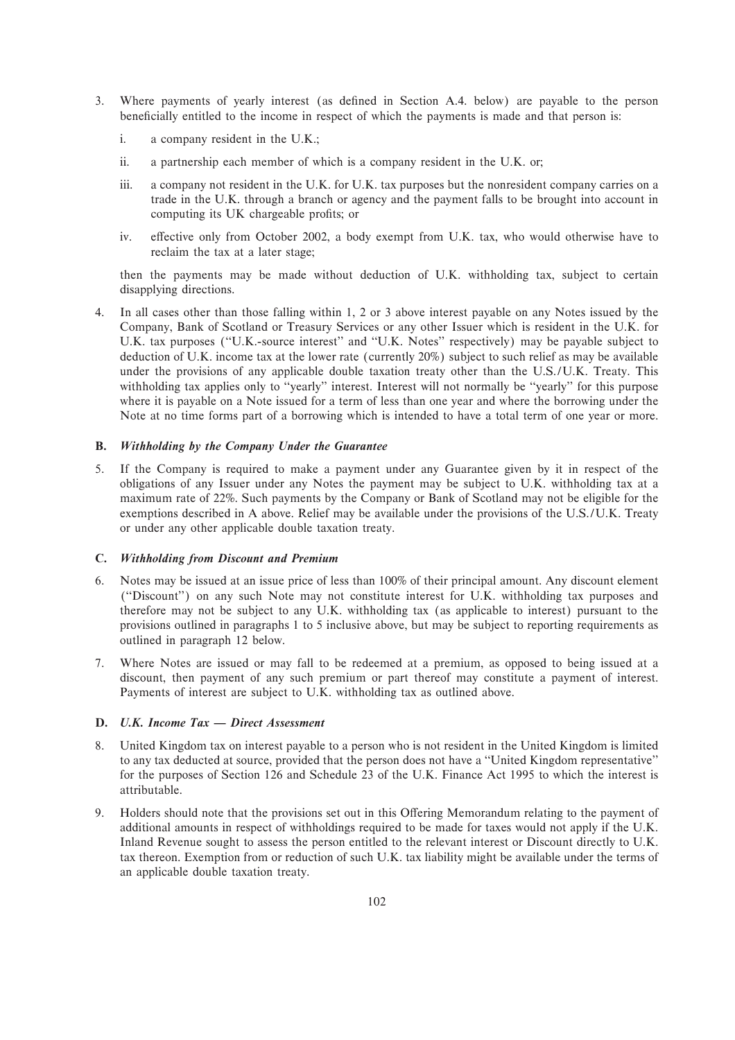3. Where payments of yearly interest (as defined in Section A.4. below) are payable to the person beneficially entitled to the income in respect of which the payments is made and that person is:

   i. a company resident in the U.K.;

   ii. a partnership each member of which is a company resident in the U.K. or;

   iii. a company not resident in the U.K. for U.K. tax purposes but the nonresident company carries on a trade in the U.K. through a branch or agency and the payment falls to be brought into account in computing its UK chargeable profits; or

   iv. effective only from October 2002, a body exempt from U.K. tax, who would otherwise have to reclaim the tax at a later stage;

   then the payments may be made without deduction of U.K. withholding tax, subject to certain disapplying directions.

4. In all cases other than those falling within 1, 2 or 3 above interest payable on any Notes issued by the Company, Bank of Scotland or Treasury Services or any other Issuer which is resident in the U.K. for U.K. tax purposes ("U.K.-source interest" and "U.K. Notes" respectively) may be payable subject to deduction of U.K. income tax at the lower rate (currently 20%) subject to such relief as may be available under the provisions of any applicable double taxation treaty other than the U.S./U.K. Treaty. This withholding tax applies only to "yearly" interest. Interest will not normally be "yearly" for this purpose where it is payable on a Note issued for a term of less than one year and where the borrowing under the Note at no time forms part of a borrowing which is intended to have a total term of one year or more.

## B. *Withholding by the Company Under the Guarantee*

5. If the Company is required to make a payment under any Guarantee given by it in respect of the obligations of any Issuer under any Notes the payment may be subject to U.K. withholding tax at a maximum rate of 22%. Such payments by the Company or Bank of Scotland may not be eligible for the exemptions described in A above. Relief may be available under the provisions of the U.S./U.K. Treaty or under any other applicable double taxation treaty.

## C. *Withholding from Discount and Premium*

6. Notes may be issued at an issue price of less than 100% of their principal amount. Any discount element ("Discount") on any such Note may not constitute interest for U.K. withholding tax purposes and therefore may not be subject to any U.K. withholding tax (as applicable to interest) pursuant to the provisions outlined in paragraphs 1 to 5 inclusive above, but may be subject to reporting requirements as outlined in paragraph 12 below.

7. Where Notes are issued or may fall to be redeemed at a premium, as opposed to being issued at a discount, then payment of any such premium or part thereof may constitute a payment of interest. Payments of interest are subject to U.K. withholding tax as outlined above.

## D. *U.K. Income Tax — Direct Assessment*

8. United Kingdom tax on interest payable to a person who is not resident in the United Kingdom is limited to any tax deducted at source, provided that the person does not have a "United Kingdom representative" for the purposes of Section 126 and Schedule 23 of the U.K. Finance Act 1995 to which the interest is attributable.

9. Holders should note that the provisions set out in this Offering Memorandum relating to the payment of additional amounts in respect of withholdings required to be made for taxes would not apply if the U.K. Inland Revenue sought to assess the person entitled to the relevant interest or Discount directly to U.K. tax thereon. Exemption from or reduction of such U.K. tax liability might be available under the terms of an applicable double taxation treaty.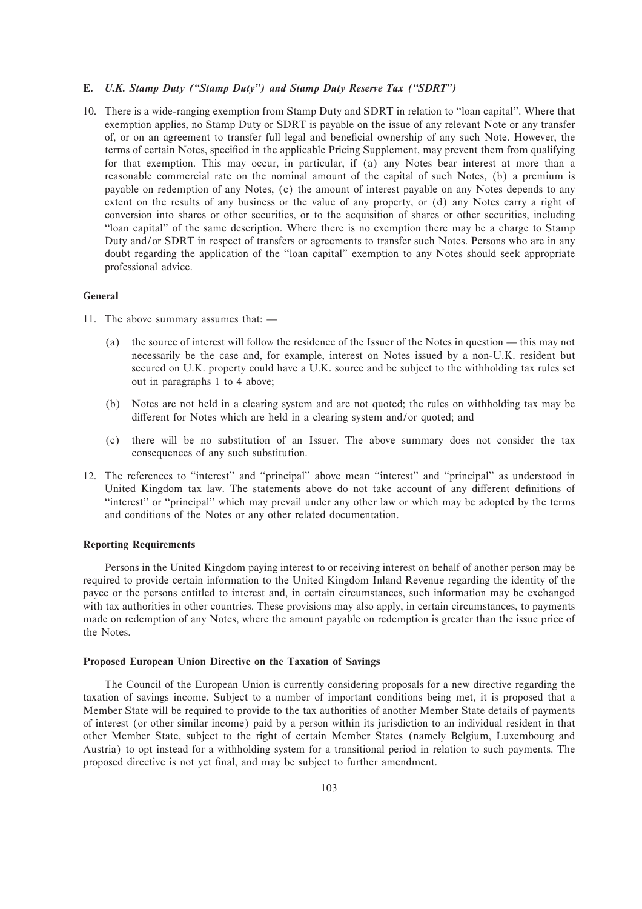### E. *U.K. Stamp Duty ("Stamp Duty") and Stamp Duty Reserve Tax ("SDRT")*

10. There is a wide-ranging exemption from Stamp Duty and SDRT in relation to "loan capital". Where that exemption applies, no Stamp Duty or SDRT is payable on the issue of any relevant Note or any transfer of, or on an agreement to transfer full legal and beneficial ownership of any such Note. However, the terms of certain Notes, specified in the applicable Pricing Supplement, may prevent them from qualifying for that exemption. This may occur, in particular, if (a) any Notes bear interest at more than a reasonable commercial rate on the nominal amount of the capital of such Notes, (b) a premium is payable on redemption of any Notes, (c) the amount of interest payable on any Notes depends to any extent on the results of any business or the value of any property, or (d) any Notes carry a right of conversion into shares or other securities, or to the acquisition of shares or other securities, including "loan capital" of the same description. Where there is no exemption there may be a charge to Stamp Duty and/or SDRT in respect of transfers or agreements to transfer such Notes. Persons who are in any doubt regarding the application of the "loan capital" exemption to any Notes should seek appropriate professional advice.

**General**

11. The above summary assumes that: —

    (a) the source of interest will follow the residence of the Issuer of the Notes in question — this may not necessarily be the case and, for example, interest on Notes issued by a non-U.K. resident but secured on U.K. property could have a U.K. source and be subject to the withholding tax rules set out in paragraphs 1 to 4 above;

    (b) Notes are not held in a clearing system and are not quoted; the rules on withholding tax may be different for Notes which are held in a clearing system and/or quoted; and

    (c) there will be no substitution of an Issuer. The above summary does not consider the tax consequences of any such substitution.

12. The references to "interest" and "principal" above mean "interest" and "principal" as understood in United Kingdom tax law. The statements above do not take account of any different definitions of "interest" or "principal" which may prevail under any other law or which may be adopted by the terms and conditions of the Notes or any other related documentation.

**Reporting Requirements**

Persons in the United Kingdom paying interest to or receiving interest on behalf of another person may be required to provide certain information to the United Kingdom Inland Revenue regarding the identity of the payee or the persons entitled to interest and, in certain circumstances, such information may be exchanged with tax authorities in other countries. These provisions may also apply, in certain circumstances, to payments made on redemption of any Notes, where the amount payable on redemption is greater than the issue price of the Notes.

**Proposed European Union Directive on the Taxation of Savings**

The Council of the European Union is currently considering proposals for a new directive regarding the taxation of savings income. Subject to a number of important conditions being met, it is proposed that a Member State will be required to provide to the tax authorities of another Member State details of payments of interest (or other similar income) paid by a person within its jurisdiction to an individual resident in that other Member State, subject to the right of certain Member States (namely Belgium, Luxembourg and Austria) to opt instead for a withholding system for a transitional period in relation to such payments. The proposed directive is not yet final, and may be subject to further amendment.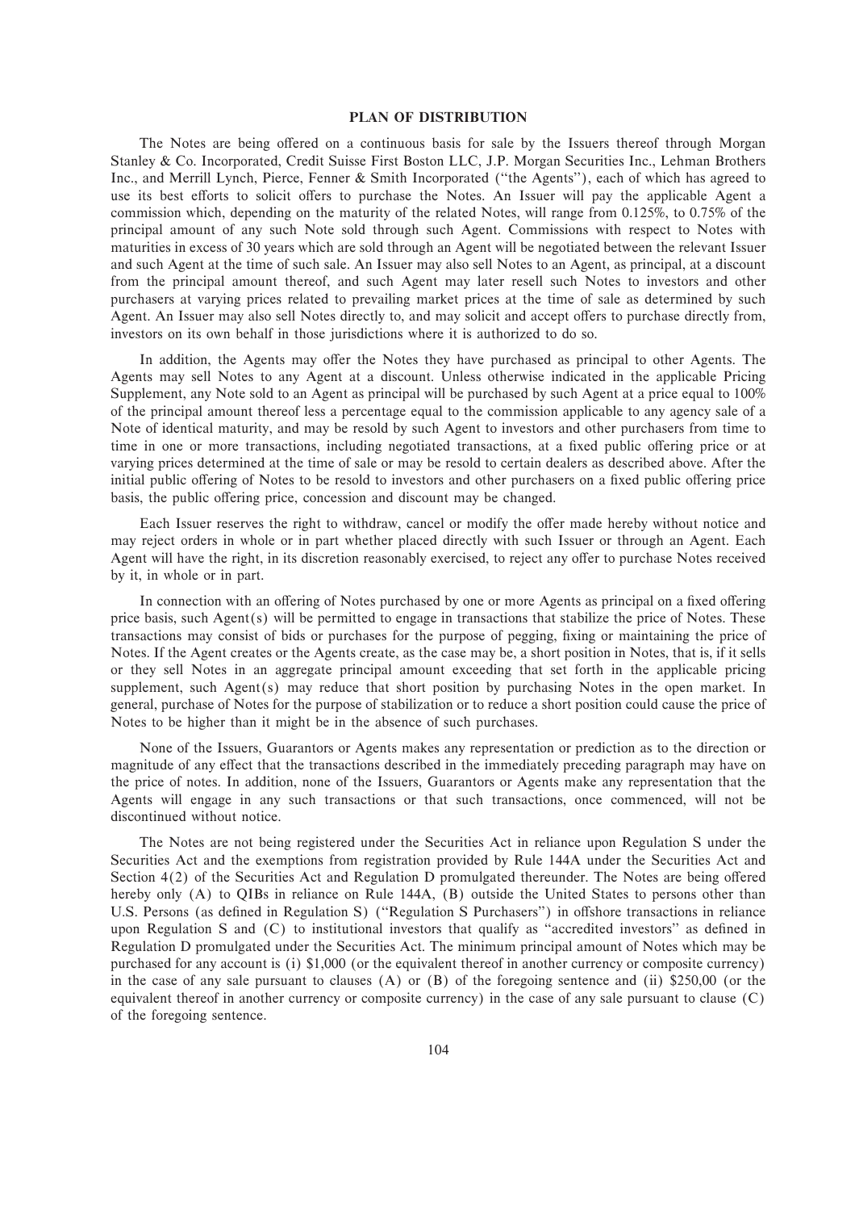## PLAN OF DISTRIBUTION

The Notes are being offered on a continuous basis for sale by the Issuers thereof through Morgan Stanley & Co. Incorporated, Credit Suisse First Boston LLC, J.P. Morgan Securities Inc., Lehman Brothers Inc., and Merrill Lynch, Pierce, Fenner & Smith Incorporated (''the Agents''), each of which has agreed to use its best efforts to solicit offers to purchase the Notes. An Issuer will pay the applicable Agent a commission which, depending on the maturity of the related Notes, will range from 0.125%, to 0.75% of the principal amount of any such Note sold through such Agent. Commissions with respect to Notes with maturities in excess of 30 years which are sold through an Agent will be negotiated between the relevant Issuer and such Agent at the time of such sale. An Issuer may also sell Notes to an Agent, as principal, at a discount from the principal amount thereof, and such Agent may later resell such Notes to investors and other purchasers at varying prices related to prevailing market prices at the time of sale as determined by such Agent. An Issuer may also sell Notes directly to, and may solicit and accept offers to purchase directly from, investors on its own behalf in those jurisdictions where it is authorized to do so.

In addition, the Agents may offer the Notes they have purchased as principal to other Agents. The Agents may sell Notes to any Agent at a discount. Unless otherwise indicated in the applicable Pricing Supplement, any Note sold to an Agent as principal will be purchased by such Agent at a price equal to 100% of the principal amount thereof less a percentage equal to the commission applicable to any agency sale of a Note of identical maturity, and may be resold by such Agent to investors and other purchasers from time to time in one or more transactions, including negotiated transactions, at a fixed public offering price or at varying prices determined at the time of sale or may be resold to certain dealers as described above. After the initial public offering of Notes to be resold to investors and other purchasers on a fixed public offering price basis, the public offering price, concession and discount may be changed.

Each Issuer reserves the right to withdraw, cancel or modify the offer made hereby without notice and may reject orders in whole or in part whether placed directly with such Issuer or through an Agent. Each Agent will have the right, in its discretion reasonably exercised, to reject any offer to purchase Notes received by it, in whole or in part.

In connection with an offering of Notes purchased by one or more Agents as principal on a fixed offering price basis, such Agent(s) will be permitted to engage in transactions that stabilize the price of Notes. These transactions may consist of bids or purchases for the purpose of pegging, fixing or maintaining the price of Notes. If the Agent creates or the Agents create, as the case may be, a short position in Notes, that is, if it sells or they sell Notes in an aggregate principal amount exceeding that set forth in the applicable pricing supplement, such Agent(s) may reduce that short position by purchasing Notes in the open market. In general, purchase of Notes for the purpose of stabilization or to reduce a short position could cause the price of Notes to be higher than it might be in the absence of such purchases.

None of the Issuers, Guarantors or Agents makes any representation or prediction as to the direction or magnitude of any effect that the transactions described in the immediately preceding paragraph may have on the price of notes. In addition, none of the Issuers, Guarantors or Agents make any representation that the Agents will engage in any such transactions or that such transactions, once commenced, will not be discontinued without notice.

The Notes are not being registered under the Securities Act in reliance upon Regulation S under the Securities Act and the exemptions from registration provided by Rule 144A under the Securities Act and Section 4(2) of the Securities Act and Regulation D promulgated thereunder. The Notes are being offered hereby only (A) to QIBs in reliance on Rule 144A, (B) outside the United States to persons other than U.S. Persons (as defined in Regulation S) (''Regulation S Purchasers'') in offshore transactions in reliance upon Regulation S and (C) to institutional investors that qualify as ''accredited investors'' as defined in Regulation D promulgated under the Securities Act. The minimum principal amount of Notes which may be purchased for any account is (i) $1,000 (or the equivalent thereof in another currency or composite currency) in the case of any sale pursuant to clauses (A) or (B) of the foregoing sentence and (ii) $250,00 (or the equivalent thereof in another currency or composite currency) in the case of any sale pursuant to clause (C) of the foregoing sentence.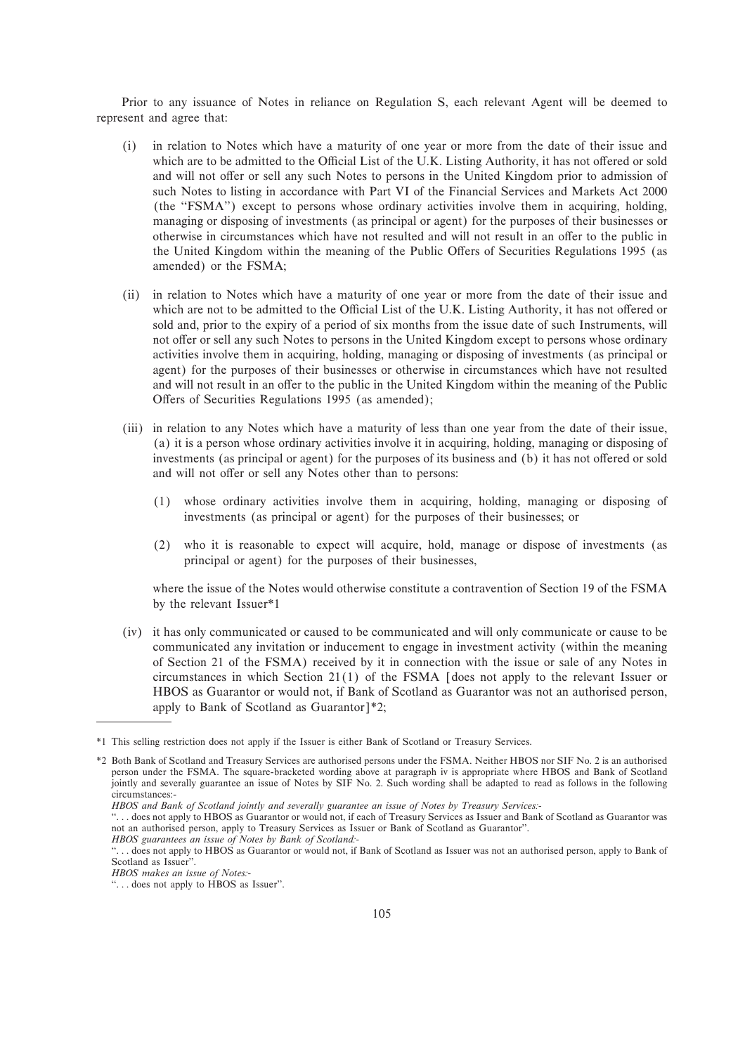Prior to any issuance of Notes in reliance on Regulation S, each relevant Agent will be deemed to represent and agree that:

(i) in relation to Notes which have a maturity of one year or more from the date of their issue and which are to be admitted to the Official List of the U.K. Listing Authority, it has not offered or sold and will not offer or sell any such Notes to persons in the United Kingdom prior to admission of such Notes to listing in accordance with Part VI of the Financial Services and Markets Act 2000 (the "FSMA") except to persons whose ordinary activities involve them in acquiring, holding, managing or disposing of investments (as principal or agent) for the purposes of their businesses or otherwise in circumstances which have not resulted and will not result in an offer to the public in the United Kingdom within the meaning of the Public Offers of Securities Regulations 1995 (as amended) or the FSMA;

(ii) in relation to Notes which have a maturity of one year or more from the date of their issue and which are not to be admitted to the Official List of the U.K. Listing Authority, it has not offered or sold and, prior to the expiry of a period of six months from the issue date of such Instruments, will not offer or sell any such Notes to persons in the United Kingdom except to persons whose ordinary activities involve them in acquiring, holding, managing or disposing of investments (as principal or agent) for the purposes of their businesses or otherwise in circumstances which have not resulted and will not result in an offer to the public in the United Kingdom within the meaning of the Public Offers of Securities Regulations 1995 (as amended);

(iii) in relation to any Notes which have a maturity of less than one year from the date of their issue, (a) it is a person whose ordinary activities involve it in acquiring, holding, managing or disposing of investments (as principal or agent) for the purposes of its business and (b) it has not offered or sold and will not offer or sell any Notes other than to persons:

(1) whose ordinary activities involve them in acquiring, holding, managing or disposing of investments (as principal or agent) for the purposes of their businesses; or

(2) who it is reasonable to expect will acquire, hold, manage or dispose of investments (as principal or agent) for the purposes of their businesses,

where the issue of the Notes would otherwise constitute a contravention of Section 19 of the FSMA by the relevant Issuer*1

(iv) it has only communicated or caused to be communicated and will only communicate or cause to be communicated any invitation or inducement to engage in investment activity (within the meaning of Section 21 of the FSMA) received by it in connection with the issue or sale of any Notes in circumstances in which Section 21(1) of the FSMA [does not apply to the relevant Issuer or HBOS as Guarantor or would not, if Bank of Scotland as Guarantor was not an authorised person, apply to Bank of Scotland as Guarantor]*2;

---

*1 This selling restriction does not apply if the Issuer is either Bank of Scotland or Treasury Services.

*2 Both Bank of Scotland and Treasury Services are authorised persons under the FSMA. Neither HBOS nor SIF No. 2 is an authorised person under the FSMA. The square-bracketed wording above at paragraph iv is appropriate where HBOS and Bank of Scotland jointly and severally guarantee an issue of Notes by SIF No. 2. Such wording shall be adapted to read as follows in the following circumstances:-

*HBOS and Bank of Scotland jointly and severally guarantee an issue of Notes by Treasury Services:-*

". . . does not apply to HBOS as Guarantor or would not, if each of Treasury Services as Issuer and Bank of Scotland as Guarantor was not an authorised person, apply to Treasury Services as Issuer or Bank of Scotland as Guarantor".

*HBOS guarantees an issue of Notes by Bank of Scotland:-*

". . . does not apply to HBOS as Guarantor or would not, if Bank of Scotland as Issuer was not an authorised person, apply to Bank of Scotland as Issuer".

*HBOS makes an issue of Notes:-*

". . . does not apply to HBOS as Issuer".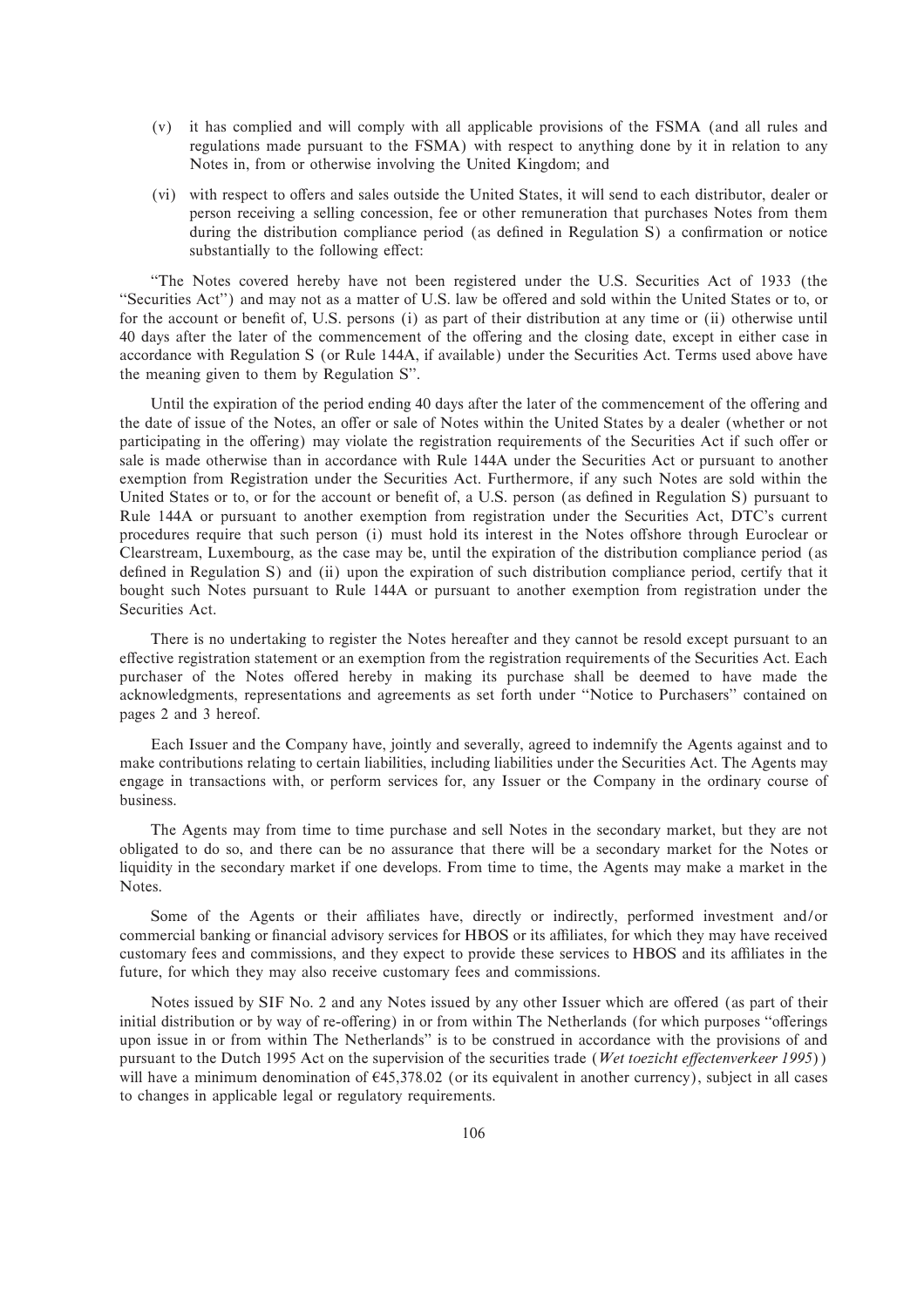(v) it has complied and will comply with all applicable provisions of the FSMA (and all rules and regulations made pursuant to the FSMA) with respect to anything done by it in relation to any Notes in, from or otherwise involving the United Kingdom; and

(vi) with respect to offers and sales outside the United States, it will send to each distributor, dealer or person receiving a selling concession, fee or other remuneration that purchases Notes from them during the distribution compliance period (as defined in Regulation S) a confirmation or notice substantially to the following effect:

"The Notes covered hereby have not been registered under the U.S. Securities Act of 1933 (the "Securities Act") and may not as a matter of U.S. law be offered and sold within the United States or to, or for the account or benefit of, U.S. persons (i) as part of their distribution at any time or (ii) otherwise until 40 days after the later of the commencement of the offering and the closing date, except in either case in accordance with Regulation S (or Rule 144A, if available) under the Securities Act. Terms used above have the meaning given to them by Regulation S".

Until the expiration of the period ending 40 days after the later of the commencement of the offering and the date of issue of the Notes, an offer or sale of Notes within the United States by a dealer (whether or not participating in the offering) may violate the registration requirements of the Securities Act if such offer or sale is made otherwise than in accordance with Rule 144A under the Securities Act or pursuant to another exemption from Registration under the Securities Act. Furthermore, if any such Notes are sold within the United States or to, or for the account or benefit of, a U.S. person (as defined in Regulation S) pursuant to Rule 144A or pursuant to another exemption from registration under the Securities Act, DTC's current procedures require that such person (i) must hold its interest in the Notes offshore through Euroclear or Clearstream, Luxembourg, as the case may be, until the expiration of the distribution compliance period (as defined in Regulation S) and (ii) upon the expiration of such distribution compliance period, certify that it bought such Notes pursuant to Rule 144A or pursuant to another exemption from registration under the Securities Act.

There is no undertaking to register the Notes hereafter and they cannot be resold except pursuant to an effective registration statement or an exemption from the registration requirements of the Securities Act. Each purchaser of the Notes offered hereby in making its purchase shall be deemed to have made the acknowledgments, representations and agreements as set forth under "Notice to Purchasers" contained on pages 2 and 3 hereof.

Each Issuer and the Company have, jointly and severally, agreed to indemnify the Agents against and to make contributions relating to certain liabilities, including liabilities under the Securities Act. The Agents may engage in transactions with, or perform services for, any Issuer or the Company in the ordinary course of business.

The Agents may from time to time purchase and sell Notes in the secondary market, but they are not obligated to do so, and there can be no assurance that there will be a secondary market for the Notes or liquidity in the secondary market if one develops. From time to time, the Agents may make a market in the Notes.

Some of the Agents or their affiliates have, directly or indirectly, performed investment and/or commercial banking or financial advisory services for HBOS or its affiliates, for which they may have received customary fees and commissions, and they expect to provide these services to HBOS and its affiliates in the future, for which they may also receive customary fees and commissions.

Notes issued by SIF No. 2 and any Notes issued by any other Issuer which are offered (as part of their initial distribution or by way of re-offering) in or from within The Netherlands (for which purposes "offerings upon issue in or from within The Netherlands" is to be construed in accordance with the provisions of and pursuant to the Dutch 1995 Act on the supervision of the securities trade (*Wet toezicht effectenverkeer 1995*)) will have a minimum denomination of €45,378.02 (or its equivalent in another currency), subject in all cases to changes in applicable legal or regulatory requirements.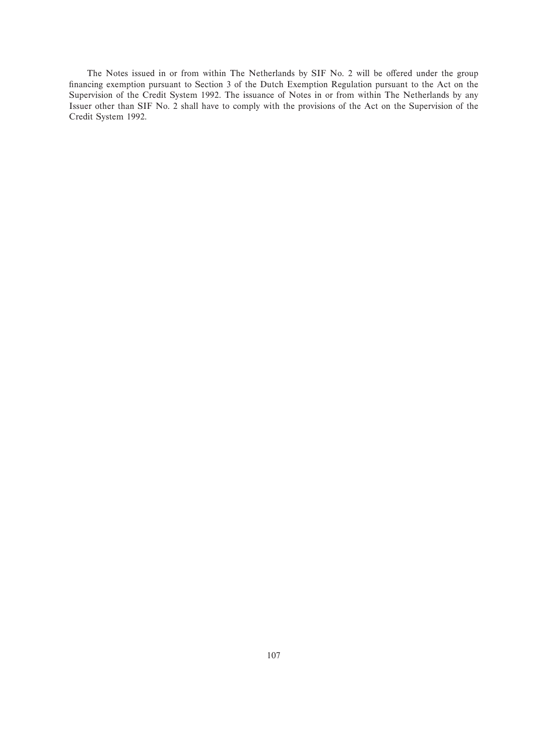The Notes issued in or from within The Netherlands by SIF No. 2 will be offered under the group financing exemption pursuant to Section 3 of the Dutch Exemption Regulation pursuant to the Act on the Supervision of the Credit System 1992. The issuance of Notes in or from within The Netherlands by any Issuer other than SIF No. 2 shall have to comply with the provisions of the Act on the Supervision of the Credit System 1992.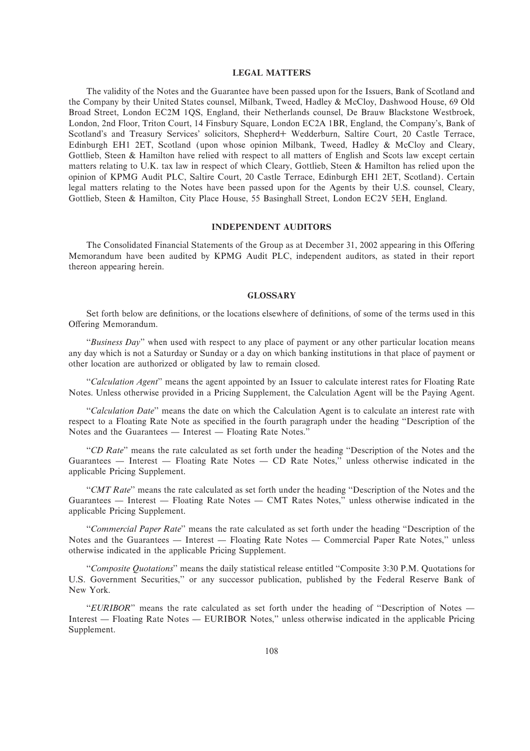## LEGAL MATTERS

The validity of the Notes and the Guarantee have been passed upon for the Issuers, Bank of Scotland and the Company by their United States counsel, Milbank, Tweed, Hadley & McCloy, Dashwood House, 69 Old Broad Street, London EC2M 1QS, England, their Netherlands counsel, De Brauw Blackstone Westbroek, London, 2nd Floor, Triton Court, 14 Finsbury Square, London EC2A 1BR, England, the Company's, Bank of Scotland's and Treasury Services' solicitors, Shepherd+ Wedderburn, Saltire Court, 20 Castle Terrace, Edinburgh EH1 2ET, Scotland (upon whose opinion Milbank, Tweed, Hadley & McCloy and Cleary, Gottlieb, Steen & Hamilton have relied with respect to all matters of English and Scots law except certain matters relating to U.K. tax law in respect of which Cleary, Gottlieb, Steen & Hamilton has relied upon the opinion of KPMG Audit PLC, Saltire Court, 20 Castle Terrace, Edinburgh EH1 2ET, Scotland). Certain legal matters relating to the Notes have been passed upon for the Agents by their U.S. counsel, Cleary, Gottlieb, Steen & Hamilton, City Place House, 55 Basinghall Street, London EC2V 5EH, England.

## INDEPENDENT AUDITORS

The Consolidated Financial Statements of the Group as at December 31, 2002 appearing in this Offering Memorandum have been audited by KPMG Audit PLC, independent auditors, as stated in their report thereon appearing herein.

## GLOSSARY

Set forth below are definitions, or the locations elsewhere of definitions, of some of the terms used in this Offering Memorandum.

"*Business Day*" when used with respect to any place of payment or any other particular location means any day which is not a Saturday or Sunday or a day on which banking institutions in that place of payment or other location are authorized or obligated by law to remain closed.

"*Calculation Agent*" means the agent appointed by an Issuer to calculate interest rates for Floating Rate Notes. Unless otherwise provided in a Pricing Supplement, the Calculation Agent will be the Paying Agent.

"*Calculation Date*" means the date on which the Calculation Agent is to calculate an interest rate with respect to a Floating Rate Note as specified in the fourth paragraph under the heading "Description of the Notes and the Guarantees — Interest — Floating Rate Notes."

"*CD Rate*" means the rate calculated as set forth under the heading "Description of the Notes and the Guarantees — Interest — Floating Rate Notes — CD Rate Notes," unless otherwise indicated in the applicable Pricing Supplement.

"*CMT Rate*" means the rate calculated as set forth under the heading "Description of the Notes and the Guarantees — Interest — Floating Rate Notes — CMT Rates Notes," unless otherwise indicated in the applicable Pricing Supplement.

"*Commercial Paper Rate*" means the rate calculated as set forth under the heading "Description of the Notes and the Guarantees — Interest — Floating Rate Notes — Commercial Paper Rate Notes," unless otherwise indicated in the applicable Pricing Supplement.

"*Composite Quotations*" means the daily statistical release entitled "Composite 3:30 P.M. Quotations for U.S. Government Securities," or any successor publication, published by the Federal Reserve Bank of New York.

"*EURIBOR*" means the rate calculated as set forth under the heading of "Description of Notes — Interest — Floating Rate Notes — EURIBOR Notes," unless otherwise indicated in the applicable Pricing Supplement.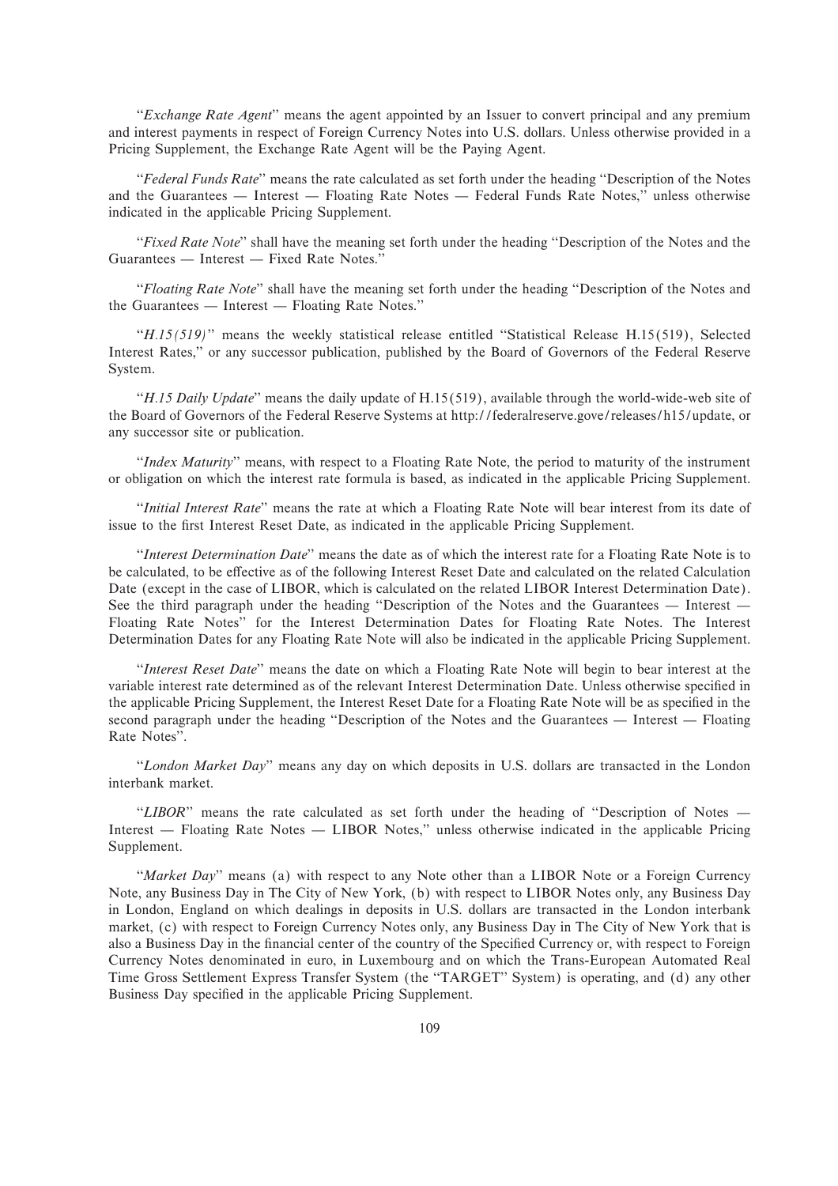"*Exchange Rate Agent*" means the agent appointed by an Issuer to convert principal and any premium and interest payments in respect of Foreign Currency Notes into U.S. dollars. Unless otherwise provided in a Pricing Supplement, the Exchange Rate Agent will be the Paying Agent.

"*Federal Funds Rate*" means the rate calculated as set forth under the heading "Description of the Notes and the Guarantees — Interest — Floating Rate Notes — Federal Funds Rate Notes," unless otherwise indicated in the applicable Pricing Supplement.

"*Fixed Rate Note*" shall have the meaning set forth under the heading "Description of the Notes and the Guarantees — Interest — Fixed Rate Notes."

"*Floating Rate Note*" shall have the meaning set forth under the heading "Description of the Notes and the Guarantees — Interest — Floating Rate Notes."

"*H.15(519)*" means the weekly statistical release entitled "Statistical Release H.15(519), Selected Interest Rates," or any successor publication, published by the Board of Governors of the Federal Reserve System.

"*H.15 Daily Update*" means the daily update of H.15(519), available through the world-wide-web site of the Board of Governors of the Federal Reserve Systems at http://federalreserve.gove/releases/h15/update, or any successor site or publication.

"*Index Maturity*" means, with respect to a Floating Rate Note, the period to maturity of the instrument or obligation on which the interest rate formula is based, as indicated in the applicable Pricing Supplement.

"*Initial Interest Rate*" means the rate at which a Floating Rate Note will bear interest from its date of issue to the first Interest Reset Date, as indicated in the applicable Pricing Supplement.

"*Interest Determination Date*" means the date as of which the interest rate for a Floating Rate Note is to be calculated, to be effective as of the following Interest Reset Date and calculated on the related Calculation Date (except in the case of LIBOR, which is calculated on the related LIBOR Interest Determination Date). See the third paragraph under the heading "Description of the Notes and the Guarantees — Interest — Floating Rate Notes" for the Interest Determination Dates for Floating Rate Notes. The Interest Determination Dates for any Floating Rate Note will also be indicated in the applicable Pricing Supplement.

"*Interest Reset Date*" means the date on which a Floating Rate Note will begin to bear interest at the variable interest rate determined as of the relevant Interest Determination Date. Unless otherwise specified in the applicable Pricing Supplement, the Interest Reset Date for a Floating Rate Note will be as specified in the second paragraph under the heading "Description of the Notes and the Guarantees — Interest — Floating Rate Notes".

"*London Market Day*" means any day on which deposits in U.S. dollars are transacted in the London interbank market.

"*LIBOR*" means the rate calculated as set forth under the heading of "Description of Notes — Interest — Floating Rate Notes — LIBOR Notes," unless otherwise indicated in the applicable Pricing Supplement.

"*Market Day*" means (a) with respect to any Note other than a LIBOR Note or a Foreign Currency Note, any Business Day in The City of New York, (b) with respect to LIBOR Notes only, any Business Day in London, England on which dealings in deposits in U.S. dollars are transacted in the London interbank market, (c) with respect to Foreign Currency Notes only, any Business Day in The City of New York that is also a Business Day in the financial center of the country of the Specified Currency or, with respect to Foreign Currency Notes denominated in euro, in Luxembourg and on which the Trans-European Automated Real Time Gross Settlement Express Transfer System (the "TARGET" System) is operating, and (d) any other Business Day specified in the applicable Pricing Supplement.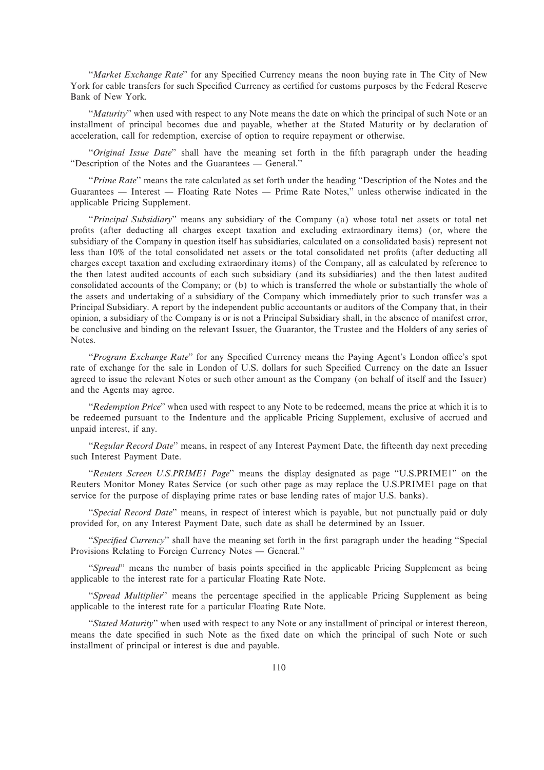"*Market Exchange Rate*" for any Specified Currency means the noon buying rate in The City of New York for cable transfers for such Specified Currency as certified for customs purposes by the Federal Reserve Bank of New York.

"*Maturity*" when used with respect to any Note means the date on which the principal of such Note or an installment of principal becomes due and payable, whether at the Stated Maturity or by declaration of acceleration, call for redemption, exercise of option to require repayment or otherwise.

"*Original Issue Date*" shall have the meaning set forth in the fifth paragraph under the heading "Description of the Notes and the Guarantees — General."

"*Prime Rate*" means the rate calculated as set forth under the heading "Description of the Notes and the Guarantees — Interest — Floating Rate Notes — Prime Rate Notes," unless otherwise indicated in the applicable Pricing Supplement.

"*Principal Subsidiary*" means any subsidiary of the Company (a) whose total net assets or total net profits (after deducting all charges except taxation and excluding extraordinary items) (or, where the subsidiary of the Company in question itself has subsidiaries, calculated on a consolidated basis) represent not less than 10% of the total consolidated net assets or the total consolidated net profits (after deducting all charges except taxation and excluding extraordinary items) of the Company, all as calculated by reference to the then latest audited accounts of each such subsidiary (and its subsidiaries) and the then latest audited consolidated accounts of the Company; or (b) to which is transferred the whole or substantially the whole of the assets and undertaking of a subsidiary of the Company which immediately prior to such transfer was a Principal Subsidiary. A report by the independent public accountants or auditors of the Company that, in their opinion, a subsidiary of the Company is or is not a Principal Subsidiary shall, in the absence of manifest error, be conclusive and binding on the relevant Issuer, the Guarantor, the Trustee and the Holders of any series of Notes.

"*Program Exchange Rate*" for any Specified Currency means the Paying Agent's London office's spot rate of exchange for the sale in London of U.S. dollars for such Specified Currency on the date an Issuer agreed to issue the relevant Notes or such other amount as the Company (on behalf of itself and the Issuer) and the Agents may agree.

"*Redemption Price*" when used with respect to any Note to be redeemed, means the price at which it is to be redeemed pursuant to the Indenture and the applicable Pricing Supplement, exclusive of accrued and unpaid interest, if any.

"*Regular Record Date*" means, in respect of any Interest Payment Date, the fifteenth day next preceding such Interest Payment Date.

"*Reuters Screen U.S.PRIME1 Page*" means the display designated as page "U.S.PRIME1" on the Reuters Monitor Money Rates Service (or such other page as may replace the U.S.PRIME1 page on that service for the purpose of displaying prime rates or base lending rates of major U.S. banks).

"*Special Record Date*" means, in respect of interest which is payable, but not punctually paid or duly provided for, on any Interest Payment Date, such date as shall be determined by an Issuer.

"*Specified Currency*" shall have the meaning set forth in the first paragraph under the heading "Special Provisions Relating to Foreign Currency Notes — General."

"*Spread*" means the number of basis points specified in the applicable Pricing Supplement as being applicable to the interest rate for a particular Floating Rate Note.

"*Spread Multiplier*" means the percentage specified in the applicable Pricing Supplement as being applicable to the interest rate for a particular Floating Rate Note.

"*Stated Maturity*" when used with respect to any Note or any installment of principal or interest thereon, means the date specified in such Note as the fixed date on which the principal of such Note or such installment of principal or interest is due and payable.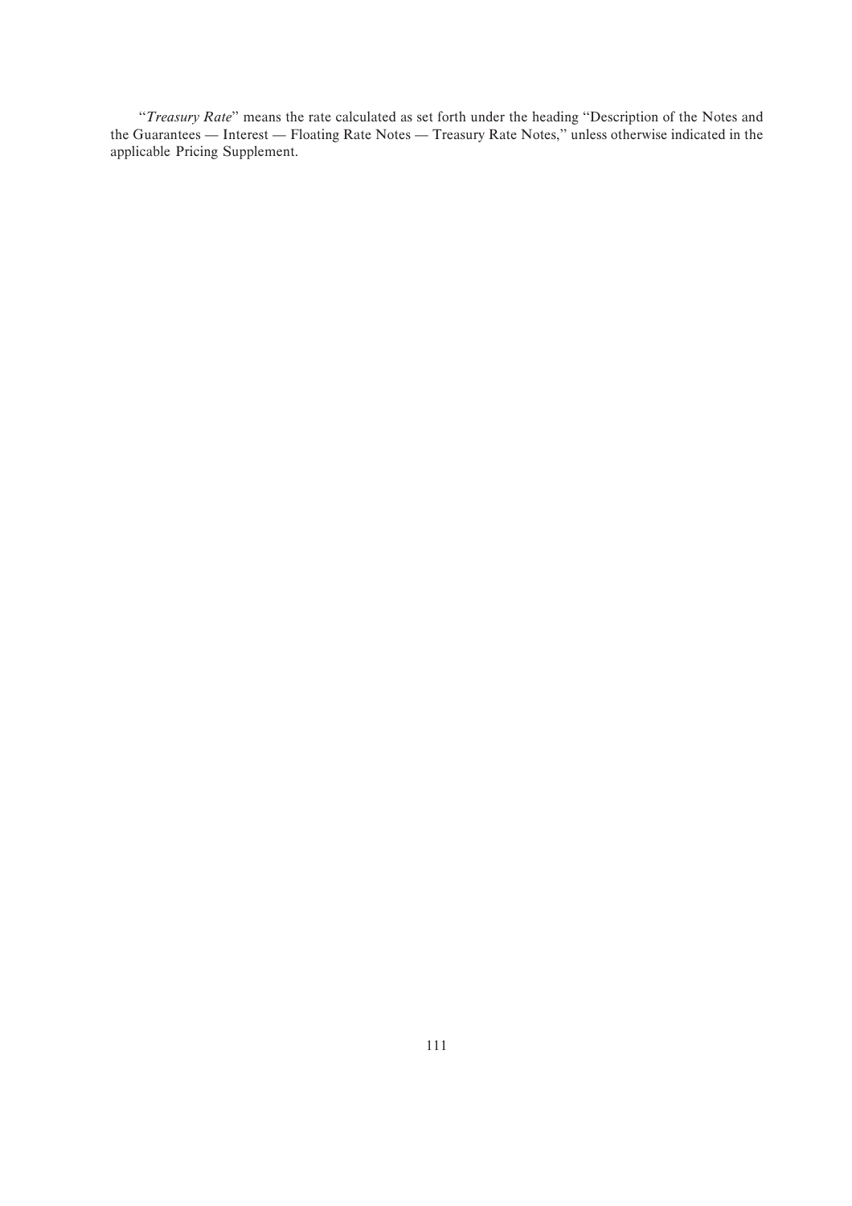"*Treasury Rate*" means the rate calculated as set forth under the heading "Description of the Notes and the Guarantees — Interest — Floating Rate Notes — Treasury Rate Notes," unless otherwise indicated in the applicable Pricing Supplement.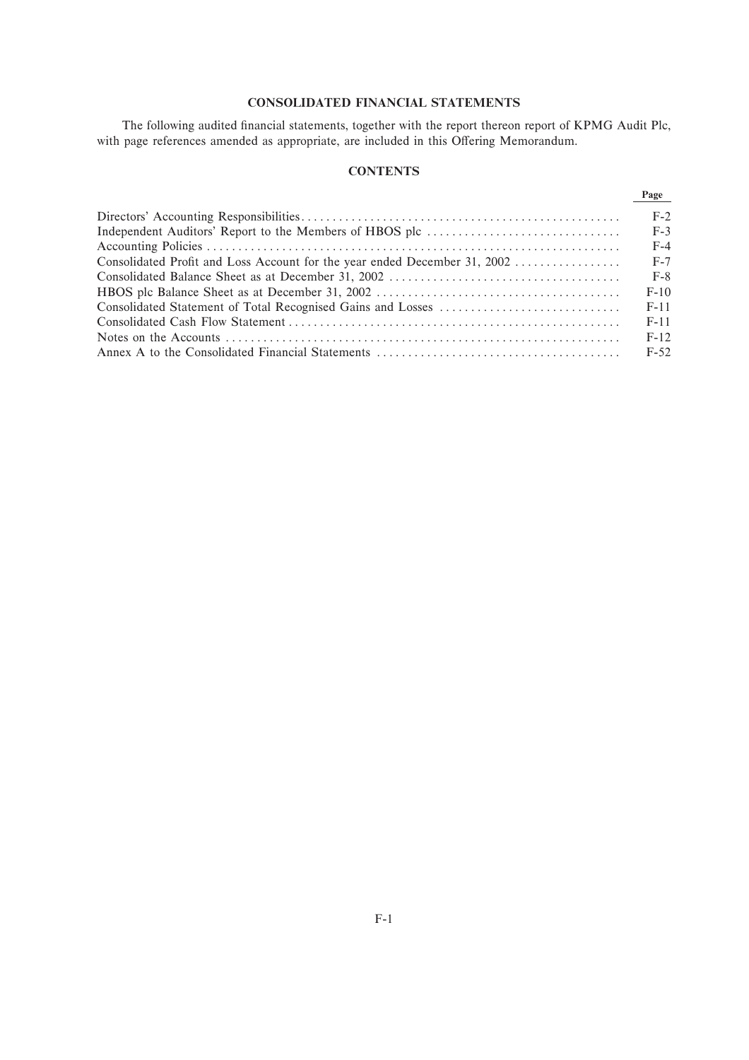# CONSOLIDATED FINANCIAL STATEMENTS

The following audited financial statements, together with the report thereon report of KPMG Audit Plc, with page references amended as appropriate, are included in this Offering Memorandum.

## CONTENTS

| | Page |
|---|---|
| Directors' Accounting Responsibilities | F-2 |
| Independent Auditors' Report to the Members of HBOS plc | F-3 |
| Accounting Policies | F-4 |
| Consolidated Profit and Loss Account for the year ended December 31, 2002 | F-7 |
| Consolidated Balance Sheet as at December 31, 2002 | F-8 |
| HBOS plc Balance Sheet as at December 31, 2002 | F-10 |
| Consolidated Statement of Total Recognised Gains and Losses | F-11 |
| Consolidated Cash Flow Statement | F-11 |
| Notes on the Accounts | F-12 |
| Annex A to the Consolidated Financial Statements | F-52 |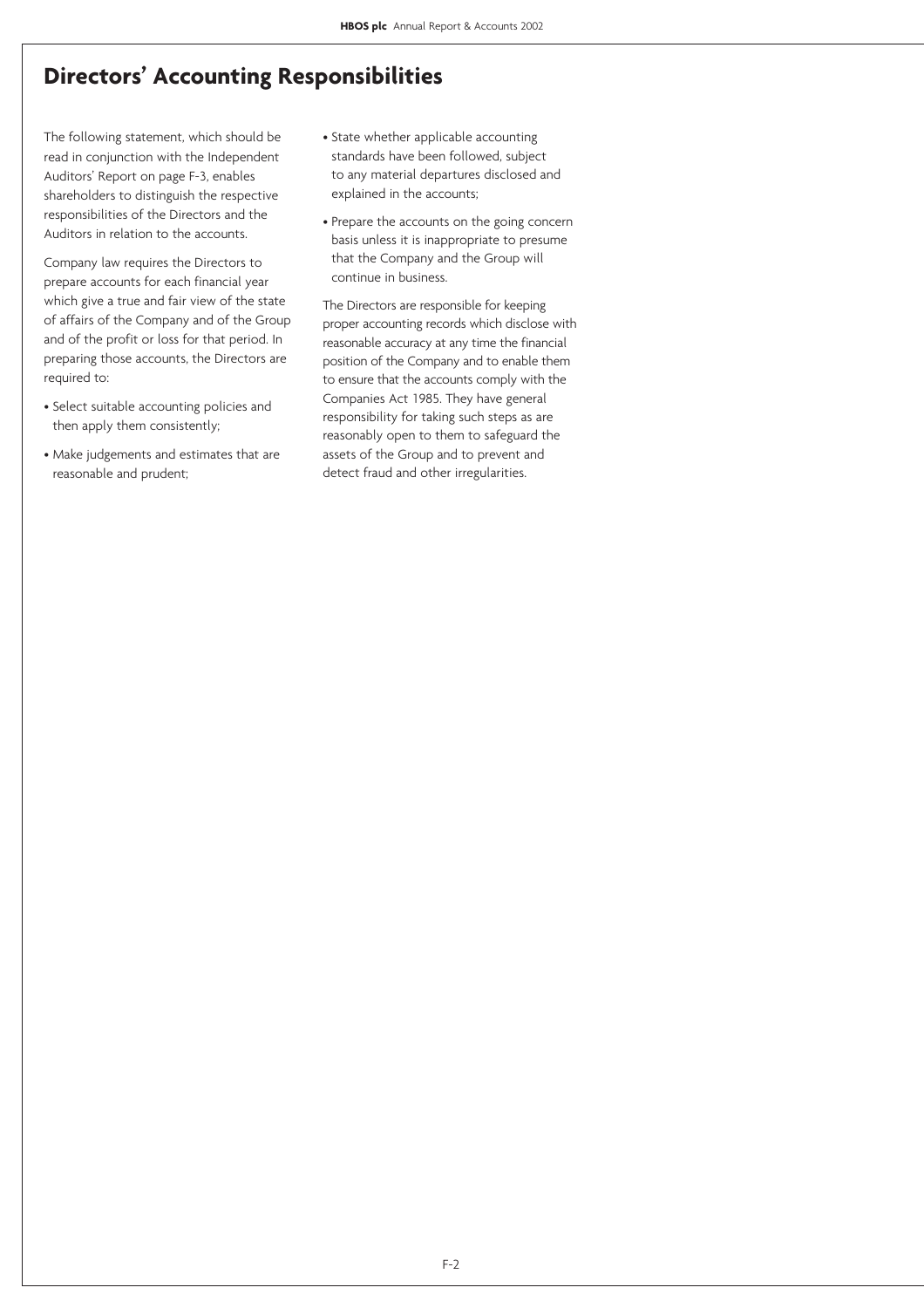# Directors' Accounting Responsibilities

The following statement, which should be read in conjunction with the Independent Auditors' Report on page F-3, enables shareholders to distinguish the respective responsibilities of the Directors and the Auditors in relation to the accounts.

Company law requires the Directors to prepare accounts for each financial year which give a true and fair view of the state of affairs of the Company and of the Group and of the profit or loss for that period. In preparing those accounts, the Directors are required to:

- Select suitable accounting policies and then apply them consistently;
- Make judgements and estimates that are reasonable and prudent;
- State whether applicable accounting standards have been followed, subject to any material departures disclosed and explained in the accounts;
- Prepare the accounts on the going concern basis unless it is inappropriate to presume that the Company and the Group will continue in business.

The Directors are responsible for keeping proper accounting records which disclose with reasonable accuracy at any time the financial position of the Company and to enable them to ensure that the accounts comply with the Companies Act 1985. They have general responsibility for taking such steps as are reasonably open to them to safeguard the assets of the Group and to prevent and detect fraud and other irregularities.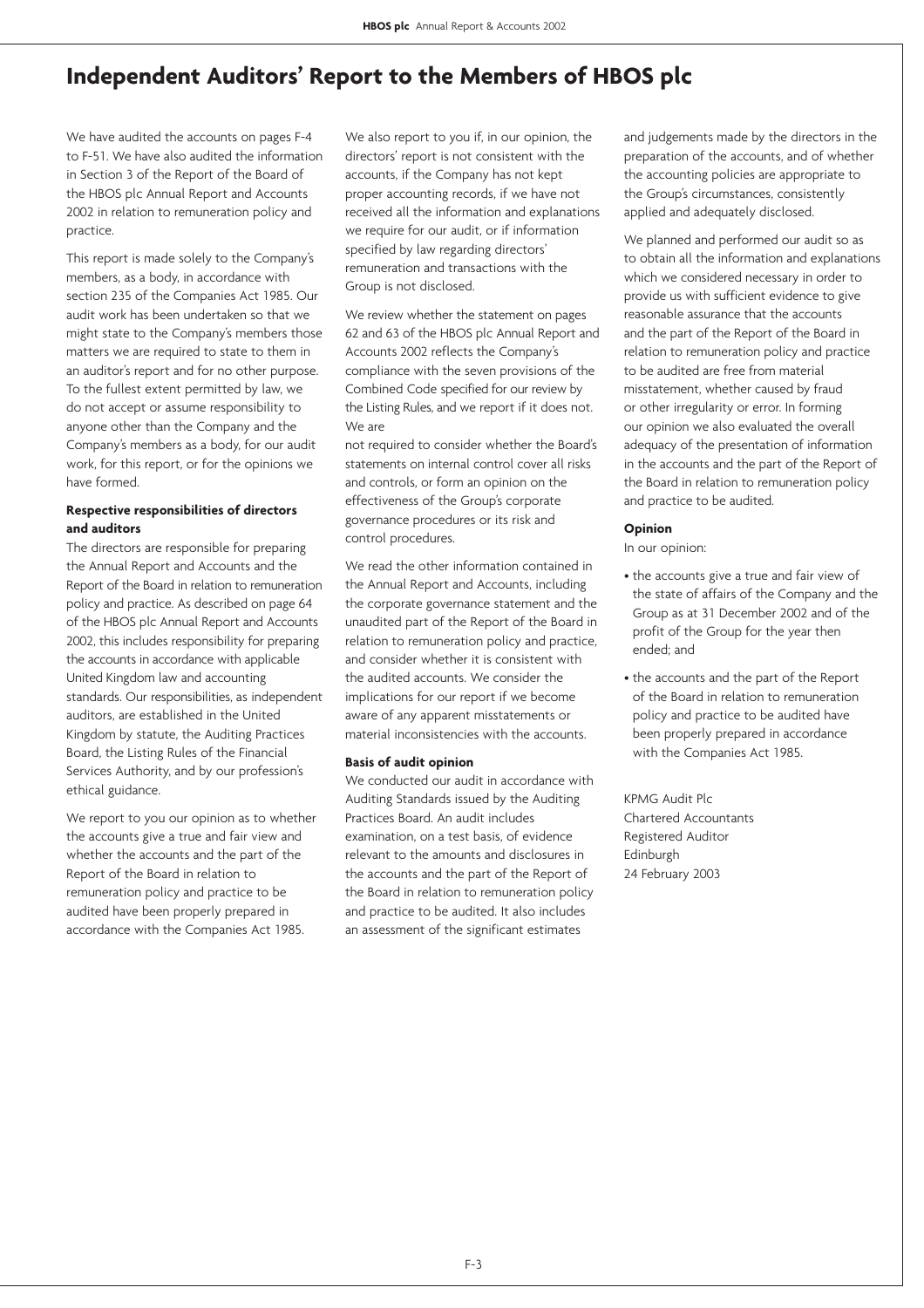# Independent Auditors' Report to the Members of HBOS plc

We have audited the accounts on pages F-4 to F-51. We have also audited the information in Section 3 of the Report of the Board of the HBOS plc Annual Report and Accounts 2002 in relation to remuneration policy and practice.

This report is made solely to the Company's members, as a body, in accordance with section 235 of the Companies Act 1985. Our audit work has been undertaken so that we might state to the Company's members those matters we are required to state to them in an auditor's report and for no other purpose. To the fullest extent permitted by law, we do not accept or assume responsibility to anyone other than the Company and the Company's members as a body, for our audit work, for this report, or for the opinions we have formed.

**Respective responsibilities of directors and auditors**

The directors are responsible for preparing the Annual Report and Accounts and the Report of the Board in relation to remuneration policy and practice. As described on page 64 of the HBOS plc Annual Report and Accounts 2002, this includes responsibility for preparing the accounts in accordance with applicable United Kingdom law and accounting standards. Our responsibilities, as independent auditors, are established in the United Kingdom by statute, the Auditing Practices Board, the Listing Rules of the Financial Services Authority, and by our profession's ethical guidance.

We report to you our opinion as to whether the accounts give a true and fair view and whether the accounts and the part of the Report of the Board in relation to remuneration policy and practice to be audited have been properly prepared in accordance with the Companies Act 1985.

We also report to you if, in our opinion, the directors' report is not consistent with the accounts, if the Company has not kept proper accounting records, if we have not received all the information and explanations we require for our audit, or if information specified by law regarding directors' remuneration and transactions with the Group is not disclosed.

We review whether the statement on pages 62 and 63 of the HBOS plc Annual Report and Accounts 2002 reflects the Company's compliance with the seven provisions of the Combined Code specified for our review by the Listing Rules, and we report if it does not. We are not required to consider whether the Board's statements on internal control cover all risks and controls, or form an opinion on the effectiveness of the Group's corporate governance procedures or its risk and control procedures.

We read the other information contained in the Annual Report and Accounts, including the corporate governance statement and the unaudited part of the Report of the Board in relation to remuneration policy and practice, and consider whether it is consistent with the audited accounts. We consider the implications for our report if we become aware of any apparent misstatements or material inconsistencies with the accounts.

**Basis of audit opinion**

We conducted our audit in accordance with Auditing Standards issued by the Auditing Practices Board. An audit includes examination, on a test basis, of evidence relevant to the amounts and disclosures in the accounts and the part of the Report of the Board in relation to remuneration policy and practice to be audited. It also includes an assessment of the significant estimates and judgements made by the directors in the preparation of the accounts, and of whether the accounting policies are appropriate to the Group's circumstances, consistently applied and adequately disclosed.

We planned and performed our audit so as to obtain all the information and explanations which we considered necessary in order to provide us with sufficient evidence to give reasonable assurance that the accounts and the part of the Report of the Board in relation to remuneration policy and practice to be audited are free from material misstatement, whether caused by fraud or other irregularity or error. In forming our opinion we also evaluated the overall adequacy of the presentation of information in the accounts and the part of the Report of the Board in relation to remuneration policy and practice to be audited.

**Opinion**

In our opinion:

- the accounts give a true and fair view of the state of affairs of the Company and the Group as at 31 December 2002 and of the profit of the Group for the year then ended; and
- the accounts and the part of the Report of the Board in relation to remuneration policy and practice to be audited have been properly prepared in accordance with the Companies Act 1985.

KPMG Audit Plc
Chartered Accountants
Registered Auditor
Edinburgh
24 February 2003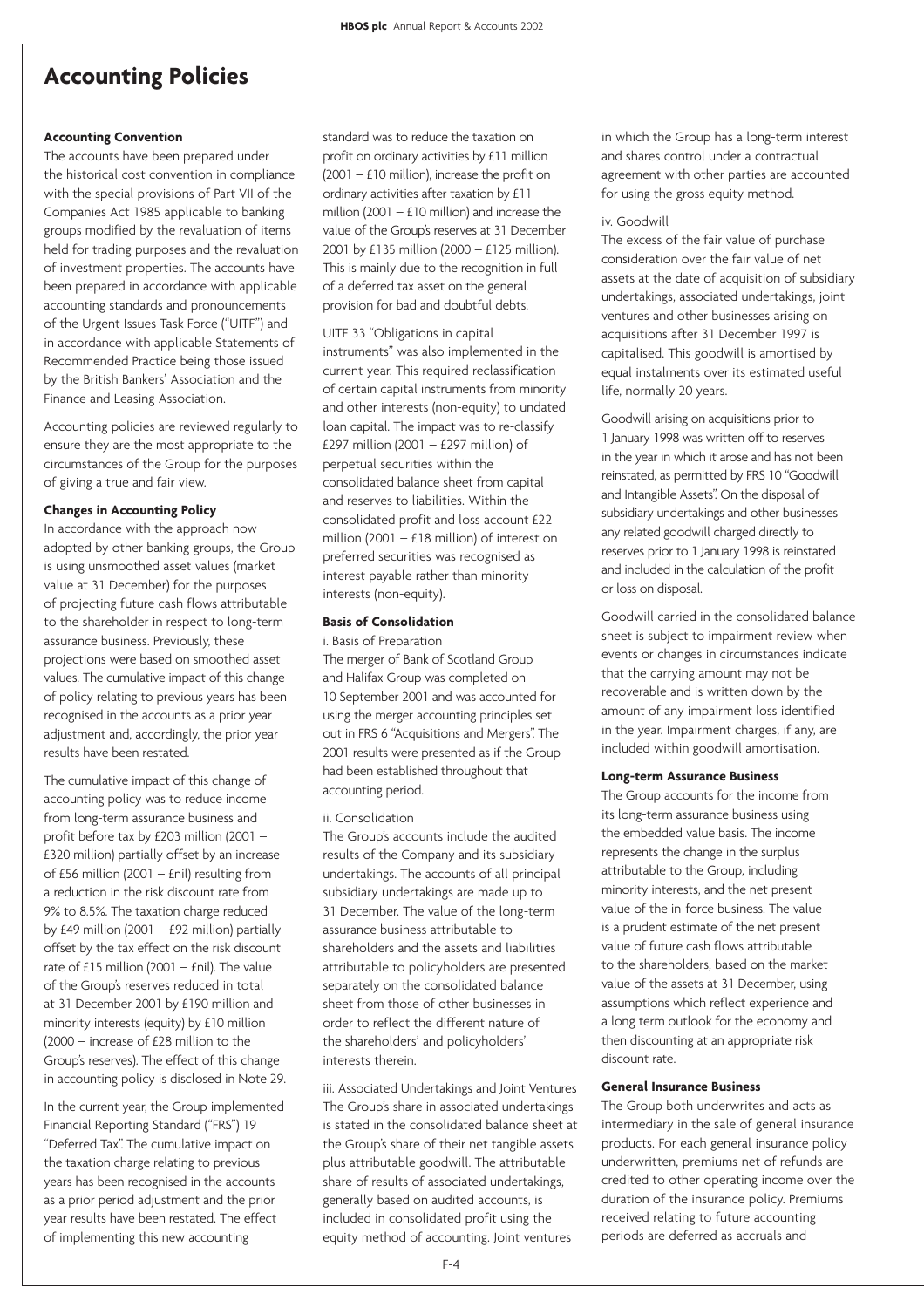# Accounting Policies

**Accounting Convention**

The accounts have been prepared under the historical cost convention in compliance with the special provisions of Part VII of the Companies Act 1985 applicable to banking groups modified by the revaluation of items held for trading purposes and the revaluation of investment properties. The accounts have been prepared in accordance with applicable accounting standards and pronouncements of the Urgent Issues Task Force ("UITF") and in accordance with applicable Statements of Recommended Practice being those issued by the British Bankers' Association and the Finance and Leasing Association.

Accounting policies are reviewed regularly to ensure they are the most appropriate to the circumstances of the Group for the purposes of giving a true and fair view.

**Changes in Accounting Policy**

In accordance with the approach now adopted by other banking groups, the Group is using unsmoothed asset values (market value at 31 December) for the purposes of projecting future cash flows attributable to the shareholder in respect to long-term assurance business. Previously, these projections were based on smoothed asset values. The cumulative impact of this change of policy relating to previous years has been recognised in the accounts as a prior year adjustment and, accordingly, the prior year results have been restated.

The cumulative impact of this change of accounting policy was to reduce income from long-term assurance business and profit before tax by £203 million (2001 – £320 million) partially offset by an increase of £56 million (2001 – £nil) resulting from a reduction in the risk discount rate from 9% to 8.5%. The taxation charge reduced by £49 million (2001 – £92 million) partially offset by the tax effect on the risk discount rate of £15 million (2001 – £nil). The value of the Group's reserves reduced in total at 31 December 2001 by £190 million and minority interests (equity) by £10 million (2000 – increase of £28 million to the Group's reserves). The effect of this change in accounting policy is disclosed in Note 29.

In the current year, the Group implemented Financial Reporting Standard ("FRS") 19 "Deferred Tax". The cumulative impact on the taxation charge relating to previous years has been recognised in the accounts as a prior period adjustment and the prior year results have been restated. The effect of implementing this new accounting standard was to reduce the taxation on profit on ordinary activities by £11 million (2001 – £10 million), increase the profit on ordinary activities after taxation by £11 million (2001 – £10 million) and increase the value of the Group's reserves at 31 December 2001 by £135 million (2000 – £125 million). This is mainly due to the recognition in full of a deferred tax asset on the general provision for bad and doubtful debts.

UITF 33 "Obligations in capital instruments" was also implemented in the current year. This required reclassification of certain capital instruments from minority and other interests (non-equity) to undated loan capital. The impact was to re-classify £297 million (2001 – £297 million) of perpetual securities within the consolidated balance sheet from capital and reserves to liabilities. Within the consolidated profit and loss account £22 million (2001 – £18 million) of interest on preferred securities was recognised as interest payable rather than minority interests (non-equity).

**Basis of Consolidation**

i. Basis of Preparation

The merger of Bank of Scotland Group and Halifax Group was completed on 10 September 2001 and was accounted for using the merger accounting principles set out in FRS 6 "Acquisitions and Mergers". The 2001 results were presented as if the Group had been established throughout that accounting period.

ii. Consolidation

The Group's accounts include the audited results of the Company and its subsidiary undertakings. The accounts of all principal subsidiary undertakings are made up to 31 December. The value of the long-term assurance business attributable to shareholders and the assets and liabilities attributable to policyholders are presented separately on the consolidated balance sheet from those of other businesses in order to reflect the different nature of the shareholders' and policyholders' interests therein.

iii. Associated Undertakings and Joint Ventures

The Group's share in associated undertakings is stated in the consolidated balance sheet at the Group's share of their net tangible assets plus attributable goodwill. The attributable share of results of associated undertakings, generally based on audited accounts, is included in consolidated profit using the equity method of accounting. Joint ventures in which the Group has a long-term interest and shares control under a contractual agreement with other parties are accounted for using the gross equity method.

iv. Goodwill

The excess of the fair value of purchase consideration over the fair value of net assets at the date of acquisition of subsidiary undertakings, associated undertakings, joint ventures and other businesses arising on acquisitions after 31 December 1997 is capitalised. This goodwill is amortised by equal instalments over its estimated useful life, normally 20 years.

Goodwill arising on acquisitions prior to 1 January 1998 was written off to reserves in the year in which it arose and has not been reinstated, as permitted by FRS 10 "Goodwill and Intangible Assets". On the disposal of subsidiary undertakings and other businesses any related goodwill charged directly to reserves prior to 1 January 1998 is reinstated and included in the calculation of the profit or loss on disposal.

Goodwill carried in the consolidated balance sheet is subject to impairment review when events or changes in circumstances indicate that the carrying amount may not be recoverable and is written down by the amount of any impairment loss identified in the year. Impairment charges, if any, are included within goodwill amortisation.

**Long-term Assurance Business**

The Group accounts for the income from its long-term assurance business using the embedded value basis. The income represents the change in the surplus attributable to the Group, including minority interests, and the net present value of the in-force business. The value is a prudent estimate of the net present value of future cash flows attributable to the shareholders, based on the market value of the assets at 31 December, using assumptions which reflect experience and a long term outlook for the economy and then discounting at an appropriate risk discount rate.

**General Insurance Business**

The Group both underwrites and acts as intermediary in the sale of general insurance products. For each general insurance policy underwritten, premiums net of refunds are credited to other operating income over the duration of the insurance policy. Premiums received relating to future accounting periods are deferred as accruals and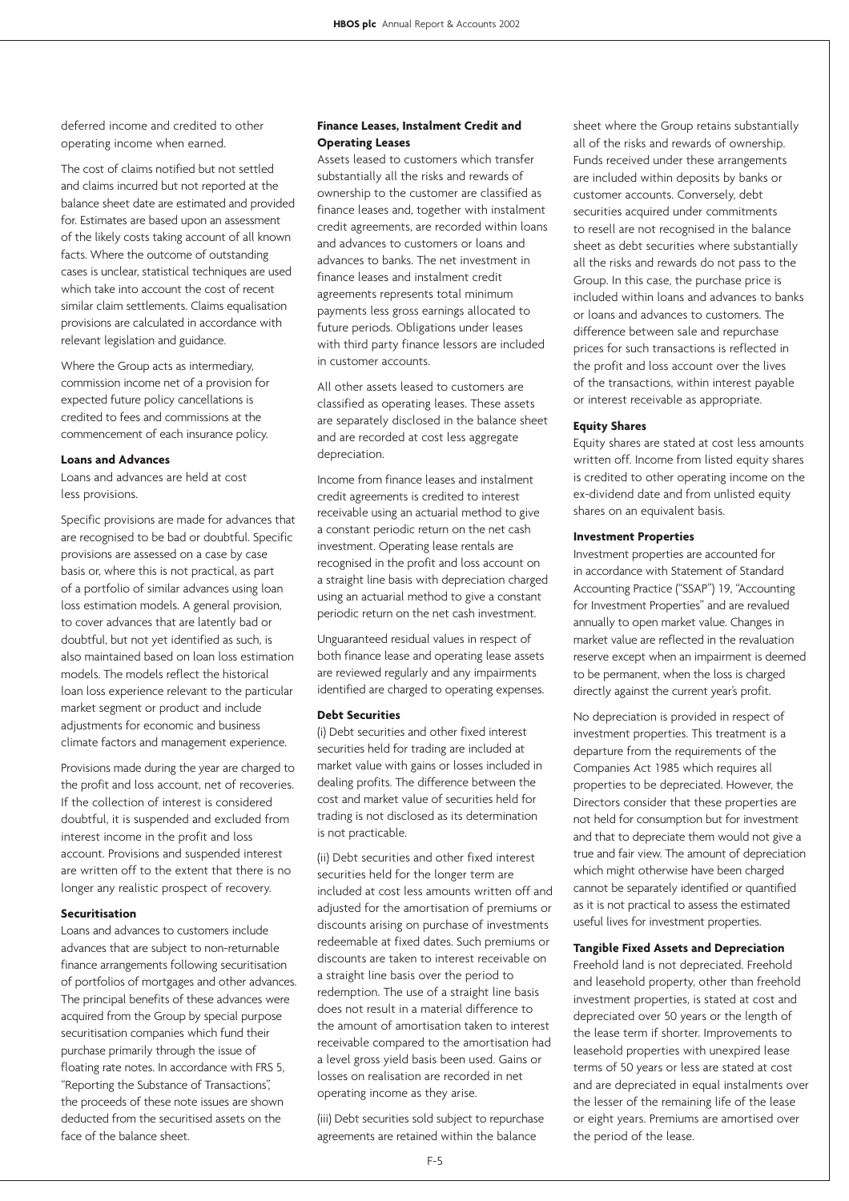deferred income and credited to other operating income when earned.

The cost of claims notified but not settled and claims incurred but not reported at the balance sheet date are estimated and provided for. Estimates are based upon an assessment of the likely costs taking account of all known facts. Where the outcome of outstanding cases is unclear, statistical techniques are used which take into account the cost of recent similar claim settlements. Claims equalisation provisions are calculated in accordance with relevant legislation and guidance.

Where the Group acts as intermediary, commission income net of a provision for expected future policy cancellations is credited to fees and commissions at the commencement of each insurance policy.

**Loans and Advances**

Loans and advances are held at cost less provisions.

Specific provisions are made for advances that are recognised to be bad or doubtful. Specific provisions are assessed on a case by case basis or, where this is not practical, as part of a portfolio of similar advances using loan loss estimation models. A general provision, to cover advances that are latently bad or doubtful, but not yet identified as such, is also maintained based on loan loss estimation models. The models reflect the historical loan loss experience relevant to the particular market segment or product and include adjustments for economic and business climate factors and management experience.

Provisions made during the year are charged to the profit and loss account, net of recoveries. If the collection of interest is considered doubtful, it is suspended and excluded from interest income in the profit and loss account. Provisions and suspended interest are written off to the extent that there is no longer any realistic prospect of recovery.

**Securitisation**

Loans and advances to customers include advances that are subject to non-returnable finance arrangements following securitisation of portfolios of mortgages and other advances. The principal benefits of these advances were acquired from the Group by special purpose securitisation companies which fund their purchase primarily through the issue of floating rate notes. In accordance with FRS 5, "Reporting the Substance of Transactions", the proceeds of these note issues are shown deducted from the securitised assets on the face of the balance sheet.

**Finance Leases, Instalment Credit and Operating Leases**

Assets leased to customers which transfer substantially all the risks and rewards of ownership to the customer are classified as finance leases and, together with instalment credit agreements, are recorded within loans and advances to customers or loans and advances to banks. The net investment in finance leases and instalment credit agreements represents total minimum payments less gross earnings allocated to future periods. Obligations under leases with third party finance lessors are included in customer accounts.

All other assets leased to customers are classified as operating leases. These assets are separately disclosed in the balance sheet and are recorded at cost less aggregate depreciation.

Income from finance leases and instalment credit agreements is credited to interest receivable using an actuarial method to give a constant periodic return on the net cash investment. Operating lease rentals are recognised in the profit and loss account on a straight line basis with depreciation charged using an actuarial method to give a constant periodic return on the net cash investment.

Unguaranteed residual values in respect of both finance lease and operating lease assets are reviewed regularly and any impairments identified are charged to operating expenses.

**Debt Securities**

(i) Debt securities and other fixed interest securities held for trading are included at market value with gains or losses included in dealing profits. The difference between the cost and market value of securities held for trading is not disclosed as its determination is not practicable.

(ii) Debt securities and other fixed interest securities held for the longer term are included at cost less amounts written off and adjusted for the amortisation of premiums or discounts arising on purchase of investments redeemable at fixed dates. Such premiums or discounts are taken to interest receivable on a straight line basis over the period to redemption. The use of a straight line basis does not result in a material difference to the amount of amortisation taken to interest receivable compared to the amortisation had a level gross yield basis been used. Gains or losses on realisation are recorded in net operating income as they arise.

(iii) Debt securities sold subject to repurchase agreements are retained within the balance sheet where the Group retains substantially all of the risks and rewards of ownership. Funds received under these arrangements are included within deposits by banks or customer accounts. Conversely, debt securities acquired under commitments to resell are not recognised in the balance sheet as debt securities where substantially all the risks and rewards do not pass to the Group. In this case, the purchase price is included within loans and advances to banks or loans and advances to customers. The difference between sale and repurchase prices for such transactions is reflected in the profit and loss account over the lives of the transactions, within interest payable or interest receivable as appropriate.

**Equity Shares**

Equity shares are stated at cost less amounts written off. Income from listed equity shares is credited to other operating income on the ex-dividend date and from unlisted equity shares on an equivalent basis.

**Investment Properties**

Investment properties are accounted for in accordance with Statement of Standard Accounting Practice ("SSAP") 19, "Accounting for Investment Properties" and are revalued annually to open market value. Changes in market value are reflected in the revaluation reserve except when an impairment is deemed to be permanent, when the loss is charged directly against the current year's profit.

No depreciation is provided in respect of investment properties. This treatment is a departure from the requirements of the Companies Act 1985 which requires all properties to be depreciated. However, the Directors consider that these properties are not held for consumption but for investment and that to depreciate them would not give a true and fair view. The amount of depreciation which might otherwise have been charged cannot be separately identified or quantified as it is not practical to assess the estimated useful lives for investment properties.

**Tangible Fixed Assets and Depreciation**

Freehold land is not depreciated. Freehold and leasehold property, other than freehold investment properties, is stated at cost and depreciated over 50 years or the length of the lease term if shorter. Improvements to leasehold properties with unexpired lease terms of 50 years or less are stated at cost and are depreciated in equal instalments over the lesser of the remaining life of the lease or eight years. Premiums are amortised over the period of the lease.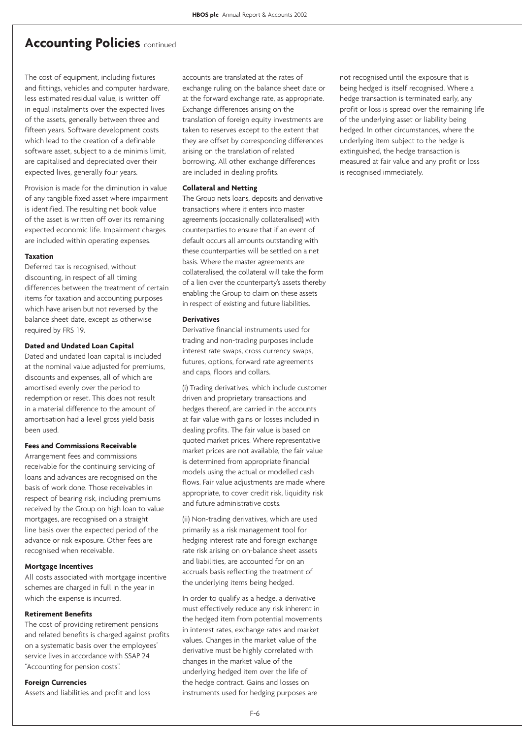## Accounting Policies continued

The cost of equipment, including fixtures and fittings, vehicles and computer hardware, less estimated residual value, is written off in equal instalments over the expected lives of the assets, generally between three and fifteen years. Software development costs which lead to the creation of a definable software asset, subject to a de minimis limit, are capitalised and depreciated over their expected lives, generally four years.

Provision is made for the diminution in value of any tangible fixed asset where impairment is identified. The resulting net book value of the asset is written off over its remaining expected economic life. Impairment charges are included within operating expenses.

**Taxation**

Deferred tax is recognised, without discounting, in respect of all timing differences between the treatment of certain items for taxation and accounting purposes which have arisen but not reversed by the balance sheet date, except as otherwise required by FRS 19.

**Dated and Undated Loan Capital**

Dated and undated loan capital is included at the nominal value adjusted for premiums, discounts and expenses, all of which are amortised evenly over the period to redemption or reset. This does not result in a material difference to the amount of amortisation had a level gross yield basis been used.

**Fees and Commissions Receivable**

Arrangement fees and commissions receivable for the continuing servicing of loans and advances are recognised on the basis of work done. Those receivables in respect of bearing risk, including premiums received by the Group on high loan to value mortgages, are recognised on a straight line basis over the expected period of the advance or risk exposure. Other fees are recognised when receivable.

**Mortgage Incentives**

All costs associated with mortgage incentive schemes are charged in full in the year in which the expense is incurred.

**Retirement Benefits**

The cost of providing retirement pensions and related benefits is charged against profits on a systematic basis over the employees' service lives in accordance with SSAP 24 "Accounting for pension costs".

**Foreign Currencies**

Assets and liabilities and profit and loss accounts are translated at the rates of exchange ruling on the balance sheet date or at the forward exchange rate, as appropriate. Exchange differences arising on the translation of foreign equity investments are taken to reserves except to the extent that they are offset by corresponding differences arising on the translation of related borrowing. All other exchange differences are included in dealing profits.

**Collateral and Netting**

The Group nets loans, deposits and derivative transactions where it enters into master agreements (occasionally collateralised) with counterparties to ensure that if an event of default occurs all amounts outstanding with these counterparties will be settled on a net basis. Where the master agreements are collateralised, the collateral will take the form of a lien over the counterparty's assets thereby enabling the Group to claim on these assets in respect of existing and future liabilities.

**Derivatives**

Derivative financial instruments used for trading and non-trading purposes include interest rate swaps, cross currency swaps, futures, options, forward rate agreements and caps, floors and collars.

(i) Trading derivatives, which include customer driven and proprietary transactions and hedges thereof, are carried in the accounts at fair value with gains or losses included in dealing profits. The fair value is based on quoted market prices. Where representative market prices are not available, the fair value is determined from appropriate financial models using the actual or modelled cash flows. Fair value adjustments are made where appropriate, to cover credit risk, liquidity risk and future administrative costs.

(ii) Non-trading derivatives, which are used primarily as a risk management tool for hedging interest rate and foreign exchange rate risk arising on on-balance sheet assets and liabilities, are accounted for on an accruals basis reflecting the treatment of the underlying items being hedged.

In order to qualify as a hedge, a derivative must effectively reduce any risk inherent in the hedged item from potential movements in interest rates, exchange rates and market values. Changes in the market value of the derivative must be highly correlated with changes in the market value of the underlying hedged item over the life of the hedge contract. Gains and losses on instruments used for hedging purposes are not recognised until the exposure that is being hedged is itself recognised. Where a hedge transaction is terminated early, any profit or loss is spread over the remaining life of the underlying asset or liability being hedged. In other circumstances, where the underlying item subject to the hedge is extinguished, the hedge transaction is measured at fair value and any profit or loss is recognised immediately.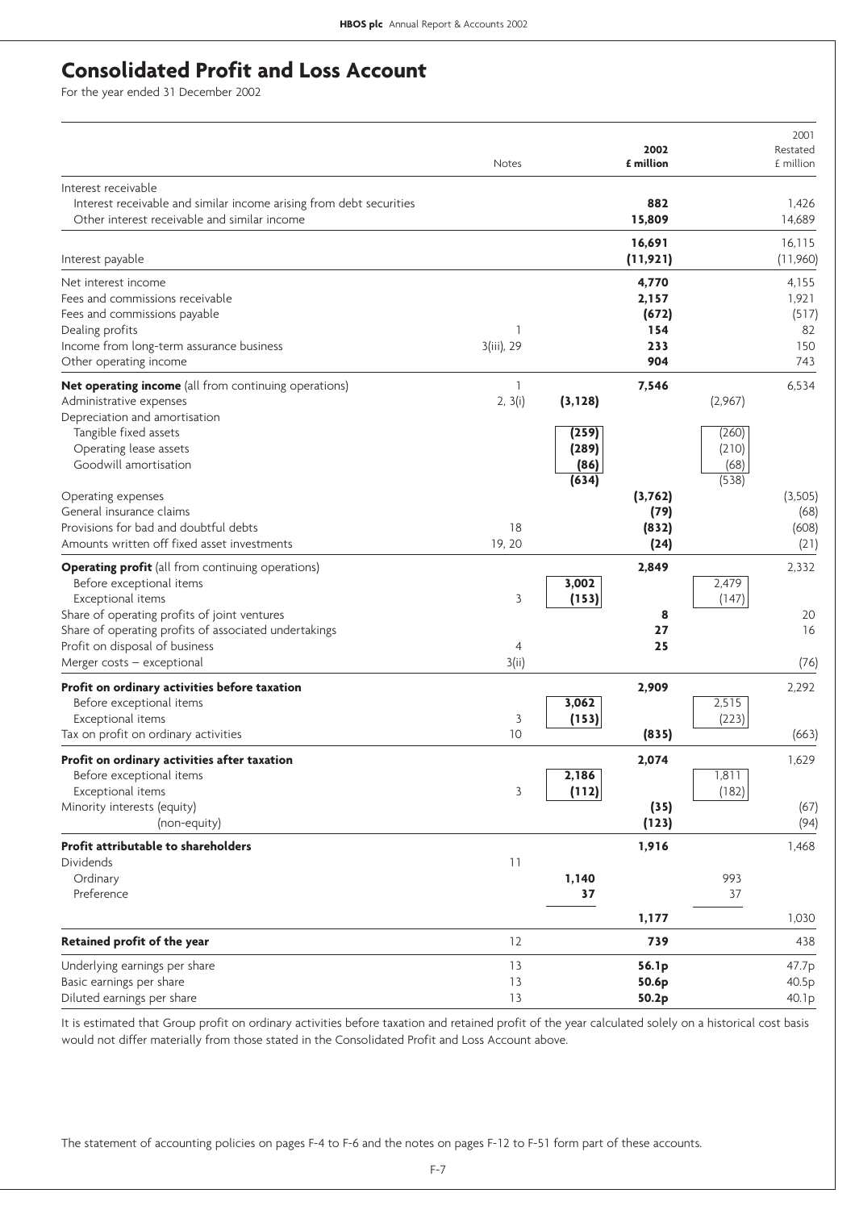# Consolidated Profit and Loss Account

For the year ended 31 December 2002

| | Notes | 2002 | 2002 £ million | 2001 Restated | 2001 Restated £ million |
|---|---|---|---|---|---|
| Interest receivable | | | | | |
| Interest receivable and similar income arising from debt securities | | | **882** | | 1,426 |
| Other interest receivable and similar income | | | **15,809** | | 14,689 |
| | | | **16,691** | | 16,115 |
| Interest payable | | | **(11,921)** | | (11,960) |
| Net interest income | | | **4,770** | | 4,155 |
| Fees and commissions receivable | | | **2,157** | | 1,921 |
| Fees and commissions payable | | | **(672)** | | (517) |
| Dealing profits | 1 | | **154** | | 82 |
| Income from long-term assurance business | 3(iii), 29 | | **233** | | 150 |
| Other operating income | | | **904** | | 743 |
| **Net operating income** (all from continuing operations) | 1 | | **7,546** | | 6,534 |
| Administrative expenses | 2, 3(i) | **(3,128)** | | (2,967) | |
| Depreciation and amortisation | | | | | |
| Tangible fixed assets | | **(259)** | | (260) | |
| Operating lease assets | | **(289)** | | (210) | |
| Goodwill amortisation | | **(86)** | | (68) | |
| | | **(634)** | | (538) | |
| Operating expenses | | | **(3,762)** | | (3,505) |
| General insurance claims | | | **(79)** | | (68) |
| Provisions for bad and doubtful debts | 18 | | **(832)** | | (608) |
| Amounts written off fixed asset investments | 19, 20 | | **(24)** | | (21) |
| **Operating profit** (all from continuing operations) | | | **2,849** | | 2,332 |
| Before exceptional items | | **3,002** | | 2,479 | |
| Exceptional items | 3 | **(153)** | | (147) | |
| Share of operating profits of joint ventures | | | **8** | | 20 |
| Share of operating profits of associated undertakings | | | **27** | | 16 |
| Profit on disposal of business | 4 | | **25** | | |
| Merger costs – exceptional | 3(ii) | | | | (76) |
| **Profit on ordinary activities before taxation** | | | **2,909** | | 2,292 |
| Before exceptional items | | **3,062** | | 2,515 | |
| Exceptional items | 3 | **(153)** | | (223) | |
| Tax on profit on ordinary activities | 10 | | **(835)** | | (663) |
| **Profit on ordinary activities after taxation** | | | **2,074** | | 1,629 |
| Before exceptional items | | **2,186** | | 1,811 | |
| Exceptional items | 3 | **(112)** | | (182) | |
| Minority interests (equity) | | | **(35)** | | (67) |
| (non-equity) | | | **(123)** | | (94) |
| **Profit attributable to shareholders** | | | **1,916** | | 1,468 |
| Dividends | 11 | | | | |
| Ordinary | | **1,140** | | 993 | |
| Preference | | **37** | | 37 | |
| | | | **1,177** | | 1,030 |
| **Retained profit of the year** | 12 | | **739** | | 438 |
| Underlying earnings per share | 13 | | **56.1p** | | 47.7p |
| Basic earnings per share | 13 | | **50.6p** | | 40.5p |
| Diluted earnings per share | 13 | | **50.2p** | | 40.1p |

It is estimated that Group profit on ordinary activities before taxation and retained profit of the year calculated solely on a historical cost basis would not differ materially from those stated in the Consolidated Profit and Loss Account above.

The statement of accounting policies on pages F-4 to F-6 and the notes on pages F-12 to F-51 form part of these accounts.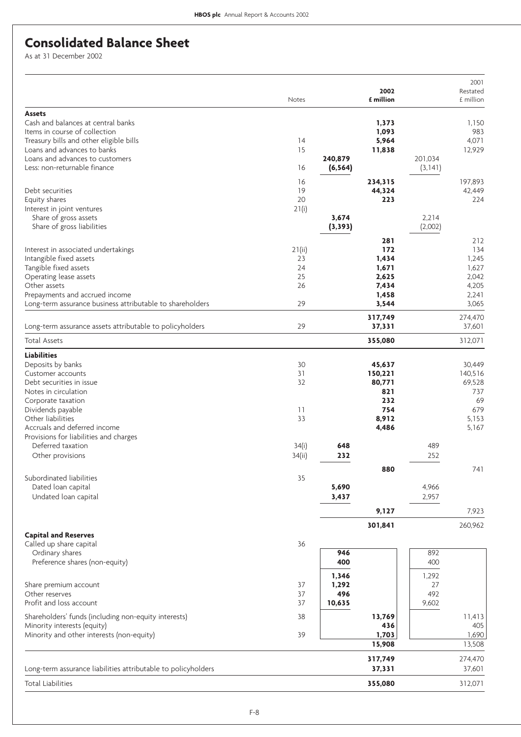# Consolidated Balance Sheet

As at 31 December 2002

| | Notes | | 2002 £ million | | 2001 Restated £ million |
|---|---|---|---|---|---|
| **Assets** | | | | | |
| Cash and balances at central banks | | | **1,373** | | 1,150 |
| Items in course of collection | | | **1,093** | | 983 |
| Treasury bills and other eligible bills | 14 | | **5,964** | | 4,071 |
| Loans and advances to banks | 15 | | **11,838** | | 12,929 |
| Loans and advances to customers | | **240,879** | | 201,034 | |
| Less: non-returnable finance | 16 | **(6,564)** | | (3,141) | |
| | 16 | | **234,315** | | 197,893 |
| Debt securities | 19 | | **44,324** | | 42,449 |
| Equity shares | 20 | | **223** | | 224 |
| Interest in joint ventures | 21(i) | | | | |
| Share of gross assets | | **3,674** | | 2,214 | |
| Share of gross liabilities | | **(3,393)** | | (2,002) | |
| | | | **281** | | 212 |
| Interest in associated undertakings | 21(ii) | | **172** | | 134 |
| Intangible fixed assets | 23 | | **1,434** | | 1,245 |
| Tangible fixed assets | 24 | | **1,671** | | 1,627 |
| Operating lease assets | 25 | | **2,625** | | 2,042 |
| Other assets | 26 | | **7,434** | | 4,205 |
| Prepayments and accrued income | | | **1,458** | | 2,241 |
| Long-term assurance business attributable to shareholders | 29 | | **3,544** | | 3,065 |
| | | | **317,749** | | 274,470 |
| Long-term assurance assets attributable to policyholders | 29 | | **37,331** | | 37,601 |
| Total Assets | | | **355,080** | | 312,071 |
| **Liabilities** | | | | | |
| Deposits by banks | 30 | | **45,637** | | 30,449 |
| Customer accounts | 31 | | **150,221** | | 140,516 |
| Debt securities in issue | 32 | | **80,771** | | 69,528 |
| Notes in circulation | | | **821** | | 737 |
| Corporate taxation | | | **232** | | 69 |
| Dividends payable | 11 | | **754** | | 679 |
| Other liabilities | 33 | | **8,912** | | 5,153 |
| Accruals and deferred income | | | **4,486** | | 5,167 |
| Provisions for liabilities and charges | | | | | |
| Deferred taxation | 34(i) | **648** | | 489 | |
| Other provisions | 34(ii) | **232** | | 252 | |
| | | | **880** | | 741 |
| Subordinated liabilities | 35 | | | | |
| Dated loan capital | | **5,690** | | 4,966 | |
| Undated loan capital | | **3,437** | | 2,957 | |
| | | | **9,127** | | 7,923 |
| | | | **301,841** | | 260,962 |
| **Capital and Reserves** | | | | | |
| Called up share capital | 36 | | | | |
| Ordinary shares | | **946** | | 892 | |
| Preference shares (non-equity) | | **400** | | 400 | |
| | | **1,346** | | 1,292 | |
| Share premium account | 37 | **1,292** | | 27 | |
| Other reserves | 37 | **496** | | 492 | |
| Profit and loss account | 37 | **10,635** | | 9,602 | |
| Shareholders' funds (including non-equity interests) | 38 | | **13,769** | | 11,413 |
| Minority interests (equity) | | | **436** | | 405 |
| Minority and other interests (non-equity) | 39 | | **1,703** | | 1,690 |
| | | | **15,908** | | 13,508 |
| | | | **317,749** | | 274,470 |
| Long-term assurance liabilities attributable to policyholders | | | **37,331** | | 37,601 |
| Total Liabilities | | | **355,080** | | 312,071 |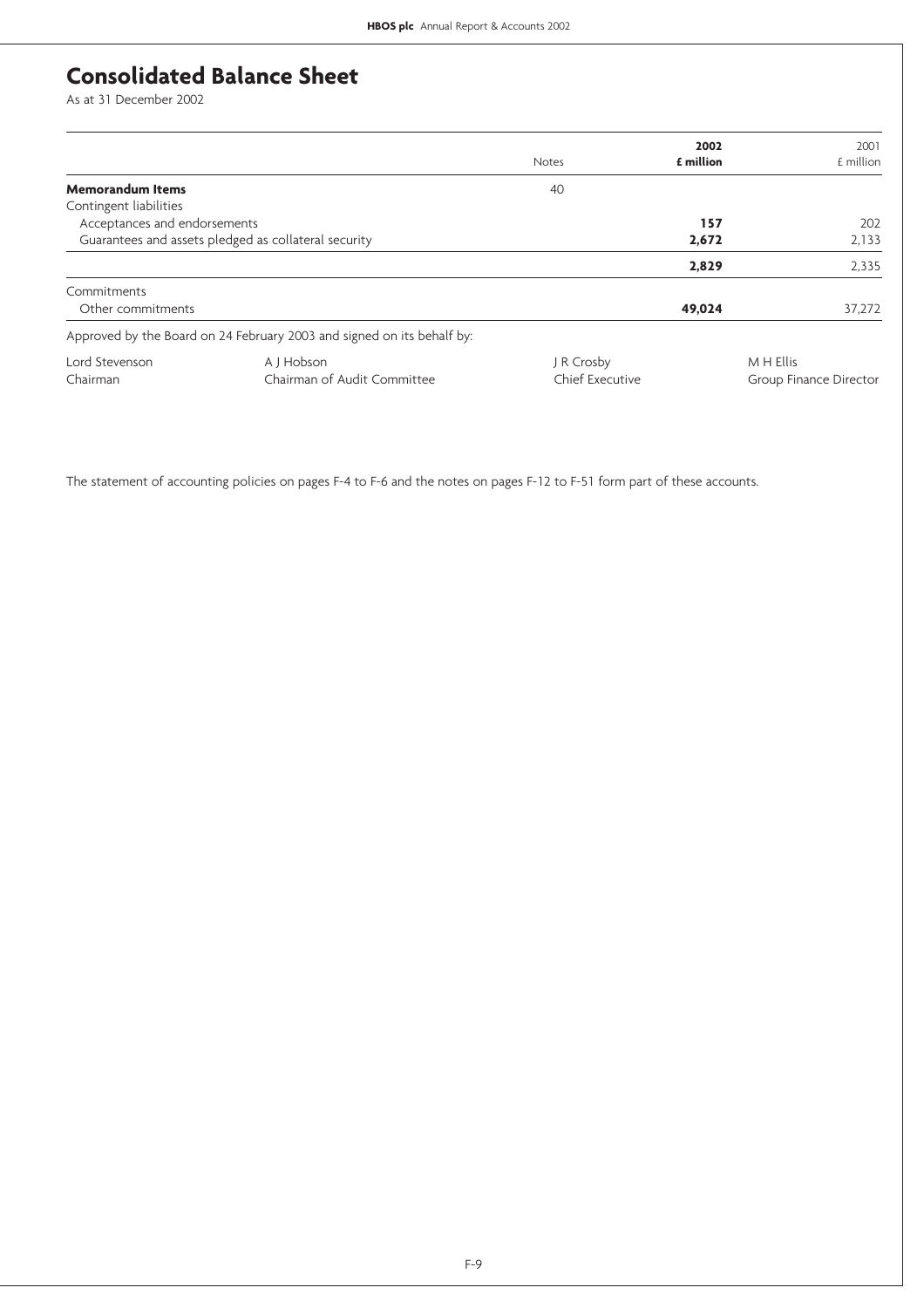# Consolidated Balance Sheet

As at 31 December 2002

| | Notes | 2002 £ million | 2001 £ million |
|---|---|---|---|
| **Memorandum Items** | 40 | | |
| Contingent liabilities | | | |
| Acceptances and endorsements | | **157** | 202 |
| Guarantees and assets pledged as collateral security | | **2,672** | 2,133 |
| | | **2,829** | 2,335 |
| Commitments | | | |
| Other commitments | | **49,024** | 37,272 |

Approved by the Board on 24 February 2003 and signed on its behalf by:

| Lord Stevenson | A J Hobson | J R Crosby | M H Ellis |
|---|---|---|---|
| Chairman | Chairman of Audit Committee | Chief Executive | Group Finance Director |

The statement of accounting policies on pages F-4 to F-6 and the notes on pages F-12 to F-51 form part of these accounts.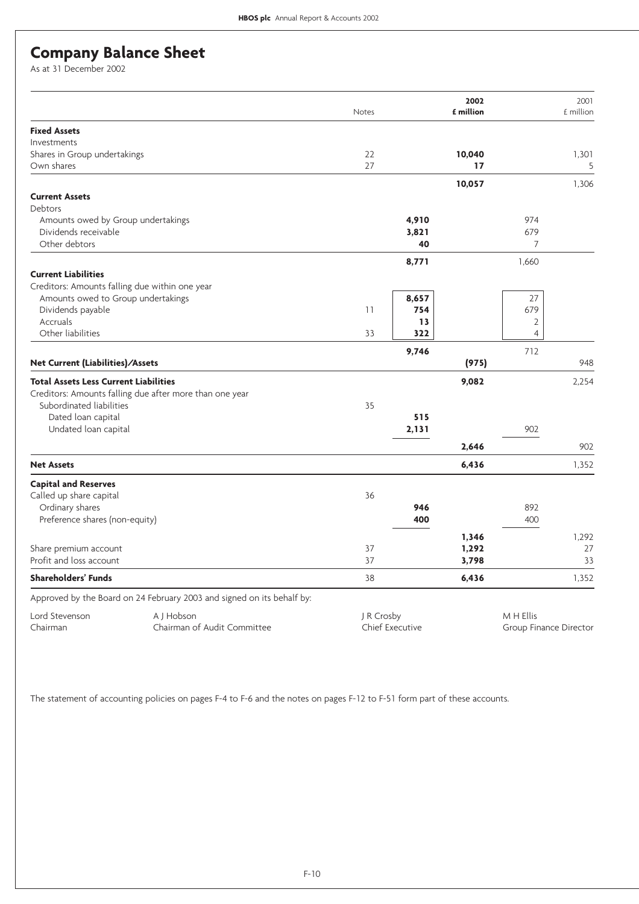# Company Balance Sheet

As at 31 December 2002

| | Notes | 2002 £ million | 2002 £ million | 2001 £ million | 2001 £ million |
|---|---|---|---|---|---|
| **Fixed Assets** | | | | | |
| Investments | | | | | |
| Shares in Group undertakings | 22 | | **10,040** | | 1,301 |
| Own shares | 27 | | **17** | | 5 |
| | | | **10,057** | | 1,306 |
| **Current Assets** | | | | | |
| Debtors | | | | | |
| Amounts owed by Group undertakings | | **4,910** | | 974 | |
| Dividends receivable | | **3,821** | | 679 | |
| Other debtors | | **40** | | 7 | |
| | | **8,771** | | 1,660 | |
| **Current Liabilities** | | | | | |
| Creditors: Amounts falling due within one year | | | | | |
| Amounts owed to Group undertakings | | **8,657** | | 27 | |
| Dividends payable | 11 | **754** | | 679 | |
| Accruals | | **13** | | 2 | |
| Other liabilities | 33 | **322** | | 4 | |
| | | **9,746** | | 712 | |
| **Net Current (Liabilities)/Assets** | | | **(975)** | | 948 |
| **Total Assets Less Current Liabilities** | | | **9,082** | | 2,254 |
| Creditors: Amounts falling due after more than one year | | | | | |
| Subordinated liabilities | 35 | | | | |
| Dated loan capital | | **515** | | | |
| Undated loan capital | | **2,131** | | 902 | |
| | | | **2,646** | | 902 |
| **Net Assets** | | | **6,436** | | 1,352 |
| **Capital and Reserves** | | | | | |
| Called up share capital | 36 | | | | |
| Ordinary shares | | **946** | | 892 | |
| Preference shares (non-equity) | | **400** | | 400 | |
| | | | **1,346** | | 1,292 |
| Share premium account | 37 | | **1,292** | | 27 |
| Profit and loss account | 37 | | **3,798** | | 33 |
| **Shareholders' Funds** | 38 | | **6,436** | | 1,352 |

Approved by the Board on 24 February 2003 and signed on its behalf by:

| | | | |
|---|---|---|---|
| Lord Stevenson | A J Hobson | J R Crosby | M H Ellis |
| Chairman | Chairman of Audit Committee | Chief Executive | Group Finance Director |

The statement of accounting policies on pages F-4 to F-6 and the notes on pages F-12 to F-51 form part of these accounts.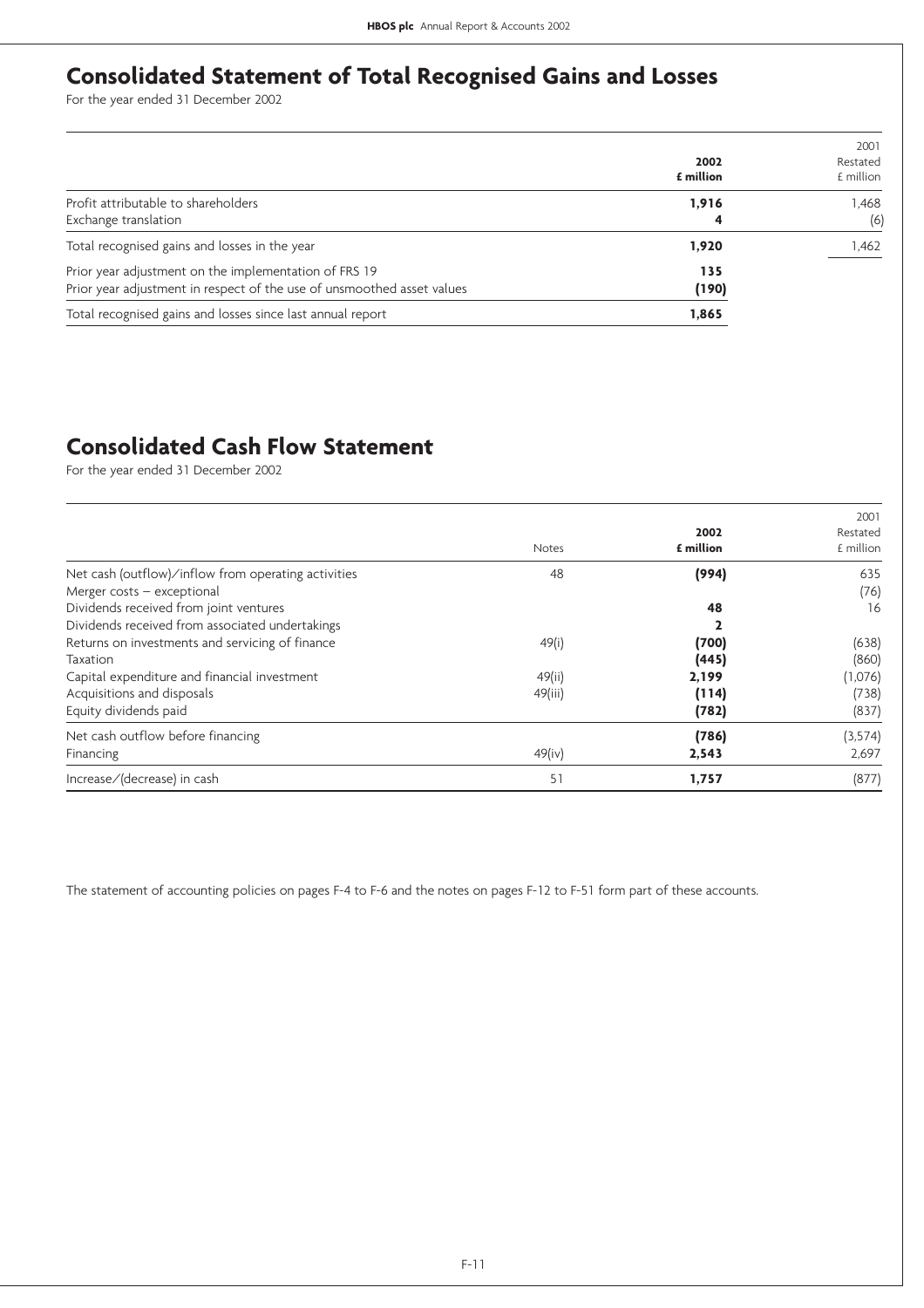# Consolidated Statement of Total Recognised Gains and Losses

For the year ended 31 December 2002

| | 2002 £ million | 2001 Restated £ million |
|---|---|---|
| Profit attributable to shareholders | **1,916** | 1,468 |
| Exchange translation | **4** | (6) |
| Total recognised gains and losses in the year | **1,920** | 1,462 |
| Prior year adjustment on the implementation of FRS 19 | **135** | |
| Prior year adjustment in respect of the use of unsmoothed asset values | **(190)** | |
| Total recognised gains and losses since last annual report | **1,865** | |

# Consolidated Cash Flow Statement

For the year ended 31 December 2002

| | Notes | 2002 £ million | 2001 Restated £ million |
|---|---|---|---|
| Net cash (outflow)/inflow from operating activities | 48 | **(994)** | 635 |
| Merger costs – exceptional | | | (76) |
| Dividends received from joint ventures | | **48** | 16 |
| Dividends received from associated undertakings | | **2** | |
| Returns on investments and servicing of finance | 49(i) | **(700)** | (638) |
| Taxation | | **(445)** | (860) |
| Capital expenditure and financial investment | 49(ii) | **2,199** | (1,076) |
| Acquisitions and disposals | 49(iii) | **(114)** | (738) |
| Equity dividends paid | | **(782)** | (837) |
| Net cash outflow before financing | | **(786)** | (3,574) |
| Financing | 49(iv) | **2,543** | 2,697 |
| Increase/(decrease) in cash | 51 | **1,757** | (877) |

The statement of accounting policies on pages F-4 to F-6 and the notes on pages F-12 to F-51 form part of these accounts.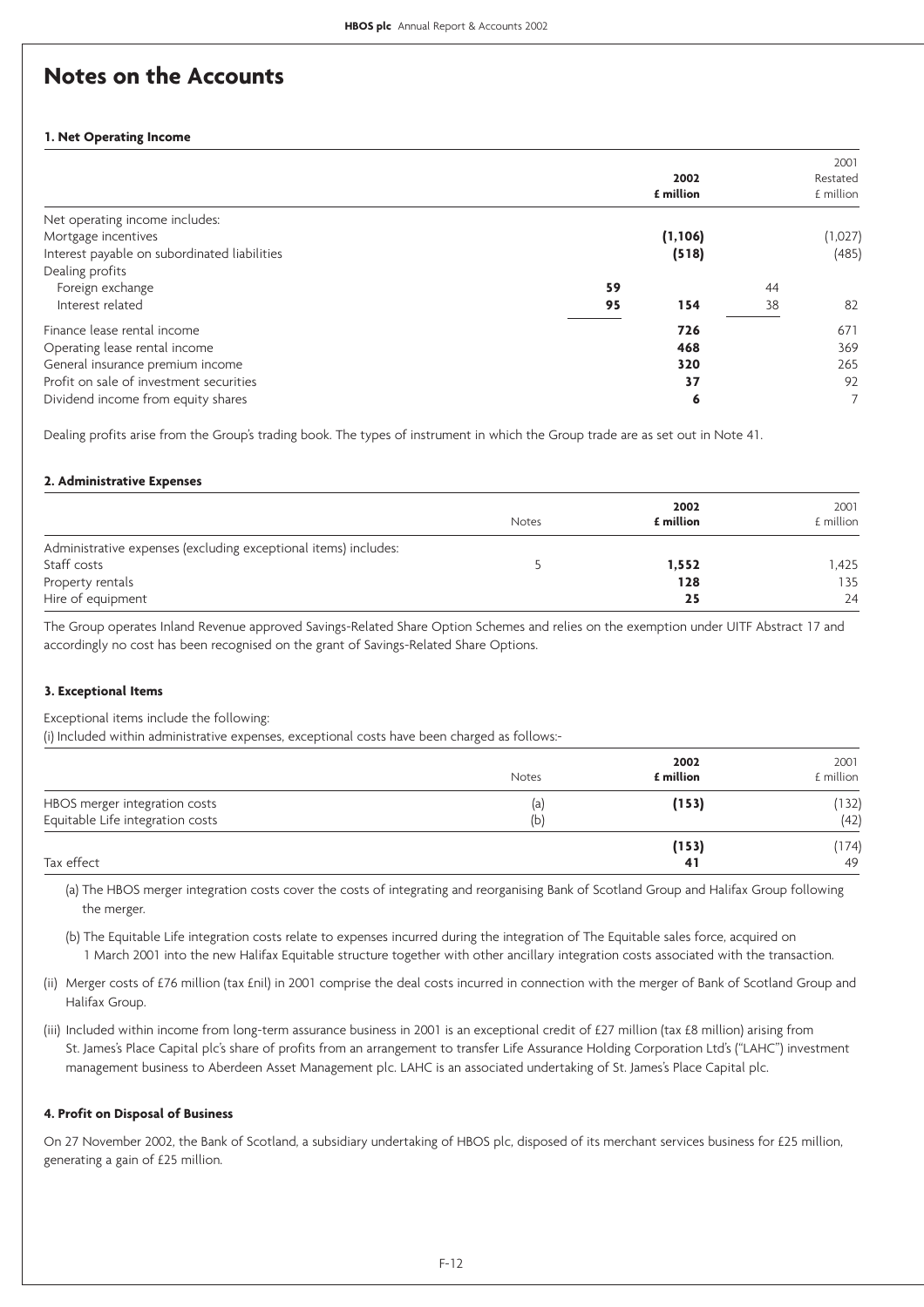# Notes on the Accounts

### 1. Net Operating Income

| | | 2002 £ million | | 2001 Restated £ million |
|---|---|---|---|---|
| Net operating income includes: | | | | |
| Mortgage incentives | | **(1,106)** | | (1,027) |
| Interest payable on subordinated liabilities | | **(518)** | | (485) |
| Dealing profits | | | | |
| Foreign exchange | **59** | | 44 | |
| Interest related | **95** | **154** | 38 | 82 |
| Finance lease rental income | | **726** | | 671 |
| Operating lease rental income | | **468** | | 369 |
| General insurance premium income | | **320** | | 265 |
| Profit on sale of investment securities | | **37** | | 92 |
| Dividend income from equity shares | | **6** | | 7 |

Dealing profits arise from the Group's trading book. The types of instrument in which the Group trade are as set out in Note 41.

### 2. Administrative Expenses

| | Notes | 2002 £ million | 2001 £ million |
|---|---|---|---|
| Administrative expenses (excluding exceptional items) includes: | | | |
| Staff costs | 5 | **1,552** | 1,425 |
| Property rentals | | **128** | 135 |
| Hire of equipment | | **25** | 24 |

The Group operates Inland Revenue approved Savings-Related Share Option Schemes and relies on the exemption under UITF Abstract 17 and accordingly no cost has been recognised on the grant of Savings-Related Share Options.

### 3. Exceptional Items

Exceptional items include the following:

(i) Included within administrative expenses, exceptional costs have been charged as follows:-

| | Notes | 2002 £ million | 2001 £ million |
|---|---|---|---|
| HBOS merger integration costs | (a) | **(153)** | (132) |
| Equitable Life integration costs | (b) | | (42) |
| | | **(153)** | (174) |
| Tax effect | | **41** | 49 |

(a) The HBOS merger integration costs cover the costs of integrating and reorganising Bank of Scotland Group and Halifax Group following the merger.

(b) The Equitable Life integration costs relate to expenses incurred during the integration of The Equitable sales force, acquired on 1 March 2001 into the new Halifax Equitable structure together with other ancillary integration costs associated with the transaction.

(ii) Merger costs of £76 million (tax £nil) in 2001 comprise the deal costs incurred in connection with the merger of Bank of Scotland Group and Halifax Group.

(iii) Included within income from long-term assurance business in 2001 is an exceptional credit of £27 million (tax £8 million) arising from St. James's Place Capital plc's share of profits from an arrangement to transfer Life Assurance Holding Corporation Ltd's ("LAHC") investment management business to Aberdeen Asset Management plc. LAHC is an associated undertaking of St. James's Place Capital plc.

### 4. Profit on Disposal of Business

On 27 November 2002, the Bank of Scotland, a subsidiary undertaking of HBOS plc, disposed of its merchant services business for £25 million, generating a gain of £25 million.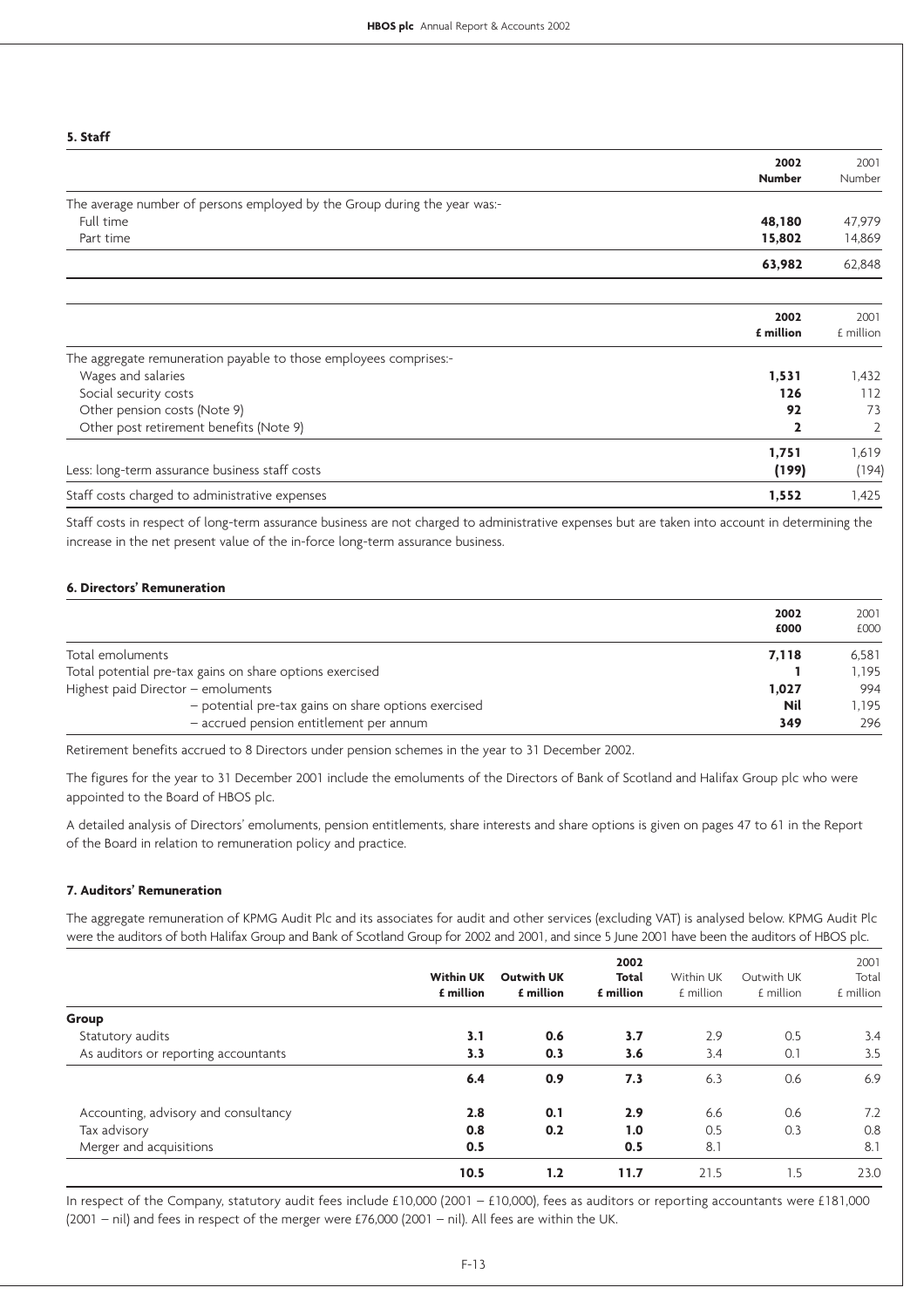### 5. Staff

| | 2002 Number | 2001 Number |
|---|---|---|
| The average number of persons employed by the Group during the year was:- | | |
| Full time | **48,180** | 47,979 |
| Part time | **15,802** | 14,869 |
| | **63,982** | 62,848 |

| | 2002 £ million | 2001 £ million |
|---|---|---|
| The aggregate remuneration payable to those employees comprises:- | | |
| Wages and salaries | **1,531** | 1,432 |
| Social security costs | **126** | 112 |
| Other pension costs (Note 9) | **92** | 73 |
| Other post retirement benefits (Note 9) | **2** | 2 |
| | **1,751** | 1,619 |
| Less: long-term assurance business staff costs | **(199)** | (194) |
| Staff costs charged to administrative expenses | **1,552** | 1,425 |

Staff costs in respect of long-term assurance business are not charged to administrative expenses but are taken into account in determining the increase in the net present value of the in-force long-term assurance business.

### 6. Directors' Remuneration

| | 2002 £000 | 2001 £000 |
|---|---|---|
| Total emoluments | **7,118** | 6,581 |
| Total potential pre-tax gains on share options exercised | **1** | 1,195 |
| Highest paid Director – emoluments | **1,027** | 994 |
| – potential pre-tax gains on share options exercised | **Nil** | 1,195 |
| – accrued pension entitlement per annum | **349** | 296 |

Retirement benefits accrued to 8 Directors under pension schemes in the year to 31 December 2002.

The figures for the year to 31 December 2001 include the emoluments of the Directors of Bank of Scotland and Halifax Group plc who were appointed to the Board of HBOS plc.

A detailed analysis of Directors' emoluments, pension entitlements, share interests and share options is given on pages 47 to 61 in the Report of the Board in relation to remuneration policy and practice.

### 7. Auditors' Remuneration

The aggregate remuneration of KPMG Audit Plc and its associates for audit and other services (excluding VAT) is analysed below. KPMG Audit Plc were the auditors of both Halifax Group and Bank of Scotland Group for 2002 and 2001, and since 5 June 2001 have been the auditors of HBOS plc.

| | Within UK £ million | Outwith UK £ million | 2002 Total £ million | Within UK £ million | Outwith UK £ million | 2001 Total £ million |
|---|---|---|---|---|---|---|
| **Group** | | | | | | |
| Statutory audits | **3.1** | **0.6** | **3.7** | 2.9 | 0.5 | 3.4 |
| As auditors or reporting accountants | **3.3** | **0.3** | **3.6** | 3.4 | 0.1 | 3.5 |
| | **6.4** | **0.9** | **7.3** | 6.3 | 0.6 | 6.9 |
| Accounting, advisory and consultancy | **2.8** | **0.1** | **2.9** | 6.6 | 0.6 | 7.2 |
| Tax advisory | **0.8** | **0.2** | **1.0** | 0.5 | 0.3 | 0.8 |
| Merger and acquisitions | **0.5** | | **0.5** | 8.1 | | 8.1 |
| | **10.5** | **1.2** | **11.7** | 21.5 | 1.5 | 23.0 |

In respect of the Company, statutory audit fees include £10,000 (2001 – £10,000), fees as auditors or reporting accountants were £181,000 (2001 – nil) and fees in respect of the merger were £76,000 (2001 – nil). All fees are within the UK.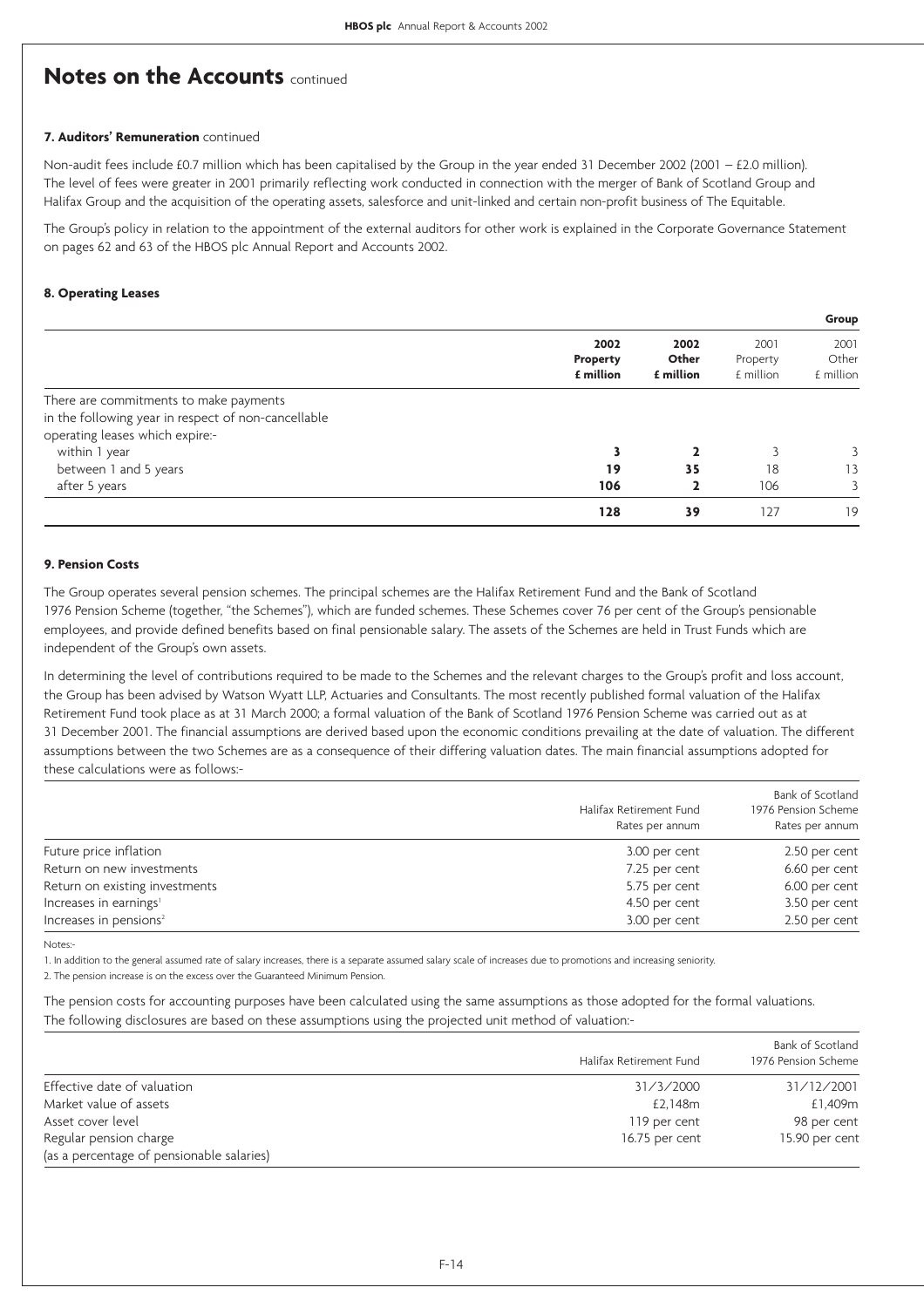# Notes on the Accounts continued

**7. Auditors' Remuneration** continued

Non-audit fees include £0.7 million which has been capitalised by the Group in the year ended 31 December 2002 (2001 – £2.0 million). The level of fees were greater in 2001 primarily reflecting work conducted in connection with the merger of Bank of Scotland Group and Halifax Group and the acquisition of the operating assets, salesforce and unit-linked and certain non-profit business of The Equitable.

The Group's policy in relation to the appointment of the external auditors for other work is explained in the Corporate Governance Statement on pages 62 and 63 of the HBOS plc Annual Report and Accounts 2002.

**8. Operating Leases**

| | | | | **Group** |
|---|---|---|---|---|
| | **2002 Property £ million** | **2002 Other £ million** | 2001 Property £ million | 2001 Other £ million |
| There are commitments to make payments in the following year in respect of non-cancellable operating leases which expire:- | | | | |
| within 1 year | **3** | **2** | 3 | 3 |
| between 1 and 5 years | **19** | **35** | 18 | 13 |
| after 5 years | **106** | **2** | 106 | 3 |
| | **128** | **39** | 127 | 19 |

**9. Pension Costs**

The Group operates several pension schemes. The principal schemes are the Halifax Retirement Fund and the Bank of Scotland 1976 Pension Scheme (together, "the Schemes"), which are funded schemes. These Schemes cover 76 per cent of the Group's pensionable employees, and provide defined benefits based on final pensionable salary. The assets of the Schemes are held in Trust Funds which are independent of the Group's own assets.

In determining the level of contributions required to be made to the Schemes and the relevant charges to the Group's profit and loss account, the Group has been advised by Watson Wyatt LLP, Actuaries and Consultants. The most recently published formal valuation of the Halifax Retirement Fund took place as at 31 March 2000; a formal valuation of the Bank of Scotland 1976 Pension Scheme was carried out as at 31 December 2001. The financial assumptions are derived based upon the economic conditions prevailing at the date of valuation. The different assumptions between the two Schemes are as a consequence of their differing valuation dates. The main financial assumptions adopted for these calculations were as follows:-

| | Halifax Retirement Fund Rates per annum | Bank of Scotland 1976 Pension Scheme Rates per annum |
|---|---|---|
| Future price inflation | 3.00 per cent | 2.50 per cent |
| Return on new investments | 7.25 per cent | 6.60 per cent |
| Return on existing investments | 5.75 per cent | 6.00 per cent |
| Increases in earnings[1] | 4.50 per cent | 3.50 per cent |
| Increases in pensions[2] | 3.00 per cent | 2.50 per cent |

Notes:-

1. In addition to the general assumed rate of salary increases, there is a separate assumed salary scale of increases due to promotions and increasing seniority.
2. The pension increase is on the excess over the Guaranteed Minimum Pension.

The pension costs for accounting purposes have been calculated using the same assumptions as those adopted for the formal valuations. The following disclosures are based on these assumptions using the projected unit method of valuation:-

| | Halifax Retirement Fund | Bank of Scotland 1976 Pension Scheme |
|---|---|---|
| Effective date of valuation | 31/3/2000 | 31/12/2001 |
| Market value of assets | £2,148m | £1,409m |
| Asset cover level | 119 per cent | 98 per cent |
| Regular pension charge (as a percentage of pensionable salaries) | 16.75 per cent | 15.90 per cent |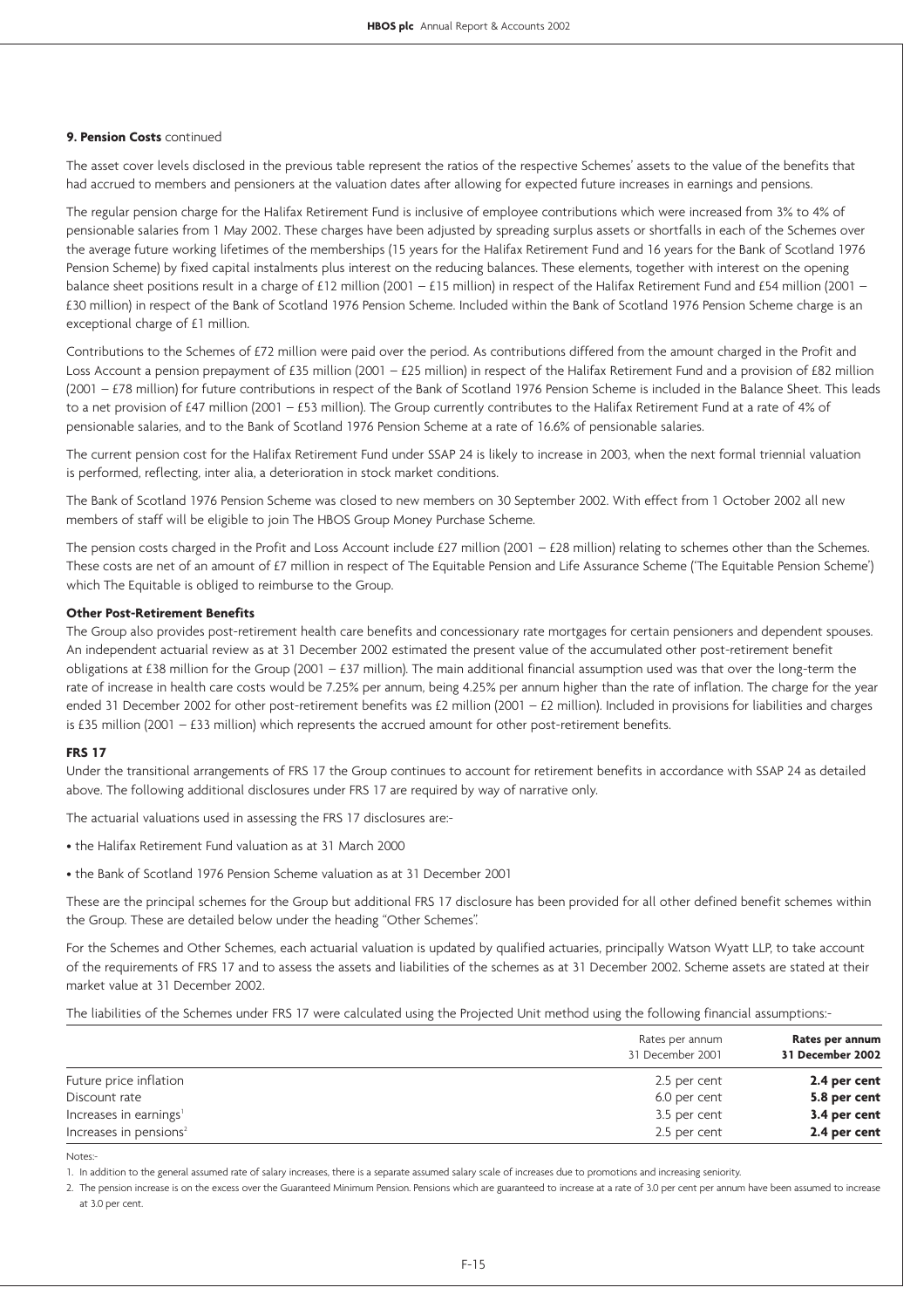**9. Pension Costs** continued

The asset cover levels disclosed in the previous table represent the ratios of the respective Schemes' assets to the value of the benefits that had accrued to members and pensioners at the valuation dates after allowing for expected future increases in earnings and pensions.

The regular pension charge for the Halifax Retirement Fund is inclusive of employee contributions which were increased from 3% to 4% of pensionable salaries from 1 May 2002. These charges have been adjusted by spreading surplus assets or shortfalls in each of the Schemes over the average future working lifetimes of the memberships (15 years for the Halifax Retirement Fund and 16 years for the Bank of Scotland 1976 Pension Scheme) by fixed capital instalments plus interest on the reducing balances. These elements, together with interest on the opening balance sheet positions result in a charge of £12 million (2001 – £15 million) in respect of the Halifax Retirement Fund and £54 million (2001 – £30 million) in respect of the Bank of Scotland 1976 Pension Scheme. Included within the Bank of Scotland 1976 Pension Scheme charge is an exceptional charge of £1 million.

Contributions to the Schemes of £72 million were paid over the period. As contributions differed from the amount charged in the Profit and Loss Account a pension prepayment of £35 million (2001 – £25 million) in respect of the Halifax Retirement Fund and a provision of £82 million (2001 – £78 million) for future contributions in respect of the Bank of Scotland 1976 Pension Scheme is included in the Balance Sheet. This leads to a net provision of £47 million (2001 – £53 million). The Group currently contributes to the Halifax Retirement Fund at a rate of 4% of pensionable salaries, and to the Bank of Scotland 1976 Pension Scheme at a rate of 16.6% of pensionable salaries.

The current pension cost for the Halifax Retirement Fund under SSAP 24 is likely to increase in 2003, when the next formal triennial valuation is performed, reflecting, inter alia, a deterioration in stock market conditions.

The Bank of Scotland 1976 Pension Scheme was closed to new members on 30 September 2002. With effect from 1 October 2002 all new members of staff will be eligible to join The HBOS Group Money Purchase Scheme.

The pension costs charged in the Profit and Loss Account include £27 million (2001 – £28 million) relating to schemes other than the Schemes. These costs are net of an amount of £7 million in respect of The Equitable Pension and Life Assurance Scheme ('The Equitable Pension Scheme') which The Equitable is obliged to reimburse to the Group.

**Other Post-Retirement Benefits**

The Group also provides post-retirement health care benefits and concessionary rate mortgages for certain pensioners and dependent spouses. An independent actuarial review as at 31 December 2002 estimated the present value of the accumulated other post-retirement benefit obligations at £38 million for the Group (2001 – £37 million). The main additional financial assumption used was that over the long-term the rate of increase in health care costs would be 7.25% per annum, being 4.25% per annum higher than the rate of inflation. The charge for the year ended 31 December 2002 for other post-retirement benefits was £2 million (2001 – £2 million). Included in provisions for liabilities and charges is £35 million (2001 – £33 million) which represents the accrued amount for other post-retirement benefits.

**FRS 17**

Under the transitional arrangements of FRS 17 the Group continues to account for retirement benefits in accordance with SSAP 24 as detailed above. The following additional disclosures under FRS 17 are required by way of narrative only.

The actuarial valuations used in assessing the FRS 17 disclosures are:-

- the Halifax Retirement Fund valuation as at 31 March 2000
- the Bank of Scotland 1976 Pension Scheme valuation as at 31 December 2001

These are the principal schemes for the Group but additional FRS 17 disclosure has been provided for all other defined benefit schemes within the Group. These are detailed below under the heading "Other Schemes".

For the Schemes and Other Schemes, each actuarial valuation is updated by qualified actuaries, principally Watson Wyatt LLP, to take account of the requirements of FRS 17 and to assess the assets and liabilities of the schemes as at 31 December 2002. Scheme assets are stated at their market value at 31 December 2002.

The liabilities of the Schemes under FRS 17 were calculated using the Projected Unit method using the following financial assumptions:-

| | Rates per annum 31 December 2001 | **Rates per annum 31 December 2002** |
|---|---|---|
| Future price inflation | 2.5 per cent | **2.4 per cent** |
| Discount rate | 6.0 per cent | **5.8 per cent** |
| Increases in earnings[1] | 3.5 per cent | **3.4 per cent** |
| Increases in pensions[2] | 2.5 per cent | **2.4 per cent** |

Notes:-

1. In addition to the general assumed rate of salary increases, there is a separate assumed salary scale of increases due to promotions and increasing seniority.
2. The pension increase is on the excess over the Guaranteed Minimum Pension. Pensions which are guaranteed to increase at a rate of 3.0 per cent per annum have been assumed to increase at 3.0 per cent.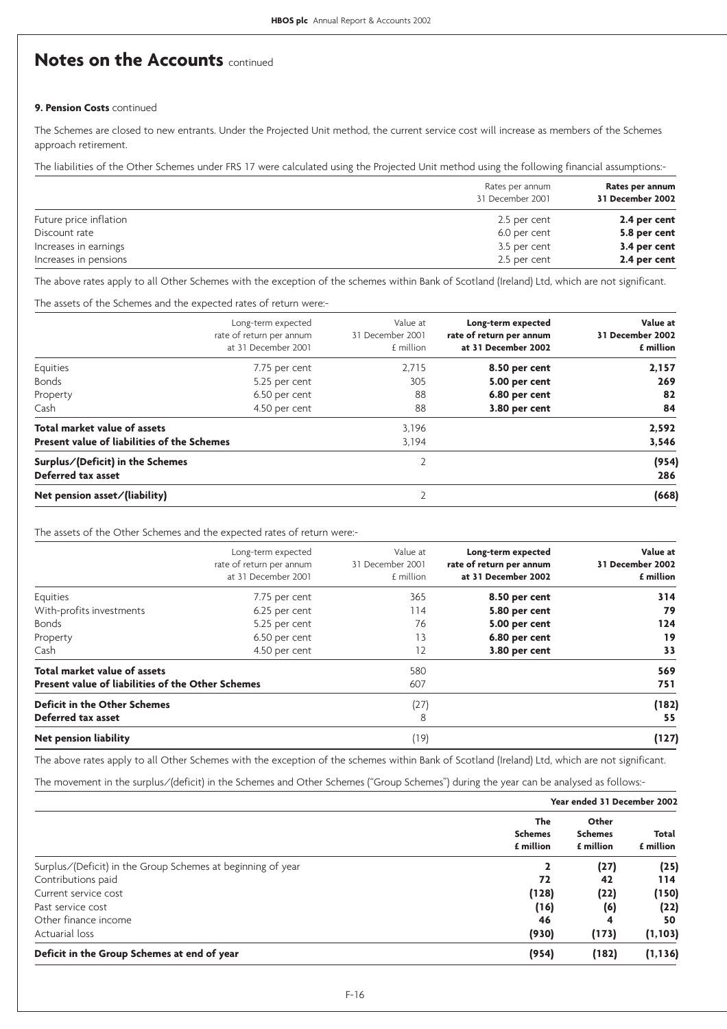# Notes on the Accounts continued

**9. Pension Costs** continued

The Schemes are closed to new entrants. Under the Projected Unit method, the current service cost will increase as members of the Schemes approach retirement.

The liabilities of the Other Schemes under FRS 17 were calculated using the Projected Unit method using the following financial assumptions:-

| | Rates per annum 31 December 2001 | **Rates per annum 31 December 2002** |
|---|---|---|
| Future price inflation | 2.5 per cent | **2.4 per cent** |
| Discount rate | 6.0 per cent | **5.8 per cent** |
| Increases in earnings | 3.5 per cent | **3.4 per cent** |
| Increases in pensions | 2.5 per cent | **2.4 per cent** |

The above rates apply to all Other Schemes with the exception of the schemes within Bank of Scotland (Ireland) Ltd, which are not significant.

The assets of the Schemes and the expected rates of return were:-

| | Long-term expected rate of return per annum at 31 December 2001 | Value at 31 December 2001 £ million | **Long-term expected rate of return per annum at 31 December 2002** | **Value at 31 December 2002 £ million** |
|---|---|---|---|---|
| Equities | 7.75 per cent | 2,715 | **8.50 per cent** | **2,157** |
| Bonds | 5.25 per cent | 305 | **5.00 per cent** | **269** |
| Property | 6.50 per cent | 88 | **6.80 per cent** | **82** |
| Cash | 4.50 per cent | 88 | **3.80 per cent** | **84** |
| **Total market value of assets** | | 3,196 | | **2,592** |
| **Present value of liabilities of the Schemes** | | 3,194 | | **3,546** |
| **Surplus/(Deficit) in the Schemes** | | 2 | | **(954)** |
| **Deferred tax asset** | | | | **286** |
| **Net pension asset/(liability)** | | 2 | | **(668)** |

The assets of the Other Schemes and the expected rates of return were:-

| | Long-term expected rate of return per annum at 31 December 2001 | Value at 31 December 2001 £ million | **Long-term expected rate of return per annum at 31 December 2002** | **Value at 31 December 2002 £ million** |
|---|---|---|---|---|
| Equities | 7.75 per cent | 365 | **8.50 per cent** | **314** |
| With-profits investments | 6.25 per cent | 114 | **5.80 per cent** | **79** |
| Bonds | 5.25 per cent | 76 | **5.00 per cent** | **124** |
| Property | 6.50 per cent | 13 | **6.80 per cent** | **19** |
| Cash | 4.50 per cent | 12 | **3.80 per cent** | **33** |
| **Total market value of assets** | | 580 | | **569** |
| **Present value of liabilities of the Other Schemes** | | 607 | | **751** |
| **Deficit in the Other Schemes** | | (27) | | **(182)** |
| **Deferred tax asset** | | 8 | | **55** |
| **Net pension liability** | | (19) | | **(127)** |

The above rates apply to all Other Schemes with the exception of the schemes within Bank of Scotland (Ireland) Ltd, which are not significant.

The movement in the surplus/(deficit) in the Schemes and Other Schemes ("Group Schemes") during the year can be analysed as follows:-

| | **Year ended 31 December 2002** | | |
|---|---|---|---|
| | **The Schemes £ million** | **Other Schemes £ million** | **Total £ million** |
| Surplus/(Deficit) in the Group Schemes at beginning of year | **2** | **(27)** | **(25)** |
| Contributions paid | **72** | **42** | **114** |
| Current service cost | **(128)** | **(22)** | **(150)** |
| Past service cost | **(16)** | **(6)** | **(22)** |
| Other finance income | **46** | **4** | **50** |
| Actuarial loss | **(930)** | **(173)** | **(1,103)** |
| **Deficit in the Group Schemes at end of year** | **(954)** | **(182)** | **(1,136)** |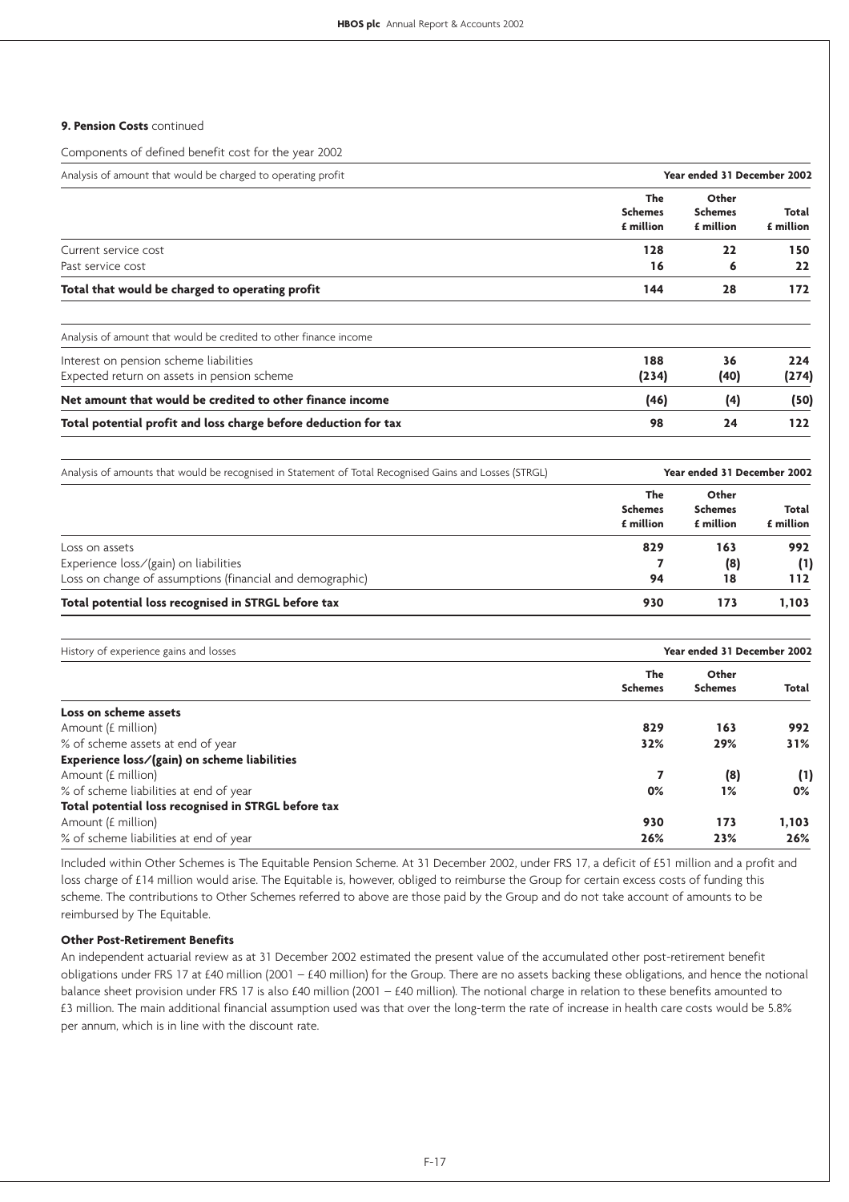**9. Pension Costs** continued

Components of defined benefit cost for the year 2002

| Analysis of amount that would be charged to operating profit | Year ended 31 December 2002 | | |
|---|---|---|---|
| | **The Schemes £ million** | **Other Schemes £ million** | **Total £ million** |
| Current service cost | **128** | **22** | **150** |
| Past service cost | **16** | **6** | **22** |
| **Total that would be charged to operating profit** | **144** | **28** | **172** |

| Analysis of amount that would be credited to other finance income | | | |
|---|---|---|---|
| Interest on pension scheme liabilities | **188** | **36** | **224** |
| Expected return on assets in pension scheme | **(234)** | **(40)** | **(274)** |
| **Net amount that would be credited to other finance income** | **(46)** | **(4)** | **(50)** |
| **Total potential profit and loss charge before deduction for tax** | **98** | **24** | **122** |

| Analysis of amounts that would be recognised in Statement of Total Recognised Gains and Losses (STRGL) | Year ended 31 December 2002 | | |
|---|---|---|---|
| | **The Schemes £ million** | **Other Schemes £ million** | **Total £ million** |
| Loss on assets | **829** | **163** | **992** |
| Experience loss/(gain) on liabilities | **7** | **(8)** | **(1)** |
| Loss on change of assumptions (financial and demographic) | **94** | **18** | **112** |
| **Total potential loss recognised in STRGL before tax** | **930** | **173** | **1,103** |

| History of experience gains and losses | Year ended 31 December 2002 | | |
|---|---|---|---|
| | **The Schemes** | **Other Schemes** | **Total** |
| **Loss on scheme assets** | | | |
| Amount (£ million) | **829** | **163** | **992** |
| % of scheme assets at end of year | **32%** | **29%** | **31%** |
| **Experience loss/(gain) on scheme liabilities** | | | |
| Amount (£ million) | **7** | **(8)** | **(1)** |
| % of scheme liabilities at end of year | **0%** | **1%** | **0%** |
| **Total potential loss recognised in STRGL before tax** | | | |
| Amount (£ million) | **930** | **173** | **1,103** |
| % of scheme liabilities at end of year | **26%** | **23%** | **26%** |

Included within Other Schemes is The Equitable Pension Scheme. At 31 December 2002, under FRS 17, a deficit of £51 million and a profit and loss charge of £14 million would arise. The Equitable is, however, obliged to reimburse the Group for certain excess costs of funding this scheme. The contributions to Other Schemes referred to above are those paid by the Group and do not take account of amounts to be reimbursed by The Equitable.

**Other Post-Retirement Benefits**

An independent actuarial review as at 31 December 2002 estimated the present value of the accumulated other post-retirement benefit obligations under FRS 17 at £40 million (2001 – £40 million) for the Group. There are no assets backing these obligations, and hence the notional balance sheet provision under FRS 17 is also £40 million (2001 – £40 million). The notional charge in relation to these benefits amounted to £3 million. The main additional financial assumption used was that over the long-term the rate of increase in health care costs would be 5.8% per annum, which is in line with the discount rate.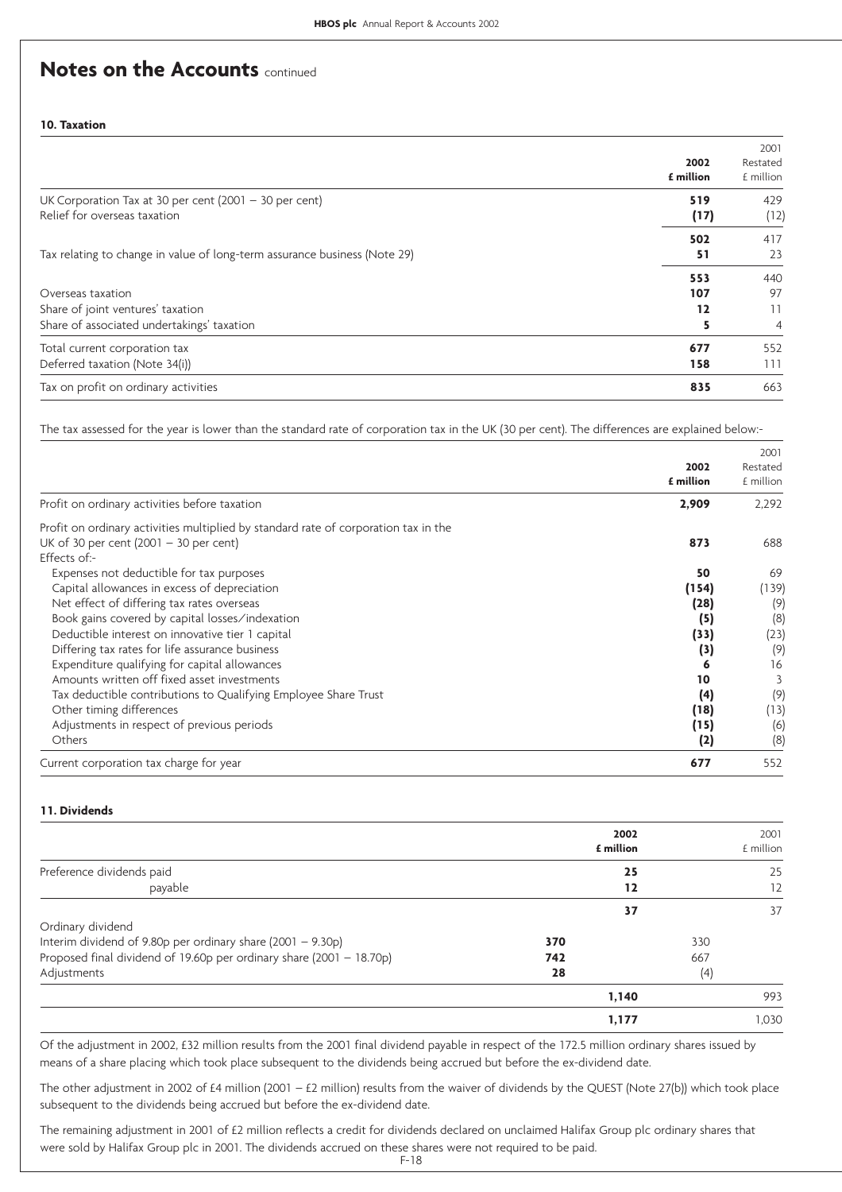# Notes on the Accounts continued

### 10. Taxation

| | 2002 £ million | 2001 Restated £ million |
|---|---|---|
| UK Corporation Tax at 30 per cent (2001 – 30 per cent) | **519** | 429 |
| Relief for overseas taxation | **(17)** | (12) |
| | **502** | 417 |
| Tax relating to change in value of long-term assurance business (Note 29) | **51** | 23 |
| | **553** | 440 |
| Overseas taxation | **107** | 97 |
| Share of joint ventures' taxation | **12** | 11 |
| Share of associated undertakings' taxation | **5** | 4 |
| Total current corporation tax | **677** | 552 |
| Deferred taxation (Note 34(i)) | **158** | 111 |
| Tax on profit on ordinary activities | **835** | 663 |

The tax assessed for the year is lower than the standard rate of corporation tax in the UK (30 per cent). The differences are explained below:-

| | 2002 £ million | 2001 Restated £ million |
|---|---|---|
| Profit on ordinary activities before taxation | **2,909** | 2,292 |
| Profit on ordinary activities multiplied by standard rate of corporation tax in the UK of 30 per cent (2001 – 30 per cent) | **873** | 688 |
| Effects of:- | | |
| Expenses not deductible for tax purposes | **50** | 69 |
| Capital allowances in excess of depreciation | **(154)** | (139) |
| Net effect of differing tax rates overseas | **(28)** | (9) |
| Book gains covered by capital losses/indexation | **(5)** | (8) |
| Deductible interest on innovative tier 1 capital | **(33)** | (23) |
| Differing tax rates for life assurance business | **(3)** | (9) |
| Expenditure qualifying for capital allowances | **6** | 16 |
| Amounts written off fixed asset investments | **10** | 3 |
| Tax deductible contributions to Qualifying Employee Share Trust | **(4)** | (9) |
| Other timing differences | **(18)** | (13) |
| Adjustments in respect of previous periods | **(15)** | (6) |
| Others | **(2)** | (8) |
| Current corporation tax charge for year | **677** | 552 |

### 11. Dividends

| | | 2002 £ million | | 2001 £ million |
|---|---|---|---|---|
| Preference dividends paid | | **25** | | 25 |
| payable | | **12** | | 12 |
| | | **37** | | 37 |
| Ordinary dividend | | | | |
| Interim dividend of 9.80p per ordinary share (2001 – 9.30p) | **370** | | 330 | |
| Proposed final dividend of 19.60p per ordinary share (2001 – 18.70p) | **742** | | 667 | |
| Adjustments | **28** | | (4) | |
| | | **1,140** | | 993 |
| | | **1,177** | | 1,030 |

Of the adjustment in 2002, £32 million results from the 2001 final dividend payable in respect of the 172.5 million ordinary shares issued by means of a share placing which took place subsequent to the dividends being accrued but before the ex-dividend date.

The other adjustment in 2002 of £4 million (2001 – £2 million) results from the waiver of dividends by the QUEST (Note 27(b)) which took place subsequent to the dividends being accrued but before the ex-dividend date.

The remaining adjustment in 2001 of £2 million reflects a credit for dividends declared on unclaimed Halifax Group plc ordinary shares that were sold by Halifax Group plc in 2001. The dividends accrued on these shares were not required to be paid.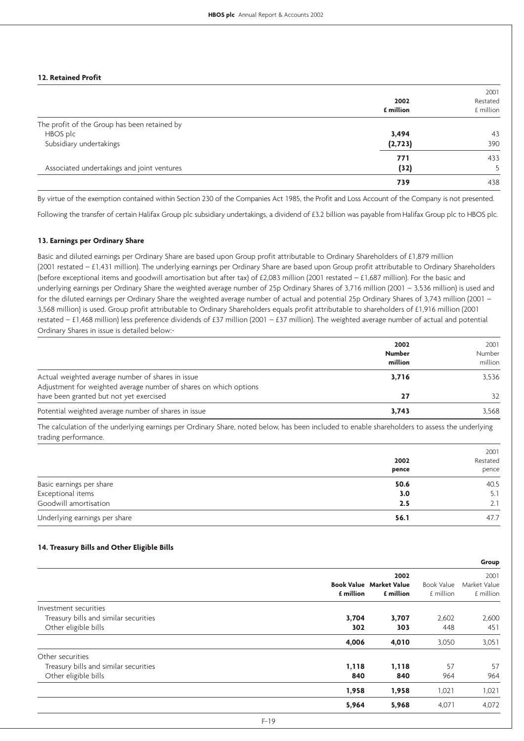### 12. Retained Profit

| | 2002 £ million | 2001 Restated £ million |
|---|---|---|
| The profit of the Group has been retained by | | |
| HBOS plc | **3,494** | 43 |
| Subsidiary undertakings | **(2,723)** | 390 |
| | **771** | 433 |
| Associated undertakings and joint ventures | **(32)** | 5 |
| | **739** | 438 |

By virtue of the exemption contained within Section 230 of the Companies Act 1985, the Profit and Loss Account of the Company is not presented.

Following the transfer of certain Halifax Group plc subsidiary undertakings, a dividend of £3.2 billion was payable from Halifax Group plc to HBOS plc.

### 13. Earnings per Ordinary Share

Basic and diluted earnings per Ordinary Share are based upon Group profit attributable to Ordinary Shareholders of £1,879 million (2001 restated – £1,431 million). The underlying earnings per Ordinary Share are based upon Group profit attributable to Ordinary Shareholders (before exceptional items and goodwill amortisation but after tax) of £2,083 million (2001 restated – £1,687 million). For the basic and underlying earnings per Ordinary Share the weighted average number of 25p Ordinary Shares of 3,716 million (2001 – 3,536 million) is used and for the diluted earnings per Ordinary Share the weighted average number of actual and potential 25p Ordinary Shares of 3,743 million (2001 – 3,568 million) is used. Group profit attributable to Ordinary Shareholders equals profit attributable to shareholders of £1,916 million (2001 restated – £1,468 million) less preference dividends of £37 million (2001 – £37 million). The weighted average number of actual and potential Ordinary Shares in issue is detailed below:-

| | 2002 Number million | 2001 Number million |
|---|---|---|
| Actual weighted average number of shares in issue | **3,716** | 3,536 |
| Adjustment for weighted average number of shares on which options have been granted but not yet exercised | **27** | 32 |
| Potential weighted average number of shares in issue | **3,743** | 3,568 |

The calculation of the underlying earnings per Ordinary Share, noted below, has been included to enable shareholders to assess the underlying trading performance.

| | 2002 pence | 2001 Restated pence |
|---|---|---|
| Basic earnings per share | **50.6** | 40.5 |
| Exceptional items | **3.0** | 5.1 |
| Goodwill amortisation | **2.5** | 2.1 |
| Underlying earnings per share | **56.1** | 47.7 |

### 14. Treasury Bills and Other Eligible Bills

| | | | | **Group** |
|---|---|---|---|---|
| | **2002** | | 2001 | |
| | **Book Value £ million** | **Market Value £ million** | Book Value £ million | Market Value £ million |
| Investment securities | | | | |
| Treasury bills and similar securities | **3,704** | **3,707** | 2,602 | 2,600 |
| Other eligible bills | **302** | **303** | 448 | 451 |
| | **4,006** | **4,010** | 3,050 | 3,051 |
| Other securities | | | | |
| Treasury bills and similar securities | **1,118** | **1,118** | 57 | 57 |
| Other eligible bills | **840** | **840** | 964 | 964 |
| | **1,958** | **1,958** | 1,021 | 1,021 |
| | **5,964** | **5,968** | 4,071 | 4,072 |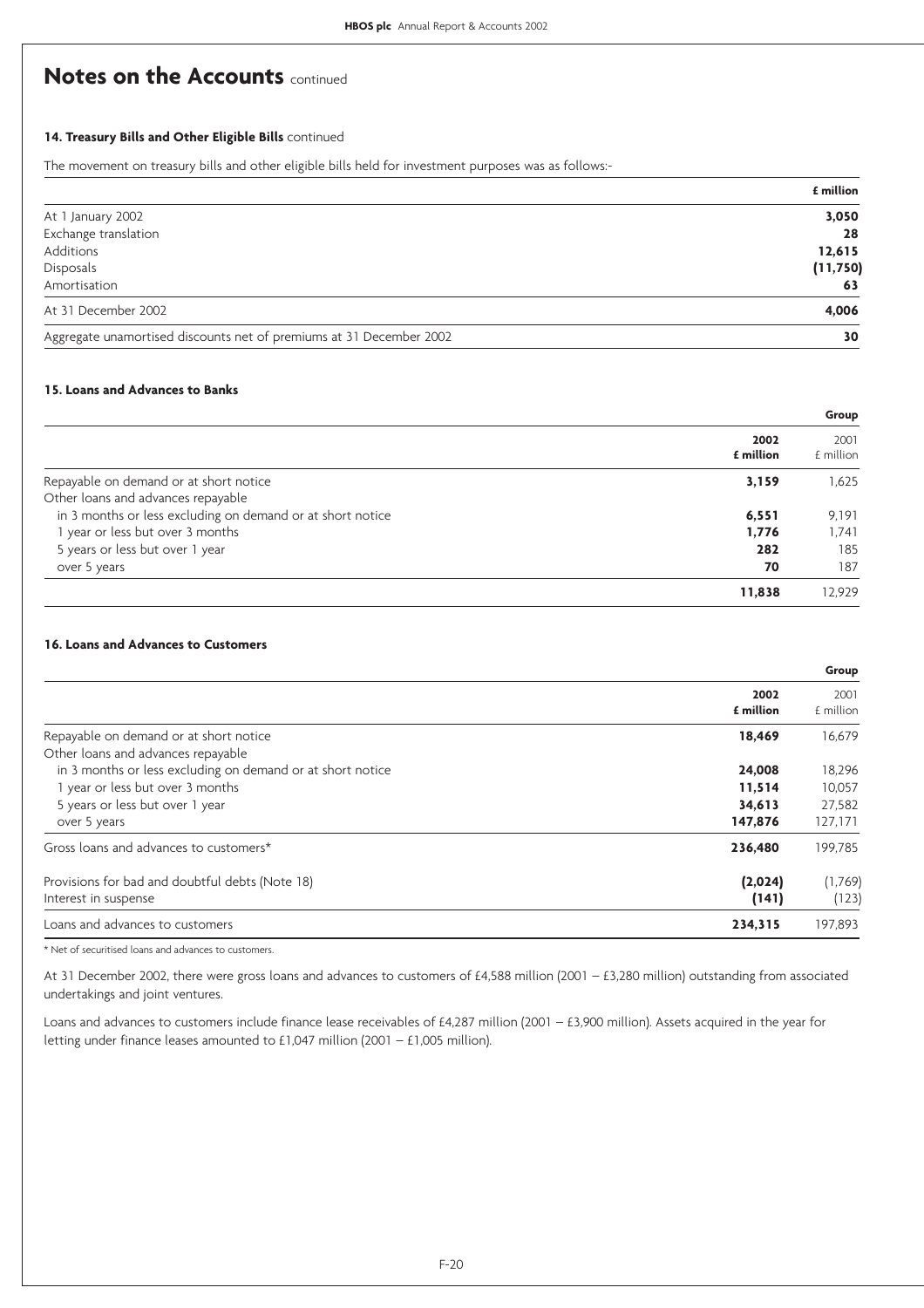# Notes on the Accounts continued

**14. Treasury Bills and Other Eligible Bills** continued

The movement on treasury bills and other eligible bills held for investment purposes was as follows:-

| | **£ million** |
|---|---|
| At 1 January 2002 | **3,050** |
| Exchange translation | **28** |
| Additions | **12,615** |
| Disposals | **(11,750)** |
| Amortisation | **63** |
| At 31 December 2002 | **4,006** |
| Aggregate unamortised discounts net of premiums at 31 December 2002 | **30** |

**15. Loans and Advances to Banks**

| | **Group** | |
|---|---|---|
| | **2002 £ million** | 2001 £ million |
| Repayable on demand or at short notice | **3,159** | 1,625 |
| Other loans and advances repayable | | |
| in 3 months or less excluding on demand or at short notice | **6,551** | 9,191 |
| 1 year or less but over 3 months | **1,776** | 1,741 |
| 5 years or less but over 1 year | **282** | 185 |
| over 5 years | **70** | 187 |
| | **11,838** | 12,929 |

**16. Loans and Advances to Customers**

| | **Group** | |
|---|---|---|
| | **2002 £ million** | 2001 £ million |
| Repayable on demand or at short notice | **18,469** | 16,679 |
| Other loans and advances repayable | | |
| in 3 months or less excluding on demand or at short notice | **24,008** | 18,296 |
| 1 year or less but over 3 months | **11,514** | 10,057 |
| 5 years or less but over 1 year | **34,613** | 27,582 |
| over 5 years | **147,876** | 127,171 |
| Gross loans and advances to customers* | **236,480** | 199,785 |
| Provisions for bad and doubtful debts (Note 18) | **(2,024)** | (1,769) |
| Interest in suspense | **(141)** | (123) |
| Loans and advances to customers | **234,315** | 197,893 |

\* Net of securitised loans and advances to customers.

At 31 December 2002, there were gross loans and advances to customers of £4,588 million (2001 – £3,280 million) outstanding from associated undertakings and joint ventures.

Loans and advances to customers include finance lease receivables of £4,287 million (2001 – £3,900 million). Assets acquired in the year for letting under finance leases amounted to £1,047 million (2001 – £1,005 million).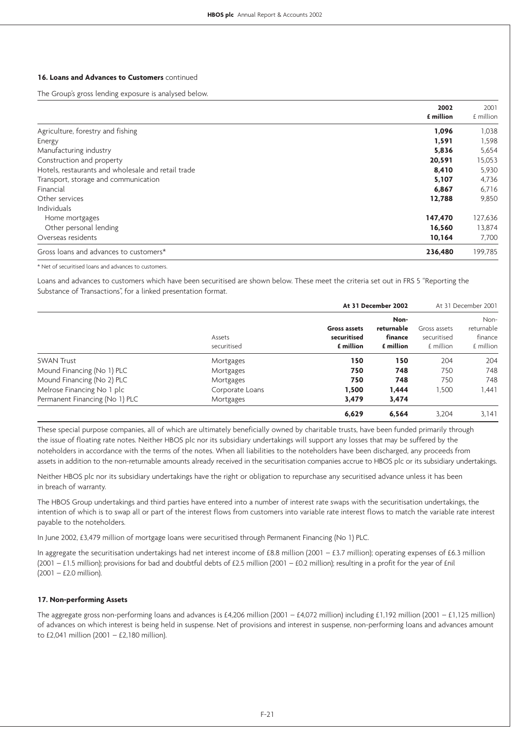### 16. Loans and Advances to Customers continued

The Group's gross lending exposure is analysed below.

| | 2002 £ million | 2001 £ million |
|---|---|---|
| Agriculture, forestry and fishing | **1,096** | 1,038 |
| Energy | **1,591** | 1,598 |
| Manufacturing industry | **5,836** | 5,654 |
| Construction and property | **20,591** | 15,053 |
| Hotels, restaurants and wholesale and retail trade | **8,410** | 5,930 |
| Transport, storage and communication | **5,107** | 4,736 |
| Financial | **6,867** | 6,716 |
| Other services | **12,788** | 9,850 |
| Individuals | | |
| Home mortgages | **147,470** | 127,636 |
| Other personal lending | **16,560** | 13,874 |
| Overseas residents | **10,164** | 7,700 |
| Gross loans and advances to customers* | **236,480** | 199,785 |

* Net of securitised loans and advances to customers.

Loans and advances to customers which have been securitised are shown below. These meet the criteria set out in FRS 5 "Reporting the Substance of Transactions", for a linked presentation format.

| | | At 31 December 2002 | | At 31 December 2001 | |
|---|---|---|---|---|---|
| | Assets securitised | Gross assets securitised £ million | Non-returnable finance £ million | Gross assets securitised £ million | Non-returnable finance £ million |
| SWAN Trust | Mortgages | **150** | **150** | 204 | 204 |
| Mound Financing (No 1) PLC | Mortgages | **750** | **748** | 750 | 748 |
| Mound Financing (No 2) PLC | Mortgages | **750** | **748** | 750 | 748 |
| Melrose Financing No 1 plc | Corporate Loans | **1,500** | **1,444** | 1,500 | 1,441 |
| Permanent Financing (No 1) PLC | Mortgages | **3,479** | **3,474** | | |
| | | **6,629** | **6,564** | 3,204 | 3,141 |

These special purpose companies, all of which are ultimately beneficially owned by charitable trusts, have been funded primarily through the issue of floating rate notes. Neither HBOS plc nor its subsidiary undertakings will support any losses that may be suffered by the noteholders in accordance with the terms of the notes. When all liabilities to the noteholders have been discharged, any proceeds from assets in addition to the non-returnable amounts already received in the securitisation companies accrue to HBOS plc or its subsidiary undertakings.

Neither HBOS plc nor its subsidiary undertakings have the right or obligation to repurchase any securitised advance unless it has been in breach of warranty.

The HBOS Group undertakings and third parties have entered into a number of interest rate swaps with the securitisation undertakings, the intention of which is to swap all or part of the interest flows from customers into variable rate interest flows to match the variable rate interest payable to the noteholders.

In June 2002, £3,479 million of mortgage loans were securitised through Permanent Financing (No 1) PLC.

In aggregate the securitisation undertakings had net interest income of £8.8 million (2001 – £3.7 million); operating expenses of £6.3 million (2001 – £1.5 million); provisions for bad and doubtful debts of £2.5 million (2001 – £0.2 million); resulting in a profit for the year of £nil (2001 – £2.0 million).

### 17. Non-performing Assets

The aggregate gross non-performing loans and advances is £4,206 million (2001 – £4,072 million) including £1,192 million (2001 – £1,125 million) of advances on which interest is being held in suspense. Net of provisions and interest in suspense, non-performing loans and advances amount to £2,041 million (2001 – £2,180 million).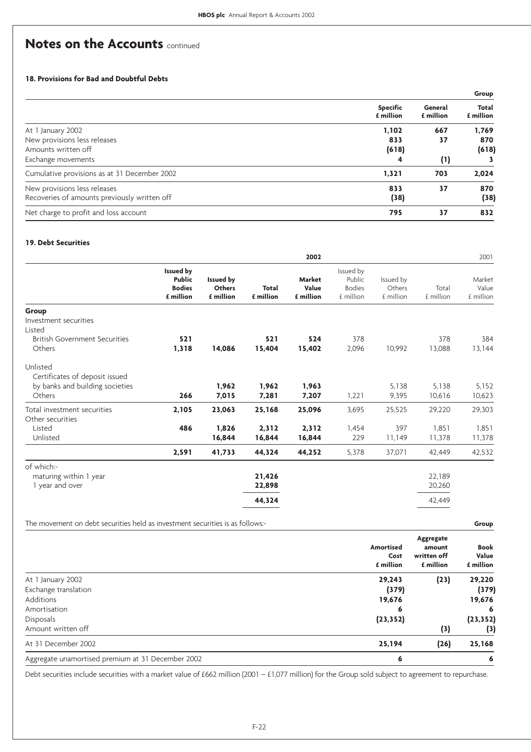# Notes on the Accounts continued

### 18. Provisions for Bad and Doubtful Debts

| | | | Group |
|---|---|---|---|
| | Specific £ million | General £ million | Total £ million |
| At 1 January 2002 | 1,102 | 667 | 1,769 |
| New provisions less releases | 833 | 37 | 870 |
| Amounts written off | (618) | | (618) |
| Exchange movements | 4 | (1) | 3 |
| Cumulative provisions as at 31 December 2002 | 1,321 | 703 | 2,024 |
| New provisions less releases | 833 | 37 | 870 |
| Recoveries of amounts previously written off | (38) | | (38) |
| Net charge to profit and loss account | 795 | 37 | 832 |

### 19. Debt Securities

| | | | | 2002 | | | | 2001 |
|---|---|---|---|---|---|---|---|---|
| | Issued by Public Bodies £ million | Issued by Others £ million | Total £ million | Market Value £ million | Issued by Public Bodies £ million | Issued by Others £ million | Total £ million | Market Value £ million |
| **Group** | | | | | | | | |
| Investment securities | | | | | | | | |
| Listed | | | | | | | | |
| British Government Securities | 521 | | 521 | 524 | 378 | | 378 | 384 |
| Others | 1,318 | 14,086 | 15,404 | 15,402 | 2,096 | 10,992 | 13,088 | 13,144 |
| Unlisted | | | | | | | | |
| Certificates of deposit issued by banks and building societies | | 1,962 | 1,962 | 1,963 | | 5,138 | 5,138 | 5,152 |
| Others | 266 | 7,015 | 7,281 | 7,207 | 1,221 | 9,395 | 10,616 | 10,623 |
| Total investment securities | 2,105 | 23,063 | 25,168 | 25,096 | 3,695 | 25,525 | 29,220 | 29,303 |
| Other securities | | | | | | | | |
| Listed | 486 | 1,826 | 2,312 | 2,312 | 1,454 | 397 | 1,851 | 1,851 |
| Unlisted | | 16,844 | 16,844 | 16,844 | 229 | 11,149 | 11,378 | 11,378 |
| | 2,591 | 41,733 | 44,324 | 44,252 | 5,378 | 37,071 | 42,449 | 42,532 |
| of which:- | | | | | | | | |
| maturing within 1 year | | | 21,426 | | | | 22,189 | |
| 1 year and over | | | 22,898 | | | | 20,260 | |
| | | | 44,324 | | | | 42,449 | |

The movement on debt securities held as investment securities is as follows:-

| | | | Group |
|---|---|---|---|
| | Amortised Cost £ million | Aggregate amount written off £ million | Book Value £ million |
| At 1 January 2002 | 29,243 | (23) | 29,220 |
| Exchange translation | (379) | | (379) |
| Additions | 19,676 | | 19,676 |
| Amortisation | 6 | | 6 |
| Disposals | (23,352) | | (23,352) |
| Amount written off | | (3) | (3) |
| At 31 December 2002 | 25,194 | (26) | 25,168 |
| Aggregate unamortised premium at 31 December 2002 | 6 | | 6 |

Debt securities include securities with a market value of £662 million (2001 – £1,077 million) for the Group sold subject to agreement to repurchase.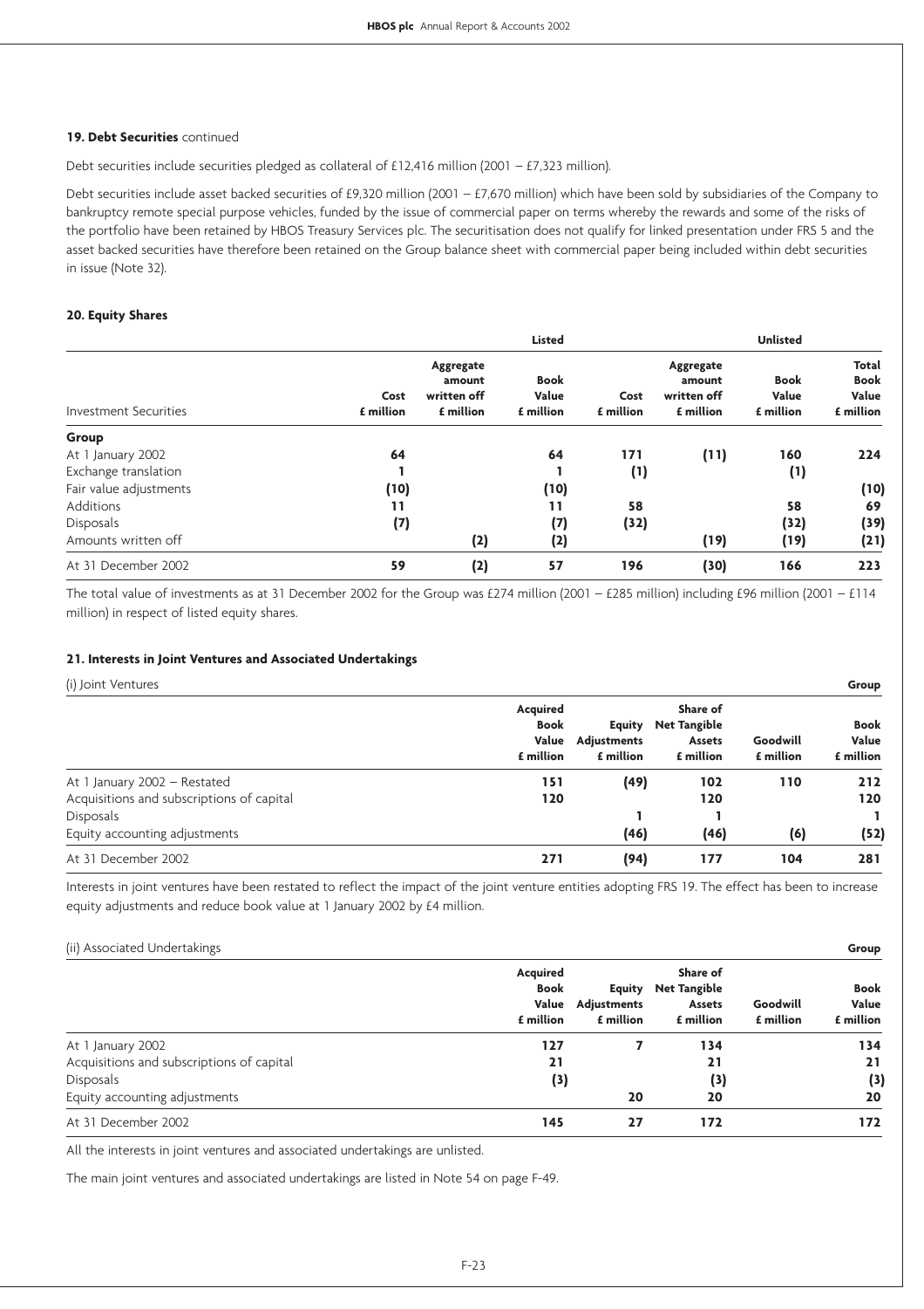**19. Debt Securities** continued

Debt securities include securities pledged as collateral of £12,416 million (2001 – £7,323 million).

Debt securities include asset backed securities of £9,320 million (2001 – £7,670 million) which have been sold by subsidiaries of the Company to bankruptcy remote special purpose vehicles, funded by the issue of commercial paper on terms whereby the rewards and some of the risks of the portfolio have been retained by HBOS Treasury Services plc. The securitisation does not qualify for linked presentation under FRS 5 and the asset backed securities have therefore been retained on the Group balance sheet with commercial paper being included within debt securities in issue (Note 32).

**20. Equity Shares**

| | Listed | | | Unlisted | | | |
|---|---|---|---|---|---|---|---|
| Investment Securities | Cost £ million | Aggregate amount written off £ million | Book Value £ million | Cost £ million | Aggregate amount written off £ million | Book Value £ million | Total Book Value £ million |
| **Group** | | | | | | | |
| At 1 January 2002 | 64 | | 64 | 171 | (11) | 160 | 224 |
| Exchange translation | 1 | | 1 | (1) | | (1) | |
| Fair value adjustments | (10) | | (10) | | | | (10) |
| Additions | 11 | | 11 | 58 | | 58 | 69 |
| Disposals | (7) | | (7) | (32) | | (32) | (39) |
| Amounts written off | | (2) | (2) | | (19) | (19) | (21) |
| At 31 December 2002 | 59 | (2) | 57 | 196 | (30) | 166 | 223 |

The total value of investments as at 31 December 2002 for the Group was £274 million (2001 – £285 million) including £96 million (2001 – £114 million) in respect of listed equity shares.

**21. Interests in Joint Ventures and Associated Undertakings**

(i) Joint Ventures

| Group | Acquired Book Value £ million | Equity Adjustments £ million | Share of Net Tangible Assets £ million | Goodwill £ million | Book Value £ million |
|---|---|---|---|---|---|
| At 1 January 2002 – Restated | 151 | (49) | 102 | 110 | 212 |
| Acquisitions and subscriptions of capital | 120 | | 120 | | 120 |
| Disposals | | 1 | 1 | | 1 |
| Equity accounting adjustments | | (46) | (46) | (6) | (52) |
| At 31 December 2002 | 271 | (94) | 177 | 104 | 281 |

Interests in joint ventures have been restated to reflect the impact of the joint venture entities adopting FRS 19. The effect has been to increase equity adjustments and reduce book value at 1 January 2002 by £4 million.

(ii) Associated Undertakings

| Group | Acquired Book Value £ million | Equity Adjustments £ million | Share of Net Tangible Assets £ million | Goodwill £ million | Book Value £ million |
|---|---|---|---|---|---|
| At 1 January 2002 | 127 | 7 | 134 | | 134 |
| Acquisitions and subscriptions of capital | 21 | | 21 | | 21 |
| Disposals | (3) | | (3) | | (3) |
| Equity accounting adjustments | | 20 | 20 | | 20 |
| At 31 December 2002 | 145 | 27 | 172 | | 172 |

All the interests in joint ventures and associated undertakings are unlisted.

The main joint ventures and associated undertakings are listed in Note 54 on page F-49.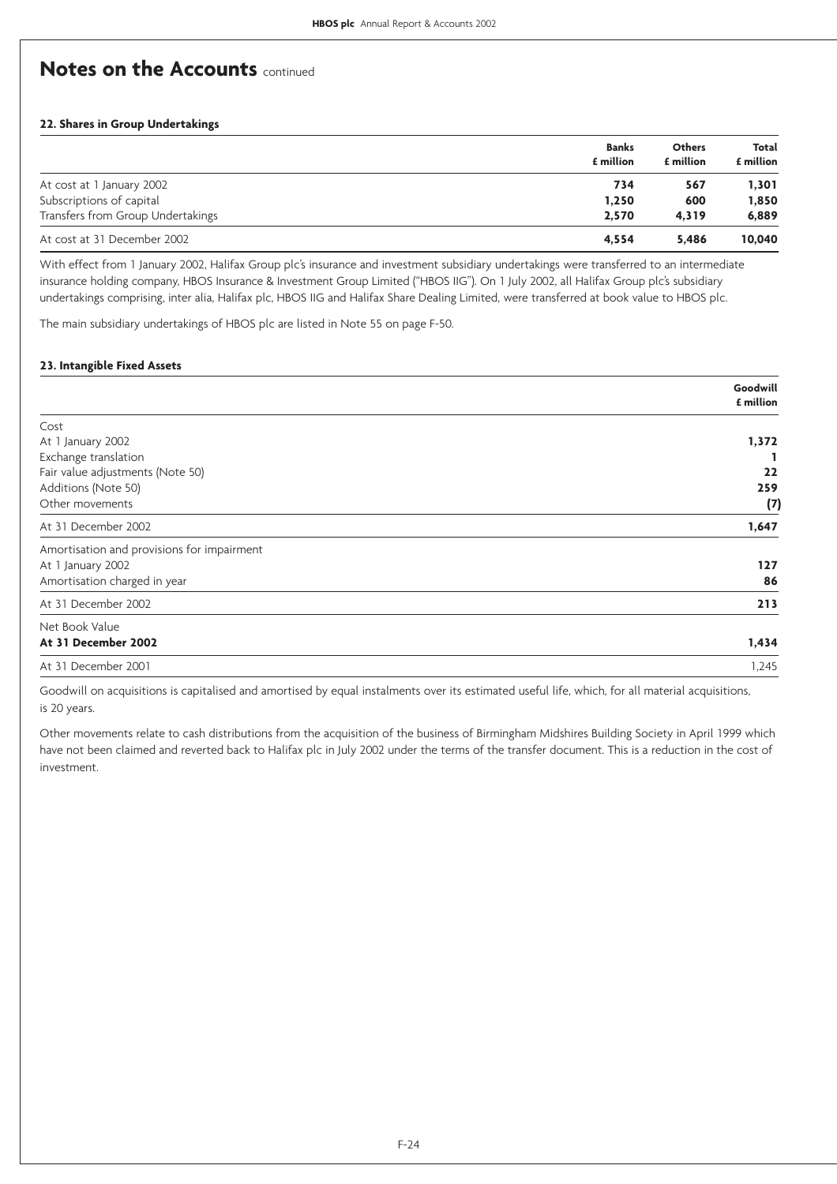# Notes on the Accounts continued

### 22. Shares in Group Undertakings

| | Banks £ million | Others £ million | Total £ million |
|---|---|---|---|
| At cost at 1 January 2002 | **734** | **567** | **1,301** |
| Subscriptions of capital | **1,250** | **600** | **1,850** |
| Transfers from Group Undertakings | **2,570** | **4,319** | **6,889** |
| At cost at 31 December 2002 | **4,554** | **5,486** | **10,040** |

With effect from 1 January 2002, Halifax Group plc's insurance and investment subsidiary undertakings were transferred to an intermediate insurance holding company, HBOS Insurance & Investment Group Limited ("HBOS IIG"). On 1 July 2002, all Halifax Group plc's subsidiary undertakings comprising, inter alia, Halifax plc, HBOS IIG and Halifax Share Dealing Limited, were transferred at book value to HBOS plc.

The main subsidiary undertakings of HBOS plc are listed in Note 55 on page F-50.

### 23. Intangible Fixed Assets

| | Goodwill £ million |
|---|---|
| Cost | |
| At 1 January 2002 | **1,372** |
| Exchange translation | **1** |
| Fair value adjustments (Note 50) | **22** |
| Additions (Note 50) | **259** |
| Other movements | **(7)** |
| At 31 December 2002 | **1,647** |
| Amortisation and provisions for impairment | |
| At 1 January 2002 | **127** |
| Amortisation charged in year | **86** |
| At 31 December 2002 | **213** |
| Net Book Value | |
| **At 31 December 2002** | **1,434** |
| At 31 December 2001 | 1,245 |

Goodwill on acquisitions is capitalised and amortised by equal instalments over its estimated useful life, which, for all material acquisitions, is 20 years.

Other movements relate to cash distributions from the acquisition of the business of Birmingham Midshires Building Society in April 1999 which have not been claimed and reverted back to Halifax plc in July 2002 under the terms of the transfer document. This is a reduction in the cost of investment.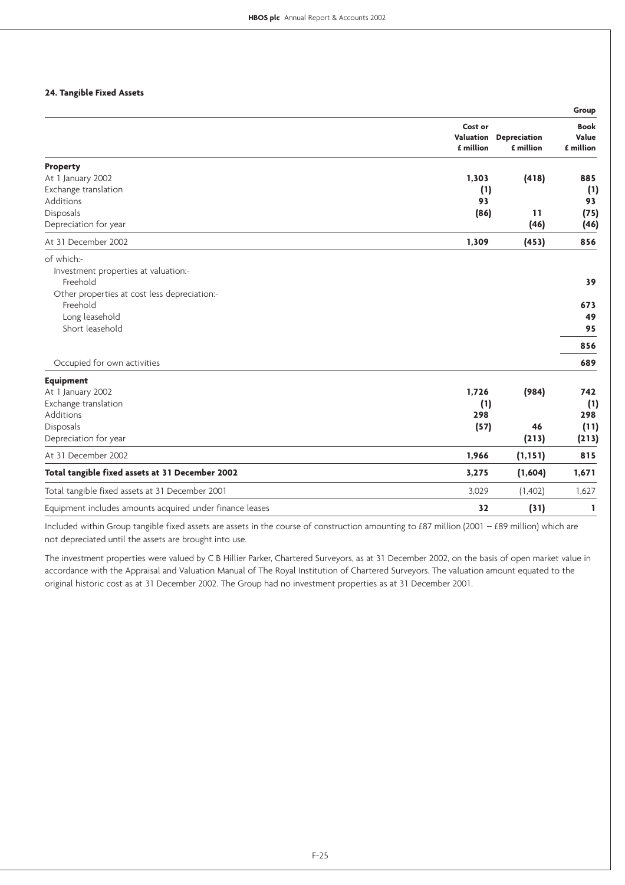## 24. Tangible Fixed Assets

| | | | Group |
|---|---|---|---|
| | Cost or Valuation £ million | Depreciation £ million | Book Value £ million |
| **Property** | | | |
| At 1 January 2002 | **1,303** | **(418)** | **885** |
| Exchange translation | **(1)** | | **(1)** |
| Additions | **93** | | **93** |
| Disposals | **(86)** | **11** | **(75)** |
| Depreciation for year | | **(46)** | **(46)** |
| At 31 December 2002 | **1,309** | **(453)** | **856** |
| of which:- | | | |
| Investment properties at valuation:- | | | |
| Freehold | | | **39** |
| Other properties at cost less depreciation:- | | | |
| Freehold | | | **673** |
| Long leasehold | | | **49** |
| Short leasehold | | | **95** |
| | | | **856** |
| Occupied for own activities | | | **689** |
| **Equipment** | | | |
| At 1 January 2002 | **1,726** | **(984)** | **742** |
| Exchange translation | **(1)** | | **(1)** |
| Additions | **298** | | **298** |
| Disposals | **(57)** | **46** | **(11)** |
| Depreciation for year | | **(213)** | **(213)** |
| At 31 December 2002 | **1,966** | **(1,151)** | **815** |
| **Total tangible fixed assets at 31 December 2002** | **3,275** | **(1,604)** | **1,671** |
| Total tangible fixed assets at 31 December 2001 | 3,029 | (1,402) | 1,627 |
| Equipment includes amounts acquired under finance leases | **32** | **(31)** | **1** |

Included within Group tangible fixed assets are assets in the course of construction amounting to £87 million (2001 – £89 million) which are not depreciated until the assets are brought into use.

The investment properties were valued by C B Hillier Parker, Chartered Surveyors, as at 31 December 2002, on the basis of open market value in accordance with the Appraisal and Valuation Manual of The Royal Institution of Chartered Surveyors. The valuation amount equated to the original historic cost as at 31 December 2002. The Group had no investment properties as at 31 December 2001.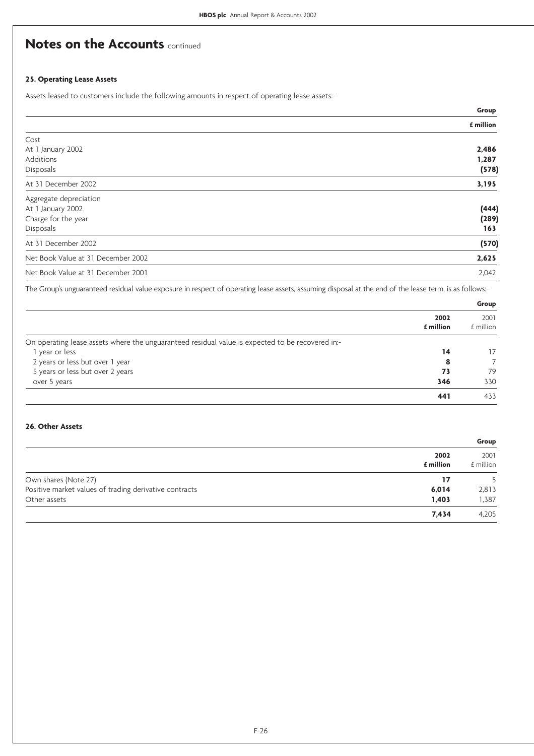# Notes on the Accounts continued

### 25. Operating Lease Assets

Assets leased to customers include the following amounts in respect of operating lease assets:-

| | Group |
|---|---|
| | **£ million** |
| Cost | |
| At 1 January 2002 | **2,486** |
| Additions | **1,287** |
| Disposals | **(578)** |
| At 31 December 2002 | **3,195** |
| Aggregate depreciation | |
| At 1 January 2002 | **(444)** |
| Charge for the year | **(289)** |
| Disposals | **163** |
| At 31 December 2002 | **(570)** |
| Net Book Value at 31 December 2002 | **2,625** |
| Net Book Value at 31 December 2001 | 2,042 |

The Group's unguaranteed residual value exposure in respect of operating lease assets, assuming disposal at the end of the lease term, is as follows:-

| | Group | |
|---|---|---|
| | **2002 £ million** | 2001 £ million |
| On operating lease assets where the unguaranteed residual value is expected to be recovered in:- | | |
| 1 year or less | **14** | 17 |
| 2 years or less but over 1 year | **8** | 7 |
| 5 years or less but over 2 years | **73** | 79 |
| over 5 years | **346** | 330 |
| | **441** | 433 |

### 26. Other Assets

| | Group | |
|---|---|---|
| | **2002 £ million** | 2001 £ million |
| Own shares (Note 27) | **17** | 5 |
| Positive market values of trading derivative contracts | **6,014** | 2,813 |
| Other assets | **1,403** | 1,387 |
| | **7,434** | 4,205 |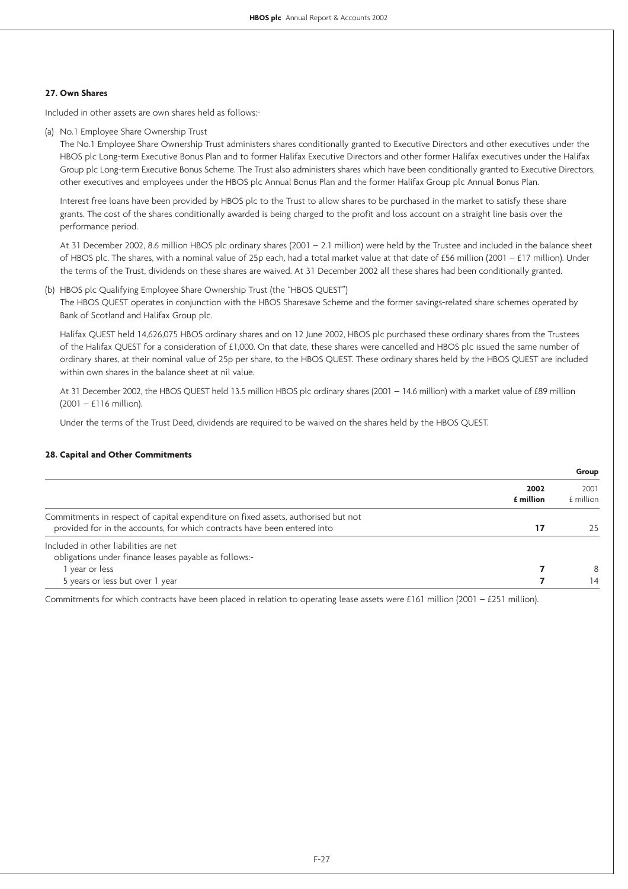### 27. Own Shares

Included in other assets are own shares held as follows:-

(a) No.1 Employee Share Ownership Trust

The No.1 Employee Share Ownership Trust administers shares conditionally granted to Executive Directors and other executives under the HBOS plc Long-term Executive Bonus Plan and to former Halifax Executive Directors and other former Halifax executives under the Halifax Group plc Long-term Executive Bonus Scheme. The Trust also administers shares which have been conditionally granted to Executive Directors, other executives and employees under the HBOS plc Annual Bonus Plan and the former Halifax Group plc Annual Bonus Plan.

Interest free loans have been provided by HBOS plc to the Trust to allow shares to be purchased in the market to satisfy these share grants. The cost of the shares conditionally awarded is being charged to the profit and loss account on a straight line basis over the performance period.

At 31 December 2002, 8.6 million HBOS plc ordinary shares (2001 – 2.1 million) were held by the Trustee and included in the balance sheet of HBOS plc. The shares, with a nominal value of 25p each, had a total market value at that date of £56 million (2001 – £17 million). Under the terms of the Trust, dividends on these shares are waived. At 31 December 2002 all these shares had been conditionally granted.

(b) HBOS plc Qualifying Employee Share Ownership Trust (the "HBOS QUEST")

The HBOS QUEST operates in conjunction with the HBOS Sharesave Scheme and the former savings-related share schemes operated by Bank of Scotland and Halifax Group plc.

Halifax QUEST held 14,626,075 HBOS ordinary shares and on 12 June 2002, HBOS plc purchased these ordinary shares from the Trustees of the Halifax QUEST for a consideration of £1,000. On that date, these shares were cancelled and HBOS plc issued the same number of ordinary shares, at their nominal value of 25p per share, to the HBOS QUEST. These ordinary shares held by the HBOS QUEST are included within own shares in the balance sheet at nil value.

At 31 December 2002, the HBOS QUEST held 13.5 million HBOS plc ordinary shares (2001 – 14.6 million) with a market value of £89 million (2001 – £116 million).

Under the terms of the Trust Deed, dividends are required to be waived on the shares held by the HBOS QUEST.

### 28. Capital and Other Commitments

| | Group | |
|---|---|---|
| | **2002 £ million** | 2001 £ million |
| Commitments in respect of capital expenditure on fixed assets, authorised but not provided for in the accounts, for which contracts have been entered into | **17** | 25 |
| Included in other liabilities are net obligations under finance leases payable as follows:- | | |
| 1 year or less | **7** | 8 |
| 5 years or less but over 1 year | **7** | 14 |

Commitments for which contracts have been placed in relation to operating lease assets were £161 million (2001 – £251 million).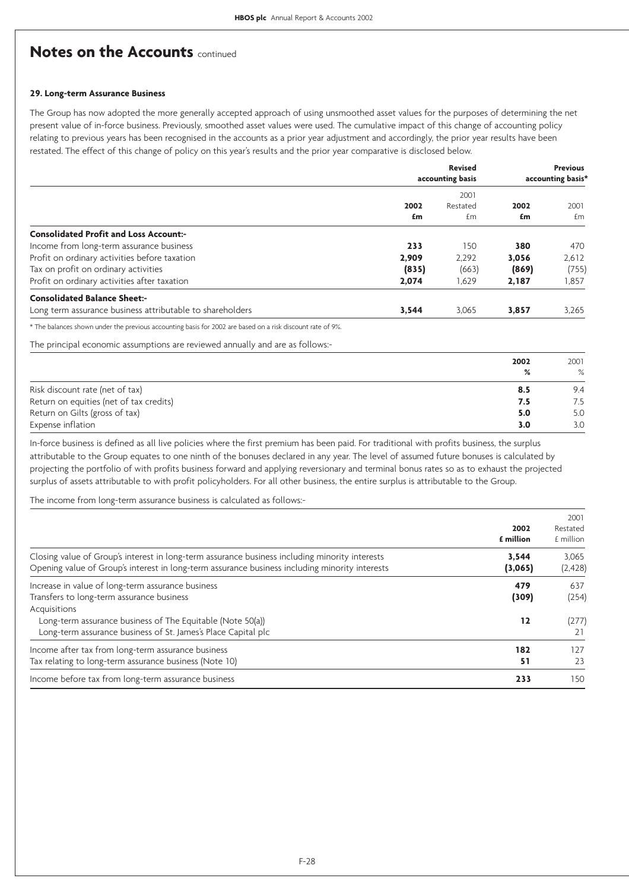# Notes on the Accounts continued

### 29. Long-term Assurance Business

The Group has now adopted the more generally accepted approach of using unsmoothed asset values for the purposes of determining the net present value of in-force business. Previously, smoothed asset values were used. The cumulative impact of this change of accounting policy relating to previous years has been recognised in the accounts as a prior year adjustment and accordingly, the prior year results have been restated. The effect of this change of policy on this year's results and the prior year comparative is disclosed below.

| | Revised accounting basis | | Previous accounting basis* | |
|---|---|---|---|---|
| | **2002** | 2001 Restated | **2002** | 2001 |
| | **£m** | £m | **£m** | £m |
| **Consolidated Profit and Loss Account:-** | | | | |
| Income from long-term assurance business | **233** | 150 | **380** | 470 |
| Profit on ordinary activities before taxation | **2,909** | 2,292 | **3,056** | 2,612 |
| Tax on profit on ordinary activities | **(835)** | (663) | **(869)** | (755) |
| Profit on ordinary activities after taxation | **2,074** | 1,629 | **2,187** | 1,857 |
| **Consolidated Balance Sheet:-** | | | | |
| Long term assurance business attributable to shareholders | **3,544** | 3,065 | **3,857** | 3,265 |

\* The balances shown under the previous accounting basis for 2002 are based on a risk discount rate of 9%.

The principal economic assumptions are reviewed annually and are as follows:-

| | **2002** | 2001 |
|---|---|---|
| | **%** | % |
| Risk discount rate (net of tax) | **8.5** | 9.4 |
| Return on equities (net of tax credits) | **7.5** | 7.5 |
| Return on Gilts (gross of tax) | **5.0** | 5.0 |
| Expense inflation | **3.0** | 3.0 |

In-force business is defined as all live policies where the first premium has been paid. For traditional with profits business, the surplus attributable to the Group equates to one ninth of the bonuses declared in any year. The level of assumed future bonuses is calculated by projecting the portfolio of with profits business forward and applying reversionary and terminal bonus rates so as to exhaust the projected surplus of assets attributable to with profit policyholders. For all other business, the entire surplus is attributable to the Group.

The income from long-term assurance business is calculated as follows:-

| | **2002** | 2001 Restated |
|---|---|---|
| | **£ million** | £ million |
| Closing value of Group's interest in long-term assurance business including minority interests | **3,544** | 3,065 |
| Opening value of Group's interest in long-term assurance business including minority interests | **(3,065)** | (2,428) |
| Increase in value of long-term assurance business | **479** | 637 |
| Transfers to long-term assurance business | **(309)** | (254) |
| Acquisitions | | |
| Long-term assurance business of The Equitable (Note 50(a)) | **12** | (277) |
| Long-term assurance business of St. James's Place Capital plc | | 21 |
| Income after tax from long-term assurance business | **182** | 127 |
| Tax relating to long-term assurance business (Note 10) | **51** | 23 |
| Income before tax from long-term assurance business | **233** | 150 |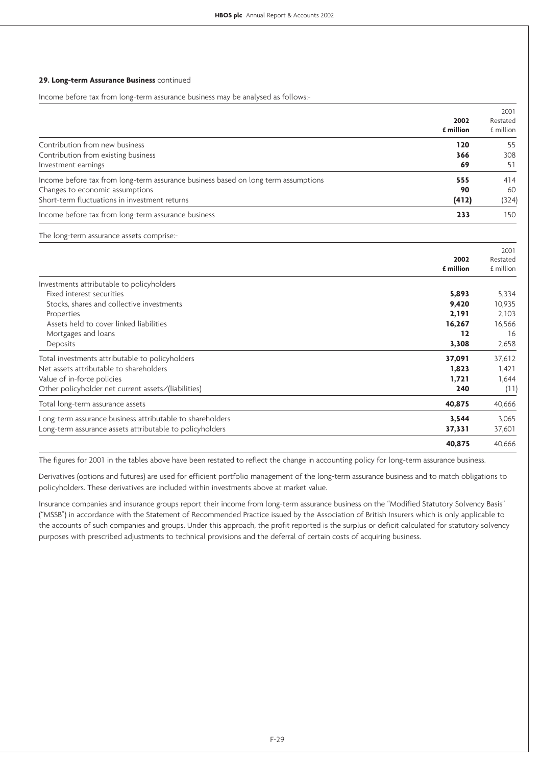**29. Long-term Assurance Business** continued

Income before tax from long-term assurance business may be analysed as follows:-

| | 2002 £ million | 2001 Restated £ million |
|---|---|---|
| Contribution from new business | **120** | 55 |
| Contribution from existing business | **366** | 308 |
| Investment earnings | **69** | 51 |
| Income before tax from long-term assurance business based on long term assumptions | **555** | 414 |
| Changes to economic assumptions | **90** | 60 |
| Short-term fluctuations in investment returns | **(412)** | (324) |
| Income before tax from long-term assurance business | **233** | 150 |

The long-term assurance assets comprise:-

| | 2002 £ million | 2001 Restated £ million |
|---|---|---|
| Investments attributable to policyholders | | |
| Fixed interest securities | **5,893** | 5,334 |
| Stocks, shares and collective investments | **9,420** | 10,935 |
| Properties | **2,191** | 2,103 |
| Assets held to cover linked liabilities | **16,267** | 16,566 |
| Mortgages and loans | **12** | 16 |
| Deposits | **3,308** | 2,658 |
| Total investments attributable to policyholders | **37,091** | 37,612 |
| Net assets attributable to shareholders | **1,823** | 1,421 |
| Value of in-force policies | **1,721** | 1,644 |
| Other policyholder net current assets/(liabilities) | **240** | (11) |
| Total long-term assurance assets | **40,875** | 40,666 |
| Long-term assurance business attributable to shareholders | **3,544** | 3,065 |
| Long-term assurance assets attributable to policyholders | **37,331** | 37,601 |
| | **40,875** | 40,666 |

The figures for 2001 in the tables above have been restated to reflect the change in accounting policy for long-term assurance business.

Derivatives (options and futures) are used for efficient portfolio management of the long-term assurance business and to match obligations to policyholders. These derivatives are included within investments above at market value.

Insurance companies and insurance groups report their income from long-term assurance business on the "Modified Statutory Solvency Basis" ("MSSB") in accordance with the Statement of Recommended Practice issued by the Association of British Insurers which is only applicable to the accounts of such companies and groups. Under this approach, the profit reported is the surplus or deficit calculated for statutory solvency purposes with prescribed adjustments to technical provisions and the deferral of certain costs of acquiring business.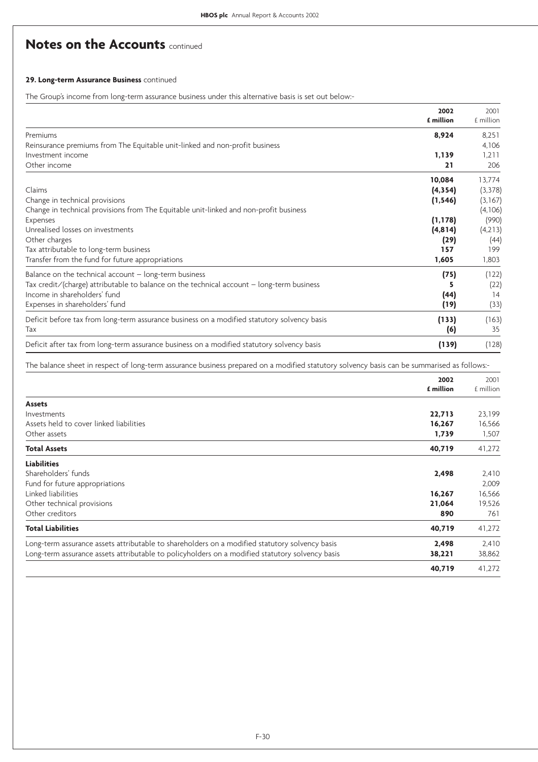# Notes on the Accounts continued

**29. Long-term Assurance Business** continued

The Group's income from long-term assurance business under this alternative basis is set out below:-

| | **2002 £ million** | 2001 £ million |
|---|---|---|
| Premiums | **8,924** | 8,251 |
| Reinsurance premiums from The Equitable unit-linked and non-profit business | | 4,106 |
| Investment income | **1,139** | 1,211 |
| Other income | **21** | 206 |
| | **10,084** | 13,774 |
| Claims | **(4,354)** | (3,378) |
| Change in technical provisions | **(1,546)** | (3,167) |
| Change in technical provisions from The Equitable unit-linked and non-profit business | | (4,106) |
| Expenses | **(1,178)** | (990) |
| Unrealised losses on investments | **(4,814)** | (4,213) |
| Other charges | **(29)** | (44) |
| Tax attributable to long-term business | **157** | 199 |
| Transfer from the fund for future appropriations | **1,605** | 1,803 |
| Balance on the technical account – long-term business | **(75)** | (122) |
| Tax credit/(charge) attributable to balance on the technical account – long-term business | **5** | (22) |
| Income in shareholders' fund | **(44)** | 14 |
| Expenses in shareholders' fund | **(19)** | (33) |
| Deficit before tax from long-term assurance business on a modified statutory solvency basis | **(133)** | (163) |
| Tax | **(6)** | 35 |
| Deficit after tax from long-term assurance business on a modified statutory solvency basis | **(139)** | (128) |

The balance sheet in respect of long-term assurance business prepared on a modified statutory solvency basis can be summarised as follows:-

| | **2002 £ million** | 2001 £ million |
|---|---|---|
| **Assets** | | |
| Investments | **22,713** | 23,199 |
| Assets held to cover linked liabilities | **16,267** | 16,566 |
| Other assets | **1,739** | 1,507 |
| **Total Assets** | **40,719** | 41,272 |
| **Liabilities** | | |
| Shareholders' funds | **2,498** | 2,410 |
| Fund for future appropriations | | 2,009 |
| Linked liabilities | **16,267** | 16,566 |
| Other technical provisions | **21,064** | 19,526 |
| Other creditors | **890** | 761 |
| **Total Liabilities** | **40,719** | 41,272 |
| Long-term assurance assets attributable to shareholders on a modified statutory solvency basis | **2,498** | 2,410 |
| Long-term assurance assets attributable to policyholders on a modified statutory solvency basis | **38,221** | 38,862 |
| | **40,719** | 41,272 |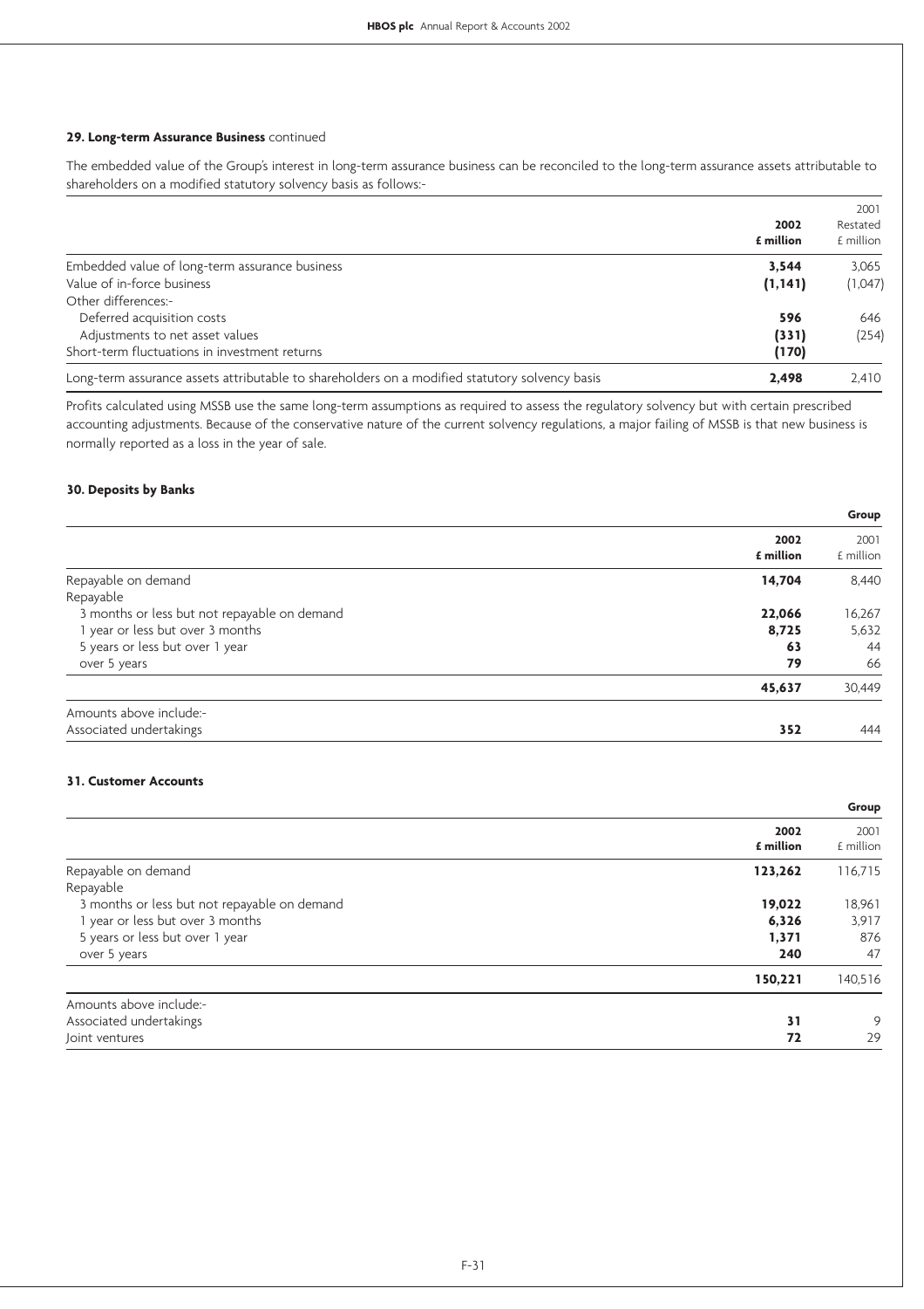### 29. Long-term Assurance Business continued

The embedded value of the Group's interest in long-term assurance business can be reconciled to the long-term assurance assets attributable to shareholders on a modified statutory solvency basis as follows:-

| | 2002 £ million | 2001 Restated £ million |
|---|---|---|
| Embedded value of long-term assurance business | **3,544** | 3,065 |
| Value of in-force business | **(1,141)** | (1,047) |
| Other differences:- | | |
| Deferred acquisition costs | **596** | 646 |
| Adjustments to net asset values | **(331)** | (254) |
| Short-term fluctuations in investment returns | **(170)** | |
| Long-term assurance assets attributable to shareholders on a modified statutory solvency basis | **2,498** | 2,410 |

Profits calculated using MSSB use the same long-term assumptions as required to assess the regulatory solvency but with certain prescribed accounting adjustments. Because of the conservative nature of the current solvency regulations, a major failing of MSSB is that new business is normally reported as a loss in the year of sale.

### 30. Deposits by Banks

| | Group | |
|---|---|---|
| | 2002 £ million | 2001 £ million |
| Repayable on demand | **14,704** | 8,440 |
| Repayable | | |
| 3 months or less but not repayable on demand | **22,066** | 16,267 |
| 1 year or less but over 3 months | **8,725** | 5,632 |
| 5 years or less but over 1 year | **63** | 44 |
| over 5 years | **79** | 66 |
| | **45,637** | 30,449 |
| Amounts above include:- | | |
| Associated undertakings | **352** | 444 |

### 31. Customer Accounts

| | Group | |
|---|---|---|
| | 2002 £ million | 2001 £ million |
| Repayable on demand | **123,262** | 116,715 |
| Repayable | | |
| 3 months or less but not repayable on demand | **19,022** | 18,961 |
| 1 year or less but over 3 months | **6,326** | 3,917 |
| 5 years or less but over 1 year | **1,371** | 876 |
| over 5 years | **240** | 47 |
| | **150,221** | 140,516 |
| Amounts above include:- | | |
| Associated undertakings | **31** | 9 |
| Joint ventures | **72** | 29 |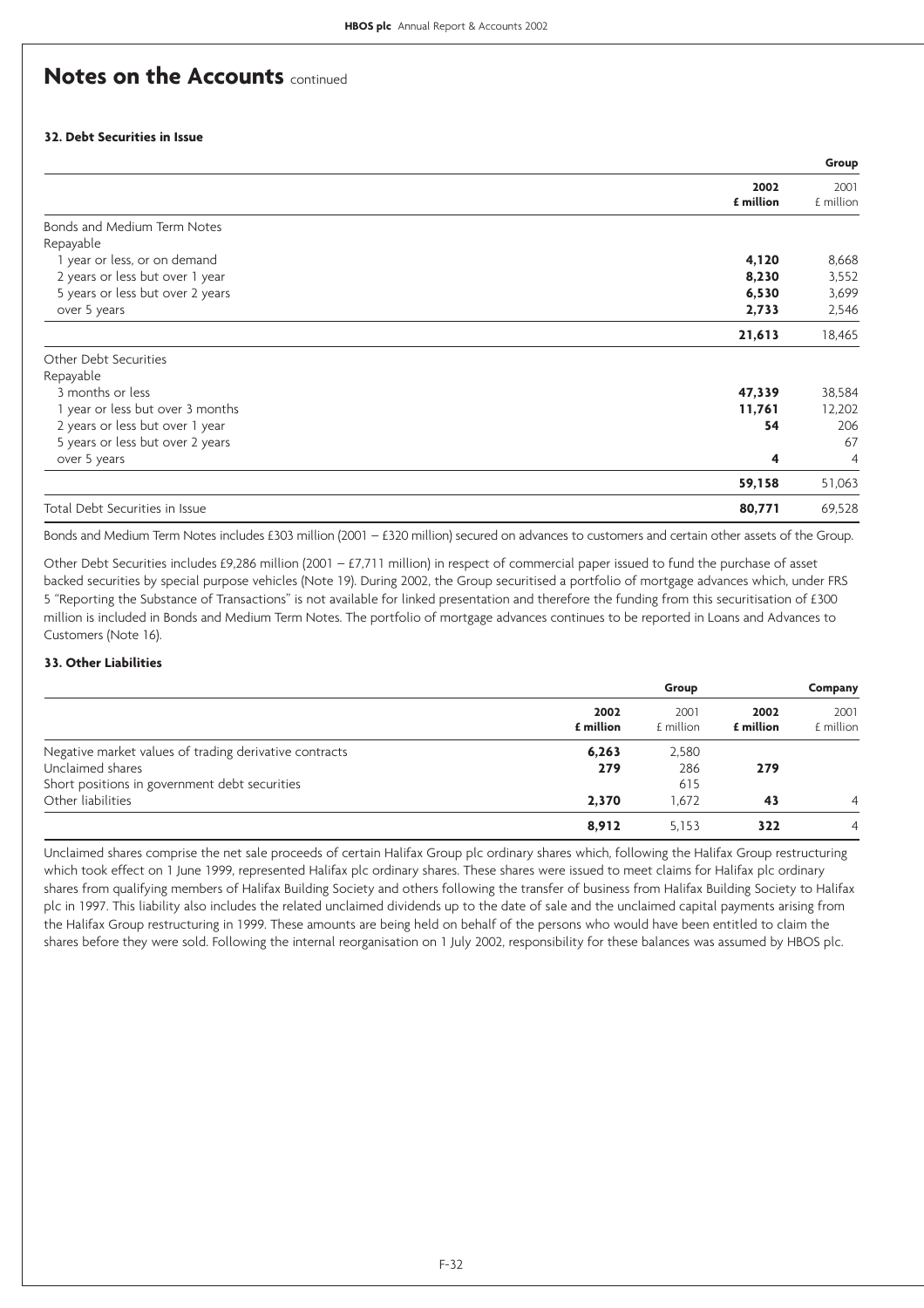# Notes on the Accounts continued

### 32. Debt Securities in Issue

| | Group | |
|---|---|---|
| | **2002 £ million** | 2001 £ million |
| Bonds and Medium Term Notes | | |
| Repayable | | |
| 1 year or less, or on demand | **4,120** | 8,668 |
| 2 years or less but over 1 year | **8,230** | 3,552 |
| 5 years or less but over 2 years | **6,530** | 3,699 |
| over 5 years | **2,733** | 2,546 |
| | **21,613** | 18,465 |
| Other Debt Securities | | |
| Repayable | | |
| 3 months or less | **47,339** | 38,584 |
| 1 year or less but over 3 months | **11,761** | 12,202 |
| 2 years or less but over 1 year | **54** | 206 |
| 5 years or less but over 2 years | | 67 |
| over 5 years | **4** | 4 |
| | **59,158** | 51,063 |
| Total Debt Securities in Issue | **80,771** | 69,528 |

Bonds and Medium Term Notes includes £303 million (2001 – £320 million) secured on advances to customers and certain other assets of the Group.

Other Debt Securities includes £9,286 million (2001 – £7,711 million) in respect of commercial paper issued to fund the purchase of asset backed securities by special purpose vehicles (Note 19). During 2002, the Group securitised a portfolio of mortgage advances which, under FRS 5 "Reporting the Substance of Transactions" is not available for linked presentation and therefore the funding from this securitisation of £300 million is included in Bonds and Medium Term Notes. The portfolio of mortgage advances continues to be reported in Loans and Advances to Customers (Note 16).

### 33. Other Liabilities

| | Group | | Company | |
|---|---|---|---|---|
| | **2002 £ million** | 2001 £ million | **2002 £ million** | 2001 £ million |
| Negative market values of trading derivative contracts | **6,263** | 2,580 | | |
| Unclaimed shares | **279** | 286 | **279** | |
| Short positions in government debt securities | | 615 | | |
| Other liabilities | **2,370** | 1,672 | **43** | 4 |
| | **8,912** | 5,153 | **322** | 4 |

Unclaimed shares comprise the net sale proceeds of certain Halifax Group plc ordinary shares which, following the Halifax Group restructuring which took effect on 1 June 1999, represented Halifax plc ordinary shares. These shares were issued to meet claims for Halifax plc ordinary shares from qualifying members of Halifax Building Society and others following the transfer of business from Halifax Building Society to Halifax plc in 1997. This liability also includes the related unclaimed dividends up to the date of sale and the unclaimed capital payments arising from the Halifax Group restructuring in 1999. These amounts are being held on behalf of the persons who would have been entitled to claim the shares before they were sold. Following the internal reorganisation on 1 July 2002, responsibility for these balances was assumed by HBOS plc.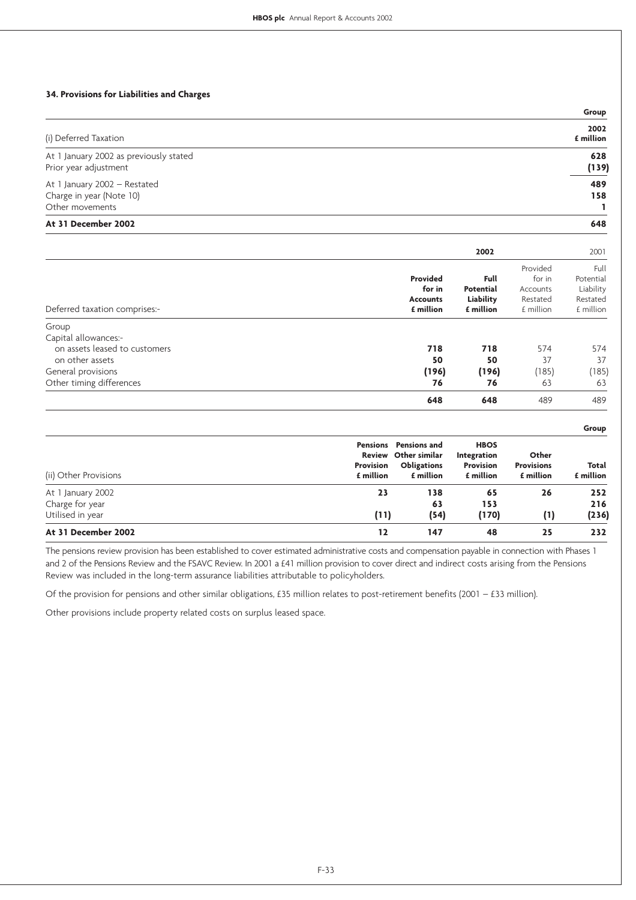### 34. Provisions for Liabilities and Charges

| (i) Deferred Taxation | Group 2002 £ million |
|---|---|
| At 1 January 2002 as previously stated | 628 |
| Prior year adjustment | (139) |
| At 1 January 2002 – Restated | 489 |
| Charge in year (Note 10) | 158 |
| Other movements | 1 |
| **At 31 December 2002** | **648** |

| Deferred taxation comprises:- | 2002 Provided for in Accounts £ million | 2002 Full Potential Liability £ million | 2001 Provided for in Accounts Restated £ million | 2001 Full Potential Liability Restated £ million |
|---|---|---|---|---|
| Group | | | | |
| Capital allowances:- | | | | |
| on assets leased to customers | 718 | 718 | 574 | 574 |
| on other assets | 50 | 50 | 37 | 37 |
| General provisions | (196) | (196) | (185) | (185) |
| Other timing differences | 76 | 76 | 63 | 63 |
| | **648** | **648** | 489 | 489 |

| (ii) Other Provisions | Pensions Review Provision £ million | Pensions and Other similar Obligations £ million | HBOS Integration Provision £ million | Other Provisions £ million | Group Total £ million |
|---|---|---|---|---|---|
| At 1 January 2002 | 23 | 138 | 65 | 26 | 252 |
| Charge for year | | 63 | 153 | | 216 |
| Utilised in year | (11) | (54) | (170) | (1) | (236) |
| **At 31 December 2002** | **12** | **147** | **48** | **25** | **232** |

The pensions review provision has been established to cover estimated administrative costs and compensation payable in connection with Phases 1 and 2 of the Pensions Review and the FSAVC Review. In 2001 a £41 million provision to cover direct and indirect costs arising from the Pensions Review was included in the long-term assurance liabilities attributable to policyholders.

Of the provision for pensions and other similar obligations, £35 million relates to post-retirement benefits (2001 – £33 million).

Other provisions include property related costs on surplus leased space.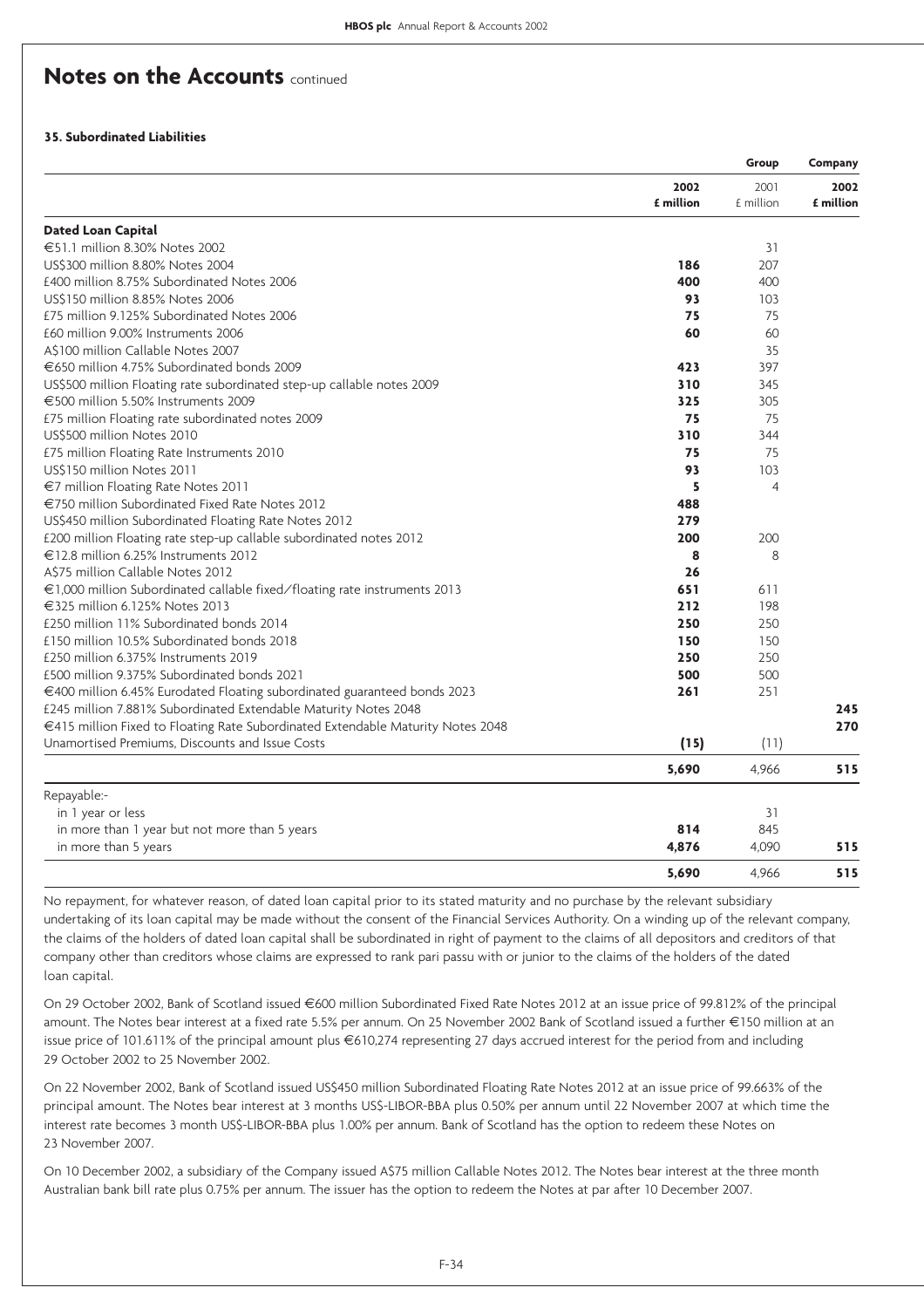# Notes on the Accounts continued

### 35. Subordinated Liabilities

| | Group | | Company |
|---|---|---|---|
| | 2002 £ million | 2001 £ million | 2002 £ million |
| **Dated Loan Capital** | | | |
| €51.1 million 8.30% Notes 2002 | | 31 | |
| US$300 million 8.80% Notes 2004 | **186** | 207 | |
| £400 million 8.75% Subordinated Notes 2006 | **400** | 400 | |
| US$150 million 8.85% Notes 2006 | **93** | 103 | |
| £75 million 9.125% Subordinated Notes 2006 | **75** | 75 | |
| £60 million 9.00% Instruments 2006 | **60** | 60 | |
| A$100 million Callable Notes 2007 | | 35 | |
| €650 million 4.75% Subordinated bonds 2009 | **423** | 397 | |
| US$500 million Floating rate subordinated step-up callable notes 2009 | **310** | 345 | |
| €500 million 5.50% Instruments 2009 | **325** | 305 | |
| £75 million Floating rate subordinated notes 2009 | **75** | 75 | |
| US$500 million Notes 2010 | **310** | 344 | |
| £75 million Floating Rate Instruments 2010 | **75** | 75 | |
| US$150 million Notes 2011 | **93** | 103 | |
| €7 million Floating Rate Notes 2011 | **5** | 4 | |
| €750 million Subordinated Fixed Rate Notes 2012 | **488** | | |
| US$450 million Subordinated Floating Rate Notes 2012 | **279** | | |
| £200 million Floating rate step-up callable subordinated notes 2012 | **200** | 200 | |
| €12.8 million 6.25% Instruments 2012 | **8** | 8 | |
| A$75 million Callable Notes 2012 | **26** | | |
| €1,000 million Subordinated callable fixed/floating rate instruments 2013 | **651** | 611 | |
| €325 million 6.125% Notes 2013 | **212** | 198 | |
| £250 million 11% Subordinated bonds 2014 | **250** | 250 | |
| £150 million 10.5% Subordinated bonds 2018 | **150** | 150 | |
| £250 million 6.375% Instruments 2019 | **250** | 250 | |
| £500 million 9.375% Subordinated bonds 2021 | **500** | 500 | |
| €400 million 6.45% Eurodated Floating subordinated guaranteed bonds 2023 | **261** | 251 | |
| £245 million 7.881% Subordinated Extendable Maturity Notes 2048 | | | **245** |
| €415 million Fixed to Floating Rate Subordinated Extendable Maturity Notes 2048 | | | **270** |
| Unamortised Premiums, Discounts and Issue Costs | **(15)** | (11) | |
| | **5,690** | 4,966 | **515** |
| Repayable:- | | | |
| in 1 year or less | | 31 | |
| in more than 1 year but not more than 5 years | **814** | 845 | |
| in more than 5 years | **4,876** | 4,090 | **515** |
| | **5,690** | 4,966 | **515** |

No repayment, for whatever reason, of dated loan capital prior to its stated maturity and no purchase by the relevant subsidiary undertaking of its loan capital may be made without the consent of the Financial Services Authority. On a winding up of the relevant company, the claims of the holders of dated loan capital shall be subordinated in right of payment to the claims of all depositors and creditors of that company other than creditors whose claims are expressed to rank pari passu with or junior to the claims of the holders of the dated loan capital.

On 29 October 2002, Bank of Scotland issued €600 million Subordinated Fixed Rate Notes 2012 at an issue price of 99.812% of the principal amount. The Notes bear interest at a fixed rate 5.5% per annum. On 25 November 2002 Bank of Scotland issued a further €150 million at an issue price of 101.611% of the principal amount plus €610,274 representing 27 days accrued interest for the period from and including 29 October 2002 to 25 November 2002.

On 22 November 2002, Bank of Scotland issued US$450 million Subordinated Floating Rate Notes 2012 at an issue price of 99.663% of the principal amount. The Notes bear interest at 3 months US$-LIBOR-BBA plus 0.50% per annum until 22 November 2007 at which time the interest rate becomes 3 month US$-LIBOR-BBA plus 1.00% per annum. Bank of Scotland has the option to redeem these Notes on 23 November 2007.

On 10 December 2002, a subsidiary of the Company issued A$75 million Callable Notes 2012. The Notes bear interest at the three month Australian bank bill rate plus 0.75% per annum. The issuer has the option to redeem the Notes at par after 10 December 2007.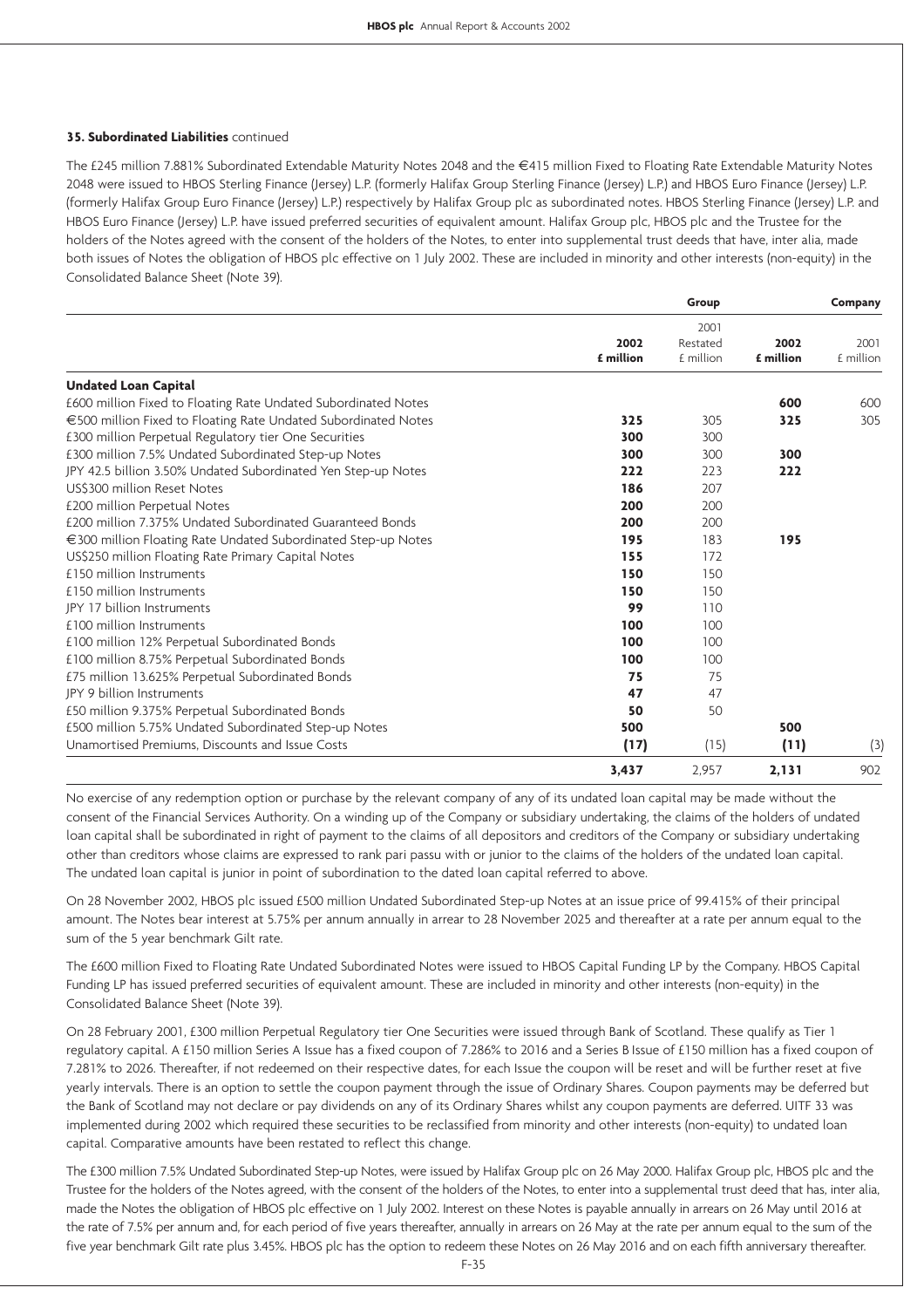**35. Subordinated Liabilities** continued

The £245 million 7.881% Subordinated Extendable Maturity Notes 2048 and the €415 million Fixed to Floating Rate Extendable Maturity Notes 2048 were issued to HBOS Sterling Finance (Jersey) L.P. (formerly Halifax Group Sterling Finance (Jersey) L.P.) and HBOS Euro Finance (Jersey) L.P. (formerly Halifax Group Euro Finance (Jersey) L.P.) respectively by Halifax Group plc as subordinated notes. HBOS Sterling Finance (Jersey) L.P. and HBOS Euro Finance (Jersey) L.P. have issued preferred securities of equivalent amount. Halifax Group plc, HBOS plc and the Trustee for the holders of the Notes agreed with the consent of the holders of the Notes, to enter into supplemental trust deeds that have, inter alia, made both issues of Notes the obligation of HBOS plc effective on 1 July 2002. These are included in minority and other interests (non-equity) in the Consolidated Balance Sheet (Note 39).

| | Group | | Company | |
|---|---|---|---|---|
| | **2002 £ million** | 2001 Restated £ million | **2002 £ million** | 2001 £ million |
| **Undated Loan Capital** | | | | |
| £600 million Fixed to Floating Rate Undated Subordinated Notes | | | **600** | 600 |
| €500 million Fixed to Floating Rate Undated Subordinated Notes | **325** | 305 | **325** | 305 |
| £300 million Perpetual Regulatory tier One Securities | **300** | 300 | | |
| £300 million 7.5% Undated Subordinated Step-up Notes | **300** | 300 | **300** | |
| JPY 42.5 billion 3.50% Undated Subordinated Yen Step-up Notes | **222** | 223 | **222** | |
| US$300 million Reset Notes | **186** | 207 | | |
| £200 million Perpetual Notes | **200** | 200 | | |
| £200 million 7.375% Undated Subordinated Guaranteed Bonds | **200** | 200 | | |
| €300 million Floating Rate Undated Subordinated Step-up Notes | **195** | 183 | **195** | |
| US$250 million Floating Rate Primary Capital Notes | **155** | 172 | | |
| £150 million Instruments | **150** | 150 | | |
| £150 million Instruments | **150** | 150 | | |
| JPY 17 billion Instruments | **99** | 110 | | |
| £100 million Instruments | **100** | 100 | | |
| £100 million 12% Perpetual Subordinated Bonds | **100** | 100 | | |
| £100 million 8.75% Perpetual Subordinated Bonds | **100** | 100 | | |
| £75 million 13.625% Perpetual Subordinated Bonds | **75** | 75 | | |
| JPY 9 billion Instruments | **47** | 47 | | |
| £50 million 9.375% Perpetual Subordinated Bonds | **50** | 50 | | |
| £500 million 5.75% Undated Subordinated Step-up Notes | **500** | | **500** | |
| Unamortised Premiums, Discounts and Issue Costs | **(17)** | (15) | **(11)** | (3) |
| | **3,437** | 2,957 | **2,131** | 902 |

No exercise of any redemption option or purchase by the relevant company of any of its undated loan capital may be made without the consent of the Financial Services Authority. On a winding up of the Company or subsidiary undertaking, the claims of the holders of undated loan capital shall be subordinated in right of payment to the claims of all depositors and creditors of the Company or subsidiary undertaking other than creditors whose claims are expressed to rank pari passu with or junior to the claims of the holders of the undated loan capital. The undated loan capital is junior in point of subordination to the dated loan capital referred to above.

On 28 November 2002, HBOS plc issued £500 million Undated Subordinated Step-up Notes at an issue price of 99.415% of their principal amount. The Notes bear interest at 5.75% per annum annually in arrear to 28 November 2025 and thereafter at a rate per annum equal to the sum of the 5 year benchmark Gilt rate.

The £600 million Fixed to Floating Rate Undated Subordinated Notes were issued to HBOS Capital Funding LP by the Company. HBOS Capital Funding LP has issued preferred securities of equivalent amount. These are included in minority and other interests (non-equity) in the Consolidated Balance Sheet (Note 39).

On 28 February 2001, £300 million Perpetual Regulatory tier One Securities were issued through Bank of Scotland. These qualify as Tier 1 regulatory capital. A £150 million Series A Issue has a fixed coupon of 7.286% to 2016 and a Series B Issue of £150 million has a fixed coupon of 7.281% to 2026. Thereafter, if not redeemed on their respective dates, for each Issue the coupon will be reset and will be further reset at five yearly intervals. There is an option to settle the coupon payment through the issue of Ordinary Shares. Coupon payments may be deferred but the Bank of Scotland may not declare or pay dividends on any of its Ordinary Shares whilst any coupon payments are deferred. UITF 33 was implemented during 2002 which required these securities to be reclassified from minority and other interests (non-equity) to undated loan capital. Comparative amounts have been restated to reflect this change.

The £300 million 7.5% Undated Subordinated Step-up Notes, were issued by Halifax Group plc on 26 May 2000. Halifax Group plc, HBOS plc and the Trustee for the holders of the Notes agreed, with the consent of the holders of the Notes, to enter into a supplemental trust deed that has, inter alia, made the Notes the obligation of HBOS plc effective on 1 July 2002. Interest on these Notes is payable annually in arrears on 26 May until 2016 at the rate of 7.5% per annum and, for each period of five years thereafter, annually in arrears on 26 May at the rate per annum equal to the sum of the five year benchmark Gilt rate plus 3.45%. HBOS plc has the option to redeem these Notes on 26 May 2016 and on each fifth anniversary thereafter.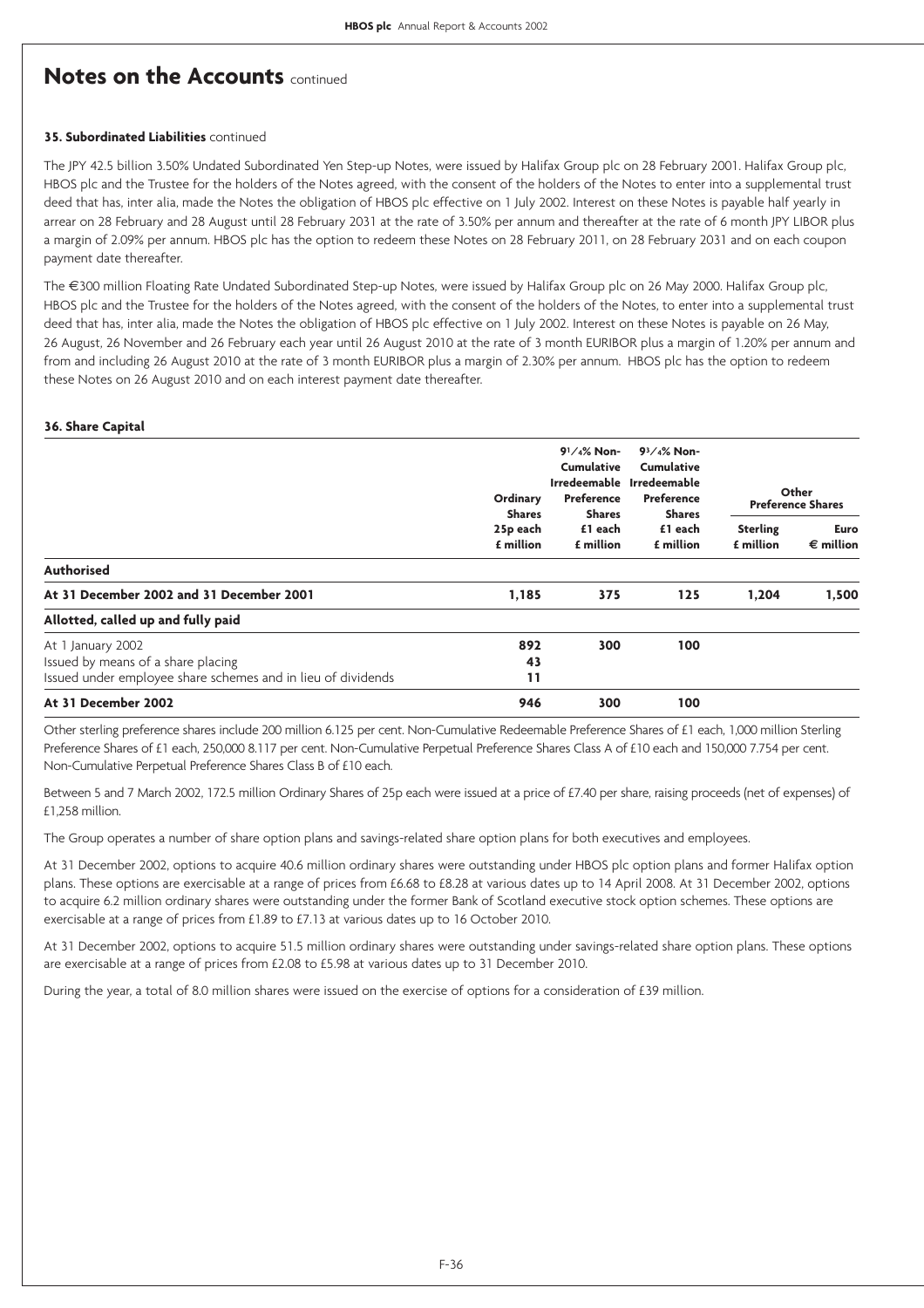# Notes on the Accounts continued

**35. Subordinated Liabilities** continued

The JPY 42.5 billion 3.50% Undated Subordinated Yen Step-up Notes, were issued by Halifax Group plc on 28 February 2001. Halifax Group plc, HBOS plc and the Trustee for the holders of the Notes agreed, with the consent of the holders of the Notes to enter into a supplemental trust deed that has, inter alia, made the Notes the obligation of HBOS plc effective on 1 July 2002. Interest on these Notes is payable half yearly in arrear on 28 February and 28 August until 28 February 2031 at the rate of 3.50% per annum and thereafter at the rate of 6 month JPY LIBOR plus a margin of 2.09% per annum. HBOS plc has the option to redeem these Notes on 28 February 2011, on 28 February 2031 and on each coupon payment date thereafter.

The €300 million Floating Rate Undated Subordinated Step-up Notes, were issued by Halifax Group plc on 26 May 2000. Halifax Group plc, HBOS plc and the Trustee for the holders of the Notes agreed, with the consent of the holders of the Notes, to enter into a supplemental trust deed that has, inter alia, made the Notes the obligation of HBOS plc effective on 1 July 2002. Interest on these Notes is payable on 26 May, 26 August, 26 November and 26 February each year until 26 August 2010 at the rate of 3 month EURIBOR plus a margin of 1.20% per annum and from and including 26 August 2010 at the rate of 3 month EURIBOR plus a margin of 2.30% per annum. HBOS plc has the option to redeem these Notes on 26 August 2010 and on each interest payment date thereafter.

**36. Share Capital**

| | Ordinary Shares 25p each £ million | 9¹/₄% Non-Cumulative Irredeemable Preference Shares £1 each £ million | 9³/₄% Non-Cumulative Irredeemable Preference Shares £1 each £ million | Other Preference Shares | |
|---|---|---|---|---|---|
| | | | | Sterling £ million | Euro € million |
| **Authorised** | | | | | |
| **At 31 December 2002 and 31 December 2001** | **1,185** | **375** | **125** | **1,204** | **1,500** |
| **Allotted, called up and fully paid** | | | | | |
| At 1 January 2002 | **892** | **300** | **100** | | |
| Issued by means of a share placing | **43** | | | | |
| Issued under employee share schemes and in lieu of dividends | **11** | | | | |
| **At 31 December 2002** | **946** | **300** | **100** | | |

Other sterling preference shares include 200 million 6.125 per cent. Non-Cumulative Redeemable Preference Shares of £1 each, 1,000 million Sterling Preference Shares of £1 each, 250,000 8.117 per cent. Non-Cumulative Perpetual Preference Shares Class A of £10 each and 150,000 7.754 per cent. Non-Cumulative Perpetual Preference Shares Class B of £10 each.

Between 5 and 7 March 2002, 172.5 million Ordinary Shares of 25p each were issued at a price of £7.40 per share, raising proceeds (net of expenses) of £1,258 million.

The Group operates a number of share option plans and savings-related share option plans for both executives and employees.

At 31 December 2002, options to acquire 40.6 million ordinary shares were outstanding under HBOS plc option plans and former Halifax option plans. These options are exercisable at a range of prices from £6.68 to £8.28 at various dates up to 14 April 2008. At 31 December 2002, options to acquire 6.2 million ordinary shares were outstanding under the former Bank of Scotland executive stock option schemes. These options are exercisable at a range of prices from £1.89 to £7.13 at various dates up to 16 October 2010.

At 31 December 2002, options to acquire 51.5 million ordinary shares were outstanding under savings-related share option plans. These options are exercisable at a range of prices from £2.08 to £5.98 at various dates up to 31 December 2010.

During the year, a total of 8.0 million shares were issued on the exercise of options for a consideration of £39 million.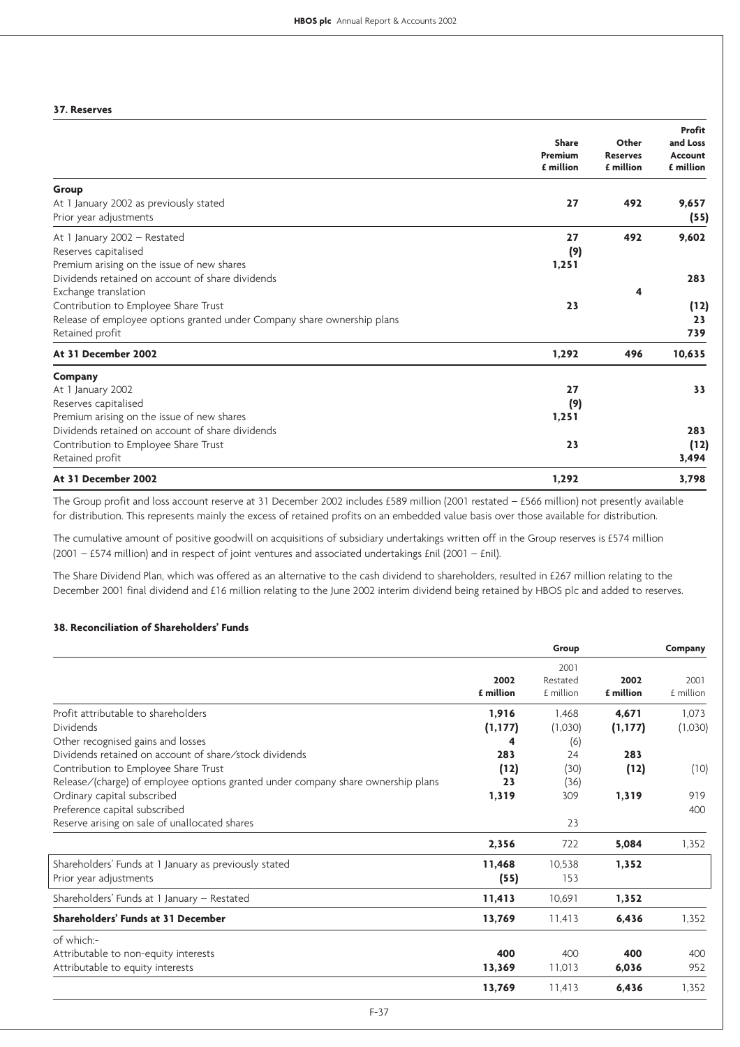## 37. Reserves

| | Share Premium £ million | Other Reserves £ million | Profit and Loss Account £ million |
|---|---|---|---|
| **Group** | | | |
| At 1 January 2002 as previously stated | **27** | **492** | **9,657** |
| Prior year adjustments | | | **(55)** |
| At 1 January 2002 – Restated | **27** | **492** | **9,602** |
| Reserves capitalised | **(9)** | | |
| Premium arising on the issue of new shares | **1,251** | | |
| Dividends retained on account of share dividends | | | **283** |
| Exchange translation | | **4** | |
| Contribution to Employee Share Trust | **23** | | **(12)** |
| Release of employee options granted under Company share ownership plans | | | **23** |
| Retained profit | | | **739** |
| **At 31 December 2002** | **1,292** | **496** | **10,635** |
| **Company** | | | |
| At 1 January 2002 | **27** | | **33** |
| Reserves capitalised | **(9)** | | |
| Premium arising on the issue of new shares | **1,251** | | |
| Dividends retained on account of share dividends | | | **283** |
| Contribution to Employee Share Trust | **23** | | **(12)** |
| Retained profit | | | **3,494** |
| **At 31 December 2002** | **1,292** | | **3,798** |

The Group profit and loss account reserve at 31 December 2002 includes £589 million (2001 restated – £566 million) not presently available for distribution. This represents mainly the excess of retained profits on an embedded value basis over those available for distribution.

The cumulative amount of positive goodwill on acquisitions of subsidiary undertakings written off in the Group reserves is £574 million (2001 – £574 million) and in respect of joint ventures and associated undertakings £nil (2001 – £nil).

The Share Dividend Plan, which was offered as an alternative to the cash dividend to shareholders, resulted in £267 million relating to the December 2001 final dividend and £16 million relating to the June 2002 interim dividend being retained by HBOS plc and added to reserves.

## 38. Reconciliation of Shareholders' Funds

| | Group | | Company | |
|---|---|---|---|---|
| | **2002 £ million** | 2001 Restated £ million | **2002 £ million** | 2001 £ million |
| Profit attributable to shareholders | **1,916** | 1,468 | **4,671** | 1,073 |
| Dividends | **(1,177)** | (1,030) | **(1,177)** | (1,030) |
| Other recognised gains and losses | **4** | (6) | | |
| Dividends retained on account of share/stock dividends | **283** | 24 | **283** | |
| Contribution to Employee Share Trust | **(12)** | (30) | **(12)** | (10) |
| Release/(charge) of employee options granted under company share ownership plans | **23** | (36) | | |
| Ordinary capital subscribed | **1,319** | 309 | **1,319** | 919 |
| Preference capital subscribed | | | | 400 |
| Reserve arising on sale of unallocated shares | | 23 | | |
| | **2,356** | 722 | **5,084** | 1,352 |
| Shareholders' Funds at 1 January as previously stated | **11,468** | 10,538 | **1,352** | |
| Prior year adjustments | **(55)** | 153 | | |
| Shareholders' Funds at 1 January – Restated | **11,413** | 10,691 | **1,352** | |
| **Shareholders' Funds at 31 December** | **13,769** | 11,413 | **6,436** | 1,352 |
| of which:- | | | | |
| Attributable to non-equity interests | **400** | 400 | **400** | 400 |
| Attributable to equity interests | **13,369** | 11,013 | **6,036** | 952 |
| | **13,769** | 11,413 | **6,436** | 1,352 |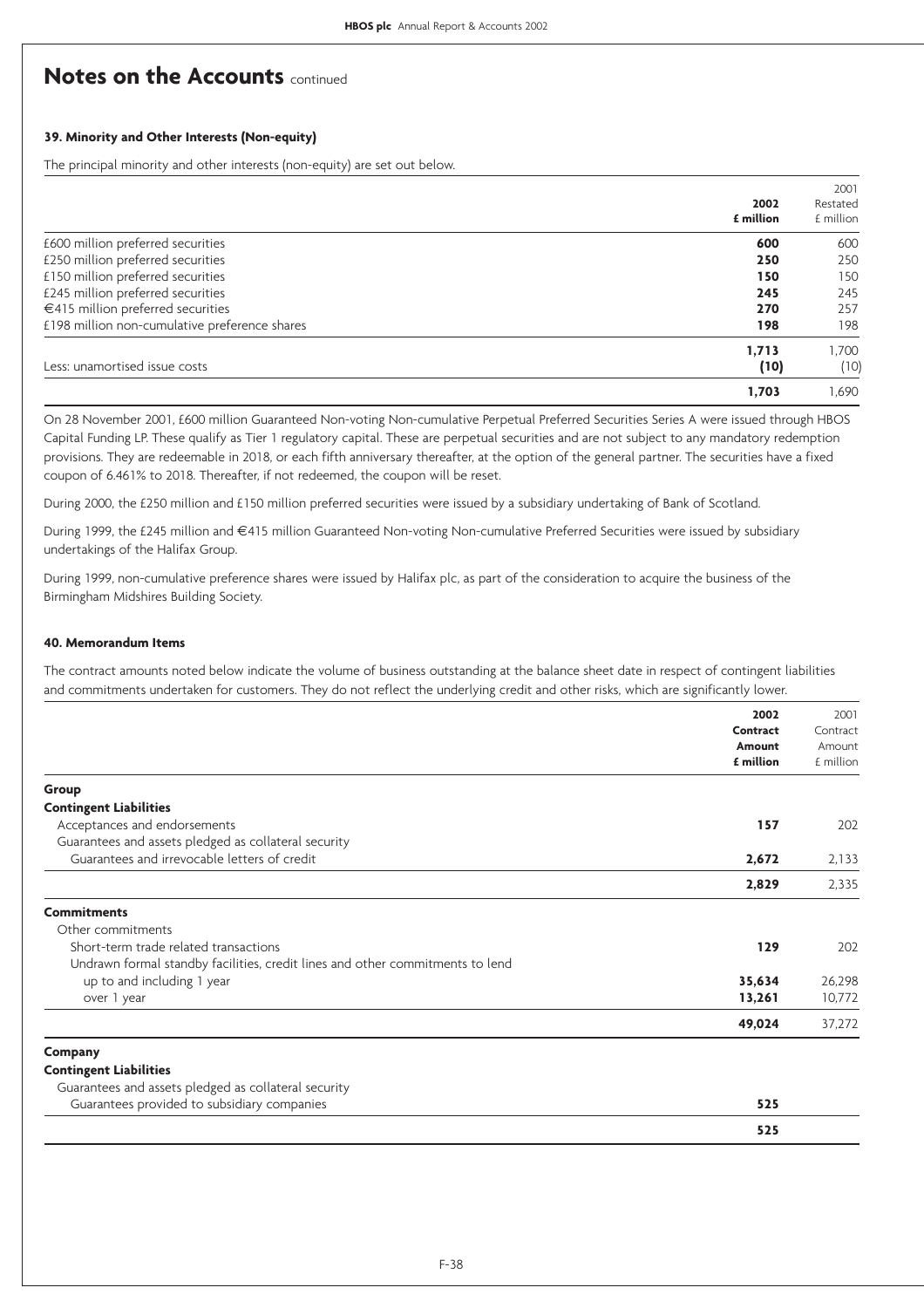# Notes on the Accounts continued

### 39. Minority and Other Interests (Non-equity)

The principal minority and other interests (non-equity) are set out below.

| | 2002 £ million | 2001 Restated £ million |
|---|---|---|
| £600 million preferred securities | **600** | 600 |
| £250 million preferred securities | **250** | 250 |
| £150 million preferred securities | **150** | 150 |
| £245 million preferred securities | **245** | 245 |
| €415 million preferred securities | **270** | 257 |
| £198 million non-cumulative preference shares | **198** | 198 |
| | **1,713** | 1,700 |
| Less: unamortised issue costs | **(10)** | (10) |
| | **1,703** | 1,690 |

On 28 November 2001, £600 million Guaranteed Non-voting Non-cumulative Perpetual Preferred Securities Series A were issued through HBOS Capital Funding LP. These qualify as Tier 1 regulatory capital. These are perpetual securities and are not subject to any mandatory redemption provisions. They are redeemable in 2018, or each fifth anniversary thereafter, at the option of the general partner. The securities have a fixed coupon of 6.461% to 2018. Thereafter, if not redeemed, the coupon will be reset.

During 2000, the £250 million and £150 million preferred securities were issued by a subsidiary undertaking of Bank of Scotland.

During 1999, the £245 million and €415 million Guaranteed Non-voting Non-cumulative Preferred Securities were issued by subsidiary undertakings of the Halifax Group.

During 1999, non-cumulative preference shares were issued by Halifax plc, as part of the consideration to acquire the business of the Birmingham Midshires Building Society.

### 40. Memorandum Items

The contract amounts noted below indicate the volume of business outstanding at the balance sheet date in respect of contingent liabilities and commitments undertaken for customers. They do not reflect the underlying credit and other risks, which are significantly lower.

| | 2002 Contract Amount £ million | 2001 Contract Amount £ million |
|---|---|---|
| **Group** | | |
| **Contingent Liabilities** | | |
| Acceptances and endorsements | **157** | 202 |
| Guarantees and assets pledged as collateral security | | |
| Guarantees and irrevocable letters of credit | **2,672** | 2,133 |
| | **2,829** | 2,335 |
| **Commitments** | | |
| Other commitments | | |
| Short-term trade related transactions | **129** | 202 |
| Undrawn formal standby facilities, credit lines and other commitments to lend | | |
| up to and including 1 year | **35,634** | 26,298 |
| over 1 year | **13,261** | 10,772 |
| | **49,024** | 37,272 |
| **Company** | | |
| **Contingent Liabilities** | | |
| Guarantees and assets pledged as collateral security | | |
| Guarantees provided to subsidiary companies | **525** | |
| | **525** | |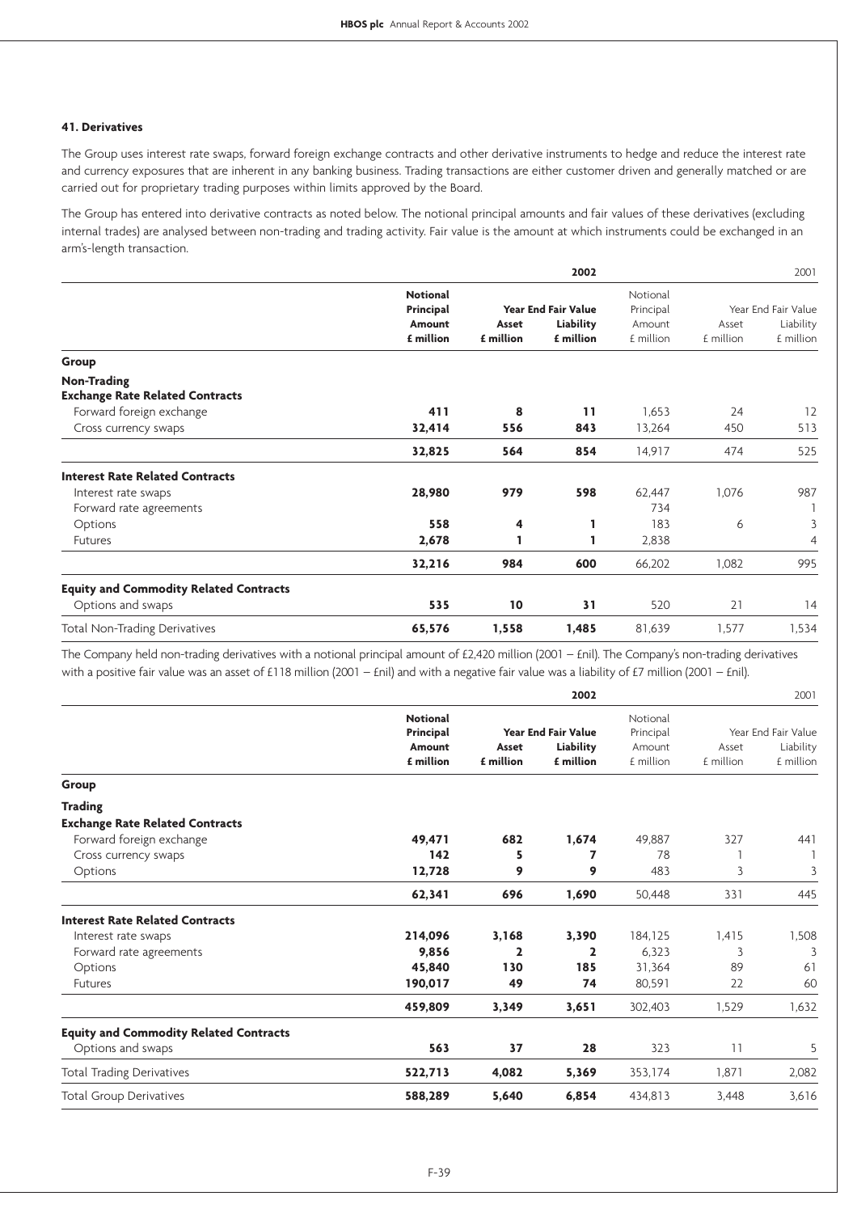### 41. Derivatives

The Group uses interest rate swaps, forward foreign exchange contracts and other derivative instruments to hedge and reduce the interest rate and currency exposures that are inherent in any banking business. Trading transactions are either customer driven and generally matched or are carried out for proprietary trading purposes within limits approved by the Board.

The Group has entered into derivative contracts as noted below. The notional principal amounts and fair values of these derivatives (excluding internal trades) are analysed between non-trading and trading activity. Fair value is the amount at which instruments could be exchanged in an arm's-length transaction.

| | 2002 | | | 2001 | | |
|---|---|---|---|---|---|---|
| | **Notional Principal Amount** | **Year End Fair Value** | | Notional Principal Amount | Year End Fair Value | |
| | | **Asset** | **Liability** | | Asset | Liability |
| | **£ million** | **£ million** | **£ million** | £ million | £ million | £ million |
| **Group** | | | | | | |
| **Non-Trading** | | | | | | |
| **Exchange Rate Related Contracts** | | | | | | |
| Forward foreign exchange | **411** | **8** | **11** | 1,653 | 24 | 12 |
| Cross currency swaps | **32,414** | **556** | **843** | 13,264 | 450 | 513 |
| | **32,825** | **564** | **854** | 14,917 | 474 | 525 |
| **Interest Rate Related Contracts** | | | | | | |
| Interest rate swaps | **28,980** | **979** | **598** | 62,447 | 1,076 | 987 |
| Forward rate agreements | | | | 734 | | 1 |
| Options | **558** | **4** | **1** | 183 | 6 | 3 |
| Futures | **2,678** | **1** | **1** | 2,838 | | 4 |
| | **32,216** | **984** | **600** | 66,202 | 1,082 | 995 |
| **Equity and Commodity Related Contracts** | | | | | | |
| Options and swaps | **535** | **10** | **31** | 520 | 21 | 14 |
| Total Non-Trading Derivatives | **65,576** | **1,558** | **1,485** | 81,639 | 1,577 | 1,534 |

The Company held non-trading derivatives with a notional principal amount of £2,420 million (2001 – £nil). The Company's non-trading derivatives with a positive fair value was an asset of £118 million (2001 – £nil) and with a negative fair value was a liability of £7 million (2001 – £nil).

| | 2002 | | | 2001 | | |
|---|---|---|---|---|---|---|
| | **Notional Principal Amount** | **Year End Fair Value** | | Notional Principal Amount | Year End Fair Value | |
| | | **Asset** | **Liability** | | Asset | Liability |
| | **£ million** | **£ million** | **£ million** | £ million | £ million | £ million |
| **Group** | | | | | | |
| **Trading** | | | | | | |
| **Exchange Rate Related Contracts** | | | | | | |
| Forward foreign exchange | **49,471** | **682** | **1,674** | 49,887 | 327 | 441 |
| Cross currency swaps | **142** | **5** | **7** | 78 | 1 | 1 |
| Options | **12,728** | **9** | **9** | 483 | 3 | 3 |
| | **62,341** | **696** | **1,690** | 50,448 | 331 | 445 |
| **Interest Rate Related Contracts** | | | | | | |
| Interest rate swaps | **214,096** | **3,168** | **3,390** | 184,125 | 1,415 | 1,508 |
| Forward rate agreements | **9,856** | **2** | **2** | 6,323 | 3 | 3 |
| Options | **45,840** | **130** | **185** | 31,364 | 89 | 61 |
| Futures | **190,017** | **49** | **74** | 80,591 | 22 | 60 |
| | **459,809** | **3,349** | **3,651** | 302,403 | 1,529 | 1,632 |
| **Equity and Commodity Related Contracts** | | | | | | |
| Options and swaps | **563** | **37** | **28** | 323 | 11 | 5 |
| Total Trading Derivatives | **522,713** | **4,082** | **5,369** | 353,174 | 1,871 | 2,082 |
| Total Group Derivatives | **588,289** | **5,640** | **6,854** | 434,813 | 3,448 | 3,616 |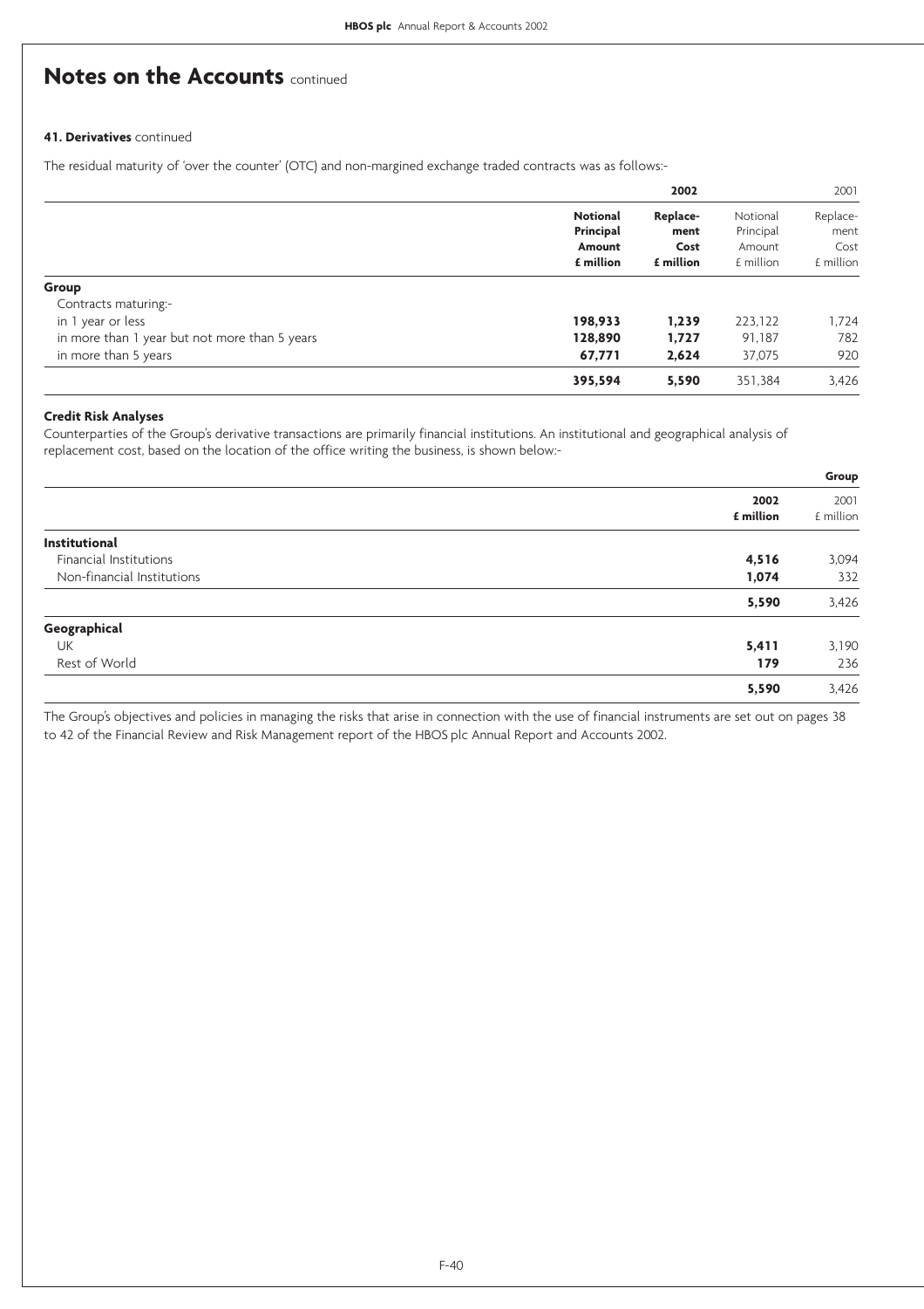# Notes on the Accounts continued

**41. Derivatives** continued

The residual maturity of 'over the counter' (OTC) and non-margined exchange traded contracts was as follows:-

| | 2002 | | 2001 | |
|---|---|---|---|---|
| | **Notional Principal Amount £ million** | **Replace-ment Cost £ million** | Notional Principal Amount £ million | Replace-ment Cost £ million |
| **Group** | | | | |
| Contracts maturing:- | | | | |
| in 1 year or less | **198,933** | **1,239** | 223,122 | 1,724 |
| in more than 1 year but not more than 5 years | **128,890** | **1,727** | 91,187 | 782 |
| in more than 5 years | **67,771** | **2,624** | 37,075 | 920 |
| | **395,594** | **5,590** | 351,384 | 3,426 |

**Credit Risk Analyses**

Counterparties of the Group's derivative transactions are primarily financial institutions. An institutional and geographical analysis of replacement cost, based on the location of the office writing the business, is shown below:-

| | Group | |
|---|---|---|
| | **2002 £ million** | 2001 £ million |
| **Institutional** | | |
| Financial Institutions | **4,516** | 3,094 |
| Non-financial Institutions | **1,074** | 332 |
| | **5,590** | 3,426 |
| **Geographical** | | |
| UK | **5,411** | 3,190 |
| Rest of World | **179** | 236 |
| | **5,590** | 3,426 |

The Group's objectives and policies in managing the risks that arise in connection with the use of financial instruments are set out on pages 38 to 42 of the Financial Review and Risk Management report of the HBOS plc Annual Report and Accounts 2002.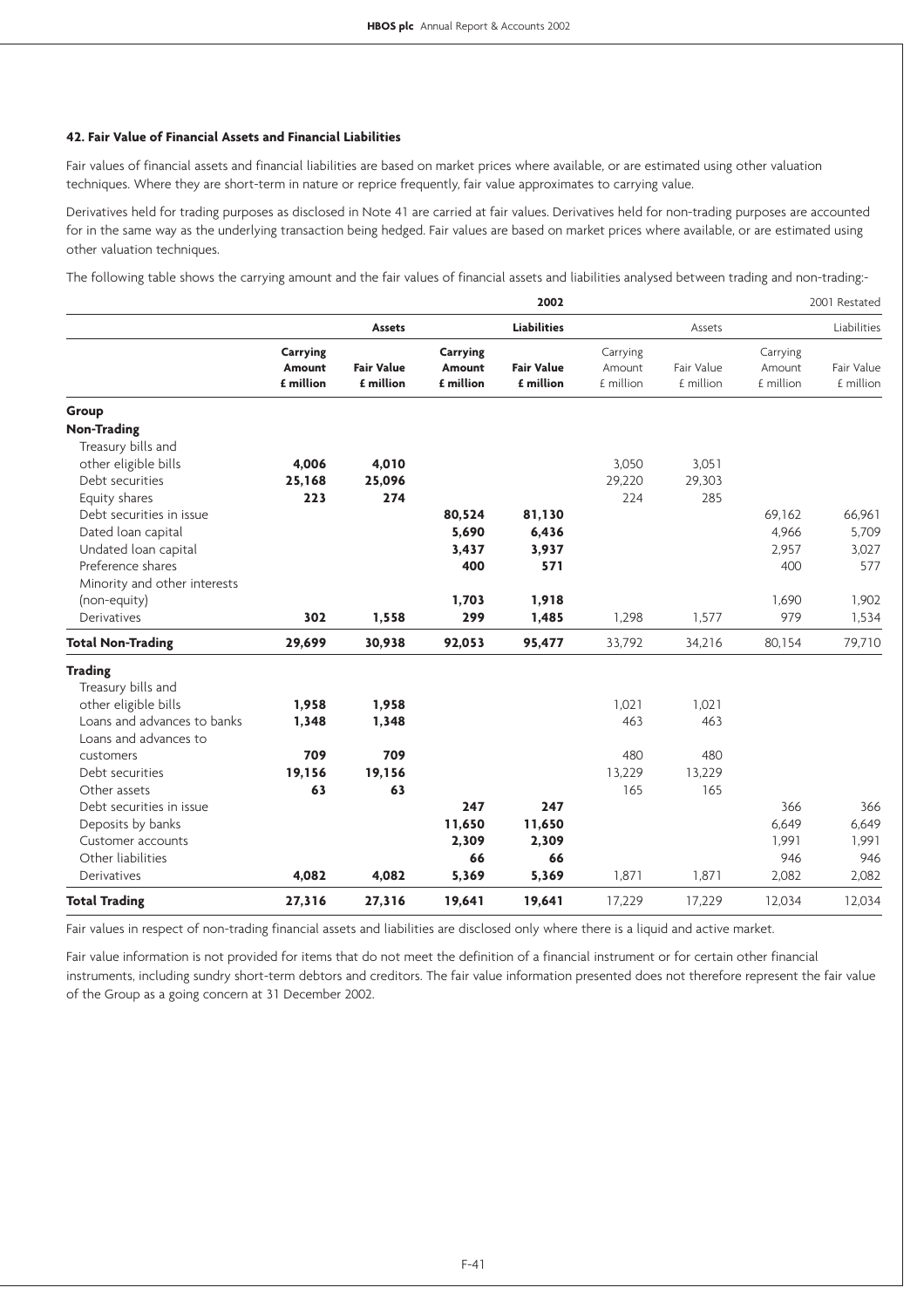### 42. Fair Value of Financial Assets and Financial Liabilities

Fair values of financial assets and financial liabilities are based on market prices where available, or are estimated using other valuation techniques. Where they are short-term in nature or reprice frequently, fair value approximates to carrying value.

Derivatives held for trading purposes as disclosed in Note 41 are carried at fair values. Derivatives held for non-trading purposes are accounted for in the same way as the underlying transaction being hedged. Fair values are based on market prices where available, or are estimated using other valuation techniques.

The following table shows the carrying amount and the fair values of financial assets and liabilities analysed between trading and non-trading:-

| | 2002 | | | | 2001 Restated | | | |
|---|---|---|---|---|---|---|---|---|
| | **Assets** | | **Liabilities** | | Assets | | Liabilities | |
| | **Carrying Amount £ million** | **Fair Value £ million** | **Carrying Amount £ million** | **Fair Value £ million** | Carrying Amount £ million | Fair Value £ million | Carrying Amount £ million | Fair Value £ million |
| **Group** | | | | | | | | |
| **Non-Trading** | | | | | | | | |
| Treasury bills and other eligible bills | **4,006** | **4,010** | | | 3,050 | 3,051 | | |
| Debt securities | **25,168** | **25,096** | | | 29,220 | 29,303 | | |
| Equity shares | **223** | **274** | | | 224 | 285 | | |
| Debt securities in issue | | | **80,524** | **81,130** | | | 69,162 | 66,961 |
| Dated loan capital | | | **5,690** | **6,436** | | | 4,966 | 5,709 |
| Undated loan capital | | | **3,437** | **3,937** | | | 2,957 | 3,027 |
| Preference shares | | | **400** | **571** | | | 400 | 577 |
| Minority and other interests (non-equity) | | | **1,703** | **1,918** | | | 1,690 | 1,902 |
| Derivatives | **302** | **1,558** | **299** | **1,485** | 1,298 | 1,577 | 979 | 1,534 |
| **Total Non-Trading** | **29,699** | **30,938** | **92,053** | **95,477** | 33,792 | 34,216 | 80,154 | 79,710 |
| **Trading** | | | | | | | | |
| Treasury bills and other eligible bills | **1,958** | **1,958** | | | 1,021 | 1,021 | | |
| Loans and advances to banks | **1,348** | **1,348** | | | 463 | 463 | | |
| Loans and advances to customers | **709** | **709** | | | 480 | 480 | | |
| Debt securities | **19,156** | **19,156** | | | 13,229 | 13,229 | | |
| Other assets | **63** | **63** | | | 165 | 165 | | |
| Debt securities in issue | | | **247** | **247** | | | 366 | 366 |
| Deposits by banks | | | **11,650** | **11,650** | | | 6,649 | 6,649 |
| Customer accounts | | | **2,309** | **2,309** | | | 1,991 | 1,991 |
| Other liabilities | | | **66** | **66** | | | 946 | 946 |
| Derivatives | **4,082** | **4,082** | **5,369** | **5,369** | 1,871 | 1,871 | 2,082 | 2,082 |
| **Total Trading** | **27,316** | **27,316** | **19,641** | **19,641** | 17,229 | 17,229 | 12,034 | 12,034 |

Fair values in respect of non-trading financial assets and liabilities are disclosed only where there is a liquid and active market.

Fair value information is not provided for items that do not meet the definition of a financial instrument or for certain other financial instruments, including sundry short-term debtors and creditors. The fair value information presented does not therefore represent the fair value of the Group as a going concern at 31 December 2002.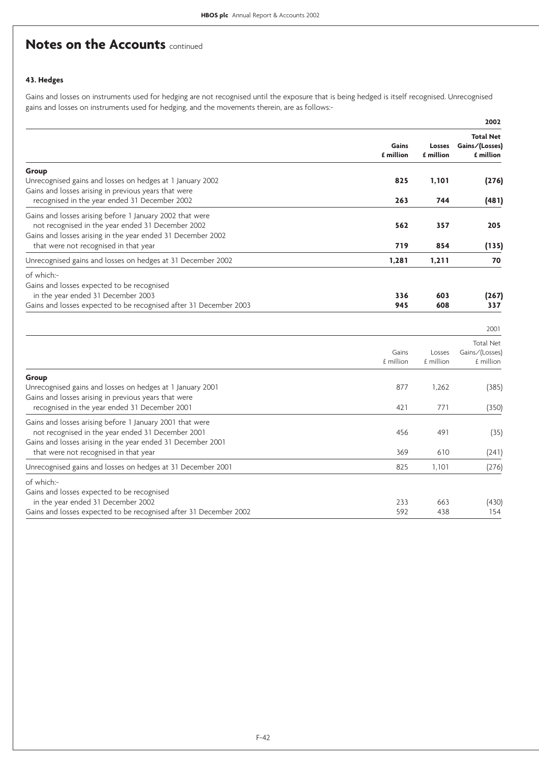# Notes on the Accounts continued

### 43. Hedges

Gains and losses on instruments used for hedging are not recognised until the exposure that is being hedged is itself recognised. Unrecognised gains and losses on instruments used for hedging, and the movements therein, are as follows:-

| | | | **2002** |
|---|---|---|---|
| | **Gains £ million** | **Losses £ million** | **Total Net Gains/(Losses) £ million** |
| **Group** | | | |
| Unrecognised gains and losses on hedges at 1 January 2002 | **825** | **1,101** | **(276)** |
| Gains and losses arising in previous years that were recognised in the year ended 31 December 2002 | **263** | **744** | **(481)** |
| Gains and losses arising before 1 January 2002 that were not recognised in the year ended 31 December 2002 | **562** | **357** | **205** |
| Gains and losses arising in the year ended 31 December 2002 that were not recognised in that year | **719** | **854** | **(135)** |
| Unrecognised gains and losses on hedges at 31 December 2002 | **1,281** | **1,211** | **70** |
| of which:- | | | |
| Gains and losses expected to be recognised in the year ended 31 December 2003 | **336** | **603** | **(267)** |
| Gains and losses expected to be recognised after 31 December 2003 | **945** | **608** | **337** |

| | | | 2001 |
|---|---|---|---|
| | Gains £ million | Losses £ million | Total Net Gains/(Losses) £ million |
| **Group** | | | |
| Unrecognised gains and losses on hedges at 1 January 2001 | 877 | 1,262 | (385) |
| Gains and losses arising in previous years that were recognised in the year ended 31 December 2001 | 421 | 771 | (350) |
| Gains and losses arising before 1 January 2001 that were not recognised in the year ended 31 December 2001 | 456 | 491 | (35) |
| Gains and losses arising in the year ended 31 December 2001 that were not recognised in that year | 369 | 610 | (241) |
| Unrecognised gains and losses on hedges at 31 December 2001 | 825 | 1,101 | (276) |
| of which:- | | | |
| Gains and losses expected to be recognised in the year ended 31 December 2002 | 233 | 663 | (430) |
| Gains and losses expected to be recognised after 31 December 2002 | 592 | 438 | 154 |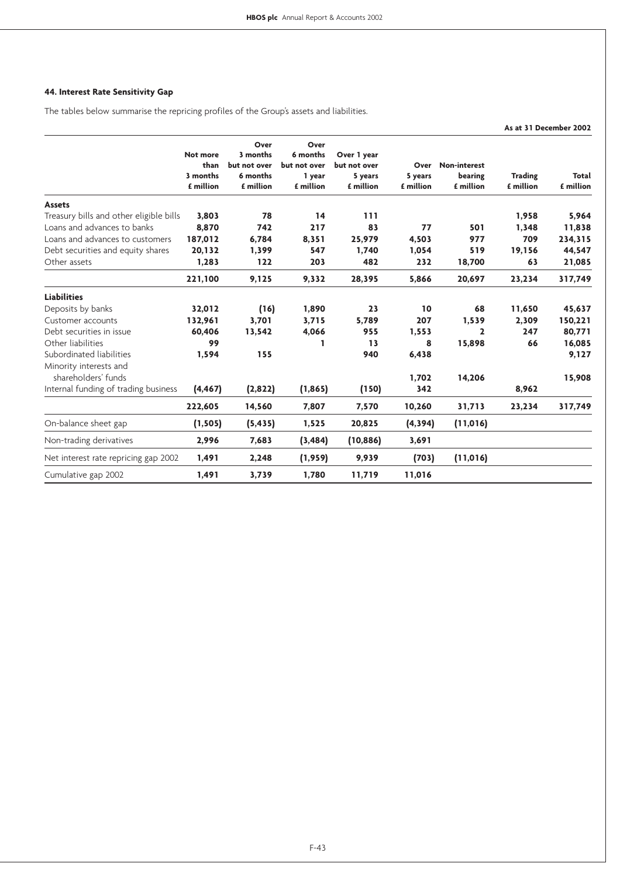### 44. Interest Rate Sensitivity Gap

The tables below summarise the repricing profiles of the Group's assets and liabilities.

**As at 31 December 2002**

| | Not more than 3 months £ million | Over 3 months but not over 6 months £ million | Over 6 months but not over 1 year £ million | Over 1 year but not over 5 years £ million | Over 5 years £ million | Non-interest bearing £ million | Trading £ million | Total £ million |
|---|---|---|---|---|---|---|---|---|
| **Assets** | | | | | | | | |
| Treasury bills and other eligible bills | **3,803** | **78** | **14** | **111** | | | **1,958** | **5,964** |
| Loans and advances to banks | **8,870** | **742** | **217** | **83** | **77** | **501** | **1,348** | **11,838** |
| Loans and advances to customers | **187,012** | **6,784** | **8,351** | **25,979** | **4,503** | **977** | **709** | **234,315** |
| Debt securities and equity shares | **20,132** | **1,399** | **547** | **1,740** | **1,054** | **519** | **19,156** | **44,547** |
| Other assets | **1,283** | **122** | **203** | **482** | **232** | **18,700** | **63** | **21,085** |
| | **221,100** | **9,125** | **9,332** | **28,395** | **5,866** | **20,697** | **23,234** | **317,749** |
| **Liabilities** | | | | | | | | |
| Deposits by banks | **32,012** | **(16)** | **1,890** | **23** | **10** | **68** | **11,650** | **45,637** |
| Customer accounts | **132,961** | **3,701** | **3,715** | **5,789** | **207** | **1,539** | **2,309** | **150,221** |
| Debt securities in issue | **60,406** | **13,542** | **4,066** | **955** | **1,553** | **2** | **247** | **80,771** |
| Other liabilities | **99** | | **1** | **13** | **8** | **15,898** | **66** | **16,085** |
| Subordinated liabilities | **1,594** | **155** | | **940** | **6,438** | | | **9,127** |
| Minority interests and shareholders' funds | | | | | **1,702** | **14,206** | | **15,908** |
| Internal funding of trading business | **(4,467)** | **(2,822)** | **(1,865)** | **(150)** | **342** | | **8,962** | |
| | **222,605** | **14,560** | **7,807** | **7,570** | **10,260** | **31,713** | **23,234** | **317,749** |
| On-balance sheet gap | **(1,505)** | **(5,435)** | **1,525** | **20,825** | **(4,394)** | **(11,016)** | | |
| Non-trading derivatives | **2,996** | **7,683** | **(3,484)** | **(10,886)** | **3,691** | | | |
| Net interest rate repricing gap 2002 | **1,491** | **2,248** | **(1,959)** | **9,939** | **(703)** | **(11,016)** | | |
| Cumulative gap 2002 | **1,491** | **3,739** | **1,780** | **11,719** | **11,016** | | | |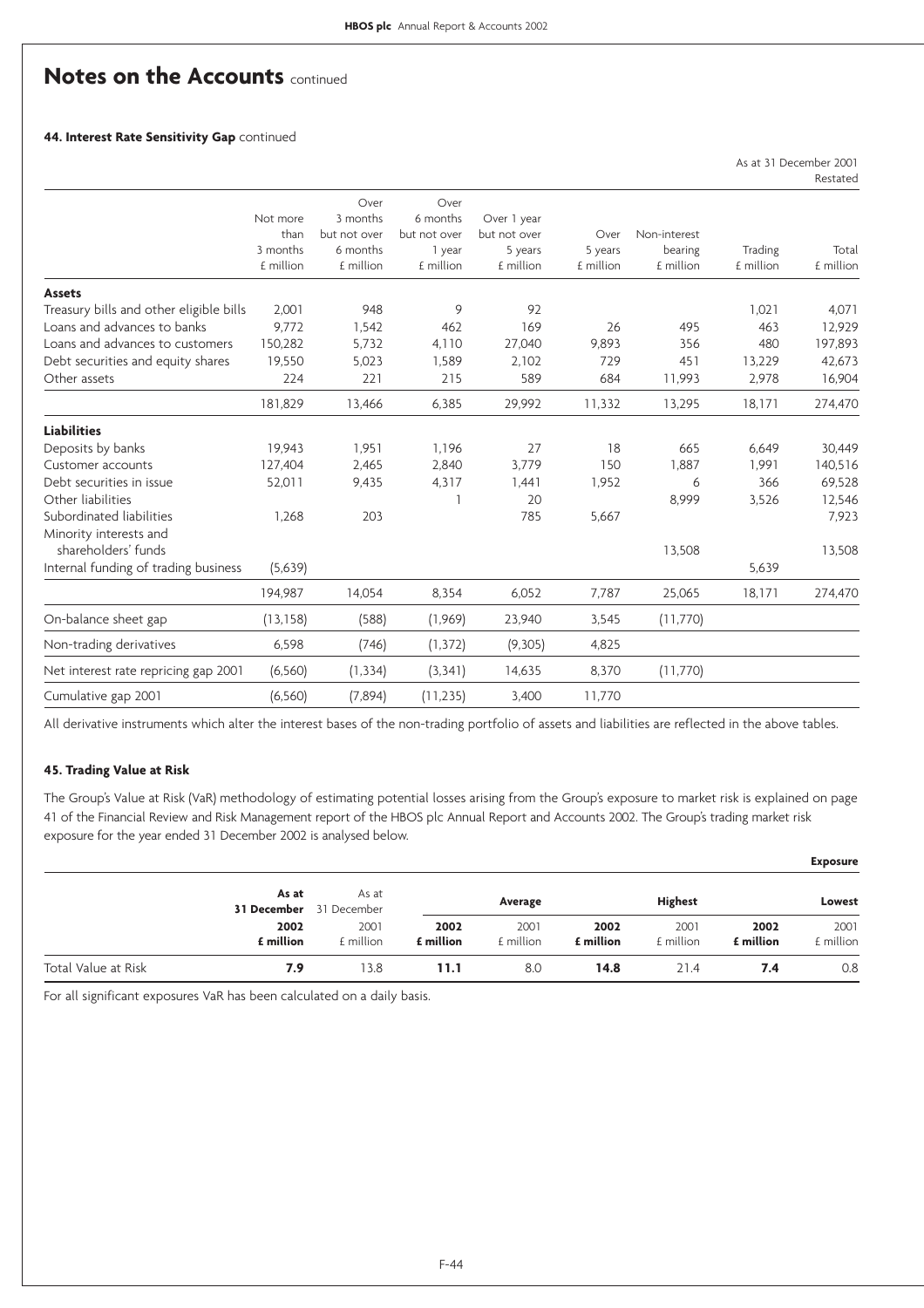# Notes on the Accounts continued

### 44. Interest Rate Sensitivity Gap continued

As at 31 December 2001
Restated

| | Not more than 3 months £ million | Over 3 months but not over 6 months £ million | Over 6 months but not over 1 year £ million | Over 1 year but not over 5 years £ million | Over 5 years £ million | Non-interest bearing £ million | Trading £ million | Total £ million |
|---|---|---|---|---|---|---|---|---|
| **Assets** | | | | | | | | |
| Treasury bills and other eligible bills | 2,001 | 948 | 9 | 92 | | | 1,021 | 4,071 |
| Loans and advances to banks | 9,772 | 1,542 | 462 | 169 | 26 | 495 | 463 | 12,929 |
| Loans and advances to customers | 150,282 | 5,732 | 4,110 | 27,040 | 9,893 | 356 | 480 | 197,893 |
| Debt securities and equity shares | 19,550 | 5,023 | 1,589 | 2,102 | 729 | 451 | 13,229 | 42,673 |
| Other assets | 224 | 221 | 215 | 589 | 684 | 11,993 | 2,978 | 16,904 |
| | 181,829 | 13,466 | 6,385 | 29,992 | 11,332 | 13,295 | 18,171 | 274,470 |
| **Liabilities** | | | | | | | | |
| Deposits by banks | 19,943 | 1,951 | 1,196 | 27 | 18 | 665 | 6,649 | 30,449 |
| Customer accounts | 127,404 | 2,465 | 2,840 | 3,779 | 150 | 1,887 | 1,991 | 140,516 |
| Debt securities in issue | 52,011 | 9,435 | 4,317 | 1,441 | 1,952 | 6 | 366 | 69,528 |
| Other liabilities | | | 1 | 20 | | 8,999 | 3,526 | 12,546 |
| Subordinated liabilities | 1,268 | 203 | | 785 | 5,667 | | | 7,923 |
| Minority interests and shareholders' funds | | | | | | 13,508 | | 13,508 |
| Internal funding of trading business | (5,639) | | | | | | 5,639 | |
| | 194,987 | 14,054 | 8,354 | 6,052 | 7,787 | 25,065 | 18,171 | 274,470 |
| On-balance sheet gap | (13,158) | (588) | (1,969) | 23,940 | 3,545 | (11,770) | | |
| Non-trading derivatives | 6,598 | (746) | (1,372) | (9,305) | 4,825 | | | |
| Net interest rate repricing gap 2001 | (6,560) | (1,334) | (3,341) | 14,635 | 8,370 | (11,770) | | |
| Cumulative gap 2001 | (6,560) | (7,894) | (11,235) | 3,400 | 11,770 | | | |

All derivative instruments which alter the interest bases of the non-trading portfolio of assets and liabilities are reflected in the above tables.

### 45. Trading Value at Risk

The Group's Value at Risk (VaR) methodology of estimating potential losses arising from the Group's exposure to market risk is explained on page 41 of the Financial Review and Risk Management report of the HBOS plc Annual Report and Accounts 2002. The Group's trading market risk exposure for the year ended 31 December 2002 is analysed below.

| | | | | | | | **Exposure** | |
|---|---|---|---|---|---|---|---|---|
| | **As at 31 December** | As at 31 December | **Average** | | **Highest** | | **Lowest** | |
| | **2002 £ million** | 2001 £ million | **2002 £ million** | 2001 £ million | **2002 £ million** | 2001 £ million | **2002 £ million** | 2001 £ million |
| Total Value at Risk | **7.9** | 13.8 | **11.1** | 8.0 | **14.8** | 21.4 | **7.4** | 0.8 |

For all significant exposures VaR has been calculated on a daily basis.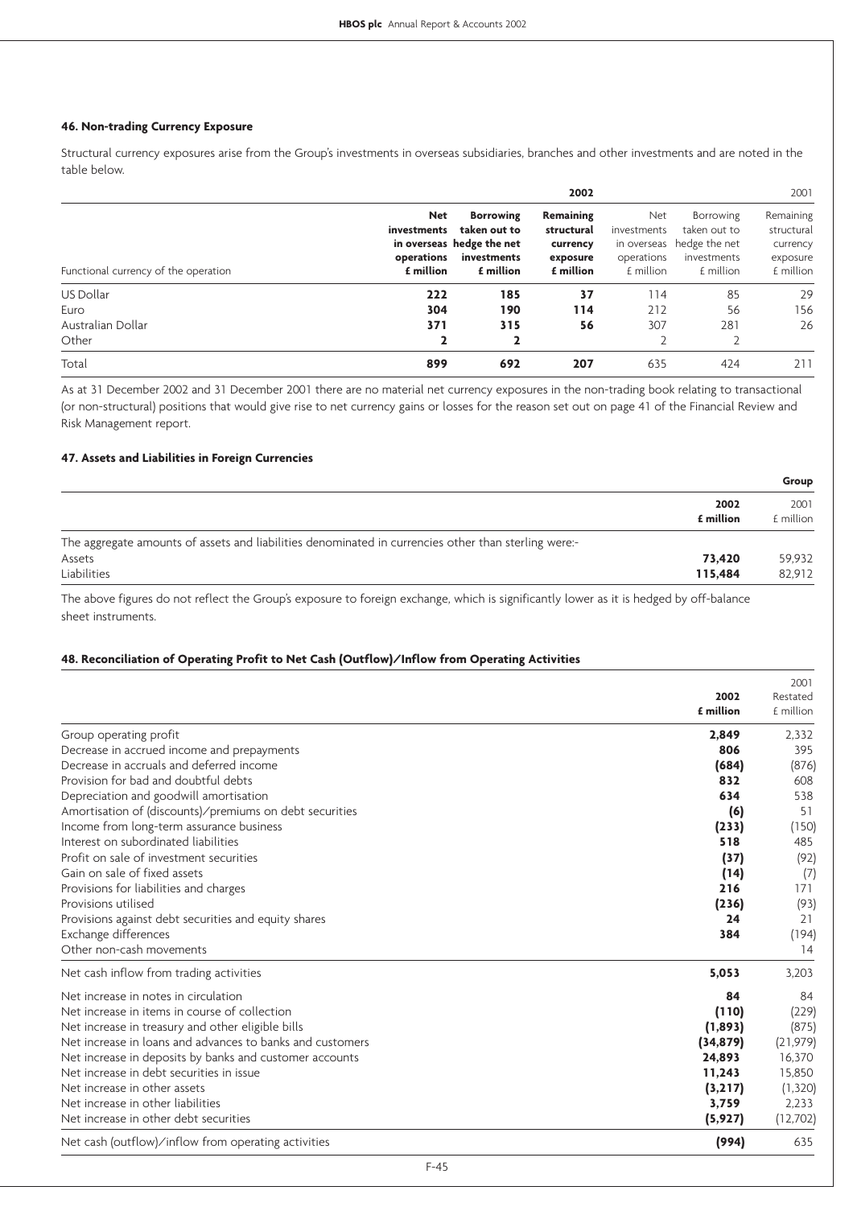### 46. Non-trading Currency Exposure

Structural currency exposures arise from the Group's investments in overseas subsidiaries, branches and other investments and are noted in the table below.

| Functional currency of the operation | 2002 Net investments in overseas operations £ million | 2002 Borrowing taken out to hedge the net investments £ million | 2002 Remaining structural currency exposure £ million | 2001 Net investments in overseas operations £ million | 2001 Borrowing taken out to hedge the net investments £ million | 2001 Remaining structural currency exposure £ million |
|---|---|---|---|---|---|---|
| US Dollar | **222** | **185** | **37** | 114 | 85 | 29 |
| Euro | **304** | **190** | **114** | 212 | 56 | 156 |
| Australian Dollar | **371** | **315** | **56** | 307 | 281 | 26 |
| Other | **2** | **2** | | 2 | 2 | |
| Total | **899** | **692** | **207** | 635 | 424 | 211 |

As at 31 December 2002 and 31 December 2001 there are no material net currency exposures in the non-trading book relating to transactional (or non-structural) positions that would give rise to net currency gains or losses for the reason set out on page 41 of the Financial Review and Risk Management report.

### 47. Assets and Liabilities in Foreign Currencies

| | Group 2002 £ million | Group 2001 £ million |
|---|---|---|
| The aggregate amounts of assets and liabilities denominated in currencies other than sterling were:- | | |
| Assets | **73,420** | 59,932 |
| Liabilities | **115,484** | 82,912 |

The above figures do not reflect the Group's exposure to foreign exchange, which is significantly lower as it is hedged by off-balance sheet instruments.

### 48. Reconciliation of Operating Profit to Net Cash (Outflow)/Inflow from Operating Activities

| | 2002 £ million | 2001 Restated £ million |
|---|---|---|
| Group operating profit | **2,849** | 2,332 |
| Decrease in accrued income and prepayments | **806** | 395 |
| Decrease in accruals and deferred income | **(684)** | (876) |
| Provision for bad and doubtful debts | **832** | 608 |
| Depreciation and goodwill amortisation | **634** | 538 |
| Amortisation of (discounts)/premiums on debt securities | **(6)** | 51 |
| Income from long-term assurance business | **(233)** | (150) |
| Interest on subordinated liabilities | **518** | 485 |
| Profit on sale of investment securities | **(37)** | (92) |
| Gain on sale of fixed assets | **(14)** | (7) |
| Provisions for liabilities and charges | **216** | 171 |
| Provisions utilised | **(236)** | (93) |
| Provisions against debt securities and equity shares | **24** | 21 |
| Exchange differences | **384** | (194) |
| Other non-cash movements | | 14 |
| Net cash inflow from trading activities | **5,053** | 3,203 |
| Net increase in notes in circulation | **84** | 84 |
| Net increase in items in course of collection | **(110)** | (229) |
| Net increase in treasury and other eligible bills | **(1,893)** | (875) |
| Net increase in loans and advances to banks and customers | **(34,879)** | (21,979) |
| Net increase in deposits by banks and customer accounts | **24,893** | 16,370 |
| Net increase in debt securities in issue | **11,243** | 15,850 |
| Net increase in other assets | **(3,217)** | (1,320) |
| Net increase in other liabilities | **3,759** | 2,233 |
| Net increase in other debt securities | **(5,927)** | (12,702) |
| Net cash (outflow)/inflow from operating activities | **(994)** | 635 |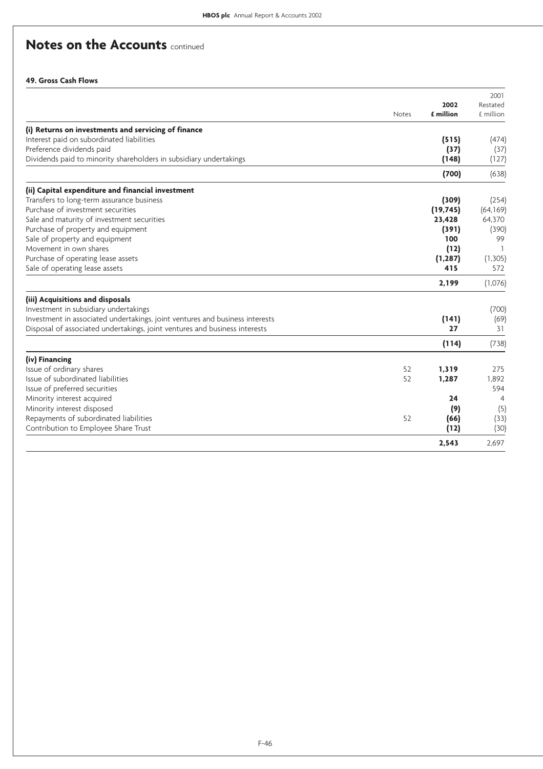# Notes on the Accounts continued

## 49. Gross Cash Flows

| | Notes | 2002 £ million | 2001 Restated £ million |
|---|---|---|---|
| **(i) Returns on investments and servicing of finance** | | | |
| Interest paid on subordinated liabilities | | **(515)** | (474) |
| Preference dividends paid | | **(37)** | (37) |
| Dividends paid to minority shareholders in subsidiary undertakings | | **(148)** | (127) |
| | | **(700)** | (638) |
| **(ii) Capital expenditure and financial investment** | | | |
| Transfers to long-term assurance business | | **(309)** | (254) |
| Purchase of investment securities | | **(19,745)** | (64,169) |
| Sale and maturity of investment securities | | **23,428** | 64,370 |
| Purchase of property and equipment | | **(391)** | (390) |
| Sale of property and equipment | | **100** | 99 |
| Movement in own shares | | **(12)** | 1 |
| Purchase of operating lease assets | | **(1,287)** | (1,305) |
| Sale of operating lease assets | | **415** | 572 |
| | | **2,199** | (1,076) |
| **(iii) Acquisitions and disposals** | | | |
| Investment in subsidiary undertakings | | | (700) |
| Investment in associated undertakings, joint ventures and business interests | | **(141)** | (69) |
| Disposal of associated undertakings, joint ventures and business interests | | **27** | 31 |
| | | **(114)** | (738) |
| **(iv) Financing** | | | |
| Issue of ordinary shares | 52 | **1,319** | 275 |
| Issue of subordinated liabilities | 52 | **1,287** | 1,892 |
| Issue of preferred securities | | | 594 |
| Minority interest acquired | | **24** | 4 |
| Minority interest disposed | | **(9)** | (5) |
| Repayments of subordinated liabilities | 52 | **(66)** | (33) |
| Contribution to Employee Share Trust | | **(12)** | (30) |
| | | **2,543** | 2,697 |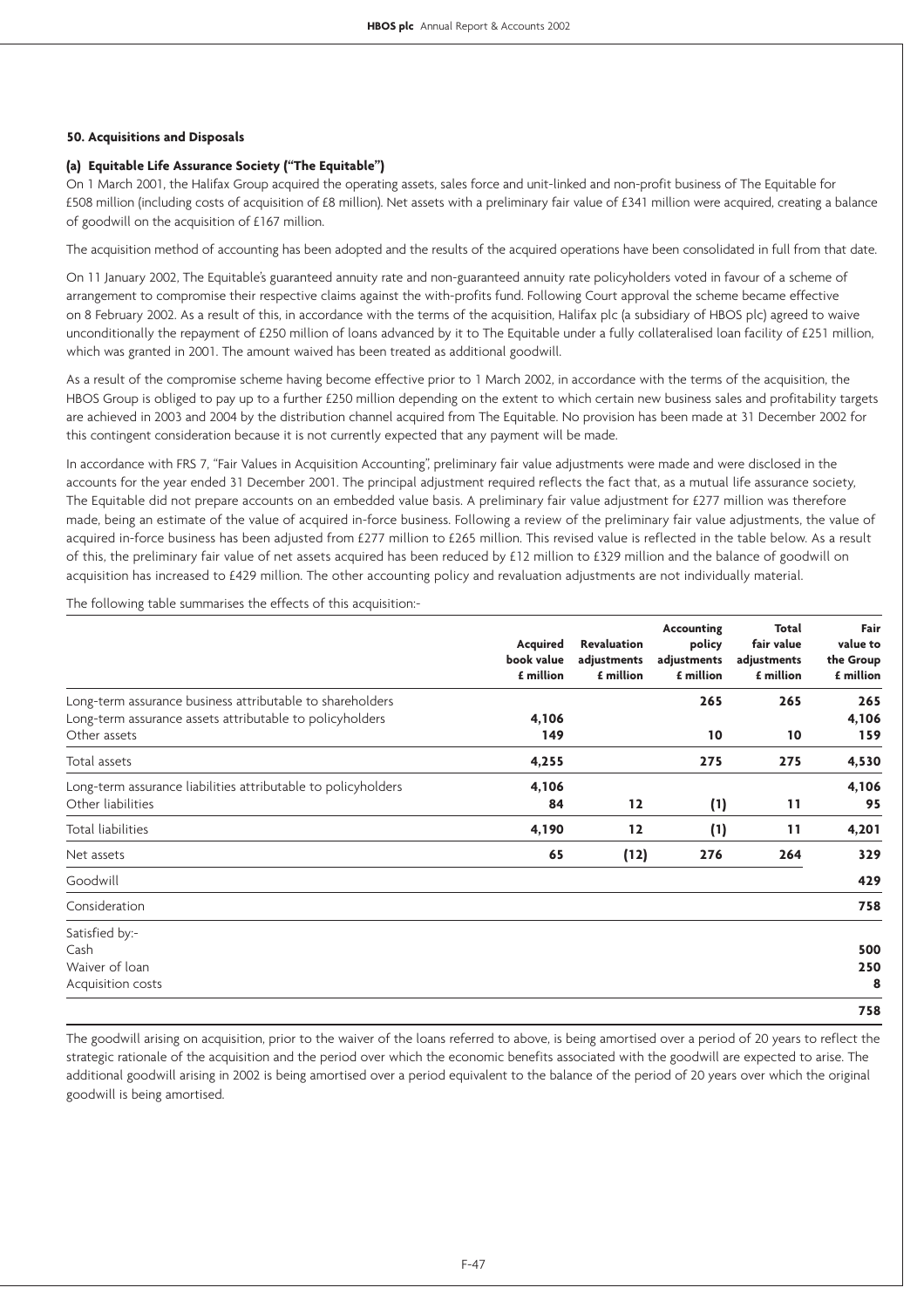### 50. Acquisitions and Disposals

#### (a) Equitable Life Assurance Society ("The Equitable")

On 1 March 2001, the Halifax Group acquired the operating assets, sales force and unit-linked and non-profit business of The Equitable for £508 million (including costs of acquisition of £8 million). Net assets with a preliminary fair value of £341 million were acquired, creating a balance of goodwill on the acquisition of £167 million.

The acquisition method of accounting has been adopted and the results of the acquired operations have been consolidated in full from that date.

On 11 January 2002, The Equitable's guaranteed annuity rate and non-guaranteed annuity rate policyholders voted in favour of a scheme of arrangement to compromise their respective claims against the with-profits fund. Following Court approval the scheme became effective on 8 February 2002. As a result of this, in accordance with the terms of the acquisition, Halifax plc (a subsidiary of HBOS plc) agreed to waive unconditionally the repayment of £250 million of loans advanced by it to The Equitable under a fully collateralised loan facility of £251 million, which was granted in 2001. The amount waived has been treated as additional goodwill.

As a result of the compromise scheme having become effective prior to 1 March 2002, in accordance with the terms of the acquisition, the HBOS Group is obliged to pay up to a further £250 million depending on the extent to which certain new business sales and profitability targets are achieved in 2003 and 2004 by the distribution channel acquired from The Equitable. No provision has been made at 31 December 2002 for this contingent consideration because it is not currently expected that any payment will be made.

In accordance with FRS 7, "Fair Values in Acquisition Accounting", preliminary fair value adjustments were made and were disclosed in the accounts for the year ended 31 December 2001. The principal adjustment required reflects the fact that, as a mutual life assurance society, The Equitable did not prepare accounts on an embedded value basis. A preliminary fair value adjustment for £277 million was therefore made, being an estimate of the value of acquired in-force business. Following a review of the preliminary fair value adjustments, the value of acquired in-force business has been adjusted from £277 million to £265 million. This revised value is reflected in the table below. As a result of this, the preliminary fair value of net assets acquired has been reduced by £12 million to £329 million and the balance of goodwill on acquisition has increased to £429 million. The other accounting policy and revaluation adjustments are not individually material.

The following table summarises the effects of this acquisition:-

| | Acquired book value £ million | Revaluation adjustments £ million | Accounting policy adjustments £ million | Total fair value adjustments £ million | Fair value to the Group £ million |
|---|---|---|---|---|---|
| Long-term assurance business attributable to shareholders | | | **265** | **265** | **265** |
| Long-term assurance assets attributable to policyholders | **4,106** | | | | **4,106** |
| Other assets | **149** | | **10** | **10** | **159** |
| Total assets | **4,255** | | **275** | **275** | **4,530** |
| Long-term assurance liabilities attributable to policyholders | **4,106** | | | | **4,106** |
| Other liabilities | **84** | **12** | **(1)** | **11** | **95** |
| Total liabilities | **4,190** | **12** | **(1)** | **11** | **4,201** |
| Net assets | **65** | **(12)** | **276** | **264** | **329** |
| Goodwill | | | | | **429** |
| Consideration | | | | | **758** |
| Satisfied by:- | | | | | |
| Cash | | | | | **500** |
| Waiver of loan | | | | | **250** |
| Acquisition costs | | | | | **8** |
| | | | | | **758** |

The goodwill arising on acquisition, prior to the waiver of the loans referred to above, is being amortised over a period of 20 years to reflect the strategic rationale of the acquisition and the period over which the economic benefits associated with the goodwill are expected to arise. The additional goodwill arising in 2002 is being amortised over a period equivalent to the balance of the period of 20 years over which the original goodwill is being amortised.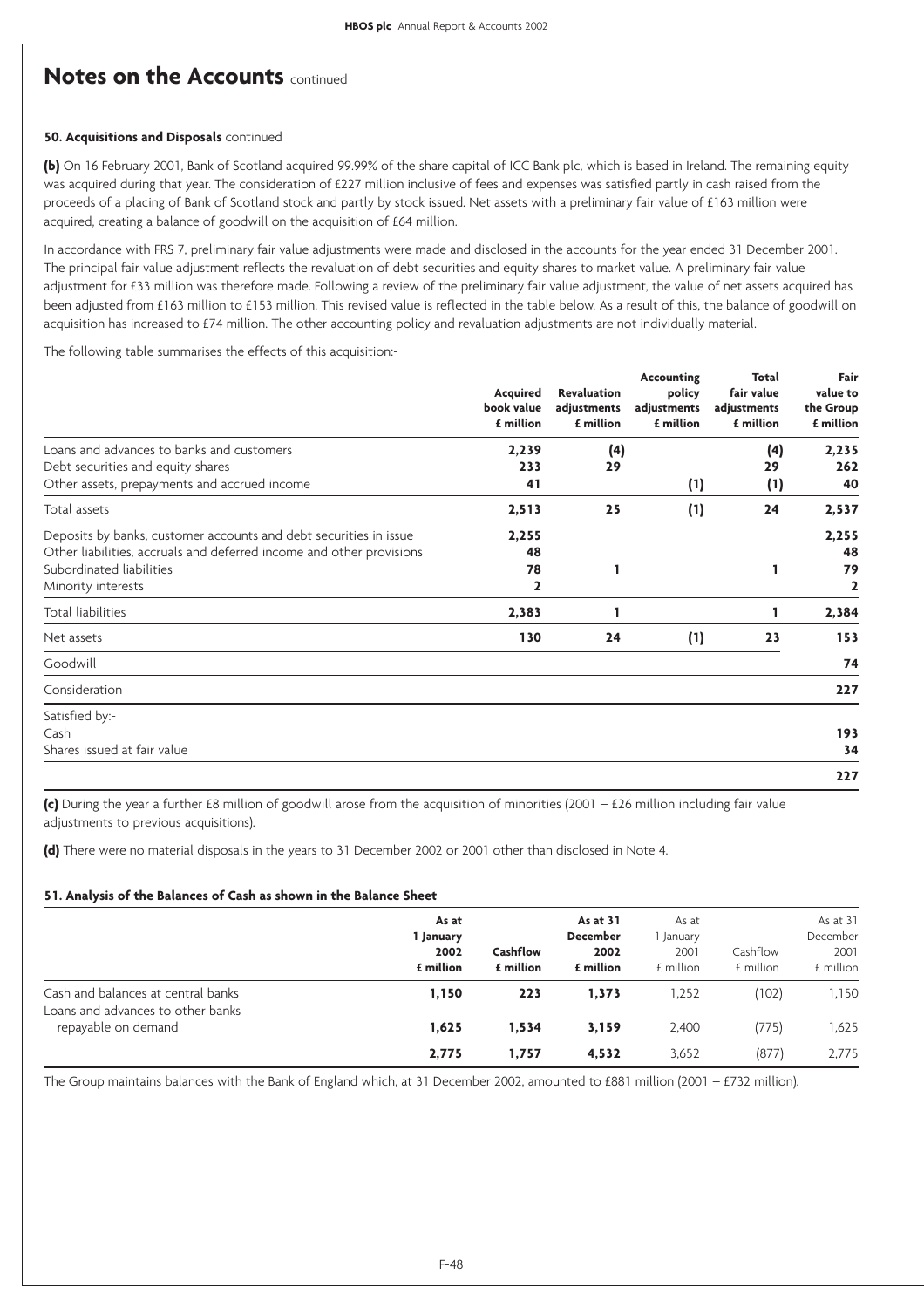# Notes on the Accounts continued

**50. Acquisitions and Disposals** continued

**(b)** On 16 February 2001, Bank of Scotland acquired 99.99% of the share capital of ICC Bank plc, which is based in Ireland. The remaining equity was acquired during that year. The consideration of £227 million inclusive of fees and expenses was satisfied partly in cash raised from the proceeds of a placing of Bank of Scotland stock and partly by stock issued. Net assets with a preliminary fair value of £163 million were acquired, creating a balance of goodwill on the acquisition of £64 million.

In accordance with FRS 7, preliminary fair value adjustments were made and disclosed in the accounts for the year ended 31 December 2001. The principal fair value adjustment reflects the revaluation of debt securities and equity shares to market value. A preliminary fair value adjustment for £33 million was therefore made. Following a review of the preliminary fair value adjustment, the value of net assets acquired has been adjusted from £163 million to £153 million. This revised value is reflected in the table below. As a result of this, the balance of goodwill on acquisition has increased to £74 million. The other accounting policy and revaluation adjustments are not individually material.

The following table summarises the effects of this acquisition:-

| | Acquired book value £ million | Revaluation adjustments £ million | Accounting policy adjustments £ million | Total fair value adjustments £ million | Fair value to the Group £ million |
|---|---|---|---|---|---|
| Loans and advances to banks and customers | 2,239 | (4) | | (4) | 2,235 |
| Debt securities and equity shares | 233 | 29 | | 29 | 262 |
| Other assets, prepayments and accrued income | 41 | | (1) | (1) | 40 |
| Total assets | 2,513 | 25 | (1) | 24 | 2,537 |
| Deposits by banks, customer accounts and debt securities in issue | 2,255 | | | | 2,255 |
| Other liabilities, accruals and deferred income and other provisions | 48 | | | | 48 |
| Subordinated liabilities | 78 | 1 | | 1 | 79 |
| Minority interests | 2 | | | | 2 |
| Total liabilities | 2,383 | 1 | | 1 | 2,384 |
| Net assets | 130 | 24 | (1) | 23 | 153 |
| Goodwill | | | | | 74 |
| Consideration | | | | | 227 |
| Satisfied by:- | | | | | |
| Cash | | | | | 193 |
| Shares issued at fair value | | | | | 34 |
| | | | | | 227 |

**(c)** During the year a further £8 million of goodwill arose from the acquisition of minorities (2001 – £26 million including fair value adjustments to previous acquisitions).

**(d)** There were no material disposals in the years to 31 December 2002 or 2001 other than disclosed in Note 4.

**51. Analysis of the Balances of Cash as shown in the Balance Sheet**

| | As at 1 January 2002 £ million | Cashflow £ million | As at 31 December 2002 £ million | As at 1 January 2001 £ million | Cashflow £ million | As at 31 December 2001 £ million |
|---|---|---|---|---|---|---|
| Cash and balances at central banks | 1,150 | 223 | 1,373 | 1,252 | (102) | 1,150 |
| Loans and advances to other banks repayable on demand | 1,625 | 1,534 | 3,159 | 2,400 | (775) | 1,625 |
| | 2,775 | 1,757 | 4,532 | 3,652 | (877) | 2,775 |

The Group maintains balances with the Bank of England which, at 31 December 2002, amounted to £881 million (2001 – £732 million).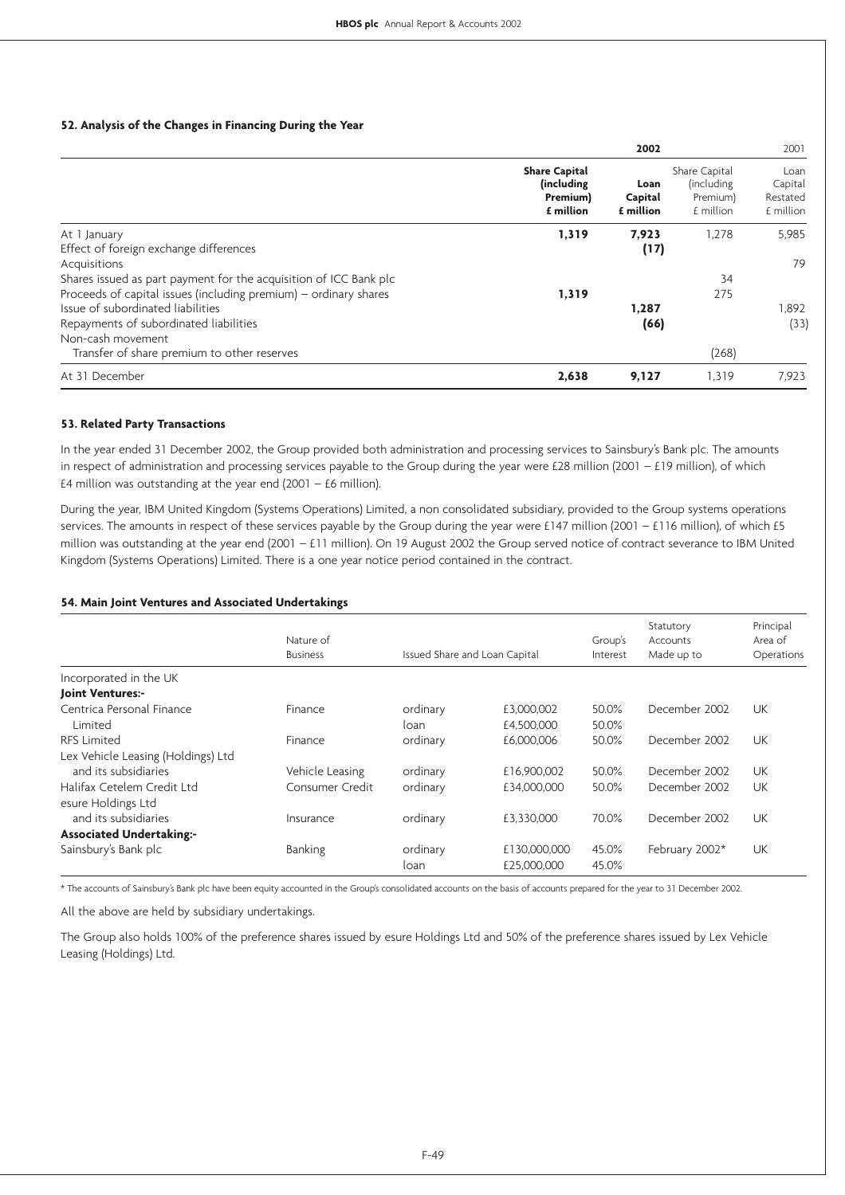### 52. Analysis of the Changes in Financing During the Year

| | 2002 | | 2001 | |
|---|---|---|---|---|
| | **Share Capital (including Premium) £ million** | **Loan Capital £ million** | Share Capital (including Premium) £ million | Loan Capital Restated £ million |
| At 1 January | **1,319** | **7,923** | 1,278 | 5,985 |
| Effect of foreign exchange differences | | **(17)** | | |
| Acquisitions | | | | 79 |
| Shares issued as part payment for the acquisition of ICC Bank plc | | | 34 | |
| Proceeds of capital issues (including premium) – ordinary shares | **1,319** | | 275 | |
| Issue of subordinated liabilities | | **1,287** | | 1,892 |
| Repayments of subordinated liabilities | | **(66)** | | (33) |
| Non-cash movement | | | | |
| Transfer of share premium to other reserves | | | (268) | |
| At 31 December | **2,638** | **9,127** | 1,319 | 7,923 |

### 53. Related Party Transactions

In the year ended 31 December 2002, the Group provided both administration and processing services to Sainsbury's Bank plc. The amounts in respect of administration and processing services payable to the Group during the year were £28 million (2001 – £19 million), of which £4 million was outstanding at the year end (2001 – £6 million).

During the year, IBM United Kingdom (Systems Operations) Limited, a non consolidated subsidiary, provided to the Group systems operations services. The amounts in respect of these services payable by the Group during the year were £147 million (2001 – £116 million), of which £5 million was outstanding at the year end (2001 – £11 million). On 19 August 2002 the Group served notice of contract severance to IBM United Kingdom (Systems Operations) Limited. There is a one year notice period contained in the contract.

### 54. Main Joint Ventures and Associated Undertakings

| | Nature of Business | Issued Share and Loan Capital | | Group's Interest | Statutory Accounts Made up to | Principal Area of Operations |
|---|---|---|---|---|---|---|
| Incorporated in the UK | | | | | | |
| **Joint Ventures:-** | | | | | | |
| Centrica Personal Finance Limited | Finance | ordinary | £3,000,002 | 50.0% | December 2002 | UK |
| | | loan | £4,500,000 | 50.0% | | |
| RFS Limited | Finance | ordinary | £6,000,006 | 50.0% | December 2002 | UK |
| Lex Vehicle Leasing (Holdings) Ltd and its subsidiaries | Vehicle Leasing | ordinary | £16,900,002 | 50.0% | December 2002 | UK |
| Halifax Cetelem Credit Ltd | Consumer Credit | ordinary | £34,000,000 | 50.0% | December 2002 | UK |
| esure Holdings Ltd and its subsidiaries | Insurance | ordinary | £3,330,000 | 70.0% | December 2002 | UK |
| **Associated Undertaking:-** | | | | | | |
| Sainsbury's Bank plc | Banking | ordinary | £130,000,000 | 45.0% | February 2002* | UK |
| | | loan | £25,000,000 | 45.0% | | |

\* The accounts of Sainsbury's Bank plc have been equity accounted in the Group's consolidated accounts on the basis of accounts prepared for the year to 31 December 2002.

All the above are held by subsidiary undertakings.

The Group also holds 100% of the preference shares issued by esure Holdings Ltd and 50% of the preference shares issued by Lex Vehicle Leasing (Holdings) Ltd.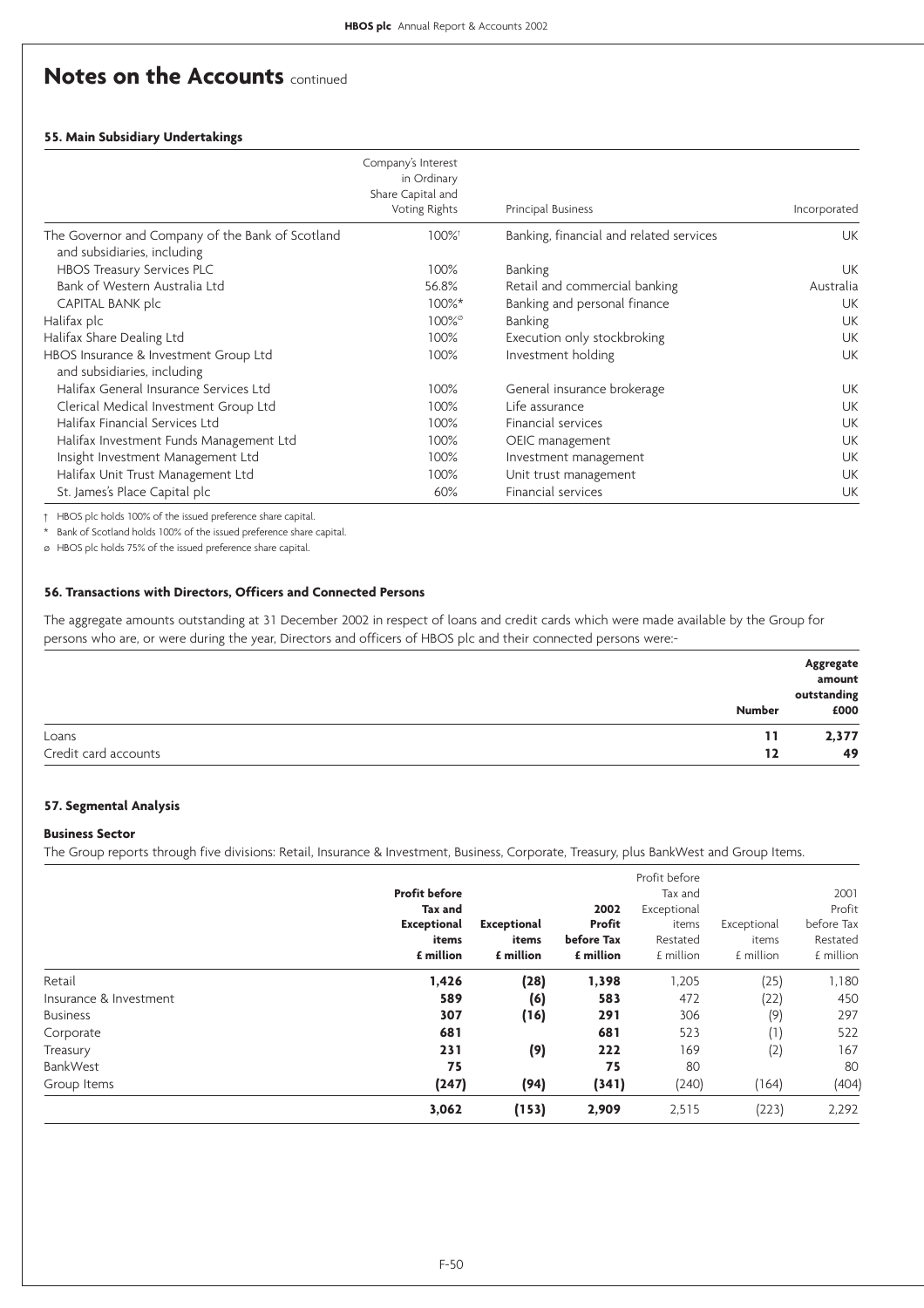# Notes on the Accounts continued

### 55. Main Subsidiary Undertakings

| | Company's Interest in Ordinary Share Capital and Voting Rights | Principal Business | Incorporated |
|---|---|---|---|
| The Governor and Company of the Bank of Scotland and subsidiaries, including | 100%† | Banking, financial and related services | UK |
| HBOS Treasury Services PLC | 100% | Banking | UK |
| Bank of Western Australia Ltd | 56.8% | Retail and commercial banking | Australia |
| CAPITAL BANK plc | 100%* | Banking and personal finance | UK |
| Halifax plc | 100%ø | Banking | UK |
| Halifax Share Dealing Ltd | 100% | Execution only stockbroking | UK |
| HBOS Insurance & Investment Group Ltd and subsidiaries, including | 100% | Investment holding | UK |
| Halifax General Insurance Services Ltd | 100% | General insurance brokerage | UK |
| Clerical Medical Investment Group Ltd | 100% | Life assurance | UK |
| Halifax Financial Services Ltd | 100% | Financial services | UK |
| Halifax Investment Funds Management Ltd | 100% | OEIC management | UK |
| Insight Investment Management Ltd | 100% | Investment management | UK |
| Halifax Unit Trust Management Ltd | 100% | Unit trust management | UK |
| St. James's Place Capital plc | 60% | Financial services | UK |

† HBOS plc holds 100% of the issued preference share capital.

\* Bank of Scotland holds 100% of the issued preference share capital.

ø HBOS plc holds 75% of the issued preference share capital.

### 56. Transactions with Directors, Officers and Connected Persons

The aggregate amounts outstanding at 31 December 2002 in respect of loans and credit cards which were made available by the Group for persons who are, or were during the year, Directors and officers of HBOS plc and their connected persons were:-

| | **Number** | **Aggregate amount outstanding £000** |
|---|---|---|
| Loans | **11** | **2,377** |
| Credit card accounts | **12** | **49** |

### 57. Segmental Analysis

#### Business Sector

The Group reports through five divisions: Retail, Insurance & Investment, Business, Corporate, Treasury, plus BankWest and Group Items.

| | **Profit before Tax and Exceptional items £ million** | **Exceptional items £ million** | **2002 Profit before Tax £ million** | Profit before Tax and Exceptional items Restated £ million | Exceptional items £ million | 2001 Profit before Tax Restated £ million |
|---|---|---|---|---|---|---|
| Retail | **1,426** | **(28)** | **1,398** | 1,205 | (25) | 1,180 |
| Insurance & Investment | **589** | **(6)** | **583** | 472 | (22) | 450 |
| Business | **307** | **(16)** | **291** | 306 | (9) | 297 |
| Corporate | **681** | | **681** | 523 | (1) | 522 |
| Treasury | **231** | **(9)** | **222** | 169 | (2) | 167 |
| BankWest | **75** | | **75** | 80 | | 80 |
| Group Items | **(247)** | **(94)** | **(341)** | (240) | (164) | (404) |
| | **3,062** | **(153)** | **2,909** | 2,515 | (223) | 2,292 |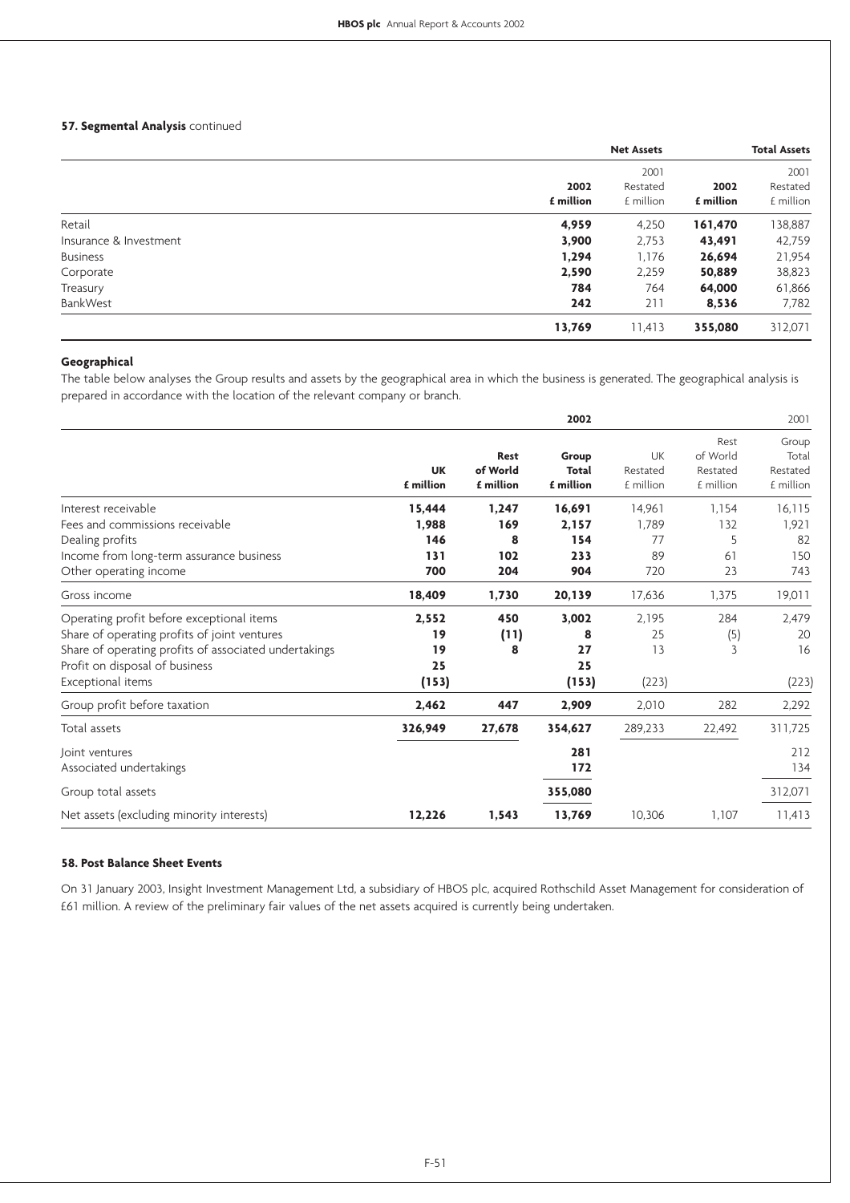### 57. Segmental Analysis continued

| | Net Assets | | Total Assets | |
|---|---|---|---|---|
| | **2002 £ million** | 2001 Restated £ million | **2002 £ million** | 2001 Restated £ million |
| Retail | **4,959** | 4,250 | **161,470** | 138,887 |
| Insurance & Investment | **3,900** | 2,753 | **43,491** | 42,759 |
| Business | **1,294** | 1,176 | **26,694** | 21,954 |
| Corporate | **2,590** | 2,259 | **50,889** | 38,823 |
| Treasury | **784** | 764 | **64,000** | 61,866 |
| BankWest | **242** | 211 | **8,536** | 7,782 |
| | **13,769** | 11,413 | **355,080** | 312,071 |

**Geographical**

The table below analyses the Group results and assets by the geographical area in which the business is generated. The geographical analysis is prepared in accordance with the location of the relevant company or branch.

| | 2002 | | | 2001 | | |
|---|---|---|---|---|---|---|
| | **UK £ million** | **Rest of World £ million** | **Group Total £ million** | UK Restated £ million | Rest of World Restated £ million | Group Total Restated £ million |
| Interest receivable | **15,444** | **1,247** | **16,691** | 14,961 | 1,154 | 16,115 |
| Fees and commissions receivable | **1,988** | **169** | **2,157** | 1,789 | 132 | 1,921 |
| Dealing profits | **146** | **8** | **154** | 77 | 5 | 82 |
| Income from long-term assurance business | **131** | **102** | **233** | 89 | 61 | 150 |
| Other operating income | **700** | **204** | **904** | 720 | 23 | 743 |
| Gross income | **18,409** | **1,730** | **20,139** | 17,636 | 1,375 | 19,011 |
| Operating profit before exceptional items | **2,552** | **450** | **3,002** | 2,195 | 284 | 2,479 |
| Share of operating profits of joint ventures | **19** | **(11)** | **8** | 25 | (5) | 20 |
| Share of operating profits of associated undertakings | **19** | **8** | **27** | 13 | 3 | 16 |
| Profit on disposal of business | **25** | | **25** | | | |
| Exceptional items | **(153)** | | **(153)** | (223) | | (223) |
| Group profit before taxation | **2,462** | **447** | **2,909** | 2,010 | 282 | 2,292 |
| Total assets | **326,949** | **27,678** | **354,627** | 289,233 | 22,492 | 311,725 |
| Joint ventures | | | **281** | | | 212 |
| Associated undertakings | | | **172** | | | 134 |
| Group total assets | | | **355,080** | | | 312,071 |
| Net assets (excluding minority interests) | **12,226** | **1,543** | **13,769** | 10,306 | 1,107 | 11,413 |

### 58. Post Balance Sheet Events

On 31 January 2003, Insight Investment Management Ltd, a subsidiary of HBOS plc, acquired Rothschild Asset Management for consideration of £61 million. A review of the preliminary fair values of the net assets acquired is currently being undertaken.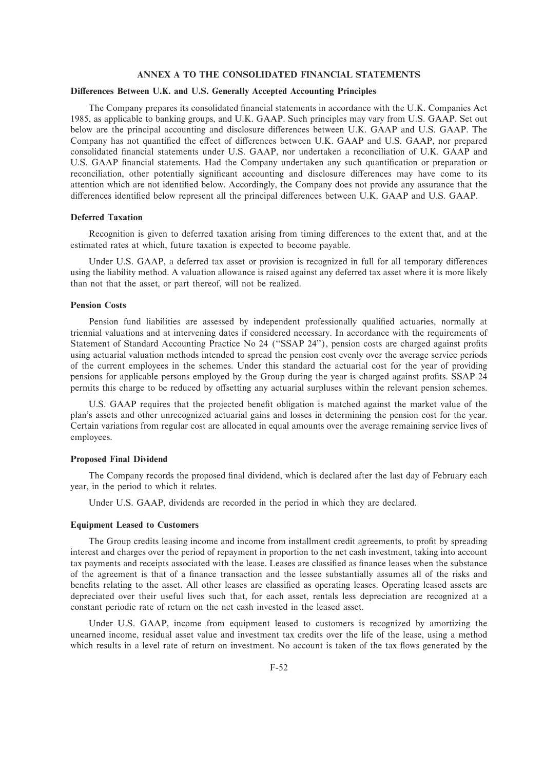## ANNEX A TO THE CONSOLIDATED FINANCIAL STATEMENTS

### Differences Between U.K. and U.S. Generally Accepted Accounting Principles

The Company prepares its consolidated financial statements in accordance with the U.K. Companies Act 1985, as applicable to banking groups, and U.K. GAAP. Such principles may vary from U.S. GAAP. Set out below are the principal accounting and disclosure differences between U.K. GAAP and U.S. GAAP. The Company has not quantified the effect of differences between U.K. GAAP and U.S. GAAP, nor prepared consolidated financial statements under U.S. GAAP, nor undertaken a reconciliation of U.K. GAAP and U.S. GAAP financial statements. Had the Company undertaken any such quantification or preparation or reconciliation, other potentially significant accounting and disclosure differences may have come to its attention which are not identified below. Accordingly, the Company does not provide any assurance that the differences identified below represent all the principal differences between U.K. GAAP and U.S. GAAP.

### Deferred Taxation

Recognition is given to deferred taxation arising from timing differences to the extent that, and at the estimated rates at which, future taxation is expected to become payable.

Under U.S. GAAP, a deferred tax asset or provision is recognized in full for all temporary differences using the liability method. A valuation allowance is raised against any deferred tax asset where it is more likely than not that the asset, or part thereof, will not be realized.

### Pension Costs

Pension fund liabilities are assessed by independent professionally qualified actuaries, normally at triennial valuations and at intervening dates if considered necessary. In accordance with the requirements of Statement of Standard Accounting Practice No 24 ("SSAP 24"), pension costs are charged against profits using actuarial valuation methods intended to spread the pension cost evenly over the average service periods of the current employees in the schemes. Under this standard the actuarial cost for the year of providing pensions for applicable persons employed by the Group during the year is charged against profits. SSAP 24 permits this charge to be reduced by offsetting any actuarial surpluses within the relevant pension schemes.

U.S. GAAP requires that the projected benefit obligation is matched against the market value of the plan's assets and other unrecognized actuarial gains and losses in determining the pension cost for the year. Certain variations from regular cost are allocated in equal amounts over the average remaining service lives of employees.

### Proposed Final Dividend

The Company records the proposed final dividend, which is declared after the last day of February each year, in the period to which it relates.

Under U.S. GAAP, dividends are recorded in the period in which they are declared.

### Equipment Leased to Customers

The Group credits leasing income and income from installment credit agreements, to profit by spreading interest and charges over the period of repayment in proportion to the net cash investment, taking into account tax payments and receipts associated with the lease. Leases are classified as finance leases when the substance of the agreement is that of a finance transaction and the lessee substantially assumes all of the risks and benefits relating to the asset. All other leases are classified as operating leases. Operating leased assets are depreciated over their useful lives such that, for each asset, rentals less depreciation are recognized at a constant periodic rate of return on the net cash invested in the leased asset.

Under U.S. GAAP, income from equipment leased to customers is recognized by amortizing the unearned income, residual asset value and investment tax credits over the life of the lease, using a method which results in a level rate of return on investment. No account is taken of the tax flows generated by the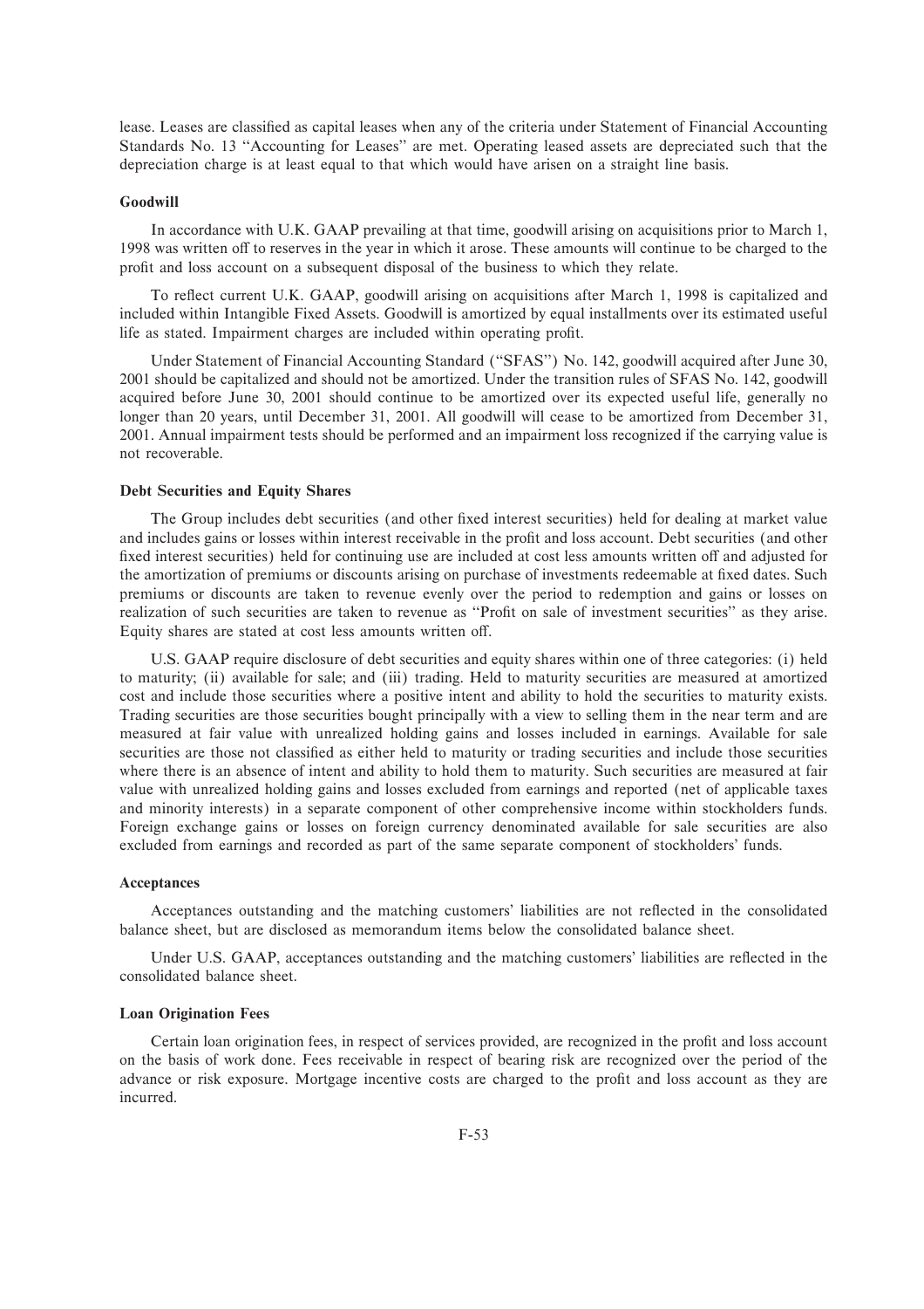lease. Leases are classified as capital leases when any of the criteria under Statement of Financial Accounting Standards No. 13 ''Accounting for Leases'' are met. Operating leased assets are depreciated such that the depreciation charge is at least equal to that which would have arisen on a straight line basis.

### Goodwill

In accordance with U.K. GAAP prevailing at that time, goodwill arising on acquisitions prior to March 1, 1998 was written off to reserves in the year in which it arose. These amounts will continue to be charged to the profit and loss account on a subsequent disposal of the business to which they relate.

To reflect current U.K. GAAP, goodwill arising on acquisitions after March 1, 1998 is capitalized and included within Intangible Fixed Assets. Goodwill is amortized by equal installments over its estimated useful life as stated. Impairment charges are included within operating profit.

Under Statement of Financial Accounting Standard (''SFAS'') No. 142, goodwill acquired after June 30, 2001 should be capitalized and should not be amortized. Under the transition rules of SFAS No. 142, goodwill acquired before June 30, 2001 should continue to be amortized over its expected useful life, generally no longer than 20 years, until December 31, 2001. All goodwill will cease to be amortized from December 31, 2001. Annual impairment tests should be performed and an impairment loss recognized if the carrying value is not recoverable.

### Debt Securities and Equity Shares

The Group includes debt securities (and other fixed interest securities) held for dealing at market value and includes gains or losses within interest receivable in the profit and loss account. Debt securities (and other fixed interest securities) held for continuing use are included at cost less amounts written off and adjusted for the amortization of premiums or discounts arising on purchase of investments redeemable at fixed dates. Such premiums or discounts are taken to revenue evenly over the period to redemption and gains or losses on realization of such securities are taken to revenue as ''Profit on sale of investment securities'' as they arise. Equity shares are stated at cost less amounts written off.

U.S. GAAP require disclosure of debt securities and equity shares within one of three categories: (i) held to maturity; (ii) available for sale; and (iii) trading. Held to maturity securities are measured at amortized cost and include those securities where a positive intent and ability to hold the securities to maturity exists. Trading securities are those securities bought principally with a view to selling them in the near term and are measured at fair value with unrealized holding gains and losses included in earnings. Available for sale securities are those not classified as either held to maturity or trading securities and include those securities where there is an absence of intent and ability to hold them to maturity. Such securities are measured at fair value with unrealized holding gains and losses excluded from earnings and reported (net of applicable taxes and minority interests) in a separate component of other comprehensive income within stockholders funds. Foreign exchange gains or losses on foreign currency denominated available for sale securities are also excluded from earnings and recorded as part of the same separate component of stockholders' funds.

### Acceptances

Acceptances outstanding and the matching customers' liabilities are not reflected in the consolidated balance sheet, but are disclosed as memorandum items below the consolidated balance sheet.

Under U.S. GAAP, acceptances outstanding and the matching customers' liabilities are reflected in the consolidated balance sheet.

### Loan Origination Fees

Certain loan origination fees, in respect of services provided, are recognized in the profit and loss account on the basis of work done. Fees receivable in respect of bearing risk are recognized over the period of the advance or risk exposure. Mortgage incentive costs are charged to the profit and loss account as they are incurred.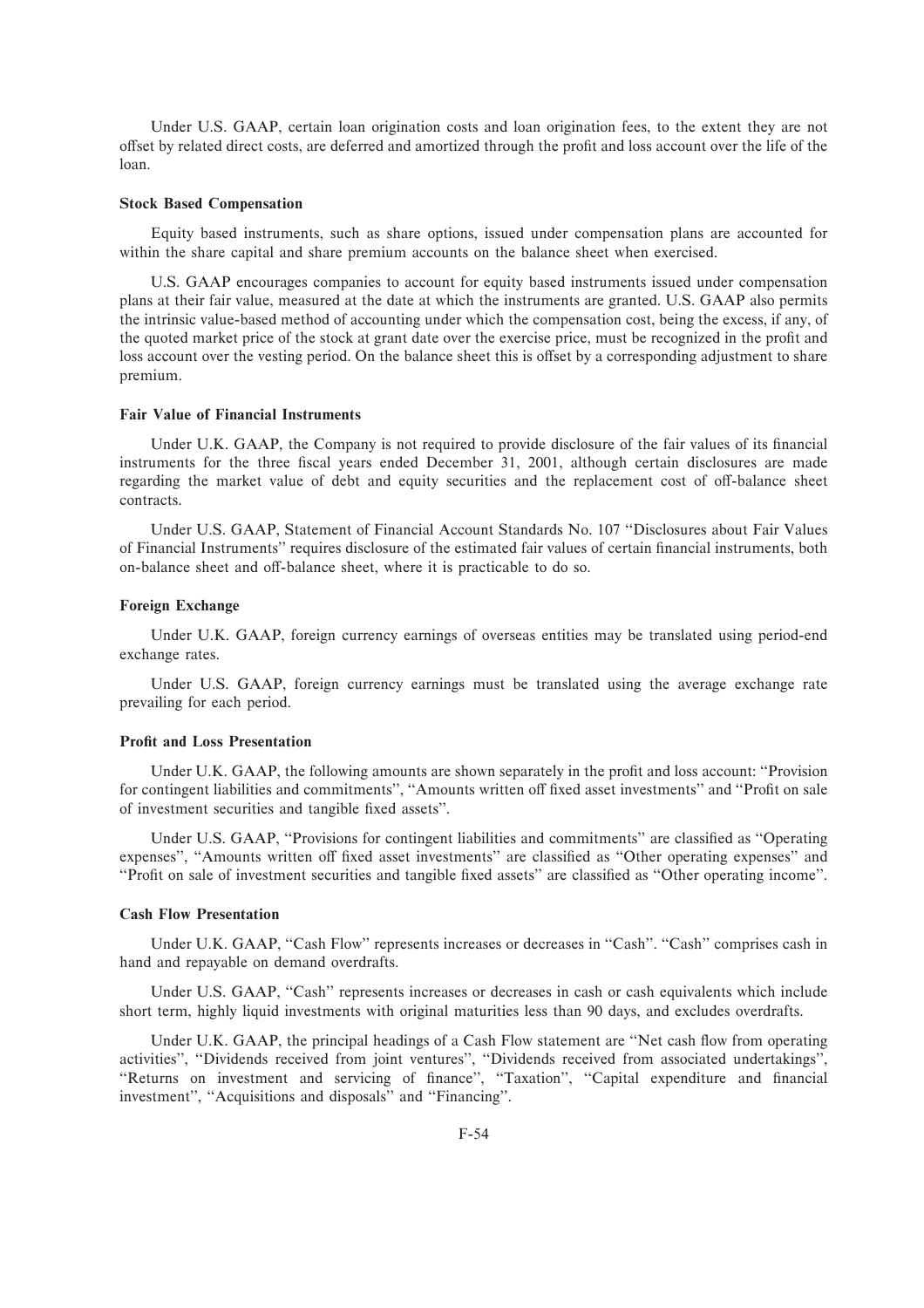Under U.S. GAAP, certain loan origination costs and loan origination fees, to the extent they are not offset by related direct costs, are deferred and amortized through the profit and loss account over the life of the loan.

### Stock Based Compensation

Equity based instruments, such as share options, issued under compensation plans are accounted for within the share capital and share premium accounts on the balance sheet when exercised.

U.S. GAAP encourages companies to account for equity based instruments issued under compensation plans at their fair value, measured at the date at which the instruments are granted. U.S. GAAP also permits the intrinsic value-based method of accounting under which the compensation cost, being the excess, if any, of the quoted market price of the stock at grant date over the exercise price, must be recognized in the profit and loss account over the vesting period. On the balance sheet this is offset by a corresponding adjustment to share premium.

### Fair Value of Financial Instruments

Under U.K. GAAP, the Company is not required to provide disclosure of the fair values of its financial instruments for the three fiscal years ended December 31, 2001, although certain disclosures are made regarding the market value of debt and equity securities and the replacement cost of off-balance sheet contracts.

Under U.S. GAAP, Statement of Financial Account Standards No. 107 "Disclosures about Fair Values of Financial Instruments" requires disclosure of the estimated fair values of certain financial instruments, both on-balance sheet and off-balance sheet, where it is practicable to do so.

### Foreign Exchange

Under U.K. GAAP, foreign currency earnings of overseas entities may be translated using period-end exchange rates.

Under U.S. GAAP, foreign currency earnings must be translated using the average exchange rate prevailing for each period.

### Profit and Loss Presentation

Under U.K. GAAP, the following amounts are shown separately in the profit and loss account: "Provision for contingent liabilities and commitments", "Amounts written off fixed asset investments" and "Profit on sale of investment securities and tangible fixed assets".

Under U.S. GAAP, "Provisions for contingent liabilities and commitments" are classified as "Operating expenses", "Amounts written off fixed asset investments" are classified as "Other operating expenses" and "Profit on sale of investment securities and tangible fixed assets" are classified as "Other operating income".

### Cash Flow Presentation

Under U.K. GAAP, "Cash Flow" represents increases or decreases in "Cash". "Cash" comprises cash in hand and repayable on demand overdrafts.

Under U.S. GAAP, "Cash" represents increases or decreases in cash or cash equivalents which include short term, highly liquid investments with original maturities less than 90 days, and excludes overdrafts.

Under U.K. GAAP, the principal headings of a Cash Flow statement are "Net cash flow from operating activities", "Dividends received from joint ventures", "Dividends received from associated undertakings", "Returns on investment and servicing of finance", "Taxation", "Capital expenditure and financial investment", "Acquisitions and disposals" and "Financing".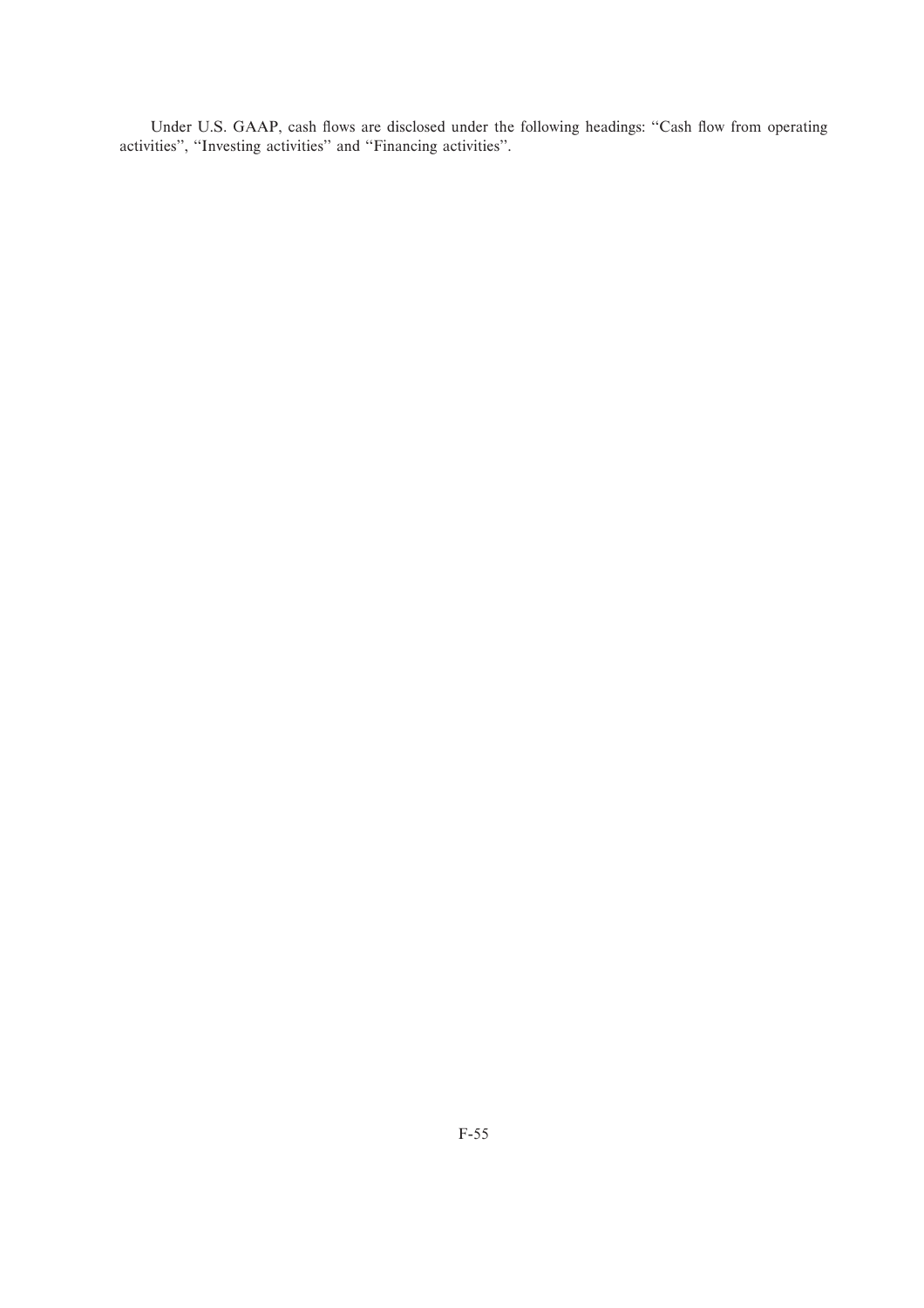Under U.S. GAAP, cash flows are disclosed under the following headings: "Cash flow from operating activities", "Investing activities" and "Financing activities".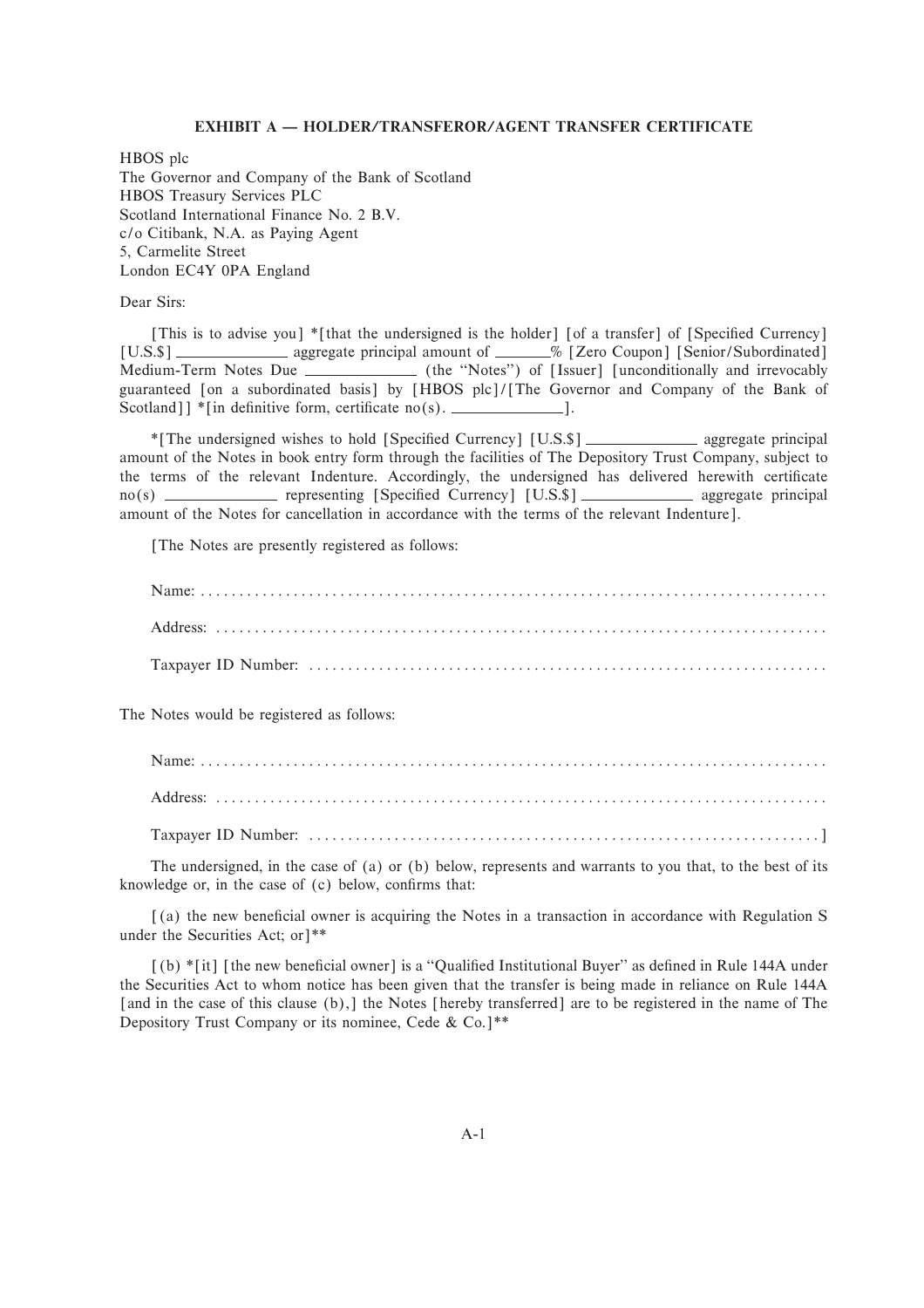**EXHIBIT A — HOLDER/TRANSFEROR/AGENT TRANSFER CERTIFICATE**

HBOS plc
The Governor and Company of the Bank of Scotland
HBOS Treasury Services PLC
Scotland International Finance No. 2 B.V.
c/o Citibank, N.A. as Paying Agent
5, Carmelite Street
London EC4Y 0PA England

Dear Sirs:

[This is to advise you] *[that the undersigned is the holder] [of a transfer] of [Specified Currency] [U.S.$] ______________ aggregate principal amount of _______% [Zero Coupon] [Senior/Subordinated] Medium-Term Notes Due ______________ (the "Notes") of [Issuer] [unconditionally and irrevocably guaranteed [on a subordinated basis] by [HBOS plc]/[The Governor and Company of the Bank of Scotland]] *[in definitive form, certificate no(s). ______________].

*[The undersigned wishes to hold [Specified Currency] [U.S.$] ______________ aggregate principal amount of the Notes in book entry form through the facilities of The Depository Trust Company, subject to the terms of the relevant Indenture. Accordingly, the undersigned has delivered herewith certificate no(s) ______________ representing [Specified Currency] [U.S.$] ______________ aggregate principal amount of the Notes for cancellation in accordance with the terms of the relevant Indenture].

[The Notes are presently registered as follows:

Name: ..........................................................................................

Address: ..........................................................................................

Taxpayer ID Number: ..........................................................................................

The Notes would be registered as follows:

Name: ..........................................................................................

Address: ..........................................................................................

Taxpayer ID Number: ..........................................................................................]

The undersigned, in the case of (a) or (b) below, represents and warrants to you that, to the best of its knowledge or, in the case of (c) below, confirms that:

[(a) the new beneficial owner is acquiring the Notes in a transaction in accordance with Regulation S under the Securities Act; or]**

[(b) *[it] [the new beneficial owner] is a "Qualified Institutional Buyer" as defined in Rule 144A under the Securities Act to whom notice has been given that the transfer is being made in reliance on Rule 144A [and in the case of this clause (b),] the Notes [hereby transferred] are to be registered in the name of The Depository Trust Company or its nominee, Cede & Co.]**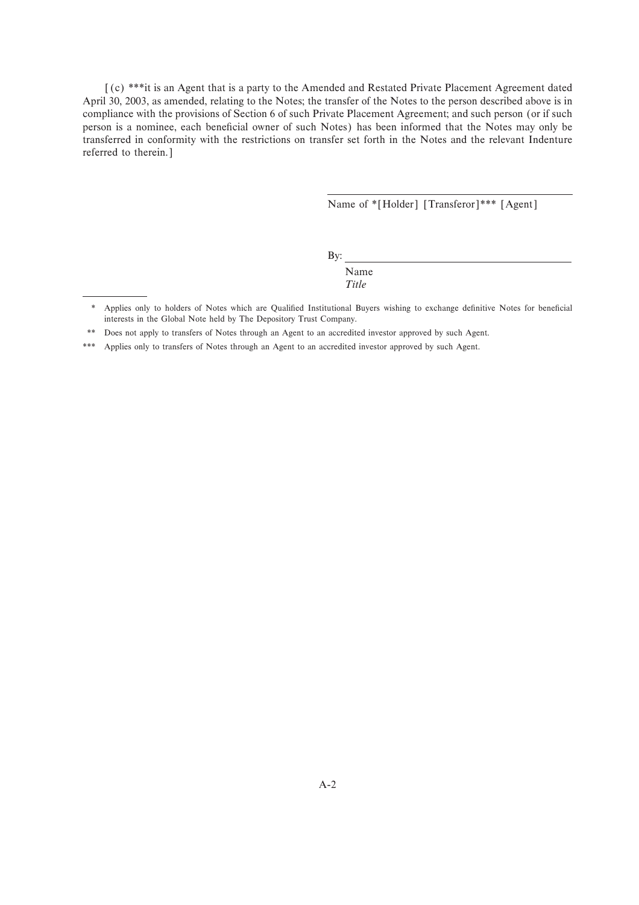[(c) ***it is an Agent that is a party to the Amended and Restated Private Placement Agreement dated April 30, 2003, as amended, relating to the Notes; the transfer of the Notes to the person described above is in compliance with the provisions of Section 6 of such Private Placement Agreement; and such person (or if such person is a nominee, each beneficial owner of such Notes) has been informed that the Notes may only be transferred in conformity with the restrictions on transfer set forth in the Notes and the relevant Indenture referred to therein.]

\_\_\_\_\_\_\_\_\_\_\_\_\_\_\_\_\_\_\_\_\_\_\_\_\_\_\_\_\_\_\_\_\_\_\_\_\_\_\_\_

Name of *[Holder] [Transferor]*** [Agent]

By: \_\_\_\_\_\_\_\_\_\_\_\_\_\_\_\_\_\_\_\_\_\_\_\_\_\_\_\_\_\_\_\_\_\_\_\_\_\_\_\_

Name

*Title*

---

\* Applies only to holders of Notes which are Qualified Institutional Buyers wishing to exchange definitive Notes for beneficial interests in the Global Note held by The Depository Trust Company.

\*\* Does not apply to transfers of Notes through an Agent to an accredited investor approved by such Agent.

\*\*\* Applies only to transfers of Notes through an Agent to an accredited investor approved by such Agent.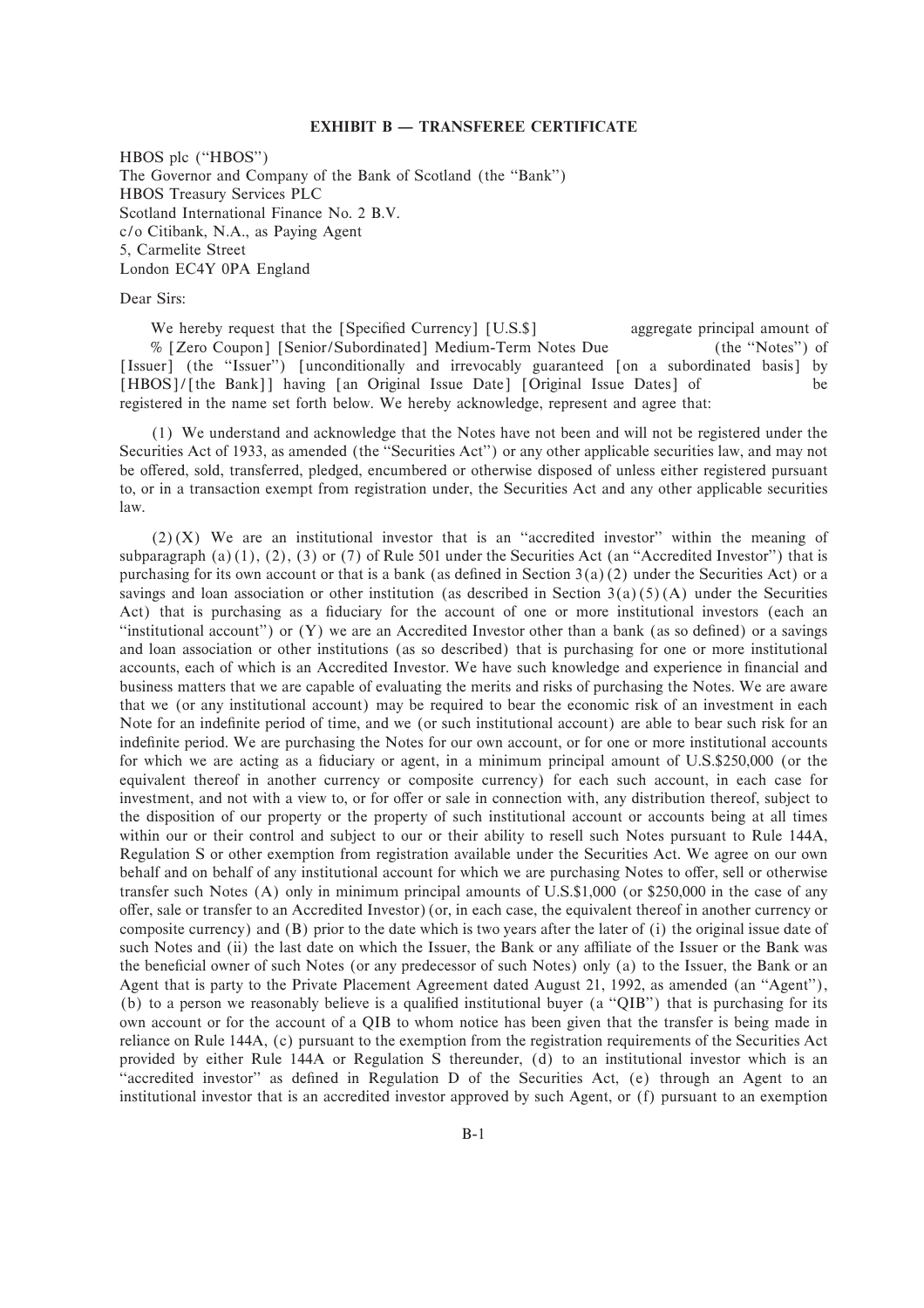**EXHIBIT B — TRANSFEREE CERTIFICATE**

HBOS plc ("HBOS")
The Governor and Company of the Bank of Scotland (the "Bank")
HBOS Treasury Services PLC
Scotland International Finance No. 2 B.V.
c/o Citibank, N.A., as Paying Agent
5, Carmelite Street
London EC4Y 0PA England

Dear Sirs:

We hereby request that the [Specified Currency] [U.S.$]                aggregate principal amount of      % [Zero Coupon] [Senior/Subordinated] Medium-Term Notes Due                (the "Notes") of [Issuer] (the "Issuer") [unconditionally and irrevocably guaranteed [on a subordinated basis] by [HBOS]/[the Bank]] having [an Original Issue Date] [Original Issue Dates] of                be registered in the name set forth below. We hereby acknowledge, represent and agree that:

(1) We understand and acknowledge that the Notes have not been and will not be registered under the Securities Act of 1933, as amended (the "Securities Act") or any other applicable securities law, and may not be offered, sold, transferred, pledged, encumbered or otherwise disposed of unless either registered pursuant to, or in a transaction exempt from registration under, the Securities Act and any other applicable securities law.

(2)(X) We are an institutional investor that is an "accredited investor" within the meaning of subparagraph (a)(1), (2), (3) or (7) of Rule 501 under the Securities Act (an "Accredited Investor") that is purchasing for its own account or that is a bank (as defined in Section 3(a)(2) under the Securities Act) or a savings and loan association or other institution (as described in Section 3(a)(5)(A) under the Securities Act) that is purchasing as a fiduciary for the account of one or more institutional investors (each an "institutional account") or (Y) we are an Accredited Investor other than a bank (as so defined) or a savings and loan association or other institutions (as so described) that is purchasing for one or more institutional accounts, each of which is an Accredited Investor. We have such knowledge and experience in financial and business matters that we are capable of evaluating the merits and risks of purchasing the Notes. We are aware that we (or any institutional account) may be required to bear the economic risk of an investment in each Note for an indefinite period of time, and we (or such institutional account) are able to bear such risk for an indefinite period. We are purchasing the Notes for our own account, or for one or more institutional accounts for which we are acting as a fiduciary or agent, in a minimum principal amount of U.S.$250,000 (or the equivalent thereof in another currency or composite currency) for each such account, in each case for investment, and not with a view to, or for offer or sale in connection with, any distribution thereof, subject to the disposition of our property or the property of such institutional account or accounts being at all times within our or their control and subject to our or their ability to resell such Notes pursuant to Rule 144A, Regulation S or other exemption from registration available under the Securities Act. We agree on our own behalf and on behalf of any institutional account for which we are purchasing Notes to offer, sell or otherwise transfer such Notes (A) only in minimum principal amounts of U.S.$1,000 (or $250,000 in the case of any offer, sale or transfer to an Accredited Investor) (or, in each case, the equivalent thereof in another currency or composite currency) and (B) prior to the date which is two years after the later of (i) the original issue date of such Notes and (ii) the last date on which the Issuer, the Bank or any affiliate of the Issuer or the Bank was the beneficial owner of such Notes (or any predecessor of such Notes) only (a) to the Issuer, the Bank or an Agent that is party to the Private Placement Agreement dated August 21, 1992, as amended (an "Agent"), (b) to a person we reasonably believe is a qualified institutional buyer (a "QIB") that is purchasing for its own account or for the account of a QIB to whom notice has been given that the transfer is being made in reliance on Rule 144A, (c) pursuant to the exemption from the registration requirements of the Securities Act provided by either Rule 144A or Regulation S thereunder, (d) to an institutional investor which is an "accredited investor" as defined in Regulation D of the Securities Act, (e) through an Agent to an institutional investor that is an accredited investor approved by such Agent, or (f) pursuant to an exemption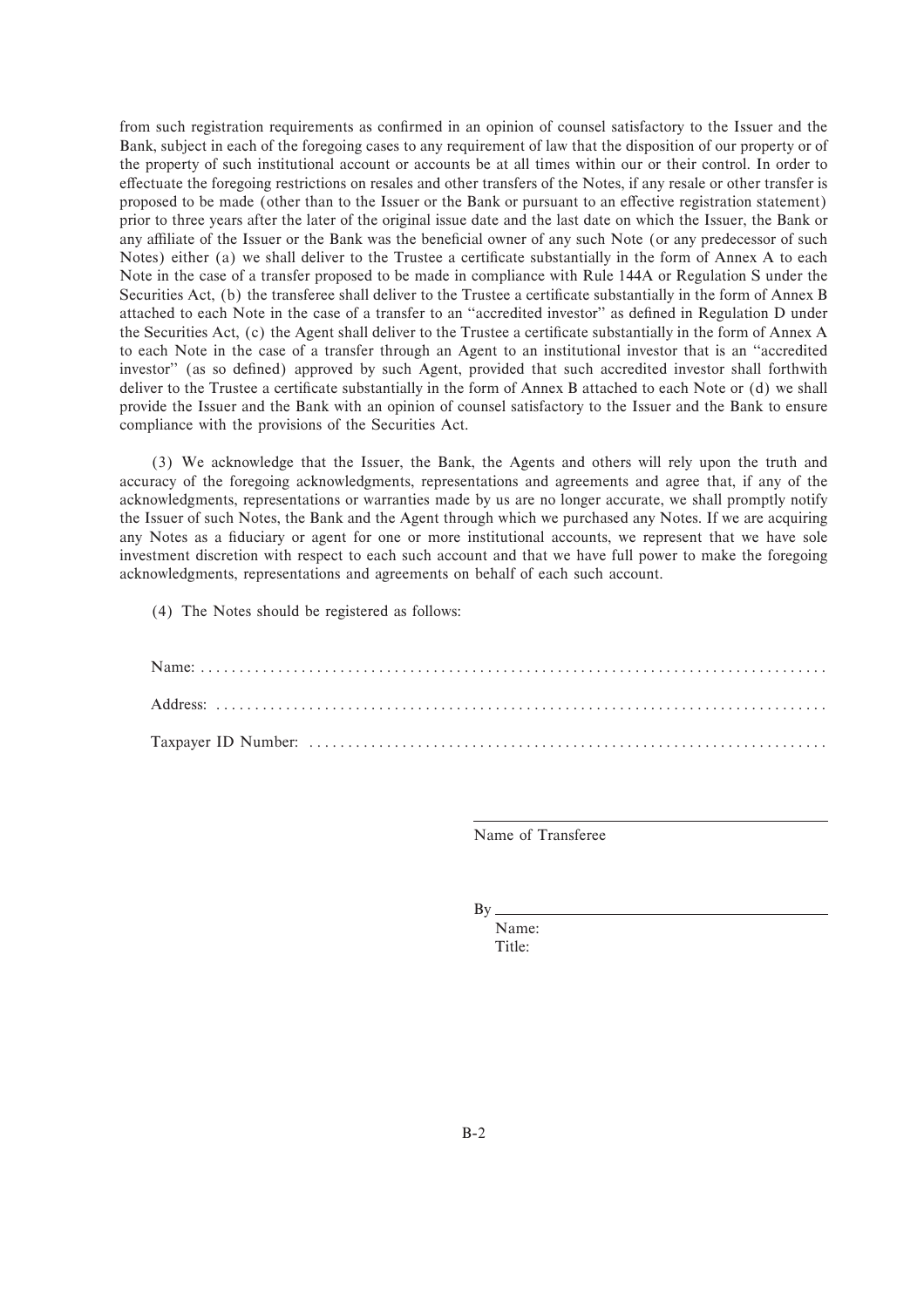from such registration requirements as confirmed in an opinion of counsel satisfactory to the Issuer and the Bank, subject in each of the foregoing cases to any requirement of law that the disposition of our property or of the property of such institutional account or accounts be at all times within our or their control. In order to effectuate the foregoing restrictions on resales and other transfers of the Notes, if any resale or other transfer is proposed to be made (other than to the Issuer or the Bank or pursuant to an effective registration statement) prior to three years after the later of the original issue date and the last date on which the Issuer, the Bank or any affiliate of the Issuer or the Bank was the beneficial owner of any such Note (or any predecessor of such Notes) either (a) we shall deliver to the Trustee a certificate substantially in the form of Annex A to each Note in the case of a transfer proposed to be made in compliance with Rule 144A or Regulation S under the Securities Act, (b) the transferee shall deliver to the Trustee a certificate substantially in the form of Annex B attached to each Note in the case of a transfer to an ''accredited investor'' as defined in Regulation D under the Securities Act, (c) the Agent shall deliver to the Trustee a certificate substantially in the form of Annex A to each Note in the case of a transfer through an Agent to an institutional investor that is an ''accredited investor'' (as so defined) approved by such Agent, provided that such accredited investor shall forthwith deliver to the Trustee a certificate substantially in the form of Annex B attached to each Note or (d) we shall provide the Issuer and the Bank with an opinion of counsel satisfactory to the Issuer and the Bank to ensure compliance with the provisions of the Securities Act.

(3) We acknowledge that the Issuer, the Bank, the Agents and others will rely upon the truth and accuracy of the foregoing acknowledgments, representations and agreements and agree that, if any of the acknowledgments, representations or warranties made by us are no longer accurate, we shall promptly notify the Issuer of such Notes, the Bank and the Agent through which we purchased any Notes. If we are acquiring any Notes as a fiduciary or agent for one or more institutional accounts, we represent that we have sole investment discretion with respect to each such account and that we have full power to make the foregoing acknowledgments, representations and agreements on behalf of each such account.

(4) The Notes should be registered as follows:

Name: ...............................................................................

Address: ...............................................................................

Taxpayer ID Number: ...............................................................................

\_\_\_\_\_\_\_\_\_\_\_\_\_\_\_\_\_\_\_\_\_\_\_\_\_\_\_\_\_\_\_\_\_\_\_\_\_\_
Name of Transferee

By \_\_\_\_\_\_\_\_\_\_\_\_\_\_\_\_\_\_\_\_\_\_\_\_\_\_\_\_\_\_\_\_\_\_\_\_
Name:
Title: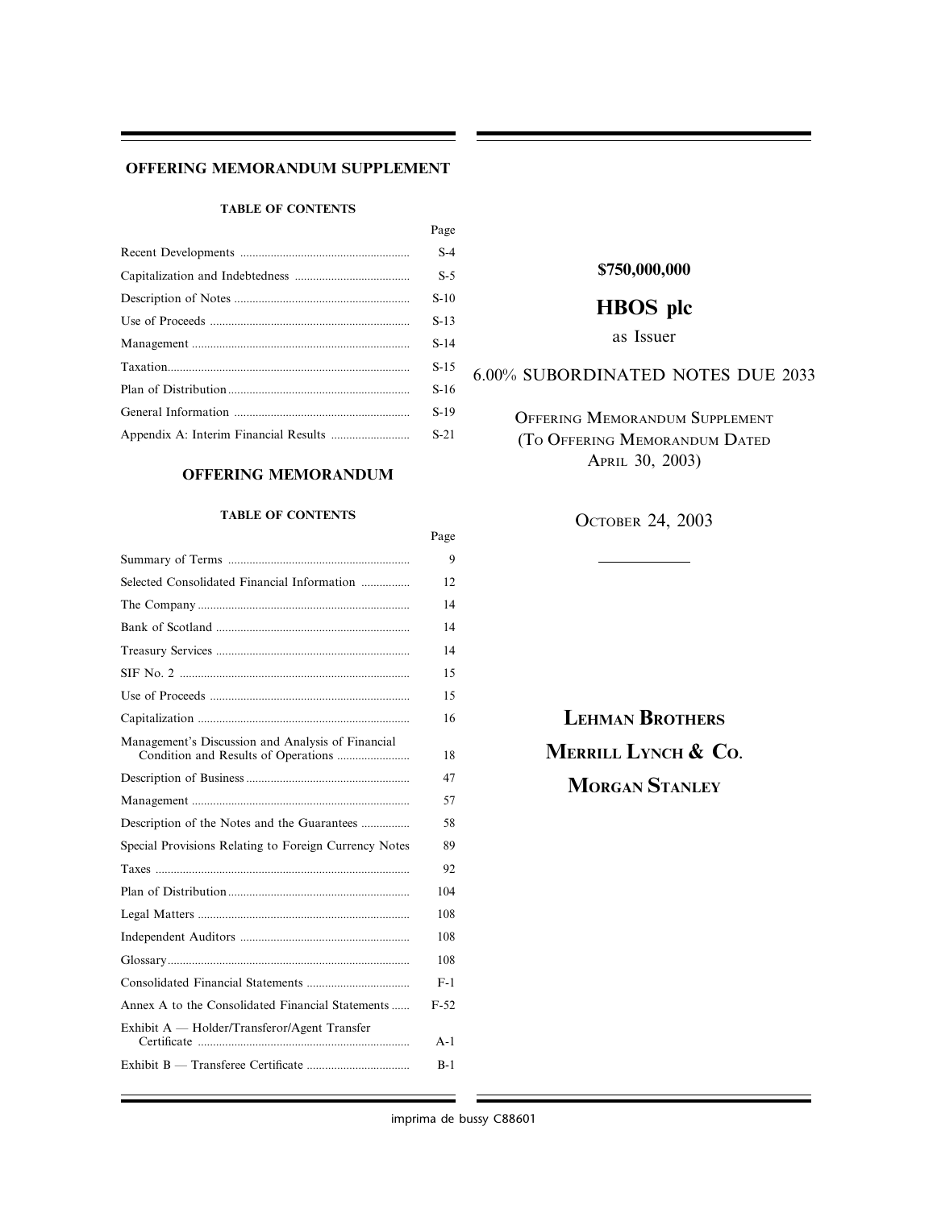## OFFERING MEMORANDUM SUPPLEMENT

### TABLE OF CONTENTS

| | Page |
|---|---|
| Recent Developments | S-4 |
| Capitalization and Indebtedness | S-5 |
| Description of Notes | S-10 |
| Use of Proceeds | S-13 |
| Management | S-14 |
| Taxation | S-15 |
| Plan of Distribution | S-16 |
| General Information | S-19 |
| Appendix A: Interim Financial Results | S-21 |

## OFFERING MEMORANDUM

### TABLE OF CONTENTS

| | Page |
|---|---|
| Summary of Terms | 9 |
| Selected Consolidated Financial Information | 12 |
| The Company | 14 |
| Bank of Scotland | 14 |
| Treasury Services | 14 |
| SIF No. 2 | 15 |
| Use of Proceeds | 15 |
| Capitalization | 16 |
| Management's Discussion and Analysis of Financial Condition and Results of Operations | 18 |
| Description of Business | 47 |
| Management | 57 |
| Description of the Notes and the Guarantees | 58 |
| Special Provisions Relating to Foreign Currency Notes | 89 |
| Taxes | 92 |
| Plan of Distribution | 104 |
| Legal Matters | 108 |
| Independent Auditors | 108 |
| Glossary | 108 |
| Consolidated Financial Statements | F-1 |
| Annex A to the Consolidated Financial Statements | F-52 |
| Exhibit A — Holder/Transferor/Agent Transfer Certificate | A-1 |
| Exhibit B — Transferee Certificate | B-1 |

**$750,000,000**

# HBOS plc

as Issuer

6.00% SUBORDINATED NOTES DUE 2033

OFFERING MEMORANDUM SUPPLEMENT
(TO OFFERING MEMORANDUM DATED
APRIL 30, 2003)

OCTOBER 24, 2003

**LEHMAN BROTHERS**

**MERRILL LYNCH & CO.**

**MORGAN STANLEY**

imprima de bussy C88601